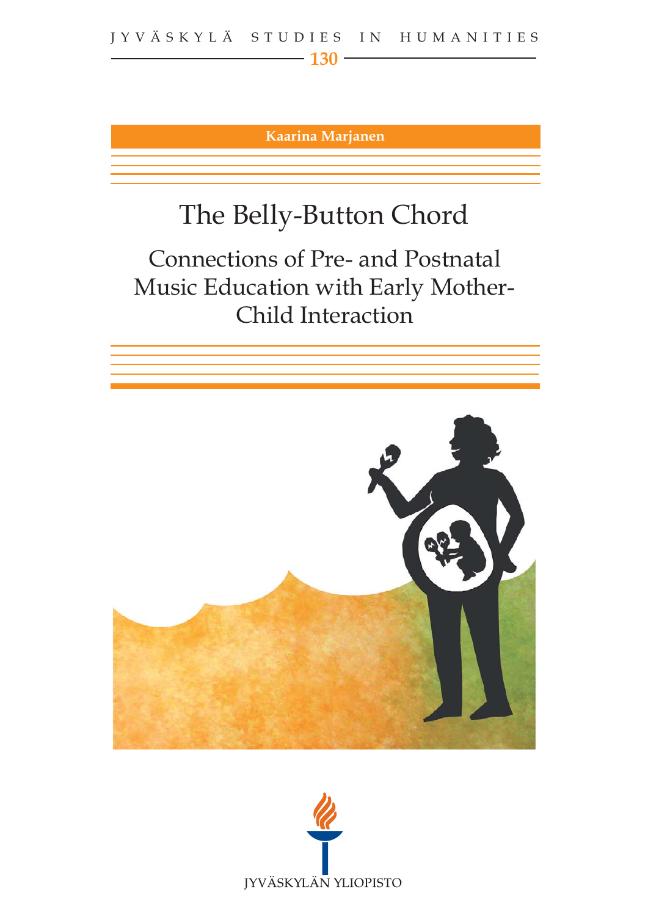JYVÄSKYLÄ STUDIES IN HUMANITIES

130

**Kaarina Marjanen**

# The Belly-Button Chord

## Connections of Pre- and Postnatal Music Education with Early Mother-Child Interaction

JYVÄSKYLÄN YLIOPISTO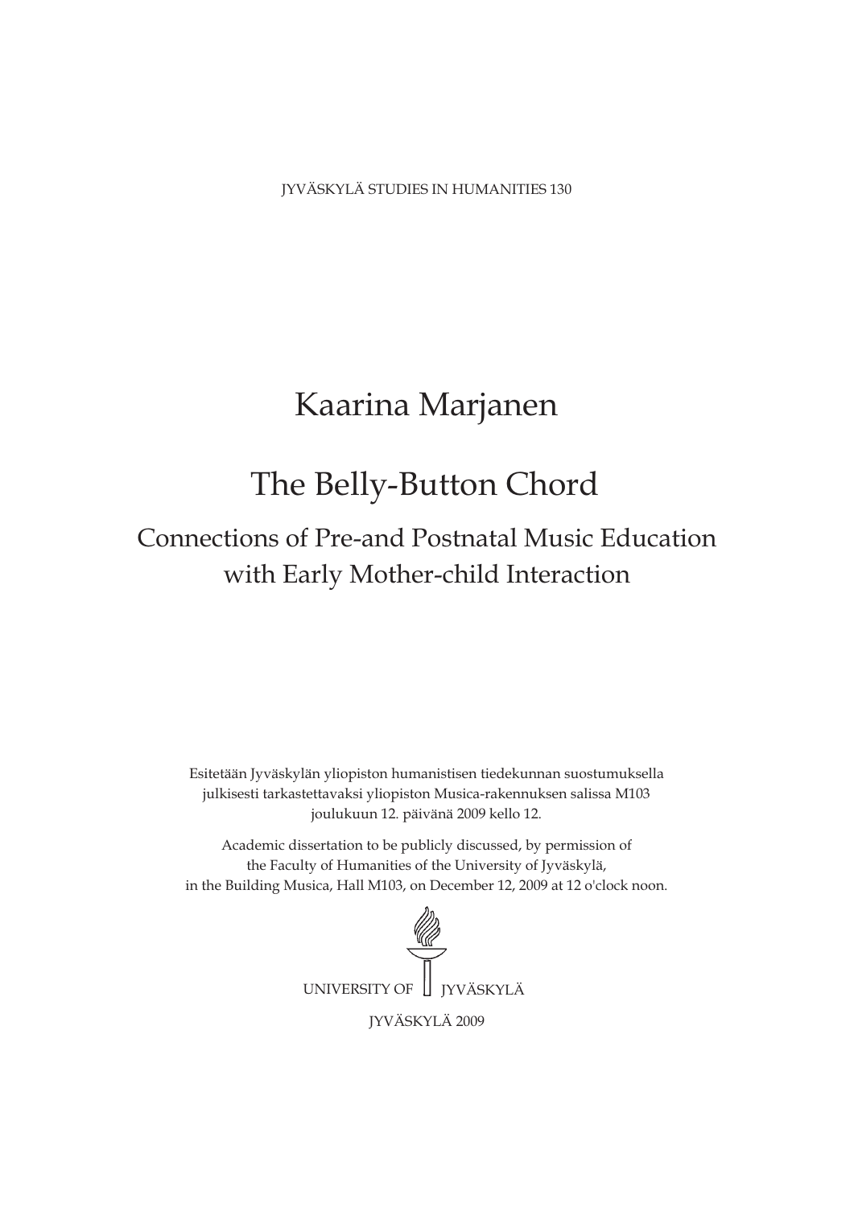JYVÄSKYLÄ STUDIES IN HUMANITIES 130

# Kaarina Marjanen

# The Belly-Button Chord

## Connections of Pre-and Postnatal Music Education with Early Mother-child Interaction

Esitetään Jyväskylän yliopiston humanistisen tiedekunnan suostumuksella julkisesti tarkastettavaksi yliopiston Musica-rakennuksen salissa M103 joulukuun 12. päivänä 2009 kello 12.

Academic dissertation to be publicly discussed, by permission of the Faculty of Humanities of the University of Jyväskylä, in the Building Musica, Hall M103, on December 12, 2009 at 12 o'clock noon.

UNIVERSITY OF JYVÄSKYLÄ

JYVÄSKYLÄ 2009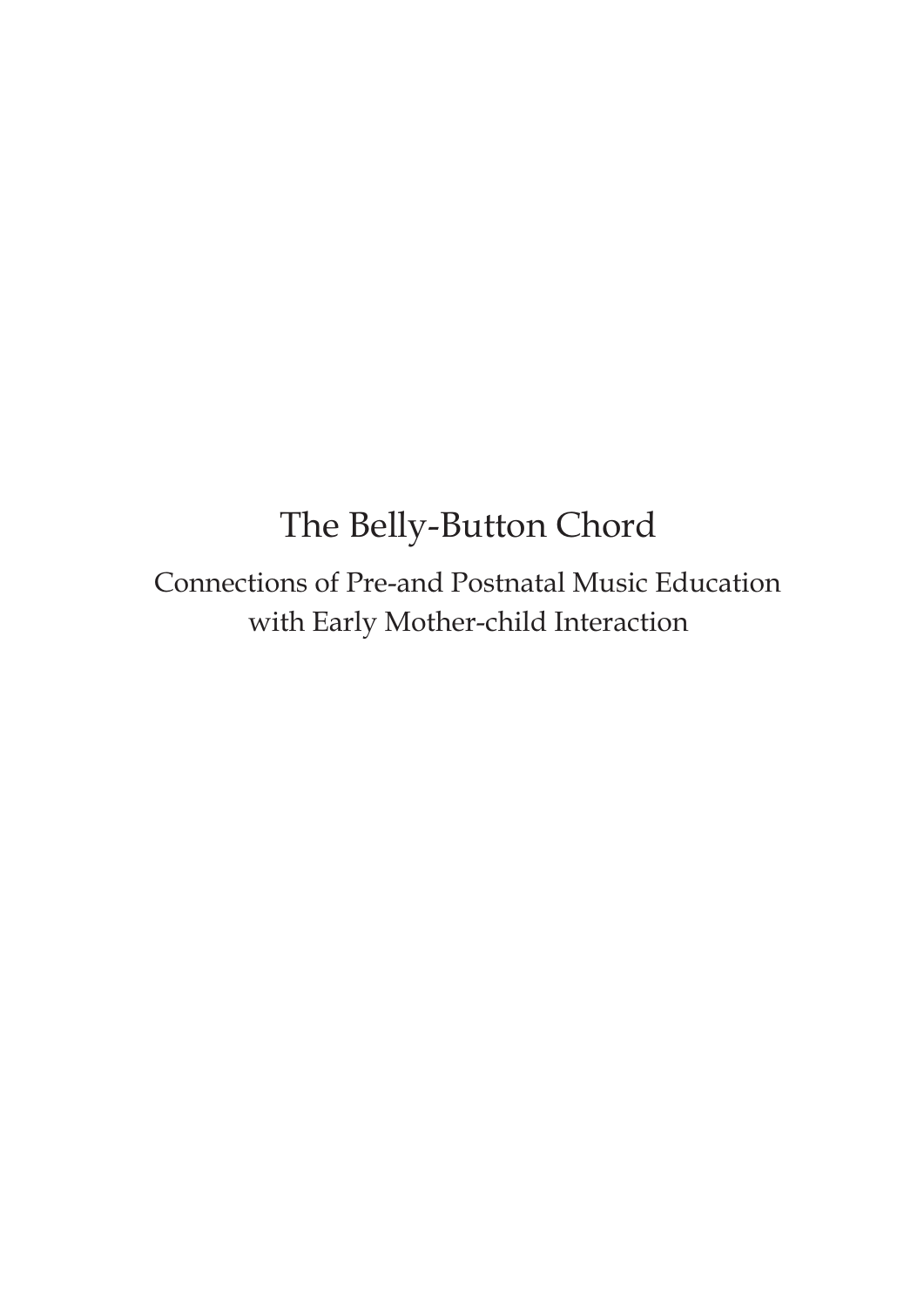# The Belly-Button Chord

Connections of Pre-and Postnatal Music Education with Early Mother-child Interaction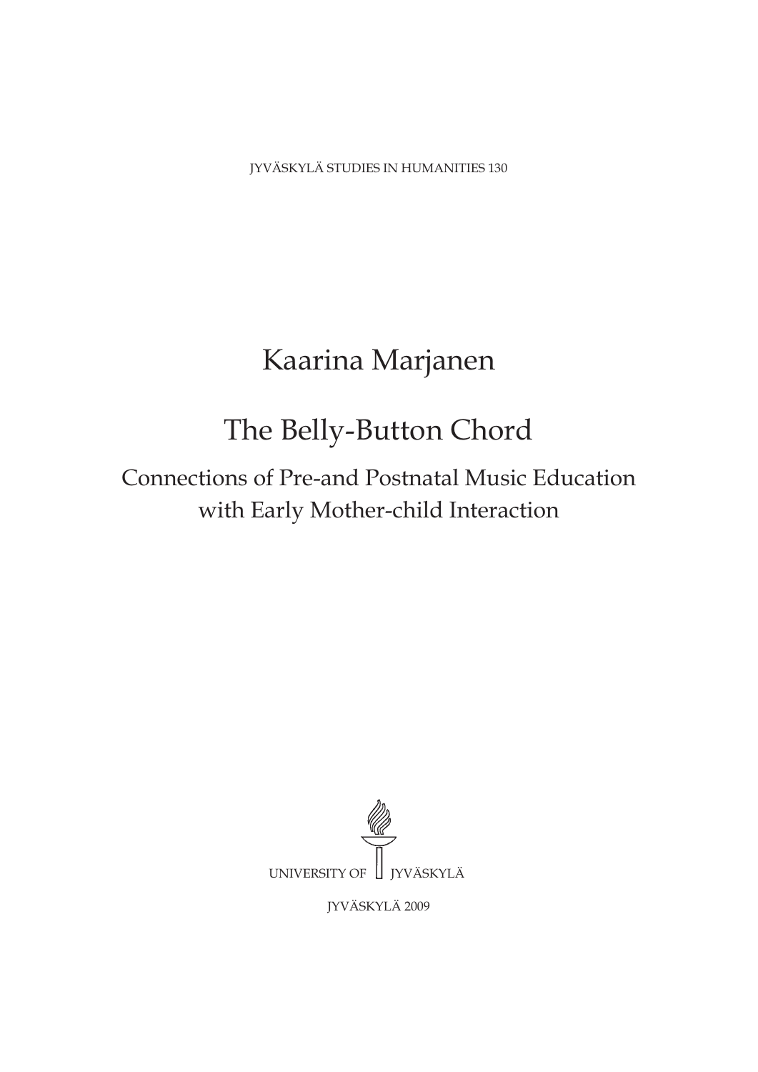JYVÄSKYLÄ STUDIES IN HUMANITIES 130

# Kaarina Marjanen

# The Belly-Button Chord

## Connections of Pre-and Postnatal Music Education with Early Mother-child Interaction

UNIVERSITY OF JYVÄSKYLÄ

JYVÄSKYLÄ 2009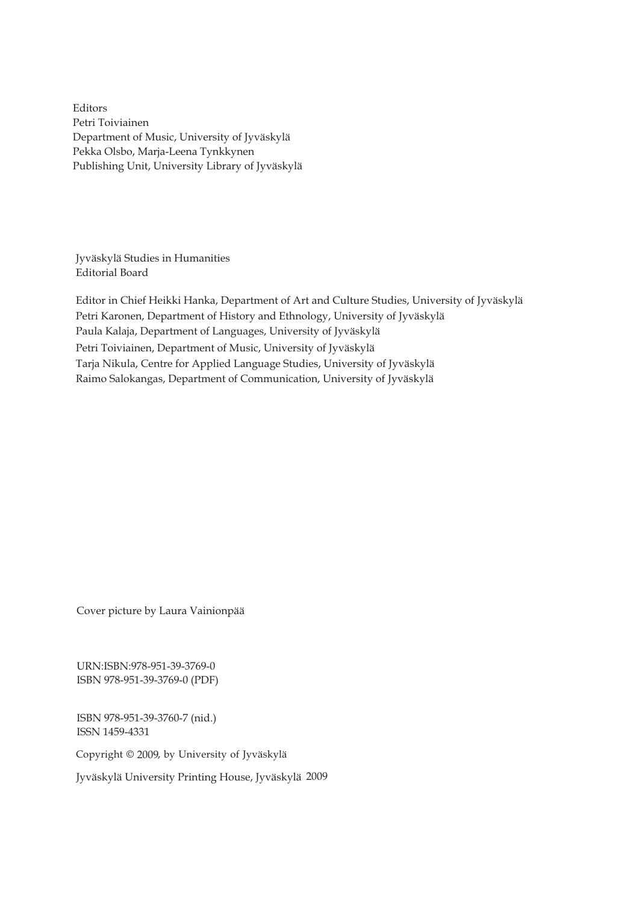Editors
Petri Toiviainen
Department of Music, University of Jyväskylä
Pekka Olsbo, Marja-Leena Tynkkynen
Publishing Unit, University Library of Jyväskylä

Jyväskylä Studies in Humanities
Editorial Board

Editor in Chief Heikki Hanka, Department of Art and Culture Studies, University of Jyväskylä
Petri Karonen, Department of History and Ethnology, University of Jyväskylä
Paula Kalaja, Department of Languages, University of Jyväskylä
Petri Toiviainen, Department of Music, University of Jyväskylä
Tarja Nikula, Centre for Applied Language Studies, University of Jyväskylä
Raimo Salokangas, Department of Communication, University of Jyväskylä

Cover picture by Laura Vainionpää

URN:ISBN:978-951-39-3769-0
ISBN 978-951-39-3769-0 (PDF)

ISBN 978-951-39-3760-7 (nid.)
ISSN 1459-4331

Copyright © 2009, by University of Jyväskylä

Jyväskylä University Printing House, Jyväskylä 2009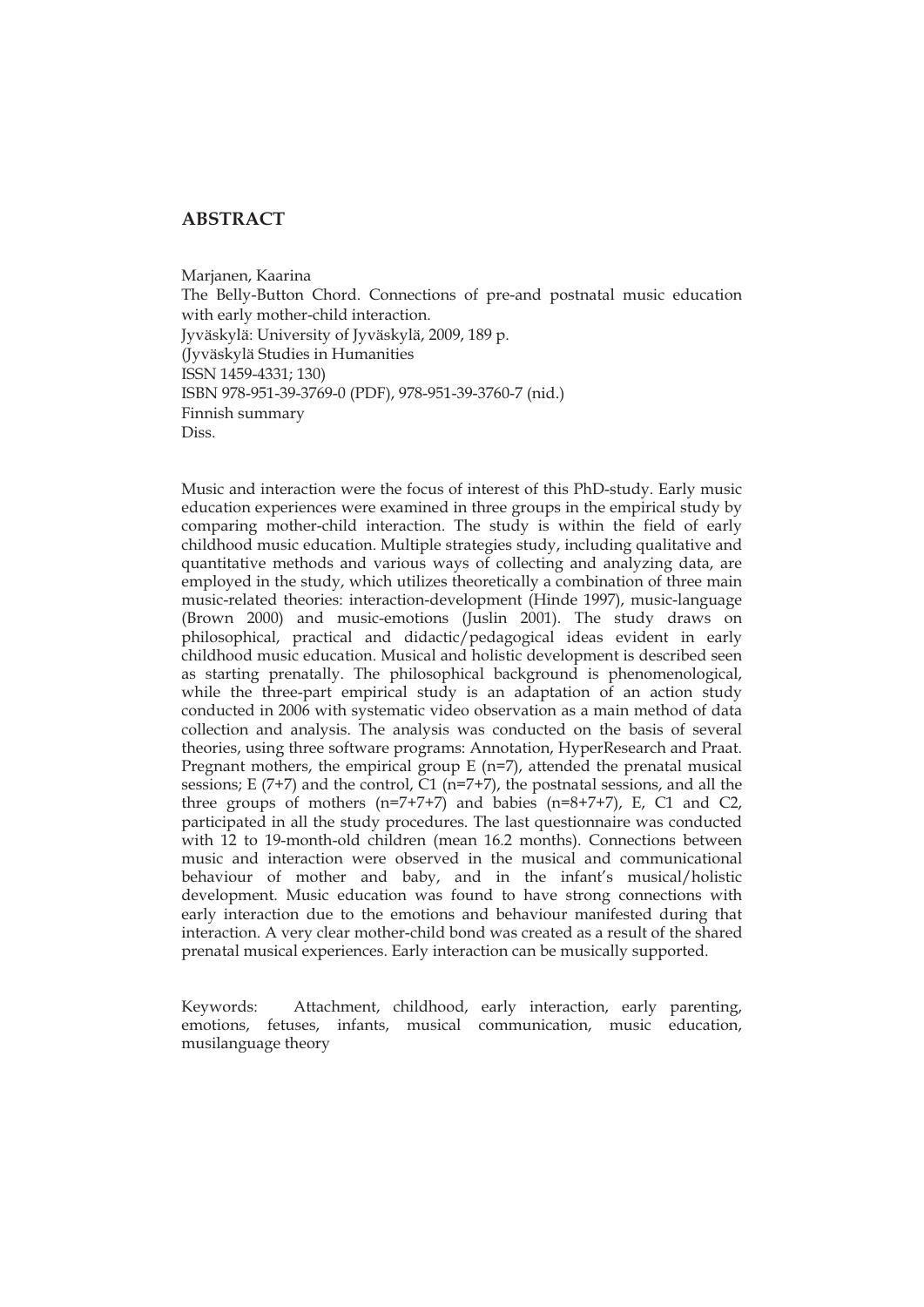## ABSTRACT

Marjanen, Kaarina
The Belly-Button Chord. Connections of pre-and postnatal music education with early mother-child interaction.
Jyväskylä: University of Jyväskylä, 2009, 189 p.
(Jyväskylä Studies in Humanities
ISSN 1459-4331; 130)
ISBN 978-951-39-3769-0 (PDF), 978-951-39-3760-7 (nid.)
Finnish summary
Diss.

Music and interaction were the focus of interest of this PhD-study. Early music education experiences were examined in three groups in the empirical study by comparing mother-child interaction. The study is within the field of early childhood music education. Multiple strategies study, including qualitative and quantitative methods and various ways of collecting and analyzing data, are employed in the study, which utilizes theoretically a combination of three main music-related theories: interaction-development (Hinde 1997), music-language (Brown 2000) and music-emotions (Juslin 2001). The study draws on philosophical, practical and didactic/pedagogical ideas evident in early childhood music education. Musical and holistic development is described seen as starting prenatally. The philosophical background is phenomenological, while the three-part empirical study is an adaptation of an action study conducted in 2006 with systematic video observation as a main method of data collection and analysis. The analysis was conducted on the basis of several theories, using three software programs: Annotation, HyperResearch and Praat. Pregnant mothers, the empirical group E (n=7), attended the prenatal musical sessions; E (7+7) and the control, C1 (n=7+7), the postnatal sessions, and all the three groups of mothers (n=7+7+7) and babies (n=8+7+7), E, C1 and C2, participated in all the study procedures. The last questionnaire was conducted with 12 to 19-month-old children (mean 16.2 months). Connections between music and interaction were observed in the musical and communicational behaviour of mother and baby, and in the infant's musical/holistic development. Music education was found to have strong connections with early interaction due to the emotions and behaviour manifested during that interaction. A very clear mother-child bond was created as a result of the shared prenatal musical experiences. Early interaction can be musically supported.

Keywords: Attachment, childhood, early interaction, early parenting, emotions, fetuses, infants, musical communication, music education, musilanguage theory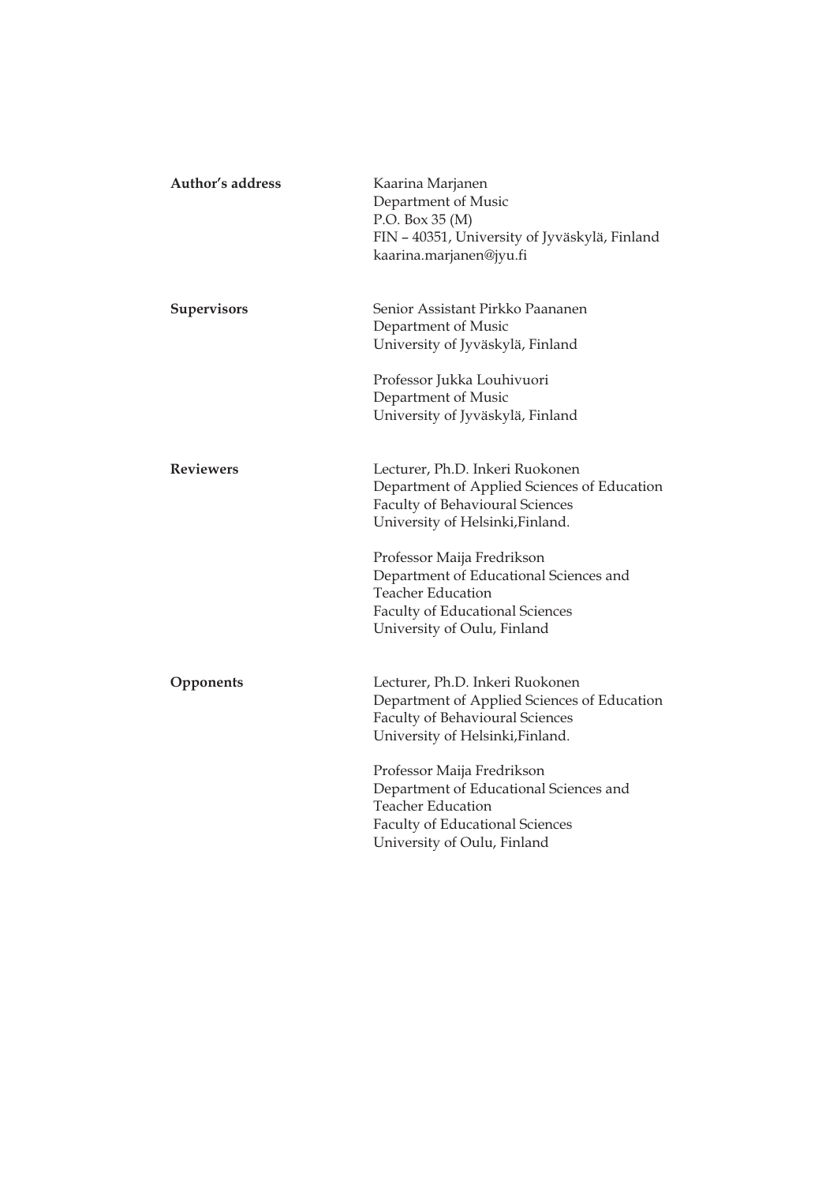**Author's address**

Kaarina Marjanen
Department of Music
P.O. Box 35 (M)
FIN – 40351, University of Jyväskylä, Finland
kaarina.marjanen@jyu.fi

**Supervisors**

Senior Assistant Pirkko Paananen
Department of Music
University of Jyväskylä, Finland

Professor Jukka Louhivuori
Department of Music
University of Jyväskylä, Finland

**Reviewers**

Lecturer, Ph.D. Inkeri Ruokonen
Department of Applied Sciences of Education
Faculty of Behavioural Sciences
University of Helsinki,Finland.

Professor Maija Fredrikson
Department of Educational Sciences and
Teacher Education
Faculty of Educational Sciences
University of Oulu, Finland

**Opponents**

Lecturer, Ph.D. Inkeri Ruokonen
Department of Applied Sciences of Education
Faculty of Behavioural Sciences
University of Helsinki,Finland.

Professor Maija Fredrikson
Department of Educational Sciences and
Teacher Education
Faculty of Educational Sciences
University of Oulu, Finland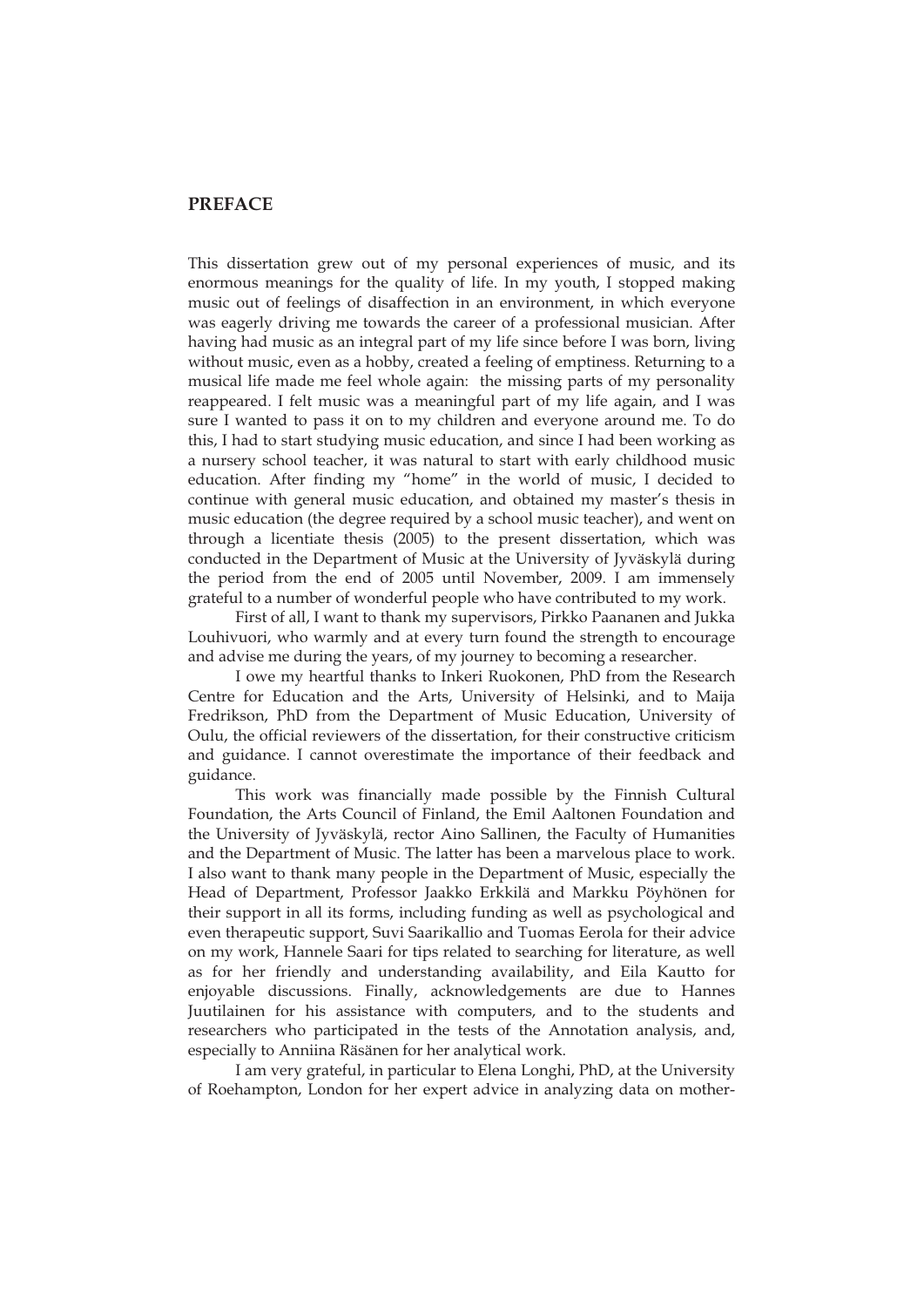## PREFACE

This dissertation grew out of my personal experiences of music, and its enormous meanings for the quality of life. In my youth, I stopped making music out of feelings of disaffection in an environment, in which everyone was eagerly driving me towards the career of a professional musician. After having had music as an integral part of my life since before I was born, living without music, even as a hobby, created a feeling of emptiness. Returning to a musical life made me feel whole again: the missing parts of my personality reappeared. I felt music was a meaningful part of my life again, and I was sure I wanted to pass it on to my children and everyone around me. To do this, I had to start studying music education, and since I had been working as a nursery school teacher, it was natural to start with early childhood music education. After finding my "home" in the world of music, I decided to continue with general music education, and obtained my master's thesis in music education (the degree required by a school music teacher), and went on through a licentiate thesis (2005) to the present dissertation, which was conducted in the Department of Music at the University of Jyväskylä during the period from the end of 2005 until November, 2009. I am immensely grateful to a number of wonderful people who have contributed to my work.

First of all, I want to thank my supervisors, Pirkko Paananen and Jukka Louhivuori, who warmly and at every turn found the strength to encourage and advise me during the years, of my journey to becoming a researcher.

I owe my heartful thanks to Inkeri Ruokonen, PhD from the Research Centre for Education and the Arts, University of Helsinki, and to Maija Fredrikson, PhD from the Department of Music Education, University of Oulu, the official reviewers of the dissertation, for their constructive criticism and guidance. I cannot overestimate the importance of their feedback and guidance.

This work was financially made possible by the Finnish Cultural Foundation, the Arts Council of Finland, the Emil Aaltonen Foundation and the University of Jyväskylä, rector Aino Sallinen, the Faculty of Humanities and the Department of Music. The latter has been a marvelous place to work. I also want to thank many people in the Department of Music, especially the Head of Department, Professor Jaakko Erkkilä and Markku Pöyhönen for their support in all its forms, including funding as well as psychological and even therapeutic support, Suvi Saarikallio and Tuomas Eerola for their advice on my work, Hannele Saari for tips related to searching for literature, as well as for her friendly and understanding availability, and Eila Kautto for enjoyable discussions. Finally, acknowledgements are due to Hannes Juutilainen for his assistance with computers, and to the students and researchers who participated in the tests of the Annotation analysis, and, especially to Anniina Räsänen for her analytical work.

I am very grateful, in particular to Elena Longhi, PhD, at the University of Roehampton, London for her expert advice in analyzing data on mother-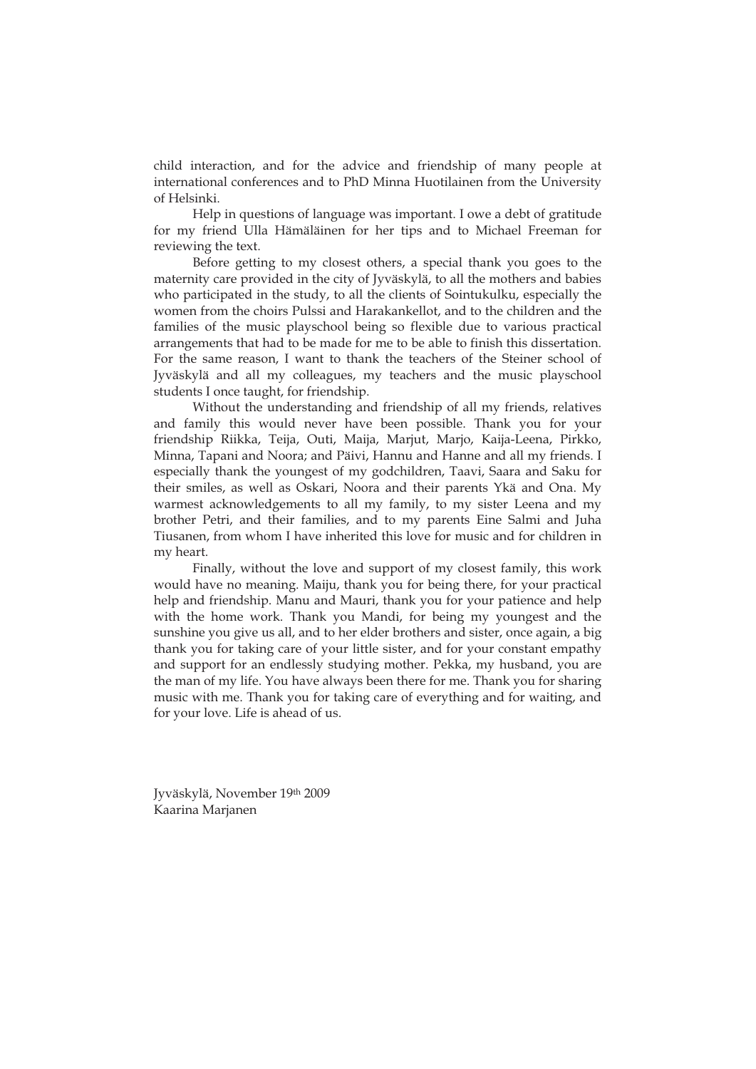child interaction, and for the advice and friendship of many people at international conferences and to PhD Minna Huotilainen from the University of Helsinki.

Help in questions of language was important. I owe a debt of gratitude for my friend Ulla Hämäläinen for her tips and to Michael Freeman for reviewing the text.

Before getting to my closest others, a special thank you goes to the maternity care provided in the city of Jyväskylä, to all the mothers and babies who participated in the study, to all the clients of Sointukulku, especially the women from the choirs Pulssi and Harakankellot, and to the children and the families of the music playschool being so flexible due to various practical arrangements that had to be made for me to be able to finish this dissertation. For the same reason, I want to thank the teachers of the Steiner school of Jyväskylä and all my colleagues, my teachers and the music playschool students I once taught, for friendship.

Without the understanding and friendship of all my friends, relatives and family this would never have been possible. Thank you for your friendship Riikka, Teija, Outi, Maija, Marjut, Marjo, Kaija-Leena, Pirkko, Minna, Tapani and Noora; and Päivi, Hannu and Hanne and all my friends. I especially thank the youngest of my godchildren, Taavi, Saara and Saku for their smiles, as well as Oskari, Noora and their parents Ykä and Ona. My warmest acknowledgements to all my family, to my sister Leena and my brother Petri, and their families, and to my parents Eine Salmi and Juha Tiusanen, from whom I have inherited this love for music and for children in my heart.

Finally, without the love and support of my closest family, this work would have no meaning. Maiju, thank you for being there, for your practical help and friendship. Manu and Mauri, thank you for your patience and help with the home work. Thank you Mandi, for being my youngest and the sunshine you give us all, and to her elder brothers and sister, once again, a big thank you for taking care of your little sister, and for your constant empathy and support for an endlessly studying mother. Pekka, my husband, you are the man of my life. You have always been there for me. Thank you for sharing music with me. Thank you for taking care of everything and for waiting, and for your love. Life is ahead of us.

Jyväskylä, November 19th 2009  
Kaarina Marjanen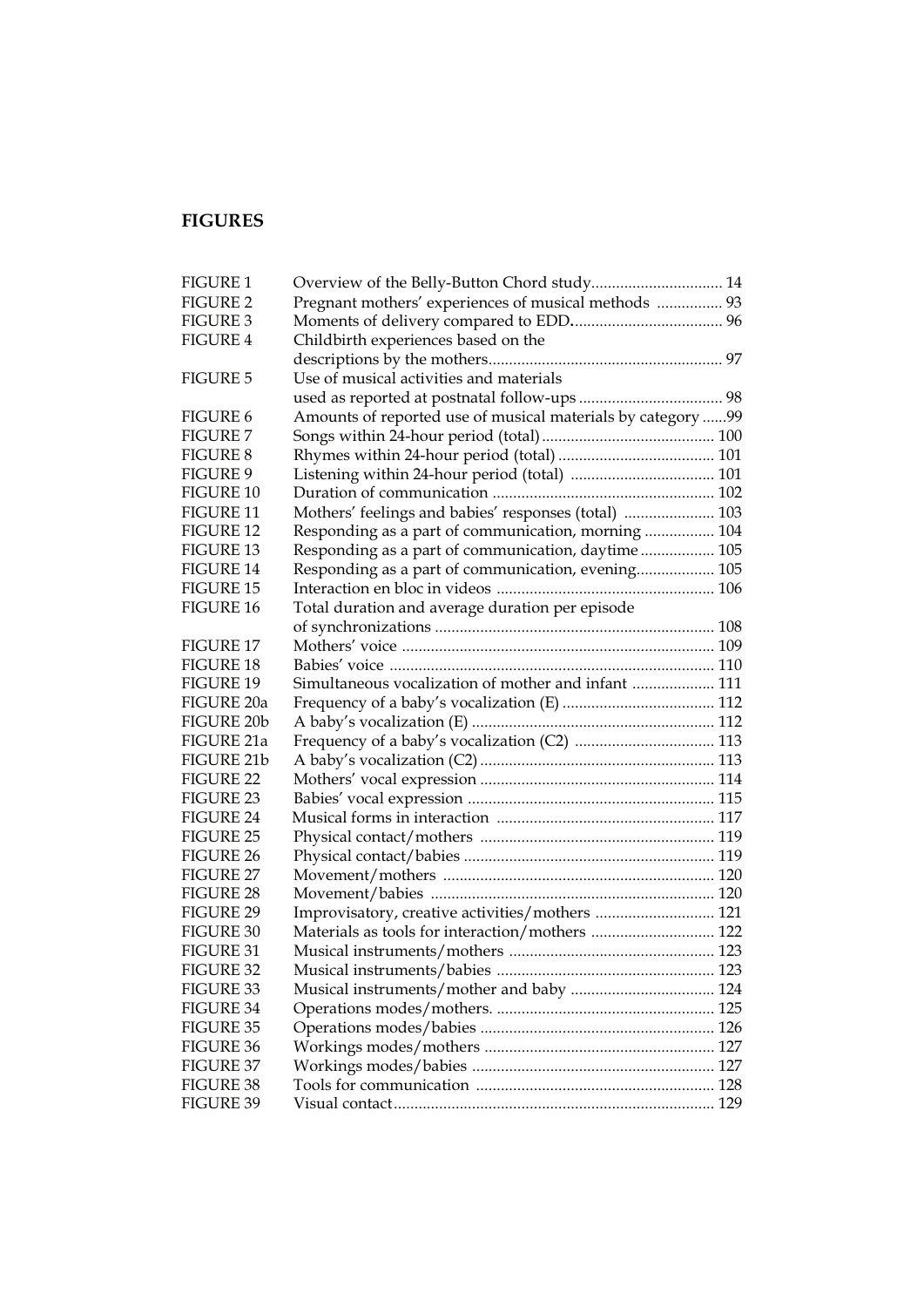## FIGURES

| | | |
|---|---|---|
| FIGURE 1 | Overview of the Belly-Button Chord study | 14 |
| FIGURE 2 | Pregnant mothers' experiences of musical methods | 93 |
| FIGURE 3 | Moments of delivery compared to EDD | 96 |
| FIGURE 4 | Childbirth experiences based on the descriptions by the mothers | 97 |
| FIGURE 5 | Use of musical activities and materials used as reported at postnatal follow-ups | 98 |
| FIGURE 6 | Amounts of reported use of musical materials by category | 99 |
| FIGURE 7 | Songs within 24-hour period (total) | 100 |
| FIGURE 8 | Rhymes within 24-hour period (total) | 101 |
| FIGURE 9 | Listening within 24-hour period (total) | 101 |
| FIGURE 10 | Duration of communication | 102 |
| FIGURE 11 | Mothers' feelings and babies' responses (total) | 103 |
| FIGURE 12 | Responding as a part of communication, morning | 104 |
| FIGURE 13 | Responding as a part of communication, daytime | 105 |
| FIGURE 14 | Responding as a part of communication, evening | 105 |
| FIGURE 15 | Interaction en bloc in videos | 106 |
| FIGURE 16 | Total duration and average duration per episode of synchronizations | 108 |
| FIGURE 17 | Mothers' voice | 109 |
| FIGURE 18 | Babies' voice | 110 |
| FIGURE 19 | Simultaneous vocalization of mother and infant | 111 |
| FIGURE 20a | Frequency of a baby's vocalization (E) | 112 |
| FIGURE 20b | A baby's vocalization (E) | 112 |
| FIGURE 21a | Frequency of a baby's vocalization (C2) | 113 |
| FIGURE 21b | A baby's vocalization (C2) | 113 |
| FIGURE 22 | Mothers' vocal expression | 114 |
| FIGURE 23 | Babies' vocal expression | 115 |
| FIGURE 24 | Musical forms in interaction | 117 |
| FIGURE 25 | Physical contact/mothers | 119 |
| FIGURE 26 | Physical contact/babies | 119 |
| FIGURE 27 | Movement/mothers | 120 |
| FIGURE 28 | Movement/babies | 120 |
| FIGURE 29 | Improvisatory, creative activities/mothers | 121 |
| FIGURE 30 | Materials as tools for interaction/mothers | 122 |
| FIGURE 31 | Musical instruments/mothers | 123 |
| FIGURE 32 | Musical instruments/babies | 123 |
| FIGURE 33 | Musical instruments/mother and baby | 124 |
| FIGURE 34 | Operations modes/mothers. | 125 |
| FIGURE 35 | Operations modes/babies | 126 |
| FIGURE 36 | Workings modes/mothers | 127 |
| FIGURE 37 | Workings modes/babies | 127 |
| FIGURE 38 | Tools for communication | 128 |
| FIGURE 39 | Visual contact | 129 |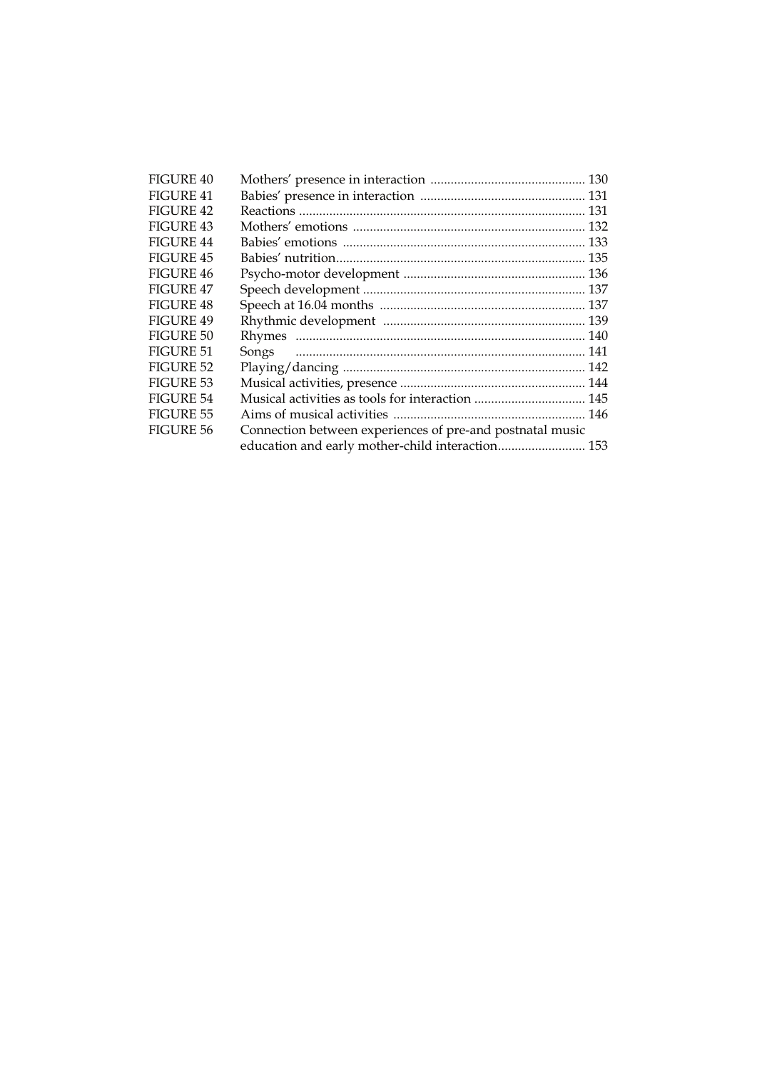| | | |
|---|---|---|
| FIGURE 40 | Mothers' presence in interaction | 130 |
| FIGURE 41 | Babies' presence in interaction | 131 |
| FIGURE 42 | Reactions | 131 |
| FIGURE 43 | Mothers' emotions | 132 |
| FIGURE 44 | Babies' emotions | 133 |
| FIGURE 45 | Babies' nutrition | 135 |
| FIGURE 46 | Psycho-motor development | 136 |
| FIGURE 47 | Speech development | 137 |
| FIGURE 48 | Speech at 16.04 months | 137 |
| FIGURE 49 | Rhythmic development | 139 |
| FIGURE 50 | Rhymes | 140 |
| FIGURE 51 | Songs | 141 |
| FIGURE 52 | Playing/dancing | 142 |
| FIGURE 53 | Musical activities, presence | 144 |
| FIGURE 54 | Musical activities as tools for interaction | 145 |
| FIGURE 55 | Aims of musical activities | 146 |
| FIGURE 56 | Connection between experiences of pre-and postnatal music education and early mother-child interaction | 153 |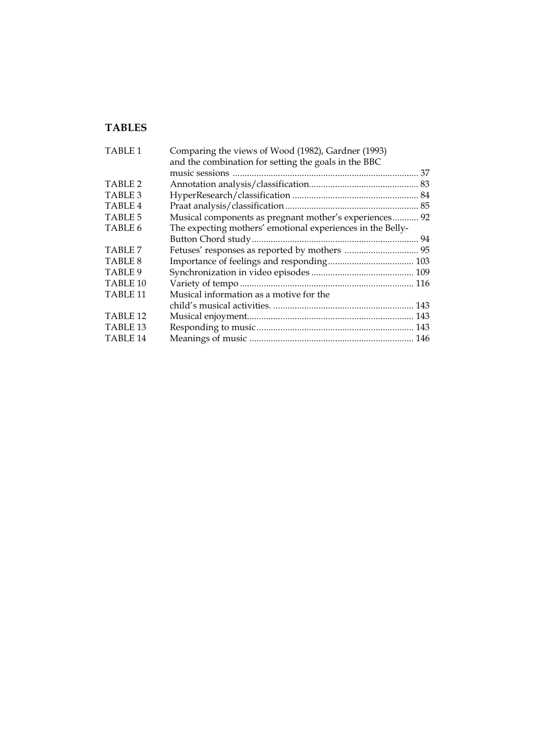## TABLES

| | | |
|---|---|---|
| TABLE 1 | Comparing the views of Wood (1982), Gardner (1993) and the combination for setting the goals in the BBC music sessions | 37 |
| TABLE 2 | Annotation analysis/classification | 83 |
| TABLE 3 | HyperResearch/classification | 84 |
| TABLE 4 | Praat analysis/classification | 85 |
| TABLE 5 | Musical components as pregnant mother's experiences | 92 |
| TABLE 6 | The expecting mothers' emotional experiences in the Belly-Button Chord study | 94 |
| TABLE 7 | Fetuses' responses as reported by mothers | 95 |
| TABLE 8 | Importance of feelings and responding | 103 |
| TABLE 9 | Synchronization in video episodes | 109 |
| TABLE 10 | Variety of tempo | 116 |
| TABLE 11 | Musical information as a motive for the child's musical activities. | 143 |
| TABLE 12 | Musical enjoyment | 143 |
| TABLE 13 | Responding to music | 143 |
| TABLE 14 | Meanings of music | 146 |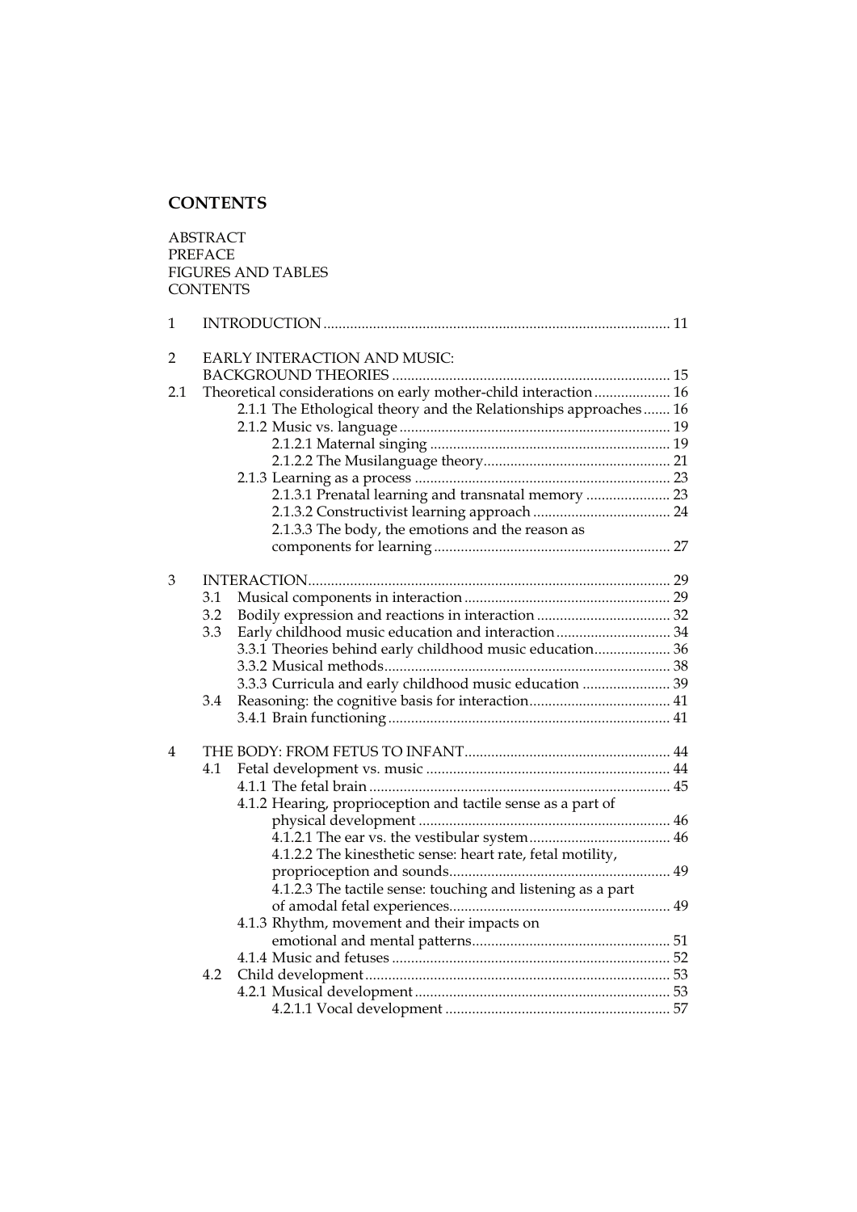# CONTENTS

ABSTRACT
PREFACE
FIGURES AND TABLES
CONTENTS

1 INTRODUCTION ... 11

2 EARLY INTERACTION AND MUSIC: BACKGROUND THEORIES ... 15
2.1 Theoretical considerations on early mother-child interaction ... 16
  2.1.1 The Ethological theory and the Relationships approaches ... 16
  2.1.2 Music vs. language ... 19
    2.1.2.1 Maternal singing ... 19
    2.1.2.2 The Musilanguage theory ... 21
  2.1.3 Learning as a process ... 23
    2.1.3.1 Prenatal learning and transnatal memory ... 23
    2.1.3.2 Constructivist learning approach ... 24
    2.1.3.3 The body, the emotions and the reason as components for learning ... 27

3 INTERACTION ... 29
  3.1 Musical components in interaction ... 29
  3.2 Bodily expression and reactions in interaction ... 32
  3.3 Early childhood music education and interaction ... 34
    3.3.1 Theories behind early childhood music education ... 36
    3.3.2 Musical methods ... 38
    3.3.3 Curricula and early childhood music education ... 39
  3.4 Reasoning: the cognitive basis for interaction ... 41
    3.4.1 Brain functioning ... 41

4 THE BODY: FROM FETUS TO INFANT ... 44
  4.1 Fetal development vs. music ... 44
    4.1.1 The fetal brain ... 45
    4.1.2 Hearing, proprioception and tactile sense as a part of physical development ... 46
      4.1.2.1 The ear vs. the vestibular system ... 46
      4.1.2.2 The kinesthetic sense: heart rate, fetal motility, proprioception and sounds ... 49
      4.1.2.3 The tactile sense: touching and listening as a part of amodal fetal experiences ... 49
    4.1.3 Rhythm, movement and their impacts on emotional and mental patterns ... 51
    4.1.4 Music and fetuses ... 52
  4.2 Child development ... 53
    4.2.1 Musical development ... 53
      4.2.1.1 Vocal development ... 57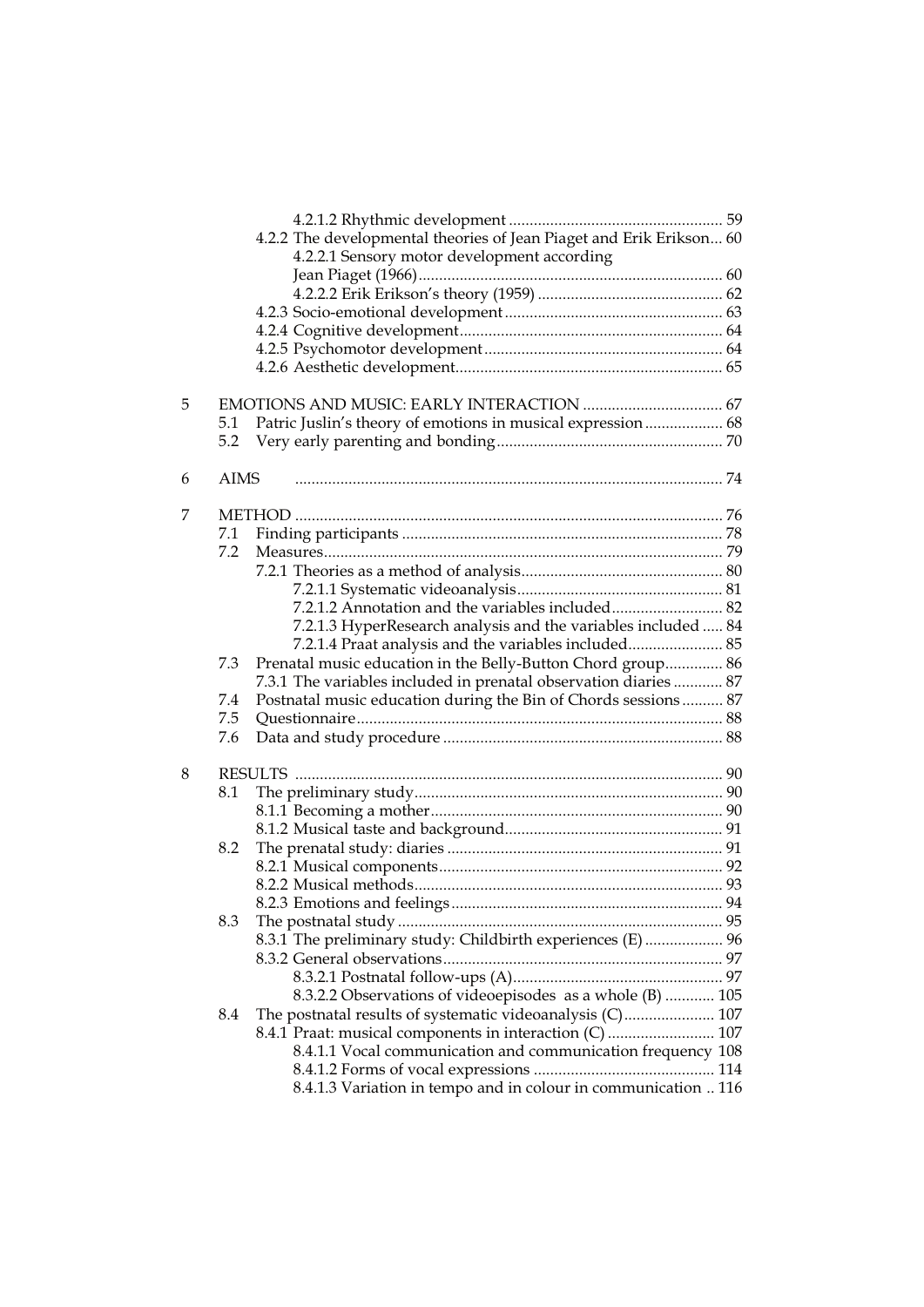4.2.1.2 Rhythmic development .................................................... 59
4.2.2 The developmental theories of Jean Piaget and Erik Erikson... 60
4.2.2.1 Sensory motor development according Jean Piaget (1966).......................................................................... 60
4.2.2.2 Erik Erikson's theory (1959) ............................................. 62
4.2.3 Socio-emotional development..................................................... 63
4.2.4 Cognitive development............................................................... 64
4.2.5 Psychomotor development.......................................................... 64
4.2.6 Aesthetic development................................................................. 65

5 EMOTIONS AND MUSIC: EARLY INTERACTION .................................. 67
5.1 Patric Juslin's theory of emotions in musical expression ................... 68
5.2 Very early parenting and bonding....................................................... 70

6 AIMS ........................................................................................................ 74

7 METHOD ........................................................................................................ 76
7.1 Finding participants ............................................................................. 78
7.2 Measures................................................................................................. 79
7.2.1 Theories as a method of analysis................................................. 80
7.2.1.1 Systematic videoanalysis.................................................. 81
7.2.1.2 Annotation and the variables included........................... 82
7.2.1.3 HyperResearch analysis and the variables included ..... 84
7.2.1.4 Praat analysis and the variables included....................... 85
7.3 Prenatal music education in the Belly-Button Chord group.............. 86
7.3.1 The variables included in prenatal observation diaries ............ 87
7.4 Postnatal music education during the Bin of Chords sessions .......... 87
7.5 Questionnaire........................................................................................ 88
7.6 Data and study procedure .................................................................... 88

8 RESULTS ........................................................................................................ 90
8.1 The preliminary study........................................................................... 90
8.1.1 Becoming a mother....................................................................... 90
8.1.2 Musical taste and background..................................................... 91
8.2 The prenatal study: diaries ................................................................... 91
8.2.1 Musical components..................................................................... 92
8.2.2 Musical methods........................................................................... 93
8.2.3 Emotions and feelings.................................................................. 94
8.3 The postnatal study ............................................................................... 95
8.3.1 The preliminary study: Childbirth experiences (E) ................... 96
8.3.2 General observations.................................................................... 97
8.3.2.1 Postnatal follow-ups (A).................................................. 97
8.3.2.2 Observations of videoepisodes as a whole (B) ............ 105
8.4 The postnatal results of systematic videoanalysis (C)...................... 107
8.4.1 Praat: musical components in interaction (C) .......................... 107
8.4.1.1 Vocal communication and communication frequency 108
8.4.1.2 Forms of vocal expressions ........................................... 114
8.4.1.3 Variation in tempo and in colour in communication .. 116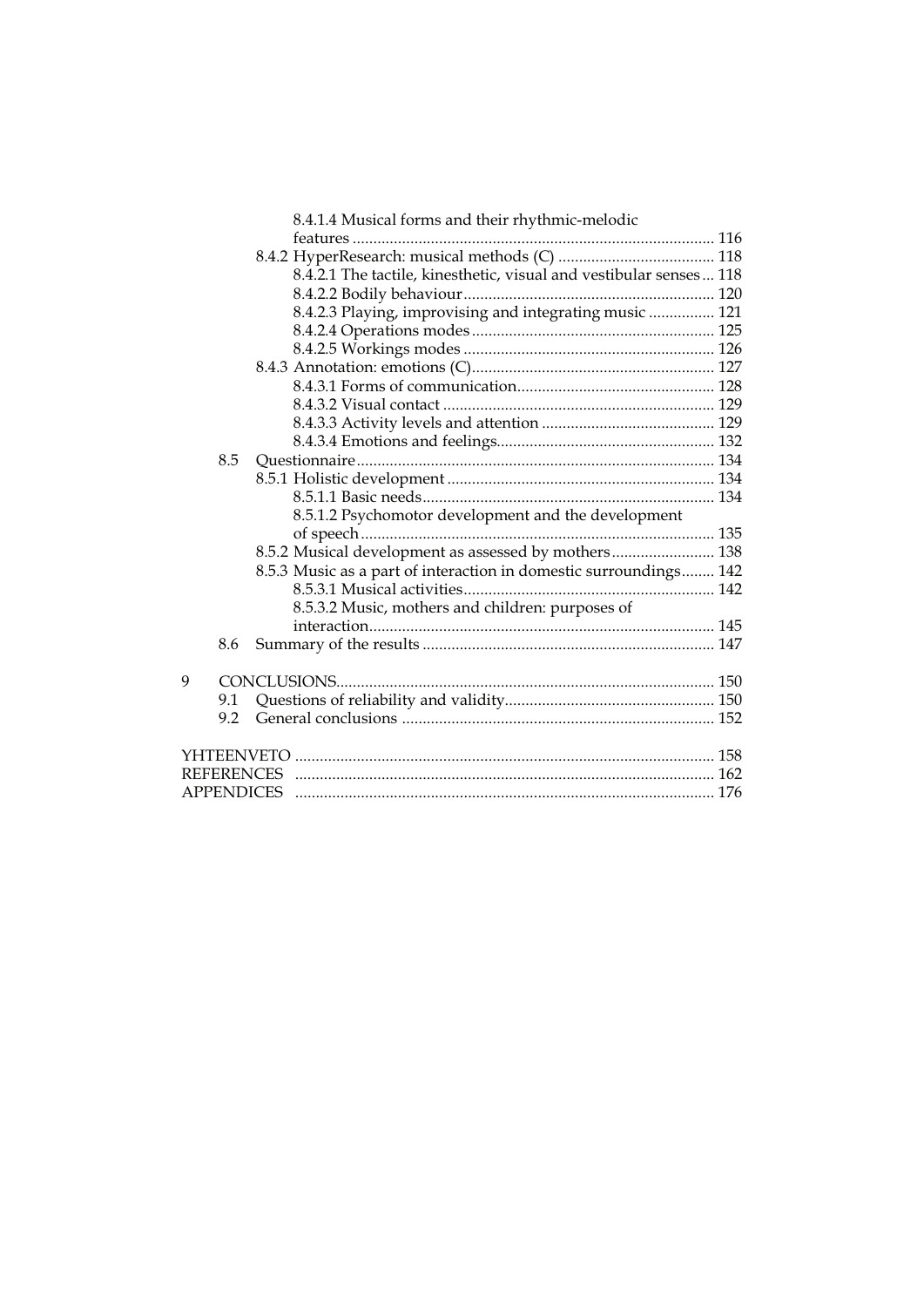8.4.1.4 Musical forms and their rhythmic-melodic features ........................................................................................ 116

8.4.2 HyperResearch: musical methods (C) ...................................... 118

8.4.2.1 The tactile, kinesthetic, visual and vestibular senses ... 118

8.4.2.2 Bodily behaviour ............................................................. 120

8.4.2.3 Playing, improvising and integrating music ................ 121

8.4.2.4 Operations modes ........................................................... 125

8.4.2.5 Workings modes ............................................................. 126

8.4.3 Annotation: emotions (C) ........................................................... 127

8.4.3.1 Forms of communication ................................................ 128

8.4.3.2 Visual contact .................................................................. 129

8.4.3.3 Activity levels and attention .......................................... 129

8.4.3.4 Emotions and feelings ..................................................... 132

8.5 Questionnaire ....................................................................................... 134

8.5.1 Holistic development ................................................................. 134

8.5.1.1 Basic needs ....................................................................... 134

8.5.1.2 Psychomotor development and the development of speech ...................................................................................... 135

8.5.2 Musical development as assessed by mothers ......................... 138

8.5.3 Music as a part of interaction in domestic surroundings ........ 142

8.5.3.1 Musical activities ............................................................. 142

8.5.3.2 Music, mothers and children: purposes of interaction .................................................................................... 145

8.6 Summary of the results ....................................................................... 147

9 CONCLUSIONS ........................................................................................... 150

9.1 Questions of reliability and validity ................................................... 150

9.2 General conclusions ............................................................................ 152

YHTEENVETO ..................................................................................................... 158

REFERENCES ..................................................................................................... 162

APPENDICES ..................................................................................................... 176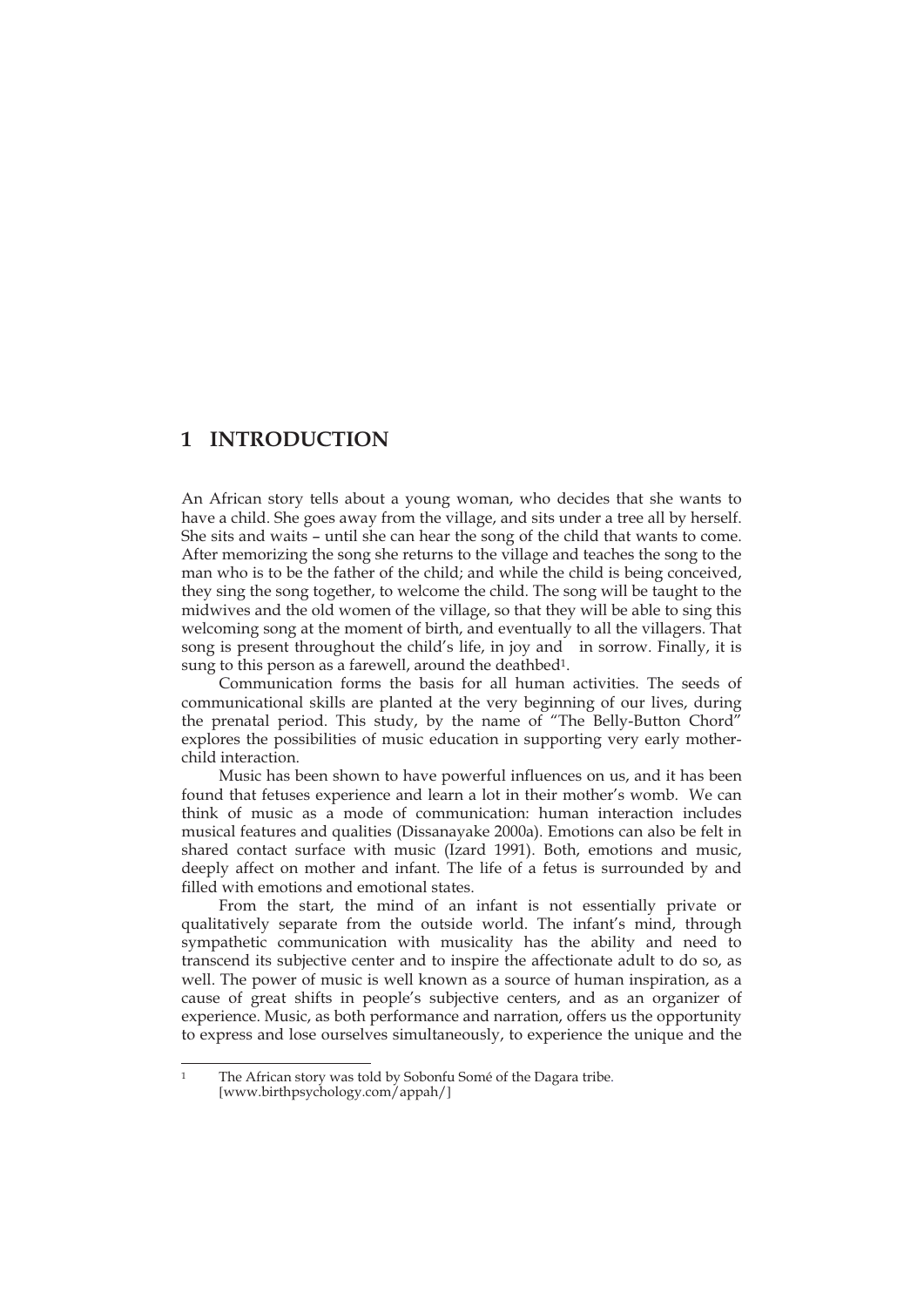# 1 INTRODUCTION

An African story tells about a young woman, who decides that she wants to have a child. She goes away from the village, and sits under a tree all by herself. She sits and waits – until she can hear the song of the child that wants to come. After memorizing the song she returns to the village and teaches the song to the man who is to be the father of the child; and while the child is being conceived, they sing the song together, to welcome the child. The song will be taught to the midwives and the old women of the village, so that they will be able to sing this welcoming song at the moment of birth, and eventually to all the villagers. That song is present throughout the child's life, in joy and in sorrow. Finally, it is sung to this person as a farewell, around the deathbed[1].

Communication forms the basis for all human activities. The seeds of communicational skills are planted at the very beginning of our lives, during the prenatal period. This study, by the name of "The Belly-Button Chord" explores the possibilities of music education in supporting very early mother-child interaction.

Music has been shown to have powerful influences on us, and it has been found that fetuses experience and learn a lot in their mother's womb. We can think of music as a mode of communication: human interaction includes musical features and qualities (Dissanayake 2000a). Emotions can also be felt in shared contact surface with music (Izard 1991). Both, emotions and music, deeply affect on mother and infant. The life of a fetus is surrounded by and filled with emotions and emotional states.

From the start, the mind of an infant is not essentially private or qualitatively separate from the outside world. The infant's mind, through sympathetic communication with musicality has the ability and need to transcend its subjective center and to inspire the affectionate adult to do so, as well. The power of music is well known as a source of human inspiration, as a cause of great shifts in people's subjective centers, and as an organizer of experience. Music, as both performance and narration, offers us the opportunity to express and lose ourselves simultaneously, to experience the unique and the

---

[1] The African story was told by Sobonfu Somé of the Dagara tribe. [www.birthpsychology.com/appah/]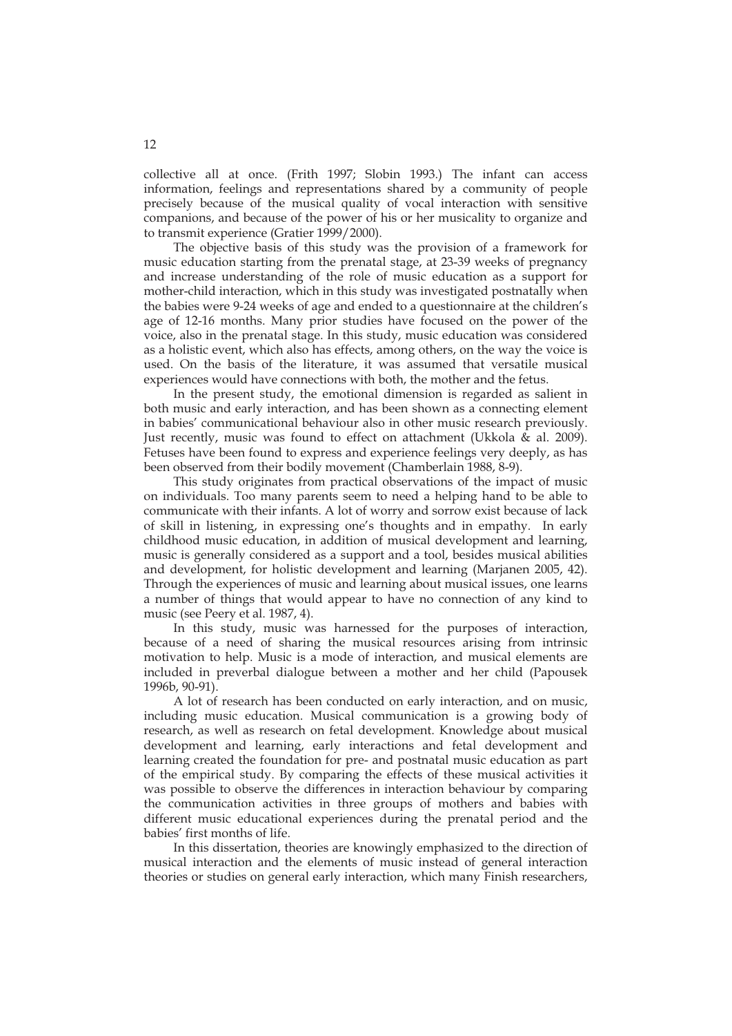collective all at once. (Frith 1997; Slobin 1993.) The infant can access information, feelings and representations shared by a community of people precisely because of the musical quality of vocal interaction with sensitive companions, and because of the power of his or her musicality to organize and to transmit experience (Gratier 1999/2000).

The objective basis of this study was the provision of a framework for music education starting from the prenatal stage, at 23-39 weeks of pregnancy and increase understanding of the role of music education as a support for mother-child interaction, which in this study was investigated postnatally when the babies were 9-24 weeks of age and ended to a questionnaire at the children's age of 12-16 months. Many prior studies have focused on the power of the voice, also in the prenatal stage. In this study, music education was considered as a holistic event, which also has effects, among others, on the way the voice is used. On the basis of the literature, it was assumed that versatile musical experiences would have connections with both, the mother and the fetus.

In the present study, the emotional dimension is regarded as salient in both music and early interaction, and has been shown as a connecting element in babies' communicational behaviour also in other music research previously. Just recently, music was found to effect on attachment (Ukkola & al. 2009). Fetuses have been found to express and experience feelings very deeply, as has been observed from their bodily movement (Chamberlain 1988, 8-9).

This study originates from practical observations of the impact of music on individuals. Too many parents seem to need a helping hand to be able to communicate with their infants. A lot of worry and sorrow exist because of lack of skill in listening, in expressing one's thoughts and in empathy. In early childhood music education, in addition of musical development and learning, music is generally considered as a support and a tool, besides musical abilities and development, for holistic development and learning (Marjanen 2005, 42). Through the experiences of music and learning about musical issues, one learns a number of things that would appear to have no connection of any kind to music (see Peery et al. 1987, 4).

In this study, music was harnessed for the purposes of interaction, because of a need of sharing the musical resources arising from intrinsic motivation to help. Music is a mode of interaction, and musical elements are included in preverbal dialogue between a mother and her child (Papousek 1996b, 90-91).

A lot of research has been conducted on early interaction, and on music, including music education. Musical communication is a growing body of research, as well as research on fetal development. Knowledge about musical development and learning, early interactions and fetal development and learning created the foundation for pre- and postnatal music education as part of the empirical study. By comparing the effects of these musical activities it was possible to observe the differences in interaction behaviour by comparing the communication activities in three groups of mothers and babies with different music educational experiences during the prenatal period and the babies' first months of life.

In this dissertation, theories are knowingly emphasized to the direction of musical interaction and the elements of music instead of general interaction theories or studies on general early interaction, which many Finish researchers,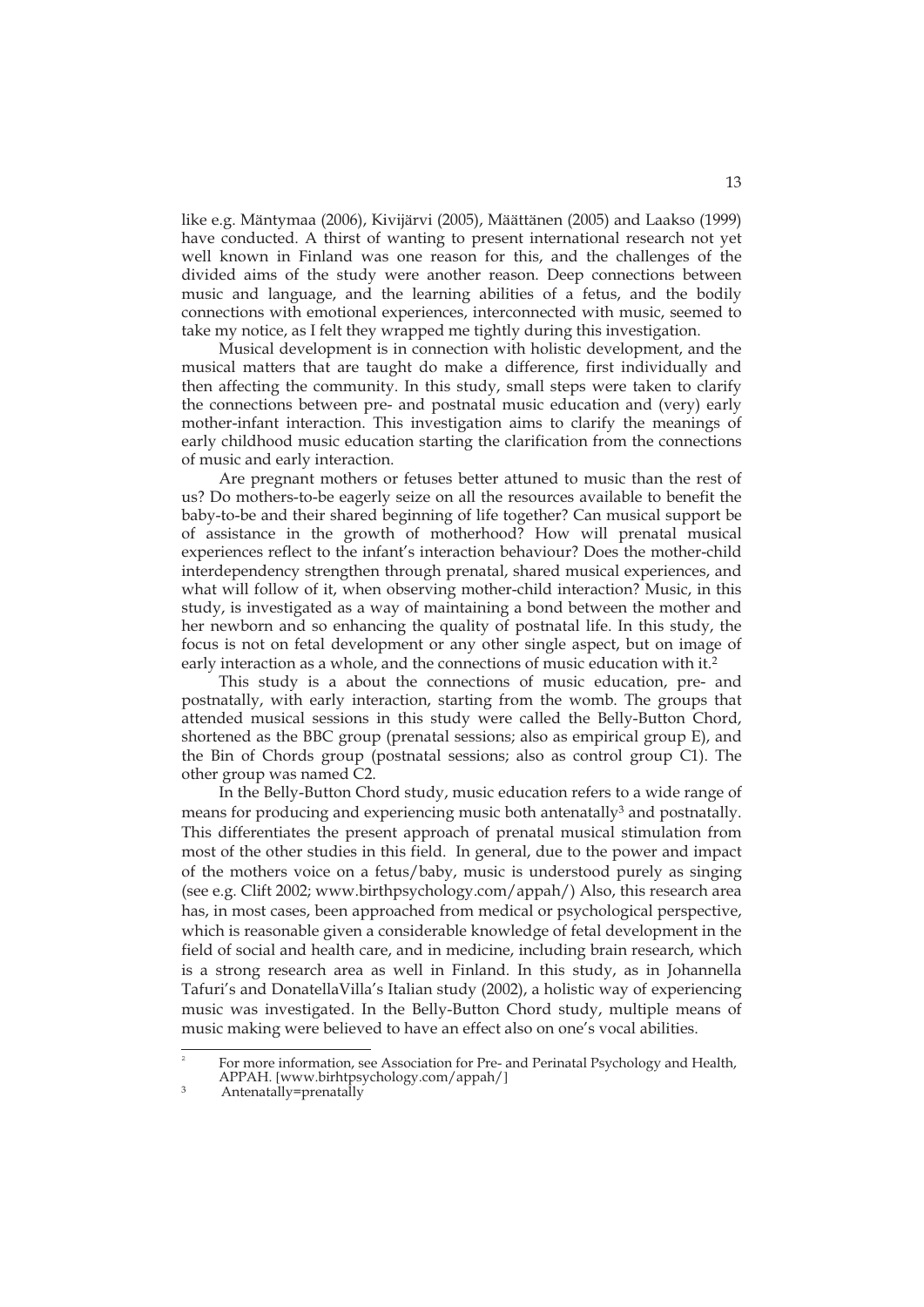like e.g. Mäntymaa (2006), Kivijärvi (2005), Määttänen (2005) and Laakso (1999) have conducted. A thirst of wanting to present international research not yet well known in Finland was one reason for this, and the challenges of the divided aims of the study were another reason. Deep connections between music and language, and the learning abilities of a fetus, and the bodily connections with emotional experiences, interconnected with music, seemed to take my notice, as I felt they wrapped me tightly during this investigation.

Musical development is in connection with holistic development, and the musical matters that are taught do make a difference, first individually and then affecting the community. In this study, small steps were taken to clarify the connections between pre- and postnatal music education and (very) early mother-infant interaction. This investigation aims to clarify the meanings of early childhood music education starting the clarification from the connections of music and early interaction.

Are pregnant mothers or fetuses better attuned to music than the rest of us? Do mothers-to-be eagerly seize on all the resources available to benefit the baby-to-be and their shared beginning of life together? Can musical support be of assistance in the growth of motherhood? How will prenatal musical experiences reflect to the infant's interaction behaviour? Does the mother-child interdependency strengthen through prenatal, shared musical experiences, and what will follow of it, when observing mother-child interaction? Music, in this study, is investigated as a way of maintaining a bond between the mother and her newborn and so enhancing the quality of postnatal life. In this study, the focus is not on fetal development or any other single aspect, but on image of early interaction as a whole, and the connections of music education with it.[2]

This study is a about the connections of music education, pre- and postnatally, with early interaction, starting from the womb. The groups that attended musical sessions in this study were called the Belly-Button Chord, shortened as the BBC group (prenatal sessions; also as empirical group E), and the Bin of Chords group (postnatal sessions; also as control group C1). The other group was named C2.

In the Belly-Button Chord study, music education refers to a wide range of means for producing and experiencing music both antenatally[3] and postnatally. This differentiates the present approach of prenatal musical stimulation from most of the other studies in this field. In general, due to the power and impact of the mothers voice on a fetus/baby, music is understood purely as singing (see e.g. Clift 2002; www.birthpsychology.com/appah/) Also, this research area has, in most cases, been approached from medical or psychological perspective, which is reasonable given a considerable knowledge of fetal development in the field of social and health care, and in medicine, including brain research, which is a strong research area as well in Finland. In this study, as in Johannella Tafuri's and DonatellaVilla's Italian study (2002), a holistic way of experiencing music was investigated. In the Belly-Button Chord study, multiple means of music making were believed to have an effect also on one's vocal abilities.

---

[2] For more information, see Association for Pre- and Perinatal Psychology and Health, APPAH. [www.birhtpsychology.com/appah/]

[3] Antenatally=prenatally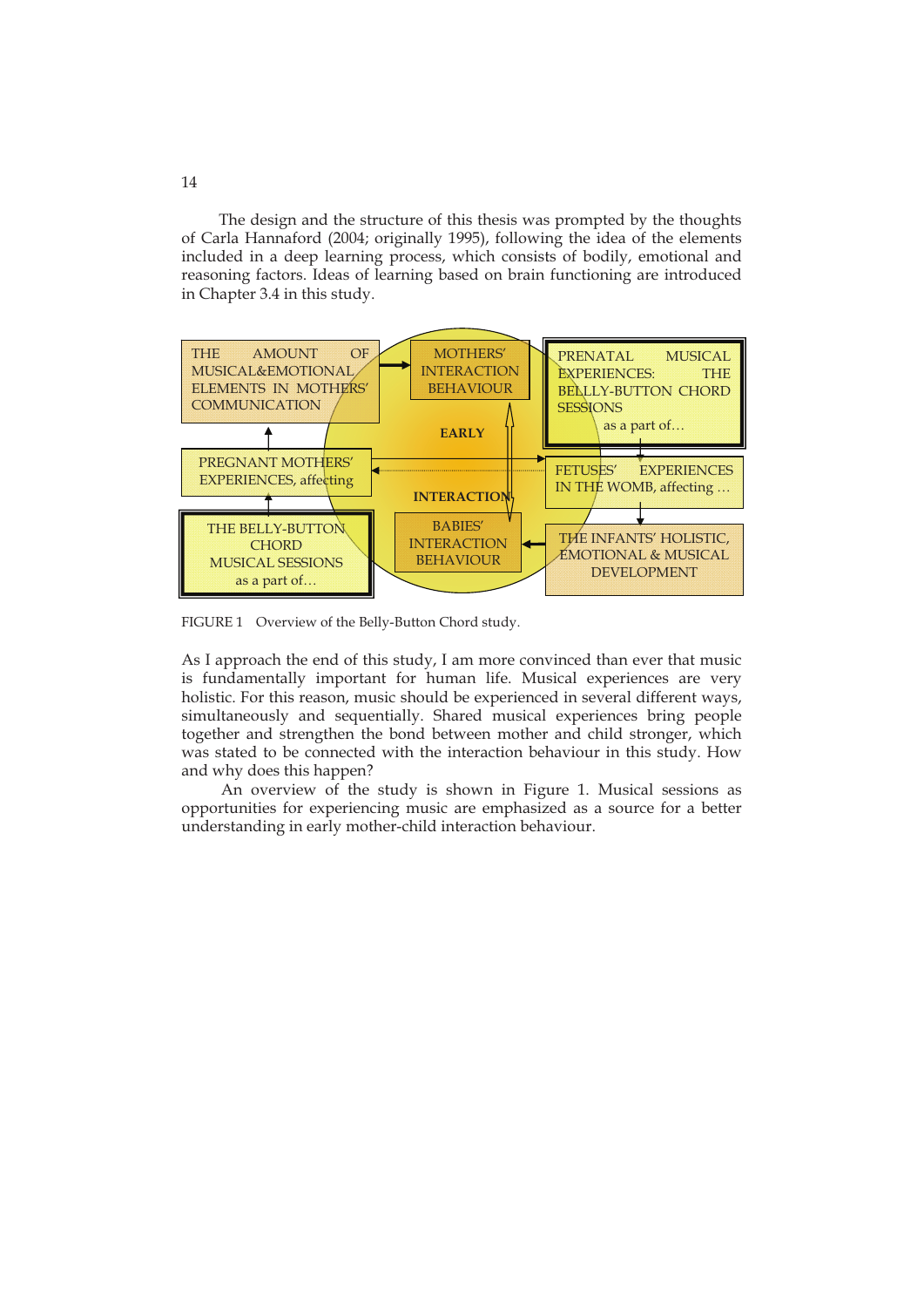The design and the structure of this thesis was prompted by the thoughts of Carla Hannaford (2004; originally 1995), following the idea of the elements included in a deep learning process, which consists of bodily, emotional and reasoning factors. Ideas of learning based on brain functioning are introduced in Chapter 3.4 in this study.

THE AMOUNT OF MUSICAL&EMOTIONAL ELEMENTS IN MOTHERS' COMMUNICATION

MOTHERS' INTERACTION BEHAVIOUR

PRENATAL MUSICAL EXPERIENCES: THE BELLY-BUTTON CHORD SESSIONS as a part of…

EARLY

PREGNANT MOTHERS' EXPERIENCES, affecting

INTERACTION

FETUSES' EXPERIENCES IN THE WOMB, affecting …

THE BELLY-BUTTON CHORD MUSICAL SESSIONS as a part of…

BABIES' INTERACTION BEHAVIOUR

THE INFANTS' HOLISTIC, EMOTIONAL & MUSICAL DEVELOPMENT

FIGURE 1 Overview of the Belly-Button Chord study.

As I approach the end of this study, I am more convinced than ever that music is fundamentally important for human life. Musical experiences are very holistic. For this reason, music should be experienced in several different ways, simultaneously and sequentially. Shared musical experiences bring people together and strengthen the bond between mother and child stronger, which was stated to be connected with the interaction behaviour in this study. How and why does this happen?

An overview of the study is shown in Figure 1. Musical sessions as opportunities for experiencing music are emphasized as a source for a better understanding in early mother-child interaction behaviour.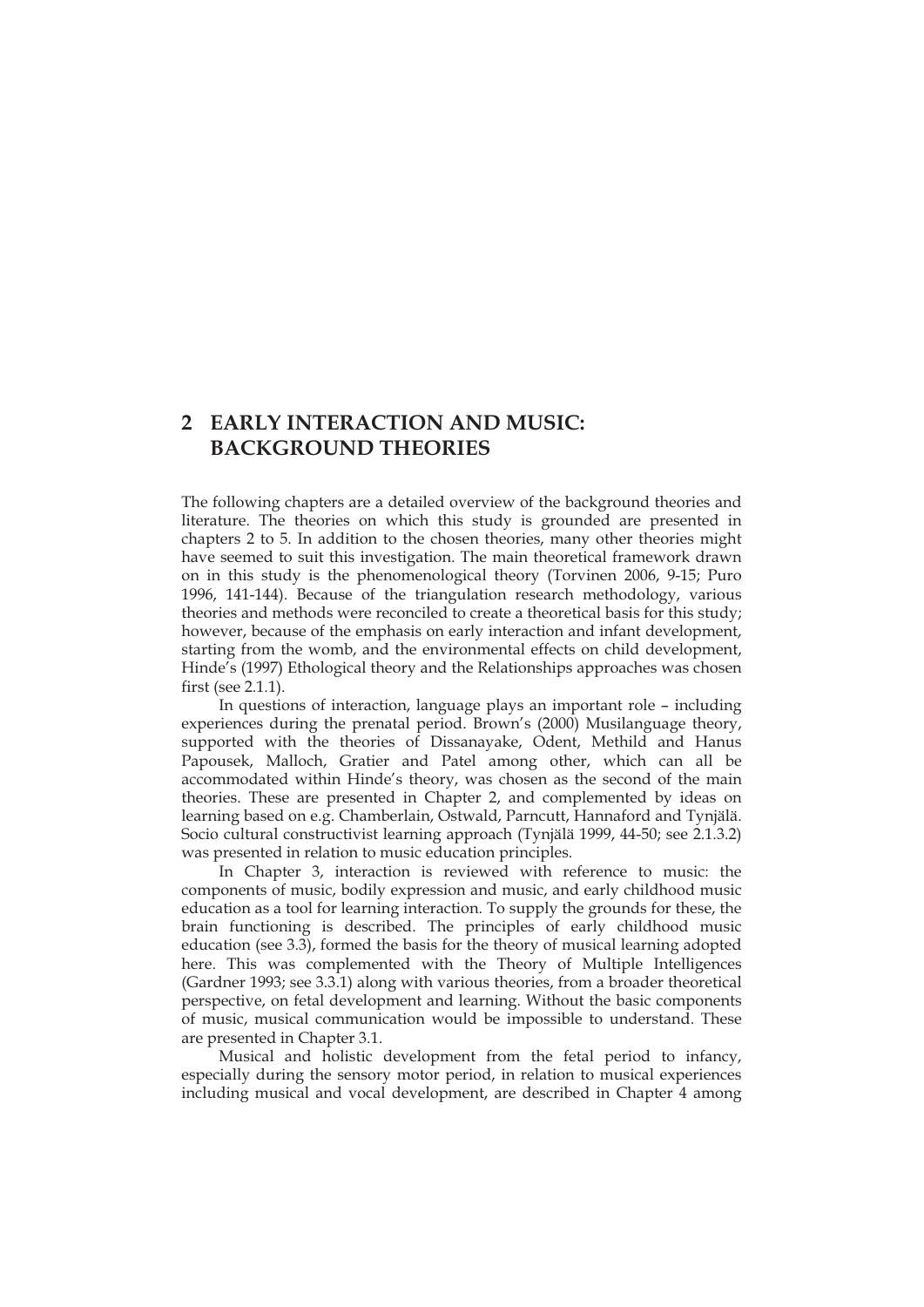# 2 EARLY INTERACTION AND MUSIC: BACKGROUND THEORIES

The following chapters are a detailed overview of the background theories and literature. The theories on which this study is grounded are presented in chapters 2 to 5. In addition to the chosen theories, many other theories might have seemed to suit this investigation. The main theoretical framework drawn on in this study is the phenomenological theory (Torvinen 2006, 9-15; Puro 1996, 141-144). Because of the triangulation research methodology, various theories and methods were reconciled to create a theoretical basis for this study; however, because of the emphasis on early interaction and infant development, starting from the womb, and the environmental effects on child development, Hinde's (1997) Ethological theory and the Relationships approaches was chosen first (see 2.1.1).

In questions of interaction, language plays an important role – including experiences during the prenatal period. Brown's (2000) Musilanguage theory, supported with the theories of Dissanayake, Odent, Methild and Hanus Papousek, Malloch, Gratier and Patel among other, which can all be accommodated within Hinde's theory, was chosen as the second of the main theories. These are presented in Chapter 2, and complemented by ideas on learning based on e.g. Chamberlain, Ostwald, Parncutt, Hannaford and Tynjälä. Socio cultural constructivist learning approach (Tynjälä 1999, 44-50; see 2.1.3.2) was presented in relation to music education principles.

In Chapter 3, interaction is reviewed with reference to music: the components of music, bodily expression and music, and early childhood music education as a tool for learning interaction. To supply the grounds for these, the brain functioning is described. The principles of early childhood music education (see 3.3), formed the basis for the theory of musical learning adopted here. This was complemented with the Theory of Multiple Intelligences (Gardner 1993; see 3.3.1) along with various theories, from a broader theoretical perspective, on fetal development and learning. Without the basic components of music, musical communication would be impossible to understand. These are presented in Chapter 3.1.

Musical and holistic development from the fetal period to infancy, especially during the sensory motor period, in relation to musical experiences including musical and vocal development, are described in Chapter 4 among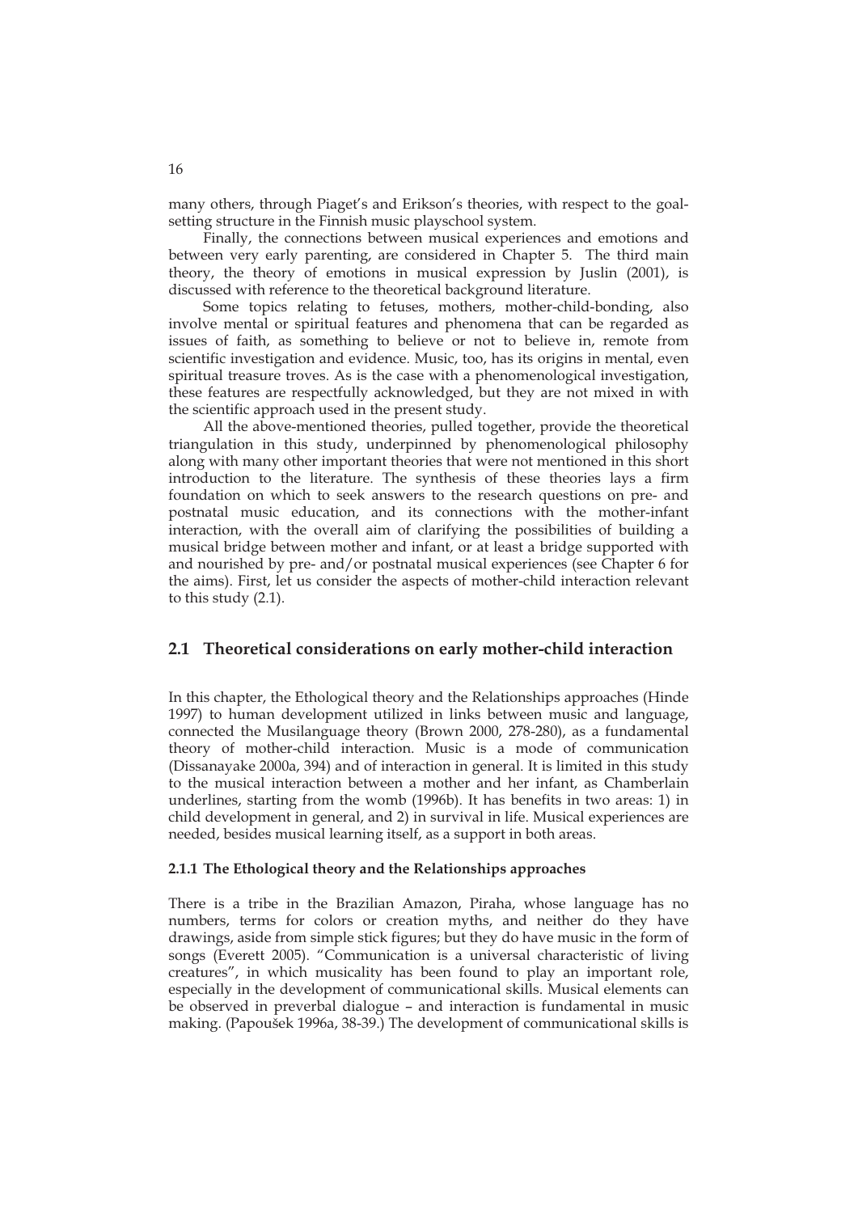many others, through Piaget's and Erikson's theories, with respect to the goal-setting structure in the Finnish music playschool system.

Finally, the connections between musical experiences and emotions and between very early parenting, are considered in Chapter 5. The third main theory, the theory of emotions in musical expression by Juslin (2001), is discussed with reference to the theoretical background literature.

Some topics relating to fetuses, mothers, mother-child-bonding, also involve mental or spiritual features and phenomena that can be regarded as issues of faith, as something to believe or not to believe in, remote from scientific investigation and evidence. Music, too, has its origins in mental, even spiritual treasure troves. As is the case with a phenomenological investigation, these features are respectfully acknowledged, but they are not mixed in with the scientific approach used in the present study.

All the above-mentioned theories, pulled together, provide the theoretical triangulation in this study, underpinned by phenomenological philosophy along with many other important theories that were not mentioned in this short introduction to the literature. The synthesis of these theories lays a firm foundation on which to seek answers to the research questions on pre- and postnatal music education, and its connections with the mother-infant interaction, with the overall aim of clarifying the possibilities of building a musical bridge between mother and infant, or at least a bridge supported with and nourished by pre- and/or postnatal musical experiences (see Chapter 6 for the aims). First, let us consider the aspects of mother-child interaction relevant to this study (2.1).

## 2.1 Theoretical considerations on early mother-child interaction

In this chapter, the Ethological theory and the Relationships approaches (Hinde 1997) to human development utilized in links between music and language, connected the Musilanguage theory (Brown 2000, 278-280), as a fundamental theory of mother-child interaction. Music is a mode of communication (Dissanayake 2000a, 394) and of interaction in general. It is limited in this study to the musical interaction between a mother and her infant, as Chamberlain underlines, starting from the womb (1996b). It has benefits in two areas: 1) in child development in general, and 2) in survival in life. Musical experiences are needed, besides musical learning itself, as a support in both areas.

### 2.1.1 The Ethological theory and the Relationships approaches

There is a tribe in the Brazilian Amazon, Piraha, whose language has no numbers, terms for colors or creation myths, and neither do they have drawings, aside from simple stick figures; but they do have music in the form of songs (Everett 2005). "Communication is a universal characteristic of living creatures", in which musicality has been found to play an important role, especially in the development of communicational skills. Musical elements can be observed in preverbal dialogue – and interaction is fundamental in music making. (Papoušek 1996a, 38-39.) The development of communicational skills is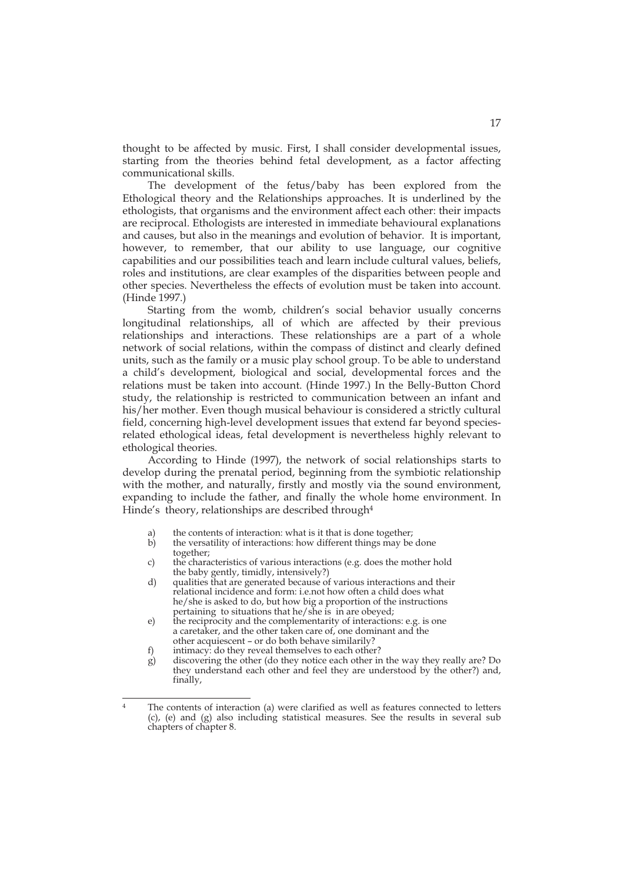thought to be affected by music. First, I shall consider developmental issues, starting from the theories behind fetal development, as a factor affecting communicational skills.

The development of the fetus/baby has been explored from the Ethological theory and the Relationships approaches. It is underlined by the ethologists, that organisms and the environment affect each other: their impacts are reciprocal. Ethologists are interested in immediate behavioural explanations and causes, but also in the meanings and evolution of behavior. It is important, however, to remember, that our ability to use language, our cognitive capabilities and our possibilities teach and learn include cultural values, beliefs, roles and institutions, are clear examples of the disparities between people and other species. Nevertheless the effects of evolution must be taken into account. (Hinde 1997.)

Starting from the womb, children's social behavior usually concerns longitudinal relationships, all of which are affected by their previous relationships and interactions. These relationships are a part of a whole network of social relations, within the compass of distinct and clearly defined units, such as the family or a music play school group. To be able to understand a child's development, biological and social, developmental forces and the relations must be taken into account. (Hinde 1997.) In the Belly-Button Chord study, the relationship is restricted to communication between an infant and his/her mother. Even though musical behaviour is considered a strictly cultural field, concerning high-level development issues that extend far beyond species-related ethological ideas, fetal development is nevertheless highly relevant to ethological theories.

According to Hinde (1997), the network of social relationships starts to develop during the prenatal period, beginning from the symbiotic relationship with the mother, and naturally, firstly and mostly via the sound environment, expanding to include the father, and finally the whole home environment. In Hinde's theory, relationships are described through[4]

a) the contents of interaction: what is it that is done together;
b) the versatility of interactions: how different things may be done together;
c) the characteristics of various interactions (e.g. does the mother hold the baby gently, timidly, intensively?)
d) qualities that are generated because of various interactions and their relational incidence and form: i.e.not how often a child does what he/she is asked to do, but how big a proportion of the instructions pertaining to situations that he/she is in are obeyed;
e) the reciprocity and the complementarity of interactions: e.g. is one a caretaker, and the other taken care of, one dominant and the other acquiescent – or do both behave similarily?
f) intimacy: do they reveal themselves to each other?
g) discovering the other (do they notice each other in the way they really are? Do they understand each other and feel they are understood by the other?) and, finally,

---

[4] The contents of interaction (a) were clarified as well as features connected to letters (c), (e) and (g) also including statistical measures. See the results in several sub chapters of chapter 8.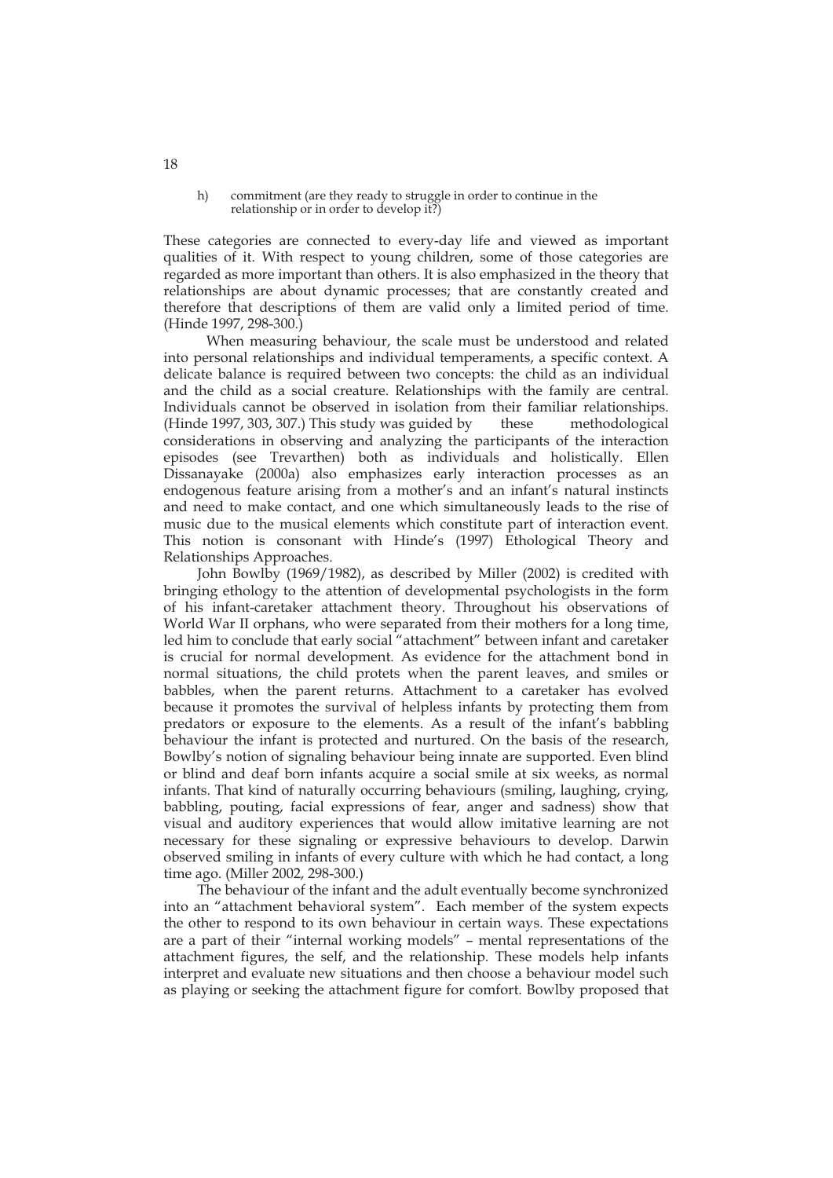h) commitment (are they ready to struggle in order to continue in the relationship or in order to develop it?)

These categories are connected to every-day life and viewed as important qualities of it. With respect to young children, some of those categories are regarded as more important than others. It is also emphasized in the theory that relationships are about dynamic processes; that are constantly created and therefore that descriptions of them are valid only a limited period of time. (Hinde 1997, 298-300.)

When measuring behaviour, the scale must be understood and related into personal relationships and individual temperaments, a specific context. A delicate balance is required between two concepts: the child as an individual and the child as a social creature. Relationships with the family are central. Individuals cannot be observed in isolation from their familiar relationships. (Hinde 1997, 303, 307.) This study was guided by these methodological considerations in observing and analyzing the participants of the interaction episodes (see Trevarthen) both as individuals and holistically. Ellen Dissanayake (2000a) also emphasizes early interaction processes as an endogenous feature arising from a mother's and an infant's natural instincts and need to make contact, and one which simultaneously leads to the rise of music due to the musical elements which constitute part of interaction event. This notion is consonant with Hinde's (1997) Ethological Theory and Relationships Approaches.

John Bowlby (1969/1982), as described by Miller (2002) is credited with bringing ethology to the attention of developmental psychologists in the form of his infant-caretaker attachment theory. Throughout his observations of World War II orphans, who were separated from their mothers for a long time, led him to conclude that early social "attachment" between infant and caretaker is crucial for normal development. As evidence for the attachment bond in normal situations, the child protets when the parent leaves, and smiles or babbles, when the parent returns. Attachment to a caretaker has evolved because it promotes the survival of helpless infants by protecting them from predators or exposure to the elements. As a result of the infant's babbling behaviour the infant is protected and nurtured. On the basis of the research, Bowlby's notion of signaling behaviour being innate are supported. Even blind or blind and deaf born infants acquire a social smile at six weeks, as normal infants. That kind of naturally occurring behaviours (smiling, laughing, crying, babbling, pouting, facial expressions of fear, anger and sadness) show that visual and auditory experiences that would allow imitative learning are not necessary for these signaling or expressive behaviours to develop. Darwin observed smiling in infants of every culture with which he had contact, a long time ago. (Miller 2002, 298-300.)

The behaviour of the infant and the adult eventually become synchronized into an "attachment behavioral system". Each member of the system expects the other to respond to its own behaviour in certain ways. These expectations are a part of their "internal working models" – mental representations of the attachment figures, the self, and the relationship. These models help infants interpret and evaluate new situations and then choose a behaviour model such as playing or seeking the attachment figure for comfort. Bowlby proposed that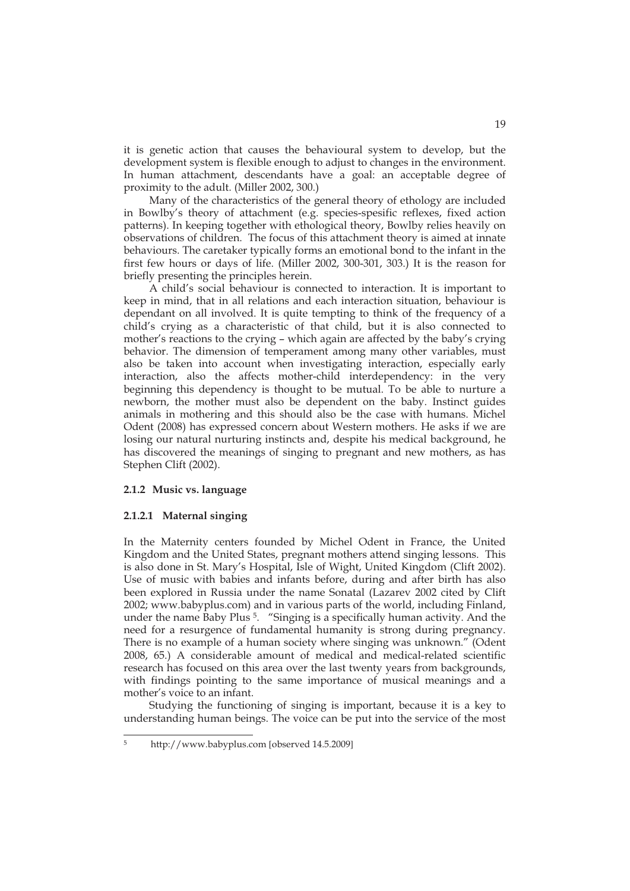it is genetic action that causes the behavioural system to develop, but the development system is flexible enough to adjust to changes in the environment. In human attachment, descendants have a goal: an acceptable degree of proximity to the adult. (Miller 2002, 300.)

Many of the characteristics of the general theory of ethology are included in Bowlby's theory of attachment (e.g. species-spesific reflexes, fixed action patterns). In keeping together with ethological theory, Bowlby relies heavily on observations of children. The focus of this attachment theory is aimed at innate behaviours. The caretaker typically forms an emotional bond to the infant in the first few hours or days of life. (Miller 2002, 300-301, 303.) It is the reason for briefly presenting the principles herein.

A child's social behaviour is connected to interaction. It is important to keep in mind, that in all relations and each interaction situation, behaviour is dependant on all involved. It is quite tempting to think of the frequency of a child's crying as a characteristic of that child, but it is also connected to mother's reactions to the crying – which again are affected by the baby's crying behavior. The dimension of temperament among many other variables, must also be taken into account when investigating interaction, especially early interaction, also the affects mother-child interdependency: in the very beginning this dependency is thought to be mutual. To be able to nurture a newborn, the mother must also be dependent on the baby. Instinct guides animals in mothering and this should also be the case with humans. Michel Odent (2008) has expressed concern about Western mothers. He asks if we are losing our natural nurturing instincts and, despite his medical background, he has discovered the meanings of singing to pregnant and new mothers, as has Stephen Clift (2002).

### 2.1.2 Music vs. language

#### 2.1.2.1 Maternal singing

In the Maternity centers founded by Michel Odent in France, the United Kingdom and the United States, pregnant mothers attend singing lessons. This is also done in St. Mary's Hospital, Isle of Wight, United Kingdom (Clift 2002). Use of music with babies and infants before, during and after birth has also been explored in Russia under the name Sonatal (Lazarev 2002 cited by Clift 2002; www.babyplus.com) and in various parts of the world, including Finland, under the name Baby Plus [5]. "Singing is a specifically human activity. And the need for a resurgence of fundamental humanity is strong during pregnancy. There is no example of a human society where singing was unknown." (Odent 2008, 65.) A considerable amount of medical and medical-related scientific research has focused on this area over the last twenty years from backgrounds, with findings pointing to the same importance of musical meanings and a mother's voice to an infant.

Studying the functioning of singing is important, because it is a key to understanding human beings. The voice can be put into the service of the most

---

[5] http://www.babyplus.com [observed 14.5.2009]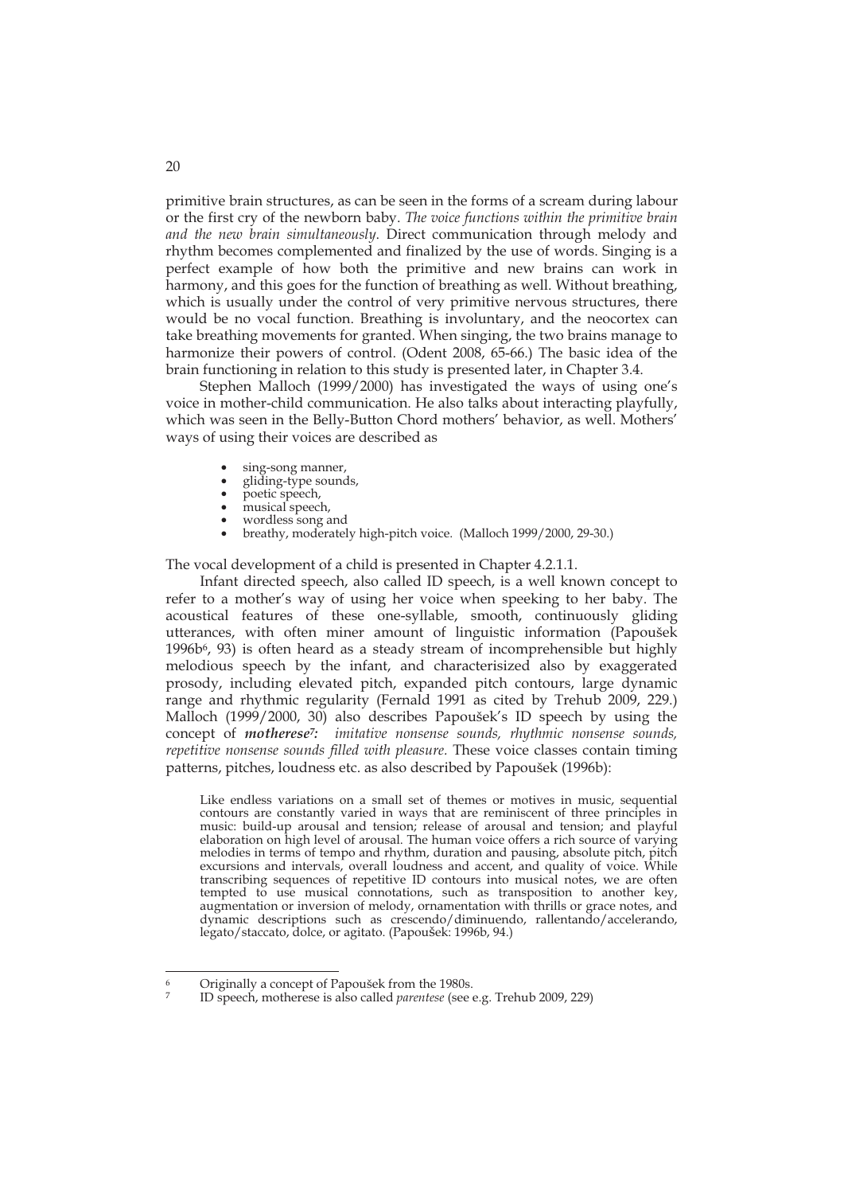primitive brain structures, as can be seen in the forms of a scream during labour or the first cry of the newborn baby. *The voice functions within the primitive brain and the new brain simultaneously.* Direct communication through melody and rhythm becomes complemented and finalized by the use of words. Singing is a perfect example of how both the primitive and new brains can work in harmony, and this goes for the function of breathing as well. Without breathing, which is usually under the control of very primitive nervous structures, there would be no vocal function. Breathing is involuntary, and the neocortex can take breathing movements for granted. When singing, the two brains manage to harmonize their powers of control. (Odent 2008, 65-66.) The basic idea of the brain functioning in relation to this study is presented later, in Chapter 3.4.

Stephen Malloch (1999/2000) has investigated the ways of using one's voice in mother-child communication. He also talks about interacting playfully, which was seen in the Belly-Button Chord mothers' behavior, as well. Mothers' ways of using their voices are described as

- sing-song manner,
- gliding-type sounds,
- poetic speech,
- musical speech,
- wordless song and
- breathy, moderately high-pitch voice. (Malloch 1999/2000, 29-30.)

The vocal development of a child is presented in Chapter 4.2.1.1.

Infant directed speech, also called ID speech, is a well known concept to refer to a mother's way of using her voice when speeking to her baby. The acoustical features of these one-syllable, smooth, continuously gliding utterances, with often miner amount of linguistic information (Papoušek 1996b[6], 93) is often heard as a steady stream of incomprehensible but highly melodious speech by the infant, and characterisized also by exaggerated prosody, including elevated pitch, expanded pitch contours, large dynamic range and rhythmic regularity (Fernald 1991 as cited by Trehub 2009, 229.) Malloch (1999/2000, 30) also describes Papoušek's ID speech by using the concept of ***motherese***[7]***:*** *imitative nonsense sounds, rhythmic nonsense sounds, repetitive nonsense sounds filled with pleasure.* These voice classes contain timing patterns, pitches, loudness etc. as also described by Papoušek (1996b):

> Like endless variations on a small set of themes or motives in music, sequential contours are constantly varied in ways that are reminiscent of three principles in music: build-up arousal and tension; release of arousal and tension; and playful elaboration on high level of arousal. The human voice offers a rich source of varying melodies in terms of tempo and rhythm, duration and pausing, absolute pitch, pitch excursions and intervals, overall loudness and accent, and quality of voice. While transcribing sequences of repetitive ID contours into musical notes, we are often tempted to use musical connotations, such as transposition to another key, augmentation or inversion of melody, ornamentation with thrills or grace notes, and dynamic descriptions such as crescendo/diminuendo, rallentando/accelerando, legato/staccato, dolce, or agitato. (Papoušek: 1996b, 94.)

---

[6] Originally a concept of Papoušek from the 1980s.

[7] ID speech, motherese is also called *parentese* (see e.g. Trehub 2009, 229)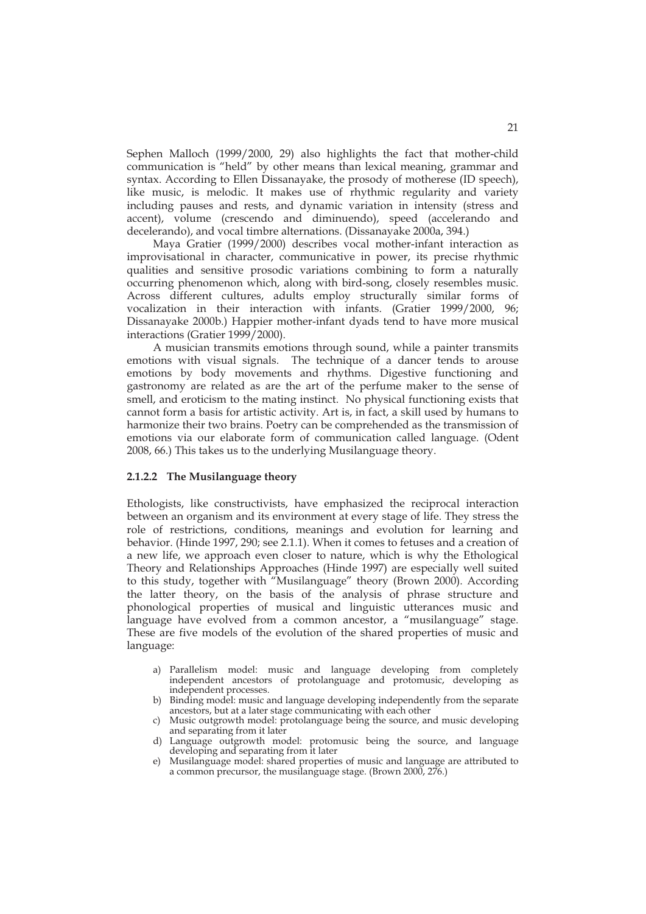Sephen Malloch (1999/2000, 29) also highlights the fact that mother-child communication is "held" by other means than lexical meaning, grammar and syntax. According to Ellen Dissanayake, the prosody of motherese (ID speech), like music, is melodic. It makes use of rhythmic regularity and variety including pauses and rests, and dynamic variation in intensity (stress and accent), volume (crescendo and diminuendo), speed (accelerando and decelerando), and vocal timbre alternations. (Dissanayake 2000a, 394.)

Maya Gratier (1999/2000) describes vocal mother-infant interaction as improvisational in character, communicative in power, its precise rhythmic qualities and sensitive prosodic variations combining to form a naturally occurring phenomenon which, along with bird-song, closely resembles music. Across different cultures, adults employ structurally similar forms of vocalization in their interaction with infants. (Gratier 1999/2000, 96; Dissanayake 2000b.) Happier mother-infant dyads tend to have more musical interactions (Gratier 1999/2000).

A musician transmits emotions through sound, while a painter transmits emotions with visual signals. The technique of a dancer tends to arouse emotions by body movements and rhythms. Digestive functioning and gastronomy are related as are the art of the perfume maker to the sense of smell, and eroticism to the mating instinct. No physical functioning exists that cannot form a basis for artistic activity. Art is, in fact, a skill used by humans to harmonize their two brains. Poetry can be comprehended as the transmission of emotions via our elaborate form of communication called language. (Odent 2008, 66.) This takes us to the underlying Musilanguage theory.

#### 2.1.2.2 The Musilanguage theory

Ethologists, like constructivists, have emphasized the reciprocal interaction between an organism and its environment at every stage of life. They stress the role of restrictions, conditions, meanings and evolution for learning and behavior. (Hinde 1997, 290; see 2.1.1). When it comes to fetuses and a creation of a new life, we approach even closer to nature, which is why the Ethological Theory and Relationships Approaches (Hinde 1997) are especially well suited to this study, together with "Musilanguage" theory (Brown 2000). According the latter theory, on the basis of the analysis of phrase structure and phonological properties of musical and linguistic utterances music and language have evolved from a common ancestor, a "musilanguage" stage. These are five models of the evolution of the shared properties of music and language:

a) Parallelism model: music and language developing from completely independent ancestors of protolanguage and protomusic, developing as independent processes.
b) Binding model: music and language developing independently from the separate ancestors, but at a later stage communicating with each other
c) Music outgrowth model: protolanguage being the source, and music developing and separating from it later
d) Language outgrowth model: protomusic being the source, and language developing and separating from it later
e) Musilanguage model: shared properties of music and language are attributed to a common precursor, the musilanguage stage. (Brown 2000, 276.)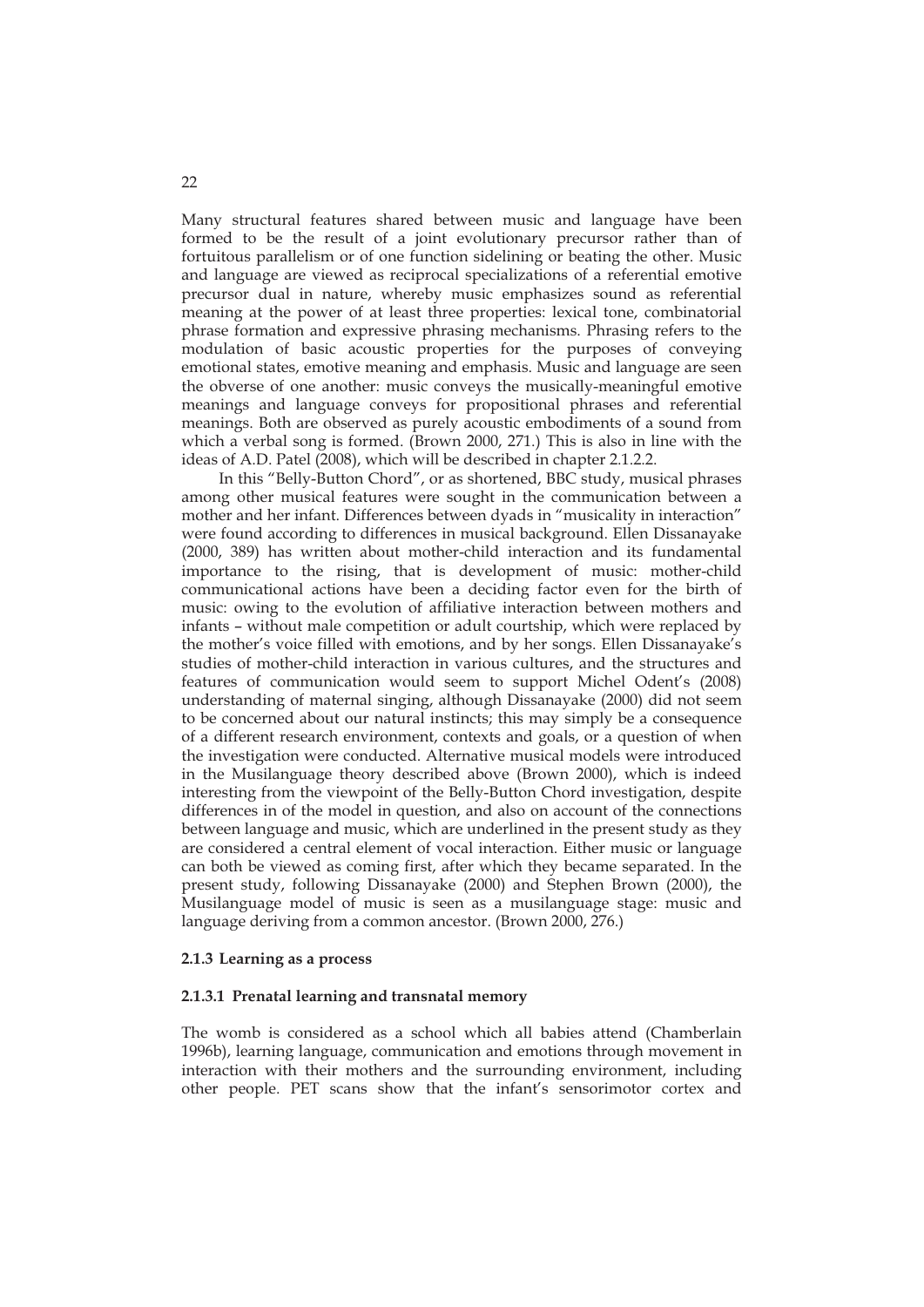Many structural features shared between music and language have been formed to be the result of a joint evolutionary precursor rather than of fortuitous parallelism or of one function sidelining or beating the other. Music and language are viewed as reciprocal specializations of a referential emotive precursor dual in nature, whereby music emphasizes sound as referential meaning at the power of at least three properties: lexical tone, combinatorial phrase formation and expressive phrasing mechanisms. Phrasing refers to the modulation of basic acoustic properties for the purposes of conveying emotional states, emotive meaning and emphasis. Music and language are seen the obverse of one another: music conveys the musically-meaningful emotive meanings and language conveys for propositional phrases and referential meanings. Both are observed as purely acoustic embodiments of a sound from which a verbal song is formed. (Brown 2000, 271.) This is also in line with the ideas of A.D. Patel (2008), which will be described in chapter 2.1.2.2.

In this "Belly-Button Chord", or as shortened, BBC study, musical phrases among other musical features were sought in the communication between a mother and her infant. Differences between dyads in "musicality in interaction" were found according to differences in musical background. Ellen Dissanayake (2000, 389) has written about mother-child interaction and its fundamental importance to the rising, that is development of music: mother-child communicational actions have been a deciding factor even for the birth of music: owing to the evolution of affiliative interaction between mothers and infants – without male competition or adult courtship, which were replaced by the mother's voice filled with emotions, and by her songs. Ellen Dissanayake's studies of mother-child interaction in various cultures, and the structures and features of communication would seem to support Michel Odent's (2008) understanding of maternal singing, although Dissanayake (2000) did not seem to be concerned about our natural instincts; this may simply be a consequence of a different research environment, contexts and goals, or a question of when the investigation were conducted. Alternative musical models were introduced in the Musilanguage theory described above (Brown 2000), which is indeed interesting from the viewpoint of the Belly-Button Chord investigation, despite differences in of the model in question, and also on account of the connections between language and music, which are underlined in the present study as they are considered a central element of vocal interaction. Either music or language can both be viewed as coming first, after which they became separated. In the present study, following Dissanayake (2000) and Stephen Brown (2000), the Musilanguage model of music is seen as a musilanguage stage: music and language deriving from a common ancestor. (Brown 2000, 276.)

### 2.1.3 Learning as a process

#### 2.1.3.1 Prenatal learning and transnatal memory

The womb is considered as a school which all babies attend (Chamberlain 1996b), learning language, communication and emotions through movement in interaction with their mothers and the surrounding environment, including other people. PET scans show that the infant's sensorimotor cortex and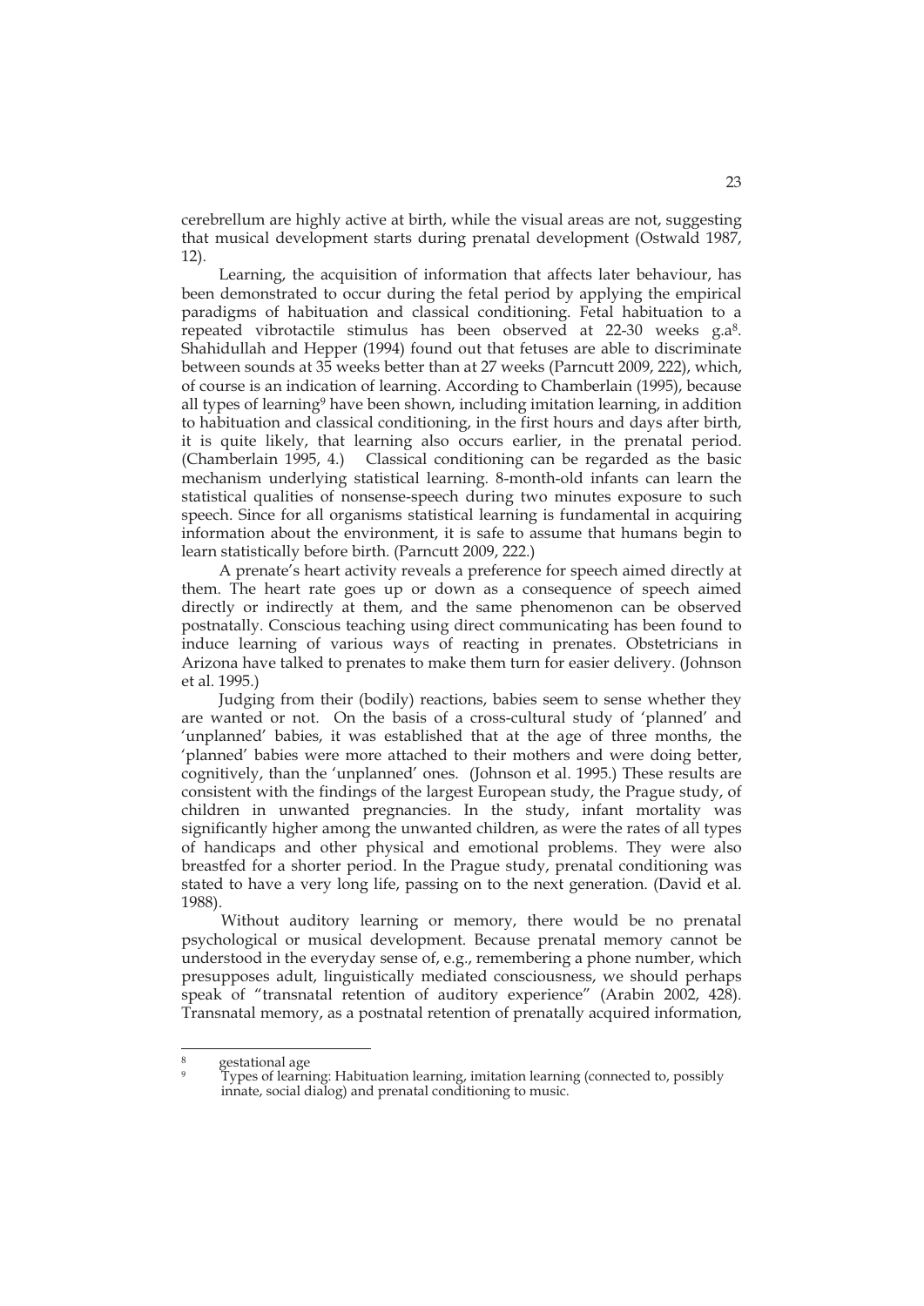cerebrellum are highly active at birth, while the visual areas are not, suggesting that musical development starts during prenatal development (Ostwald 1987, 12).

Learning, the acquisition of information that affects later behaviour, has been demonstrated to occur during the fetal period by applying the empirical paradigms of habituation and classical conditioning. Fetal habituation to a repeated vibrotactile stimulus has been observed at 22-30 weeks g.a[8]. Shahidullah and Hepper (1994) found out that fetuses are able to discriminate between sounds at 35 weeks better than at 27 weeks (Parncutt 2009, 222), which, of course is an indication of learning. According to Chamberlain (1995), because all types of learning[9] have been shown, including imitation learning, in addition to habituation and classical conditioning, in the first hours and days after birth, it is quite likely, that learning also occurs earlier, in the prenatal period. (Chamberlain 1995, 4.) Classical conditioning can be regarded as the basic mechanism underlying statistical learning. 8-month-old infants can learn the statistical qualities of nonsense-speech during two minutes exposure to such speech. Since for all organisms statistical learning is fundamental in acquiring information about the environment, it is safe to assume that humans begin to learn statistically before birth. (Parncutt 2009, 222.)

A prenate's heart activity reveals a preference for speech aimed directly at them. The heart rate goes up or down as a consequence of speech aimed directly or indirectly at them, and the same phenomenon can be observed postnatally. Conscious teaching using direct communicating has been found to induce learning of various ways of reacting in prenates. Obstetricians in Arizona have talked to prenates to make them turn for easier delivery. (Johnson et al. 1995.)

Judging from their (bodily) reactions, babies seem to sense whether they are wanted or not. On the basis of a cross-cultural study of 'planned' and 'unplanned' babies, it was established that at the age of three months, the 'planned' babies were more attached to their mothers and were doing better, cognitively, than the 'unplanned' ones. (Johnson et al. 1995.) These results are consistent with the findings of the largest European study, the Prague study, of children in unwanted pregnancies. In the study, infant mortality was significantly higher among the unwanted children, as were the rates of all types of handicaps and other physical and emotional problems. They were also breastfed for a shorter period. In the Prague study, prenatal conditioning was stated to have a very long life, passing on to the next generation. (David et al. 1988).

Without auditory learning or memory, there would be no prenatal psychological or musical development. Because prenatal memory cannot be understood in the everyday sense of, e.g., remembering a phone number, which presupposes adult, linguistically mediated consciousness, we should perhaps speak of "transnatal retention of auditory experience" (Arabin 2002, 428). Transnatal memory, as a postnatal retention of prenatally acquired information,

---

[8] gestational age

[9] Types of learning: Habituation learning, imitation learning (connected to, possibly innate, social dialog) and prenatal conditioning to music.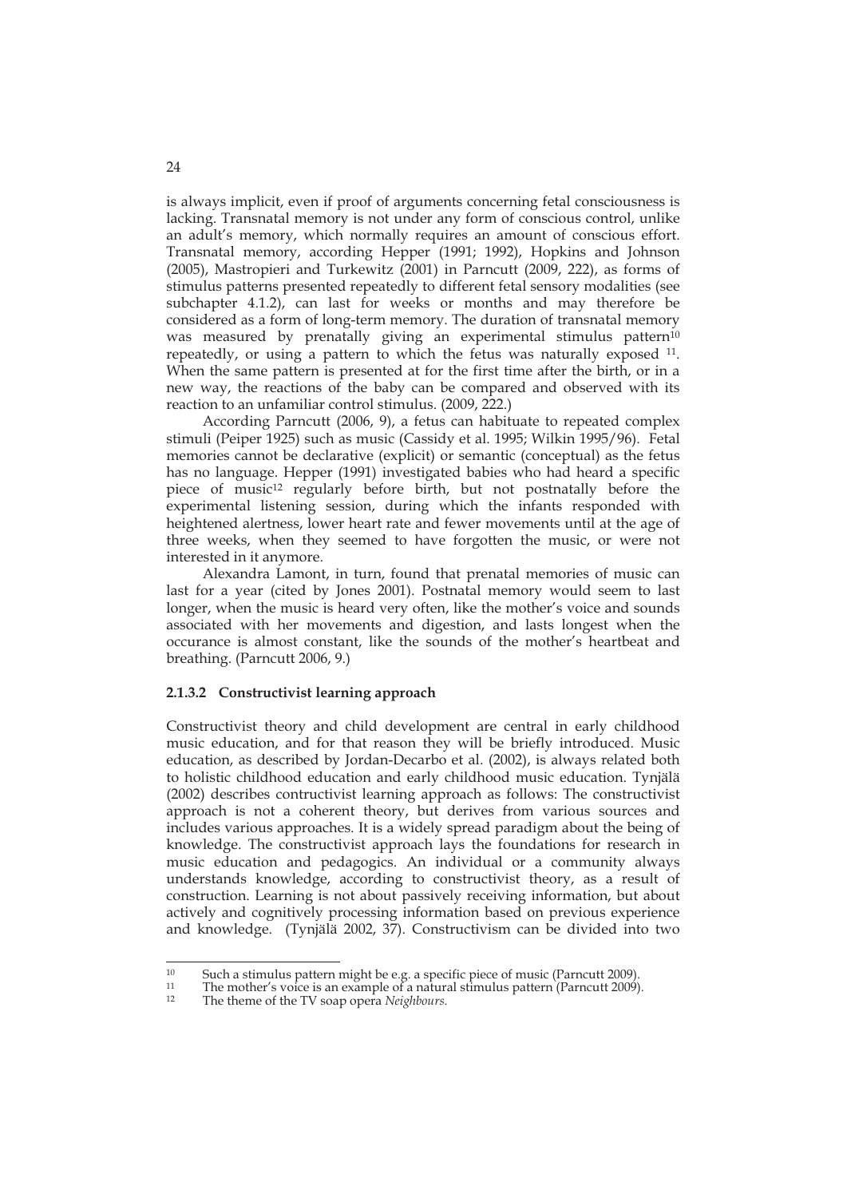is always implicit, even if proof of arguments concerning fetal consciousness is lacking. Transnatal memory is not under any form of conscious control, unlike an adult's memory, which normally requires an amount of conscious effort. Transnatal memory, according Hepper (1991; 1992), Hopkins and Johnson (2005), Mastropieri and Turkewitz (2001) in Parncutt (2009, 222), as forms of stimulus patterns presented repeatedly to different fetal sensory modalities (see subchapter 4.1.2), can last for weeks or months and may therefore be considered as a form of long-term memory. The duration of transnatal memory was measured by prenatally giving an experimental stimulus pattern[10] repeatedly, or using a pattern to which the fetus was naturally exposed [11]. When the same pattern is presented at for the first time after the birth, or in a new way, the reactions of the baby can be compared and observed with its reaction to an unfamiliar control stimulus. (2009, 222.)

According Parncutt (2006, 9), a fetus can habituate to repeated complex stimuli (Peiper 1925) such as music (Cassidy et al. 1995; Wilkin 1995/96). Fetal memories cannot be declarative (explicit) or semantic (conceptual) as the fetus has no language. Hepper (1991) investigated babies who had heard a specific piece of music[12] regularly before birth, but not postnatally before the experimental listening session, during which the infants responded with heightened alertness, lower heart rate and fewer movements until at the age of three weeks, when they seemed to have forgotten the music, or were not interested in it anymore.

Alexandra Lamont, in turn, found that prenatal memories of music can last for a year (cited by Jones 2001). Postnatal memory would seem to last longer, when the music is heard very often, like the mother's voice and sounds associated with her movements and digestion, and lasts longest when the occurance is almost constant, like the sounds of the mother's heartbeat and breathing. (Parncutt 2006, 9.)

#### 2.1.3.2 Constructivist learning approach

Constructivist theory and child development are central in early childhood music education, and for that reason they will be briefly introduced. Music education, as described by Jordan-Decarbo et al. (2002), is always related both to holistic childhood education and early childhood music education. Tynjälä (2002) describes contructivist learning approach as follows: The constructivist approach is not a coherent theory, but derives from various sources and includes various approaches. It is a widely spread paradigm about the being of knowledge. The constructivist approach lays the foundations for research in music education and pedagogics. An individual or a community always understands knowledge, according to constructivist theory, as a result of construction. Learning is not about passively receiving information, but about actively and cognitively processing information based on previous experience and knowledge. (Tynjälä 2002, 37). Constructivism can be divided into two

---

[10] Such a stimulus pattern might be e.g. a specific piece of music (Parncutt 2009).

[11] The mother's voice is an example of a natural stimulus pattern (Parncutt 2009).

[12] The theme of the TV soap opera *Neighbours*.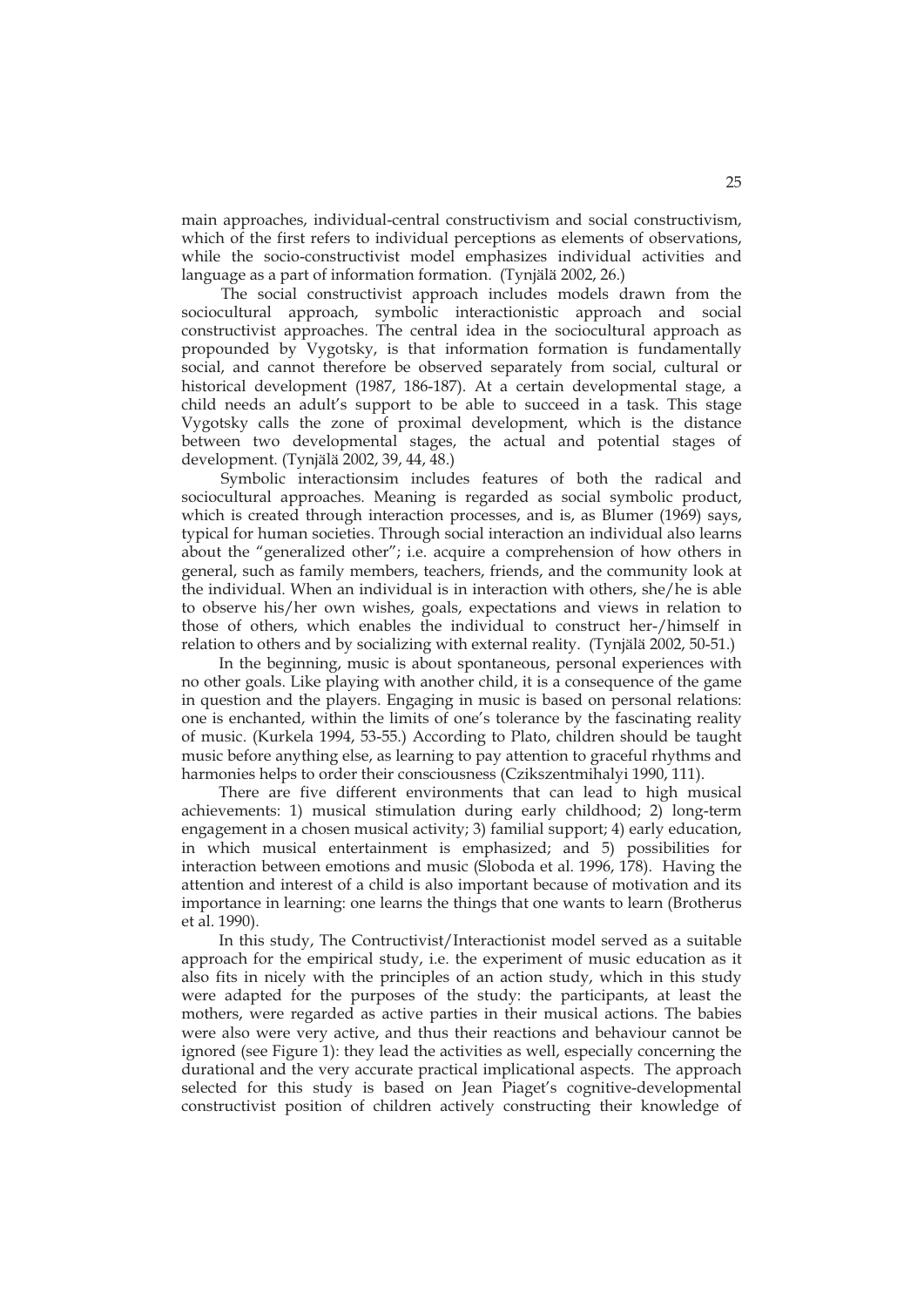main approaches, individual-central constructivism and social constructivism, which of the first refers to individual perceptions as elements of observations, while the socio-constructivist model emphasizes individual activities and language as a part of information formation. (Tynjälä 2002, 26.)

The social constructivist approach includes models drawn from the sociocultural approach, symbolic interactionistic approach and social constructivist approaches. The central idea in the sociocultural approach as propounded by Vygotsky, is that information formation is fundamentally social, and cannot therefore be observed separately from social, cultural or historical development (1987, 186-187). At a certain developmental stage, a child needs an adult's support to be able to succeed in a task. This stage Vygotsky calls the zone of proximal development, which is the distance between two developmental stages, the actual and potential stages of development. (Tynjälä 2002, 39, 44, 48.)

Symbolic interactionsim includes features of both the radical and sociocultural approaches. Meaning is regarded as social symbolic product, which is created through interaction processes, and is, as Blumer (1969) says, typical for human societies. Through social interaction an individual also learns about the "generalized other"; i.e. acquire a comprehension of how others in general, such as family members, teachers, friends, and the community look at the individual. When an individual is in interaction with others, she/he is able to observe his/her own wishes, goals, expectations and views in relation to those of others, which enables the individual to construct her-/himself in relation to others and by socializing with external reality. (Tynjälä 2002, 50-51.)

In the beginning, music is about spontaneous, personal experiences with no other goals. Like playing with another child, it is a consequence of the game in question and the players. Engaging in music is based on personal relations: one is enchanted, within the limits of one's tolerance by the fascinating reality of music. (Kurkela 1994, 53-55.) According to Plato, children should be taught music before anything else, as learning to pay attention to graceful rhythms and harmonies helps to order their consciousness (Czikszentmihalyi 1990, 111).

There are five different environments that can lead to high musical achievements: 1) musical stimulation during early childhood; 2) long-term engagement in a chosen musical activity; 3) familial support; 4) early education, in which musical entertainment is emphasized; and 5) possibilities for interaction between emotions and music (Sloboda et al. 1996, 178). Having the attention and interest of a child is also important because of motivation and its importance in learning: one learns the things that one wants to learn (Brotherus et al. 1990).

In this study, The Contructivist/Interactionist model served as a suitable approach for the empirical study, i.e. the experiment of music education as it also fits in nicely with the principles of an action study, which in this study were adapted for the purposes of the study: the participants, at least the mothers, were regarded as active parties in their musical actions. The babies were also were very active, and thus their reactions and behaviour cannot be ignored (see Figure 1): they lead the activities as well, especially concerning the durational and the very accurate practical implicational aspects. The approach selected for this study is based on Jean Piaget's cognitive-developmental constructivist position of children actively constructing their knowledge of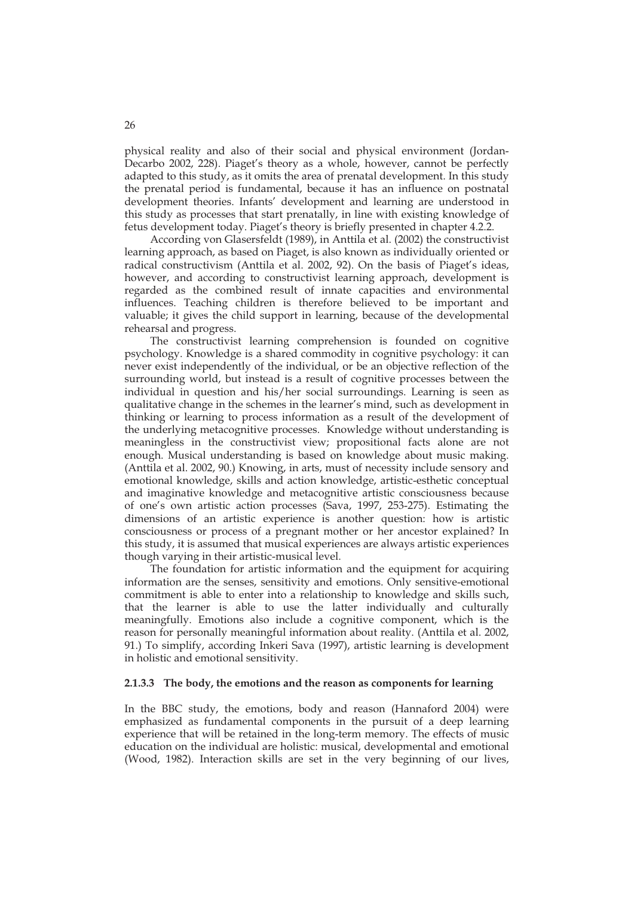physical reality and also of their social and physical environment (Jordan-Decarbo 2002, 228). Piaget's theory as a whole, however, cannot be perfectly adapted to this study, as it omits the area of prenatal development. In this study the prenatal period is fundamental, because it has an influence on postnatal development theories. Infants' development and learning are understood in this study as processes that start prenatally, in line with existing knowledge of fetus development today. Piaget's theory is briefly presented in chapter 4.2.2.

According von Glasersfeldt (1989), in Anttila et al. (2002) the constructivist learning approach, as based on Piaget, is also known as individually oriented or radical constructivism (Anttila et al. 2002, 92). On the basis of Piaget's ideas, however, and according to constructivist learning approach, development is regarded as the combined result of innate capacities and environmental influences. Teaching children is therefore believed to be important and valuable; it gives the child support in learning, because of the developmental rehearsal and progress.

The constructivist learning comprehension is founded on cognitive psychology. Knowledge is a shared commodity in cognitive psychology: it can never exist independently of the individual, or be an objective reflection of the surrounding world, but instead is a result of cognitive processes between the individual in question and his/her social surroundings. Learning is seen as qualitative change in the schemes in the learner's mind, such as development in thinking or learning to process information as a result of the development of the underlying metacognitive processes. Knowledge without understanding is meaningless in the constructivist view; propositional facts alone are not enough. Musical understanding is based on knowledge about music making. (Anttila et al. 2002, 90.) Knowing, in arts, must of necessity include sensory and emotional knowledge, skills and action knowledge, artistic-esthetic conceptual and imaginative knowledge and metacognitive artistic consciousness because of one's own artistic action processes (Sava, 1997, 253-275). Estimating the dimensions of an artistic experience is another question: how is artistic consciousness or process of a pregnant mother or her ancestor explained? In this study, it is assumed that musical experiences are always artistic experiences though varying in their artistic-musical level.

The foundation for artistic information and the equipment for acquiring information are the senses, sensitivity and emotions. Only sensitive-emotional commitment is able to enter into a relationship to knowledge and skills such, that the learner is able to use the latter individually and culturally meaningfully. Emotions also include a cognitive component, which is the reason for personally meaningful information about reality. (Anttila et al. 2002, 91.) To simplify, according Inkeri Sava (1997), artistic learning is development in holistic and emotional sensitivity.

#### 2.1.3.3 The body, the emotions and the reason as components for learning

In the BBC study, the emotions, body and reason (Hannaford 2004) were emphasized as fundamental components in the pursuit of a deep learning experience that will be retained in the long-term memory. The effects of music education on the individual are holistic: musical, developmental and emotional (Wood, 1982). Interaction skills are set in the very beginning of our lives,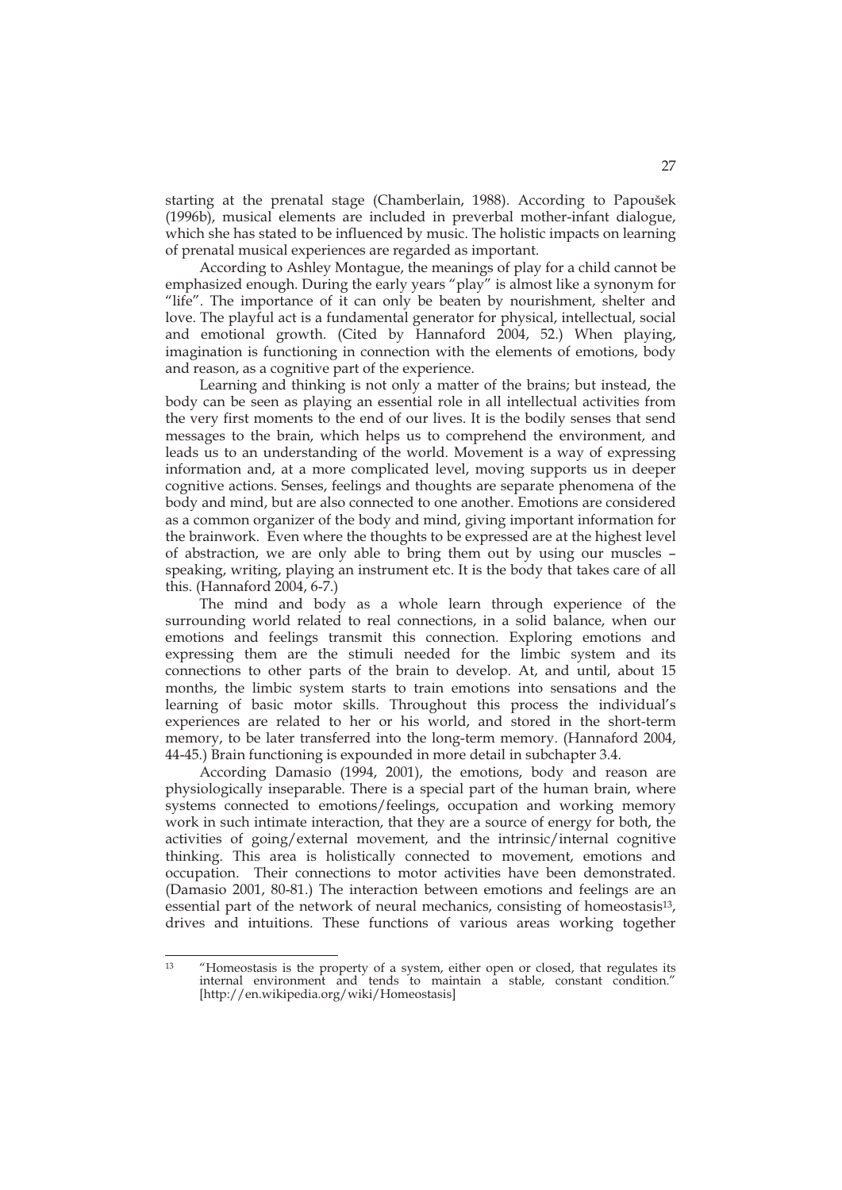starting at the prenatal stage (Chamberlain, 1988). According to Papoušek (1996b), musical elements are included in preverbal mother-infant dialogue, which she has stated to be influenced by music. The holistic impacts on learning of prenatal musical experiences are regarded as important.

According to Ashley Montague, the meanings of play for a child cannot be emphasized enough. During the early years "play" is almost like a synonym for "life". The importance of it can only be beaten by nourishment, shelter and love. The playful act is a fundamental generator for physical, intellectual, social and emotional growth. (Cited by Hannaford 2004, 52.) When playing, imagination is functioning in connection with the elements of emotions, body and reason, as a cognitive part of the experience.

Learning and thinking is not only a matter of the brains; but instead, the body can be seen as playing an essential role in all intellectual activities from the very first moments to the end of our lives. It is the bodily senses that send messages to the brain, which helps us to comprehend the environment, and leads us to an understanding of the world. Movement is a way of expressing information and, at a more complicated level, moving supports us in deeper cognitive actions. Senses, feelings and thoughts are separate phenomena of the body and mind, but are also connected to one another. Emotions are considered as a common organizer of the body and mind, giving important information for the brainwork. Even where the thoughts to be expressed are at the highest level of abstraction, we are only able to bring them out by using our muscles – speaking, writing, playing an instrument etc. It is the body that takes care of all this. (Hannaford 2004, 6-7.)

The mind and body as a whole learn through experience of the surrounding world related to real connections, in a solid balance, when our emotions and feelings transmit this connection. Exploring emotions and expressing them are the stimuli needed for the limbic system and its connections to other parts of the brain to develop. At, and until, about 15 months, the limbic system starts to train emotions into sensations and the learning of basic motor skills. Throughout this process the individual's experiences are related to her or his world, and stored in the short-term memory, to be later transferred into the long-term memory. (Hannaford 2004, 44-45.) Brain functioning is expounded in more detail in subchapter 3.4.

According Damasio (1994, 2001), the emotions, body and reason are physiologically inseparable. There is a special part of the human brain, where systems connected to emotions/feelings, occupation and working memory work in such intimate interaction, that they are a source of energy for both, the activities of going/external movement, and the intrinsic/internal cognitive thinking. This area is holistically connected to movement, emotions and occupation. Their connections to motor activities have been demonstrated. (Damasio 2001, 80-81.) The interaction between emotions and feelings are an essential part of the network of neural mechanics, consisting of homeostasis[13], drives and intuitions. These functions of various areas working together

---

[13] "Homeostasis is the property of a system, either open or closed, that regulates its internal environment and tends to maintain a stable, constant condition." [http://en.wikipedia.org/wiki/Homeostasis]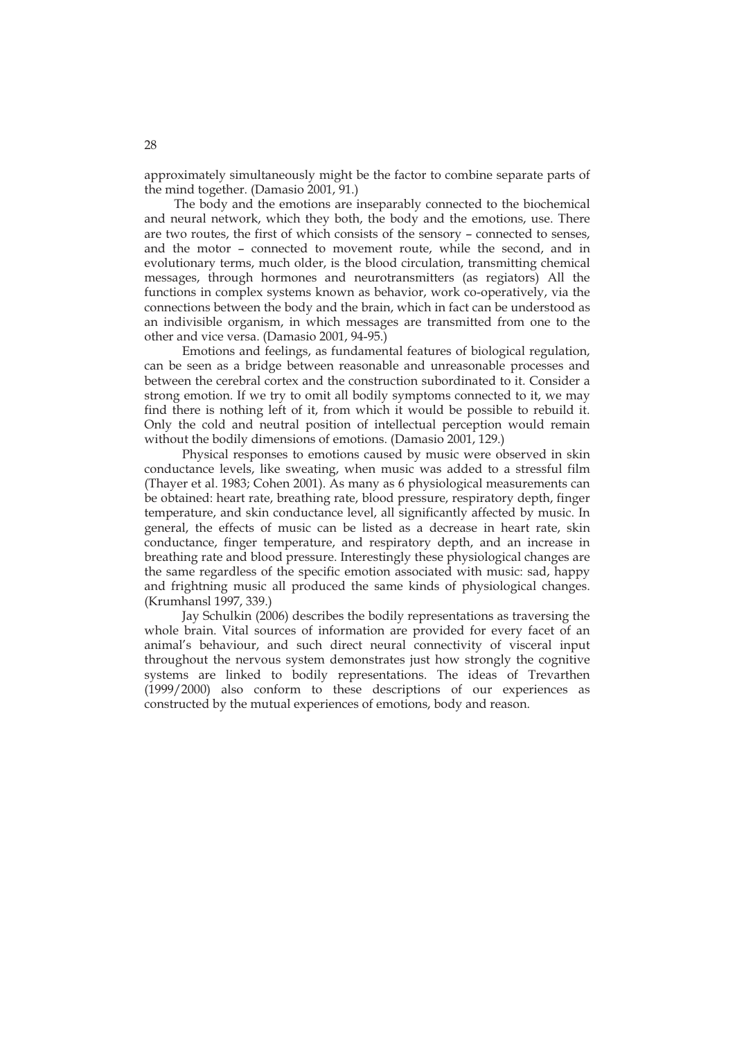approximately simultaneously might be the factor to combine separate parts of the mind together. (Damasio 2001, 91.)

The body and the emotions are inseparably connected to the biochemical and neural network, which they both, the body and the emotions, use. There are two routes, the first of which consists of the sensory – connected to senses, and the motor – connected to movement route, while the second, and in evolutionary terms, much older, is the blood circulation, transmitting chemical messages, through hormones and neurotransmitters (as regiators) All the functions in complex systems known as behavior, work co-operatively, via the connections between the body and the brain, which in fact can be understood as an indivisible organism, in which messages are transmitted from one to the other and vice versa. (Damasio 2001, 94-95.)

Emotions and feelings, as fundamental features of biological regulation, can be seen as a bridge between reasonable and unreasonable processes and between the cerebral cortex and the construction subordinated to it. Consider a strong emotion. If we try to omit all bodily symptoms connected to it, we may find there is nothing left of it, from which it would be possible to rebuild it. Only the cold and neutral position of intellectual perception would remain without the bodily dimensions of emotions. (Damasio 2001, 129.)

Physical responses to emotions caused by music were observed in skin conductance levels, like sweating, when music was added to a stressful film (Thayer et al. 1983; Cohen 2001). As many as 6 physiological measurements can be obtained: heart rate, breathing rate, blood pressure, respiratory depth, finger temperature, and skin conductance level, all significantly affected by music. In general, the effects of music can be listed as a decrease in heart rate, skin conductance, finger temperature, and respiratory depth, and an increase in breathing rate and blood pressure. Interestingly these physiological changes are the same regardless of the specific emotion associated with music: sad, happy and frightning music all produced the same kinds of physiological changes. (Krumhansl 1997, 339.)

Jay Schulkin (2006) describes the bodily representations as traversing the whole brain. Vital sources of information are provided for every facet of an animal's behaviour, and such direct neural connectivity of visceral input throughout the nervous system demonstrates just how strongly the cognitive systems are linked to bodily representations. The ideas of Trevarthen (1999/2000) also conform to these descriptions of our experiences as constructed by the mutual experiences of emotions, body and reason.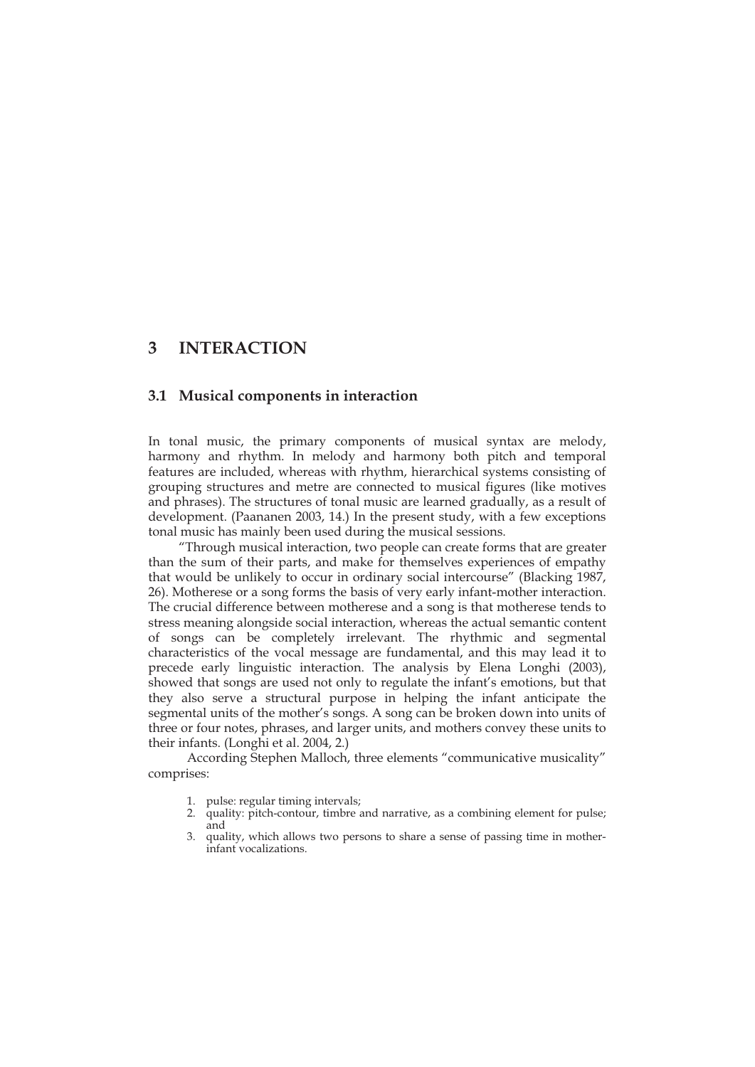# 3 INTERACTION

## 3.1 Musical components in interaction

In tonal music, the primary components of musical syntax are melody, harmony and rhythm. In melody and harmony both pitch and temporal features are included, whereas with rhythm, hierarchical systems consisting of grouping structures and metre are connected to musical figures (like motives and phrases). The structures of tonal music are learned gradually, as a result of development. (Paananen 2003, 14.) In the present study, with a few exceptions tonal music has mainly been used during the musical sessions.

"Through musical interaction, two people can create forms that are greater than the sum of their parts, and make for themselves experiences of empathy that would be unlikely to occur in ordinary social intercourse" (Blacking 1987, 26). Motherese or a song forms the basis of very early infant-mother interaction. The crucial difference between motherese and a song is that motherese tends to stress meaning alongside social interaction, whereas the actual semantic content of songs can be completely irrelevant. The rhythmic and segmental characteristics of the vocal message are fundamental, and this may lead it to precede early linguistic interaction. The analysis by Elena Longhi (2003), showed that songs are used not only to regulate the infant's emotions, but that they also serve a structural purpose in helping the infant anticipate the segmental units of the mother's songs. A song can be broken down into units of three or four notes, phrases, and larger units, and mothers convey these units to their infants. (Longhi et al. 2004, 2.)

According Stephen Malloch, three elements "communicative musicality" comprises:

1. pulse: regular timing intervals;
2. quality: pitch-contour, timbre and narrative, as a combining element for pulse; and
3. quality, which allows two persons to share a sense of passing time in mother-infant vocalizations.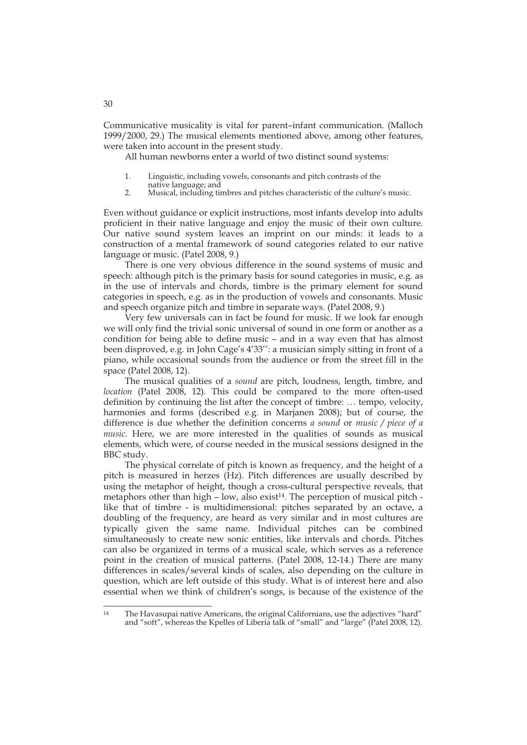Communicative musicality is vital for parent–infant communication. (Malloch 1999/2000, 29.) The musical elements mentioned above, among other features, were taken into account in the present study.

All human newborns enter a world of two distinct sound systems:

1. Linguistic, including vowels, consonants and pitch contrasts of the native language; and
2. Musical, including timbres and pitches characteristic of the culture's music.

Even without guidance or explicit instructions, most infants develop into adults proficient in their native language and enjoy the music of their own culture. Our native sound system leaves an imprint on our minds: it leads to a construction of a mental framework of sound categories related to our native language or music. (Patel 2008, 9.)

There is one very obvious difference in the sound systems of music and speech: although pitch is the primary basis for sound categories in music, e.g. as in the use of intervals and chords, timbre is the primary element for sound categories in speech, e.g. as in the production of vowels and consonants. Music and speech organize pitch and timbre in separate ways. (Patel 2008, 9.)

Very few universals can in fact be found for music. If we look far enough we will only find the trivial sonic universal of sound in one form or another as a condition for being able to define music – and in a way even that has almost been disproved, e.g. in John Cage's 4'33'': a musician simply sitting in front of a piano, while occasional sounds from the audience or from the street fill in the space (Patel 2008, 12).

The musical qualities of a *sound* are pitch, loudness, length, timbre, and *location* (Patel 2008, 12). This could be compared to the more often-used definition by continuing the list after the concept of timbre: … tempo, velocity, harmonies and forms (described e.g. in Marjanen 2008); but of course, the difference is due whether the definition concerns *a sound* or *music / piece of a music.* Here, we are more interested in the qualities of sounds as musical elements, which were, of course needed in the musical sessions designed in the BBC study.

The physical correlate of pitch is known as frequency, and the height of a pitch is measured in herzes (Hz). Pitch differences are usually described by using the metaphor of height, though a cross-cultural perspective reveals, that metaphors other than high – low, also exist[14]. The perception of musical pitch - like that of timbre - is multidimensional: pitches separated by an octave, a doubling of the frequency, are heard as very similar and in most cultures are typically given the same name. Individual pitches can be combined simultaneously to create new sonic entities, like intervals and chords. Pitches can also be organized in terms of a musical scale, which serves as a reference point in the creation of musical patterns. (Patel 2008, 12-14.) There are many differences in scales/several kinds of scales, also depending on the culture in question, which are left outside of this study. What is of interest here and also essential when we think of children's songs, is because of the existence of the

[14] The Havasupai native Americans, the original Californians, use the adjectives "hard" and "soft", whereas the Kpelles of Liberia talk of "small" and "large" (Patel 2008, 12).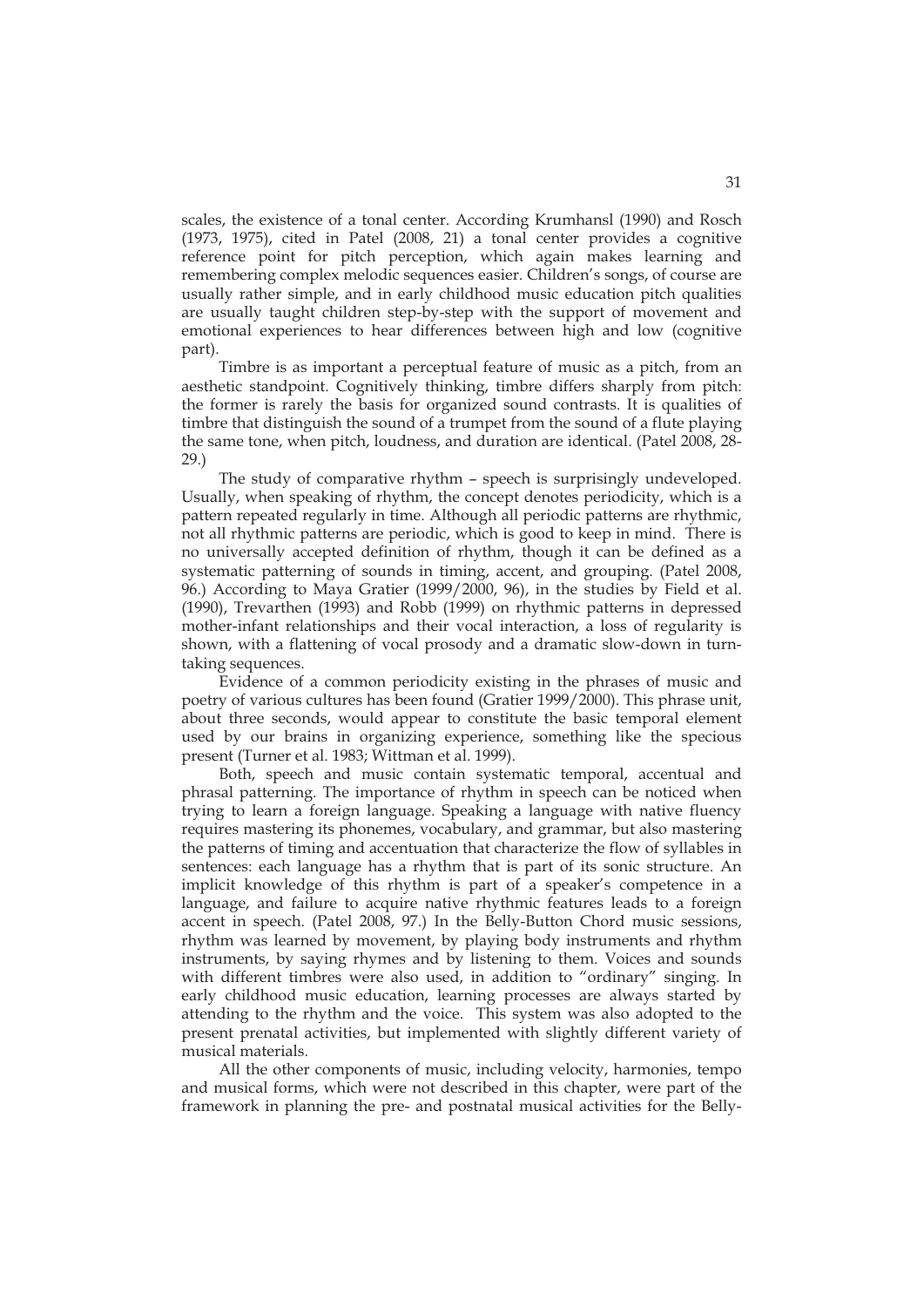scales, the existence of a tonal center. According Krumhansl (1990) and Rosch (1973, 1975), cited in Patel (2008, 21) a tonal center provides a cognitive reference point for pitch perception, which again makes learning and remembering complex melodic sequences easier. Children's songs, of course are usually rather simple, and in early childhood music education pitch qualities are usually taught children step-by-step with the support of movement and emotional experiences to hear differences between high and low (cognitive part).

Timbre is as important a perceptual feature of music as a pitch, from an aesthetic standpoint. Cognitively thinking, timbre differs sharply from pitch: the former is rarely the basis for organized sound contrasts. It is qualities of timbre that distinguish the sound of a trumpet from the sound of a flute playing the same tone, when pitch, loudness, and duration are identical. (Patel 2008, 28-29.)

The study of comparative rhythm – speech is surprisingly undeveloped. Usually, when speaking of rhythm, the concept denotes periodicity, which is a pattern repeated regularly in time. Although all periodic patterns are rhythmic, not all rhythmic patterns are periodic, which is good to keep in mind. There is no universally accepted definition of rhythm, though it can be defined as a systematic patterning of sounds in timing, accent, and grouping. (Patel 2008, 96.) According to Maya Gratier (1999/2000, 96), in the studies by Field et al. (1990), Trevarthen (1993) and Robb (1999) on rhythmic patterns in depressed mother-infant relationships and their vocal interaction, a loss of regularity is shown, with a flattening of vocal prosody and a dramatic slow-down in turn-taking sequences.

Evidence of a common periodicity existing in the phrases of music and poetry of various cultures has been found (Gratier 1999/2000). This phrase unit, about three seconds, would appear to constitute the basic temporal element used by our brains in organizing experience, something like the specious present (Turner et al. 1983; Wittman et al. 1999).

Both, speech and music contain systematic temporal, accentual and phrasal patterning. The importance of rhythm in speech can be noticed when trying to learn a foreign language. Speaking a language with native fluency requires mastering its phonemes, vocabulary, and grammar, but also mastering the patterns of timing and accentuation that characterize the flow of syllables in sentences: each language has a rhythm that is part of its sonic structure. An implicit knowledge of this rhythm is part of a speaker's competence in a language, and failure to acquire native rhythmic features leads to a foreign accent in speech. (Patel 2008, 97.) In the Belly-Button Chord music sessions, rhythm was learned by movement, by playing body instruments and rhythm instruments, by saying rhymes and by listening to them. Voices and sounds with different timbres were also used, in addition to "ordinary" singing. In early childhood music education, learning processes are always started by attending to the rhythm and the voice. This system was also adopted to the present prenatal activities, but implemented with slightly different variety of musical materials.

All the other components of music, including velocity, harmonies, tempo and musical forms, which were not described in this chapter, were part of the framework in planning the pre- and postnatal musical activities for the Belly-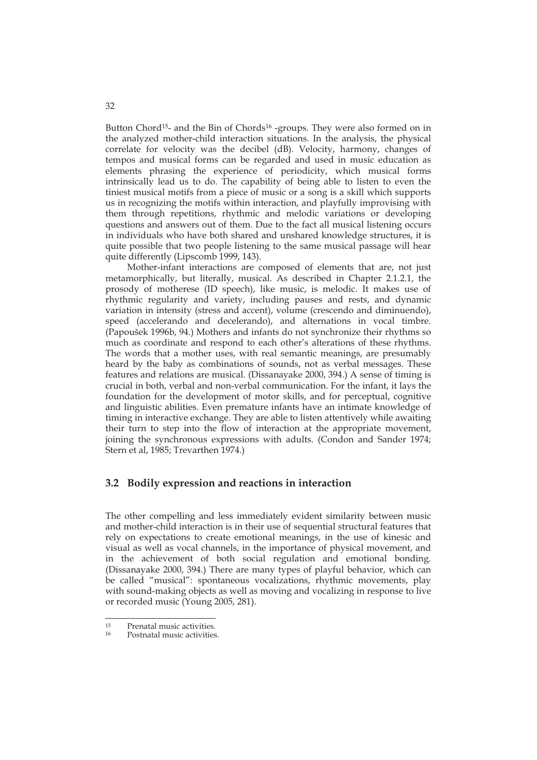Button Chord[15]- and the Bin of Chords[16] -groups. They were also formed on in the analyzed mother-child interaction situations. In the analysis, the physical correlate for velocity was the decibel (dB). Velocity, harmony, changes of tempos and musical forms can be regarded and used in music education as elements phrasing the experience of periodicity, which musical forms intrinsically lead us to do. The capability of being able to listen to even the tiniest musical motifs from a piece of music or a song is a skill which supports us in recognizing the motifs within interaction, and playfully improvising with them through repetitions, rhythmic and melodic variations or developing questions and answers out of them. Due to the fact all musical listening occurs in individuals who have both shared and unshared knowledge structures, it is quite possible that two people listening to the same musical passage will hear quite differently (Lipscomb 1999, 143).

Mother-infant interactions are composed of elements that are, not just metamorphically, but literally, musical. As described in Chapter 2.1.2.1, the prosody of motherese (ID speech), like music, is melodic. It makes use of rhythmic regularity and variety, including pauses and rests, and dynamic variation in intensity (stress and accent), volume (crescendo and diminuendo), speed (accelerando and decelerando), and alternations in vocal timbre. (Papoušek 1996b, 94.) Mothers and infants do not synchronize their rhythms so much as coordinate and respond to each other's alterations of these rhythms. The words that a mother uses, with real semantic meanings, are presumably heard by the baby as combinations of sounds, not as verbal messages. These features and relations are musical. (Dissanayake 2000, 394.) A sense of timing is crucial in both, verbal and non-verbal communication. For the infant, it lays the foundation for the development of motor skills, and for perceptual, cognitive and linguistic abilities. Even premature infants have an intimate knowledge of timing in interactive exchange. They are able to listen attentively while awaiting their turn to step into the flow of interaction at the appropriate movement, joining the synchronous expressions with adults. (Condon and Sander 1974; Stern et al, 1985; Trevarthen 1974.)

## 3.2 Bodily expression and reactions in interaction

The other compelling and less immediately evident similarity between music and mother-child interaction is in their use of sequential structural features that rely on expectations to create emotional meanings, in the use of kinesic and visual as well as vocal channels, in the importance of physical movement, and in the achievement of both social regulation and emotional bonding. (Dissanayake 2000, 394.) There are many types of playful behavior, which can be called "musical": spontaneous vocalizations, rhythmic movements, play with sound-making objects as well as moving and vocalizing in response to live or recorded music (Young 2005, 281).

---

[15] Prenatal music activities.

[16] Postnatal music activities.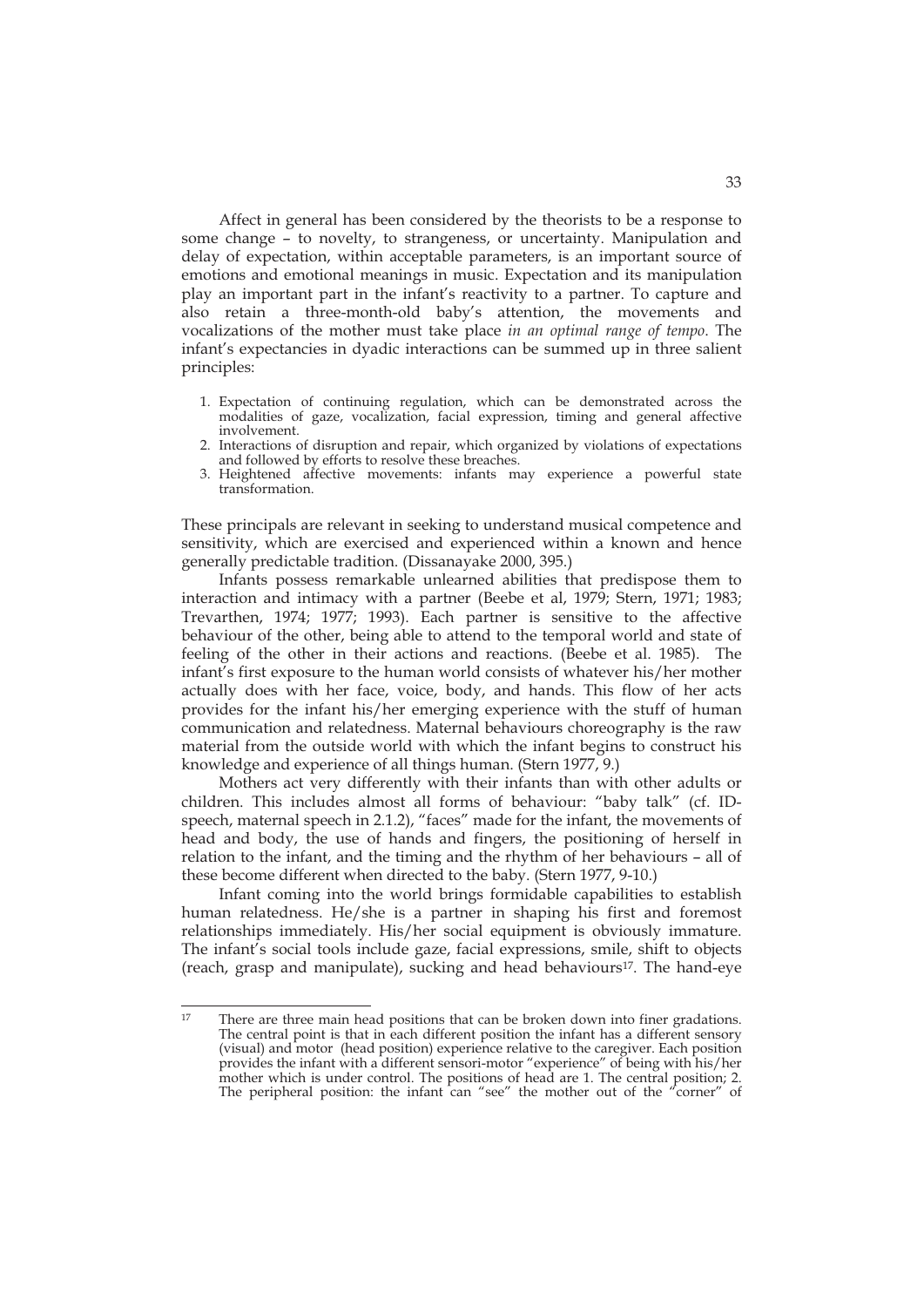Affect in general has been considered by the theorists to be a response to some change – to novelty, to strangeness, or uncertainty. Manipulation and delay of expectation, within acceptable parameters, is an important source of emotions and emotional meanings in music. Expectation and its manipulation play an important part in the infant's reactivity to a partner. To capture and also retain a three-month-old baby's attention, the movements and vocalizations of the mother must take place *in an optimal range of tempo*. The infant's expectancies in dyadic interactions can be summed up in three salient principles:

1. Expectation of continuing regulation, which can be demonstrated across the modalities of gaze, vocalization, facial expression, timing and general affective involvement.
2. Interactions of disruption and repair, which organized by violations of expectations and followed by efforts to resolve these breaches.
3. Heightened affective movements: infants may experience a powerful state transformation.

These principals are relevant in seeking to understand musical competence and sensitivity, which are exercised and experienced within a known and hence generally predictable tradition. (Dissanayake 2000, 395.)

Infants possess remarkable unlearned abilities that predispose them to interaction and intimacy with a partner (Beebe et al, 1979; Stern, 1971; 1983; Trevarthen, 1974; 1977; 1993). Each partner is sensitive to the affective behaviour of the other, being able to attend to the temporal world and state of feeling of the other in their actions and reactions. (Beebe et al. 1985). The infant's first exposure to the human world consists of whatever his/her mother actually does with her face, voice, body, and hands. This flow of her acts provides for the infant his/her emerging experience with the stuff of human communication and relatedness. Maternal behaviours choreography is the raw material from the outside world with which the infant begins to construct his knowledge and experience of all things human. (Stern 1977, 9.)

Mothers act very differently with their infants than with other adults or children. This includes almost all forms of behaviour: "baby talk" (cf. ID-speech, maternal speech in 2.1.2), "faces" made for the infant, the movements of head and body, the use of hands and fingers, the positioning of herself in relation to the infant, and the timing and the rhythm of her behaviours – all of these become different when directed to the baby. (Stern 1977, 9-10.)

Infant coming into the world brings formidable capabilities to establish human relatedness. He/she is a partner in shaping his first and foremost relationships immediately. His/her social equipment is obviously immature. The infant's social tools include gaze, facial expressions, smile, shift to objects (reach, grasp and manipulate), sucking and head behaviours[17]. The hand-eye

---

[17] There are three main head positions that can be broken down into finer gradations. The central point is that in each different position the infant has a different sensory (visual) and motor (head position) experience relative to the caregiver. Each position provides the infant with a different sensori-motor "experience" of being with his/her mother which is under control. The positions of head are 1. The central position; 2. The peripheral position: the infant can "see" the mother out of the "corner" of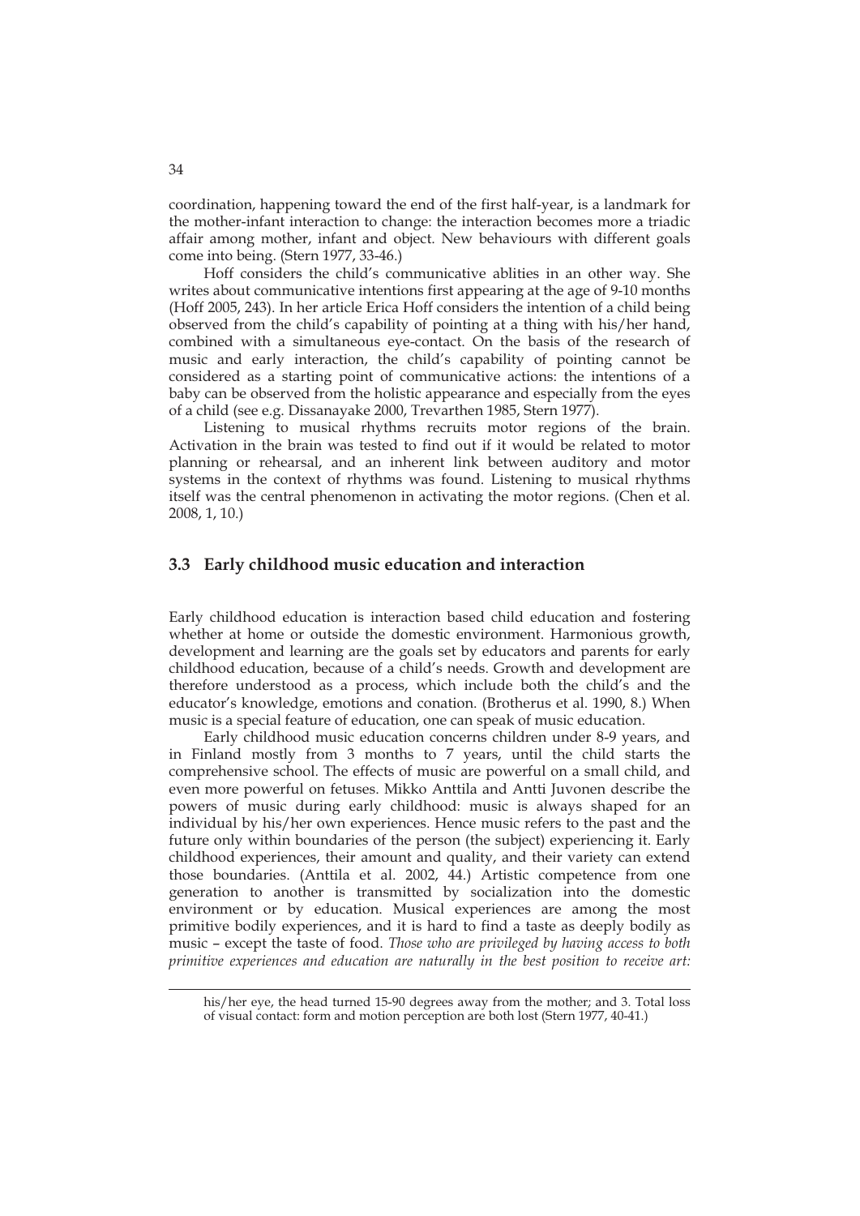coordination, happening toward the end of the first half-year, is a landmark for the mother-infant interaction to change: the interaction becomes more a triadic affair among mother, infant and object. New behaviours with different goals come into being. (Stern 1977, 33-46.)

Hoff considers the child's communicative ablities in an other way. She writes about communicative intentions first appearing at the age of 9-10 months (Hoff 2005, 243). In her article Erica Hoff considers the intention of a child being observed from the child's capability of pointing at a thing with his/her hand, combined with a simultaneous eye-contact. On the basis of the research of music and early interaction, the child's capability of pointing cannot be considered as a starting point of communicative actions: the intentions of a baby can be observed from the holistic appearance and especially from the eyes of a child (see e.g. Dissanayake 2000, Trevarthen 1985, Stern 1977).

Listening to musical rhythms recruits motor regions of the brain. Activation in the brain was tested to find out if it would be related to motor planning or rehearsal, and an inherent link between auditory and motor systems in the context of rhythms was found. Listening to musical rhythms itself was the central phenomenon in activating the motor regions. (Chen et al. 2008, 1, 10.)

## 3.3 Early childhood music education and interaction

Early childhood education is interaction based child education and fostering whether at home or outside the domestic environment. Harmonious growth, development and learning are the goals set by educators and parents for early childhood education, because of a child's needs. Growth and development are therefore understood as a process, which include both the child's and the educator's knowledge, emotions and conation. (Brotherus et al. 1990, 8.) When music is a special feature of education, one can speak of music education.

Early childhood music education concerns children under 8-9 years, and in Finland mostly from 3 months to 7 years, until the child starts the comprehensive school. The effects of music are powerful on a small child, and even more powerful on fetuses. Mikko Anttila and Antti Juvonen describe the powers of music during early childhood: music is always shaped for an individual by his/her own experiences. Hence music refers to the past and the future only within boundaries of the person (the subject) experiencing it. Early childhood experiences, their amount and quality, and their variety can extend those boundaries. (Anttila et al. 2002, 44.) Artistic competence from one generation to another is transmitted by socialization into the domestic environment or by education. Musical experiences are among the most primitive bodily experiences, and it is hard to find a taste as deeply bodily as music – except the taste of food. *Those who are privileged by having access to both primitive experiences and education are naturally in the best position to receive art:*

his/her eye, the head turned 15-90 degrees away from the mother; and 3. Total loss of visual contact: form and motion perception are both lost (Stern 1977, 40-41.)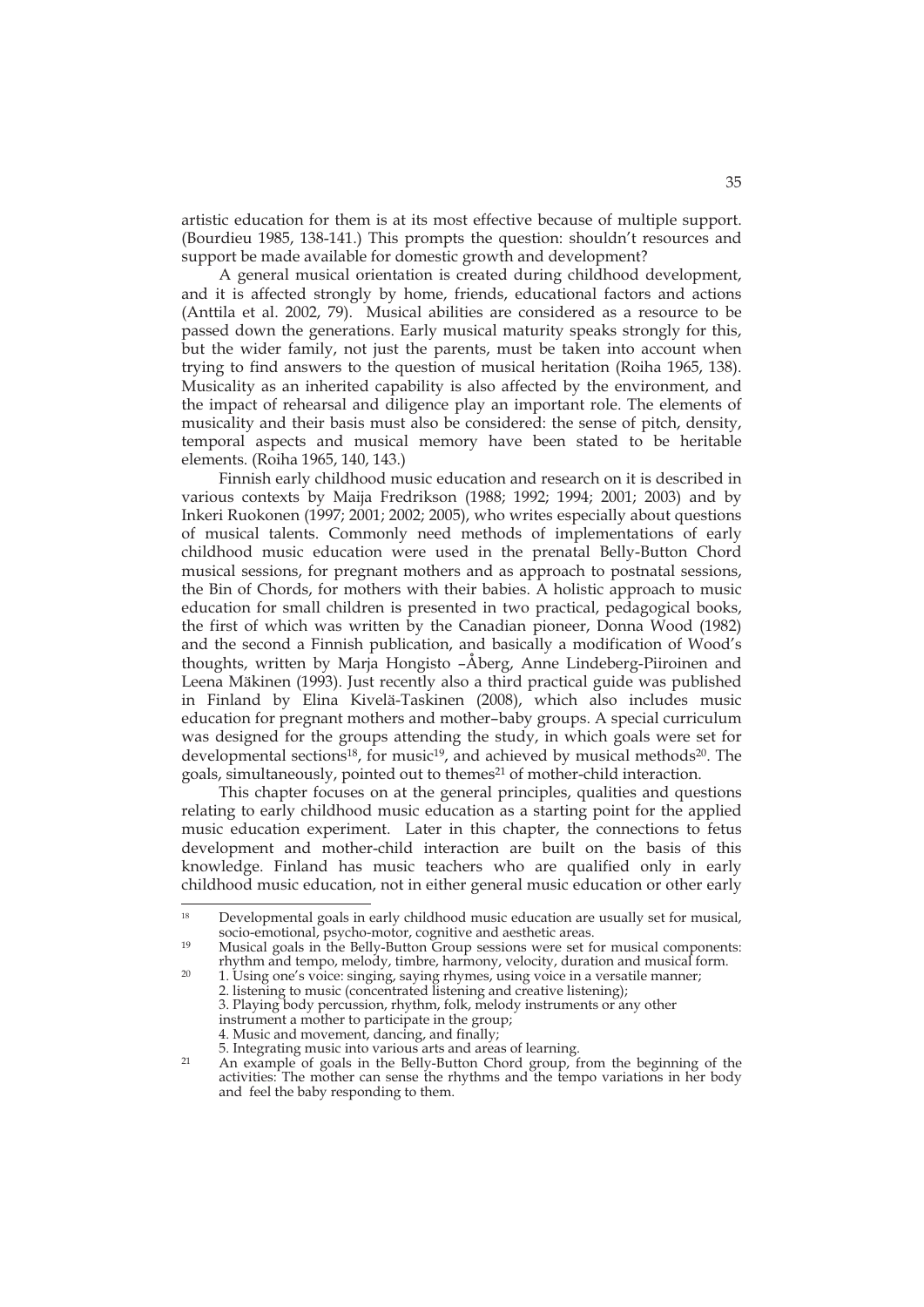artistic education for them is at its most effective because of multiple support. (Bourdieu 1985, 138-141.) This prompts the question: shouldn't resources and support be made available for domestic growth and development?

A general musical orientation is created during childhood development, and it is affected strongly by home, friends, educational factors and actions (Anttila et al. 2002, 79). Musical abilities are considered as a resource to be passed down the generations. Early musical maturity speaks strongly for this, but the wider family, not just the parents, must be taken into account when trying to find answers to the question of musical heritation (Roiha 1965, 138). Musicality as an inherited capability is also affected by the environment, and the impact of rehearsal and diligence play an important role. The elements of musicality and their basis must also be considered: the sense of pitch, density, temporal aspects and musical memory have been stated to be heritable elements. (Roiha 1965, 140, 143.)

Finnish early childhood music education and research on it is described in various contexts by Maija Fredrikson (1988; 1992; 1994; 2001; 2003) and by Inkeri Ruokonen (1997; 2001; 2002; 2005), who writes especially about questions of musical talents. Commonly need methods of implementations of early childhood music education were used in the prenatal Belly-Button Chord musical sessions, for pregnant mothers and as approach to postnatal sessions, the Bin of Chords, for mothers with their babies. A holistic approach to music education for small children is presented in two practical, pedagogical books, the first of which was written by the Canadian pioneer, Donna Wood (1982) and the second a Finnish publication, and basically a modification of Wood's thoughts, written by Marja Hongisto –Åberg, Anne Lindeberg-Piiroinen and Leena Mäkinen (1993). Just recently also a third practical guide was published in Finland by Elina Kivelä-Taskinen (2008), which also includes music education for pregnant mothers and mother–baby groups. A special curriculum was designed for the groups attending the study, in which goals were set for developmental sections[18], for music[19], and achieved by musical methods[20]. The goals, simultaneously, pointed out to themes[21] of mother-child interaction.

This chapter focuses on at the general principles, qualities and questions relating to early childhood music education as a starting point for the applied music education experiment. Later in this chapter, the connections to fetus development and mother-child interaction are built on the basis of this knowledge. Finland has music teachers who are qualified only in early childhood music education, not in either general music education or other early

---

[18] Developmental goals in early childhood music education are usually set for musical, socio-emotional, psycho-motor, cognitive and aesthetic areas.

[19] Musical goals in the Belly-Button Group sessions were set for musical components: rhythm and tempo, melody, timbre, harmony, velocity, duration and musical form.

[20] 1. Using one's voice: singing, saying rhymes, using voice in a versatile manner;
2. listening to music (concentrated listening and creative listening);
3. Playing body percussion, rhythm, folk, melody instruments or any other instrument a mother to participate in the group;
4. Music and movement, dancing, and finally;
5. Integrating music into various arts and areas of learning.

[21] An example of goals in the Belly-Button Chord group, from the beginning of the activities: The mother can sense the rhythms and the tempo variations in her body and feel the baby responding to them.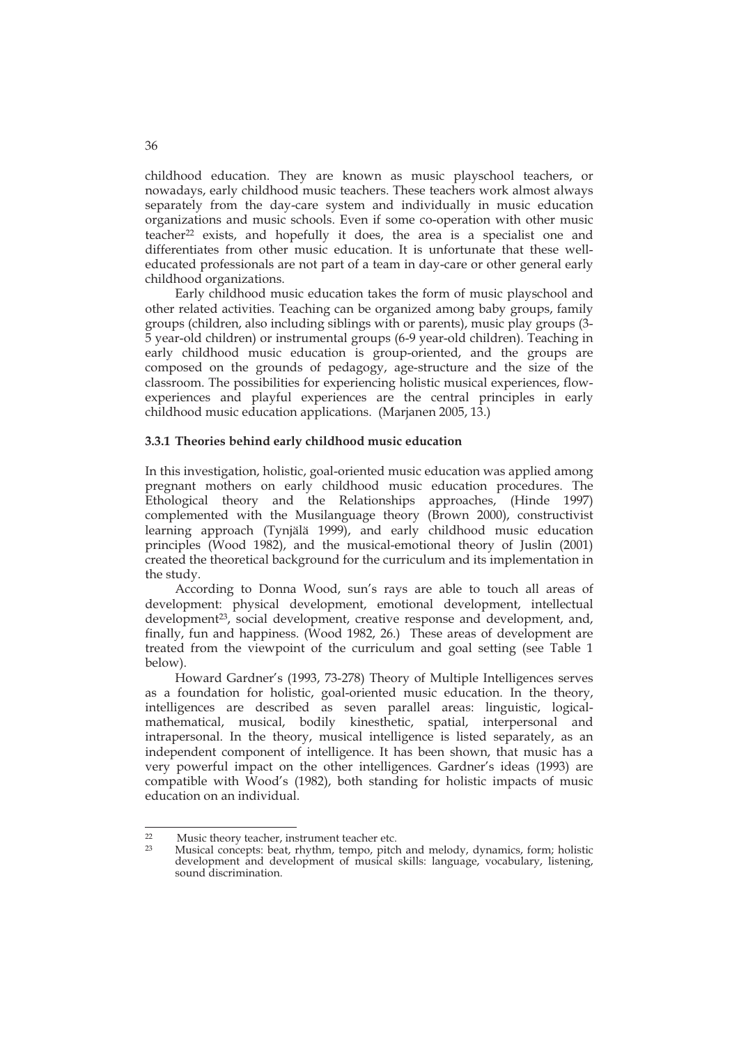childhood education. They are known as music playschool teachers, or nowadays, early childhood music teachers. These teachers work almost always separately from the day-care system and individually in music education organizations and music schools. Even if some co-operation with other music teacher[22] exists, and hopefully it does, the area is a specialist one and differentiates from other music education. It is unfortunate that these well-educated professionals are not part of a team in day-care or other general early childhood organizations.

Early childhood music education takes the form of music playschool and other related activities. Teaching can be organized among baby groups, family groups (children, also including siblings with or parents), music play groups (3-5 year-old children) or instrumental groups (6-9 year-old children). Teaching in early childhood music education is group-oriented, and the groups are composed on the grounds of pedagogy, age-structure and the size of the classroom. The possibilities for experiencing holistic musical experiences, flow-experiences and playful experiences are the central principles in early childhood music education applications. (Marjanen 2005, 13.)

### 3.3.1 Theories behind early childhood music education

In this investigation, holistic, goal-oriented music education was applied among pregnant mothers on early childhood music education procedures. The Ethological theory and the Relationships approaches, (Hinde 1997) complemented with the Musilanguage theory (Brown 2000), constructivist learning approach (Tynjälä 1999), and early childhood music education principles (Wood 1982), and the musical-emotional theory of Juslin (2001) created the theoretical background for the curriculum and its implementation in the study.

According to Donna Wood, sun's rays are able to touch all areas of development: physical development, emotional development, intellectual development[23], social development, creative response and development, and, finally, fun and happiness. (Wood 1982, 26.) These areas of development are treated from the viewpoint of the curriculum and goal setting (see Table 1 below).

Howard Gardner's (1993, 73-278) Theory of Multiple Intelligences serves as a foundation for holistic, goal-oriented music education. In the theory, intelligences are described as seven parallel areas: linguistic, logical-mathematical, musical, bodily kinesthetic, spatial, interpersonal and intrapersonal. In the theory, musical intelligence is listed separately, as an independent component of intelligence. It has been shown, that music has a very powerful impact on the other intelligences. Gardner's ideas (1993) are compatible with Wood's (1982), both standing for holistic impacts of music education on an individual.

---

[22] Music theory teacher, instrument teacher etc.

[23] Musical concepts: beat, rhythm, tempo, pitch and melody, dynamics, form; holistic development and development of musical skills: language, vocabulary, listening, sound discrimination.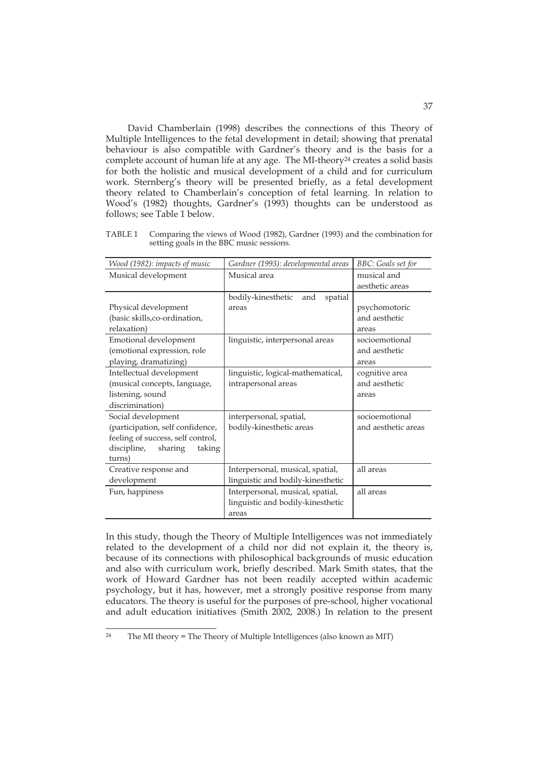David Chamberlain (1998) describes the connections of this Theory of Multiple Intelligences to the fetal development in detail; showing that prenatal behaviour is also compatible with Gardner's theory and is the basis for a complete account of human life at any age. The MI-theory[24] creates a solid basis for both the holistic and musical development of a child and for curriculum work. Sternberg's theory will be presented briefly, as a fetal development theory related to Chamberlain's conception of fetal learning. In relation to Wood's (1982) thoughts, Gardner's (1993) thoughts can be understood as follows; see Table 1 below.

TABLE 1 Comparing the views of Wood (1982), Gardner (1993) and the combination for setting goals in the BBC music sessions.

| *Wood (1982): impacts of music* | *Gardner (1993): developmental areas* | *BBC: Goals set for* |
|---|---|---|
| Musical development | Musical area | musical and aesthetic areas |
| Physical development (basic skills,co-ordination, relaxation) | bodily-kinesthetic and spatial areas | psychomotoric and aesthetic areas |
| Emotional development (emotional expression, role playing, dramatizing) | linguistic, interpersonal areas | socioemotional and aesthetic areas |
| Intellectual development (musical concepts, language, listening, sound discrimination) | linguistic, logical-mathematical, intrapersonal areas | cognitive area and aesthetic areas |
| Social development (participation, self confidence, feeling of success, self control, discipline, sharing taking turns) | interpersonal, spatial, bodily-kinesthetic areas | socioemotional and aesthetic areas |
| Creative response and development | Interpersonal, musical, spatial, linguistic and bodily-kinesthetic | all areas |
| Fun, happiness | Interpersonal, musical, spatial, linguistic and bodily-kinesthetic areas | all areas |

In this study, though the Theory of Multiple Intelligences was not immediately related to the development of a child nor did not explain it, the theory is, because of its connections with philosophical backgrounds of music education and also with curriculum work, briefly described. Mark Smith states, that the work of Howard Gardner has not been readily accepted within academic psychology, but it has, however, met a strongly positive response from many educators. The theory is useful for the purposes of pre-school, higher vocational and adult education initiatives (Smith 2002, 2008.) In relation to the present

[24] The MI theory = The Theory of Multiple Intelligences (also known as MIT)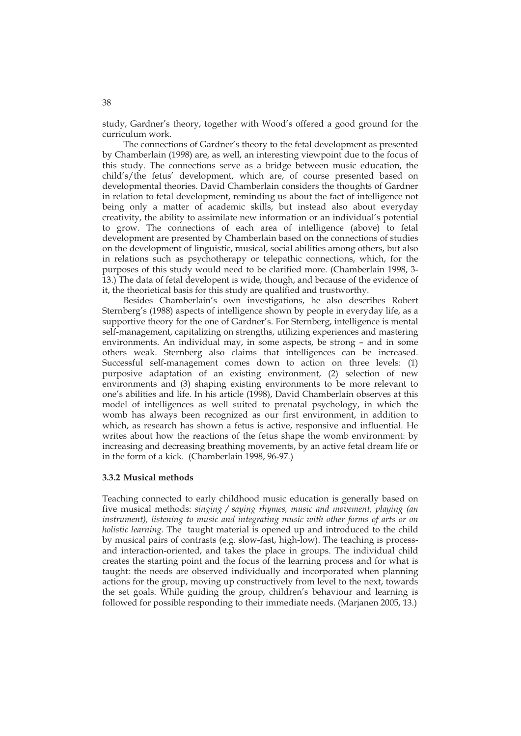study, Gardner's theory, together with Wood's offered a good ground for the curriculum work.

The connections of Gardner's theory to the fetal development as presented by Chamberlain (1998) are, as well, an interesting viewpoint due to the focus of this study. The connections serve as a bridge between music education, the child's/the fetus' development, which are, of course presented based on developmental theories. David Chamberlain considers the thoughts of Gardner in relation to fetal development, reminding us about the fact of intelligence not being only a matter of academic skills, but instead also about everyday creativity, the ability to assimilate new information or an individual's potential to grow. The connections of each area of intelligence (above) to fetal development are presented by Chamberlain based on the connections of studies on the development of linguistic, musical, social abilities among others, but also in relations such as psychotherapy or telepathic connections, which, for the purposes of this study would need to be clarified more. (Chamberlain 1998, 3-13.) The data of fetal developent is wide, though, and because of the evidence of it, the theorietical basis for this study are qualified and trustworthy.

Besides Chamberlain's own investigations, he also describes Robert Sternberg's (1988) aspects of intelligence shown by people in everyday life, as a supportive theory for the one of Gardner's. For Sternberg, intelligence is mental self-management, capitalizing on strengths, utilizing experiences and mastering environments. An individual may, in some aspects, be strong – and in some others weak. Sternberg also claims that intelligences can be increased. Successful self-management comes down to action on three levels: (1) purposive adaptation of an existing environment, (2) selection of new environments and (3) shaping existing environments to be more relevant to one's abilities and life. In his article (1998), David Chamberlain observes at this model of intelligences as well suited to prenatal psychology, in which the womb has always been recognized as our first environment, in addition to which, as research has shown a fetus is active, responsive and influential. He writes about how the reactions of the fetus shape the womb environment: by increasing and decreasing breathing movements, by an active fetal dream life or in the form of a kick. (Chamberlain 1998, 96-97.)

### 3.3.2 Musical methods

Teaching connected to early childhood music education is generally based on five musical methods: *singing / saying rhymes, music and movement, playing (an instrument), listening to music and integrating music with other forms of arts or on holistic learning*. The taught material is opened up and introduced to the child by musical pairs of contrasts (e.g. slow-fast, high-low). The teaching is process- and interaction-oriented, and takes the place in groups. The individual child creates the starting point and the focus of the learning process and for what is taught: the needs are observed individually and incorporated when planning actions for the group, moving up constructively from level to the next, towards the set goals. While guiding the group, children's behaviour and learning is followed for possible responding to their immediate needs. (Marjanen 2005, 13.)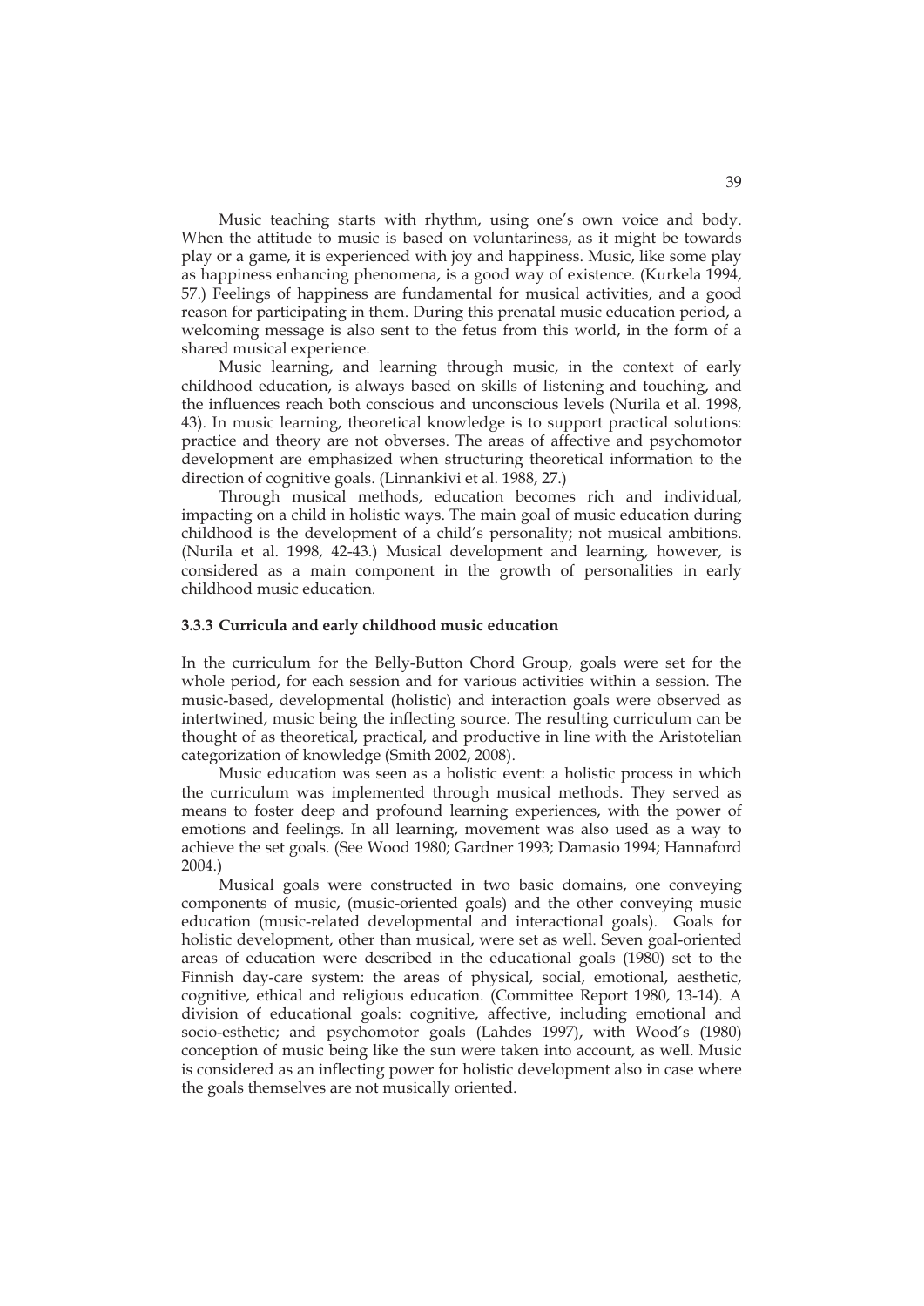Music teaching starts with rhythm, using one's own voice and body. When the attitude to music is based on voluntariness, as it might be towards play or a game, it is experienced with joy and happiness. Music, like some play as happiness enhancing phenomena, is a good way of existence. (Kurkela 1994, 57.) Feelings of happiness are fundamental for musical activities, and a good reason for participating in them. During this prenatal music education period, a welcoming message is also sent to the fetus from this world, in the form of a shared musical experience.

Music learning, and learning through music, in the context of early childhood education, is always based on skills of listening and touching, and the influences reach both conscious and unconscious levels (Nurila et al. 1998, 43). In music learning, theoretical knowledge is to support practical solutions: practice and theory are not obverses. The areas of affective and psychomotor development are emphasized when structuring theoretical information to the direction of cognitive goals. (Linnankivi et al. 1988, 27.)

Through musical methods, education becomes rich and individual, impacting on a child in holistic ways. The main goal of music education during childhood is the development of a child's personality; not musical ambitions. (Nurila et al. 1998, 42-43.) Musical development and learning, however, is considered as a main component in the growth of personalities in early childhood music education.

### 3.3.3 Curricula and early childhood music education

In the curriculum for the Belly-Button Chord Group, goals were set for the whole period, for each session and for various activities within a session. The music-based, developmental (holistic) and interaction goals were observed as intertwined, music being the inflecting source. The resulting curriculum can be thought of as theoretical, practical, and productive in line with the Aristotelian categorization of knowledge (Smith 2002, 2008).

Music education was seen as a holistic event: a holistic process in which the curriculum was implemented through musical methods. They served as means to foster deep and profound learning experiences, with the power of emotions and feelings. In all learning, movement was also used as a way to achieve the set goals. (See Wood 1980; Gardner 1993; Damasio 1994; Hannaford 2004.)

Musical goals were constructed in two basic domains, one conveying components of music, (music-oriented goals) and the other conveying music education (music-related developmental and interactional goals). Goals for holistic development, other than musical, were set as well. Seven goal-oriented areas of education were described in the educational goals (1980) set to the Finnish day-care system: the areas of physical, social, emotional, aesthetic, cognitive, ethical and religious education. (Committee Report 1980, 13-14). A division of educational goals: cognitive, affective, including emotional and socio-esthetic; and psychomotor goals (Lahdes 1997), with Wood's (1980) conception of music being like the sun were taken into account, as well. Music is considered as an inflecting power for holistic development also in case where the goals themselves are not musically oriented.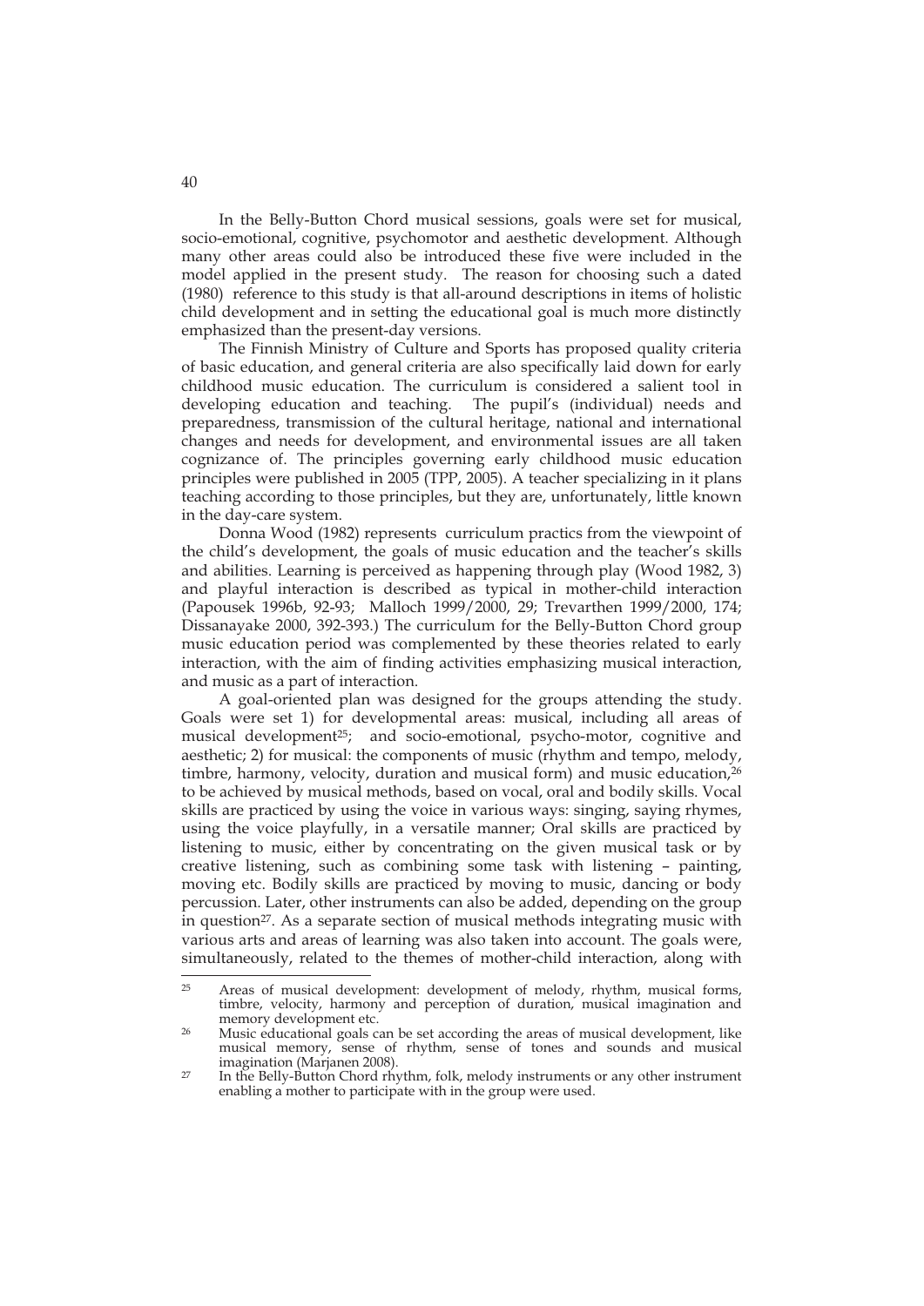In the Belly-Button Chord musical sessions, goals were set for musical, socio-emotional, cognitive, psychomotor and aesthetic development. Although many other areas could also be introduced these five were included in the model applied in the present study. The reason for choosing such a dated (1980) reference to this study is that all-around descriptions in items of holistic child development and in setting the educational goal is much more distinctly emphasized than the present-day versions.

The Finnish Ministry of Culture and Sports has proposed quality criteria of basic education, and general criteria are also specifically laid down for early childhood music education. The curriculum is considered a salient tool in developing education and teaching. The pupil's (individual) needs and preparedness, transmission of the cultural heritage, national and international changes and needs for development, and environmental issues are all taken cognizance of. The principles governing early childhood music education principles were published in 2005 (TPP, 2005). A teacher specializing in it plans teaching according to those principles, but they are, unfortunately, little known in the day-care system.

Donna Wood (1982) represents curriculum practics from the viewpoint of the child's development, the goals of music education and the teacher's skills and abilities. Learning is perceived as happening through play (Wood 1982, 3) and playful interaction is described as typical in mother-child interaction (Papousek 1996b, 92-93; Malloch 1999/2000, 29; Trevarthen 1999/2000, 174; Dissanayake 2000, 392-393.) The curriculum for the Belly-Button Chord group music education period was complemented by these theories related to early interaction, with the aim of finding activities emphasizing musical interaction, and music as a part of interaction.

A goal-oriented plan was designed for the groups attending the study. Goals were set 1) for developmental areas: musical, including all areas of musical development[25]; and socio-emotional, psycho-motor, cognitive and aesthetic; 2) for musical: the components of music (rhythm and tempo, melody, timbre, harmony, velocity, duration and musical form) and music education,[26] to be achieved by musical methods, based on vocal, oral and bodily skills. Vocal skills are practiced by using the voice in various ways: singing, saying rhymes, using the voice playfully, in a versatile manner; Oral skills are practiced by listening to music, either by concentrating on the given musical task or by creative listening, such as combining some task with listening – painting, moving etc. Bodily skills are practiced by moving to music, dancing or body percussion. Later, other instruments can also be added, depending on the group in question[27]. As a separate section of musical methods integrating music with various arts and areas of learning was also taken into account. The goals were, simultaneously, related to the themes of mother-child interaction, along with

---

[25] Areas of musical development: development of melody, rhythm, musical forms, timbre, velocity, harmony and perception of duration, musical imagination and memory development etc.

[26] Music educational goals can be set according the areas of musical development, like musical memory, sense of rhythm, sense of tones and sounds and musical imagination (Marjanen 2008).

[27] In the Belly-Button Chord rhythm, folk, melody instruments or any other instrument enabling a mother to participate with in the group were used.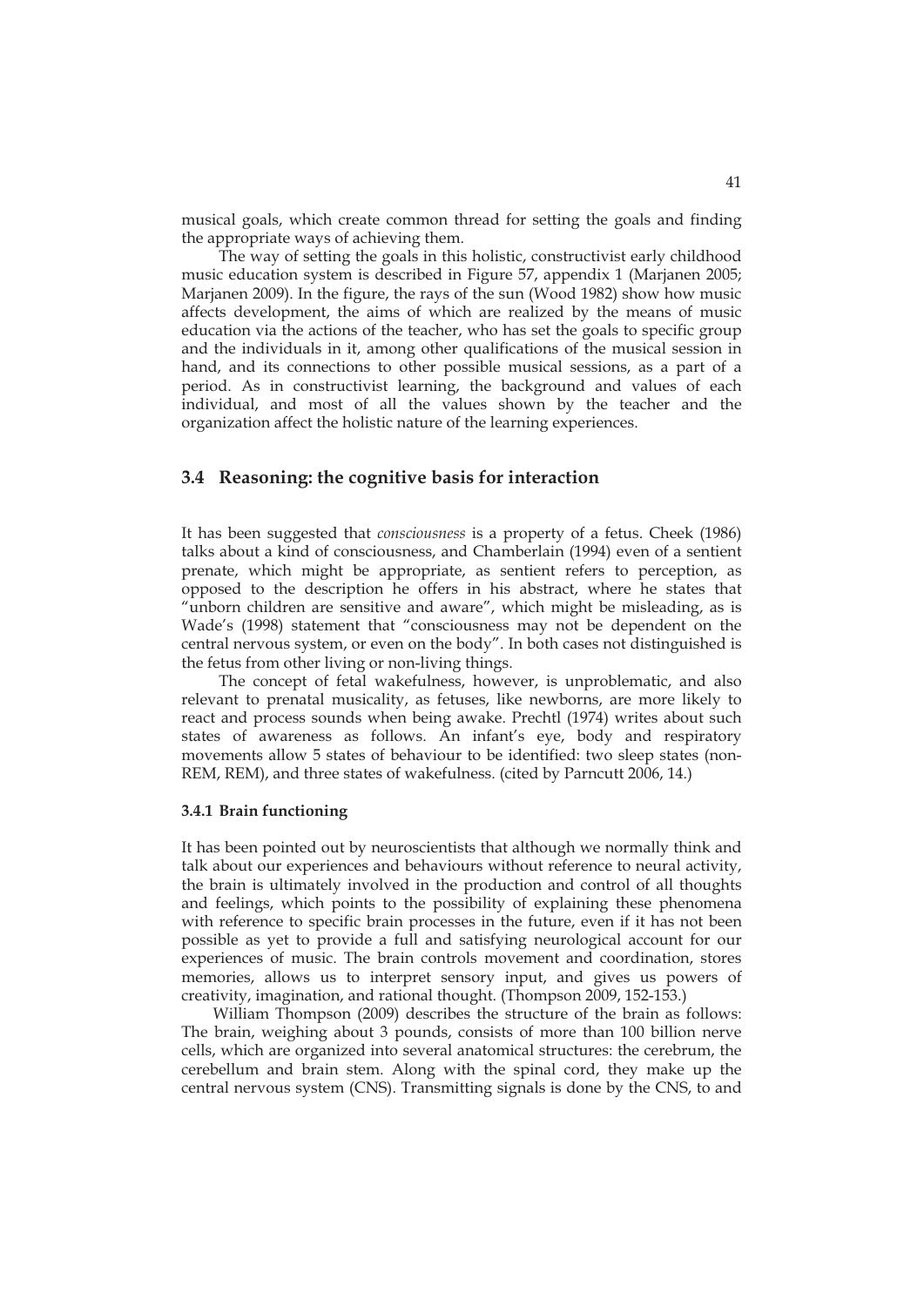musical goals, which create common thread for setting the goals and finding the appropriate ways of achieving them.

The way of setting the goals in this holistic, constructivist early childhood music education system is described in Figure 57, appendix 1 (Marjanen 2005; Marjanen 2009). In the figure, the rays of the sun (Wood 1982) show how music affects development, the aims of which are realized by the means of music education via the actions of the teacher, who has set the goals to specific group and the individuals in it, among other qualifications of the musical session in hand, and its connections to other possible musical sessions, as a part of a period. As in constructivist learning, the background and values of each individual, and most of all the values shown by the teacher and the organization affect the holistic nature of the learning experiences.

## 3.4 Reasoning: the cognitive basis for interaction

It has been suggested that *consciousness* is a property of a fetus. Cheek (1986) talks about a kind of consciousness, and Chamberlain (1994) even of a sentient prenate, which might be appropriate, as sentient refers to perception, as opposed to the description he offers in his abstract, where he states that "unborn children are sensitive and aware", which might be misleading, as is Wade's (1998) statement that "consciousness may not be dependent on the central nervous system, or even on the body". In both cases not distinguished is the fetus from other living or non-living things.

The concept of fetal wakefulness, however, is unproblematic, and also relevant to prenatal musicality, as fetuses, like newborns, are more likely to react and process sounds when being awake. Prechtl (1974) writes about such states of awareness as follows. An infant's eye, body and respiratory movements allow 5 states of behaviour to be identified: two sleep states (non-REM, REM), and three states of wakefulness. (cited by Parncutt 2006, 14.)

### 3.4.1 Brain functioning

It has been pointed out by neuroscientists that although we normally think and talk about our experiences and behaviours without reference to neural activity, the brain is ultimately involved in the production and control of all thoughts and feelings, which points to the possibility of explaining these phenomena with reference to specific brain processes in the future, even if it has not been possible as yet to provide a full and satisfying neurological account for our experiences of music. The brain controls movement and coordination, stores memories, allows us to interpret sensory input, and gives us powers of creativity, imagination, and rational thought. (Thompson 2009, 152-153.)

William Thompson (2009) describes the structure of the brain as follows: The brain, weighing about 3 pounds, consists of more than 100 billion nerve cells, which are organized into several anatomical structures: the cerebrum, the cerebellum and brain stem. Along with the spinal cord, they make up the central nervous system (CNS). Transmitting signals is done by the CNS, to and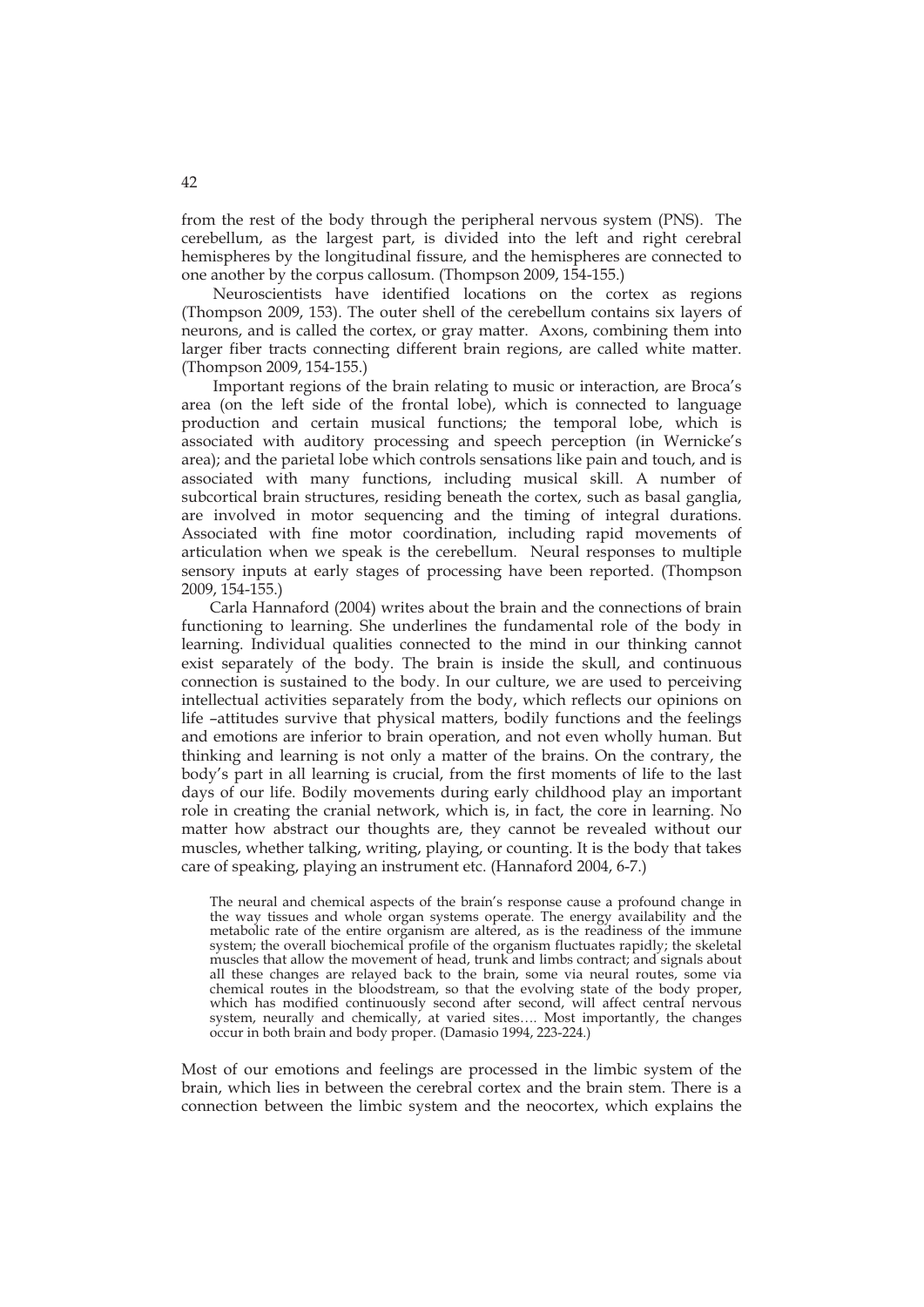from the rest of the body through the peripheral nervous system (PNS). The cerebellum, as the largest part, is divided into the left and right cerebral hemispheres by the longitudinal fissure, and the hemispheres are connected to one another by the corpus callosum. (Thompson 2009, 154-155.)

Neuroscientists have identified locations on the cortex as regions (Thompson 2009, 153). The outer shell of the cerebellum contains six layers of neurons, and is called the cortex, or gray matter. Axons, combining them into larger fiber tracts connecting different brain regions, are called white matter. (Thompson 2009, 154-155.)

Important regions of the brain relating to music or interaction, are Broca's area (on the left side of the frontal lobe), which is connected to language production and certain musical functions; the temporal lobe, which is associated with auditory processing and speech perception (in Wernicke's area); and the parietal lobe which controls sensations like pain and touch, and is associated with many functions, including musical skill. A number of subcortical brain structures, residing beneath the cortex, such as basal ganglia, are involved in motor sequencing and the timing of integral durations. Associated with fine motor coordination, including rapid movements of articulation when we speak is the cerebellum. Neural responses to multiple sensory inputs at early stages of processing have been reported. (Thompson 2009, 154-155.)

Carla Hannaford (2004) writes about the brain and the connections of brain functioning to learning. She underlines the fundamental role of the body in learning. Individual qualities connected to the mind in our thinking cannot exist separately of the body. The brain is inside the skull, and continuous connection is sustained to the body. In our culture, we are used to perceiving intellectual activities separately from the body, which reflects our opinions on life –attitudes survive that physical matters, bodily functions and the feelings and emotions are inferior to brain operation, and not even wholly human. But thinking and learning is not only a matter of the brains. On the contrary, the body's part in all learning is crucial, from the first moments of life to the last days of our life. Bodily movements during early childhood play an important role in creating the cranial network, which is, in fact, the core in learning. No matter how abstract our thoughts are, they cannot be revealed without our muscles, whether talking, writing, playing, or counting. It is the body that takes care of speaking, playing an instrument etc. (Hannaford 2004, 6-7.)

> The neural and chemical aspects of the brain's response cause a profound change in the way tissues and whole organ systems operate. The energy availability and the metabolic rate of the entire organism are altered, as is the readiness of the immune system; the overall biochemical profile of the organism fluctuates rapidly; the skeletal muscles that allow the movement of head, trunk and limbs contract; and signals about all these changes are relayed back to the brain, some via neural routes, some via chemical routes in the bloodstream, so that the evolving state of the body proper, which has modified continuously second after second, will affect central nervous system, neurally and chemically, at varied sites…. Most importantly, the changes occur in both brain and body proper. (Damasio 1994, 223-224.)

Most of our emotions and feelings are processed in the limbic system of the brain, which lies in between the cerebral cortex and the brain stem. There is a connection between the limbic system and the neocortex, which explains the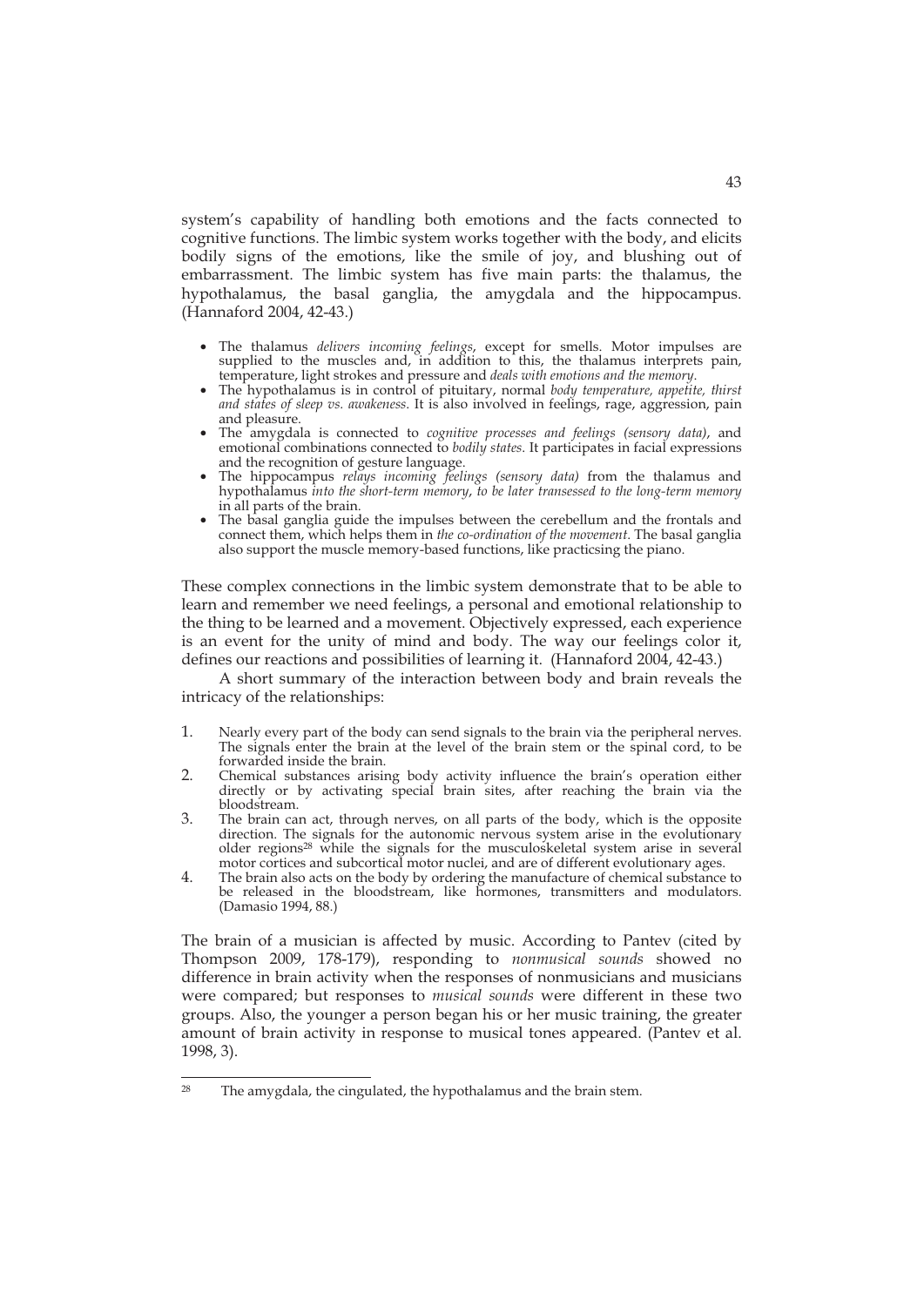system's capability of handling both emotions and the facts connected to cognitive functions. The limbic system works together with the body, and elicits bodily signs of the emotions, like the smile of joy, and blushing out of embarrassment. The limbic system has five main parts: the thalamus, the hypothalamus, the basal ganglia, the amygdala and the hippocampus. (Hannaford 2004, 42-43.)

- The thalamus *delivers incoming feelings*, except for smells. Motor impulses are supplied to the muscles and, in addition to this, the thalamus interprets pain, temperature, light strokes and pressure and *deals with emotions and the memory*.
- The hypothalamus is in control of pituitary, normal *body temperature, appetite, thirst and states of sleep vs. awakeness*. It is also involved in feelings, rage, aggression, pain and pleasure.
- The amygdala is connected to *cognitive processes and feelings (sensory data)*, and emotional combinations connected to *bodily states*. It participates in facial expressions and the recognition of gesture language.
- The hippocampus *relays incoming feelings (sensory data)* from the thalamus and hypothalamus *into the short-term memory, to be later transessed to the long-term memory* in all parts of the brain.
- The basal ganglia guide the impulses between the cerebellum and the frontals and connect them, which helps them in *the co-ordination of the movement*. The basal ganglia also support the muscle memory-based functions, like practicsing the piano.

These complex connections in the limbic system demonstrate that to be able to learn and remember we need feelings, a personal and emotional relationship to the thing to be learned and a movement. Objectively expressed, each experience is an event for the unity of mind and body. The way our feelings color it, defines our reactions and possibilities of learning it. (Hannaford 2004, 42-43.)

A short summary of the interaction between body and brain reveals the intricacy of the relationships:

1. Nearly every part of the body can send signals to the brain via the peripheral nerves. The signals enter the brain at the level of the brain stem or the spinal cord, to be forwarded inside the brain.
2. Chemical substances arising body activity influence the brain's operation either directly or by activating special brain sites, after reaching the brain via the bloodstream.
3. The brain can act, through nerves, on all parts of the body, which is the opposite direction. The signals for the autonomic nervous system arise in the evolutionary older regions[28] while the signals for the musculoskeletal system arise in several motor cortices and subcortical motor nuclei, and are of different evolutionary ages.
4. The brain also acts on the body by ordering the manufacture of chemical substance to be released in the bloodstream, like hormones, transmitters and modulators. (Damasio 1994, 88.)

The brain of a musician is affected by music. According to Pantev (cited by Thompson 2009, 178-179), responding to *nonmusical sounds* showed no difference in brain activity when the responses of nonmusicians and musicians were compared; but responses to *musical sounds* were different in these two groups. Also, the younger a person began his or her music training, the greater amount of brain activity in response to musical tones appeared. (Pantev et al. 1998, 3).

[28] The amygdala, the cingulated, the hypothalamus and the brain stem.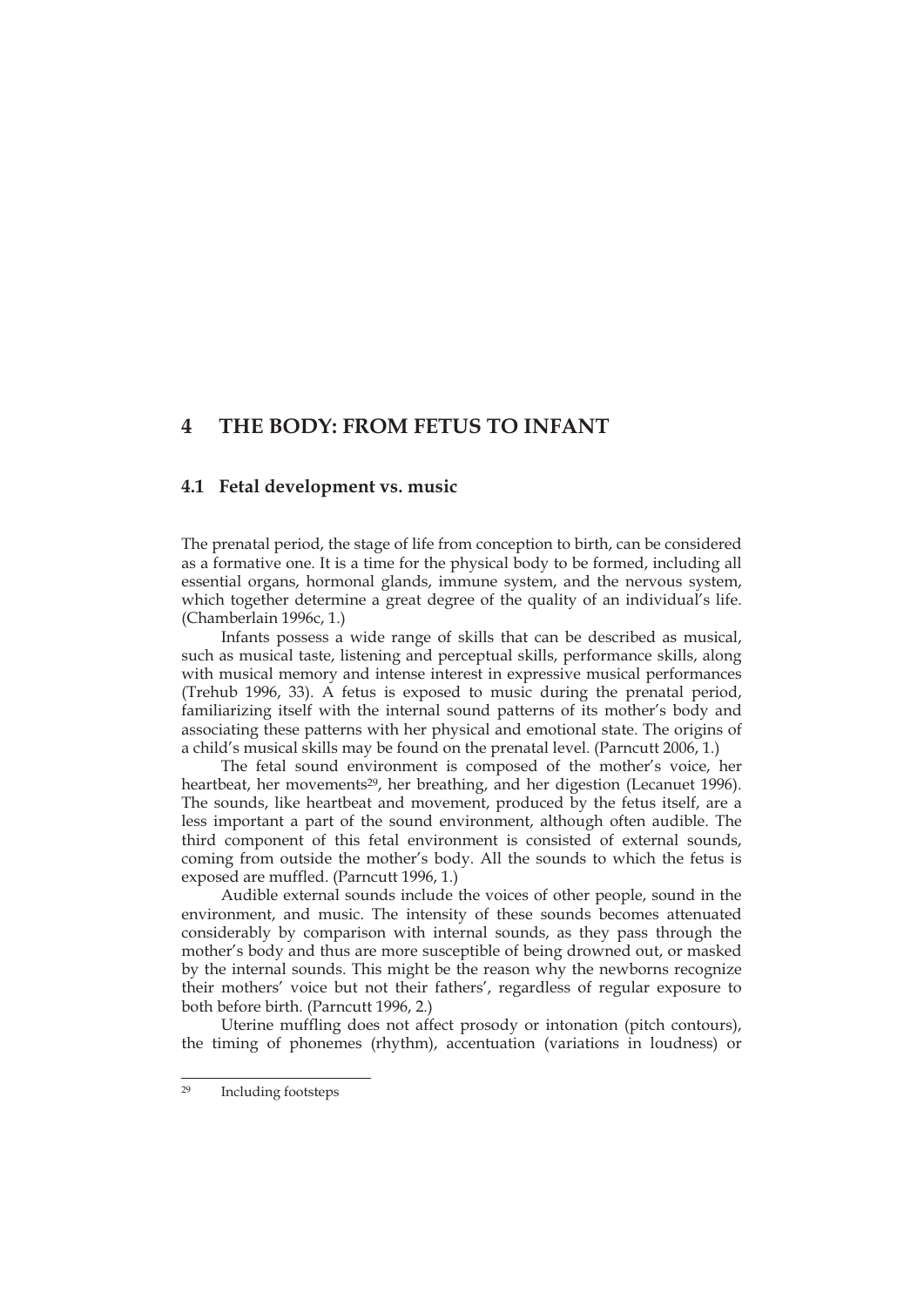# 4 THE BODY: FROM FETUS TO INFANT

## 4.1 Fetal development vs. music

The prenatal period, the stage of life from conception to birth, can be considered as a formative one. It is a time for the physical body to be formed, including all essential organs, hormonal glands, immune system, and the nervous system, which together determine a great degree of the quality of an individual's life. (Chamberlain 1996c, 1.)

Infants possess a wide range of skills that can be described as musical, such as musical taste, listening and perceptual skills, performance skills, along with musical memory and intense interest in expressive musical performances (Trehub 1996, 33). A fetus is exposed to music during the prenatal period, familiarizing itself with the internal sound patterns of its mother's body and associating these patterns with her physical and emotional state. The origins of a child's musical skills may be found on the prenatal level. (Parncutt 2006, 1.)

The fetal sound environment is composed of the mother's voice, her heartbeat, her movements[29], her breathing, and her digestion (Lecanuet 1996). The sounds, like heartbeat and movement, produced by the fetus itself, are a less important a part of the sound environment, although often audible. The third component of this fetal environment is consisted of external sounds, coming from outside the mother's body. All the sounds to which the fetus is exposed are muffled. (Parncutt 1996, 1.)

Audible external sounds include the voices of other people, sound in the environment, and music. The intensity of these sounds becomes attenuated considerably by comparison with internal sounds, as they pass through the mother's body and thus are more susceptible of being drowned out, or masked by the internal sounds. This might be the reason why the newborns recognize their mothers' voice but not their fathers', regardless of regular exposure to both before birth. (Parncutt 1996, 2.)

Uterine muffling does not affect prosody or intonation (pitch contours), the timing of phonemes (rhythm), accentuation (variations in loudness) or

[29] Including footsteps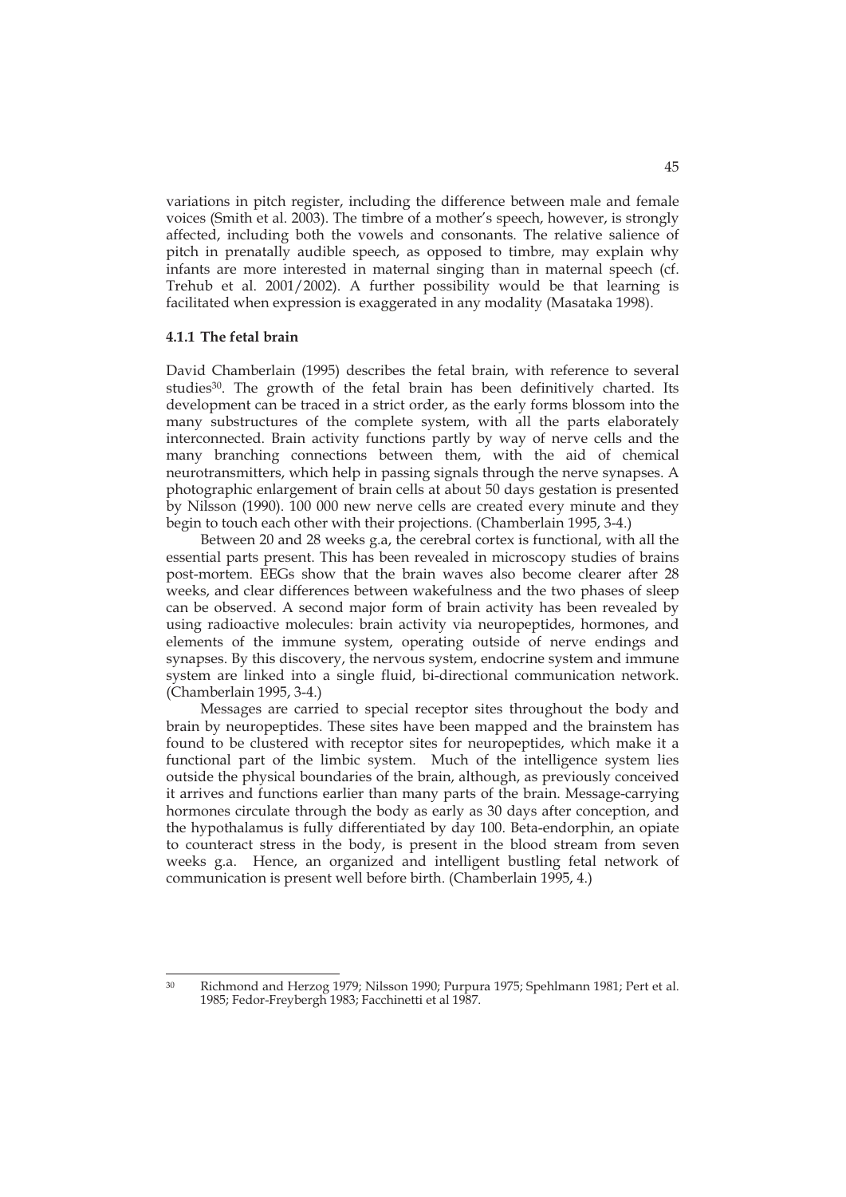variations in pitch register, including the difference between male and female voices (Smith et al. 2003). The timbre of a mother's speech, however, is strongly affected, including both the vowels and consonants. The relative salience of pitch in prenatally audible speech, as opposed to timbre, may explain why infants are more interested in maternal singing than in maternal speech (cf. Trehub et al. 2001/2002). A further possibility would be that learning is facilitated when expression is exaggerated in any modality (Masataka 1998).

### 4.1.1 The fetal brain

David Chamberlain (1995) describes the fetal brain, with reference to several studies[30]. The growth of the fetal brain has been definitively charted. Its development can be traced in a strict order, as the early forms blossom into the many substructures of the complete system, with all the parts elaborately interconnected. Brain activity functions partly by way of nerve cells and the many branching connections between them, with the aid of chemical neurotransmitters, which help in passing signals through the nerve synapses. A photographic enlargement of brain cells at about 50 days gestation is presented by Nilsson (1990). 100 000 new nerve cells are created every minute and they begin to touch each other with their projections. (Chamberlain 1995, 3-4.)

Between 20 and 28 weeks g.a, the cerebral cortex is functional, with all the essential parts present. This has been revealed in microscopy studies of brains post-mortem. EEGs show that the brain waves also become clearer after 28 weeks, and clear differences between wakefulness and the two phases of sleep can be observed. A second major form of brain activity has been revealed by using radioactive molecules: brain activity via neuropeptides, hormones, and elements of the immune system, operating outside of nerve endings and synapses. By this discovery, the nervous system, endocrine system and immune system are linked into a single fluid, bi-directional communication network. (Chamberlain 1995, 3-4.)

Messages are carried to special receptor sites throughout the body and brain by neuropeptides. These sites have been mapped and the brainstem has found to be clustered with receptor sites for neuropeptides, which make it a functional part of the limbic system. Much of the intelligence system lies outside the physical boundaries of the brain, although, as previously conceived it arrives and functions earlier than many parts of the brain. Message-carrying hormones circulate through the body as early as 30 days after conception, and the hypothalamus is fully differentiated by day 100. Beta-endorphin, an opiate to counteract stress in the body, is present in the blood stream from seven weeks g.a. Hence, an organized and intelligent bustling fetal network of communication is present well before birth. (Chamberlain 1995, 4.)

---

[30] Richmond and Herzog 1979; Nilsson 1990; Purpura 1975; Spehlmann 1981; Pert et al. 1985; Fedor-Freybergh 1983; Facchinetti et al 1987.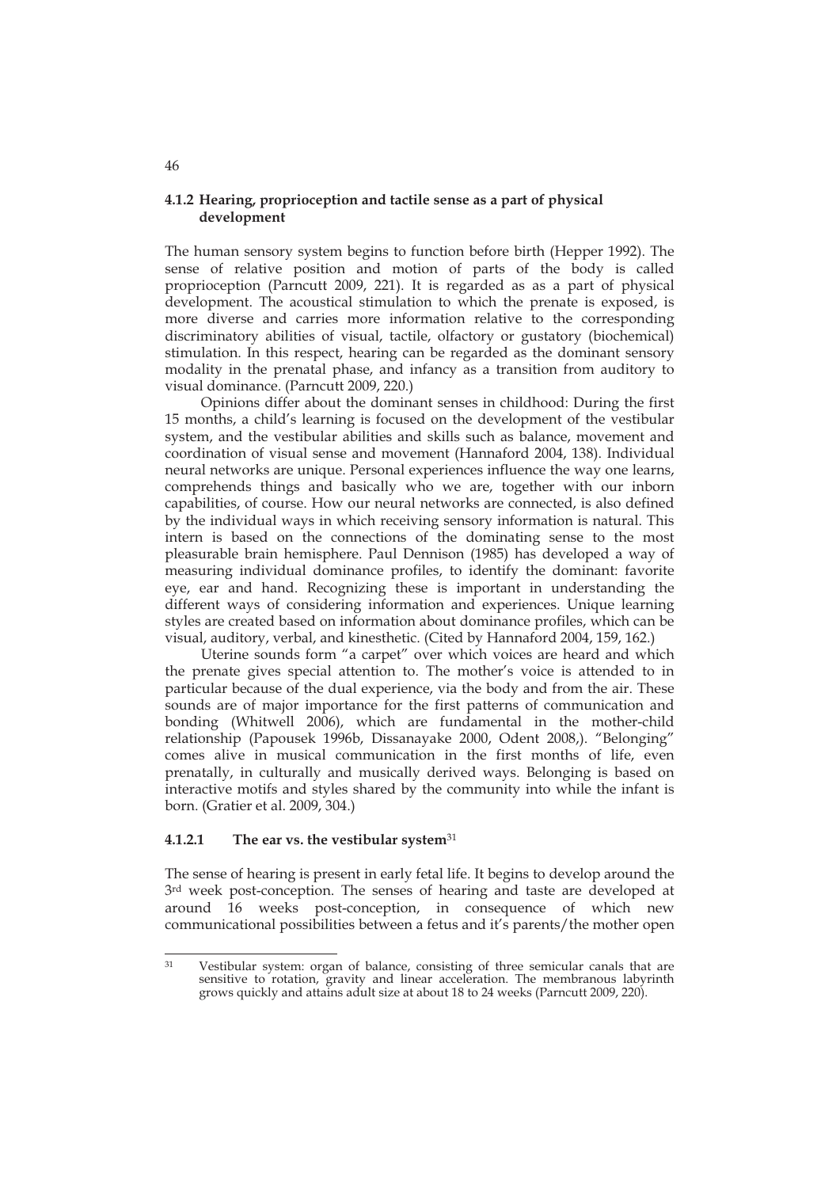### 4.1.2 Hearing, proprioception and tactile sense as a part of physical development

The human sensory system begins to function before birth (Hepper 1992). The sense of relative position and motion of parts of the body is called proprioception (Parncutt 2009, 221). It is regarded as as a part of physical development. The acoustical stimulation to which the prenate is exposed, is more diverse and carries more information relative to the corresponding discriminatory abilities of visual, tactile, olfactory or gustatory (biochemical) stimulation. In this respect, hearing can be regarded as the dominant sensory modality in the prenatal phase, and infancy as a transition from auditory to visual dominance. (Parncutt 2009, 220.)

Opinions differ about the dominant senses in childhood: During the first 15 months, a child's learning is focused on the development of the vestibular system, and the vestibular abilities and skills such as balance, movement and coordination of visual sense and movement (Hannaford 2004, 138). Individual neural networks are unique. Personal experiences influence the way one learns, comprehends things and basically who we are, together with our inborn capabilities, of course. How our neural networks are connected, is also defined by the individual ways in which receiving sensory information is natural. This intern is based on the connections of the dominating sense to the most pleasurable brain hemisphere. Paul Dennison (1985) has developed a way of measuring individual dominance profiles, to identify the dominant: favorite eye, ear and hand. Recognizing these is important in understanding the different ways of considering information and experiences. Unique learning styles are created based on information about dominance profiles, which can be visual, auditory, verbal, and kinesthetic. (Cited by Hannaford 2004, 159, 162.)

Uterine sounds form "a carpet" over which voices are heard and which the prenate gives special attention to. The mother's voice is attended to in particular because of the dual experience, via the body and from the air. These sounds are of major importance for the first patterns of communication and bonding (Whitwell 2006), which are fundamental in the mother-child relationship (Papousek 1996b, Dissanayake 2000, Odent 2008,). "Belonging" comes alive in musical communication in the first months of life, even prenatally, in culturally and musically derived ways. Belonging is based on interactive motifs and styles shared by the community into while the infant is born. (Gratier et al. 2009, 304.)

#### 4.1.2.1 The ear vs. the vestibular system[31]

The sense of hearing is present in early fetal life. It begins to develop around the 3rd week post-conception. The senses of hearing and taste are developed at around 16 weeks post-conception, in consequence of which new communicational possibilities between a fetus and it's parents/the mother open

---

[31] Vestibular system: organ of balance, consisting of three semicular canals that are sensitive to rotation, gravity and linear acceleration. The membranous labyrinth grows quickly and attains adult size at about 18 to 24 weeks (Parncutt 2009, 220).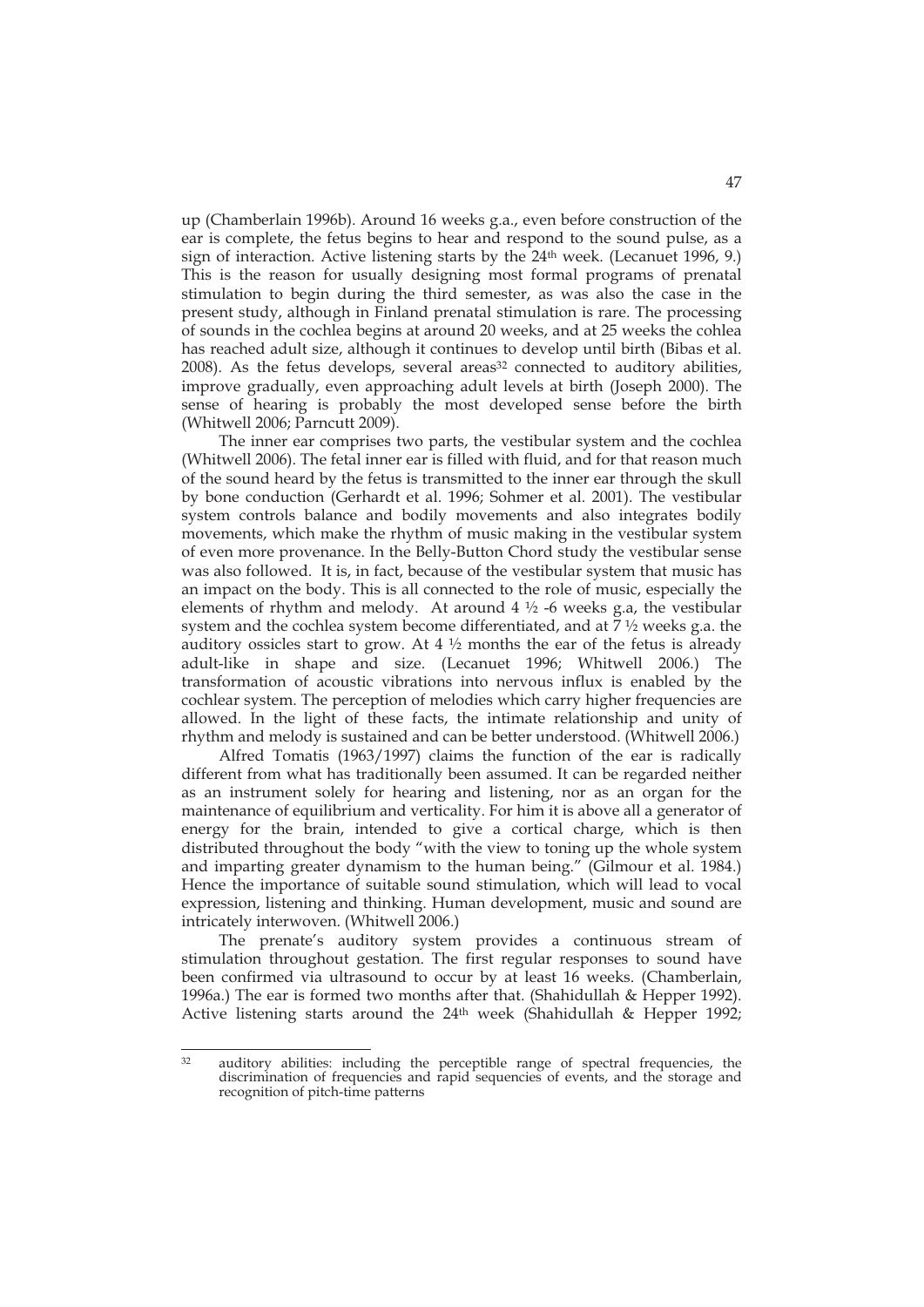up (Chamberlain 1996b). Around 16 weeks g.a., even before construction of the ear is complete, the fetus begins to hear and respond to the sound pulse, as a sign of interaction. Active listening starts by the 24th week. (Lecanuet 1996, 9.) This is the reason for usually designing most formal programs of prenatal stimulation to begin during the third semester, as was also the case in the present study, although in Finland prenatal stimulation is rare. The processing of sounds in the cochlea begins at around 20 weeks, and at 25 weeks the cohlea has reached adult size, although it continues to develop until birth (Bibas et al. 2008). As the fetus develops, several areas[32] connected to auditory abilities, improve gradually, even approaching adult levels at birth (Joseph 2000). The sense of hearing is probably the most developed sense before the birth (Whitwell 2006; Parncutt 2009).

The inner ear comprises two parts, the vestibular system and the cochlea (Whitwell 2006). The fetal inner ear is filled with fluid, and for that reason much of the sound heard by the fetus is transmitted to the inner ear through the skull by bone conduction (Gerhardt et al. 1996; Sohmer et al. 2001). The vestibular system controls balance and bodily movements and also integrates bodily movements, which make the rhythm of music making in the vestibular system of even more provenance. In the Belly-Button Chord study the vestibular sense was also followed. It is, in fact, because of the vestibular system that music has an impact on the body. This is all connected to the role of music, especially the elements of rhythm and melody. At around 4 ½ -6 weeks g.a, the vestibular system and the cochlea system become differentiated, and at 7 ½ weeks g.a. the auditory ossicles start to grow. At 4 ½ months the ear of the fetus is already adult-like in shape and size. (Lecanuet 1996; Whitwell 2006.) The transformation of acoustic vibrations into nervous influx is enabled by the cochlear system. The perception of melodies which carry higher frequencies are allowed. In the light of these facts, the intimate relationship and unity of rhythm and melody is sustained and can be better understood. (Whitwell 2006.)

Alfred Tomatis (1963/1997) claims the function of the ear is radically different from what has traditionally been assumed. It can be regarded neither as an instrument solely for hearing and listening, nor as an organ for the maintenance of equilibrium and verticality. For him it is above all a generator of energy for the brain, intended to give a cortical charge, which is then distributed throughout the body "with the view to toning up the whole system and imparting greater dynamism to the human being." (Gilmour et al. 1984.) Hence the importance of suitable sound stimulation, which will lead to vocal expression, listening and thinking. Human development, music and sound are intricately interwoven. (Whitwell 2006.)

The prenate's auditory system provides a continuous stream of stimulation throughout gestation. The first regular responses to sound have been confirmed via ultrasound to occur by at least 16 weeks. (Chamberlain, 1996a.) The ear is formed two months after that. (Shahidullah & Hepper 1992). Active listening starts around the 24th week (Shahidullah & Hepper 1992;

---

[32] auditory abilities: including the perceptible range of spectral frequencies, the discrimination of frequencies and rapid sequencies of events, and the storage and recognition of pitch-time patterns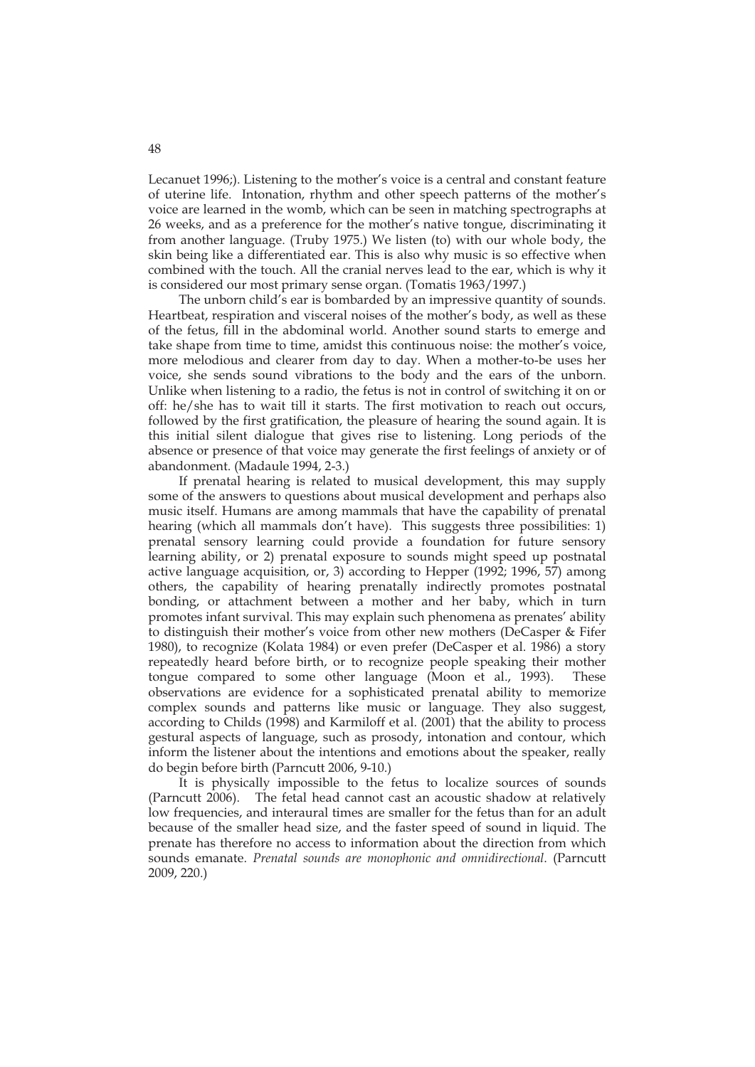Lecanuet 1996;). Listening to the mother's voice is a central and constant feature of uterine life. Intonation, rhythm and other speech patterns of the mother's voice are learned in the womb, which can be seen in matching spectrographs at 26 weeks, and as a preference for the mother's native tongue, discriminating it from another language. (Truby 1975.) We listen (to) with our whole body, the skin being like a differentiated ear. This is also why music is so effective when combined with the touch. All the cranial nerves lead to the ear, which is why it is considered our most primary sense organ. (Tomatis 1963/1997.)

The unborn child's ear is bombarded by an impressive quantity of sounds. Heartbeat, respiration and visceral noises of the mother's body, as well as these of the fetus, fill in the abdominal world. Another sound starts to emerge and take shape from time to time, amidst this continuous noise: the mother's voice, more melodious and clearer from day to day. When a mother-to-be uses her voice, she sends sound vibrations to the body and the ears of the unborn. Unlike when listening to a radio, the fetus is not in control of switching it on or off: he/she has to wait till it starts. The first motivation to reach out occurs, followed by the first gratification, the pleasure of hearing the sound again. It is this initial silent dialogue that gives rise to listening. Long periods of the absence or presence of that voice may generate the first feelings of anxiety or of abandonment. (Madaule 1994, 2-3.)

If prenatal hearing is related to musical development, this may supply some of the answers to questions about musical development and perhaps also music itself. Humans are among mammals that have the capability of prenatal hearing (which all mammals don't have). This suggests three possibilities: 1) prenatal sensory learning could provide a foundation for future sensory learning ability, or 2) prenatal exposure to sounds might speed up postnatal active language acquisition, or, 3) according to Hepper (1992; 1996, 57) among others, the capability of hearing prenatally indirectly promotes postnatal bonding, or attachment between a mother and her baby, which in turn promotes infant survival. This may explain such phenomena as prenates' ability to distinguish their mother's voice from other new mothers (DeCasper & Fifer 1980), to recognize (Kolata 1984) or even prefer (DeCasper et al. 1986) a story repeatedly heard before birth, or to recognize people speaking their mother tongue compared to some other language (Moon et al., 1993). These observations are evidence for a sophisticated prenatal ability to memorize complex sounds and patterns like music or language. They also suggest, according to Childs (1998) and Karmiloff et al. (2001) that the ability to process gestural aspects of language, such as prosody, intonation and contour, which inform the listener about the intentions and emotions about the speaker, really do begin before birth (Parncutt 2006, 9-10.)

It is physically impossible to the fetus to localize sources of sounds (Parncutt 2006). The fetal head cannot cast an acoustic shadow at relatively low frequencies, and interaural times are smaller for the fetus than for an adult because of the smaller head size, and the faster speed of sound in liquid. The prenate has therefore no access to information about the direction from which sounds emanate. *Prenatal sounds are monophonic and omnidirectional*. (Parncutt 2009, 220.)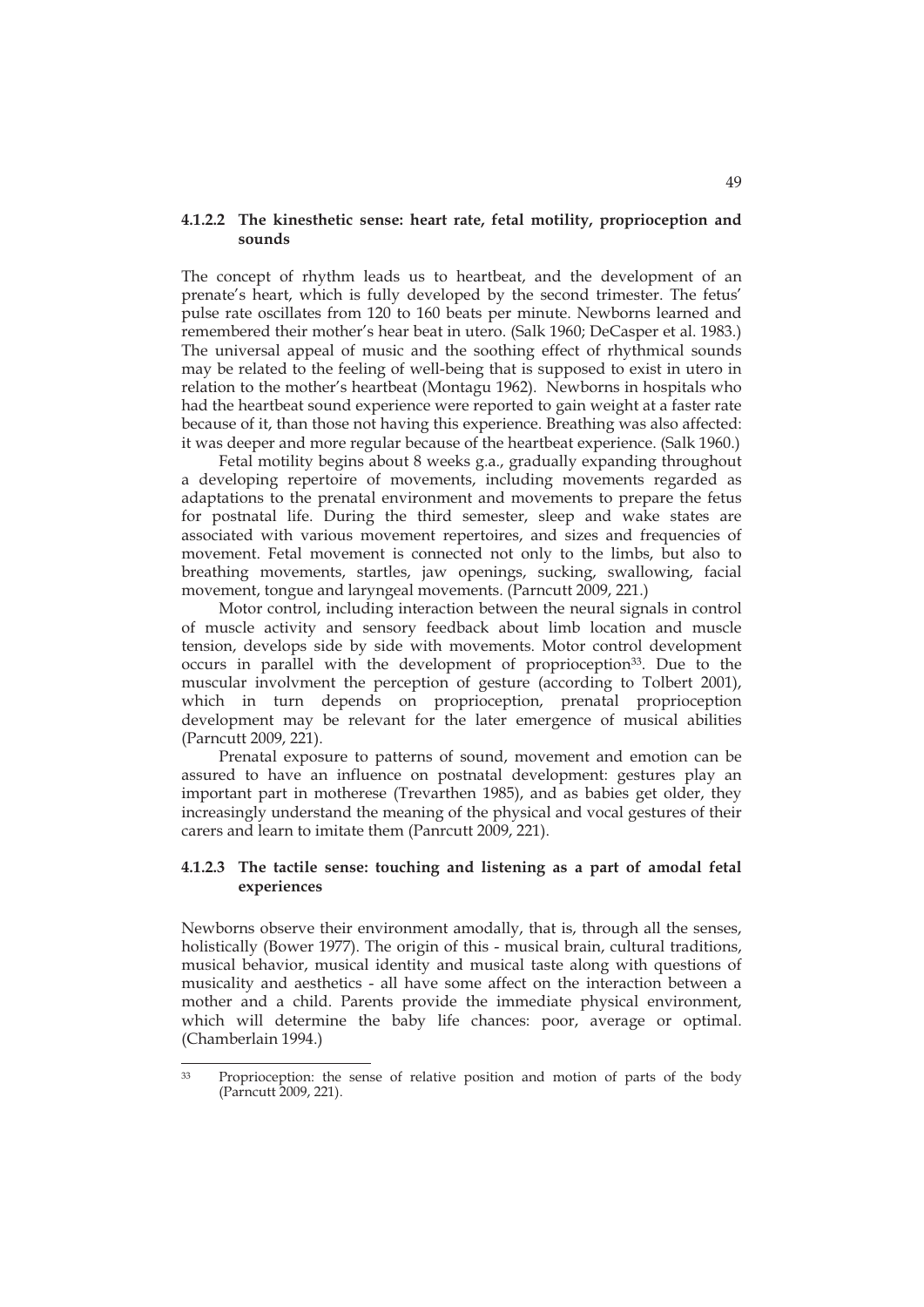#### 4.1.2.2 The kinesthetic sense: heart rate, fetal motility, proprioception and sounds

The concept of rhythm leads us to heartbeat, and the development of an prenate's heart, which is fully developed by the second trimester. The fetus' pulse rate oscillates from 120 to 160 beats per minute. Newborns learned and remembered their mother's hear beat in utero. (Salk 1960; DeCasper et al. 1983.) The universal appeal of music and the soothing effect of rhythmical sounds may be related to the feeling of well-being that is supposed to exist in utero in relation to the mother's heartbeat (Montagu 1962). Newborns in hospitals who had the heartbeat sound experience were reported to gain weight at a faster rate because of it, than those not having this experience. Breathing was also affected: it was deeper and more regular because of the heartbeat experience. (Salk 1960.)

Fetal motility begins about 8 weeks g.a., gradually expanding throughout a developing repertoire of movements, including movements regarded as adaptations to the prenatal environment and movements to prepare the fetus for postnatal life. During the third semester, sleep and wake states are associated with various movement repertoires, and sizes and frequencies of movement. Fetal movement is connected not only to the limbs, but also to breathing movements, startles, jaw openings, sucking, swallowing, facial movement, tongue and laryngeal movements. (Parncutt 2009, 221.)

Motor control, including interaction between the neural signals in control of muscle activity and sensory feedback about limb location and muscle tension, develops side by side with movements. Motor control development occurs in parallel with the development of proprioception[33]. Due to the muscular involvment the perception of gesture (according to Tolbert 2001), which in turn depends on proprioception, prenatal proprioception development may be relevant for the later emergence of musical abilities (Parncutt 2009, 221).

Prenatal exposure to patterns of sound, movement and emotion can be assured to have an influence on postnatal development: gestures play an important part in motherese (Trevarthen 1985), and as babies get older, they increasingly understand the meaning of the physical and vocal gestures of their carers and learn to imitate them (Panrcutt 2009, 221).

#### 4.1.2.3 The tactile sense: touching and listening as a part of amodal fetal experiences

Newborns observe their environment amodally, that is, through all the senses, holistically (Bower 1977). The origin of this - musical brain, cultural traditions, musical behavior, musical identity and musical taste along with questions of musicality and aesthetics - all have some affect on the interaction between a mother and a child. Parents provide the immediate physical environment, which will determine the baby life chances: poor, average or optimal. (Chamberlain 1994.)

---

[33] Proprioception: the sense of relative position and motion of parts of the body (Parncutt 2009, 221).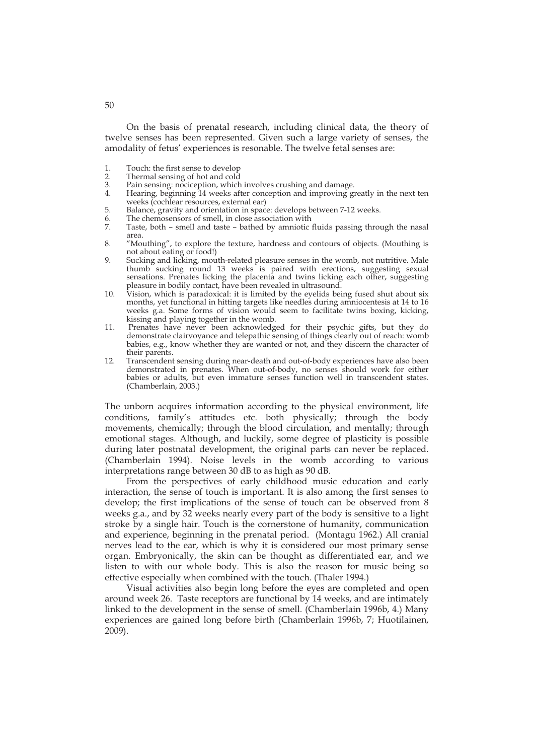On the basis of prenatal research, including clinical data, the theory of twelve senses has been represented. Given such a large variety of senses, the amodality of fetus' experiences is resonable. The twelve fetal senses are:

1. Touch: the first sense to develop
2. Thermal sensing of hot and cold
3. Pain sensing: nociception, which involves crushing and damage.
4. Hearing, beginning 14 weeks after conception and improving greatly in the next ten weeks (cochlear resources, external ear)
5. Balance, gravity and orientation in space: develops between 7-12 weeks.
6. The chemosensors of smell, in close association with
7. Taste, both – smell and taste – bathed by amniotic fluids passing through the nasal area.
8. "Mouthing", to explore the texture, hardness and contours of objects. (Mouthing is not about eating or food!)
9. Sucking and licking, mouth-related pleasure senses in the womb, not nutritive. Male thumb sucking round 13 weeks is paired with erections, suggesting sexual sensations. Prenates licking the placenta and twins licking each other, suggesting pleasure in bodily contact, have been revealed in ultrasound.
10. Vision, which is paradoxical: it is limited by the eyelids being fused shut about six months, yet functional in hitting targets like needles during amniocentesis at 14 to 16 weeks g.a. Some forms of vision would seem to facilitate twins boxing, kicking, kissing and playing together in the womb.
11. Prenates have never been acknowledged for their psychic gifts, but they do demonstrate clairvoyance and telepathic sensing of things clearly out of reach: womb babies, e.g., know whether they are wanted or not, and they discern the character of their parents.
12. Transcendent sensing during near-death and out-of-body experiences have also been demonstrated in prenates. When out-of-body, no senses should work for either babies or adults, but even immature senses function well in transcendent states. (Chamberlain, 2003.)

The unborn acquires information according to the physical environment, life conditions, family's attitudes etc. both physically; through the body movements, chemically; through the blood circulation, and mentally; through emotional stages. Although, and luckily, some degree of plasticity is possible during later postnatal development, the original parts can never be replaced. (Chamberlain 1994). Noise levels in the womb according to various interpretations range between 30 dB to as high as 90 dB.

From the perspectives of early childhood music education and early interaction, the sense of touch is important. It is also among the first senses to develop; the first implications of the sense of touch can be observed from 8 weeks g.a., and by 32 weeks nearly every part of the body is sensitive to a light stroke by a single hair. Touch is the cornerstone of humanity, communication and experience, beginning in the prenatal period. (Montagu 1962.) All cranial nerves lead to the ear, which is why it is considered our most primary sense organ. Embryonically, the skin can be thought as differentiated ear, and we listen to with our whole body. This is also the reason for music being so effective especially when combined with the touch. (Thaler 1994.)

Visual activities also begin long before the eyes are completed and open around week 26. Taste receptors are functional by 14 weeks, and are intimately linked to the development in the sense of smell. (Chamberlain 1996b, 4.) Many experiences are gained long before birth (Chamberlain 1996b, 7; Huotilainen, 2009).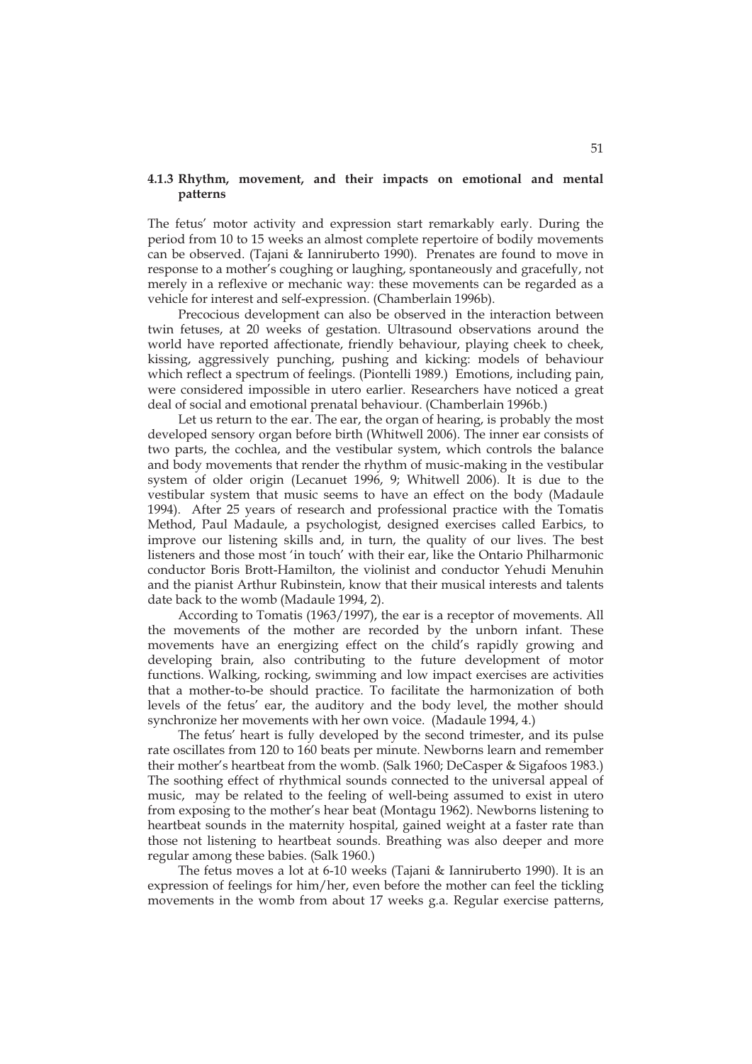### 4.1.3 Rhythm, movement, and their impacts on emotional and mental patterns

The fetus' motor activity and expression start remarkably early. During the period from 10 to 15 weeks an almost complete repertoire of bodily movements can be observed. (Tajani & Ianniruberto 1990). Prenates are found to move in response to a mother's coughing or laughing, spontaneously and gracefully, not merely in a reflexive or mechanic way: these movements can be regarded as a vehicle for interest and self-expression. (Chamberlain 1996b).

Precocious development can also be observed in the interaction between twin fetuses, at 20 weeks of gestation. Ultrasound observations around the world have reported affectionate, friendly behaviour, playing cheek to cheek, kissing, aggressively punching, pushing and kicking: models of behaviour which reflect a spectrum of feelings. (Piontelli 1989.) Emotions, including pain, were considered impossible in utero earlier. Researchers have noticed a great deal of social and emotional prenatal behaviour. (Chamberlain 1996b.)

Let us return to the ear. The ear, the organ of hearing, is probably the most developed sensory organ before birth (Whitwell 2006). The inner ear consists of two parts, the cochlea, and the vestibular system, which controls the balance and body movements that render the rhythm of music-making in the vestibular system of older origin (Lecanuet 1996, 9; Whitwell 2006). It is due to the vestibular system that music seems to have an effect on the body (Madaule 1994). After 25 years of research and professional practice with the Tomatis Method, Paul Madaule, a psychologist, designed exercises called Earbics, to improve our listening skills and, in turn, the quality of our lives. The best listeners and those most 'in touch' with their ear, like the Ontario Philharmonic conductor Boris Brott-Hamilton, the violinist and conductor Yehudi Menuhin and the pianist Arthur Rubinstein, know that their musical interests and talents date back to the womb (Madaule 1994, 2).

According to Tomatis (1963/1997), the ear is a receptor of movements. All the movements of the mother are recorded by the unborn infant. These movements have an energizing effect on the child's rapidly growing and developing brain, also contributing to the future development of motor functions. Walking, rocking, swimming and low impact exercises are activities that a mother-to-be should practice. To facilitate the harmonization of both levels of the fetus' ear, the auditory and the body level, the mother should synchronize her movements with her own voice. (Madaule 1994, 4.)

The fetus' heart is fully developed by the second trimester, and its pulse rate oscillates from 120 to 160 beats per minute. Newborns learn and remember their mother's heartbeat from the womb. (Salk 1960; DeCasper & Sigafoos 1983.) The soothing effect of rhythmical sounds connected to the universal appeal of music, may be related to the feeling of well-being assumed to exist in utero from exposing to the mother's hear beat (Montagu 1962). Newborns listening to heartbeat sounds in the maternity hospital, gained weight at a faster rate than those not listening to heartbeat sounds. Breathing was also deeper and more regular among these babies. (Salk 1960.)

The fetus moves a lot at 6-10 weeks (Tajani & Ianniruberto 1990). It is an expression of feelings for him/her, even before the mother can feel the tickling movements in the womb from about 17 weeks g.a. Regular exercise patterns,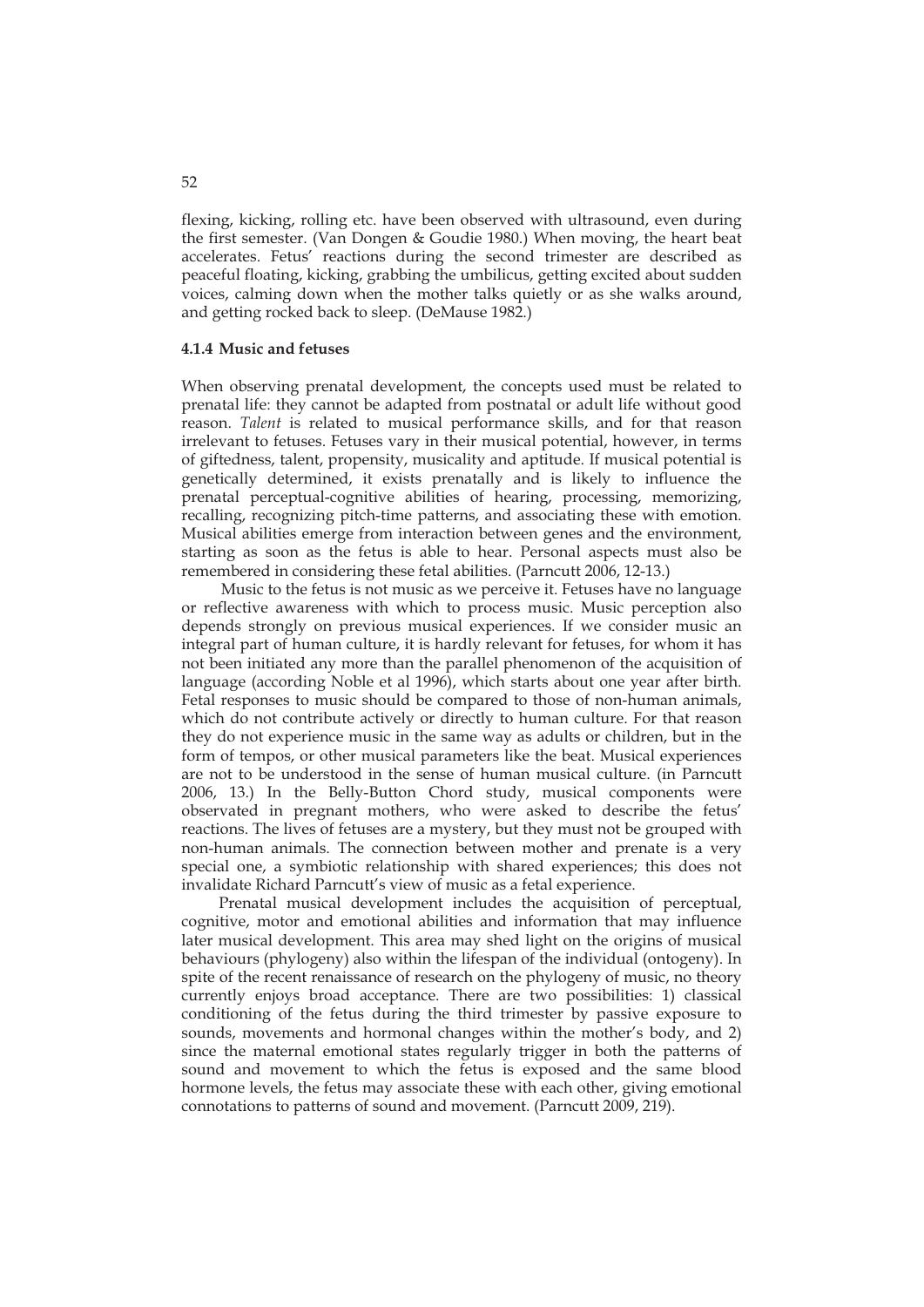flexing, kicking, rolling etc. have been observed with ultrasound, even during the first semester. (Van Dongen & Goudie 1980.) When moving, the heart beat accelerates. Fetus' reactions during the second trimester are described as peaceful floating, kicking, grabbing the umbilicus, getting excited about sudden voices, calming down when the mother talks quietly or as she walks around, and getting rocked back to sleep. (DeMause 1982.)

### 4.1.4 Music and fetuses

When observing prenatal development, the concepts used must be related to prenatal life: they cannot be adapted from postnatal or adult life without good reason. *Talent* is related to musical performance skills, and for that reason irrelevant to fetuses. Fetuses vary in their musical potential, however, in terms of giftedness, talent, propensity, musicality and aptitude. If musical potential is genetically determined, it exists prenatally and is likely to influence the prenatal perceptual-cognitive abilities of hearing, processing, memorizing, recalling, recognizing pitch-time patterns, and associating these with emotion. Musical abilities emerge from interaction between genes and the environment, starting as soon as the fetus is able to hear. Personal aspects must also be remembered in considering these fetal abilities. (Parncutt 2006, 12-13.)

Music to the fetus is not music as we perceive it. Fetuses have no language or reflective awareness with which to process music. Music perception also depends strongly on previous musical experiences. If we consider music an integral part of human culture, it is hardly relevant for fetuses, for whom it has not been initiated any more than the parallel phenomenon of the acquisition of language (according Noble et al 1996), which starts about one year after birth. Fetal responses to music should be compared to those of non-human animals, which do not contribute actively or directly to human culture. For that reason they do not experience music in the same way as adults or children, but in the form of tempos, or other musical parameters like the beat. Musical experiences are not to be understood in the sense of human musical culture. (in Parncutt 2006, 13.) In the Belly-Button Chord study, musical components were observated in pregnant mothers, who were asked to describe the fetus' reactions. The lives of fetuses are a mystery, but they must not be grouped with non-human animals. The connection between mother and prenate is a very special one, a symbiotic relationship with shared experiences; this does not invalidate Richard Parncutt's view of music as a fetal experience.

Prenatal musical development includes the acquisition of perceptual, cognitive, motor and emotional abilities and information that may influence later musical development. This area may shed light on the origins of musical behaviours (phylogeny) also within the lifespan of the individual (ontogeny). In spite of the recent renaissance of research on the phylogeny of music, no theory currently enjoys broad acceptance. There are two possibilities: 1) classical conditioning of the fetus during the third trimester by passive exposure to sounds, movements and hormonal changes within the mother's body, and 2) since the maternal emotional states regularly trigger in both the patterns of sound and movement to which the fetus is exposed and the same blood hormone levels, the fetus may associate these with each other, giving emotional connotations to patterns of sound and movement. (Parncutt 2009, 219).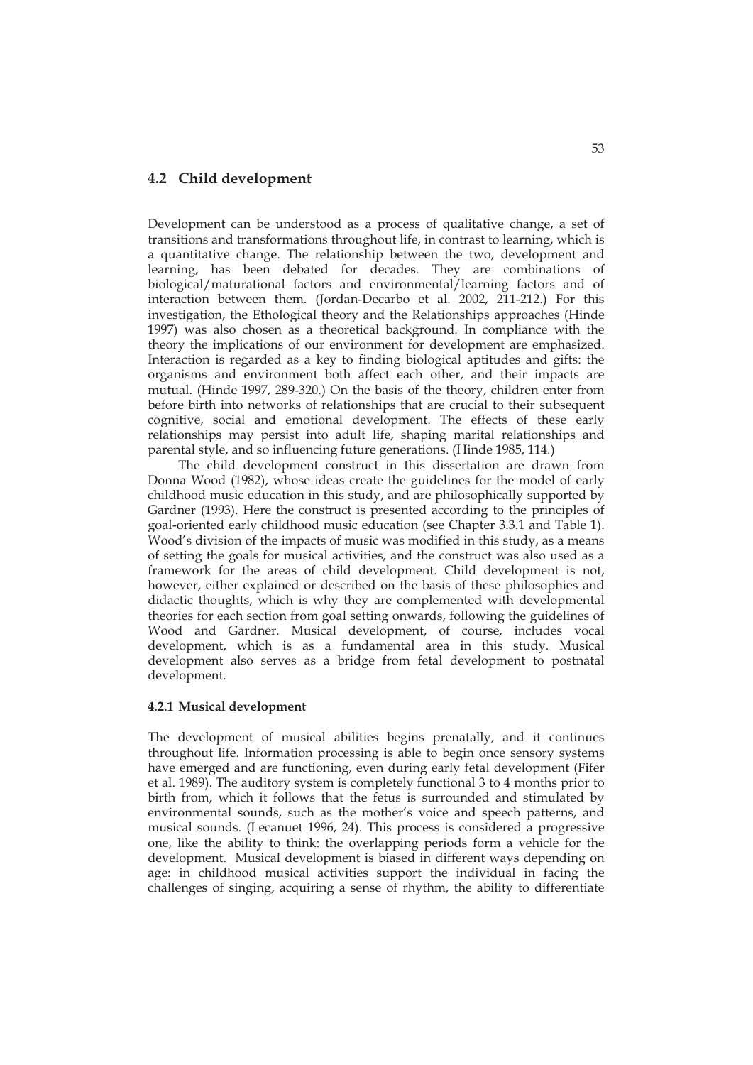## 4.2 Child development

Development can be understood as a process of qualitative change, a set of transitions and transformations throughout life, in contrast to learning, which is a quantitative change. The relationship between the two, development and learning, has been debated for decades. They are combinations of biological/maturational factors and environmental/learning factors and of interaction between them. (Jordan-Decarbo et al. 2002, 211-212.) For this investigation, the Ethological theory and the Relationships approaches (Hinde 1997) was also chosen as a theoretical background. In compliance with the theory the implications of our environment for development are emphasized. Interaction is regarded as a key to finding biological aptitudes and gifts: the organisms and environment both affect each other, and their impacts are mutual. (Hinde 1997, 289-320.) On the basis of the theory, children enter from before birth into networks of relationships that are crucial to their subsequent cognitive, social and emotional development. The effects of these early relationships may persist into adult life, shaping marital relationships and parental style, and so influencing future generations. (Hinde 1985, 114.)

The child development construct in this dissertation are drawn from Donna Wood (1982), whose ideas create the guidelines for the model of early childhood music education in this study, and are philosophically supported by Gardner (1993). Here the construct is presented according to the principles of goal-oriented early childhood music education (see Chapter 3.3.1 and Table 1). Wood's division of the impacts of music was modified in this study, as a means of setting the goals for musical activities, and the construct was also used as a framework for the areas of child development. Child development is not, however, either explained or described on the basis of these philosophies and didactic thoughts, which is why they are complemented with developmental theories for each section from goal setting onwards, following the guidelines of Wood and Gardner. Musical development, of course, includes vocal development, which is as a fundamental area in this study. Musical development also serves as a bridge from fetal development to postnatal development.

### 4.2.1 Musical development

The development of musical abilities begins prenatally, and it continues throughout life. Information processing is able to begin once sensory systems have emerged and are functioning, even during early fetal development (Fifer et al. 1989). The auditory system is completely functional 3 to 4 months prior to birth from, which it follows that the fetus is surrounded and stimulated by environmental sounds, such as the mother's voice and speech patterns, and musical sounds. (Lecanuet 1996, 24). This process is considered a progressive one, like the ability to think: the overlapping periods form a vehicle for the development. Musical development is biased in different ways depending on age: in childhood musical activities support the individual in facing the challenges of singing, acquiring a sense of rhythm, the ability to differentiate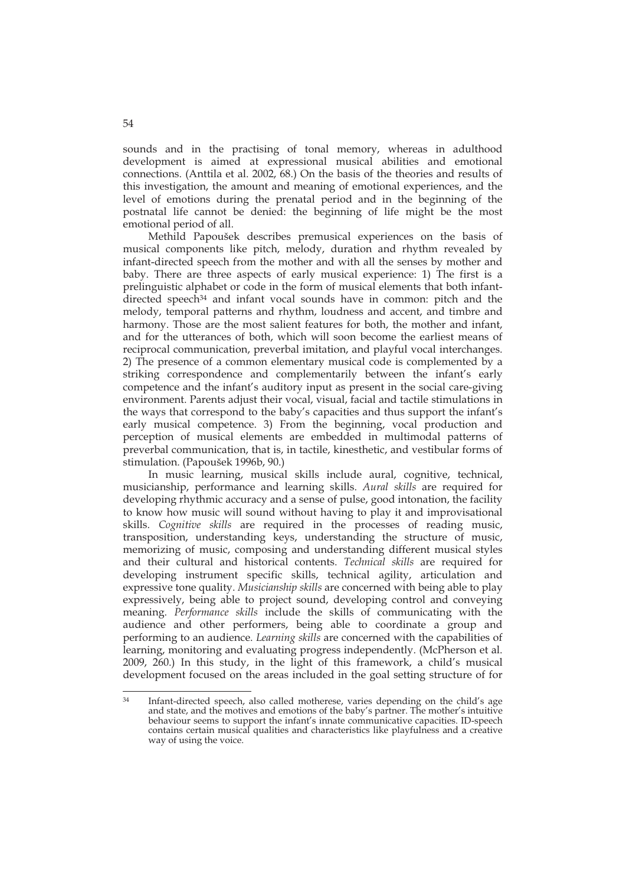sounds and in the practising of tonal memory, whereas in adulthood development is aimed at expressional musical abilities and emotional connections. (Anttila et al. 2002, 68.) On the basis of the theories and results of this investigation, the amount and meaning of emotional experiences, and the level of emotions during the prenatal period and in the beginning of the postnatal life cannot be denied: the beginning of life might be the most emotional period of all.

Methild Papoušek describes premusical experiences on the basis of musical components like pitch, melody, duration and rhythm revealed by infant-directed speech from the mother and with all the senses by mother and baby. There are three aspects of early musical experience: 1) The first is a prelinguistic alphabet or code in the form of musical elements that both infant-directed speech[34] and infant vocal sounds have in common: pitch and the melody, temporal patterns and rhythm, loudness and accent, and timbre and harmony. Those are the most salient features for both, the mother and infant, and for the utterances of both, which will soon become the earliest means of reciprocal communication, preverbal imitation, and playful vocal interchanges. 2) The presence of a common elementary musical code is complemented by a striking correspondence and complementarily between the infant's early competence and the infant's auditory input as present in the social care-giving environment. Parents adjust their vocal, visual, facial and tactile stimulations in the ways that correspond to the baby's capacities and thus support the infant's early musical competence. 3) From the beginning, vocal production and perception of musical elements are embedded in multimodal patterns of preverbal communication, that is, in tactile, kinesthetic, and vestibular forms of stimulation. (Papoušek 1996b, 90.)

In music learning, musical skills include aural, cognitive, technical, musicianship, performance and learning skills. *Aural skills* are required for developing rhythmic accuracy and a sense of pulse, good intonation, the facility to know how music will sound without having to play it and improvisational skills. *Cognitive skills* are required in the processes of reading music, transposition, understanding keys, understanding the structure of music, memorizing of music, composing and understanding different musical styles and their cultural and historical contents. *Technical skills* are required for developing instrument specific skills, technical agility, articulation and expressive tone quality. *Musicianship skills* are concerned with being able to play expressively, being able to project sound, developing control and conveying meaning. *Performance skills* include the skills of communicating with the audience and other performers, being able to coordinate a group and performing to an audience. *Learning skills* are concerned with the capabilities of learning, monitoring and evaluating progress independently. (McPherson et al. 2009, 260.) In this study, in the light of this framework, a child's musical development focused on the areas included in the goal setting structure of for

---

[34] Infant-directed speech, also called motherese, varies depending on the child's age and state, and the motives and emotions of the baby's partner. The mother's intuitive behaviour seems to support the infant's innate communicative capacities. ID-speech contains certain musical qualities and characteristics like playfulness and a creative way of using the voice.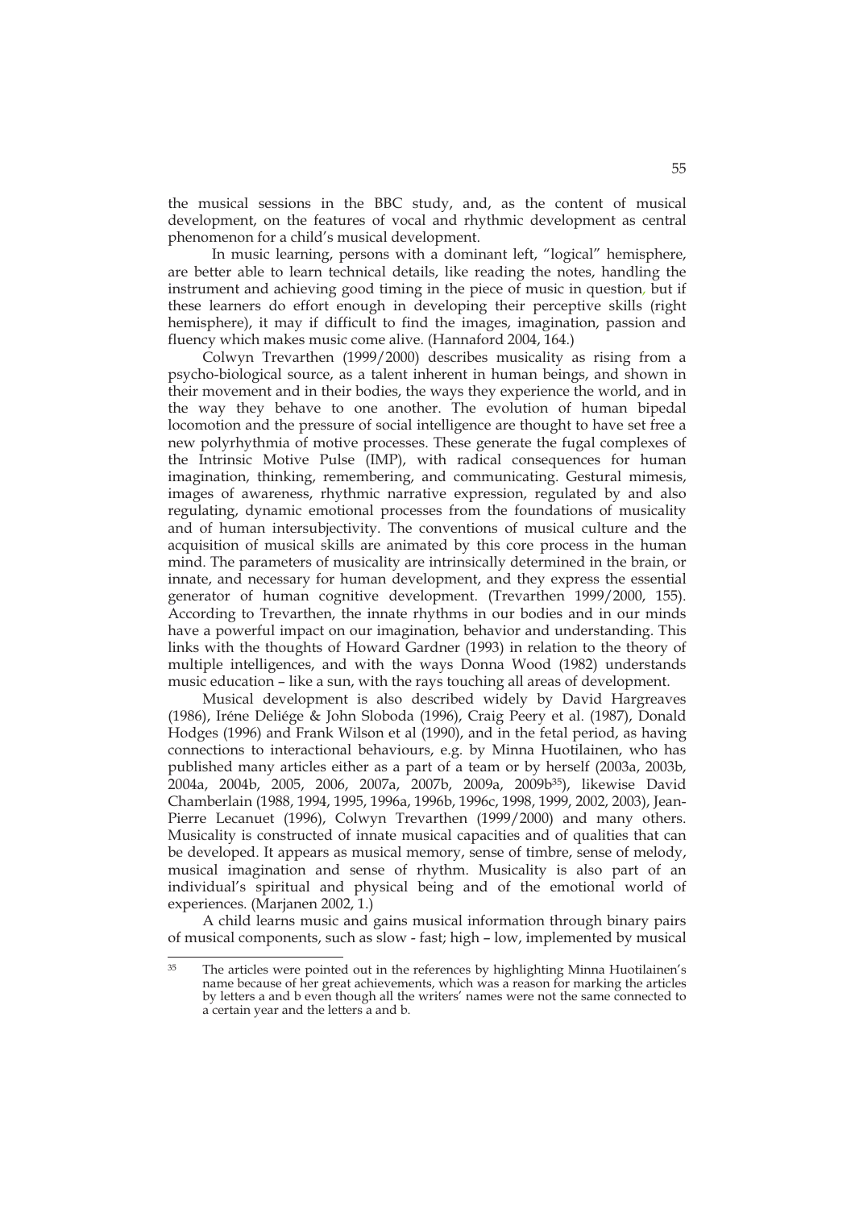the musical sessions in the BBC study, and, as the content of musical development, on the features of vocal and rhythmic development as central phenomenon for a child's musical development.

In music learning, persons with a dominant left, "logical" hemisphere, are better able to learn technical details, like reading the notes, handling the instrument and achieving good timing in the piece of music in question, but if these learners do effort enough in developing their perceptive skills (right hemisphere), it may if difficult to find the images, imagination, passion and fluency which makes music come alive. (Hannaford 2004, 164.)

Colwyn Trevarthen (1999/2000) describes musicality as rising from a psycho-biological source, as a talent inherent in human beings, and shown in their movement and in their bodies, the ways they experience the world, and in the way they behave to one another. The evolution of human bipedal locomotion and the pressure of social intelligence are thought to have set free a new polyrhythmia of motive processes. These generate the fugal complexes of the Intrinsic Motive Pulse (IMP), with radical consequences for human imagination, thinking, remembering, and communicating. Gestural mimesis, images of awareness, rhythmic narrative expression, regulated by and also regulating, dynamic emotional processes from the foundations of musicality and of human intersubjectivity. The conventions of musical culture and the acquisition of musical skills are animated by this core process in the human mind. The parameters of musicality are intrinsically determined in the brain, or innate, and necessary for human development, and they express the essential generator of human cognitive development. (Trevarthen 1999/2000, 155). According to Trevarthen, the innate rhythms in our bodies and in our minds have a powerful impact on our imagination, behavior and understanding. This links with the thoughts of Howard Gardner (1993) in relation to the theory of multiple intelligences, and with the ways Donna Wood (1982) understands music education – like a sun, with the rays touching all areas of development.

Musical development is also described widely by David Hargreaves (1986), Iréne Deliége & John Sloboda (1996), Craig Peery et al. (1987), Donald Hodges (1996) and Frank Wilson et al (1990), and in the fetal period, as having connections to interactional behaviours, e.g. by Minna Huotilainen, who has published many articles either as a part of a team or by herself (2003a, 2003b, 2004a, 2004b, 2005, 2006, 2007a, 2007b, 2009a, 2009b[35]), likewise David Chamberlain (1988, 1994, 1995, 1996a, 1996b, 1996c, 1998, 1999, 2002, 2003), Jean-Pierre Lecanuet (1996), Colwyn Trevarthen (1999/2000) and many others. Musicality is constructed of innate musical capacities and of qualities that can be developed. It appears as musical memory, sense of timbre, sense of melody, musical imagination and sense of rhythm. Musicality is also part of an individual's spiritual and physical being and of the emotional world of experiences. (Marjanen 2002, 1.)

A child learns music and gains musical information through binary pairs of musical components, such as slow - fast; high – low, implemented by musical

---

[35] The articles were pointed out in the references by highlighting Minna Huotilainen's name because of her great achievements, which was a reason for marking the articles by letters a and b even though all the writers' names were not the same connected to a certain year and the letters a and b.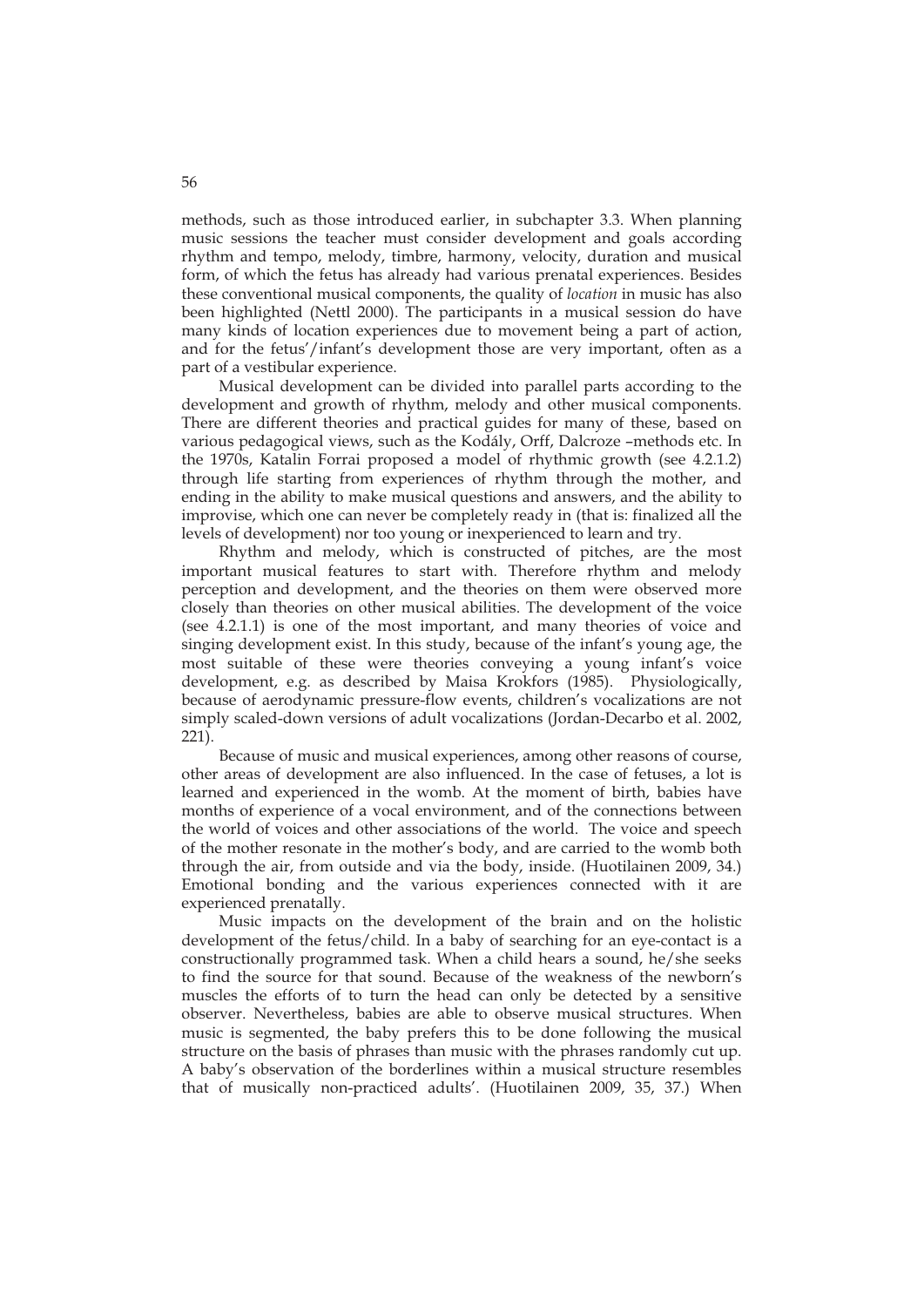methods, such as those introduced earlier, in subchapter 3.3. When planning music sessions the teacher must consider development and goals according rhythm and tempo, melody, timbre, harmony, velocity, duration and musical form, of which the fetus has already had various prenatal experiences. Besides these conventional musical components, the quality of *location* in music has also been highlighted (Nettl 2000). The participants in a musical session do have many kinds of location experiences due to movement being a part of action, and for the fetus'/infant's development those are very important, often as a part of a vestibular experience.

Musical development can be divided into parallel parts according to the development and growth of rhythm, melody and other musical components. There are different theories and practical guides for many of these, based on various pedagogical views, such as the Kodály, Orff, Dalcroze –methods etc. In the 1970s, Katalin Forrai proposed a model of rhythmic growth (see 4.2.1.2) through life starting from experiences of rhythm through the mother, and ending in the ability to make musical questions and answers, and the ability to improvise, which one can never be completely ready in (that is: finalized all the levels of development) nor too young or inexperienced to learn and try.

Rhythm and melody, which is constructed of pitches, are the most important musical features to start with. Therefore rhythm and melody perception and development, and the theories on them were observed more closely than theories on other musical abilities. The development of the voice (see 4.2.1.1) is one of the most important, and many theories of voice and singing development exist. In this study, because of the infant's young age, the most suitable of these were theories conveying a young infant's voice development, e.g. as described by Maisa Krokfors (1985). Physiologically, because of aerodynamic pressure-flow events, children's vocalizations are not simply scaled-down versions of adult vocalizations (Jordan-Decarbo et al. 2002, 221).

Because of music and musical experiences, among other reasons of course, other areas of development are also influenced. In the case of fetuses, a lot is learned and experienced in the womb. At the moment of birth, babies have months of experience of a vocal environment, and of the connections between the world of voices and other associations of the world. The voice and speech of the mother resonate in the mother's body, and are carried to the womb both through the air, from outside and via the body, inside. (Huotilainen 2009, 34.) Emotional bonding and the various experiences connected with it are experienced prenatally.

Music impacts on the development of the brain and on the holistic development of the fetus/child. In a baby of searching for an eye-contact is a constructionally programmed task. When a child hears a sound, he/she seeks to find the source for that sound. Because of the weakness of the newborn's muscles the efforts of to turn the head can only be detected by a sensitive observer. Nevertheless, babies are able to observe musical structures. When music is segmented, the baby prefers this to be done following the musical structure on the basis of phrases than music with the phrases randomly cut up. A baby's observation of the borderlines within a musical structure resembles that of musically non-practiced adults'. (Huotilainen 2009, 35, 37.) When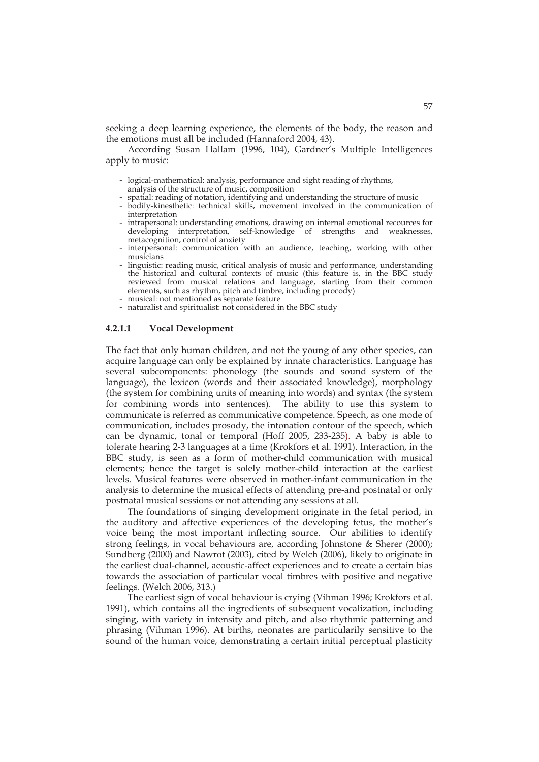seeking a deep learning experience, the elements of the body, the reason and the emotions must all be included (Hannaford 2004, 43).

According Susan Hallam (1996, 104), Gardner's Multiple Intelligences apply to music:

- logical-mathematical: analysis, performance and sight reading of rhythms, analysis of the structure of music, composition
- spatial: reading of notation, identifying and understanding the structure of music
- bodily-kinesthetic: technical skills, movement involved in the communication of interpretation
- intrapersonal: understanding emotions, drawing on internal emotional recources for developing interpretation, self-knowledge of strengths and weaknesses, metacognition, control of anxiety
- interpersonal: communication with an audience, teaching, working with other musicians
- linguistic: reading music, critical analysis of music and performance, understanding the historical and cultural contexts of music (this feature is, in the BBC study reviewed from musical relations and language, starting from their common elements, such as rhythm, pitch and timbre, including procody)
- musical: not mentioned as separate feature
- naturalist and spiritualist: not considered in the BBC study

#### 4.2.1.1 Vocal Development

The fact that only human children, and not the young of any other species, can acquire language can only be explained by innate characteristics. Language has several subcomponents: phonology (the sounds and sound system of the language), the lexicon (words and their associated knowledge), morphology (the system for combining units of meaning into words) and syntax (the system for combining words into sentences). The ability to use this system to communicate is referred as communicative competence. Speech, as one mode of communication, includes prosody, the intonation contour of the speech, which can be dynamic, tonal or temporal (Hoff 2005, 233-235). A baby is able to tolerate hearing 2-3 languages at a time (Krokfors et al. 1991). Interaction, in the BBC study, is seen as a form of mother-child communication with musical elements; hence the target is solely mother-child interaction at the earliest levels. Musical features were observed in mother-infant communication in the analysis to determine the musical effects of attending pre-and postnatal or only postnatal musical sessions or not attending any sessions at all.

The foundations of singing development originate in the fetal period, in the auditory and affective experiences of the developing fetus, the mother's voice being the most important inflecting source. Our abilities to identify strong feelings, in vocal behaviours are, according Johnstone & Sherer (2000); Sundberg (2000) and Nawrot (2003), cited by Welch (2006), likely to originate in the earliest dual-channel, acoustic-affect experiences and to create a certain bias towards the association of particular vocal timbres with positive and negative feelings. (Welch 2006, 313.)

The earliest sign of vocal behaviour is crying (Vihman 1996; Krokfors et al. 1991), which contains all the ingredients of subsequent vocalization, including singing, with variety in intensity and pitch, and also rhythmic patterning and phrasing (Vihman 1996). At births, neonates are particularily sensitive to the sound of the human voice, demonstrating a certain initial perceptual plasticity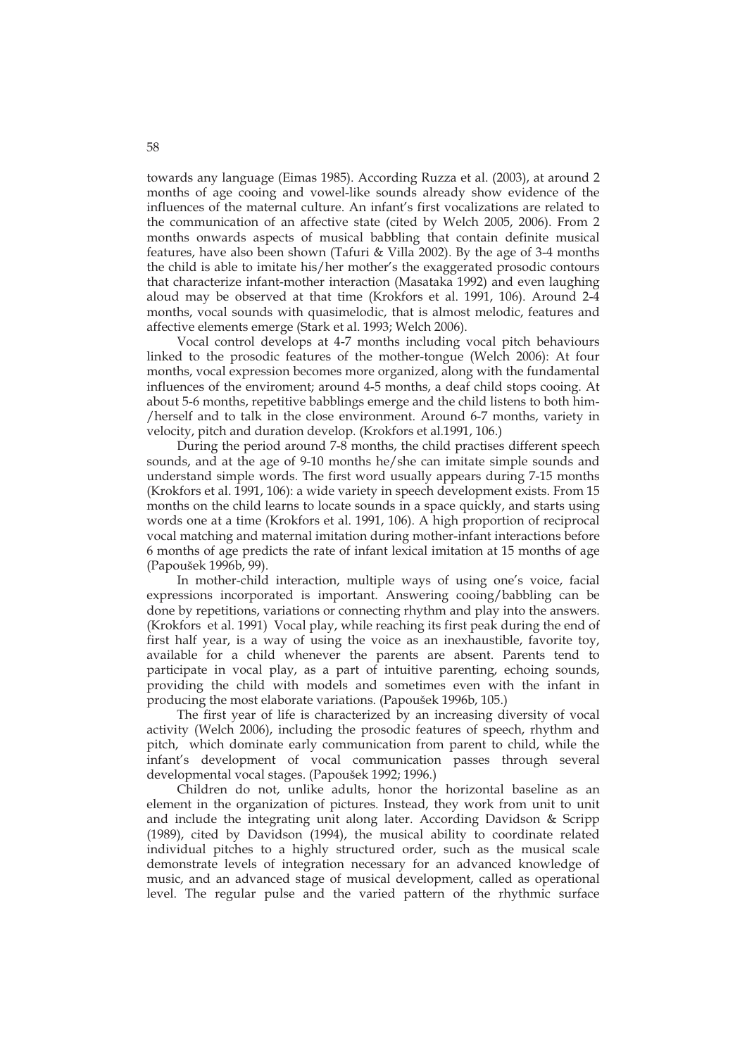towards any language (Eimas 1985). According Ruzza et al. (2003), at around 2 months of age cooing and vowel-like sounds already show evidence of the influences of the maternal culture. An infant's first vocalizations are related to the communication of an affective state (cited by Welch 2005, 2006). From 2 months onwards aspects of musical babbling that contain definite musical features, have also been shown (Tafuri & Villa 2002). By the age of 3-4 months the child is able to imitate his/her mother's the exaggerated prosodic contours that characterize infant-mother interaction (Masataka 1992) and even laughing aloud may be observed at that time (Krokfors et al. 1991, 106). Around 2-4 months, vocal sounds with quasimelodic, that is almost melodic, features and affective elements emerge (Stark et al. 1993; Welch 2006).

Vocal control develops at 4-7 months including vocal pitch behaviours linked to the prosodic features of the mother-tongue (Welch 2006): At four months, vocal expression becomes more organized, along with the fundamental influences of the enviroment; around 4-5 months, a deaf child stops cooing. At about 5-6 months, repetitive babblings emerge and the child listens to both him-/herself and to talk in the close environment. Around 6-7 months, variety in velocity, pitch and duration develop. (Krokfors et al.1991, 106.)

During the period around 7-8 months, the child practises different speech sounds, and at the age of 9-10 months he/she can imitate simple sounds and understand simple words. The first word usually appears during 7-15 months (Krokfors et al. 1991, 106): a wide variety in speech development exists. From 15 months on the child learns to locate sounds in a space quickly, and starts using words one at a time (Krokfors et al. 1991, 106). A high proportion of reciprocal vocal matching and maternal imitation during mother-infant interactions before 6 months of age predicts the rate of infant lexical imitation at 15 months of age (Papoušek 1996b, 99).

In mother-child interaction, multiple ways of using one's voice, facial expressions incorporated is important. Answering cooing/babbling can be done by repetitions, variations or connecting rhythm and play into the answers. (Krokfors et al. 1991) Vocal play, while reaching its first peak during the end of first half year, is a way of using the voice as an inexhaustible, favorite toy, available for a child whenever the parents are absent. Parents tend to participate in vocal play, as a part of intuitive parenting, echoing sounds, providing the child with models and sometimes even with the infant in producing the most elaborate variations. (Papoušek 1996b, 105.)

The first year of life is characterized by an increasing diversity of vocal activity (Welch 2006), including the prosodic features of speech, rhythm and pitch, which dominate early communication from parent to child, while the infant's development of vocal communication passes through several developmental vocal stages. (Papoušek 1992; 1996.)

Children do not, unlike adults, honor the horizontal baseline as an element in the organization of pictures. Instead, they work from unit to unit and include the integrating unit along later. According Davidson & Scripp (1989), cited by Davidson (1994), the musical ability to coordinate related individual pitches to a highly structured order, such as the musical scale demonstrate levels of integration necessary for an advanced knowledge of music, and an advanced stage of musical development, called as operational level. The regular pulse and the varied pattern of the rhythmic surface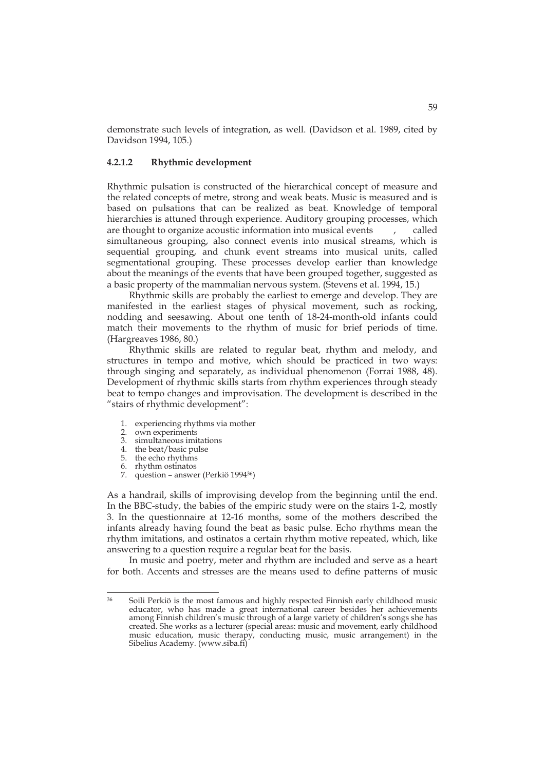demonstrate such levels of integration, as well. (Davidson et al. 1989, cited by Davidson 1994, 105.)

#### 4.2.1.2 Rhythmic development

Rhythmic pulsation is constructed of the hierarchical concept of measure and the related concepts of metre, strong and weak beats. Music is measured and is based on pulsations that can be realized as beat. Knowledge of temporal hierarchies is attuned through experience. Auditory grouping processes, which are thought to organize acoustic information into musical events , called simultaneous grouping, also connect events into musical streams, which is sequential grouping, and chunk event streams into musical units, called segmentational grouping. These processes develop earlier than knowledge about the meanings of the events that have been grouped together, suggested as a basic property of the mammalian nervous system. (Stevens et al. 1994, 15.)

Rhythmic skills are probably the earliest to emerge and develop. They are manifested in the earliest stages of physical movement, such as rocking, nodding and seesawing. About one tenth of 18-24-month-old infants could match their movements to the rhythm of music for brief periods of time. (Hargreaves 1986, 80.)

Rhythmic skills are related to regular beat, rhythm and melody, and structures in tempo and motive, which should be practiced in two ways: through singing and separately, as individual phenomenon (Forrai 1988, 48). Development of rhythmic skills starts from rhythm experiences through steady beat to tempo changes and improvisation. The development is described in the "stairs of rhythmic development":

1. experiencing rhythms via mother
2. own experiments
3. simultaneous imitations
4. the beat/basic pulse
5. the echo rhythms
6. rhythm ostinatos
7. question – answer (Perkiö 1994[36])

As a handrail, skills of improvising develop from the beginning until the end. In the BBC-study, the babies of the empiric study were on the stairs 1-2, mostly 3. In the questionnaire at 12-16 months, some of the mothers described the infants already having found the beat as basic pulse. Echo rhythms mean the rhythm imitations, and ostinatos a certain rhythm motive repeated, which, like answering to a question require a regular beat for the basis.

In music and poetry, meter and rhythm are included and serve as a heart for both. Accents and stresses are the means used to define patterns of music

---

[36] Soili Perkiö is the most famous and highly respected Finnish early childhood music educator, who has made a great international career besides her achievements among Finnish children's music through of a large variety of children's songs she has created. She works as a lecturer (special areas: music and movement, early childhood music education, music therapy, conducting music, music arrangement) in the Sibelius Academy. (www.siba.fi)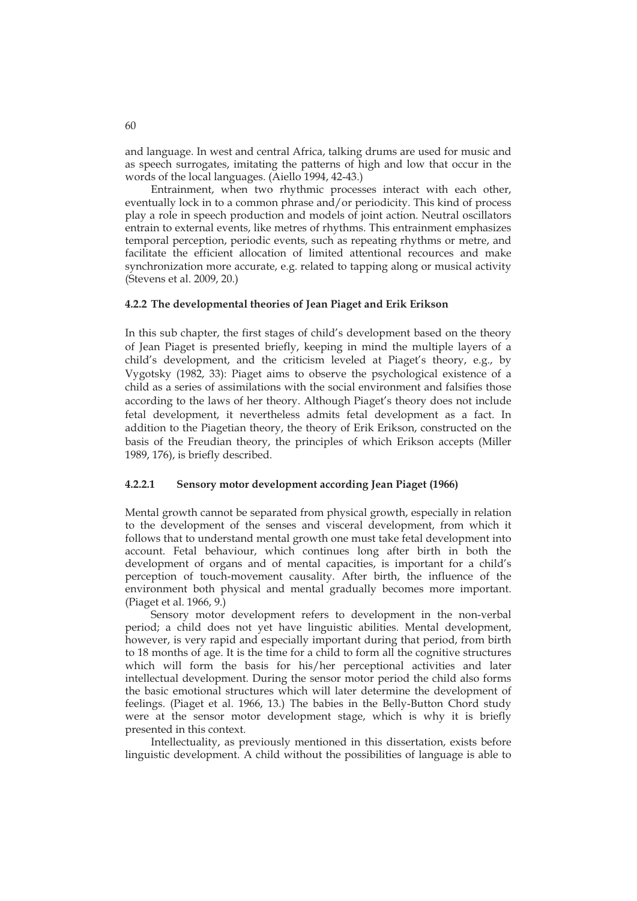and language. In west and central Africa, talking drums are used for music and as speech surrogates, imitating the patterns of high and low that occur in the words of the local languages. (Aiello 1994, 42-43.)

Entrainment, when two rhythmic processes interact with each other, eventually lock in to a common phrase and/or periodicity. This kind of process play a role in speech production and models of joint action. Neutral oscillators entrain to external events, like metres of rhythms. This entrainment emphasizes temporal perception, periodic events, such as repeating rhythms or metre, and facilitate the efficient allocation of limited attentional recources and make synchronization more accurate, e.g. related to tapping along or musical activity (Stevens et al. 2009, 20.)

### 4.2.2 The developmental theories of Jean Piaget and Erik Erikson

In this sub chapter, the first stages of child's development based on the theory of Jean Piaget is presented briefly, keeping in mind the multiple layers of a child's development, and the criticism leveled at Piaget's theory, e.g., by Vygotsky (1982, 33): Piaget aims to observe the psychological existence of a child as a series of assimilations with the social environment and falsifies those according to the laws of her theory. Although Piaget's theory does not include fetal development, it nevertheless admits fetal development as a fact. In addition to the Piagetian theory, the theory of Erik Erikson, constructed on the basis of the Freudian theory, the principles of which Erikson accepts (Miller 1989, 176), is briefly described.

#### 4.2.2.1 Sensory motor development according Jean Piaget (1966)

Mental growth cannot be separated from physical growth, especially in relation to the development of the senses and visceral development, from which it follows that to understand mental growth one must take fetal development into account. Fetal behaviour, which continues long after birth in both the development of organs and of mental capacities, is important for a child's perception of touch-movement causality. After birth, the influence of the environment both physical and mental gradually becomes more important. (Piaget et al. 1966, 9.)

Sensory motor development refers to development in the non-verbal period; a child does not yet have linguistic abilities. Mental development, however, is very rapid and especially important during that period, from birth to 18 months of age. It is the time for a child to form all the cognitive structures which will form the basis for his/her perceptional activities and later intellectual development. During the sensor motor period the child also forms the basic emotional structures which will later determine the development of feelings. (Piaget et al. 1966, 13.) The babies in the Belly-Button Chord study were at the sensor motor development stage, which is why it is briefly presented in this context.

Intellectuality, as previously mentioned in this dissertation, exists before linguistic development. A child without the possibilities of language is able to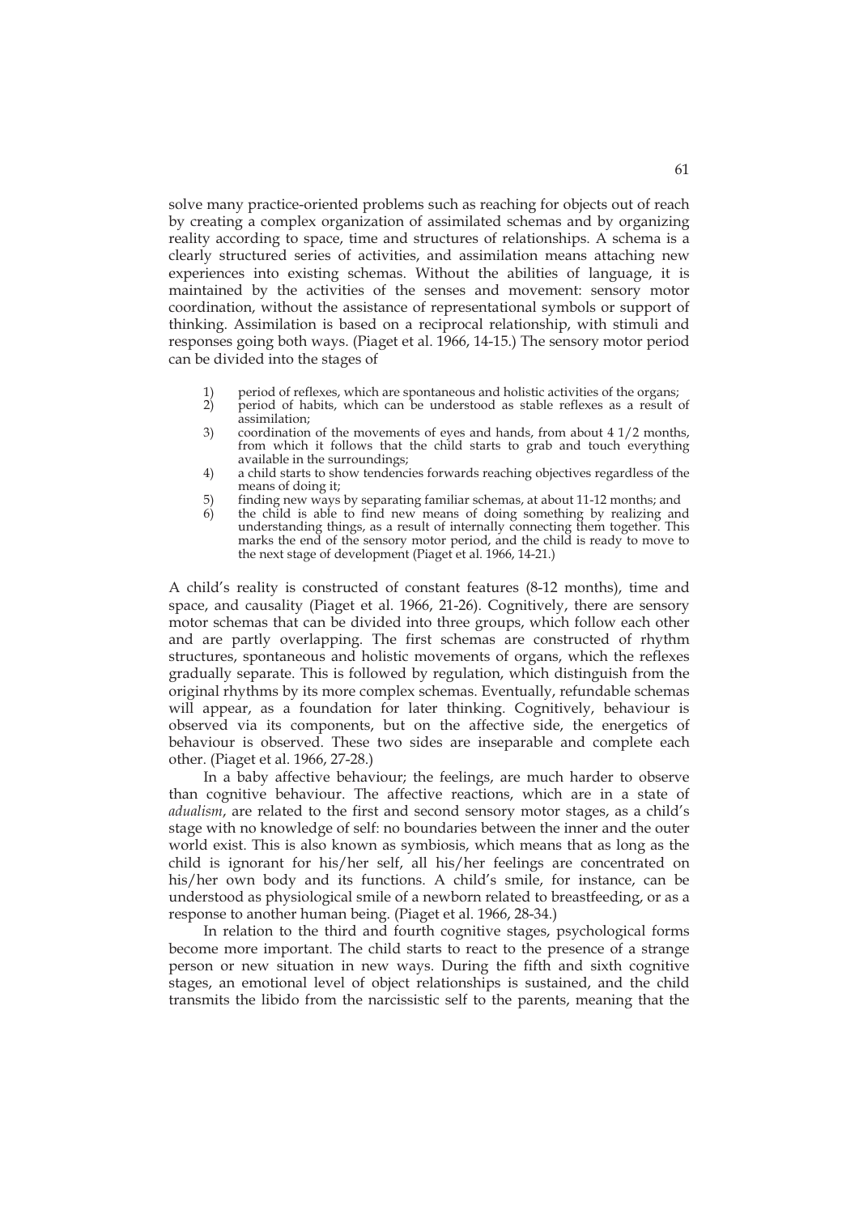solve many practice-oriented problems such as reaching for objects out of reach by creating a complex organization of assimilated schemas and by organizing reality according to space, time and structures of relationships. A schema is a clearly structured series of activities, and assimilation means attaching new experiences into existing schemas. Without the abilities of language, it is maintained by the activities of the senses and movement: sensory motor coordination, without the assistance of representational symbols or support of thinking. Assimilation is based on a reciprocal relationship, with stimuli and responses going both ways. (Piaget et al. 1966, 14-15.) The sensory motor period can be divided into the stages of

1) period of reflexes, which are spontaneous and holistic activities of the organs;
2) period of habits, which can be understood as stable reflexes as a result of assimilation;
3) coordination of the movements of eyes and hands, from about 4 1/2 months, from which it follows that the child starts to grab and touch everything available in the surroundings;
4) a child starts to show tendencies forwards reaching objectives regardless of the means of doing it;
5) finding new ways by separating familiar schemas, at about 11-12 months; and
6) the child is able to find new means of doing something by realizing and understanding things, as a result of internally connecting them together. This marks the end of the sensory motor period, and the child is ready to move to the next stage of development (Piaget et al. 1966, 14-21.)

A child's reality is constructed of constant features (8-12 months), time and space, and causality (Piaget et al. 1966, 21-26). Cognitively, there are sensory motor schemas that can be divided into three groups, which follow each other and are partly overlapping. The first schemas are constructed of rhythm structures, spontaneous and holistic movements of organs, which the reflexes gradually separate. This is followed by regulation, which distinguish from the original rhythms by its more complex schemas. Eventually, refundable schemas will appear, as a foundation for later thinking. Cognitively, behaviour is observed via its components, but on the affective side, the energetics of behaviour is observed. These two sides are inseparable and complete each other. (Piaget et al. 1966, 27-28.)

In a baby affective behaviour; the feelings, are much harder to observe than cognitive behaviour. The affective reactions, which are in a state of *adualism*, are related to the first and second sensory motor stages, as a child's stage with no knowledge of self: no boundaries between the inner and the outer world exist. This is also known as symbiosis, which means that as long as the child is ignorant for his/her self, all his/her feelings are concentrated on his/her own body and its functions. A child's smile, for instance, can be understood as physiological smile of a newborn related to breastfeeding, or as a response to another human being. (Piaget et al. 1966, 28-34.)

In relation to the third and fourth cognitive stages, psychological forms become more important. The child starts to react to the presence of a strange person or new situation in new ways. During the fifth and sixth cognitive stages, an emotional level of object relationships is sustained, and the child transmits the libido from the narcissistic self to the parents, meaning that the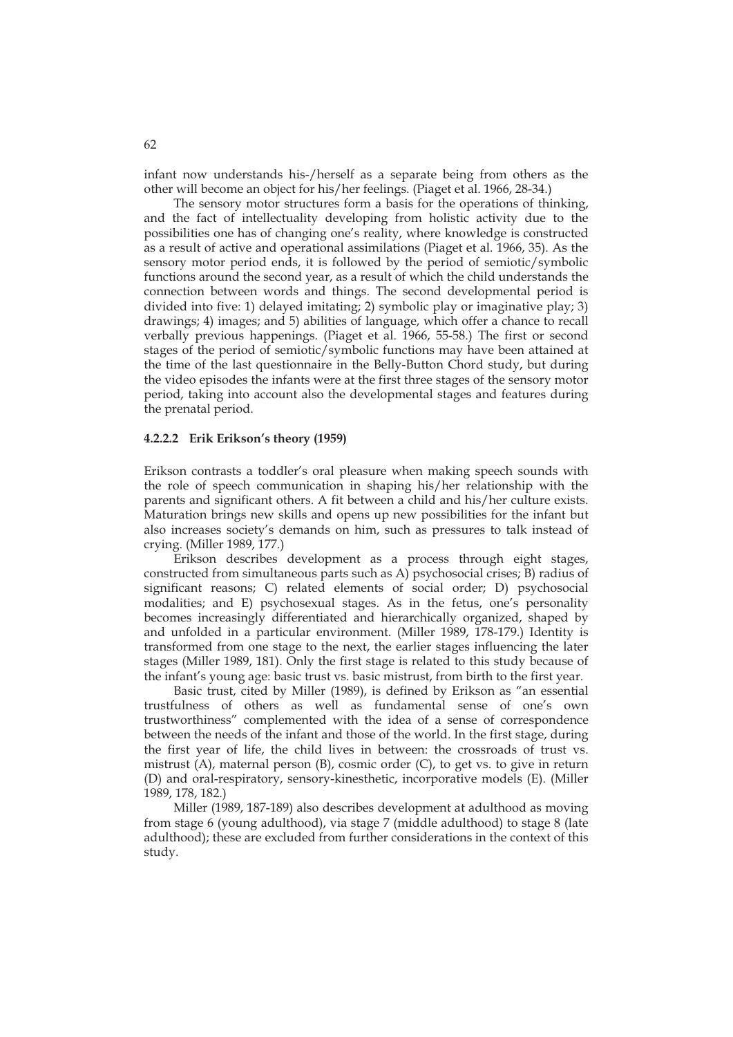infant now understands his-/herself as a separate being from others as the other will become an object for his/her feelings. (Piaget et al. 1966, 28-34.)

The sensory motor structures form a basis for the operations of thinking, and the fact of intellectuality developing from holistic activity due to the possibilities one has of changing one's reality, where knowledge is constructed as a result of active and operational assimilations (Piaget et al. 1966, 35). As the sensory motor period ends, it is followed by the period of semiotic/symbolic functions around the second year, as a result of which the child understands the connection between words and things. The second developmental period is divided into five: 1) delayed imitating; 2) symbolic play or imaginative play; 3) drawings; 4) images; and 5) abilities of language, which offer a chance to recall verbally previous happenings. (Piaget et al. 1966, 55-58.) The first or second stages of the period of semiotic/symbolic functions may have been attained at the time of the last questionnaire in the Belly-Button Chord study, but during the video episodes the infants were at the first three stages of the sensory motor period, taking into account also the developmental stages and features during the prenatal period.

#### 4.2.2.2 Erik Erikson's theory (1959)

Erikson contrasts a toddler's oral pleasure when making speech sounds with the role of speech communication in shaping his/her relationship with the parents and significant others. A fit between a child and his/her culture exists. Maturation brings new skills and opens up new possibilities for the infant but also increases society's demands on him, such as pressures to talk instead of crying. (Miller 1989, 177.)

Erikson describes development as a process through eight stages, constructed from simultaneous parts such as A) psychosocial crises; B) radius of significant reasons; C) related elements of social order; D) psychosocial modalities; and E) psychosexual stages. As in the fetus, one's personality becomes increasingly differentiated and hierarchically organized, shaped by and unfolded in a particular environment. (Miller 1989, 178-179.) Identity is transformed from one stage to the next, the earlier stages influencing the later stages (Miller 1989, 181). Only the first stage is related to this study because of the infant's young age: basic trust vs. basic mistrust, from birth to the first year.

Basic trust, cited by Miller (1989), is defined by Erikson as "an essential trustfulness of others as well as fundamental sense of one's own trustworthiness" complemented with the idea of a sense of correspondence between the needs of the infant and those of the world. In the first stage, during the first year of life, the child lives in between: the crossroads of trust vs. mistrust (A), maternal person (B), cosmic order (C), to get vs. to give in return (D) and oral-respiratory, sensory-kinesthetic, incorporative models (E). (Miller 1989, 178, 182.)

Miller (1989, 187-189) also describes development at adulthood as moving from stage 6 (young adulthood), via stage 7 (middle adulthood) to stage 8 (late adulthood); these are excluded from further considerations in the context of this study.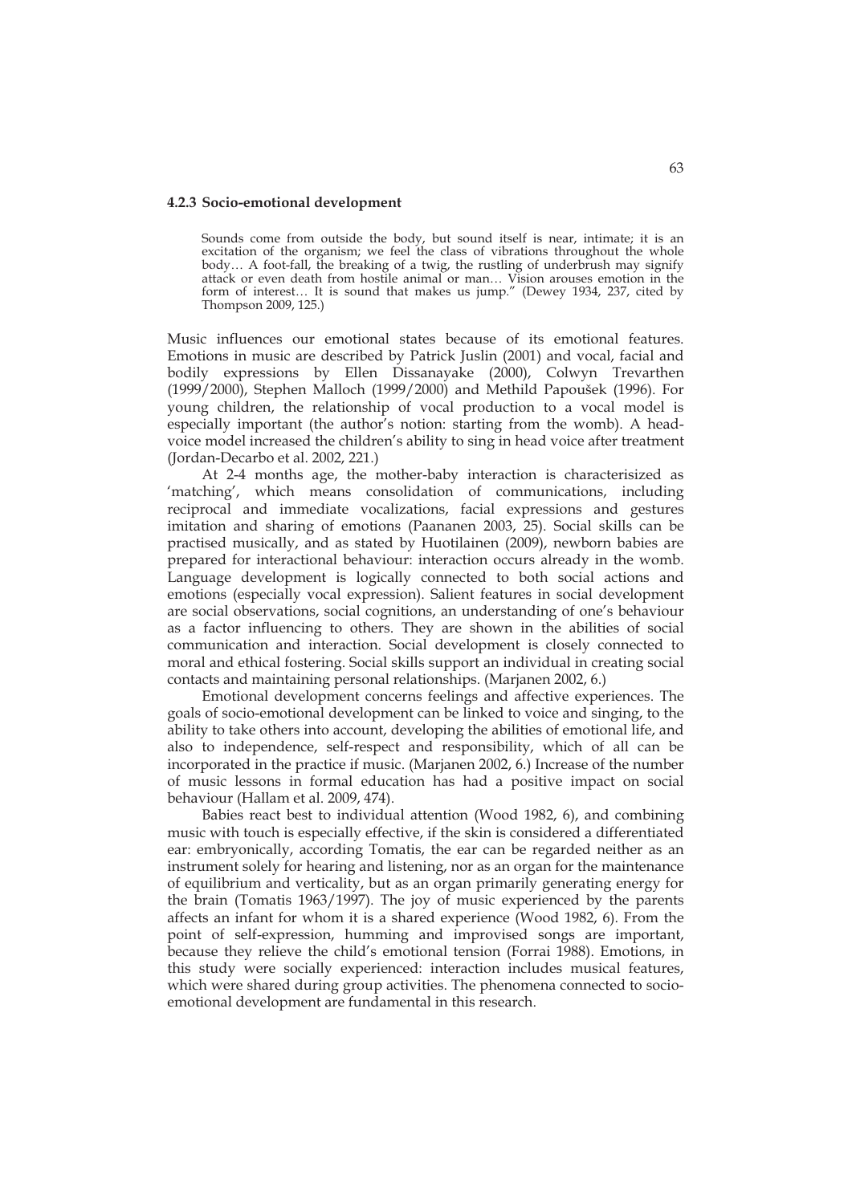### 4.2.3 Socio-emotional development

> Sounds come from outside the body, but sound itself is near, intimate; it is an excitation of the organism; we feel the class of vibrations throughout the whole body… A foot-fall, the breaking of a twig, the rustling of underbrush may signify attack or even death from hostile animal or man… Vision arouses emotion in the form of interest… It is sound that makes us jump." (Dewey 1934, 237, cited by Thompson 2009, 125.)

Music influences our emotional states because of its emotional features. Emotions in music are described by Patrick Juslin (2001) and vocal, facial and bodily expressions by Ellen Dissanayake (2000), Colwyn Trevarthen (1999/2000), Stephen Malloch (1999/2000) and Methild Papoušek (1996). For young children, the relationship of vocal production to a vocal model is especially important (the author's notion: starting from the womb). A head-voice model increased the children's ability to sing in head voice after treatment (Jordan-Decarbo et al. 2002, 221.)

At 2-4 months age, the mother-baby interaction is characterisized as 'matching', which means consolidation of communications, including reciprocal and immediate vocalizations, facial expressions and gestures imitation and sharing of emotions (Paananen 2003, 25). Social skills can be practised musically, and as stated by Huotilainen (2009), newborn babies are prepared for interactional behaviour: interaction occurs already in the womb. Language development is logically connected to both social actions and emotions (especially vocal expression). Salient features in social development are social observations, social cognitions, an understanding of one's behaviour as a factor influencing to others. They are shown in the abilities of social communication and interaction. Social development is closely connected to moral and ethical fostering. Social skills support an individual in creating social contacts and maintaining personal relationships. (Marjanen 2002, 6.)

Emotional development concerns feelings and affective experiences. The goals of socio-emotional development can be linked to voice and singing, to the ability to take others into account, developing the abilities of emotional life, and also to independence, self-respect and responsibility, which of all can be incorporated in the practice if music. (Marjanen 2002, 6.) Increase of the number of music lessons in formal education has had a positive impact on social behaviour (Hallam et al. 2009, 474).

Babies react best to individual attention (Wood 1982, 6), and combining music with touch is especially effective, if the skin is considered a differentiated ear: embryonically, according Tomatis, the ear can be regarded neither as an instrument solely for hearing and listening, nor as an organ for the maintenance of equilibrium and verticality, but as an organ primarily generating energy for the brain (Tomatis 1963/1997). The joy of music experienced by the parents affects an infant for whom it is a shared experience (Wood 1982, 6). From the point of self-expression, humming and improvised songs are important, because they relieve the child's emotional tension (Forrai 1988). Emotions, in this study were socially experienced: interaction includes musical features, which were shared during group activities. The phenomena connected to socio-emotional development are fundamental in this research.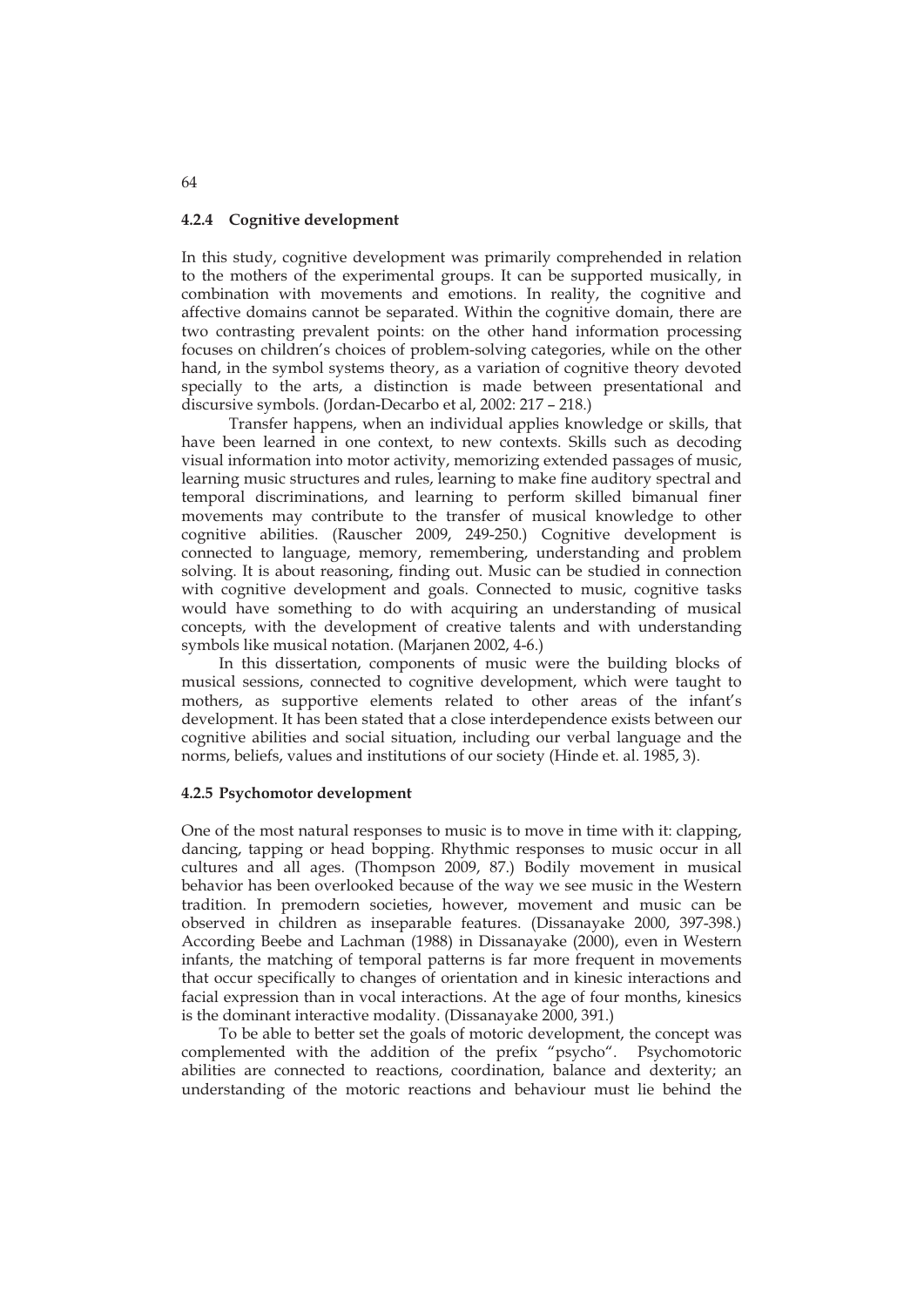### 4.2.4 Cognitive development

In this study, cognitive development was primarily comprehended in relation to the mothers of the experimental groups. It can be supported musically, in combination with movements and emotions. In reality, the cognitive and affective domains cannot be separated. Within the cognitive domain, there are two contrasting prevalent points: on the other hand information processing focuses on children's choices of problem-solving categories, while on the other hand, in the symbol systems theory, as a variation of cognitive theory devoted specially to the arts, a distinction is made between presentational and discursive symbols. (Jordan-Decarbo et al, 2002: 217 – 218.)

Transfer happens, when an individual applies knowledge or skills, that have been learned in one context, to new contexts. Skills such as decoding visual information into motor activity, memorizing extended passages of music, learning music structures and rules, learning to make fine auditory spectral and temporal discriminations, and learning to perform skilled bimanual finer movements may contribute to the transfer of musical knowledge to other cognitive abilities. (Rauscher 2009, 249-250.) Cognitive development is connected to language, memory, remembering, understanding and problem solving. It is about reasoning, finding out. Music can be studied in connection with cognitive development and goals. Connected to music, cognitive tasks would have something to do with acquiring an understanding of musical concepts, with the development of creative talents and with understanding symbols like musical notation. (Marjanen 2002, 4-6.)

In this dissertation, components of music were the building blocks of musical sessions, connected to cognitive development, which were taught to mothers, as supportive elements related to other areas of the infant's development. It has been stated that a close interdependence exists between our cognitive abilities and social situation, including our verbal language and the norms, beliefs, values and institutions of our society (Hinde et. al. 1985, 3).

### 4.2.5 Psychomotor development

One of the most natural responses to music is to move in time with it: clapping, dancing, tapping or head bopping. Rhythmic responses to music occur in all cultures and all ages. (Thompson 2009, 87.) Bodily movement in musical behavior has been overlooked because of the way we see music in the Western tradition. In premodern societies, however, movement and music can be observed in children as inseparable features. (Dissanayake 2000, 397-398.) According Beebe and Lachman (1988) in Dissanayake (2000), even in Western infants, the matching of temporal patterns is far more frequent in movements that occur specifically to changes of orientation and in kinesic interactions and facial expression than in vocal interactions. At the age of four months, kinesics is the dominant interactive modality. (Dissanayake 2000, 391.)

To be able to better set the goals of motoric development, the concept was complemented with the addition of the prefix "psycho". Psychomotoric abilities are connected to reactions, coordination, balance and dexterity; an understanding of the motoric reactions and behaviour must lie behind the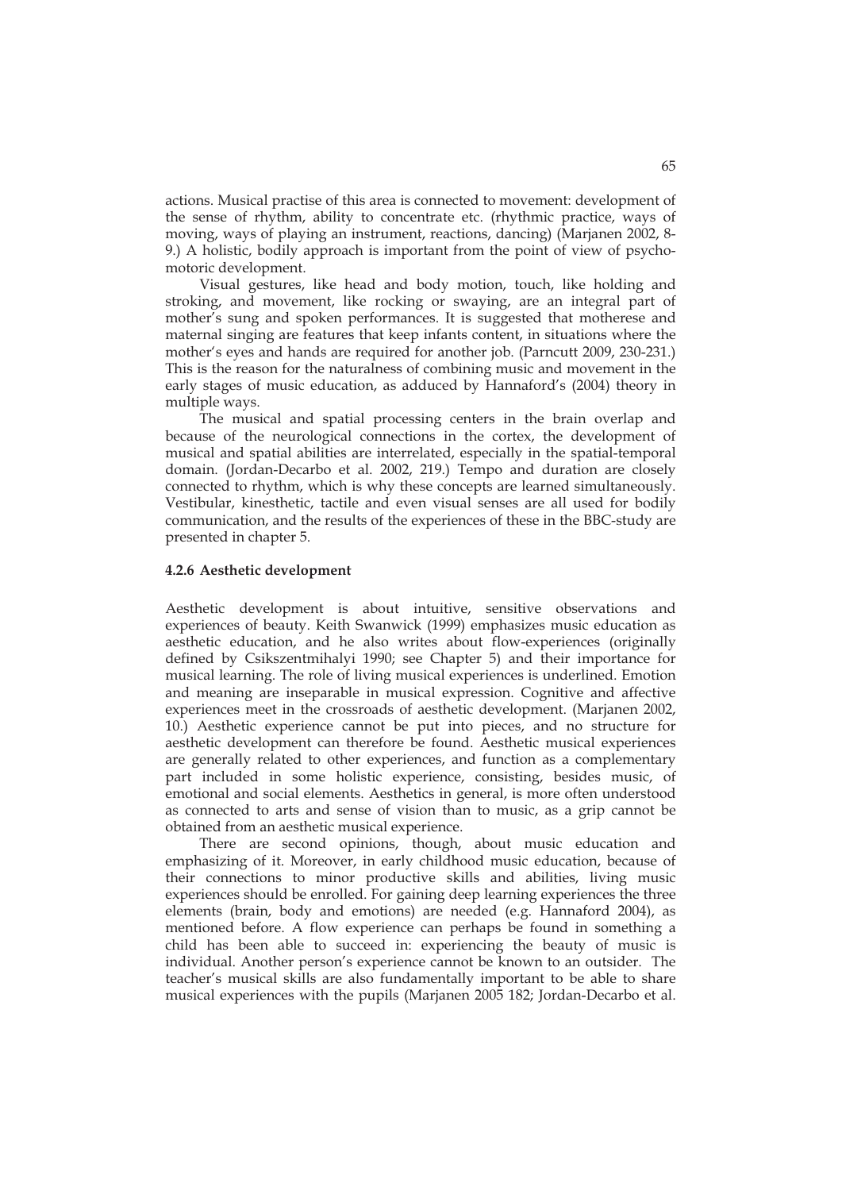actions. Musical practise of this area is connected to movement: development of the sense of rhythm, ability to concentrate etc. (rhythmic practice, ways of moving, ways of playing an instrument, reactions, dancing) (Marjanen 2002, 8-9.) A holistic, bodily approach is important from the point of view of psycho-motoric development.

Visual gestures, like head and body motion, touch, like holding and stroking, and movement, like rocking or swaying, are an integral part of mother's sung and spoken performances. It is suggested that motherese and maternal singing are features that keep infants content, in situations where the mother's eyes and hands are required for another job. (Parncutt 2009, 230-231.) This is the reason for the naturalness of combining music and movement in the early stages of music education, as adduced by Hannaford's (2004) theory in multiple ways.

The musical and spatial processing centers in the brain overlap and because of the neurological connections in the cortex, the development of musical and spatial abilities are interrelated, especially in the spatial-temporal domain. (Jordan-Decarbo et al. 2002, 219.) Tempo and duration are closely connected to rhythm, which is why these concepts are learned simultaneously. Vestibular, kinesthetic, tactile and even visual senses are all used for bodily communication, and the results of the experiences of these in the BBC-study are presented in chapter 5.

### 4.2.6 Aesthetic development

Aesthetic development is about intuitive, sensitive observations and experiences of beauty. Keith Swanwick (1999) emphasizes music education as aesthetic education, and he also writes about flow-experiences (originally defined by Csikszentmihalyi 1990; see Chapter 5) and their importance for musical learning. The role of living musical experiences is underlined. Emotion and meaning are inseparable in musical expression. Cognitive and affective experiences meet in the crossroads of aesthetic development. (Marjanen 2002, 10.) Aesthetic experience cannot be put into pieces, and no structure for aesthetic development can therefore be found. Aesthetic musical experiences are generally related to other experiences, and function as a complementary part included in some holistic experience, consisting, besides music, of emotional and social elements. Aesthetics in general, is more often understood as connected to arts and sense of vision than to music, as a grip cannot be obtained from an aesthetic musical experience.

There are second opinions, though, about music education and emphasizing of it. Moreover, in early childhood music education, because of their connections to minor productive skills and abilities, living music experiences should be enrolled. For gaining deep learning experiences the three elements (brain, body and emotions) are needed (e.g. Hannaford 2004), as mentioned before. A flow experience can perhaps be found in something a child has been able to succeed in: experiencing the beauty of music is individual. Another person's experience cannot be known to an outsider. The teacher's musical skills are also fundamentally important to be able to share musical experiences with the pupils (Marjanen 2005 182; Jordan-Decarbo et al.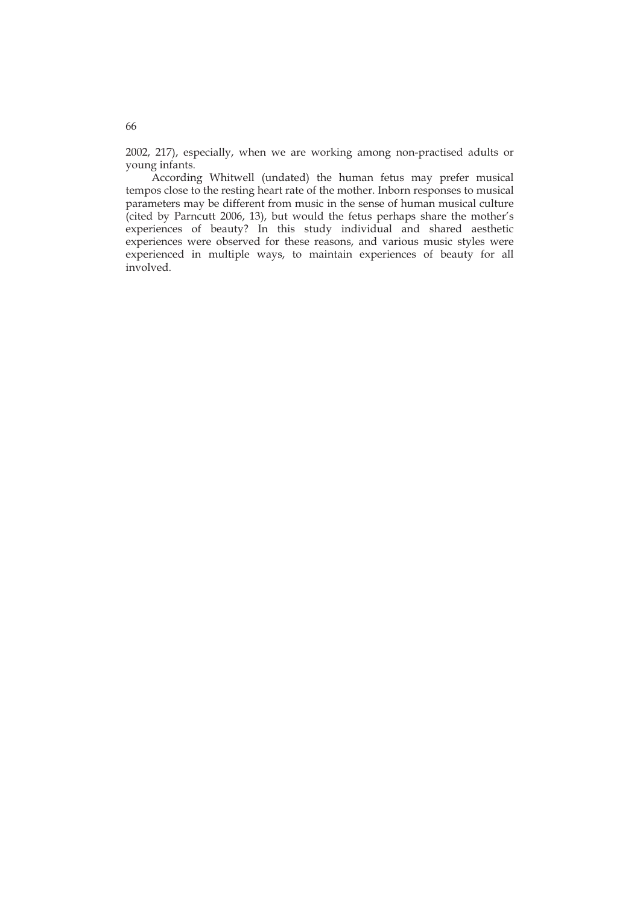2002, 217), especially, when we are working among non-practised adults or young infants.

According Whitwell (undated) the human fetus may prefer musical tempos close to the resting heart rate of the mother. Inborn responses to musical parameters may be different from music in the sense of human musical culture (cited by Parncutt 2006, 13), but would the fetus perhaps share the mother's experiences of beauty? In this study individual and shared aesthetic experiences were observed for these reasons, and various music styles were experienced in multiple ways, to maintain experiences of beauty for all involved.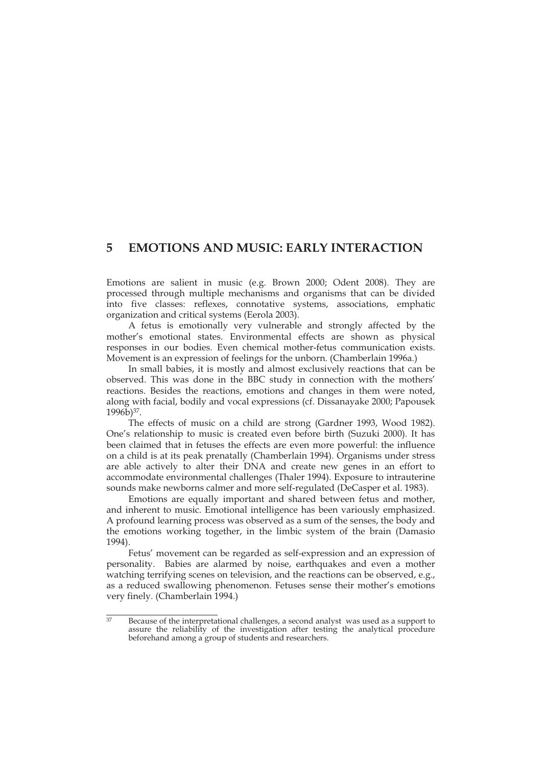# 5 EMOTIONS AND MUSIC: EARLY INTERACTION

Emotions are salient in music (e.g. Brown 2000; Odent 2008). They are processed through multiple mechanisms and organisms that can be divided into five classes: reflexes, connotative systems, associations, emphatic organization and critical systems (Eerola 2003).

A fetus is emotionally very vulnerable and strongly affected by the mother's emotional states. Environmental effects are shown as physical responses in our bodies. Even chemical mother-fetus communication exists. Movement is an expression of feelings for the unborn. (Chamberlain 1996a.)

In small babies, it is mostly and almost exclusively reactions that can be observed. This was done in the BBC study in connection with the mothers' reactions. Besides the reactions, emotions and changes in them were noted, along with facial, bodily and vocal expressions (cf. Dissanayake 2000; Papousek 1996b)[37].

The effects of music on a child are strong (Gardner 1993, Wood 1982). One's relationship to music is created even before birth (Suzuki 2000). It has been claimed that in fetuses the effects are even more powerful: the influence on a child is at its peak prenatally (Chamberlain 1994). Organisms under stress are able actively to alter their DNA and create new genes in an effort to accommodate environmental challenges (Thaler 1994). Exposure to intrauterine sounds make newborns calmer and more self-regulated (DeCasper et al. 1983).

Emotions are equally important and shared between fetus and mother, and inherent to music. Emotional intelligence has been variously emphasized. A profound learning process was observed as a sum of the senses, the body and the emotions working together, in the limbic system of the brain (Damasio 1994).

Fetus' movement can be regarded as self-expression and an expression of personality. Babies are alarmed by noise, earthquakes and even a mother watching terrifying scenes on television, and the reactions can be observed, e.g., as a reduced swallowing phenomenon. Fetuses sense their mother's emotions very finely. (Chamberlain 1994.)

---

[37] Because of the interpretational challenges, a second analyst was used as a support to assure the reliability of the investigation after testing the analytical procedure beforehand among a group of students and researchers.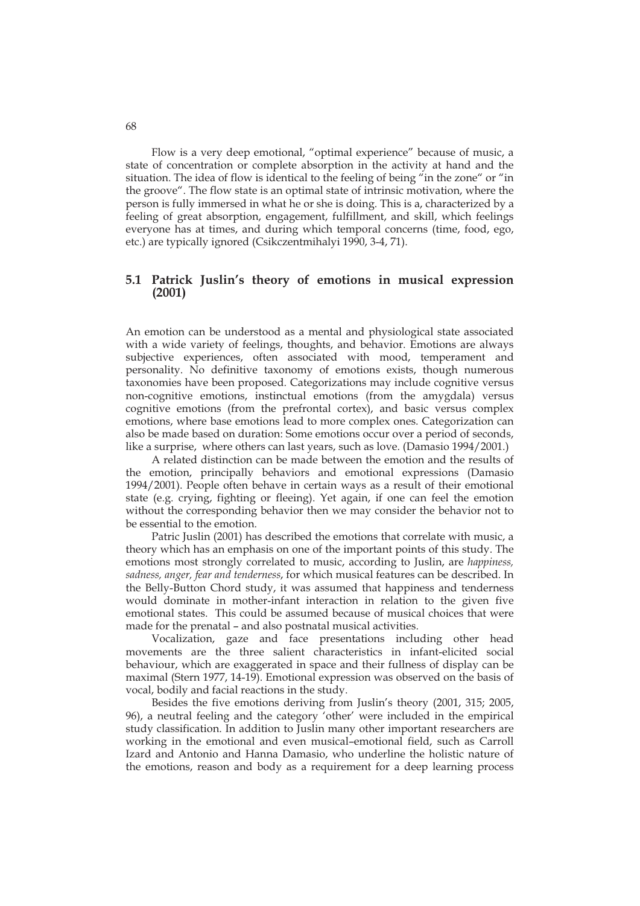Flow is a very deep emotional, "optimal experience" because of music, a state of concentration or complete absorption in the activity at hand and the situation. The idea of flow is identical to the feeling of being "in the zone" or "in the groove". The flow state is an optimal state of intrinsic motivation, where the person is fully immersed in what he or she is doing. This is a, characterized by a feeling of great absorption, engagement, fulfillment, and skill, which feelings everyone has at times, and during which temporal concerns (time, food, ego, etc.) are typically ignored (Csikczentmihalyi 1990, 3-4, 71).

## 5.1 Patrick Juslin's theory of emotions in musical expression (2001)

An emotion can be understood as a mental and physiological state associated with a wide variety of feelings, thoughts, and behavior. Emotions are always subjective experiences, often associated with mood, temperament and personality. No definitive taxonomy of emotions exists, though numerous taxonomies have been proposed. Categorizations may include cognitive versus non-cognitive emotions, instinctual emotions (from the amygdala) versus cognitive emotions (from the prefrontal cortex), and basic versus complex emotions, where base emotions lead to more complex ones. Categorization can also be made based on duration: Some emotions occur over a period of seconds, like a surprise, where others can last years, such as love. (Damasio 1994/2001.)

A related distinction can be made between the emotion and the results of the emotion, principally behaviors and emotional expressions (Damasio 1994/2001). People often behave in certain ways as a result of their emotional state (e.g. crying, fighting or fleeing). Yet again, if one can feel the emotion without the corresponding behavior then we may consider the behavior not to be essential to the emotion.

Patric Juslin (2001) has described the emotions that correlate with music, a theory which has an emphasis on one of the important points of this study. The emotions most strongly correlated to music, according to Juslin, are *happiness, sadness, anger, fear and tenderness*, for which musical features can be described. In the Belly-Button Chord study, it was assumed that happiness and tenderness would dominate in mother-infant interaction in relation to the given five emotional states. This could be assumed because of musical choices that were made for the prenatal – and also postnatal musical activities.

Vocalization, gaze and face presentations including other head movements are the three salient characteristics in infant-elicited social behaviour, which are exaggerated in space and their fullness of display can be maximal (Stern 1977, 14-19). Emotional expression was observed on the basis of vocal, bodily and facial reactions in the study.

Besides the five emotions deriving from Juslin's theory (2001, 315; 2005, 96), a neutral feeling and the category 'other' were included in the empirical study classification. In addition to Juslin many other important researchers are working in the emotional and even musical–emotional field, such as Carroll Izard and Antonio and Hanna Damasio, who underline the holistic nature of the emotions, reason and body as a requirement for a deep learning process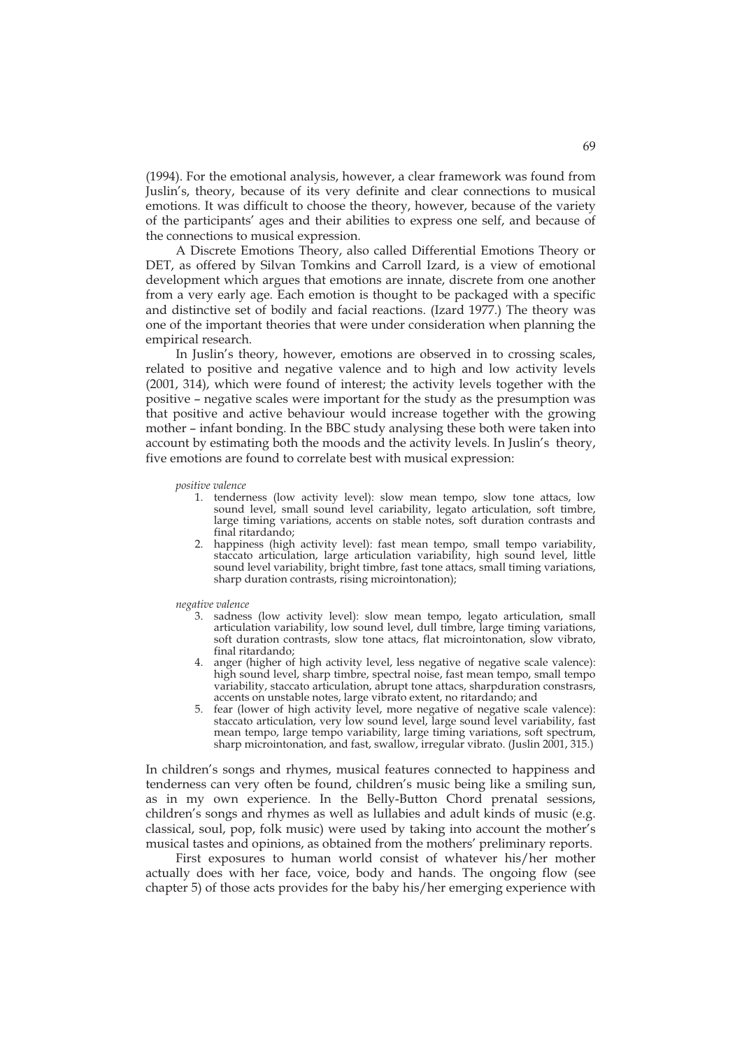(1994). For the emotional analysis, however, a clear framework was found from Juslin's, theory, because of its very definite and clear connections to musical emotions. It was difficult to choose the theory, however, because of the variety of the participants' ages and their abilities to express one self, and because of the connections to musical expression.

A Discrete Emotions Theory, also called Differential Emotions Theory or DET, as offered by Silvan Tomkins and Carroll Izard, is a view of emotional development which argues that emotions are innate, discrete from one another from a very early age. Each emotion is thought to be packaged with a specific and distinctive set of bodily and facial reactions. (Izard 1977.) The theory was one of the important theories that were under consideration when planning the empirical research.

In Juslin's theory, however, emotions are observed in to crossing scales, related to positive and negative valence and to high and low activity levels (2001, 314), which were found of interest; the activity levels together with the positive – negative scales were important for the study as the presumption was that positive and active behaviour would increase together with the growing mother – infant bonding. In the BBC study analysing these both were taken into account by estimating both the moods and the activity levels. In Juslin's theory, five emotions are found to correlate best with musical expression:

*positive valence*

1. tenderness (low activity level): slow mean tempo, slow tone attacs, low sound level, small sound level cariability, legato articulation, soft timbre, large timing variations, accents on stable notes, soft duration contrasts and final ritardando;
2. happiness (high activity level): fast mean tempo, small tempo variability, staccato articulation, large articulation variability, high sound level, little sound level variability, bright timbre, fast tone attacs, small timing variations, sharp duration contrasts, rising microintonation);

*negative valence*

3. sadness (low activity level): slow mean tempo, legato articulation, small articulation variability, low sound level, dull timbre, large timing variations, soft duration contrasts, slow tone attacs, flat microintonation, slow vibrato, final ritardando;
4. anger (higher of high activity level, less negative of negative scale valence): high sound level, sharp timbre, spectral noise, fast mean tempo, small tempo variability, staccato articulation, abrupt tone attacs, sharpduration constrasrs, accents on unstable notes, large vibrato extent, no ritardando; and
5. fear (lower of high activity level, more negative of negative scale valence): staccato articulation, very low sound level, large sound level variability, fast mean tempo, large tempo variability, large timing variations, soft spectrum, sharp microintonation, and fast, swallow, irregular vibrato. (Juslin 2001, 315.)

In children's songs and rhymes, musical features connected to happiness and tenderness can very often be found, children's music being like a smiling sun, as in my own experience. In the Belly-Button Chord prenatal sessions, children's songs and rhymes as well as lullabies and adult kinds of music (e.g. classical, soul, pop, folk music) were used by taking into account the mother's musical tastes and opinions, as obtained from the mothers' preliminary reports.

First exposures to human world consist of whatever his/her mother actually does with her face, voice, body and hands. The ongoing flow (see chapter 5) of those acts provides for the baby his/her emerging experience with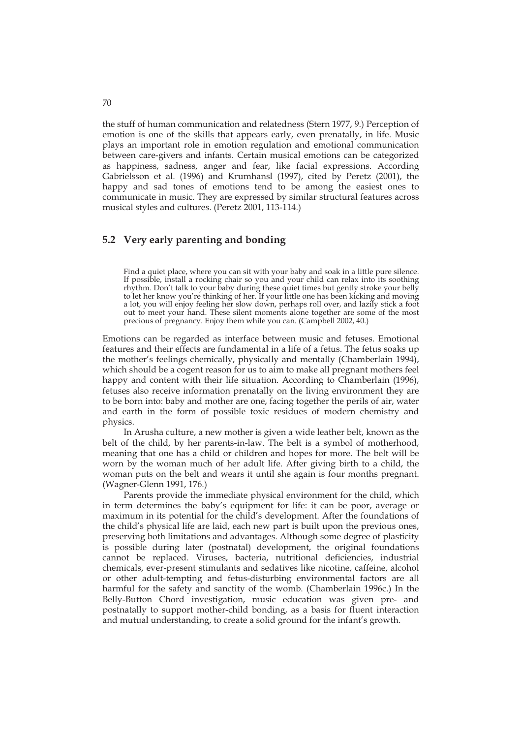the stuff of human communication and relatedness (Stern 1977, 9.) Perception of emotion is one of the skills that appears early, even prenatally, in life. Music plays an important role in emotion regulation and emotional communication between care-givers and infants. Certain musical emotions can be categorized as happiness, sadness, anger and fear, like facial expressions. According Gabrielsson et al. (1996) and Krumhansl (1997), cited by Peretz (2001), the happy and sad tones of emotions tend to be among the easiest ones to communicate in music. They are expressed by similar structural features across musical styles and cultures. (Peretz 2001, 113-114.)

## 5.2 Very early parenting and bonding

> Find a quiet place, where you can sit with your baby and soak in a little pure silence. If possible, install a rocking chair so you and your child can relax into its soothing rhythm. Don't talk to your baby during these quiet times but gently stroke your belly to let her know you're thinking of her. If your little one has been kicking and moving a lot, you will enjoy feeling her slow down, perhaps roll over, and lazily stick a foot out to meet your hand. These silent moments alone together are some of the most precious of pregnancy. Enjoy them while you can. (Campbell 2002, 40.)

Emotions can be regarded as interface between music and fetuses. Emotional features and their effects are fundamental in a life of a fetus. The fetus soaks up the mother's feelings chemically, physically and mentally (Chamberlain 1994), which should be a cogent reason for us to aim to make all pregnant mothers feel happy and content with their life situation. According to Chamberlain (1996), fetuses also receive information prenatally on the living environment they are to be born into: baby and mother are one, facing together the perils of air, water and earth in the form of possible toxic residues of modern chemistry and physics.

In Arusha culture, a new mother is given a wide leather belt, known as the belt of the child, by her parents-in-law. The belt is a symbol of motherhood, meaning that one has a child or children and hopes for more. The belt will be worn by the woman much of her adult life. After giving birth to a child, the woman puts on the belt and wears it until she again is four months pregnant. (Wagner-Glenn 1991, 176.)

Parents provide the immediate physical environment for the child, which in term determines the baby's equipment for life: it can be poor, average or maximum in its potential for the child's development. After the foundations of the child's physical life are laid, each new part is built upon the previous ones, preserving both limitations and advantages. Although some degree of plasticity is possible during later (postnatal) development, the original foundations cannot be replaced. Viruses, bacteria, nutritional deficiencies, industrial chemicals, ever-present stimulants and sedatives like nicotine, caffeine, alcohol or other adult-tempting and fetus-disturbing environmental factors are all harmful for the safety and sanctity of the womb. (Chamberlain 1996c.) In the Belly-Button Chord investigation, music education was given pre- and postnatally to support mother-child bonding, as a basis for fluent interaction and mutual understanding, to create a solid ground for the infant's growth.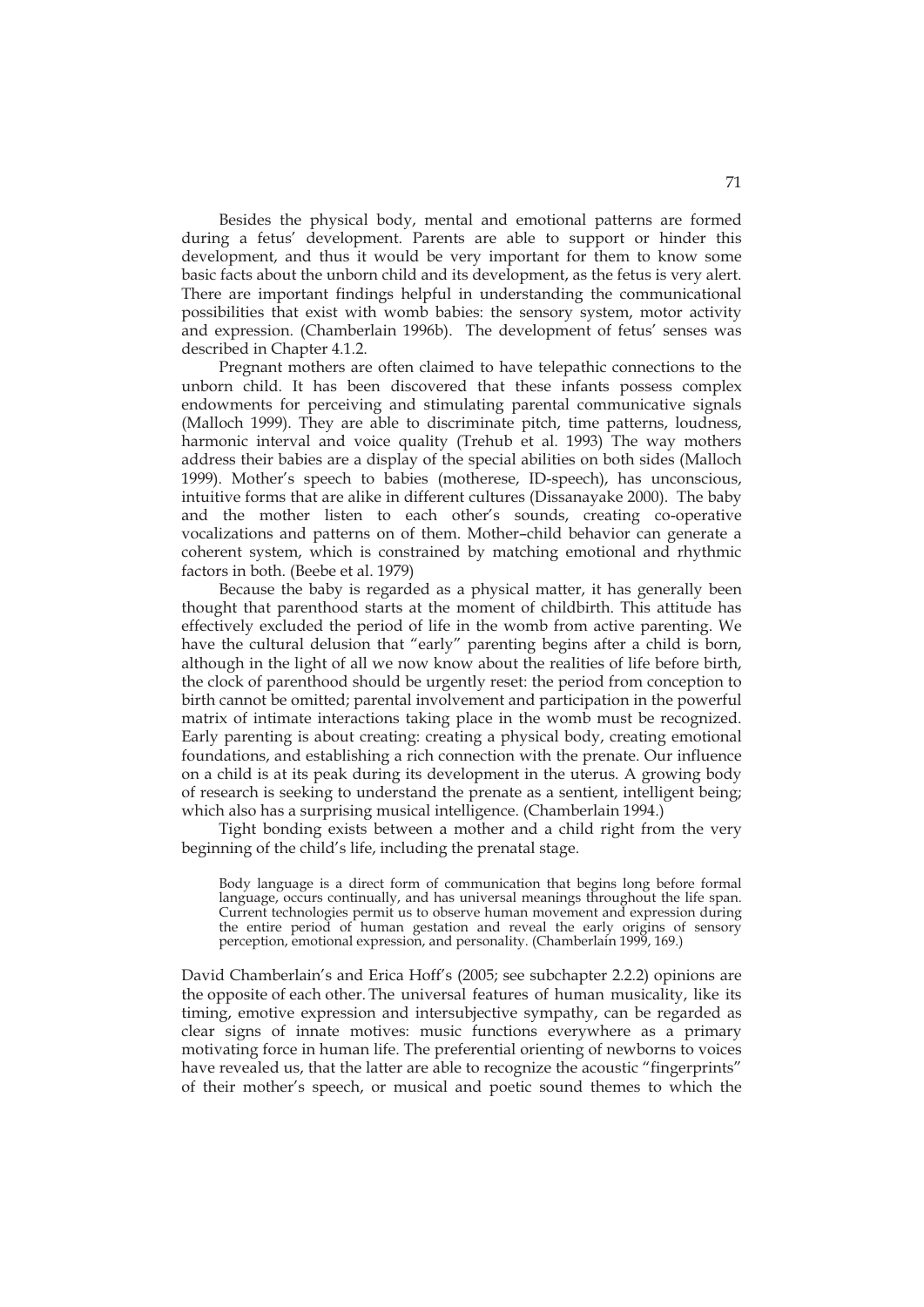Besides the physical body, mental and emotional patterns are formed during a fetus' development. Parents are able to support or hinder this development, and thus it would be very important for them to know some basic facts about the unborn child and its development, as the fetus is very alert. There are important findings helpful in understanding the communicational possibilities that exist with womb babies: the sensory system, motor activity and expression. (Chamberlain 1996b). The development of fetus' senses was described in Chapter 4.1.2.

Pregnant mothers are often claimed to have telepathic connections to the unborn child. It has been discovered that these infants possess complex endowments for perceiving and stimulating parental communicative signals (Malloch 1999). They are able to discriminate pitch, time patterns, loudness, harmonic interval and voice quality (Trehub et al. 1993) The way mothers address their babies are a display of the special abilities on both sides (Malloch 1999). Mother's speech to babies (motherese, ID-speech), has unconscious, intuitive forms that are alike in different cultures (Dissanayake 2000). The baby and the mother listen to each other's sounds, creating co-operative vocalizations and patterns on of them. Mother–child behavior can generate a coherent system, which is constrained by matching emotional and rhythmic factors in both. (Beebe et al. 1979)

Because the baby is regarded as a physical matter, it has generally been thought that parenthood starts at the moment of childbirth. This attitude has effectively excluded the period of life in the womb from active parenting. We have the cultural delusion that "early" parenting begins after a child is born, although in the light of all we now know about the realities of life before birth, the clock of parenthood should be urgently reset: the period from conception to birth cannot be omitted; parental involvement and participation in the powerful matrix of intimate interactions taking place in the womb must be recognized. Early parenting is about creating: creating a physical body, creating emotional foundations, and establishing a rich connection with the prenate. Our influence on a child is at its peak during its development in the uterus. A growing body of research is seeking to understand the prenate as a sentient, intelligent being; which also has a surprising musical intelligence. (Chamberlain 1994.)

Tight bonding exists between a mother and a child right from the very beginning of the child's life, including the prenatal stage.

> Body language is a direct form of communication that begins long before formal language, occurs continually, and has universal meanings throughout the life span. Current technologies permit us to observe human movement and expression during the entire period of human gestation and reveal the early origins of sensory perception, emotional expression, and personality. (Chamberlain 1999, 169.)

David Chamberlain's and Erica Hoff's (2005; see subchapter 2.2.2) opinions are the opposite of each other. The universal features of human musicality, like its timing, emotive expression and intersubjective sympathy, can be regarded as clear signs of innate motives: music functions everywhere as a primary motivating force in human life. The preferential orienting of newborns to voices have revealed us, that the latter are able to recognize the acoustic "fingerprints" of their mother's speech, or musical and poetic sound themes to which the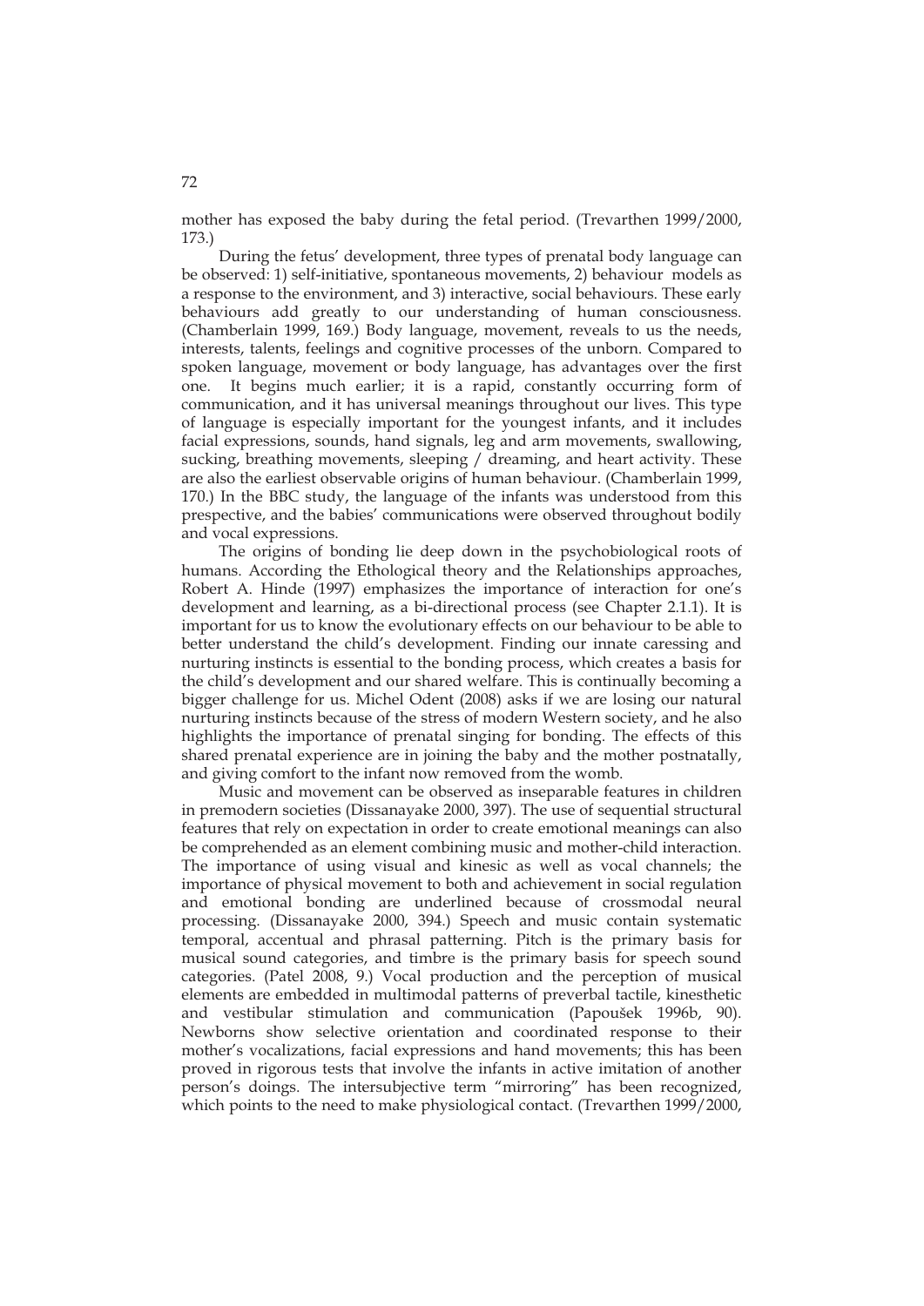mother has exposed the baby during the fetal period. (Trevarthen 1999/2000, 173.)

During the fetus' development, three types of prenatal body language can be observed: 1) self-initiative, spontaneous movements, 2) behaviour models as a response to the environment, and 3) interactive, social behaviours. These early behaviours add greatly to our understanding of human consciousness. (Chamberlain 1999, 169.) Body language, movement, reveals to us the needs, interests, talents, feelings and cognitive processes of the unborn. Compared to spoken language, movement or body language, has advantages over the first one. It begins much earlier; it is a rapid, constantly occurring form of communication, and it has universal meanings throughout our lives. This type of language is especially important for the youngest infants, and it includes facial expressions, sounds, hand signals, leg and arm movements, swallowing, sucking, breathing movements, sleeping / dreaming, and heart activity. These are also the earliest observable origins of human behaviour. (Chamberlain 1999, 170.) In the BBC study, the language of the infants was understood from this prespective, and the babies' communications were observed throughout bodily and vocal expressions.

The origins of bonding lie deep down in the psychobiological roots of humans. According the Ethological theory and the Relationships approaches, Robert A. Hinde (1997) emphasizes the importance of interaction for one's development and learning, as a bi-directional process (see Chapter 2.1.1). It is important for us to know the evolutionary effects on our behaviour to be able to better understand the child's development. Finding our innate caressing and nurturing instincts is essential to the bonding process, which creates a basis for the child's development and our shared welfare. This is continually becoming a bigger challenge for us. Michel Odent (2008) asks if we are losing our natural nurturing instincts because of the stress of modern Western society, and he also highlights the importance of prenatal singing for bonding. The effects of this shared prenatal experience are in joining the baby and the mother postnatally, and giving comfort to the infant now removed from the womb.

Music and movement can be observed as inseparable features in children in premodern societies (Dissanayake 2000, 397). The use of sequential structural features that rely on expectation in order to create emotional meanings can also be comprehended as an element combining music and mother-child interaction. The importance of using visual and kinesic as well as vocal channels; the importance of physical movement to both and achievement in social regulation and emotional bonding are underlined because of crossmodal neural processing. (Dissanayake 2000, 394.) Speech and music contain systematic temporal, accentual and phrasal patterning. Pitch is the primary basis for musical sound categories, and timbre is the primary basis for speech sound categories. (Patel 2008, 9.) Vocal production and the perception of musical elements are embedded in multimodal patterns of preverbal tactile, kinesthetic and vestibular stimulation and communication (Papoušek 1996b, 90). Newborns show selective orientation and coordinated response to their mother's vocalizations, facial expressions and hand movements; this has been proved in rigorous tests that involve the infants in active imitation of another person's doings. The intersubjective term "mirroring" has been recognized, which points to the need to make physiological contact. (Trevarthen 1999/2000,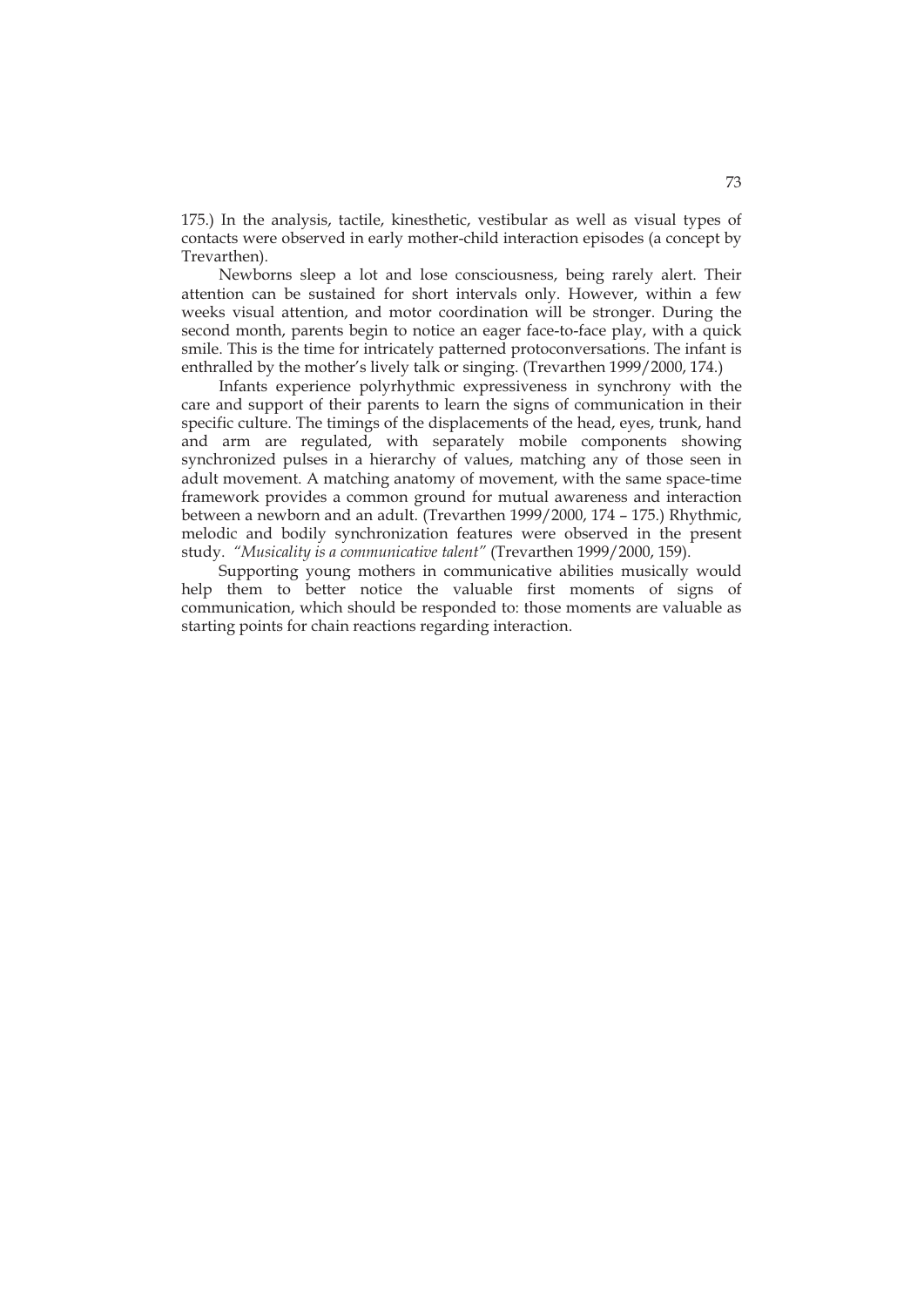175.) In the analysis, tactile, kinesthetic, vestibular as well as visual types of contacts were observed in early mother-child interaction episodes (a concept by Trevarthen).

Newborns sleep a lot and lose consciousness, being rarely alert. Their attention can be sustained for short intervals only. However, within a few weeks visual attention, and motor coordination will be stronger. During the second month, parents begin to notice an eager face-to-face play, with a quick smile. This is the time for intricately patterned protoconversations. The infant is enthralled by the mother's lively talk or singing. (Trevarthen 1999/2000, 174.)

Infants experience polyrhythmic expressiveness in synchrony with the care and support of their parents to learn the signs of communication in their specific culture. The timings of the displacements of the head, eyes, trunk, hand and arm are regulated, with separately mobile components showing synchronized pulses in a hierarchy of values, matching any of those seen in adult movement. A matching anatomy of movement, with the same space-time framework provides a common ground for mutual awareness and interaction between a newborn and an adult. (Trevarthen 1999/2000, 174 – 175.) Rhythmic, melodic and bodily synchronization features were observed in the present study. *"Musicality is a communicative talent"* (Trevarthen 1999/2000, 159).

Supporting young mothers in communicative abilities musically would help them to better notice the valuable first moments of signs of communication, which should be responded to: those moments are valuable as starting points for chain reactions regarding interaction.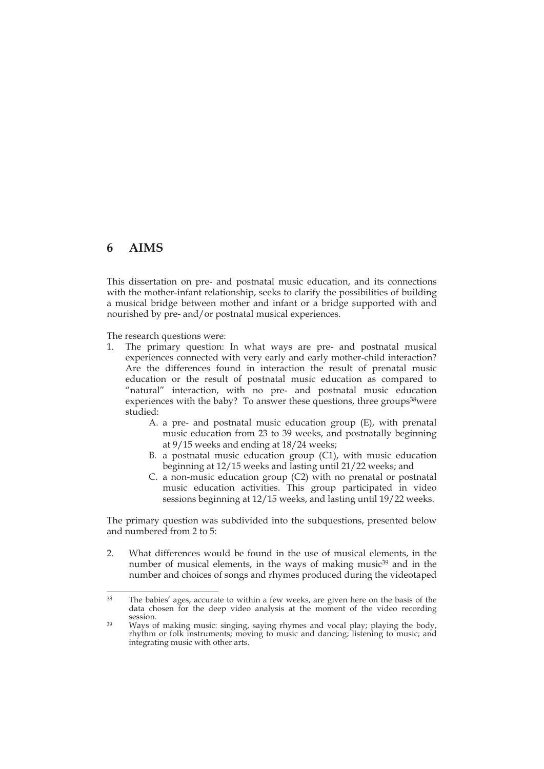# 6 AIMS

This dissertation on pre- and postnatal music education, and its connections with the mother-infant relationship, seeks to clarify the possibilities of building a musical bridge between mother and infant or a bridge supported with and nourished by pre- and/or postnatal musical experiences.

The research questions were:

1. The primary question: In what ways are pre- and postnatal musical experiences connected with very early and early mother-child interaction? Are the differences found in interaction the result of prenatal music education or the result of postnatal music education as compared to "natural" interaction, with no pre- and postnatal music education experiences with the baby? To answer these questions, three groups[38] were studied:
   - A. a pre- and postnatal music education group (E), with prenatal music education from 23 to 39 weeks, and postnatally beginning at 9/15 weeks and ending at 18/24 weeks;
   - B. a postnatal music education group (C1), with music education beginning at 12/15 weeks and lasting until 21/22 weeks; and
   - C. a non-music education group (C2) with no prenatal or postnatal music education activities. This group participated in video sessions beginning at 12/15 weeks, and lasting until 19/22 weeks.

The primary question was subdivided into the subquestions, presented below and numbered from 2 to 5:

2. What differences would be found in the use of musical elements, in the number of musical elements, in the ways of making music[39] and in the number and choices of songs and rhymes produced during the videotaped

---

[38] The babies' ages, accurate to within a few weeks, are given here on the basis of the data chosen for the deep video analysis at the moment of the video recording session.

[39] Ways of making music: singing, saying rhymes and vocal play; playing the body, rhythm or folk instruments; moving to music and dancing; listening to music; and integrating music with other arts.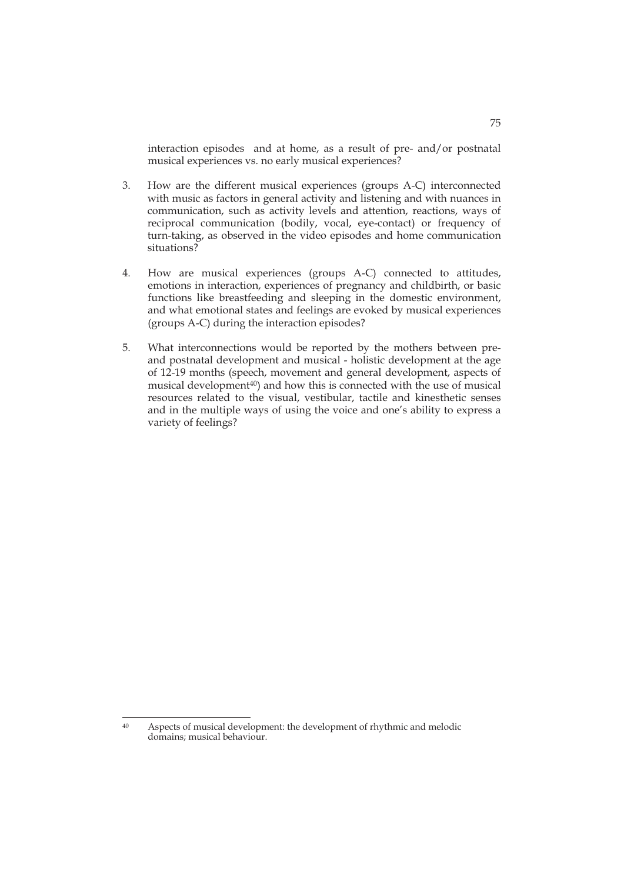interaction episodes and at home, as a result of pre- and/or postnatal musical experiences vs. no early musical experiences?

3. How are the different musical experiences (groups A-C) interconnected with music as factors in general activity and listening and with nuances in communication, such as activity levels and attention, reactions, ways of reciprocal communication (bodily, vocal, eye-contact) or frequency of turn-taking, as observed in the video episodes and home communication situations?

4. How are musical experiences (groups A-C) connected to attitudes, emotions in interaction, experiences of pregnancy and childbirth, or basic functions like breastfeeding and sleeping in the domestic environment, and what emotional states and feelings are evoked by musical experiences (groups A-C) during the interaction episodes?

5. What interconnections would be reported by the mothers between pre- and postnatal development and musical - holistic development at the age of 12-19 months (speech, movement and general development, aspects of musical development[40]) and how this is connected with the use of musical resources related to the visual, vestibular, tactile and kinesthetic senses and in the multiple ways of using the voice and one's ability to express a variety of feelings?

---

[40] Aspects of musical development: the development of rhythmic and melodic domains; musical behaviour.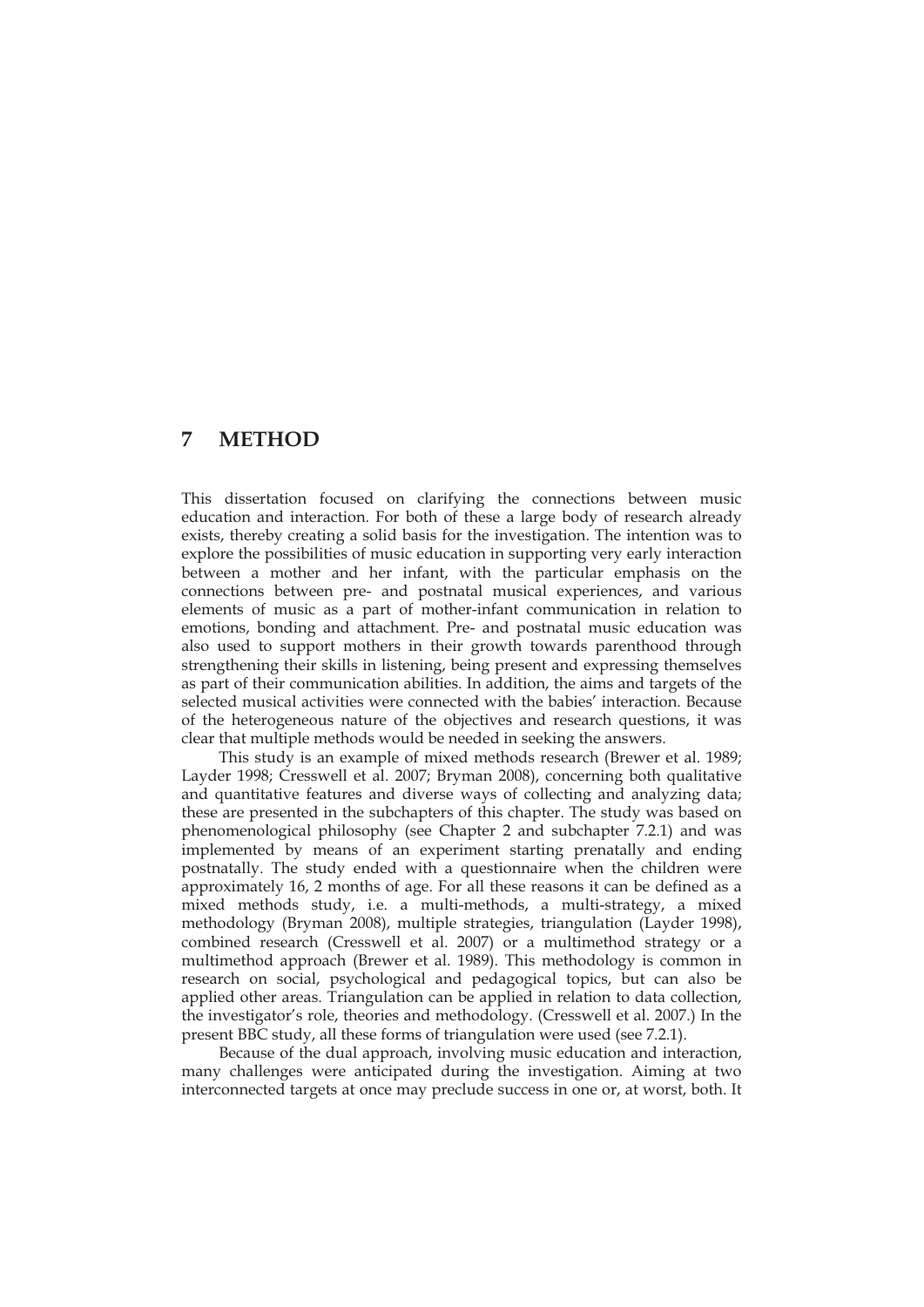# 7 METHOD

This dissertation focused on clarifying the connections between music education and interaction. For both of these a large body of research already exists, thereby creating a solid basis for the investigation. The intention was to explore the possibilities of music education in supporting very early interaction between a mother and her infant, with the particular emphasis on the connections between pre- and postnatal musical experiences, and various elements of music as a part of mother-infant communication in relation to emotions, bonding and attachment. Pre- and postnatal music education was also used to support mothers in their growth towards parenthood through strengthening their skills in listening, being present and expressing themselves as part of their communication abilities. In addition, the aims and targets of the selected musical activities were connected with the babies' interaction. Because of the heterogeneous nature of the objectives and research questions, it was clear that multiple methods would be needed in seeking the answers.

This study is an example of mixed methods research (Brewer et al. 1989; Layder 1998; Cresswell et al. 2007; Bryman 2008), concerning both qualitative and quantitative features and diverse ways of collecting and analyzing data; these are presented in the subchapters of this chapter. The study was based on phenomenological philosophy (see Chapter 2 and subchapter 7.2.1) and was implemented by means of an experiment starting prenatally and ending postnatally. The study ended with a questionnaire when the children were approximately 16, 2 months of age. For all these reasons it can be defined as a mixed methods study, i.e. a multi-methods, a multi-strategy, a mixed methodology (Bryman 2008), multiple strategies, triangulation (Layder 1998), combined research (Cresswell et al. 2007) or a multimethod strategy or a multimethod approach (Brewer et al. 1989). This methodology is common in research on social, psychological and pedagogical topics, but can also be applied other areas. Triangulation can be applied in relation to data collection, the investigator's role, theories and methodology. (Cresswell et al. 2007.) In the present BBC study, all these forms of triangulation were used (see 7.2.1).

Because of the dual approach, involving music education and interaction, many challenges were anticipated during the investigation. Aiming at two interconnected targets at once may preclude success in one or, at worst, both. It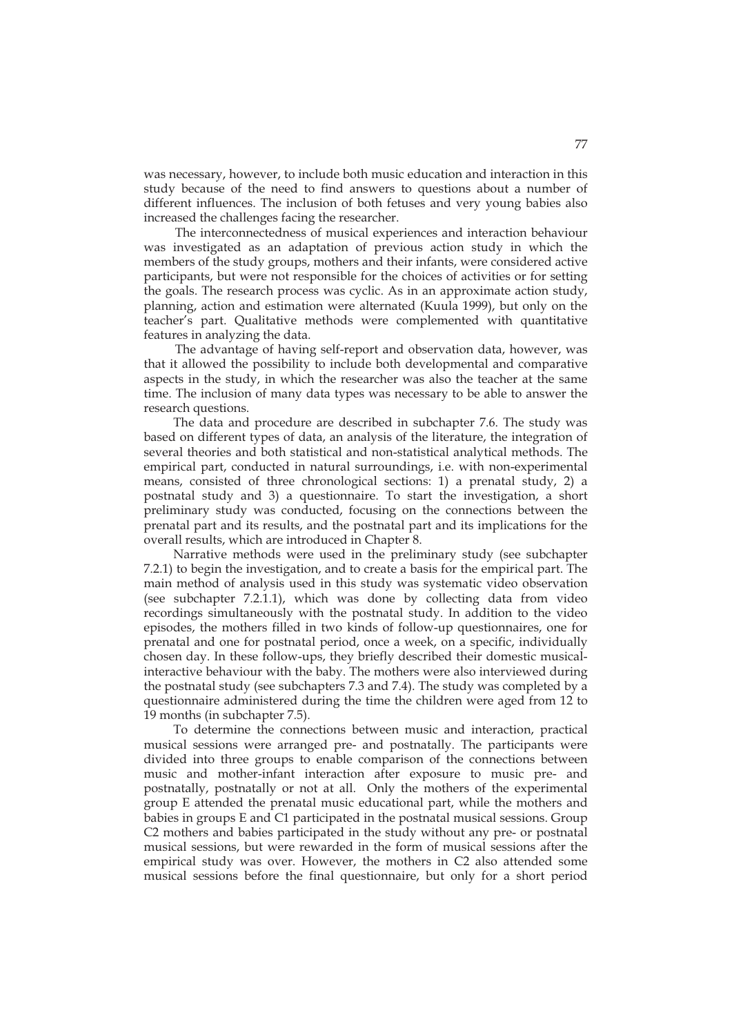was necessary, however, to include both music education and interaction in this study because of the need to find answers to questions about a number of different influences. The inclusion of both fetuses and very young babies also increased the challenges facing the researcher.

The interconnectedness of musical experiences and interaction behaviour was investigated as an adaptation of previous action study in which the members of the study groups, mothers and their infants, were considered active participants, but were not responsible for the choices of activities or for setting the goals. The research process was cyclic. As in an approximate action study, planning, action and estimation were alternated (Kuula 1999), but only on the teacher's part. Qualitative methods were complemented with quantitative features in analyzing the data.

The advantage of having self-report and observation data, however, was that it allowed the possibility to include both developmental and comparative aspects in the study, in which the researcher was also the teacher at the same time. The inclusion of many data types was necessary to be able to answer the research questions.

The data and procedure are described in subchapter 7.6. The study was based on different types of data, an analysis of the literature, the integration of several theories and both statistical and non-statistical analytical methods. The empirical part, conducted in natural surroundings, i.e. with non-experimental means, consisted of three chronological sections: 1) a prenatal study, 2) a postnatal study and 3) a questionnaire. To start the investigation, a short preliminary study was conducted, focusing on the connections between the prenatal part and its results, and the postnatal part and its implications for the overall results, which are introduced in Chapter 8.

Narrative methods were used in the preliminary study (see subchapter 7.2.1) to begin the investigation, and to create a basis for the empirical part. The main method of analysis used in this study was systematic video observation (see subchapter 7.2.1.1), which was done by collecting data from video recordings simultaneously with the postnatal study. In addition to the video episodes, the mothers filled in two kinds of follow-up questionnaires, one for prenatal and one for postnatal period, once a week, on a specific, individually chosen day. In these follow-ups, they briefly described their domestic musical-interactive behaviour with the baby. The mothers were also interviewed during the postnatal study (see subchapters 7.3 and 7.4). The study was completed by a questionnaire administered during the time the children were aged from 12 to 19 months (in subchapter 7.5).

To determine the connections between music and interaction, practical musical sessions were arranged pre- and postnatally. The participants were divided into three groups to enable comparison of the connections between music and mother-infant interaction after exposure to music pre- and postnatally, postnatally or not at all. Only the mothers of the experimental group E attended the prenatal music educational part, while the mothers and babies in groups E and C1 participated in the postnatal musical sessions. Group C2 mothers and babies participated in the study without any pre- or postnatal musical sessions, but were rewarded in the form of musical sessions after the empirical study was over. However, the mothers in C2 also attended some musical sessions before the final questionnaire, but only for a short period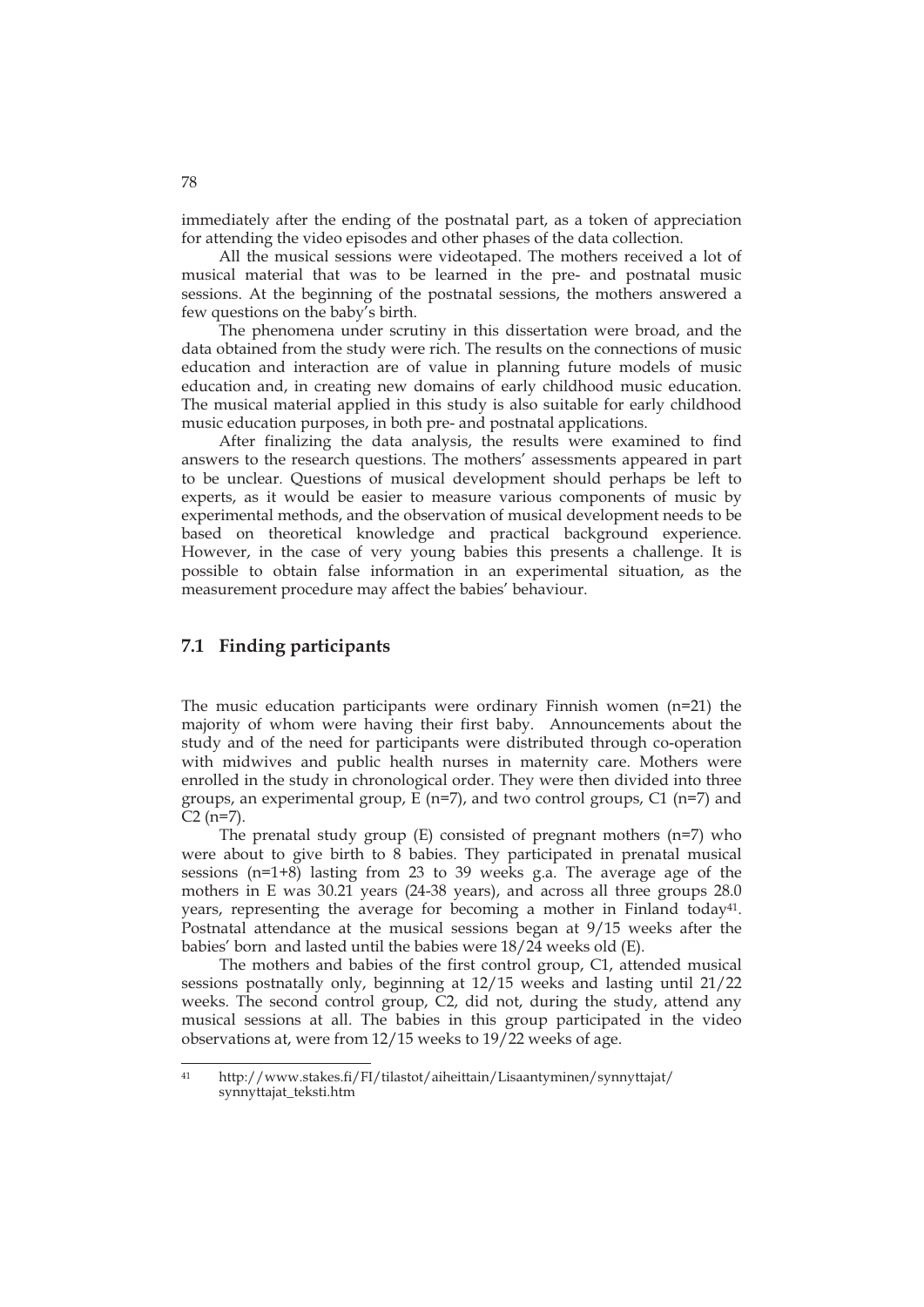immediately after the ending of the postnatal part, as a token of appreciation for attending the video episodes and other phases of the data collection.

All the musical sessions were videotaped. The mothers received a lot of musical material that was to be learned in the pre- and postnatal music sessions. At the beginning of the postnatal sessions, the mothers answered a few questions on the baby's birth.

The phenomena under scrutiny in this dissertation were broad, and the data obtained from the study were rich. The results on the connections of music education and interaction are of value in planning future models of music education and, in creating new domains of early childhood music education. The musical material applied in this study is also suitable for early childhood music education purposes, in both pre- and postnatal applications.

After finalizing the data analysis, the results were examined to find answers to the research questions. The mothers' assessments appeared in part to be unclear. Questions of musical development should perhaps be left to experts, as it would be easier to measure various components of music by experimental methods, and the observation of musical development needs to be based on theoretical knowledge and practical background experience. However, in the case of very young babies this presents a challenge. It is possible to obtain false information in an experimental situation, as the measurement procedure may affect the babies' behaviour.

## 7.1 Finding participants

The music education participants were ordinary Finnish women (n=21) the majority of whom were having their first baby. Announcements about the study and of the need for participants were distributed through co-operation with midwives and public health nurses in maternity care. Mothers were enrolled in the study in chronological order. They were then divided into three groups, an experimental group, E (n=7), and two control groups, C1 (n=7) and C2 (n=7).

The prenatal study group (E) consisted of pregnant mothers (n=7) who were about to give birth to 8 babies. They participated in prenatal musical sessions (n=1+8) lasting from 23 to 39 weeks g.a. The average age of the mothers in E was 30.21 years (24-38 years), and across all three groups 28.0 years, representing the average for becoming a mother in Finland today[41]. Postnatal attendance at the musical sessions began at 9/15 weeks after the babies' born and lasted until the babies were 18/24 weeks old (E).

The mothers and babies of the first control group, C1, attended musical sessions postnatally only, beginning at 12/15 weeks and lasting until 21/22 weeks. The second control group, C2, did not, during the study, attend any musical sessions at all. The babies in this group participated in the video observations at, were from 12/15 weeks to 19/22 weeks of age.

[41] http://www.stakes.fi/FI/tilastot/aiheittain/Lisaantyminen/synnyttajat/synnyttajat_teksti.htm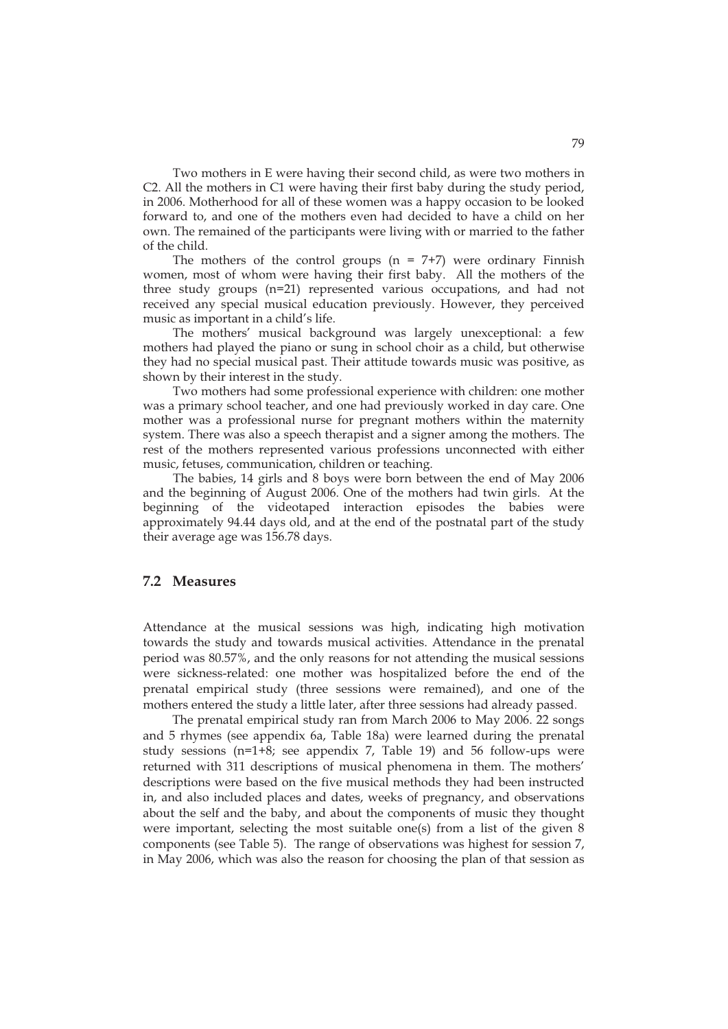Two mothers in E were having their second child, as were two mothers in C2. All the mothers in C1 were having their first baby during the study period, in 2006. Motherhood for all of these women was a happy occasion to be looked forward to, and one of the mothers even had decided to have a child on her own. The remained of the participants were living with or married to the father of the child.

The mothers of the control groups (n = 7+7) were ordinary Finnish women, most of whom were having their first baby. All the mothers of the three study groups (n=21) represented various occupations, and had not received any special musical education previously. However, they perceived music as important in a child's life.

The mothers' musical background was largely unexceptional: a few mothers had played the piano or sung in school choir as a child, but otherwise they had no special musical past. Their attitude towards music was positive, as shown by their interest in the study.

Two mothers had some professional experience with children: one mother was a primary school teacher, and one had previously worked in day care. One mother was a professional nurse for pregnant mothers within the maternity system. There was also a speech therapist and a signer among the mothers. The rest of the mothers represented various professions unconnected with either music, fetuses, communication, children or teaching.

The babies, 14 girls and 8 boys were born between the end of May 2006 and the beginning of August 2006. One of the mothers had twin girls. At the beginning of the videotaped interaction episodes the babies were approximately 94.44 days old, and at the end of the postnatal part of the study their average age was 156.78 days.

## 7.2 Measures

Attendance at the musical sessions was high, indicating high motivation towards the study and towards musical activities. Attendance in the prenatal period was 80.57%, and the only reasons for not attending the musical sessions were sickness-related: one mother was hospitalized before the end of the prenatal empirical study (three sessions were remained), and one of the mothers entered the study a little later, after three sessions had already passed.

The prenatal empirical study ran from March 2006 to May 2006. 22 songs and 5 rhymes (see appendix 6a, Table 18a) were learned during the prenatal study sessions (n=1+8; see appendix 7, Table 19) and 56 follow-ups were returned with 311 descriptions of musical phenomena in them. The mothers' descriptions were based on the five musical methods they had been instructed in, and also included places and dates, weeks of pregnancy, and observations about the self and the baby, and about the components of music they thought were important, selecting the most suitable one(s) from a list of the given 8 components (see Table 5). The range of observations was highest for session 7, in May 2006, which was also the reason for choosing the plan of that session as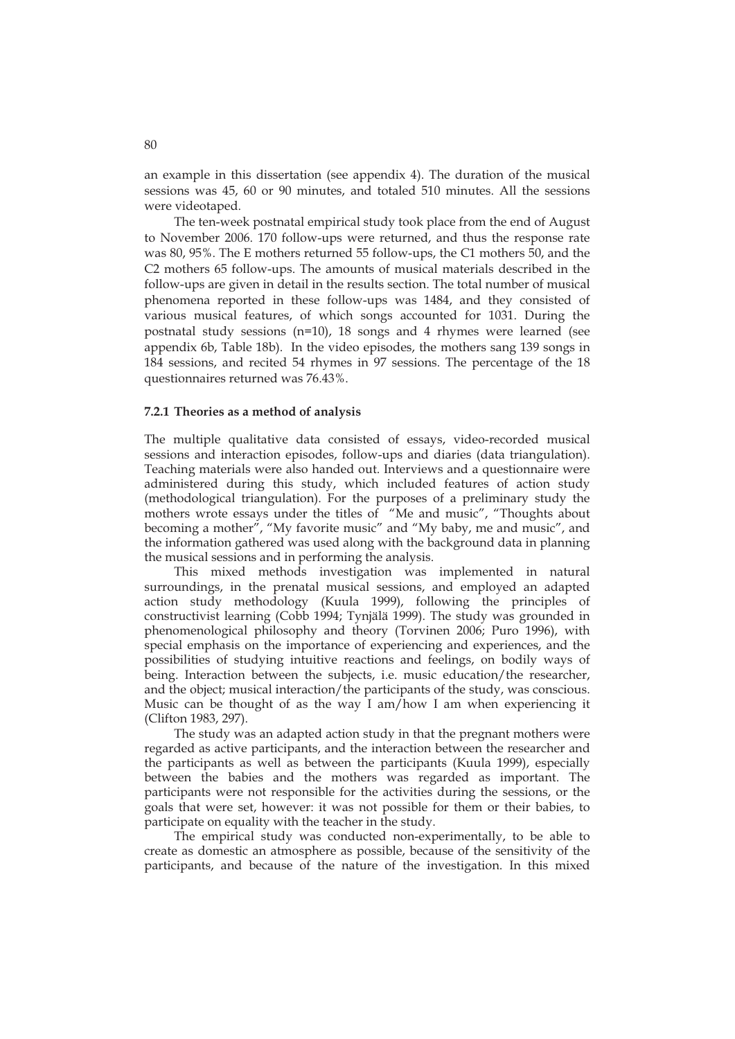an example in this dissertation (see appendix 4). The duration of the musical sessions was 45, 60 or 90 minutes, and totaled 510 minutes. All the sessions were videotaped.

The ten-week postnatal empirical study took place from the end of August to November 2006. 170 follow-ups were returned, and thus the response rate was 80, 95%. The E mothers returned 55 follow-ups, the C1 mothers 50, and the C2 mothers 65 follow-ups. The amounts of musical materials described in the follow-ups are given in detail in the results section. The total number of musical phenomena reported in these follow-ups was 1484, and they consisted of various musical features, of which songs accounted for 1031. During the postnatal study sessions (n=10), 18 songs and 4 rhymes were learned (see appendix 6b, Table 18b). In the video episodes, the mothers sang 139 songs in 184 sessions, and recited 54 rhymes in 97 sessions. The percentage of the 18 questionnaires returned was 76.43%.

### 7.2.1 Theories as a method of analysis

The multiple qualitative data consisted of essays, video-recorded musical sessions and interaction episodes, follow-ups and diaries (data triangulation). Teaching materials were also handed out. Interviews and a questionnaire were administered during this study, which included features of action study (methodological triangulation). For the purposes of a preliminary study the mothers wrote essays under the titles of "Me and music", "Thoughts about becoming a mother", "My favorite music" and "My baby, me and music", and the information gathered was used along with the background data in planning the musical sessions and in performing the analysis.

This mixed methods investigation was implemented in natural surroundings, in the prenatal musical sessions, and employed an adapted action study methodology (Kuula 1999), following the principles of constructivist learning (Cobb 1994; Tynjälä 1999). The study was grounded in phenomenological philosophy and theory (Torvinen 2006; Puro 1996), with special emphasis on the importance of experiencing and experiences, and the possibilities of studying intuitive reactions and feelings, on bodily ways of being. Interaction between the subjects, i.e. music education/the researcher, and the object; musical interaction/the participants of the study, was conscious. Music can be thought of as the way I am/how I am when experiencing it (Clifton 1983, 297).

The study was an adapted action study in that the pregnant mothers were regarded as active participants, and the interaction between the researcher and the participants as well as between the participants (Kuula 1999), especially between the babies and the mothers was regarded as important. The participants were not responsible for the activities during the sessions, or the goals that were set, however: it was not possible for them or their babies, to participate on equality with the teacher in the study.

The empirical study was conducted non-experimentally, to be able to create as domestic an atmosphere as possible, because of the sensitivity of the participants, and because of the nature of the investigation. In this mixed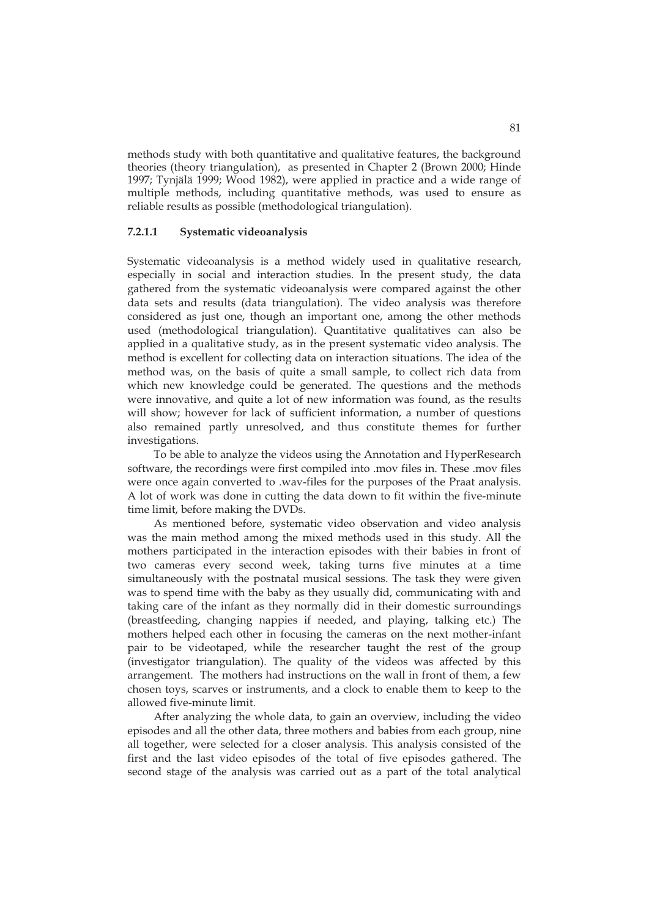methods study with both quantitative and qualitative features, the background theories (theory triangulation), as presented in Chapter 2 (Brown 2000; Hinde 1997; Tynjälä 1999; Wood 1982), were applied in practice and a wide range of multiple methods, including quantitative methods, was used to ensure as reliable results as possible (methodological triangulation).

#### 7.2.1.1 Systematic videoanalysis

Systematic videoanalysis is a method widely used in qualitative research, especially in social and interaction studies. In the present study, the data gathered from the systematic videoanalysis were compared against the other data sets and results (data triangulation). The video analysis was therefore considered as just one, though an important one, among the other methods used (methodological triangulation). Quantitative qualitatives can also be applied in a qualitative study, as in the present systematic video analysis. The method is excellent for collecting data on interaction situations. The idea of the method was, on the basis of quite a small sample, to collect rich data from which new knowledge could be generated. The questions and the methods were innovative, and quite a lot of new information was found, as the results will show; however for lack of sufficient information, a number of questions also remained partly unresolved, and thus constitute themes for further investigations.

To be able to analyze the videos using the Annotation and HyperResearch software, the recordings were first compiled into .mov files in. These .mov files were once again converted to .wav-files for the purposes of the Praat analysis. A lot of work was done in cutting the data down to fit within the five-minute time limit, before making the DVDs.

As mentioned before, systematic video observation and video analysis was the main method among the mixed methods used in this study. All the mothers participated in the interaction episodes with their babies in front of two cameras every second week, taking turns five minutes at a time simultaneously with the postnatal musical sessions. The task they were given was to spend time with the baby as they usually did, communicating with and taking care of the infant as they normally did in their domestic surroundings (breastfeeding, changing nappies if needed, and playing, talking etc.) The mothers helped each other in focusing the cameras on the next mother-infant pair to be videotaped, while the researcher taught the rest of the group (investigator triangulation). The quality of the videos was affected by this arrangement. The mothers had instructions on the wall in front of them, a few chosen toys, scarves or instruments, and a clock to enable them to keep to the allowed five-minute limit.

After analyzing the whole data, to gain an overview, including the video episodes and all the other data, three mothers and babies from each group, nine all together, were selected for a closer analysis. This analysis consisted of the first and the last video episodes of the total of five episodes gathered. The second stage of the analysis was carried out as a part of the total analytical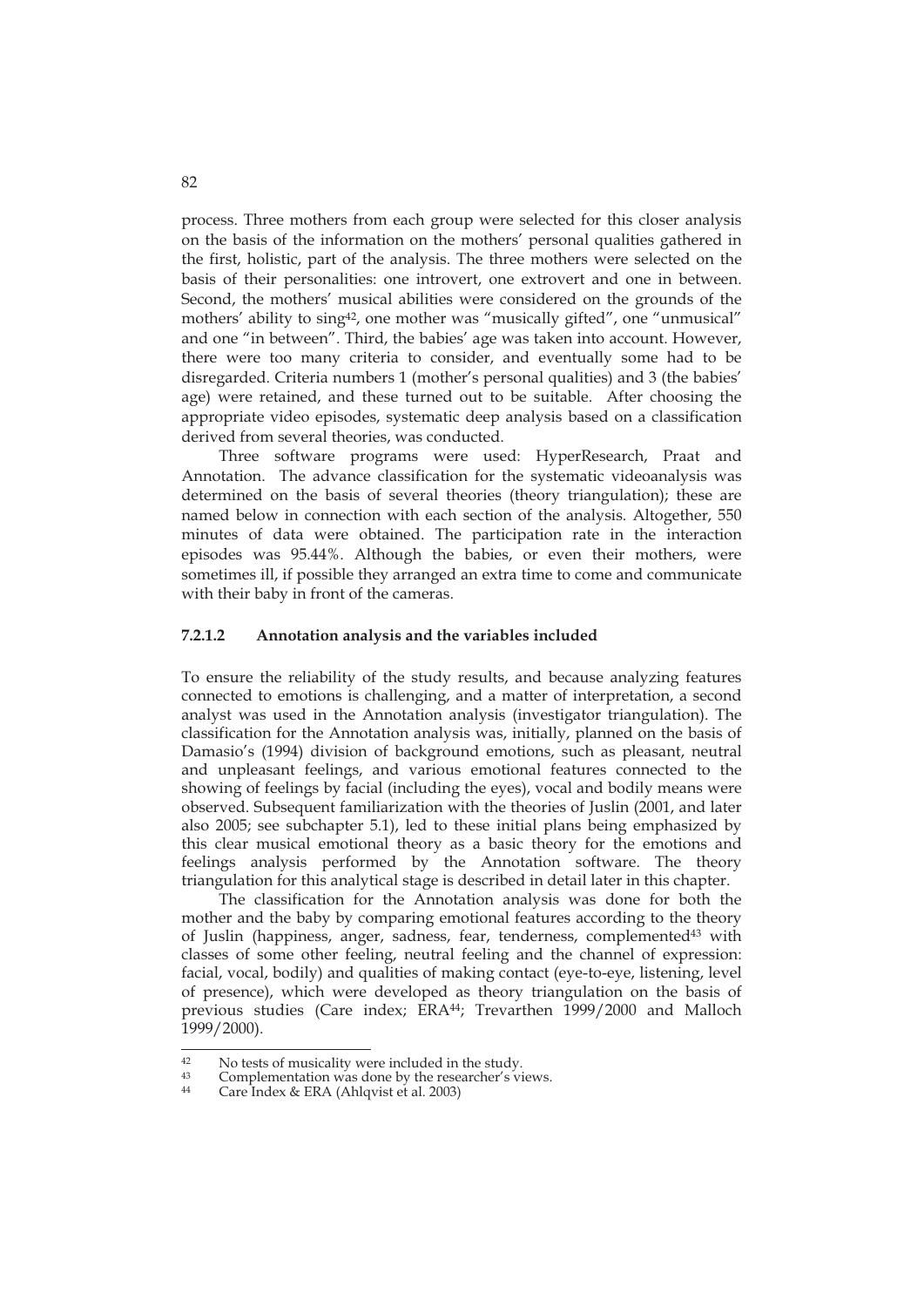process. Three mothers from each group were selected for this closer analysis on the basis of the information on the mothers' personal qualities gathered in the first, holistic, part of the analysis. The three mothers were selected on the basis of their personalities: one introvert, one extrovert and one in between. Second, the mothers' musical abilities were considered on the grounds of the mothers' ability to sing[42], one mother was "musically gifted", one "unmusical" and one "in between". Third, the babies' age was taken into account. However, there were too many criteria to consider, and eventually some had to be disregarded. Criteria numbers 1 (mother's personal qualities) and 3 (the babies' age) were retained, and these turned out to be suitable. After choosing the appropriate video episodes, systematic deep analysis based on a classification derived from several theories, was conducted.

Three software programs were used: HyperResearch, Praat and Annotation. The advance classification for the systematic videoanalysis was determined on the basis of several theories (theory triangulation); these are named below in connection with each section of the analysis. Altogether, 550 minutes of data were obtained. The participation rate in the interaction episodes was 95.44%. Although the babies, or even their mothers, were sometimes ill, if possible they arranged an extra time to come and communicate with their baby in front of the cameras.

#### 7.2.1.2 Annotation analysis and the variables included

To ensure the reliability of the study results, and because analyzing features connected to emotions is challenging, and a matter of interpretation, a second analyst was used in the Annotation analysis (investigator triangulation). The classification for the Annotation analysis was, initially, planned on the basis of Damasio's (1994) division of background emotions, such as pleasant, neutral and unpleasant feelings, and various emotional features connected to the showing of feelings by facial (including the eyes), vocal and bodily means were observed. Subsequent familiarization with the theories of Juslin (2001, and later also 2005; see subchapter 5.1), led to these initial plans being emphasized by this clear musical emotional theory as a basic theory for the emotions and feelings analysis performed by the Annotation software. The theory triangulation for this analytical stage is described in detail later in this chapter.

The classification for the Annotation analysis was done for both the mother and the baby by comparing emotional features according to the theory of Juslin (happiness, anger, sadness, fear, tenderness, complemented[43] with classes of some other feeling, neutral feeling and the channel of expression: facial, vocal, bodily) and qualities of making contact (eye-to-eye, listening, level of presence), which were developed as theory triangulation on the basis of previous studies (Care index; ERA[44]; Trevarthen 1999/2000 and Malloch 1999/2000).

---

[42] No tests of musicality were included in the study.
[43] Complementation was done by the researcher's views.
[44] Care Index & ERA (Ahlqvist et al. 2003)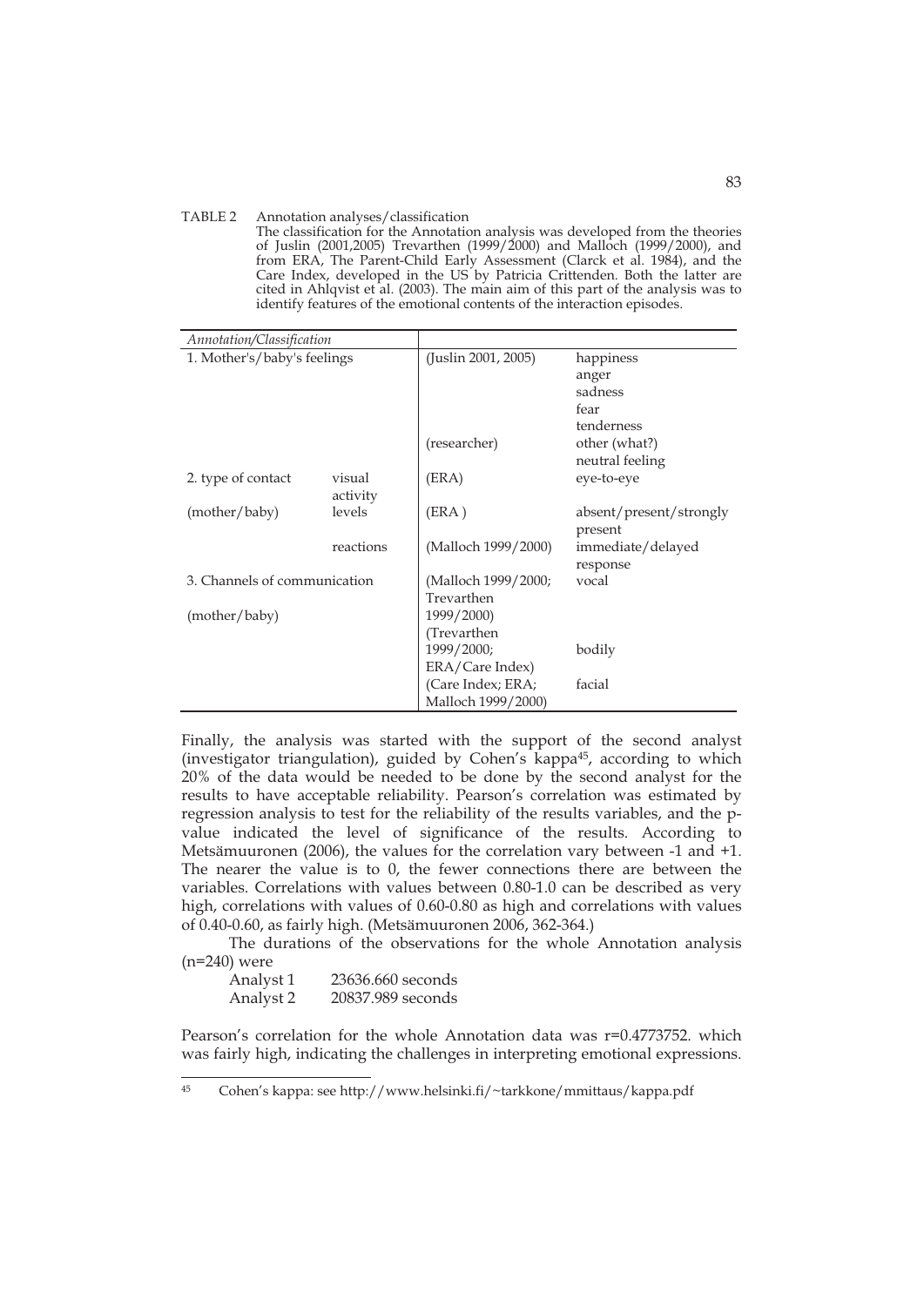TABLE 2 Annotation analyses/classification

The classification for the Annotation analysis was developed from the theories of Juslin (2001,2005) Trevarthen (1999/2000) and Malloch (1999/2000), and from ERA, The Parent-Child Early Assessment (Clarck et al. 1984), and the Care Index, developed in the US by Patricia Crittenden. Both the latter are cited in Ahlqvist et al. (2003). The main aim of this part of the analysis was to identify features of the emotional contents of the interaction episodes.

| *Annotation/Classification* | | | |
|---|---|---|---|
| 1. Mother's/baby's feelings | | (Juslin 2001, 2005) | happiness<br>anger<br>sadness<br>fear<br>tenderness |
| | | (researcher) | other (what?)<br>neutral feeling |
| 2. type of contact | visual | (ERA) | eye-to-eye |
| (mother/baby) | activity levels | (ERA ) | absent/present/strongly present |
| | reactions | (Malloch 1999/2000) | immediate/delayed response |
| 3. Channels of communication<br><br>(mother/baby) | | (Malloch 1999/2000; Trevarthen 1999/2000) | vocal |
| | | (Trevarthen 1999/2000; ERA/Care Index) | bodily |
| | | (Care Index; ERA; Malloch 1999/2000) | facial |

Finally, the analysis was started with the support of the second analyst (investigator triangulation), guided by Cohen's kappa[45], according to which 20% of the data would be needed to be done by the second analyst for the results to have acceptable reliability. Pearson's correlation was estimated by regression analysis to test for the reliability of the results variables, and the p-value indicated the level of significance of the results. According to Metsämuuronen (2006), the values for the correlation vary between -1 and +1. The nearer the value is to 0, the fewer connections there are between the variables. Correlations with values between 0.80-1.0 can be described as very high, correlations with values of 0.60-0.80 as high and correlations with values of 0.40-0.60, as fairly high. (Metsämuuronen 2006, 362-364.)

The durations of the observations for the whole Annotation analysis (n=240) were

Analyst 1 23636.660 seconds
Analyst 2 20837.989 seconds

Pearson's correlation for the whole Annotation data was r=0.4773752. which was fairly high, indicating the challenges in interpreting emotional expressions.

[45] Cohen's kappa: see http://www.helsinki.fi/~tarkkone/mmittaus/kappa.pdf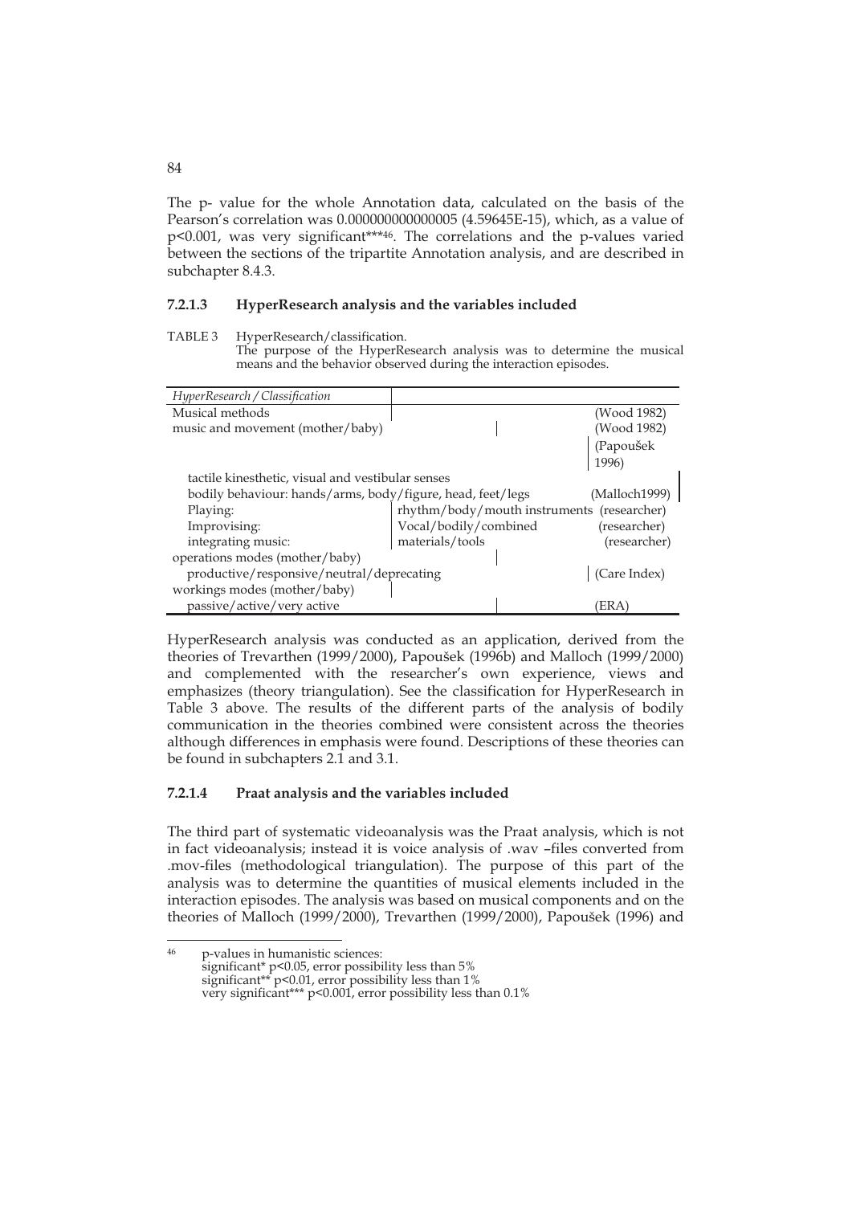The p- value for the whole Annotation data, calculated on the basis of the Pearson's correlation was 0.000000000000005 (4.59645E-15), which, as a value of $p<0.001$, was very significant***[46]. The correlations and the p-values varied between the sections of the tripartite Annotation analysis, and are described in subchapter 8.4.3.

### 7.2.1.3 HyperResearch analysis and the variables included

TABLE 3 HyperResearch/classification.
The purpose of the HyperResearch analysis was to determine the musical means and the behavior observed during the interaction episodes.

| *HyperResearch / Classification* | | |
|---|---|---|
| Musical methods | | (Wood 1982) |
| music and movement (mother/baby) | | (Wood 1982) (Papoušek 1996) |
| tactile kinesthetic, visual and vestibular senses | | |
| bodily behaviour: hands/arms, body/figure, head, feet/legs | | (Malloch1999) |
| Playing: | rhythm/body/mouth instruments | (researcher) |
| Improvising: | Vocal/bodily/combined | (researcher) |
| integrating music: | materials/tools | (researcher) |
| operations modes (mother/baby) | | |
| productive/responsive/neutral/deprecating | | (Care Index) |
| workings modes (mother/baby) | | |
| passive/active/very active | | (ERA) |

HyperResearch analysis was conducted as an application, derived from the theories of Trevarthen (1999/2000), Papoušek (1996b) and Malloch (1999/2000) and complemented with the researcher's own experience, views and emphasizes (theory triangulation). See the classification for HyperResearch in Table 3 above. The results of the different parts of the analysis of bodily communication in the theories combined were consistent across the theories although differences in emphasis were found. Descriptions of these theories can be found in subchapters 2.1 and 3.1.

### 7.2.1.4 Praat analysis and the variables included

The third part of systematic videoanalysis was the Praat analysis, which is not in fact videoanalysis; instead it is voice analysis of .wav –files converted from .mov-files (methodological triangulation). The purpose of this part of the analysis was to determine the quantities of musical elements included in the interaction episodes. The analysis was based on musical components and on the theories of Malloch (1999/2000), Trevarthen (1999/2000), Papoušek (1996) and

---

[46] p-values in humanistic sciences:
significant* $p<0.05$, error possibility less than 5%
significant** $p<0.01$, error possibility less than 1%
very significant*** $p<0.001$, error possibility less than 0.1%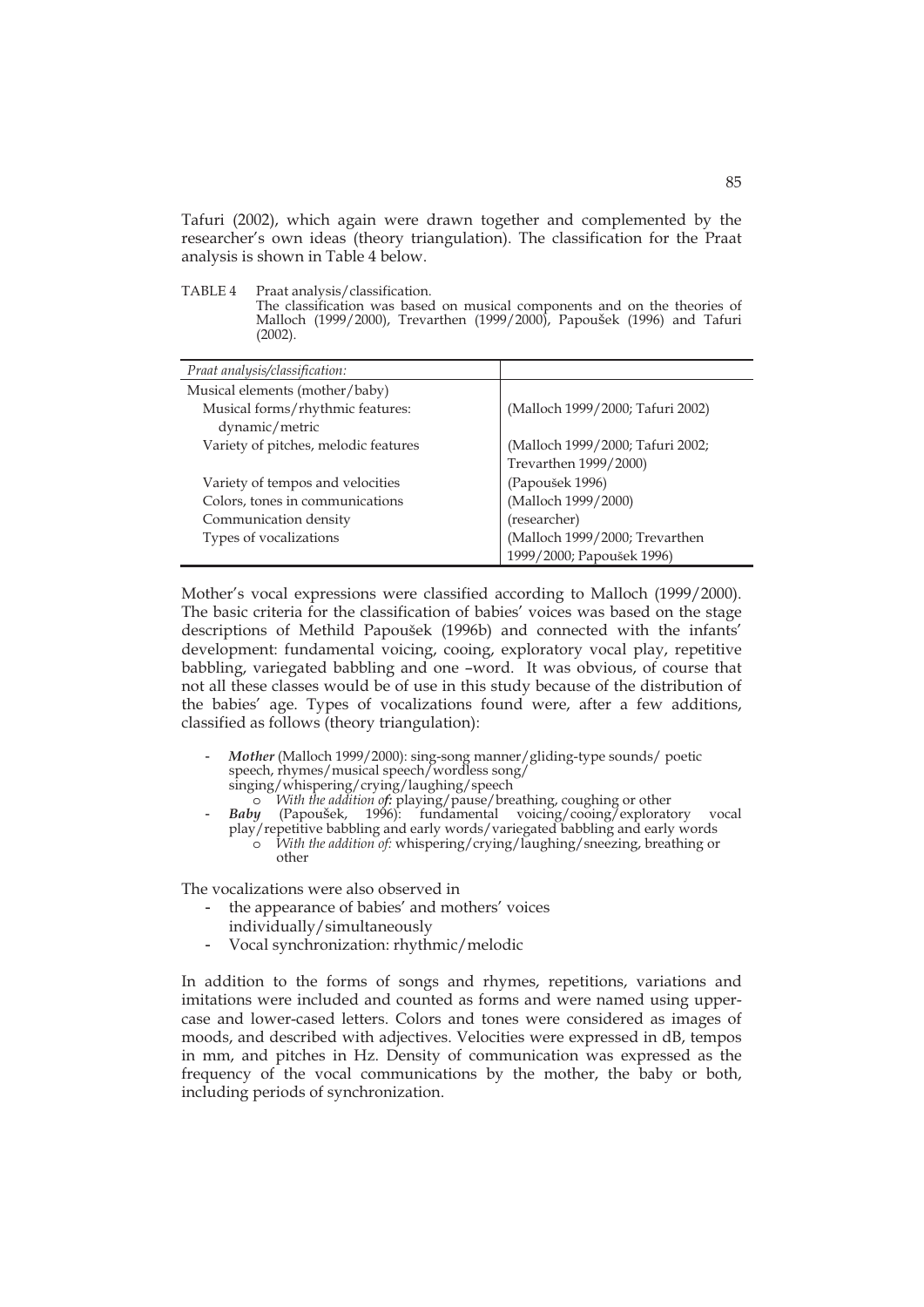Tafuri (2002), which again were drawn together and complemented by the researcher's own ideas (theory triangulation). The classification for the Praat analysis is shown in Table 4 below.

TABLE 4 Praat analysis/classification.
The classification was based on musical components and on the theories of Malloch (1999/2000), Trevarthen (1999/2000), Papoušek (1996) and Tafuri (2002).

| *Praat analysis/classification:* | |
|---|---|
| Musical elements (mother/baby) | |
| Musical forms/rhythmic features: dynamic/metric | (Malloch 1999/2000; Tafuri 2002) |
| Variety of pitches, melodic features | (Malloch 1999/2000; Tafuri 2002; Trevarthen 1999/2000) |
| Variety of tempos and velocities | (Papoušek 1996) |
| Colors, tones in communications | (Malloch 1999/2000) |
| Communication density | (researcher) |
| Types of vocalizations | (Malloch 1999/2000; Trevarthen 1999/2000; Papoušek 1996) |

Mother's vocal expressions were classified according to Malloch (1999/2000). The basic criteria for the classification of babies' voices was based on the stage descriptions of Methild Papoušek (1996b) and connected with the infants' development: fundamental voicing, cooing, exploratory vocal play, repetitive babbling, variegated babbling and one –word. It was obvious, of course that not all these classes would be of use in this study because of the distribution of the babies' age. Types of vocalizations found were, after a few additions, classified as follows (theory triangulation):

- ***Mother*** (Malloch 1999/2000): sing-song manner/gliding-type sounds/ poetic speech, rhymes/musical speech/wordless song/ singing/whispering/crying/laughing/speech
  - *With the addition of:* playing/pause/breathing, coughing or other
- ***Baby*** (Papoušek, 1996): fundamental voicing/cooing/exploratory vocal play/repetitive babbling and early words/variegated babbling and early words
  - *With the addition of:* whispering/crying/laughing/sneezing, breathing or other

The vocalizations were also observed in

- the appearance of babies' and mothers' voices individually/simultaneously
- Vocal synchronization: rhythmic/melodic

In addition to the forms of songs and rhymes, repetitions, variations and imitations were included and counted as forms and were named using upper-case and lower-cased letters. Colors and tones were considered as images of moods, and described with adjectives. Velocities were expressed in dB, tempos in mm, and pitches in Hz. Density of communication was expressed as the frequency of the vocal communications by the mother, the baby or both, including periods of synchronization.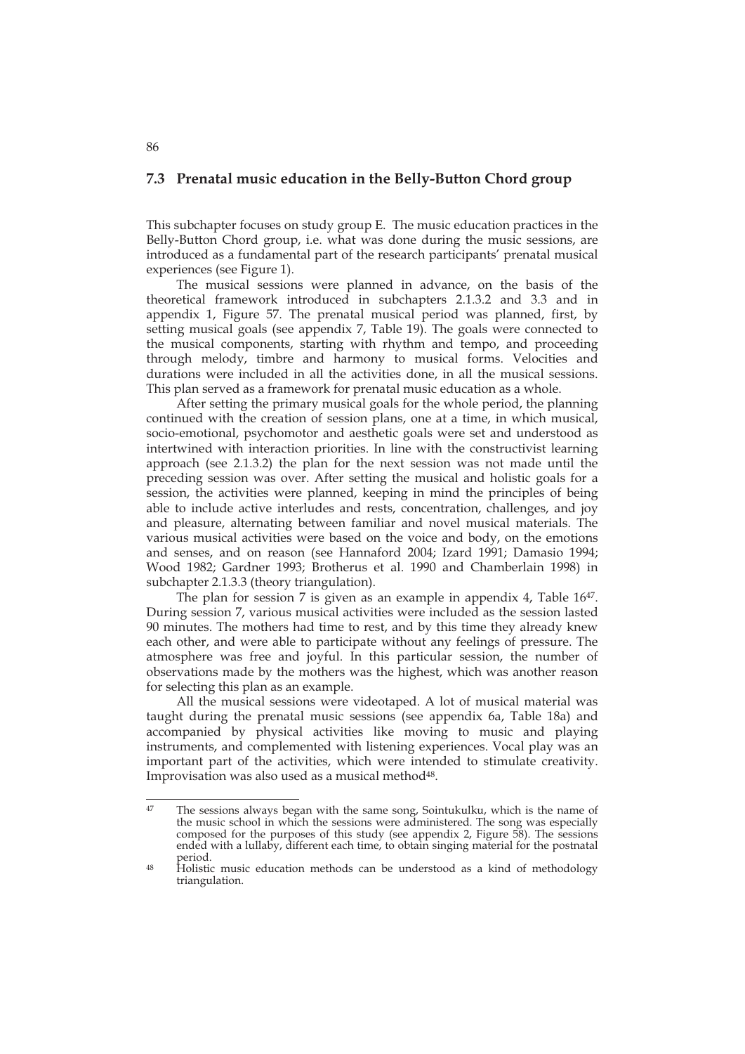## 7.3 Prenatal music education in the Belly-Button Chord group

This subchapter focuses on study group E. The music education practices in the Belly-Button Chord group, i.e. what was done during the music sessions, are introduced as a fundamental part of the research participants' prenatal musical experiences (see Figure 1).

The musical sessions were planned in advance, on the basis of the theoretical framework introduced in subchapters 2.1.3.2 and 3.3 and in appendix 1, Figure 57. The prenatal musical period was planned, first, by setting musical goals (see appendix 7, Table 19). The goals were connected to the musical components, starting with rhythm and tempo, and proceeding through melody, timbre and harmony to musical forms. Velocities and durations were included in all the activities done, in all the musical sessions. This plan served as a framework for prenatal music education as a whole.

After setting the primary musical goals for the whole period, the planning continued with the creation of session plans, one at a time, in which musical, socio-emotional, psychomotor and aesthetic goals were set and understood as intertwined with interaction priorities. In line with the constructivist learning approach (see 2.1.3.2) the plan for the next session was not made until the preceding session was over. After setting the musical and holistic goals for a session, the activities were planned, keeping in mind the principles of being able to include active interludes and rests, concentration, challenges, and joy and pleasure, alternating between familiar and novel musical materials. The various musical activities were based on the voice and body, on the emotions and senses, and on reason (see Hannaford 2004; Izard 1991; Damasio 1994; Wood 1982; Gardner 1993; Brotherus et al. 1990 and Chamberlain 1998) in subchapter 2.1.3.3 (theory triangulation).

The plan for session 7 is given as an example in appendix 4, Table 16[47]. During session 7, various musical activities were included as the session lasted 90 minutes. The mothers had time to rest, and by this time they already knew each other, and were able to participate without any feelings of pressure. The atmosphere was free and joyful. In this particular session, the number of observations made by the mothers was the highest, which was another reason for selecting this plan as an example.

All the musical sessions were videotaped. A lot of musical material was taught during the prenatal music sessions (see appendix 6a, Table 18a) and accompanied by physical activities like moving to music and playing instruments, and complemented with listening experiences. Vocal play was an important part of the activities, which were intended to stimulate creativity. Improvisation was also used as a musical method[48].

---

[47] The sessions always began with the same song, Sointukulku, which is the name of the music school in which the sessions were administered. The song was especially composed for the purposes of this study (see appendix 2, Figure 58). The sessions ended with a lullaby, different each time, to obtain singing material for the postnatal period.

[48] Holistic music education methods can be understood as a kind of methodology triangulation.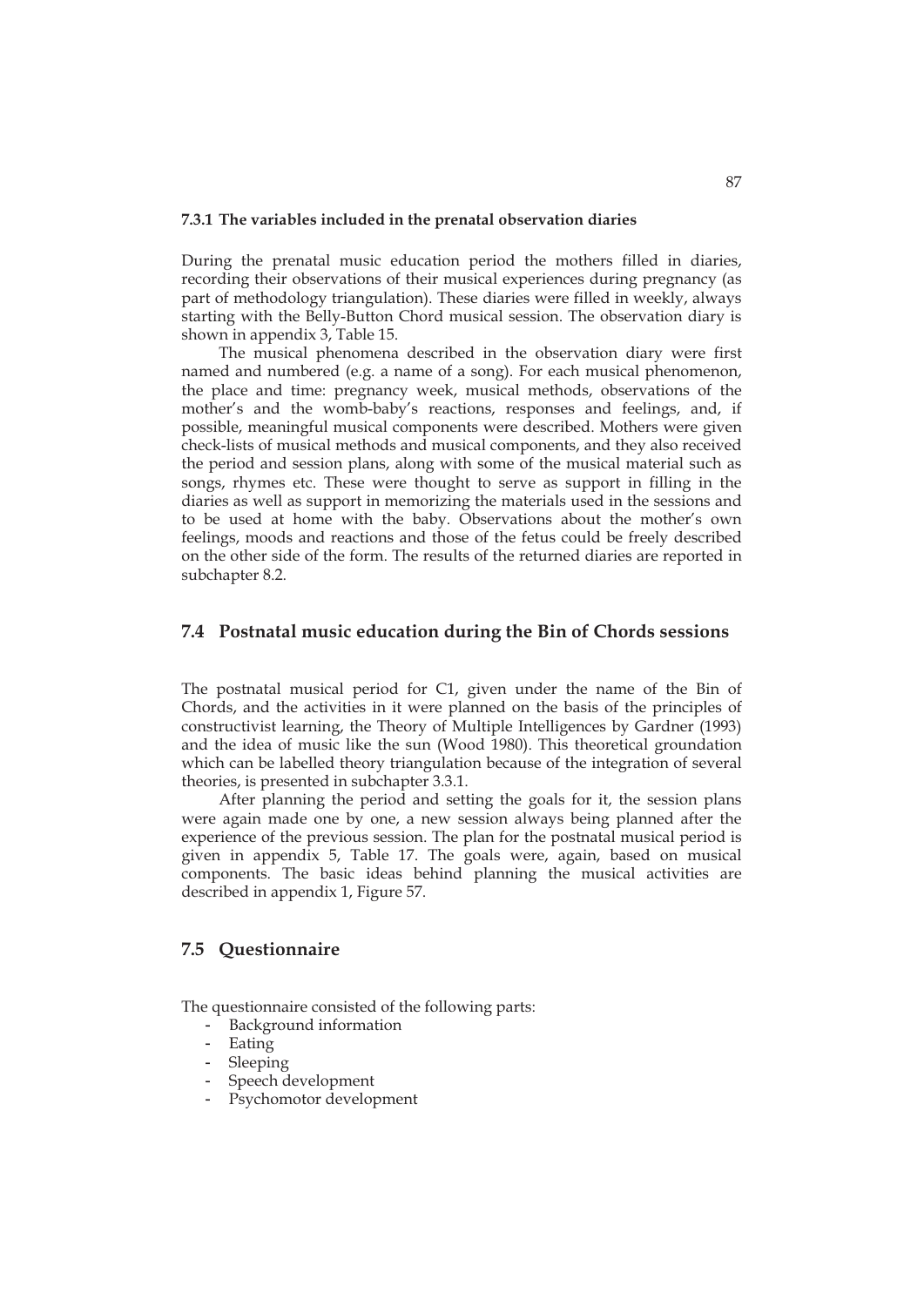### 7.3.1 The variables included in the prenatal observation diaries

During the prenatal music education period the mothers filled in diaries, recording their observations of their musical experiences during pregnancy (as part of methodology triangulation). These diaries were filled in weekly, always starting with the Belly-Button Chord musical session. The observation diary is shown in appendix 3, Table 15.

The musical phenomena described in the observation diary were first named and numbered (e.g. a name of a song). For each musical phenomenon, the place and time: pregnancy week, musical methods, observations of the mother's and the womb-baby's reactions, responses and feelings, and, if possible, meaningful musical components were described. Mothers were given check-lists of musical methods and musical components, and they also received the period and session plans, along with some of the musical material such as songs, rhymes etc. These were thought to serve as support in filling in the diaries as well as support in memorizing the materials used in the sessions and to be used at home with the baby. Observations about the mother's own feelings, moods and reactions and those of the fetus could be freely described on the other side of the form. The results of the returned diaries are reported in subchapter 8.2.

## 7.4 Postnatal music education during the Bin of Chords sessions

The postnatal musical period for C1, given under the name of the Bin of Chords, and the activities in it were planned on the basis of the principles of constructivist learning, the Theory of Multiple Intelligences by Gardner (1993) and the idea of music like the sun (Wood 1980). This theoretical groundation which can be labelled theory triangulation because of the integration of several theories, is presented in subchapter 3.3.1.

After planning the period and setting the goals for it, the session plans were again made one by one, a new session always being planned after the experience of the previous session. The plan for the postnatal musical period is given in appendix 5, Table 17. The goals were, again, based on musical components. The basic ideas behind planning the musical activities are described in appendix 1, Figure 57.

## 7.5 Questionnaire

The questionnaire consisted of the following parts:

- Background information
- Eating
- Sleeping
- Speech development
- Psychomotor development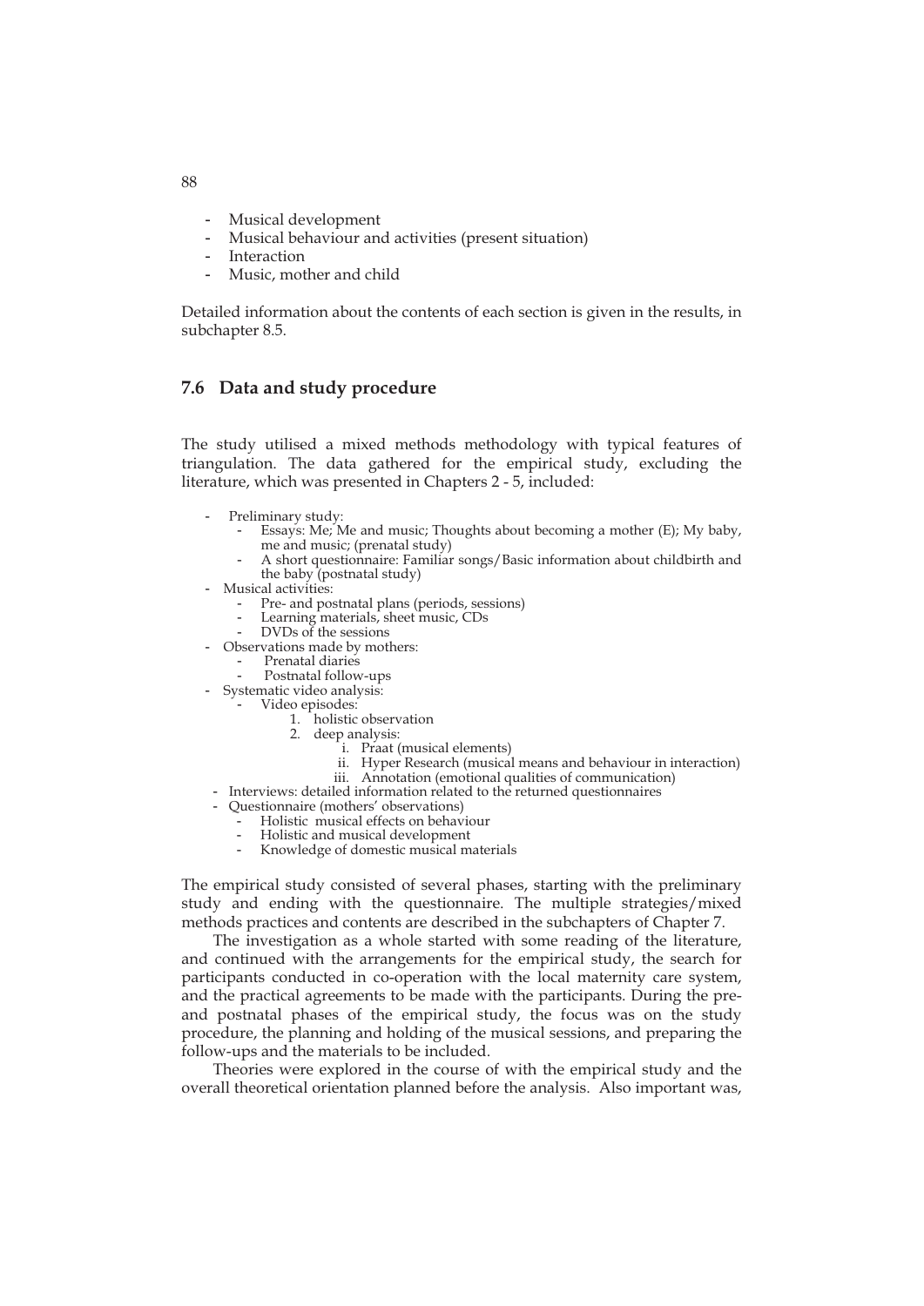- Musical development
- Musical behaviour and activities (present situation)
- Interaction
- Music, mother and child

Detailed information about the contents of each section is given in the results, in subchapter 8.5.

## 7.6 Data and study procedure

The study utilised a mixed methods methodology with typical features of triangulation. The data gathered for the empirical study, excluding the literature, which was presented in Chapters 2 - 5, included:

- Preliminary study:
  - Essays: Me; Me and music; Thoughts about becoming a mother (E); My baby, me and music; (prenatal study)
  - A short questionnaire: Familiar songs/Basic information about childbirth and the baby (postnatal study)
- Musical activities:
  - Pre- and postnatal plans (periods, sessions)
  - Learning materials, sheet music, CDs
  - DVDs of the sessions
- Observations made by mothers:
  - Prenatal diaries
  - Postnatal follow-ups
- Systematic video analysis:
  - Video episodes:
    1. holistic observation
    2. deep analysis:
       i. Praat (musical elements)
       ii. Hyper Research (musical means and behaviour in interaction)
       iii. Annotation (emotional qualities of communication)
- Interviews: detailed information related to the returned questionnaires
- Questionnaire (mothers' observations)
  - Holistic musical effects on behaviour
  - Holistic and musical development
  - Knowledge of domestic musical materials

The empirical study consisted of several phases, starting with the preliminary study and ending with the questionnaire. The multiple strategies/mixed methods practices and contents are described in the subchapters of Chapter 7.

The investigation as a whole started with some reading of the literature, and continued with the arrangements for the empirical study, the search for participants conducted in co-operation with the local maternity care system, and the practical agreements to be made with the participants. During the pre- and postnatal phases of the empirical study, the focus was on the study procedure, the planning and holding of the musical sessions, and preparing the follow-ups and the materials to be included.

Theories were explored in the course of with the empirical study and the overall theoretical orientation planned before the analysis. Also important was,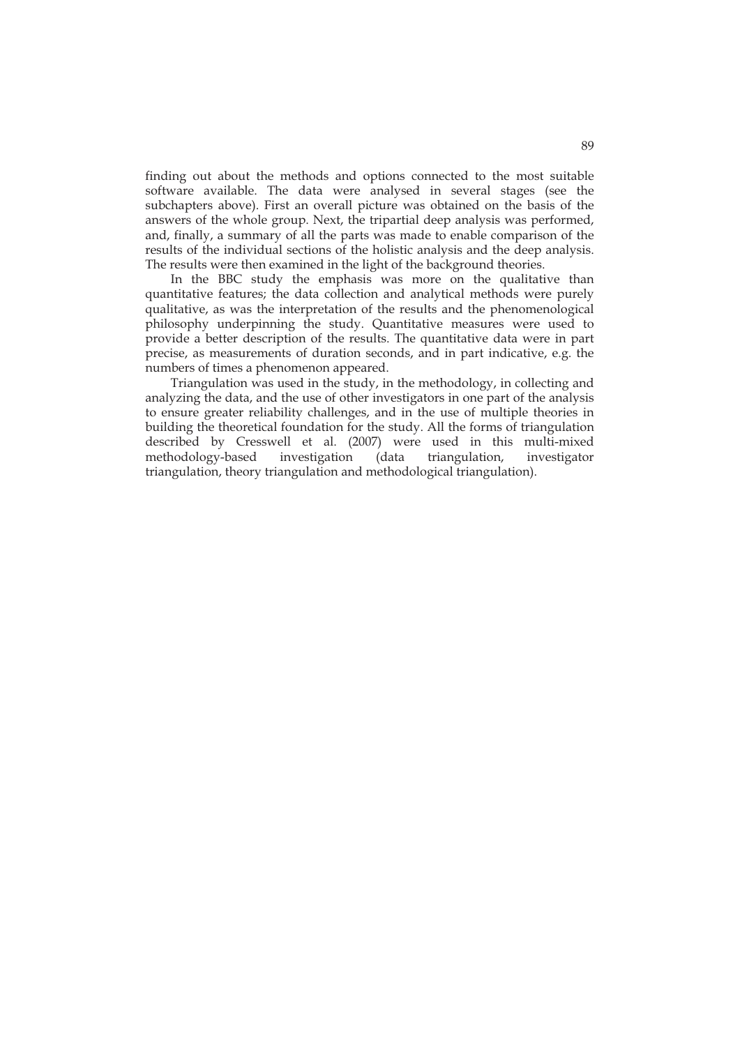finding out about the methods and options connected to the most suitable software available. The data were analysed in several stages (see the subchapters above). First an overall picture was obtained on the basis of the answers of the whole group. Next, the tripartial deep analysis was performed, and, finally, a summary of all the parts was made to enable comparison of the results of the individual sections of the holistic analysis and the deep analysis. The results were then examined in the light of the background theories.

In the BBC study the emphasis was more on the qualitative than quantitative features; the data collection and analytical methods were purely qualitative, as was the interpretation of the results and the phenomenological philosophy underpinning the study. Quantitative measures were used to provide a better description of the results. The quantitative data were in part precise, as measurements of duration seconds, and in part indicative, e.g. the numbers of times a phenomenon appeared.

Triangulation was used in the study, in the methodology, in collecting and analyzing the data, and the use of other investigators in one part of the analysis to ensure greater reliability challenges, and in the use of multiple theories in building the theoretical foundation for the study. All the forms of triangulation described by Cresswell et al. (2007) were used in this multi-mixed methodology-based investigation (data triangulation, investigator triangulation, theory triangulation and methodological triangulation).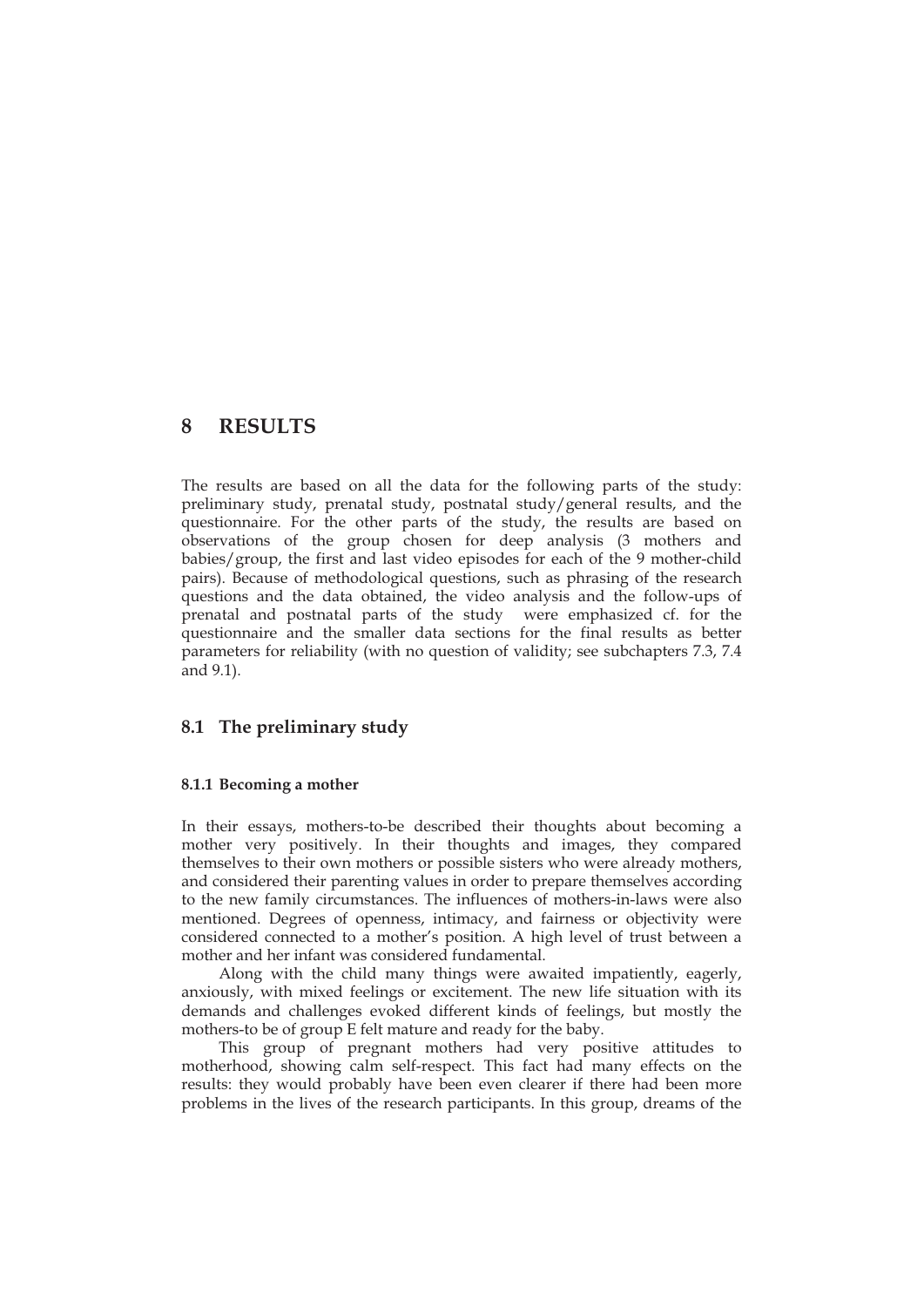# 8 RESULTS

The results are based on all the data for the following parts of the study: preliminary study, prenatal study, postnatal study/general results, and the questionnaire. For the other parts of the study, the results are based on observations of the group chosen for deep analysis (3 mothers and babies/group, the first and last video episodes for each of the 9 mother-child pairs). Because of methodological questions, such as phrasing of the research questions and the data obtained, the video analysis and the follow-ups of prenatal and postnatal parts of the study were emphasized cf. for the questionnaire and the smaller data sections for the final results as better parameters for reliability (with no question of validity; see subchapters 7.3, 7.4 and 9.1).

## 8.1 The preliminary study

### 8.1.1 Becoming a mother

In their essays, mothers-to-be described their thoughts about becoming a mother very positively. In their thoughts and images, they compared themselves to their own mothers or possible sisters who were already mothers, and considered their parenting values in order to prepare themselves according to the new family circumstances. The influences of mothers-in-laws were also mentioned. Degrees of openness, intimacy, and fairness or objectivity were considered connected to a mother's position. A high level of trust between a mother and her infant was considered fundamental.

Along with the child many things were awaited impatiently, eagerly, anxiously, with mixed feelings or excitement. The new life situation with its demands and challenges evoked different kinds of feelings, but mostly the mothers-to be of group E felt mature and ready for the baby.

This group of pregnant mothers had very positive attitudes to motherhood, showing calm self-respect. This fact had many effects on the results: they would probably have been even clearer if there had been more problems in the lives of the research participants. In this group, dreams of the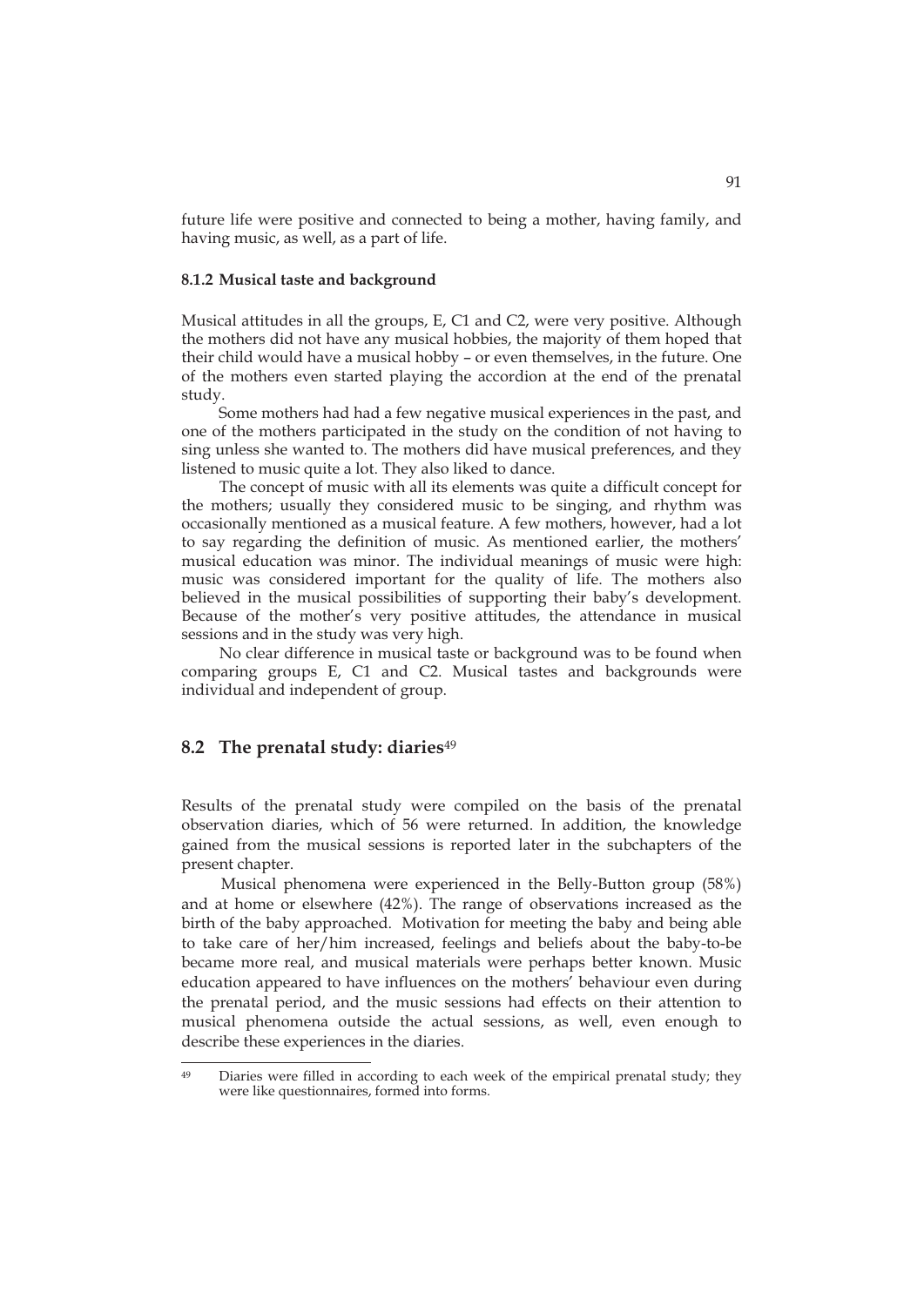future life were positive and connected to being a mother, having family, and having music, as well, as a part of life.

### 8.1.2 Musical taste and background

Musical attitudes in all the groups, E, C1 and C2, were very positive. Although the mothers did not have any musical hobbies, the majority of them hoped that their child would have a musical hobby – or even themselves, in the future. One of the mothers even started playing the accordion at the end of the prenatal study.

Some mothers had had a few negative musical experiences in the past, and one of the mothers participated in the study on the condition of not having to sing unless she wanted to. The mothers did have musical preferences, and they listened to music quite a lot. They also liked to dance.

The concept of music with all its elements was quite a difficult concept for the mothers; usually they considered music to be singing, and rhythm was occasionally mentioned as a musical feature. A few mothers, however, had a lot to say regarding the definition of music. As mentioned earlier, the mothers' musical education was minor. The individual meanings of music were high: music was considered important for the quality of life. The mothers also believed in the musical possibilities of supporting their baby's development. Because of the mother's very positive attitudes, the attendance in musical sessions and in the study was very high.

No clear difference in musical taste or background was to be found when comparing groups E, C1 and C2. Musical tastes and backgrounds were individual and independent of group.

## 8.2 The prenatal study: diaries[49]

Results of the prenatal study were compiled on the basis of the prenatal observation diaries, which of 56 were returned. In addition, the knowledge gained from the musical sessions is reported later in the subchapters of the present chapter.

Musical phenomena were experienced in the Belly-Button group (58%) and at home or elsewhere (42%). The range of observations increased as the birth of the baby approached. Motivation for meeting the baby and being able to take care of her/him increased, feelings and beliefs about the baby-to-be became more real, and musical materials were perhaps better known. Music education appeared to have influences on the mothers' behaviour even during the prenatal period, and the music sessions had effects on their attention to musical phenomena outside the actual sessions, as well, even enough to describe these experiences in the diaries.

[49] Diaries were filled in according to each week of the empirical prenatal study; they were like questionnaires, formed into forms.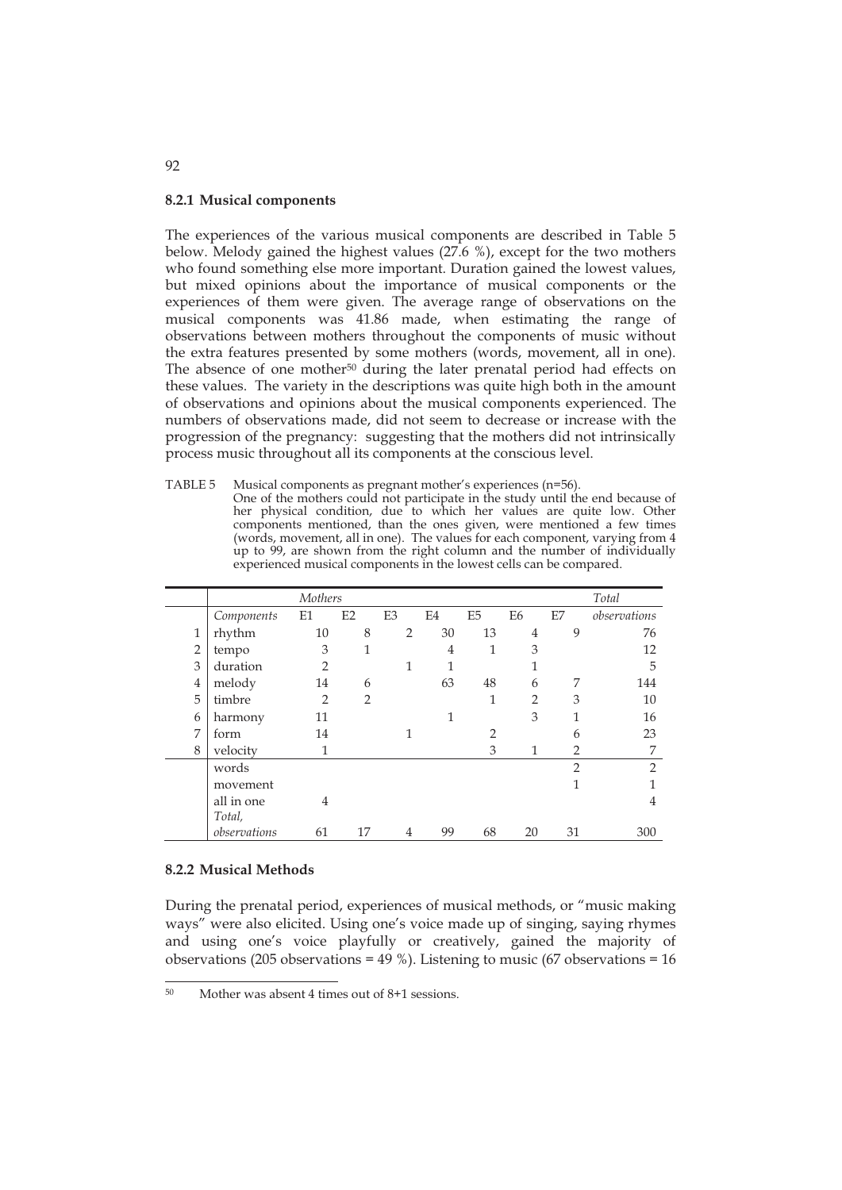### 8.2.1 Musical components

The experiences of the various musical components are described in Table 5 below. Melody gained the highest values (27.6 %), except for the two mothers who found something else more important. Duration gained the lowest values, but mixed opinions about the importance of musical components or the experiences of them were given. The average range of observations on the musical components was 41.86 made, when estimating the range of observations between mothers throughout the components of music without the extra features presented by some mothers (words, movement, all in one). The absence of one mother[50] during the later prenatal period had effects on these values. The variety in the descriptions was quite high both in the amount of observations and opinions about the musical components experienced. The numbers of observations made, did not seem to decrease or increase with the progression of the pregnancy: suggesting that the mothers did not intrinsically process music throughout all its components at the conscious level.

TABLE 5 Musical components as pregnant mother's experiences (n=56).
One of the mothers could not participate in the study until the end because of her physical condition, due to which her values are quite low. Other components mentioned, than the ones given, were mentioned a few times (words, movement, all in one). The values for each component, varying from 4 up to 99, are shown from the right column and the number of individually experienced musical components in the lowest cells can be compared.

| | | *Mothers* | | | | | | | *Total* |
|---|---|---|---|---|---|---|---|---|---|
| | *Components* | E1 | E2 | E3 | E4 | E5 | E6 | E7 | *observations* |
| 1 | rhythm | 10 | 8 | 2 | 30 | 13 | 4 | 9 | 76 |
| 2 | tempo | 3 | 1 | | 4 | 1 | 3 | | 12 |
| 3 | duration | 2 | | 1 | 1 | | 1 | | 5 |
| 4 | melody | 14 | 6 | | 63 | 48 | 6 | 7 | 144 |
| 5 | timbre | 2 | 2 | | | 1 | 2 | 3 | 10 |
| 6 | harmony | 11 | | | 1 | | 3 | 1 | 16 |
| 7 | form | 14 | | 1 | | 2 | | 6 | 23 |
| 8 | velocity | 1 | | | | 3 | 1 | 2 | 7 |
| | words | | | | | | | 2 | 2 |
| | movement | | | | | | | 1 | 1 |
| | all in one | 4 | | | | | | | 4 |
| | *Total, observations* | 61 | 17 | 4 | 99 | 68 | 20 | 31 | 300 |

### 8.2.2 Musical Methods

During the prenatal period, experiences of musical methods, or "music making ways" were also elicited. Using one's voice made up of singing, saying rhymes and using one's voice playfully or creatively, gained the majority of observations (205 observations = 49 %). Listening to music (67 observations = 16

[50] Mother was absent 4 times out of 8+1 sessions.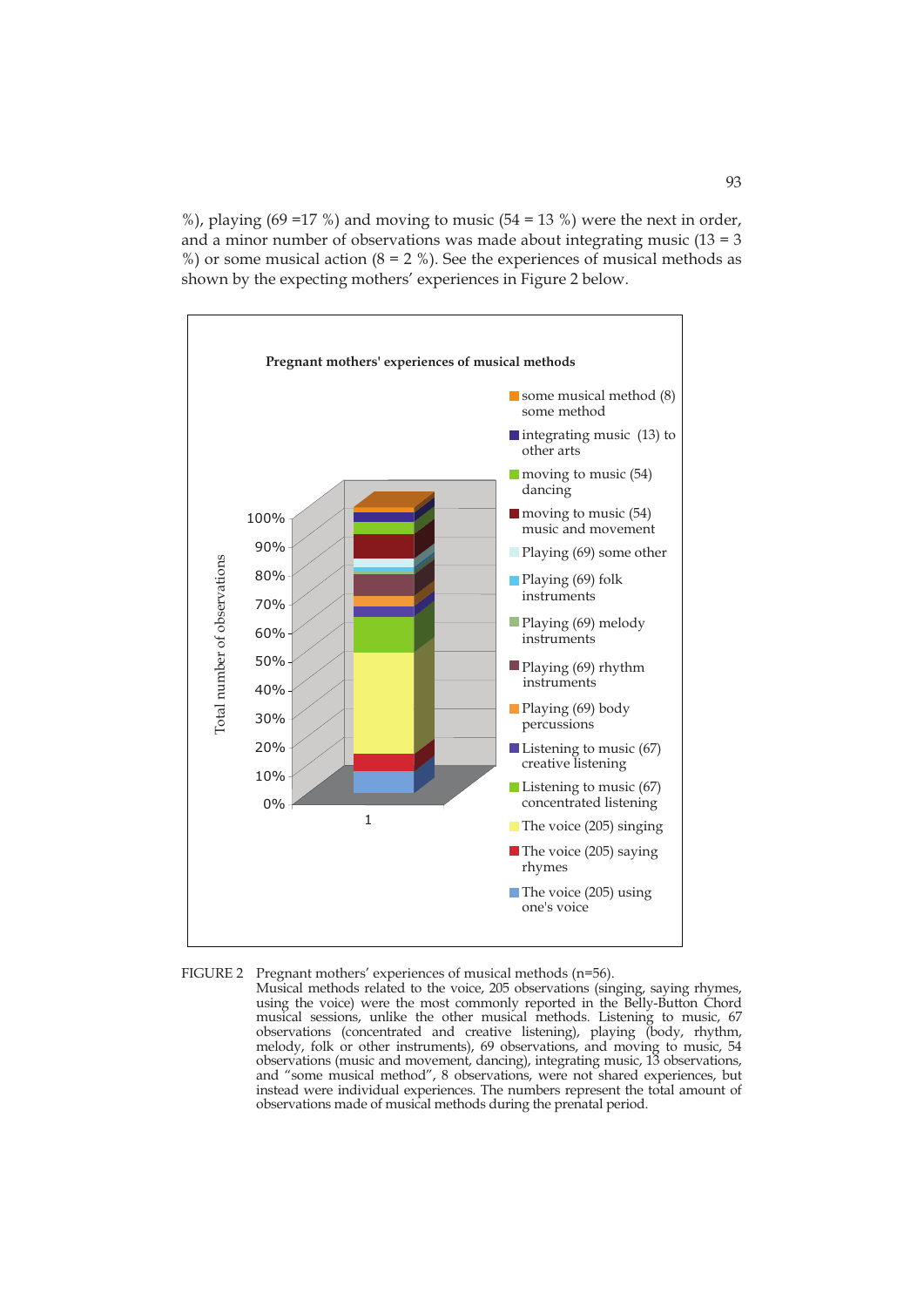%), playing (69 =17 %) and moving to music (54 = 13 %) were the next in order, and a minor number of observations was made about integrating music (13 = 3 %) or some musical action (8 = 2 %). See the experiences of musical methods as shown by the expecting mothers' experiences in Figure 2 below.

FIGURE 2 Pregnant mothers' experiences of musical methods (n=56).
Musical methods related to the voice, 205 observations (singing, saying rhymes, using the voice) were the most commonly reported in the Belly-Button Chord musical sessions, unlike the other musical methods. Listening to music, 67 observations (concentrated and creative listening), playing (body, rhythm, melody, folk or other instruments), 69 observations, and moving to music, 54 observations (music and movement, dancing), integrating music, 13 observations, and "some musical method", 8 observations, were not shared experiences, but instead were individual experiences. The numbers represent the total amount of observations made of musical methods during the prenatal period.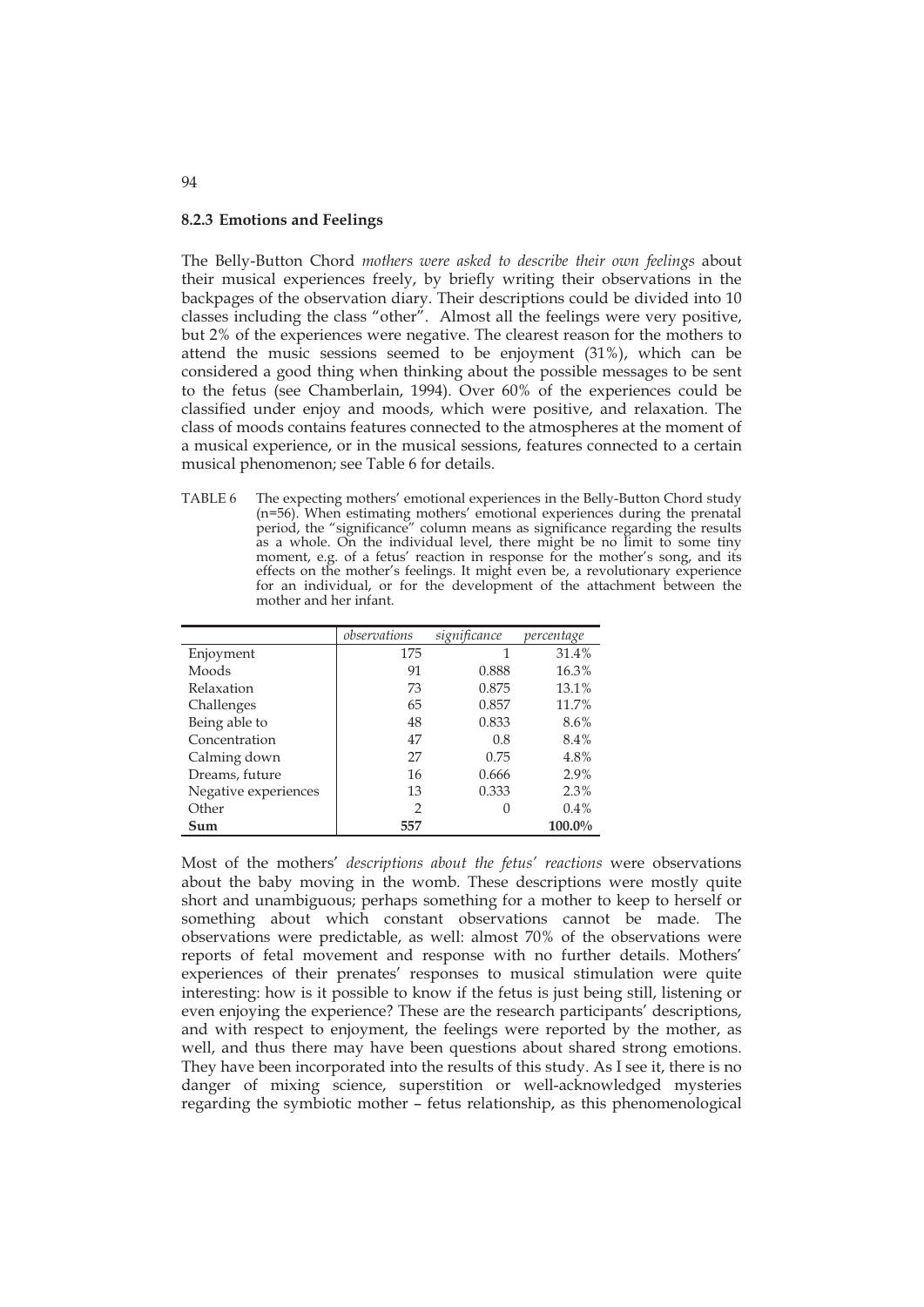### 8.2.3 Emotions and Feelings

The Belly-Button Chord *mothers were asked to describe their own feelings* about their musical experiences freely, by briefly writing their observations in the backpages of the observation diary. Their descriptions could be divided into 10 classes including the class "other". Almost all the feelings were very positive, but 2% of the experiences were negative. The clearest reason for the mothers to attend the music sessions seemed to be enjoyment (31%), which can be considered a good thing when thinking about the possible messages to be sent to the fetus (see Chamberlain, 1994). Over 60% of the experiences could be classified under enjoy and moods, which were positive, and relaxation. The class of moods contains features connected to the atmospheres at the moment of a musical experience, or in the musical sessions, features connected to a certain musical phenomenon; see Table 6 for details.

TABLE 6 The expecting mothers' emotional experiences in the Belly-Button Chord study (n=56). When estimating mothers' emotional experiences during the prenatal period, the "significance" column means as significance regarding the results as a whole. On the individual level, there might be no limit to some tiny moment, e.g. of a fetus' reaction in response for the mother's song, and its effects on the mother's feelings. It might even be, a revolutionary experience for an individual, or for the development of the attachment between the mother and her infant.

| | *observations* | *significance* | *percentage* |
|---|---|---|---|
| Enjoyment | 175 | 1 | 31.4% |
| Moods | 91 | 0.888 | 16.3% |
| Relaxation | 73 | 0.875 | 13.1% |
| Challenges | 65 | 0.857 | 11.7% |
| Being able to | 48 | 0.833 | 8.6% |
| Concentration | 47 | 0.8 | 8.4% |
| Calming down | 27 | 0.75 | 4.8% |
| Dreams, future | 16 | 0.666 | 2.9% |
| Negative experiences | 13 | 0.333 | 2.3% |
| Other | 2 | 0 | 0.4% |
| **Sum** | **557** | | **100.0%** |

Most of the mothers' *descriptions about the fetus' reactions* were observations about the baby moving in the womb. These descriptions were mostly quite short and unambiguous; perhaps something for a mother to keep to herself or something about which constant observations cannot be made. The observations were predictable, as well: almost 70% of the observations were reports of fetal movement and response with no further details. Mothers' experiences of their prenates' responses to musical stimulation were quite interesting: how is it possible to know if the fetus is just being still, listening or even enjoying the experience? These are the research participants' descriptions, and with respect to enjoyment, the feelings were reported by the mother, as well, and thus there may have been questions about shared strong emotions. They have been incorporated into the results of this study. As I see it, there is no danger of mixing science, superstition or well-acknowledged mysteries regarding the symbiotic mother – fetus relationship, as this phenomenological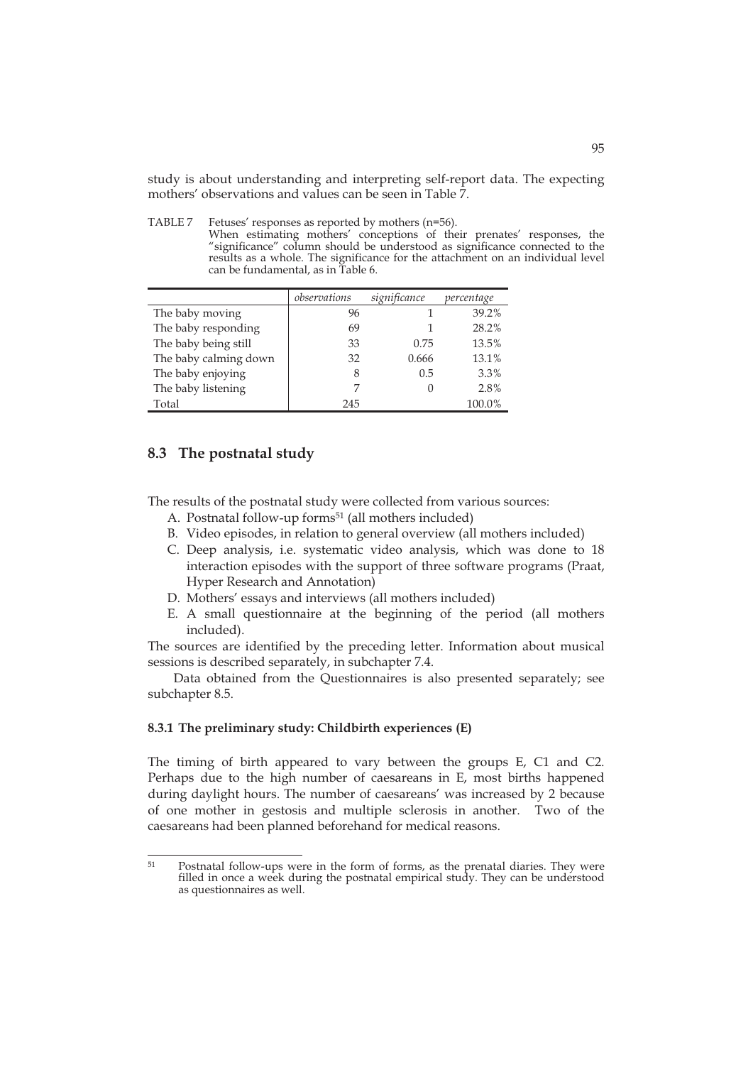study is about understanding and interpreting self-report data. The expecting mothers' observations and values can be seen in Table 7.

TABLE 7 Fetuses' responses as reported by mothers (n=56).
When estimating mothers' conceptions of their prenates' responses, the "significance" column should be understood as significance connected to the results as a whole. The significance for the attachment on an individual level can be fundamental, as in Table 6.

| | *observations* | *significance* | *percentage* |
|---|---|---|---|
| The baby moving | 96 | 1 | 39.2% |
| The baby responding | 69 | 1 | 28.2% |
| The baby being still | 33 | 0.75 | 13.5% |
| The baby calming down | 32 | 0.666 | 13.1% |
| The baby enjoying | 8 | 0.5 | 3.3% |
| The baby listening | 7 | 0 | 2.8% |
| Total | 245 | | 100.0% |

## 8.3 The postnatal study

The results of the postnatal study were collected from various sources:

A. Postnatal follow-up forms[51] (all mothers included)
B. Video episodes, in relation to general overview (all mothers included)
C. Deep analysis, i.e. systematic video analysis, which was done to 18 interaction episodes with the support of three software programs (Praat, Hyper Research and Annotation)
D. Mothers' essays and interviews (all mothers included)
E. A small questionnaire at the beginning of the period (all mothers included).

The sources are identified by the preceding letter. Information about musical sessions is described separately, in subchapter 7.4.

Data obtained from the Questionnaires is also presented separately; see subchapter 8.5.

### 8.3.1 The preliminary study: Childbirth experiences (E)

The timing of birth appeared to vary between the groups E, C1 and C2. Perhaps due to the high number of caesareans in E, most births happened during daylight hours. The number of caesareans' was increased by 2 because of one mother in gestosis and multiple sclerosis in another. Two of the caesareans had been planned beforehand for medical reasons.

[51] Postnatal follow-ups were in the form of forms, as the prenatal diaries. They were filled in once a week during the postnatal empirical study. They can be understood as questionnaires as well.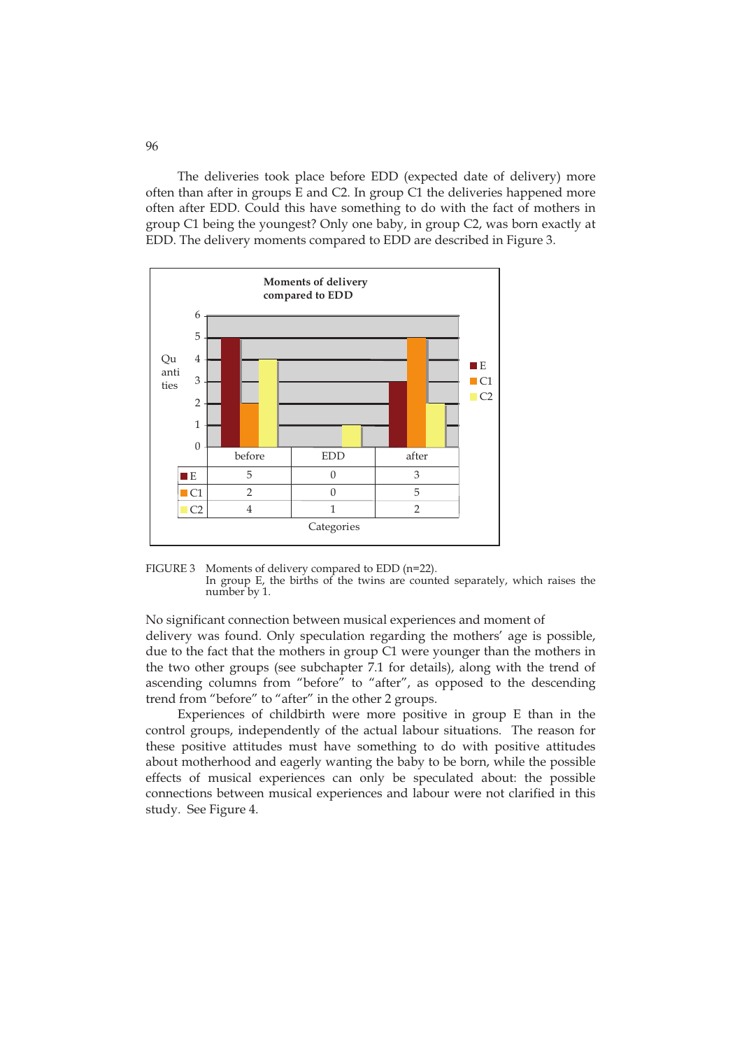The deliveries took place before EDD (expected date of delivery) more often than after in groups E and C2. In group C1 the deliveries happened more often after EDD. Could this have something to do with the fact of mothers in group C1 being the youngest? Only one baby, in group C2, was born exactly at EDD. The delivery moments compared to EDD are described in Figure 3.

**Moments of delivery compared to EDD**

| | before | EDD | after |
|---|---|---|---|
| E | 5 | 0 | 3 |
| C1 | 2 | 0 | 5 |
| C2 | 4 | 1 | 2 |

FIGURE 3 Moments of delivery compared to EDD (n=22).
In group E, the births of the twins are counted separately, which raises the number by 1.

No significant connection between musical experiences and moment of delivery was found. Only speculation regarding the mothers' age is possible, due to the fact that the mothers in group C1 were younger than the mothers in the two other groups (see subchapter 7.1 for details), along with the trend of ascending columns from "before" to "after", as opposed to the descending trend from "before" to "after" in the other 2 groups.

Experiences of childbirth were more positive in group E than in the control groups, independently of the actual labour situations. The reason for these positive attitudes must have something to do with positive attitudes about motherhood and eagerly wanting the baby to be born, while the possible effects of musical experiences can only be speculated about: the possible connections between musical experiences and labour were not clarified in this study. See Figure 4.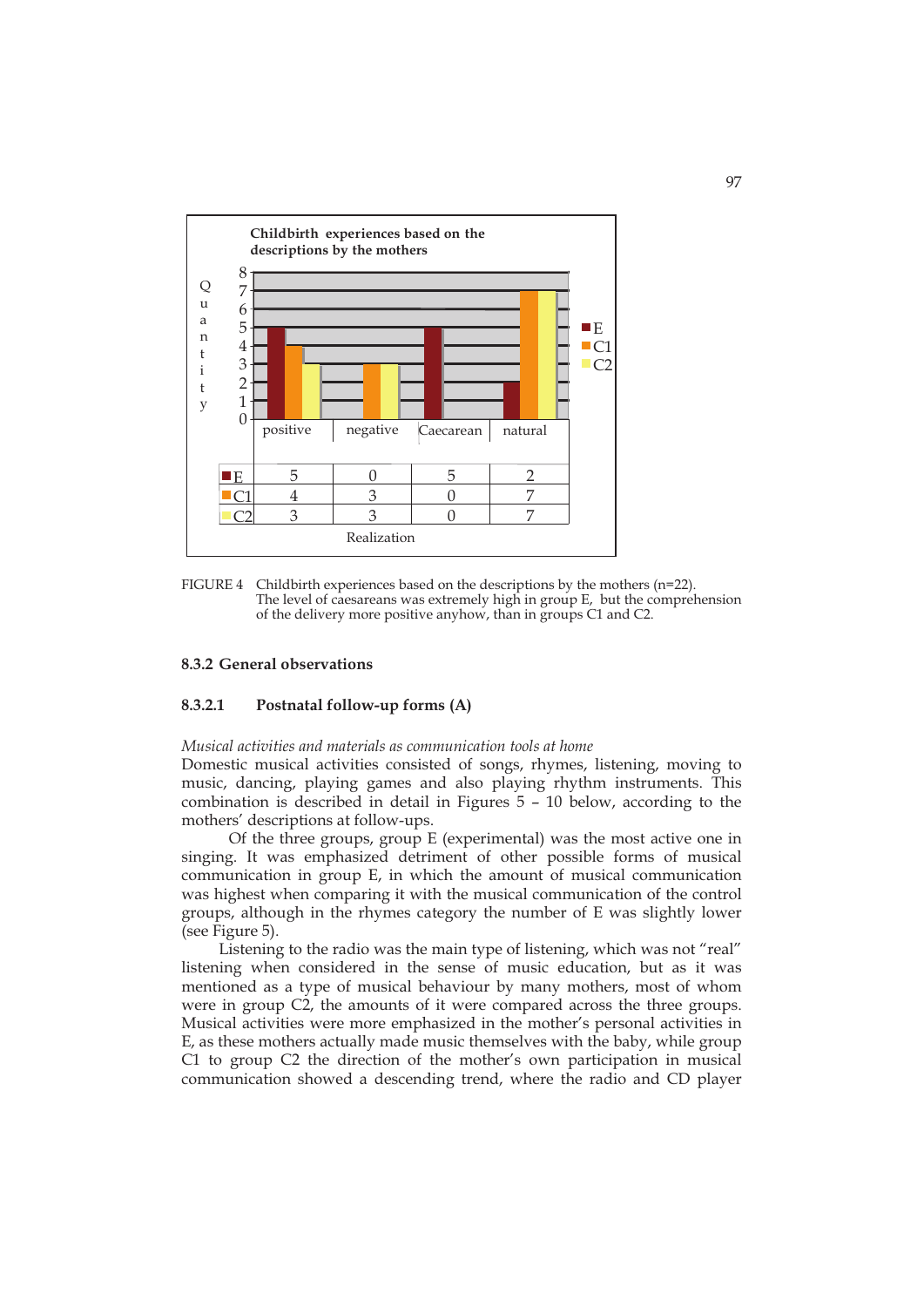**Childbirth experiences based on the descriptions by the mothers**

| | positive | negative | Caecarean | natural |
|---|---|---|---|---|
| E | 5 | 0 | 5 | 2 |
| C1 | 4 | 3 | 0 | 7 |
| C2 | 3 | 3 | 0 | 7 |

Realization

FIGURE 4 Childbirth experiences based on the descriptions by the mothers (n=22). The level of caesareans was extremely high in group E, but the comprehension of the delivery more positive anyhow, than in groups C1 and C2.

## 8.3.2 General observations

### 8.3.2.1 Postnatal follow-up forms (A)

*Musical activities and materials as communication tools at home*

Domestic musical activities consisted of songs, rhymes, listening, moving to music, dancing, playing games and also playing rhythm instruments. This combination is described in detail in Figures 5 – 10 below, according to the mothers' descriptions at follow-ups.

Of the three groups, group E (experimental) was the most active one in singing. It was emphasized detriment of other possible forms of musical communication in group E, in which the amount of musical communication was highest when comparing it with the musical communication of the control groups, although in the rhymes category the number of E was slightly lower (see Figure 5).

Listening to the radio was the main type of listening, which was not "real" listening when considered in the sense of music education, but as it was mentioned as a type of musical behaviour by many mothers, most of whom were in group C2, the amounts of it were compared across the three groups. Musical activities were more emphasized in the mother's personal activities in E, as these mothers actually made music themselves with the baby, while group C1 to group C2 the direction of the mother's own participation in musical communication showed a descending trend, where the radio and CD player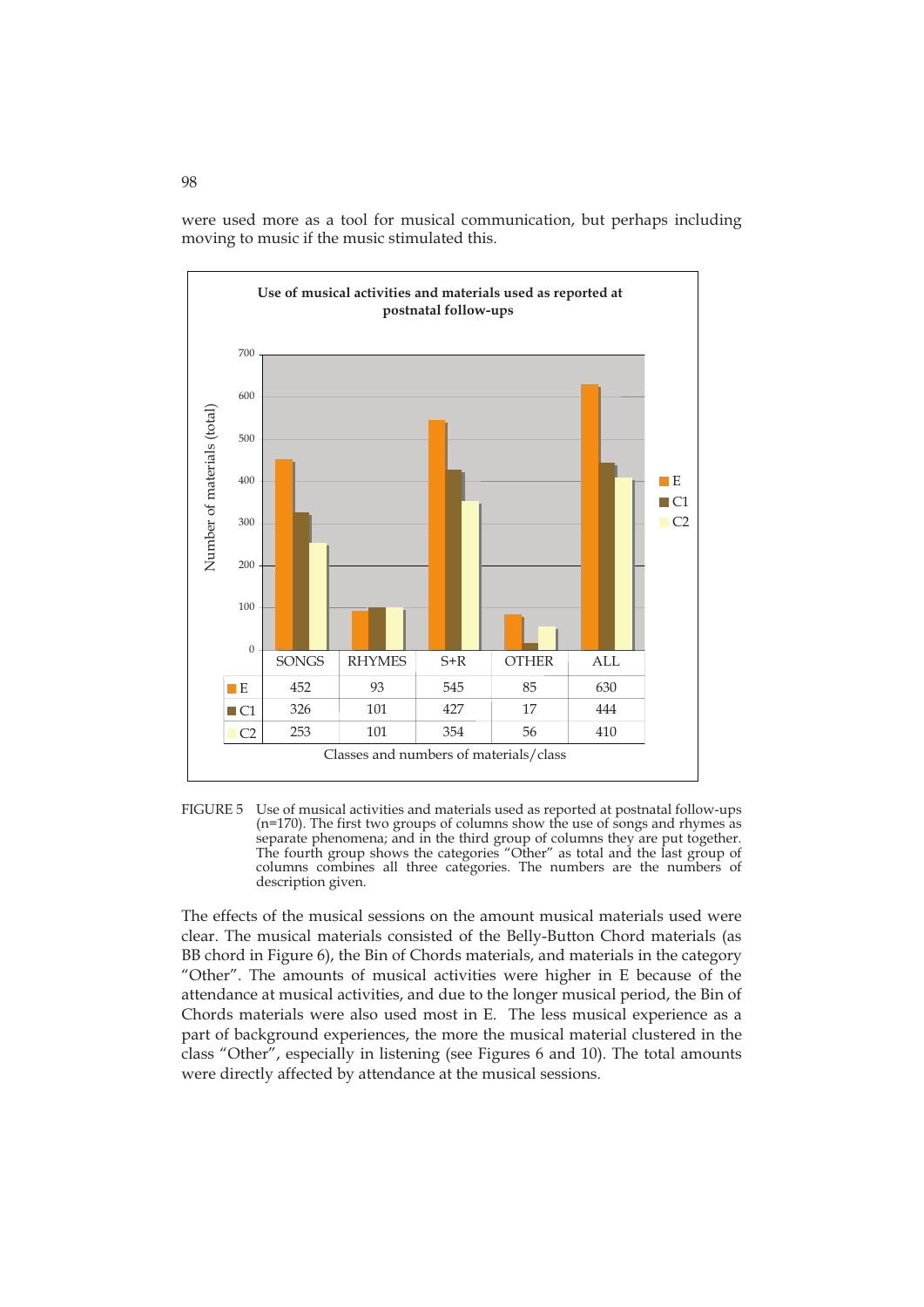were used more as a tool for musical communication, but perhaps including moving to music if the music stimulated this.

**Use of musical activities and materials used as reported at postnatal follow-ups**

| | SONGS | RHYMES | S+R | OTHER | ALL |
|---|---|---|---|---|---|
| E | 452 | 93 | 545 | 85 | 630 |
| C1 | 326 | 101 | 427 | 17 | 444 |
| C2 | 253 | 101 | 354 | 56 | 410 |

Classes and numbers of materials/class

FIGURE 5 Use of musical activities and materials used as reported at postnatal follow-ups (n=170). The first two groups of columns show the use of songs and rhymes as separate phenomena; and in the third group of columns they are put together. The fourth group shows the categories "Other" as total and the last group of columns combines all three categories. The numbers are the numbers of description given.

The effects of the musical sessions on the amount musical materials used were clear. The musical materials consisted of the Belly-Button Chord materials (as BB chord in Figure 6), the Bin of Chords materials, and materials in the category "Other". The amounts of musical activities were higher in E because of the attendance at musical activities, and due to the longer musical period, the Bin of Chords materials were also used most in E. The less musical experience as a part of background experiences, the more the musical material clustered in the class "Other", especially in listening (see Figures 6 and 10). The total amounts were directly affected by attendance at the musical sessions.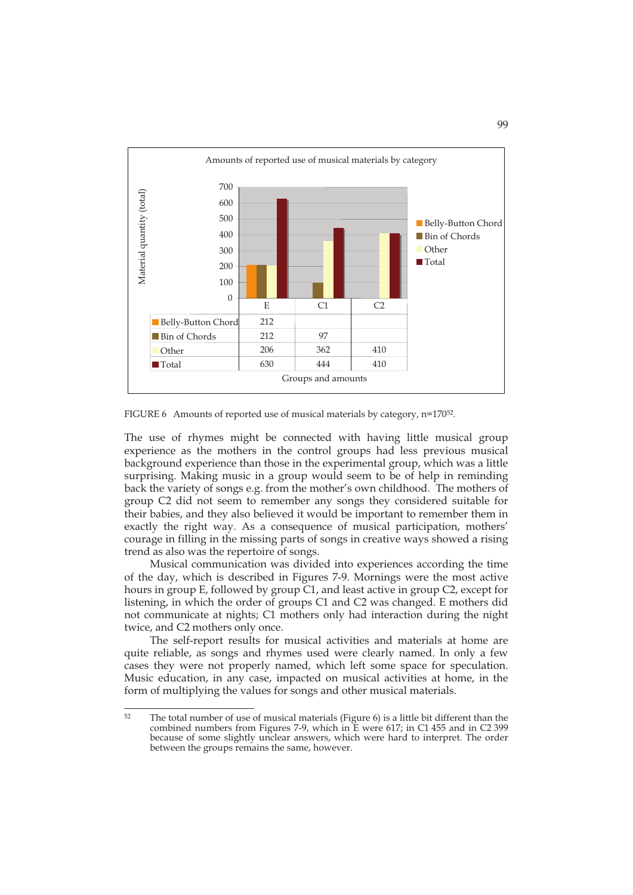Amounts of reported use of musical materials by category

| | E | C1 | C2 |
|---|---|---|---|
| Belly-Button Chord | 212 | | |
| Bin of Chords | 212 | 97 | |
| Other | 206 | 362 | 410 |
| Total | 630 | 444 | 410 |

Groups and amounts

FIGURE 6 Amounts of reported use of musical materials by category, n=170[52].

The use of rhymes might be connected with having little musical group experience as the mothers in the control groups had less previous musical background experience than those in the experimental group, which was a little surprising. Making music in a group would seem to be of help in reminding back the variety of songs e.g. from the mother's own childhood. The mothers of group C2 did not seem to remember any songs they considered suitable for their babies, and they also believed it would be important to remember them in exactly the right way. As a consequence of musical participation, mothers' courage in filling in the missing parts of songs in creative ways showed a rising trend as also was the repertoire of songs.

Musical communication was divided into experiences according the time of the day, which is described in Figures 7-9. Mornings were the most active hours in group E, followed by group C1, and least active in group C2, except for listening, in which the order of groups C1 and C2 was changed. E mothers did not communicate at nights; C1 mothers only had interaction during the night twice, and C2 mothers only once.

The self-report results for musical activities and materials at home are quite reliable, as songs and rhymes used were clearly named. In only a few cases they were not properly named, which left some space for speculation. Music education, in any case, impacted on musical activities at home, in the form of multiplying the values for songs and other musical materials.

---

[52] The total number of use of musical materials (Figure 6) is a little bit different than the combined numbers from Figures 7-9, which in E were 617; in C1 455 and in C2 399 because of some slightly unclear answers, which were hard to interpret. The order between the groups remains the same, however.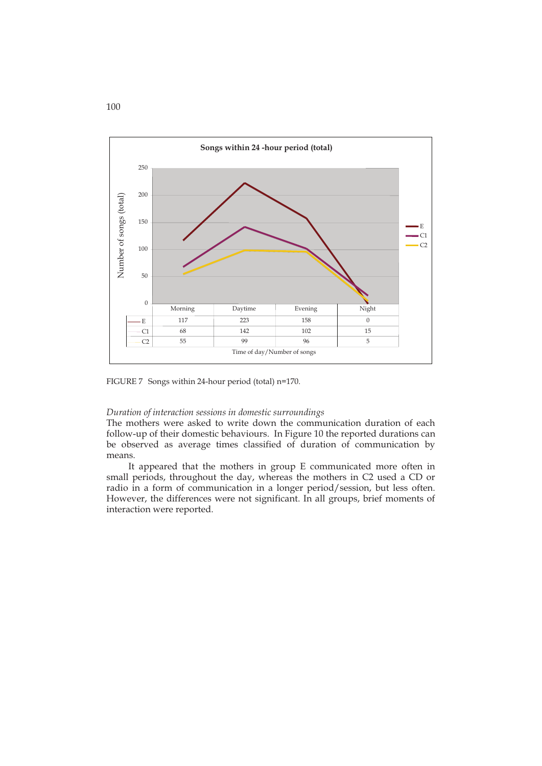**Songs within 24 -hour period (total)**

| | Morning | Daytime | Evening | Night |
|---|---|---|---|---|
| E | 117 | 223 | 158 | 0 |
| C1 | 68 | 142 | 102 | 15 |
| C2 | 55 | 99 | 96 | 5 |

Time of day/Number of songs

FIGURE 7 Songs within 24-hour period (total) n=170.

*Duration of interaction sessions in domestic surroundings*

The mothers were asked to write down the communication duration of each follow-up of their domestic behaviours. In Figure 10 the reported durations can be observed as average times classified of duration of communication by means.

It appeared that the mothers in group E communicated more often in small periods, throughout the day, whereas the mothers in C2 used a CD or radio in a form of communication in a longer period/session, but less often. However, the differences were not significant. In all groups, brief moments of interaction were reported.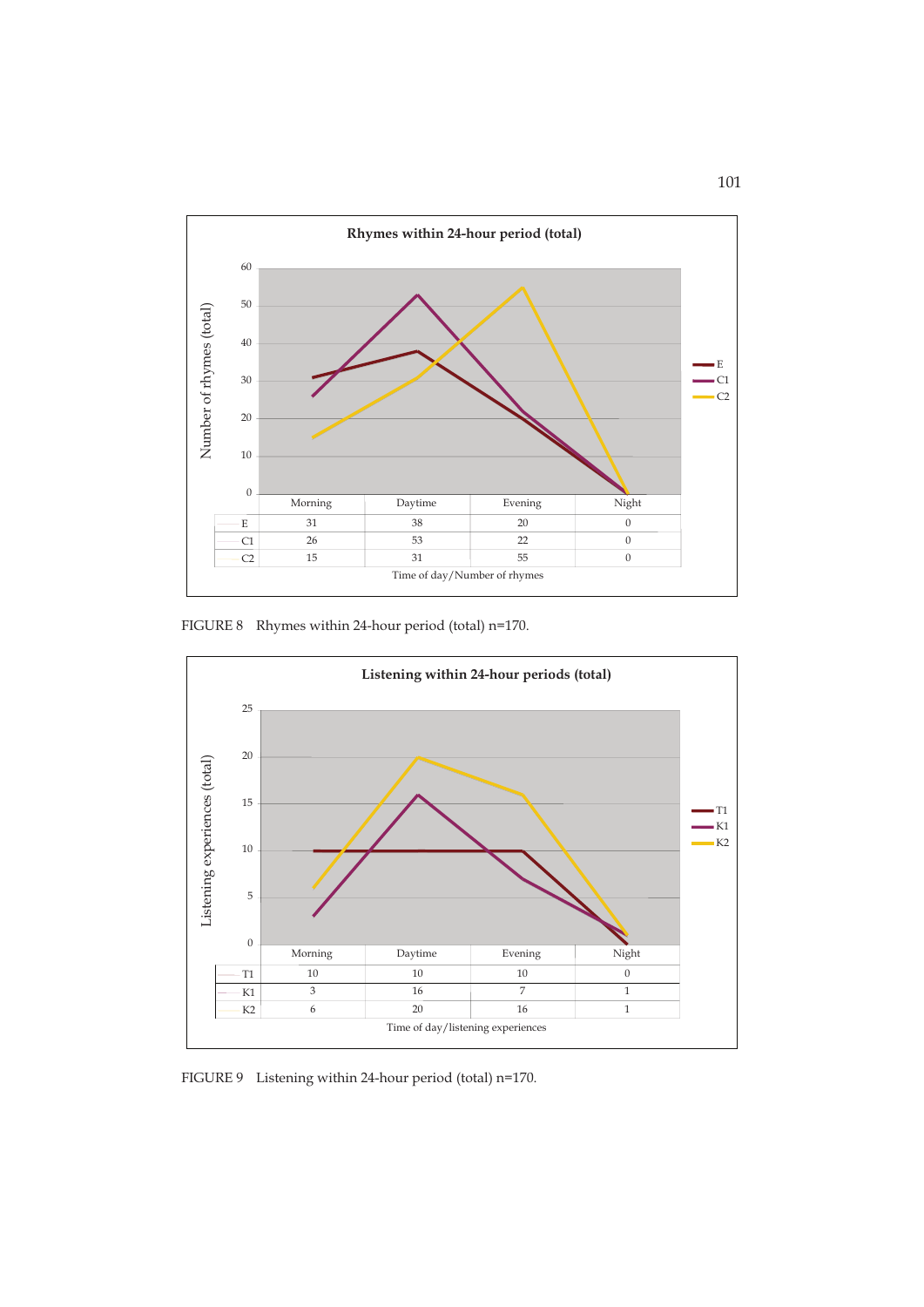**Rhymes within 24-hour period (total)**

| | Morning | Daytime | Evening | Night |
|---|---|---|---|---|
| E | 31 | 38 | 20 | 0 |
| C1 | 26 | 53 | 22 | 0 |
| C2 | 15 | 31 | 55 | 0 |

Time of day/Number of rhymes

FIGURE 8 Rhymes within 24-hour period (total) n=170.

**Listening within 24-hour periods (total)**

| | Morning | Daytime | Evening | Night |
|---|---|---|---|---|
| T1 | 10 | 10 | 10 | 0 |
| K1 | 3 | 16 | 7 | 1 |
| K2 | 6 | 20 | 16 | 1 |

Time of day/listening experiences

FIGURE 9 Listening within 24-hour period (total) n=170.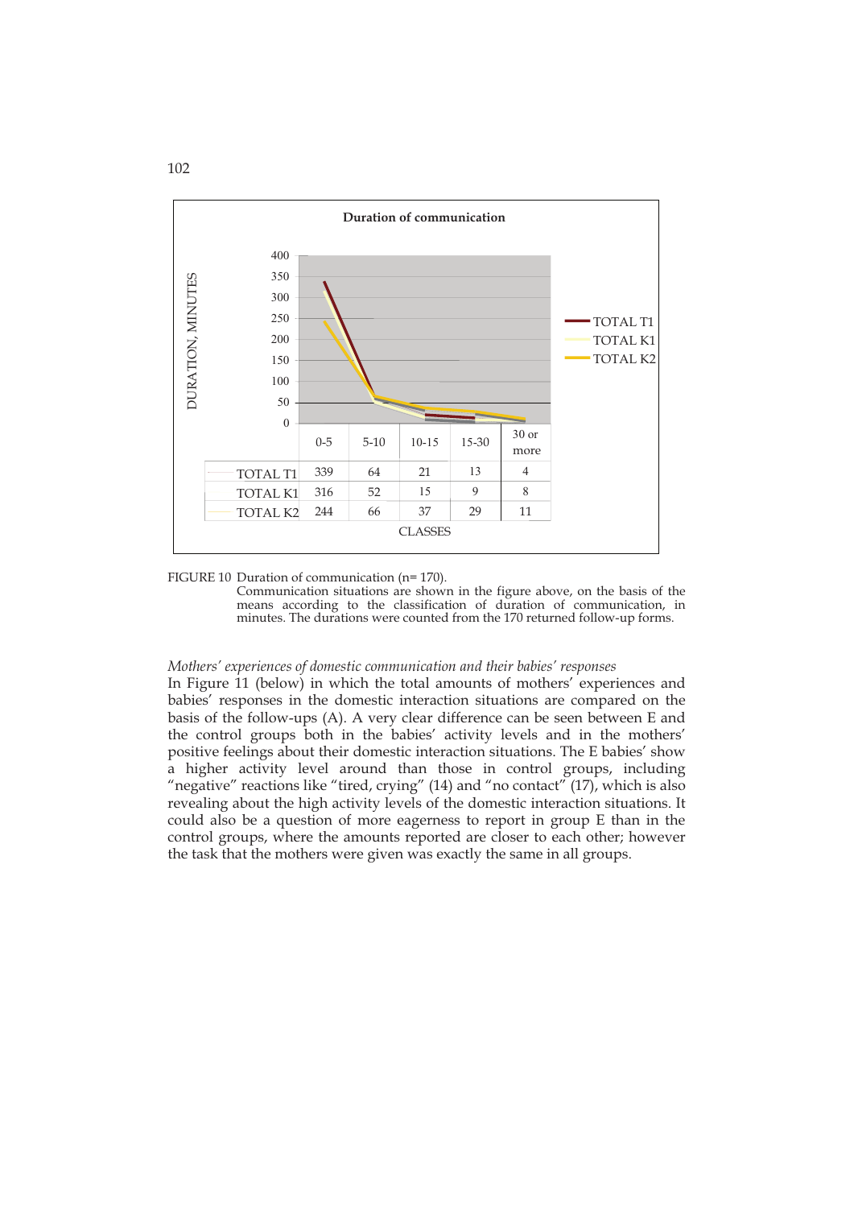**Duration of communication**

| | 0-5 | 5-10 | 10-15 | 15-30 | 30 or more |
|---|---|---|---|---|---|
| TOTAL T1 | 339 | 64 | 21 | 13 | 4 |
| TOTAL K1 | 316 | 52 | 15 | 9 | 8 |
| TOTAL K2 | 244 | 66 | 37 | 29 | 11 |

FIGURE 10 Duration of communication (n= 170).
Communication situations are shown in the figure above, on the basis of the means according to the classification of duration of communication, in minutes. The durations were counted from the 170 returned follow-up forms.

*Mothers' experiences of domestic communication and their babies' responses*

In Figure 11 (below) in which the total amounts of mothers' experiences and babies' responses in the domestic interaction situations are compared on the basis of the follow-ups (A). A very clear difference can be seen between E and the control groups both in the babies' activity levels and in the mothers' positive feelings about their domestic interaction situations. The E babies' show a higher activity level around than those in control groups, including "negative" reactions like "tired, crying" (14) and "no contact" (17), which is also revealing about the high activity levels of the domestic interaction situations. It could also be a question of more eagerness to report in group E than in the control groups, where the amounts reported are closer to each other; however the task that the mothers were given was exactly the same in all groups.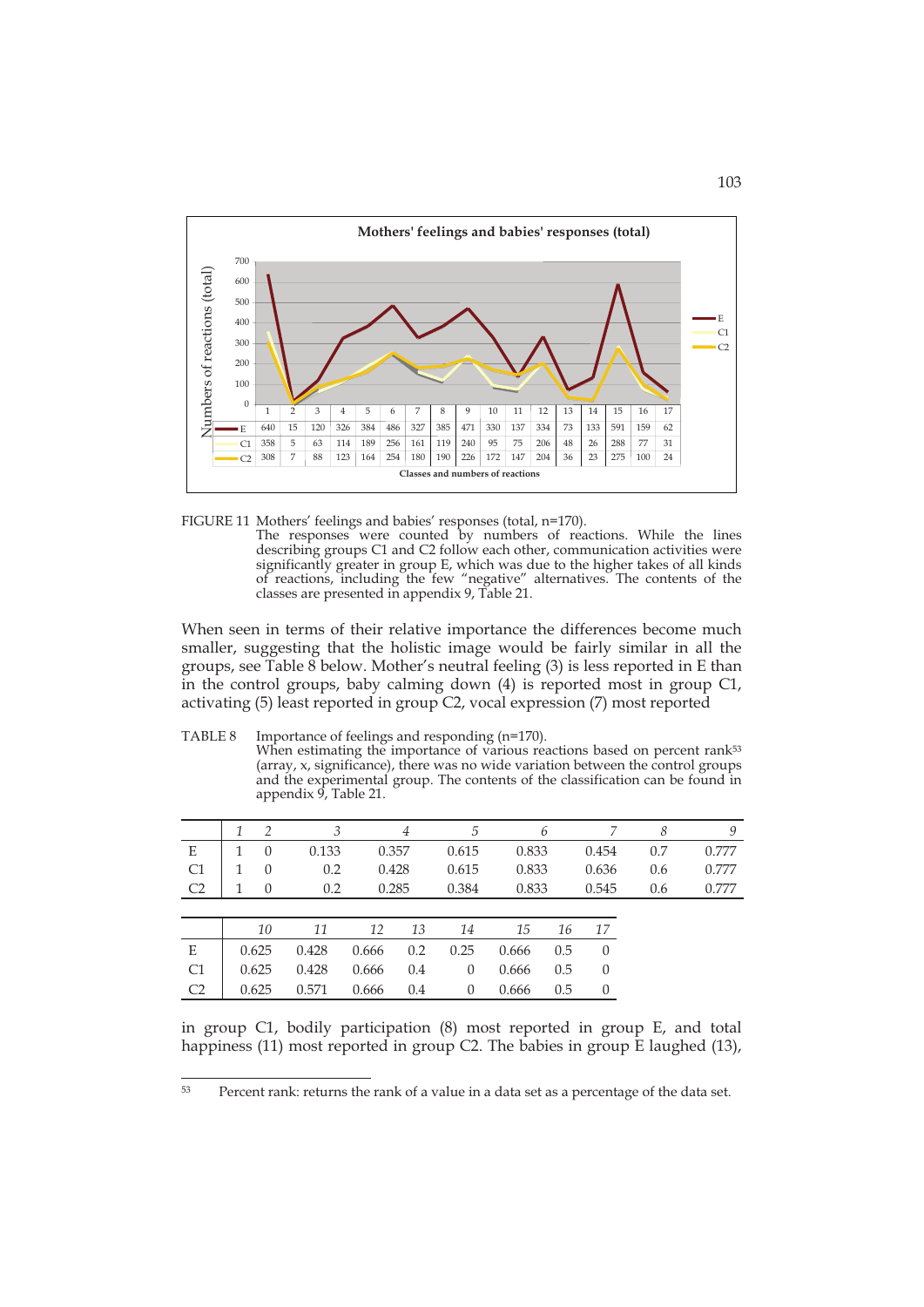**Mothers' feelings and babies' responses (total)**

| | 1 | 2 | 3 | 4 | 5 | 6 | 7 | 8 | 9 | 10 | 11 | 12 | 13 | 14 | 15 | 16 | 17 |
|---|---|---|---|---|---|---|---|---|---|---|---|---|---|---|---|---|---|
| E | 640 | 15 | 120 | 326 | 384 | 486 | 327 | 385 | 471 | 330 | 137 | 334 | 73 | 133 | 591 | 159 | 62 |
| C1 | 358 | 5 | 63 | 114 | 189 | 256 | 161 | 119 | 240 | 95 | 75 | 206 | 48 | 26 | 288 | 77 | 31 |
| C2 | 308 | 7 | 88 | 123 | 164 | 254 | 180 | 190 | 226 | 172 | 147 | 204 | 36 | 23 | 275 | 100 | 24 |

FIGURE 11 Mothers' feelings and babies' responses (total, n=170).
The responses were counted by numbers of reactions. While the lines describing groups C1 and C2 follow each other, communication activities were significantly greater in group E, which was due to the higher takes of all kinds of reactions, including the few "negative" alternatives. The contents of the classes are presented in appendix 9, Table 21.

When seen in terms of their relative importance the differences become much smaller, suggesting that the holistic image would be fairly similar in all the groups, see Table 8 below. Mother's neutral feeling (3) is less reported in E than in the control groups, baby calming down (4) is reported most in group C1, activating (5) least reported in group C2, vocal expression (7) most reported in group C1, bodily participation (8) most reported in group E, and total happiness (11) most reported in group C2. The babies in group E laughed (13),

TABLE 8 Importance of feelings and responding (n=170).
When estimating the importance of various reactions based on percent rank[53] (array, x, significance), there was no wide variation between the control groups and the experimental group. The contents of the classification can be found in appendix 9, Table 21.

| | 1 | 2 | 3 | 4 | 5 | 6 | 7 | 8 | 9 |
|---|---|---|---|---|---|---|---|---|---|
| E | 1 | 0 | 0.133 | 0.357 | 0.615 | 0.833 | 0.454 | 0.7 | 0.777 |
| C1 | 1 | 0 | 0.2 | 0.428 | 0.615 | 0.833 | 0.636 | 0.6 | 0.777 |
| C2 | 1 | 0 | 0.2 | 0.285 | 0.384 | 0.833 | 0.545 | 0.6 | 0.777 |

| | 10 | 11 | 12 | 13 | 14 | 15 | 16 | 17 |
|---|---|---|---|---|---|---|---|---|
| E | 0.625 | 0.428 | 0.666 | 0.2 | 0.25 | 0.666 | 0.5 | 0 |
| C1 | 0.625 | 0.428 | 0.666 | 0.4 | 0 | 0.666 | 0.5 | 0 |
| C2 | 0.625 | 0.571 | 0.666 | 0.4 | 0 | 0.666 | 0.5 | 0 |

[53] Percent rank: returns the rank of a value in a data set as a percentage of the data set.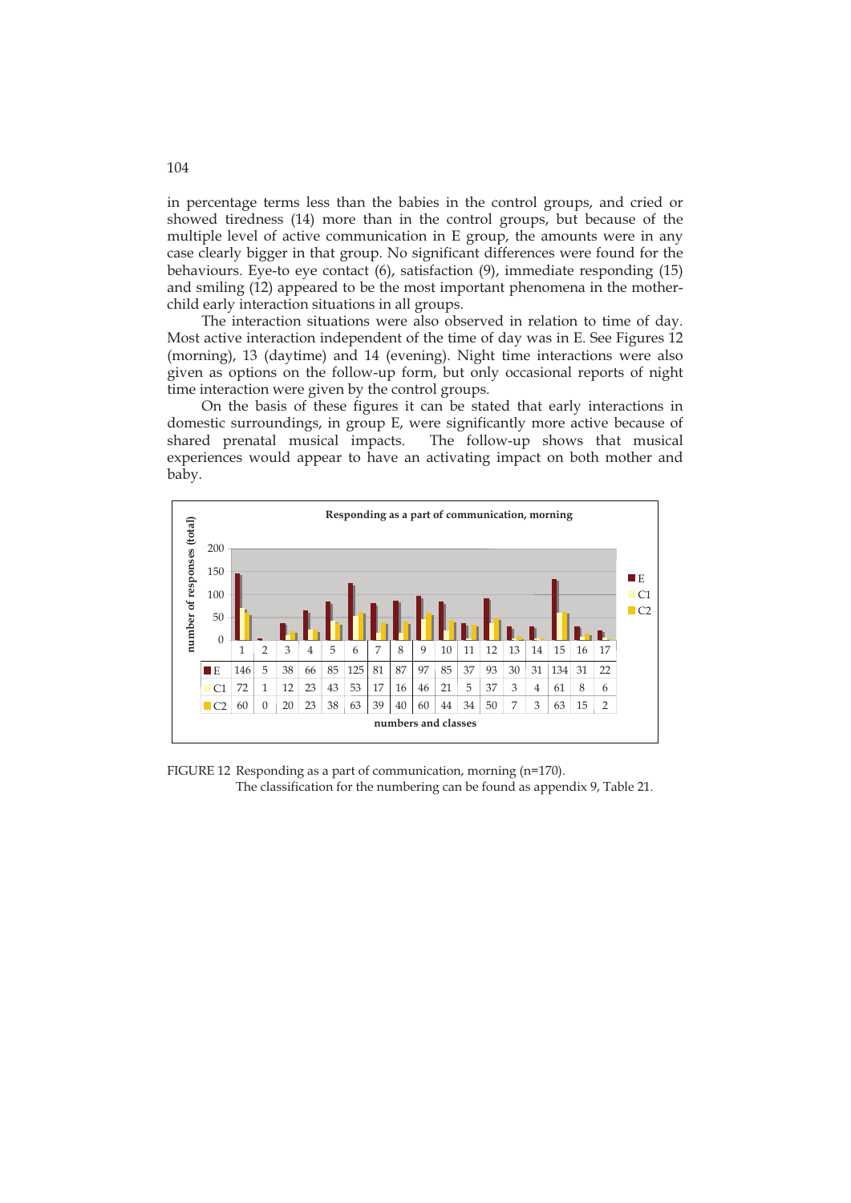in percentage terms less than the babies in the control groups, and cried or showed tiredness (14) more than in the control groups, but because of the multiple level of active communication in E group, the amounts were in any case clearly bigger in that group. No significant differences were found for the behaviours. Eye-to eye contact (6), satisfaction (9), immediate responding (15) and smiling (12) appeared to be the most important phenomena in the mother-child early interaction situations in all groups.

The interaction situations were also observed in relation to time of day. Most active interaction independent of the time of day was in E. See Figures 12 (morning), 13 (daytime) and 14 (evening). Night time interactions were also given as options on the follow-up form, but only occasional reports of night time interaction were given by the control groups.

On the basis of these figures it can be stated that early interactions in domestic surroundings, in group E, were significantly more active because of shared prenatal musical impacts. The follow-up shows that musical experiences would appear to have an activating impact on both mother and baby.

**Responding as a part of communication, morning**

| | 1 | 2 | 3 | 4 | 5 | 6 | 7 | 8 | 9 | 10 | 11 | 12 | 13 | 14 | 15 | 16 | 17 |
|---|---|---|---|---|---|---|---|---|---|---|---|---|---|---|---|---|---|
| E | 146 | 5 | 38 | 66 | 85 | 125 | 81 | 87 | 97 | 85 | 37 | 93 | 30 | 31 | 134 | 31 | 22 |
| C1 | 72 | 1 | 12 | 23 | 43 | 53 | 17 | 16 | 46 | 21 | 5 | 37 | 3 | 4 | 61 | 8 | 6 |
| C2 | 60 | 0 | 20 | 23 | 38 | 63 | 39 | 40 | 60 | 44 | 34 | 50 | 7 | 3 | 63 | 15 | 2 |

numbers and classes

FIGURE 12 Responding as a part of communication, morning (n=170). The classification for the numbering can be found as appendix 9, Table 21.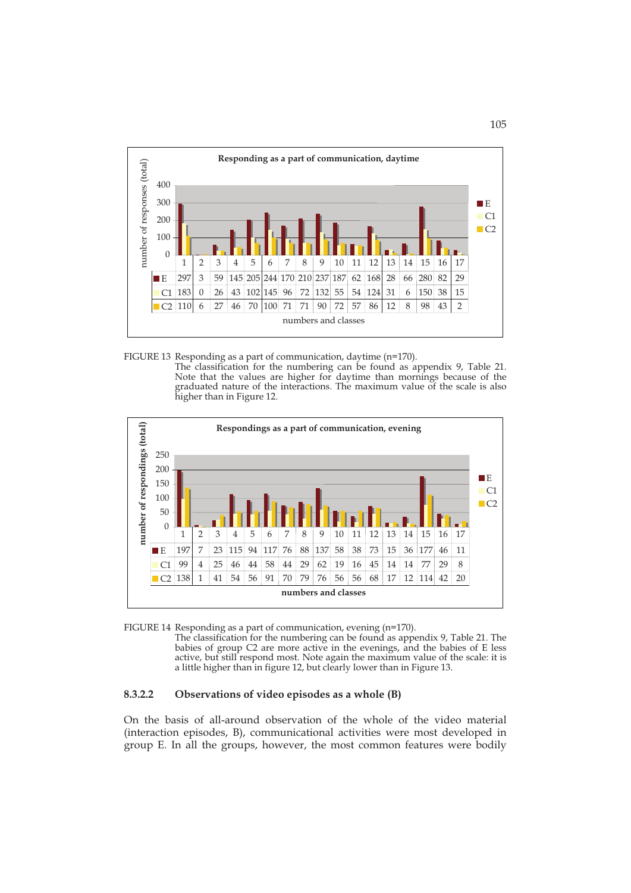**Responding as a part of communication, daytime**

| | 1 | 2 | 3 | 4 | 5 | 6 | 7 | 8 | 9 | 10 | 11 | 12 | 13 | 14 | 15 | 16 | 17 |
|---|---|---|---|---|---|---|---|---|---|---|---|---|---|---|---|---|---|
| E | 297 | 3 | 59 | 145 | 205 | 244 | 170 | 210 | 237 | 187 | 62 | 168 | 28 | 66 | 280 | 82 | 29 |
| C1 | 183 | 0 | 26 | 43 | 102 | 145 | 96 | 72 | 132 | 55 | 54 | 124 | 31 | 6 | 150 | 38 | 15 |
| C2 | 110 | 6 | 27 | 46 | 70 | 100 | 71 | 71 | 90 | 72 | 57 | 86 | 12 | 8 | 98 | 43 | 2 |

numbers and classes

FIGURE 13 Responding as a part of communication, daytime (n=170).
The classification for the numbering can be found as appendix 9, Table 21. Note that the values are higher for daytime than mornings because of the graduated nature of the interactions. The maximum value of the scale is also higher than in Figure 12.

**Respondings as a part of communication, evening**

| | 1 | 2 | 3 | 4 | 5 | 6 | 7 | 8 | 9 | 10 | 11 | 12 | 13 | 14 | 15 | 16 | 17 |
|---|---|---|---|---|---|---|---|---|---|---|---|---|---|---|---|---|---|
| E | 197 | 7 | 23 | 115 | 94 | 117 | 76 | 88 | 137 | 58 | 38 | 73 | 15 | 36 | 177 | 46 | 11 |
| C1 | 99 | 4 | 25 | 46 | 44 | 58 | 44 | 29 | 62 | 19 | 16 | 45 | 14 | 14 | 77 | 29 | 8 |
| C2 | 138 | 1 | 41 | 54 | 56 | 91 | 70 | 79 | 76 | 56 | 56 | 68 | 17 | 12 | 114 | 42 | 20 |

numbers and classes

FIGURE 14 Responding as a part of communication, evening (n=170).
The classification for the numbering can be found as appendix 9, Table 21. The babies of group C2 are more active in the evenings, and the babies of E less active, but still respond most. Note again the maximum value of the scale: it is a little higher than in figure 12, but clearly lower than in Figure 13.

#### 8.3.2.2 Observations of video episodes as a whole (B)

On the basis of all-around observation of the whole of the video material (interaction episodes, B), communicational activities were most developed in group E. In all the groups, however, the most common features were bodily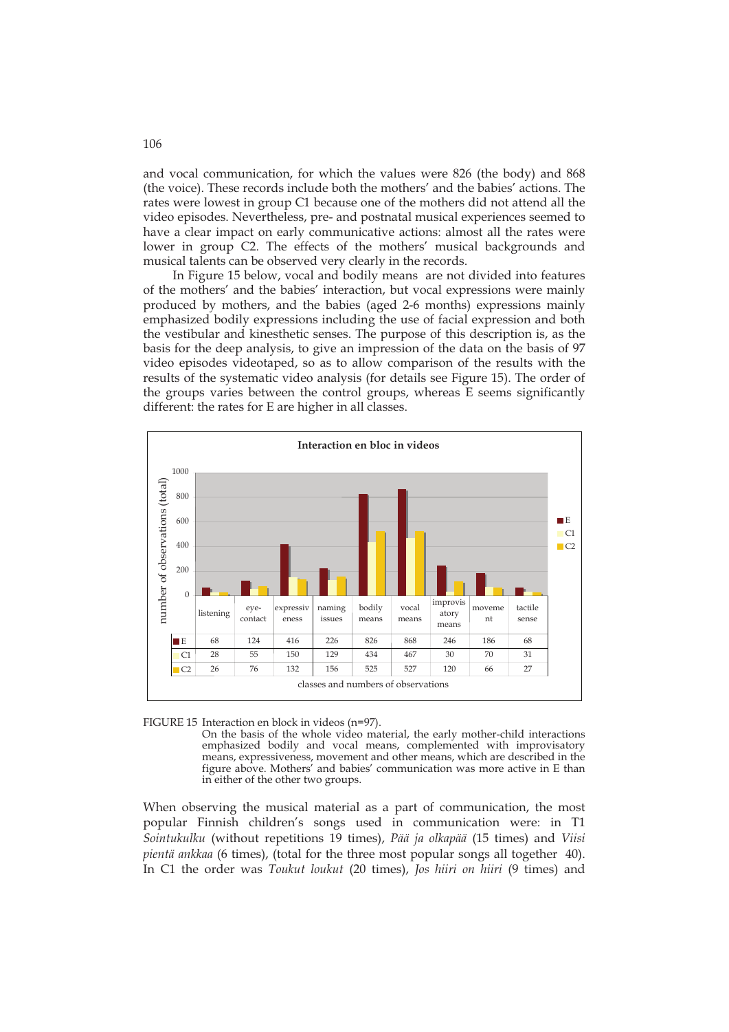and vocal communication, for which the values were 826 (the body) and 868 (the voice). These records include both the mothers' and the babies' actions. The rates were lowest in group C1 because one of the mothers did not attend all the video episodes. Nevertheless, pre- and postnatal musical experiences seemed to have a clear impact on early communicative actions: almost all the rates were lower in group C2. The effects of the mothers' musical backgrounds and musical talents can be observed very clearly in the records.

In Figure 15 below, vocal and bodily means are not divided into features of the mothers' and the babies' interaction, but vocal expressions were mainly produced by mothers, and the babies (aged 2-6 months) expressions mainly emphasized bodily expressions including the use of facial expression and both the vestibular and kinesthetic senses. The purpose of this description is, as the basis for the deep analysis, to give an impression of the data on the basis of 97 video episodes videotaped, so as to allow comparison of the results with the results of the systematic video analysis (for details see Figure 15). The order of the groups varies between the control groups, whereas E seems significantly different: the rates for E are higher in all classes.

**Interaction en bloc in videos**

| | listening | eye-contact | expressiveness | naming issues | bodily means | vocal means | improvisatory means | movement | tactile sense |
|---|---|---|---|---|---|---|---|---|---|
| E | 68 | 124 | 416 | 226 | 826 | 868 | 246 | 186 | 68 |
| C1 | 28 | 55 | 150 | 129 | 434 | 467 | 30 | 70 | 31 |
| C2 | 26 | 76 | 132 | 156 | 525 | 527 | 120 | 66 | 27 |

classes and numbers of observations

FIGURE 15 Interaction en block in videos (n=97).
On the basis of the whole video material, the early mother-child interactions emphasized bodily and vocal means, complemented with improvisatory means, expressiveness, movement and other means, which are described in the figure above. Mothers' and babies' communication was more active in E than in either of the other two groups.

When observing the musical material as a part of communication, the most popular Finnish children's songs used in communication were: in T1 *Sointukulku* (without repetitions 19 times), *Pää ja olkapää* (15 times) and *Viisi pientä ankkaa* (6 times), (total for the three most popular songs all together 40). In C1 the order was *Toukut loukut* (20 times), *Jos hiiri on hiiri* (9 times) and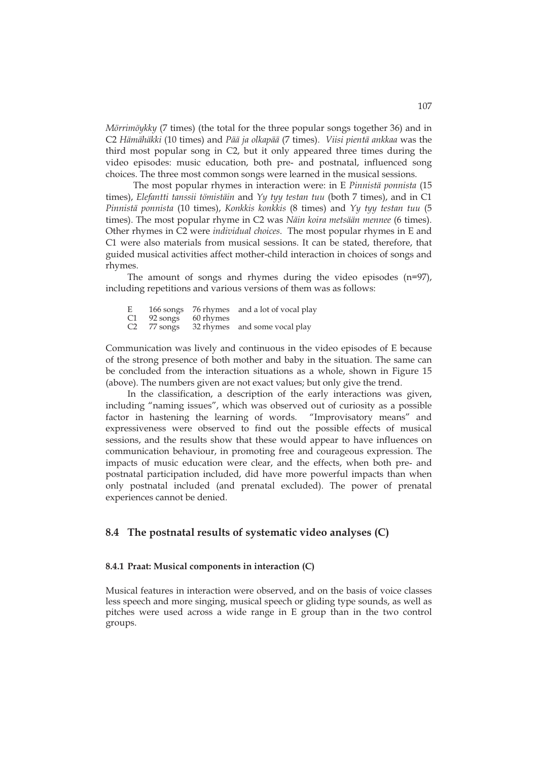*Mörrimöykky* (7 times) (the total for the three popular songs together 36) and in C2 *Hämähäkki* (10 times) and *Pää ja olkapää* (7 times). *Viisi pientä ankkaa* was the third most popular song in C2, but it only appeared three times during the video episodes: music education, both pre- and postnatal, influenced song choices. The three most common songs were learned in the musical sessions.

The most popular rhymes in interaction were: in E *Pinnistä ponnista* (15 times), *Elefantti tanssii tömistäin* and *Yy tyy testan tuu* (both 7 times), and in C1 *Pinnistä ponnista* (10 times), *Konkkis konkkis* (8 times) and *Yy tyy testan tuu* (5 times). The most popular rhyme in C2 was *Näin koira metsään mennee* (6 times). Other rhymes in C2 were *individual choices*. The most popular rhymes in E and C1 were also materials from musical sessions. It can be stated, therefore, that guided musical activities affect mother-child interaction in choices of songs and rhymes.

The amount of songs and rhymes during the video episodes (n=97), including repetitions and various versions of them was as follows:

| | | | |
|---|---|---|---|
| E | 166 songs | 76 rhymes | and a lot of vocal play |
| C1 | 92 songs | 60 rhymes | |
| C2 | 77 songs | 32 rhymes | and some vocal play |

Communication was lively and continuous in the video episodes of E because of the strong presence of both mother and baby in the situation. The same can be concluded from the interaction situations as a whole, shown in Figure 15 (above). The numbers given are not exact values; but only give the trend.

In the classification, a description of the early interactions was given, including "naming issues", which was observed out of curiosity as a possible factor in hastening the learning of words. "Improvisatory means" and expressiveness were observed to find out the possible effects of musical sessions, and the results show that these would appear to have influences on communication behaviour, in promoting free and courageous expression. The impacts of music education were clear, and the effects, when both pre- and postnatal participation included, did have more powerful impacts than when only postnatal included (and prenatal excluded). The power of prenatal experiences cannot be denied.

## 8.4 The postnatal results of systematic video analyses (C)

### 8.4.1 Praat: Musical components in interaction (C)

Musical features in interaction were observed, and on the basis of voice classes less speech and more singing, musical speech or gliding type sounds, as well as pitches were used across a wide range in E group than in the two control groups.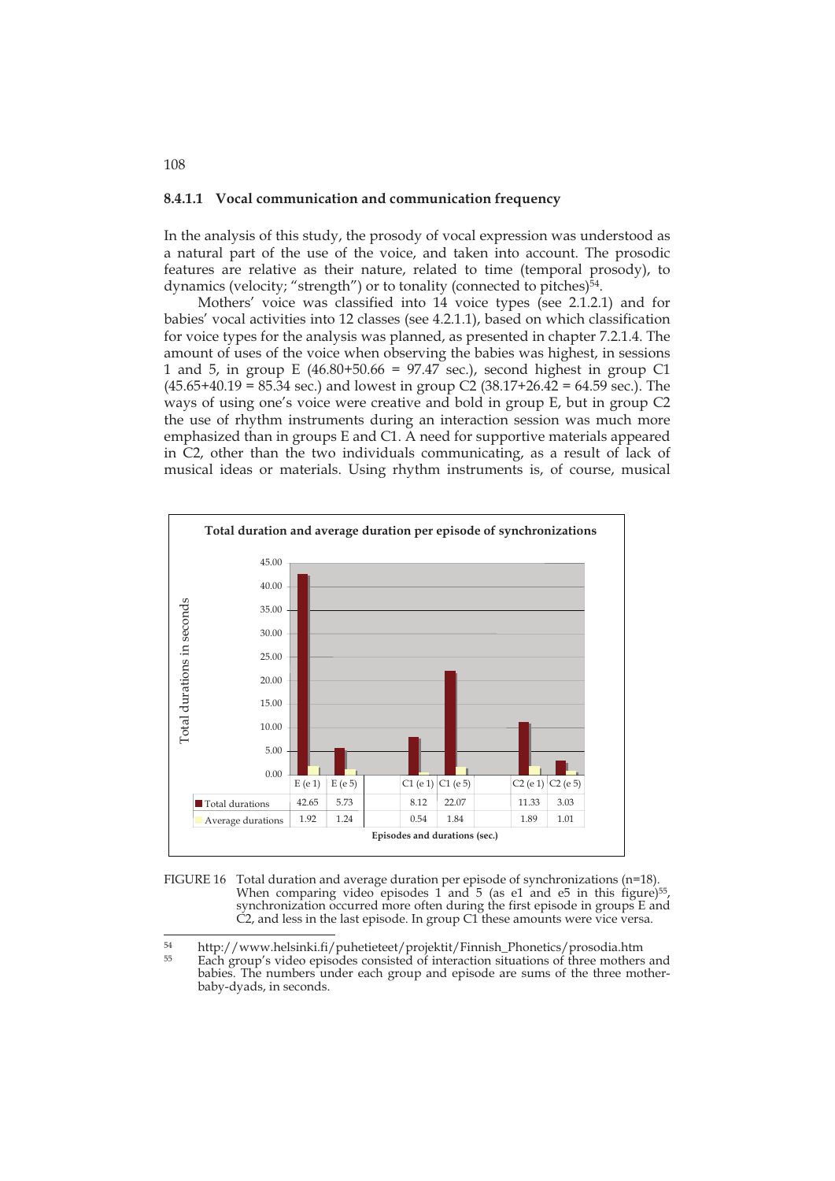### 8.4.1.1 Vocal communication and communication frequency

In the analysis of this study, the prosody of vocal expression was understood as a natural part of the use of the voice, and taken into account. The prosodic features are relative as their nature, related to time (temporal prosody), to dynamics (velocity; "strength") or to tonality (connected to pitches)[54].

Mothers' voice was classified into 14 voice types (see 2.1.2.1) and for babies' vocal activities into 12 classes (see 4.2.1.1), based on which classification for voice types for the analysis was planned, as presented in chapter 7.2.1.4. The amount of uses of the voice when observing the babies was highest, in sessions 1 and 5, in group E (46.80+50.66 = 97.47 sec.), second highest in group C1 (45.65+40.19 = 85.34 sec.) and lowest in group C2 (38.17+26.42 = 64.59 sec.). The ways of using one's voice were creative and bold in group E, but in group C2 the use of rhythm instruments during an interaction session was much more emphasized than in groups E and C1. A need for supportive materials appeared in C2, other than the two individuals communicating, as a result of lack of musical ideas or materials. Using rhythm instruments is, of course, musical

**Total duration and average duration per episode of synchronizations**

| | E (e 1) | E (e 5) | C1 (e 1) | C1 (e 5) | C2 (e 1) | C2 (e 5) |
|---|---|---|---|---|---|---|
| Total durations | 42.65 | 5.73 | 8.12 | 22.07 | 11.33 | 3.03 |
| Average durations | 1.92 | 1.24 | 0.54 | 1.84 | 1.89 | 1.01 |

Episodes and durations (sec.)

FIGURE 16 Total duration and average duration per episode of synchronizations (n=18). When comparing video episodes 1 and 5 (as e1 and e5 in this figure)[55], synchronization occurred more often during the first episode in groups E and C2, and less in the last episode. In group C1 these amounts were vice versa.

[54] http://www.helsinki.fi/puhetieteet/projektit/Finnish_Phonetics/prosodia.htm

[55] Each group's video episodes consisted of interaction situations of three mothers and babies. The numbers under each group and episode are sums of the three mother-baby-dyads, in seconds.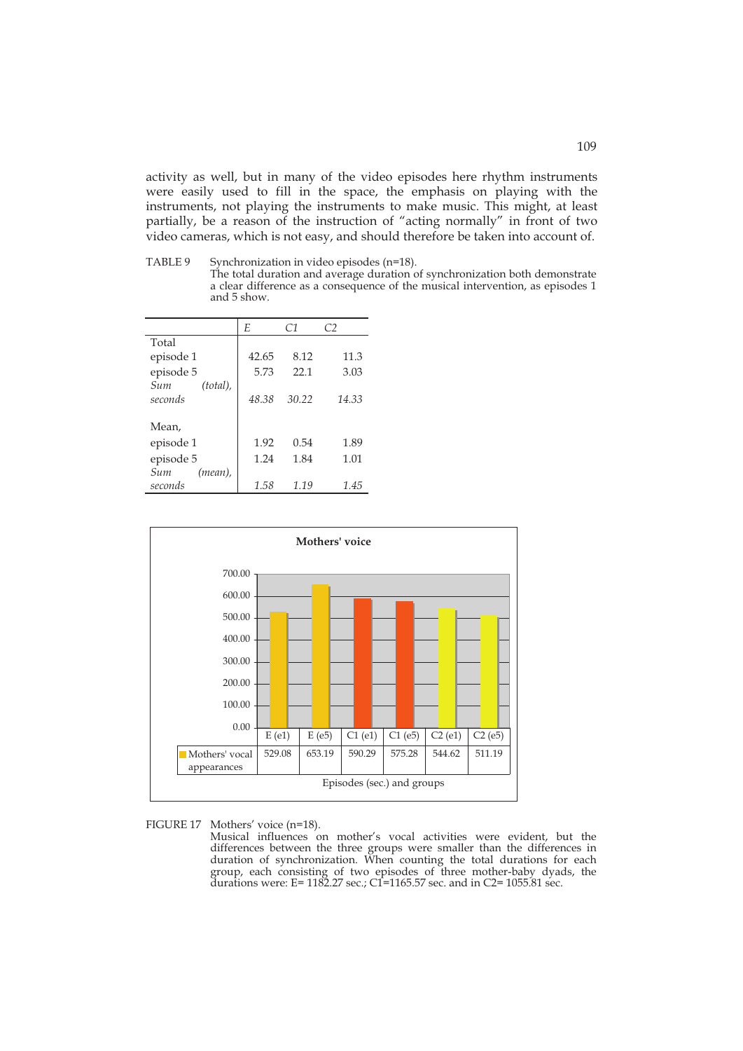activity as well, but in many of the video episodes here rhythm instruments were easily used to fill in the space, the emphasis on playing with the instruments, not playing the instruments to make music. This might, at least partially, be a reason of the instruction of "acting normally" in front of two video cameras, which is not easy, and should therefore be taken into account of.

TABLE 9 Synchronization in video episodes (n=18).
The total duration and average duration of synchronization both demonstrate a clear difference as a consequence of the musical intervention, as episodes 1 and 5 show.

| | *E* | *C1* | *C2* |
|---|---|---|---|
| Total | | | |
| episode 1 | 42.65 | 8.12 | 11.3 |
| episode 5 | 5.73 | 22.1 | 3.03 |
| *Sum (total), seconds* | *48.38* | *30.22* | *14.33* |
| Mean, | | | |
| episode 1 | 1.92 | 0.54 | 1.89 |
| episode 5 | 1.24 | 1.84 | 1.01 |
| *Sum (mean), seconds* | *1.58* | *1.19* | *1.45* |

**Mothers' voice**

| | E (e1) | E (e5) | C1 (e1) | C1 (e5) | C2 (e1) | C2 (e5) |
|---|---|---|---|---|---|---|
| Mothers' vocal appearances | 529.08 | 653.19 | 590.29 | 575.28 | 544.62 | 511.19 |

Episodes (sec.) and groups

FIGURE 17 Mothers' voice (n=18).
Musical influences on mother's vocal activities were evident, but the differences between the three groups were smaller than the differences in duration of synchronization. When counting the total durations for each group, each consisting of two episodes of three mother-baby dyads, the durations were: E= 1182.27 sec.; C1=1165.57 sec. and in C2= 1055.81 sec.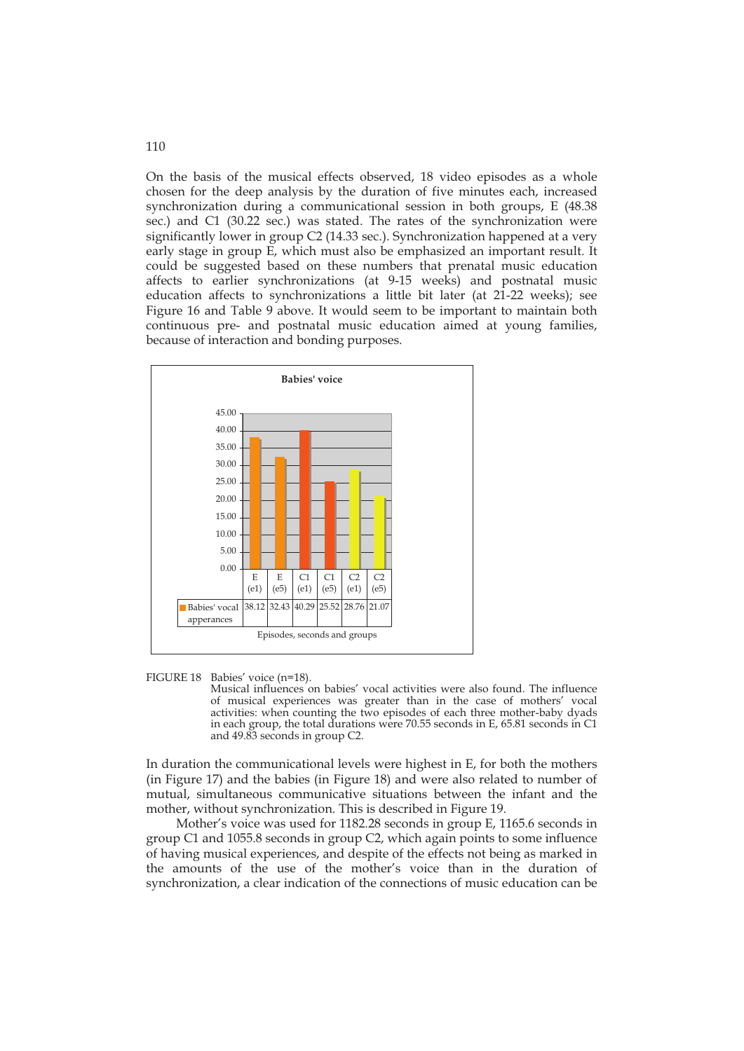On the basis of the musical effects observed, 18 video episodes as a whole chosen for the deep analysis by the duration of five minutes each, increased synchronization during a communicational session in both groups, E (48.38 sec.) and C1 (30.22 sec.) was stated. The rates of the synchronization were significantly lower in group C2 (14.33 sec.). Synchronization happened at a very early stage in group E, which must also be emphasized an important result. It could be suggested based on these numbers that prenatal music education affects to earlier synchronizations (at 9-15 weeks) and postnatal music education affects to synchronizations a little bit later (at 21-22 weeks); see Figure 16 and Table 9 above. It would seem to be important to maintain both continuous pre- and postnatal music education aimed at young families, because of interaction and bonding purposes.

**Babies' voice**

| | E (e1) | E (e5) | C1 (e1) | C1 (e5) | C2 (e1) | C2 (e5) |
|---|---|---|---|---|---|---|
| Babies' vocal apperances | 38.12 | 32.43 | 40.29 | 25.52 | 28.76 | 21.07 |

Episodes, seconds and groups

FIGURE 18 Babies' voice (n=18).
Musical influences on babies' vocal activities were also found. The influence of musical experiences was greater than in the case of mothers' vocal activities: when counting the two episodes of each three mother-baby dyads in each group, the total durations were 70.55 seconds in E, 65.81 seconds in C1 and 49.83 seconds in group C2.

In duration the communicational levels were highest in E, for both the mothers (in Figure 17) and the babies (in Figure 18) and were also related to number of mutual, simultaneous communicative situations between the infant and the mother, without synchronization. This is described in Figure 19.

Mother's voice was used for 1182.28 seconds in group E, 1165.6 seconds in group C1 and 1055.8 seconds in group C2, which again points to some influence of having musical experiences, and despite of the effects not being as marked in the amounts of the use of the mother's voice than in the duration of synchronization, a clear indication of the connections of music education can be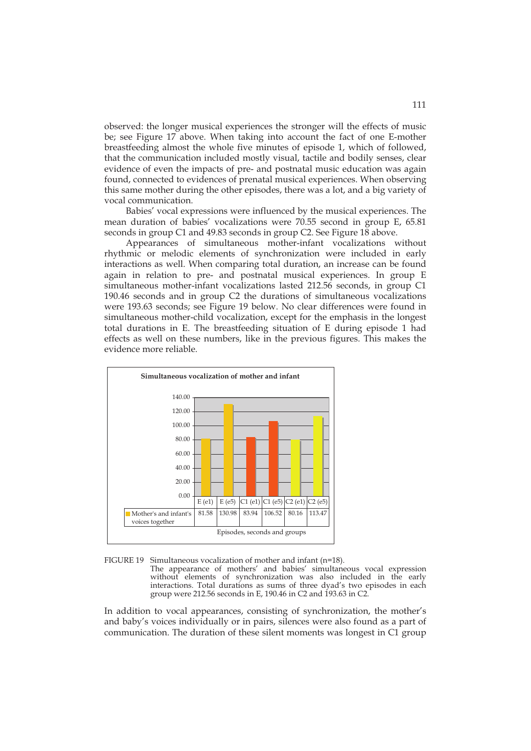observed: the longer musical experiences the stronger will the effects of music be; see Figure 17 above. When taking into account the fact of one E-mother breastfeeding almost the whole five minutes of episode 1, which of followed, that the communication included mostly visual, tactile and bodily senses, clear evidence of even the impacts of pre- and postnatal music education was again found, connected to evidences of prenatal musical experiences. When observing this same mother during the other episodes, there was a lot, and a big variety of vocal communication.

Babies' vocal expressions were influenced by the musical experiences. The mean duration of babies' vocalizations were 70.55 second in group E, 65.81 seconds in group C1 and 49.83 seconds in group C2. See Figure 18 above.

Appearances of simultaneous mother-infant vocalizations without rhythmic or melodic elements of synchronization were included in early interactions as well. When comparing total duration, an increase can be found again in relation to pre- and postnatal musical experiences. In group E simultaneous mother-infant vocalizations lasted 212.56 seconds, in group C1 190.46 seconds and in group C2 the durations of simultaneous vocalizations were 193.63 seconds; see Figure 19 below. No clear differences were found in simultaneous mother-child vocalization, except for the emphasis in the longest total durations in E. The breastfeeding situation of E during episode 1 had effects as well on these numbers, like in the previous figures. This makes the evidence more reliable.

**Simultaneous vocalization of mother and infant**

| | E (e1) | E (e5) | C1 (e1) | C1 (e5) | C2 (e1) | C2 (e5) |
|---|---|---|---|---|---|---|
| Mother's and infant's voices together | 81.58 | 130.98 | 83.94 | 106.52 | 80.16 | 113.47 |

Episodes, seconds and groups

FIGURE 19 Simultaneous vocalization of mother and infant (n=18).
The appearance of mothers' and babies' simultaneous vocal expression without elements of synchronization was also included in the early interactions. Total durations as sums of three dyad's two episodes in each group were 212.56 seconds in E, 190.46 in C2 and 193.63 in C2.

In addition to vocal appearances, consisting of synchronization, the mother's and baby's voices individually or in pairs, silences were also found as a part of communication. The duration of these silent moments was longest in C1 group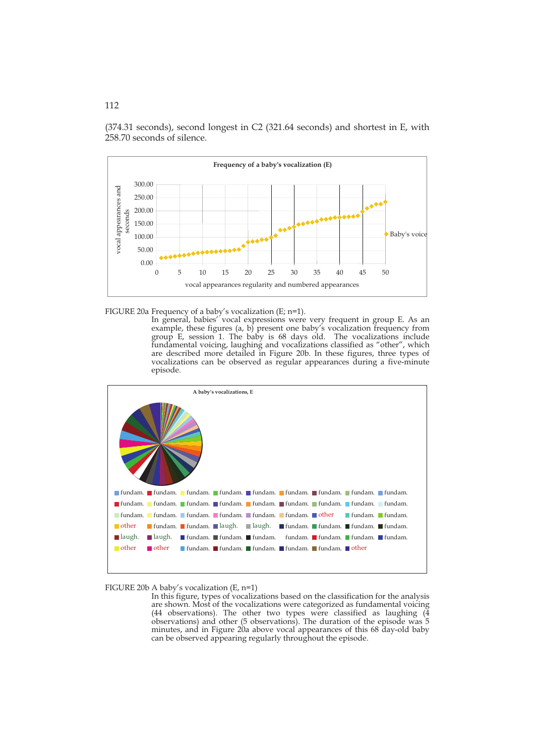(374.31 seconds), second longest in C2 (321.64 seconds) and shortest in E, with 258.70 seconds of silence.

FIGURE 20a Frequency of a baby's vocalization (E; n=1).

In general, babies' vocal expressions were very frequent in group E. As an example, these figures (a, b) present one baby's vocalization frequency from group E, session 1. The baby is 68 days old. The vocalizations include fundamental voicing, laughing and vocalizations classified as "other", which are described more detailed in Figure 20b. In these figures, three types of vocalizations can be observed as regular appearances during a five-minute episode.

FIGURE 20b A baby's vocalization (E, n=1)

In this figure, types of vocalizations based on the classification for the analysis are shown. Most of the vocalizations were categorized as fundamental voicing (44 observations). The other two types were classified as laughing (4 observations) and other (5 observations). The duration of the episode was 5 minutes, and in Figure 20a above vocal appearances of this 68 day-old baby can be observed appearing regularly throughout the episode.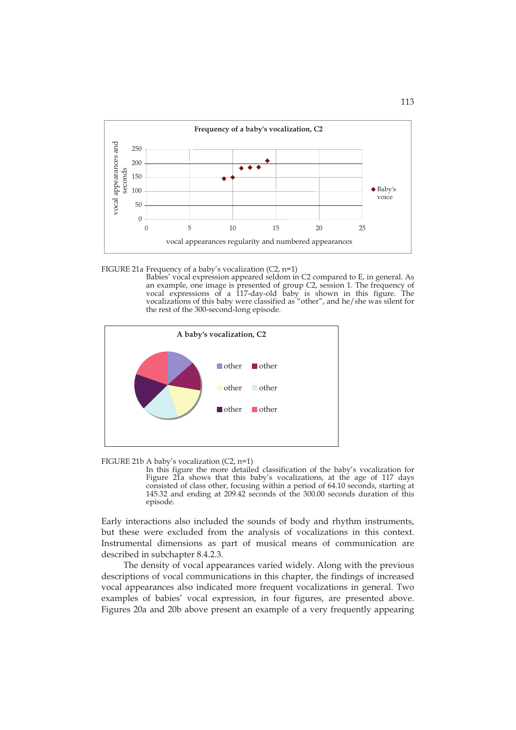FIGURE 21a Frequency of a baby's vocalization (C2, n=1)
Babies' vocal expression appeared seldom in C2 compared to E, in general. As an example, one image is presented of group C2, session 1. The frequency of vocal expressions of a 117-day-old baby is shown in this figure. The vocalizations of this baby were classified as "other", and he/she was silent for the rest of the 300-second-long episode.

FIGURE 21b A baby's vocalization (C2, n=1)
In this figure the more detailed classification of the baby's vocalization for Figure 21a shows that this baby's vocalizations, at the age of 117 days consisted of class other, focusing within a period of 64.10 seconds, starting at 145.32 and ending at 209.42 seconds of the 300.00 seconds duration of this episode.

Early interactions also included the sounds of body and rhythm instruments, but these were excluded from the analysis of vocalizations in this context. Instrumental dimensions as part of musical means of communication are described in subchapter 8.4.2.3.

The density of vocal appearances varied widely. Along with the previous descriptions of vocal communications in this chapter, the findings of increased vocal appearances also indicated more frequent vocalizations in general. Two examples of babies' vocal expression, in four figures, are presented above. Figures 20a and 20b above present an example of a very frequently appearing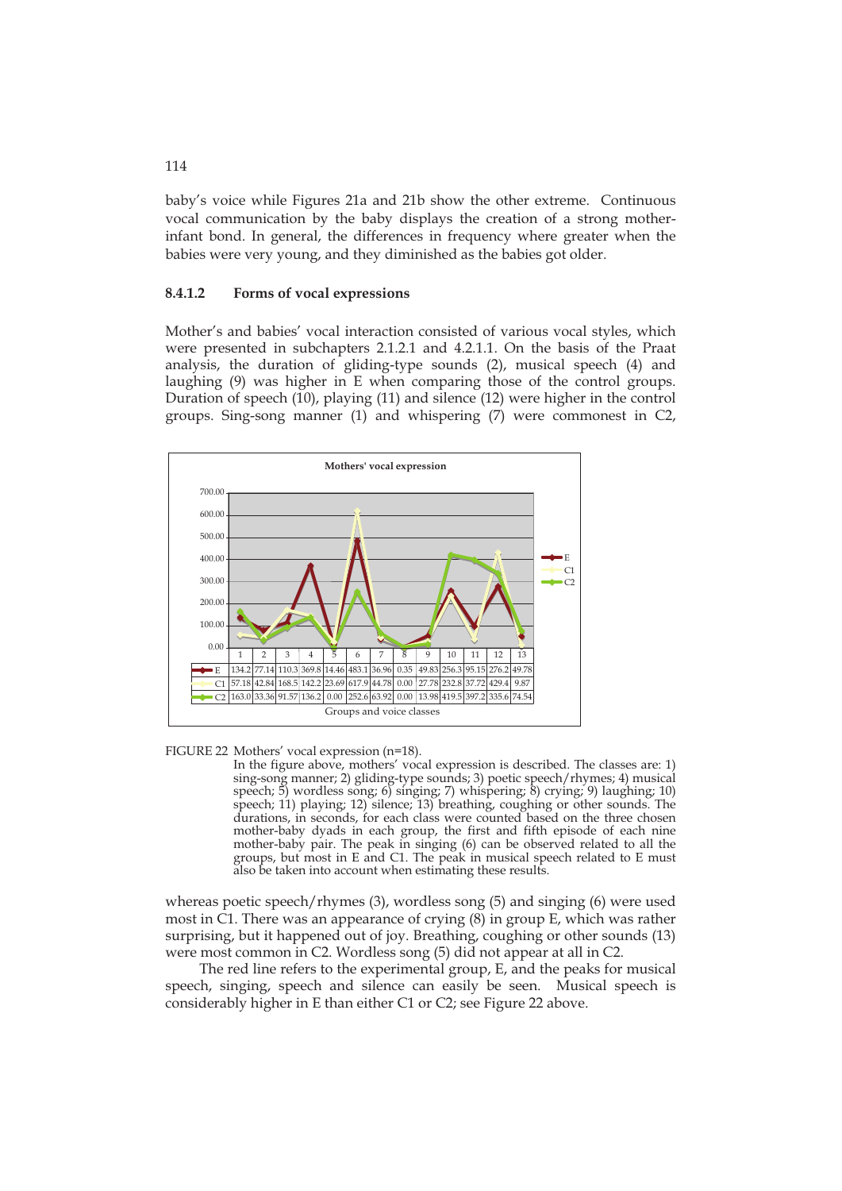baby's voice while Figures 21a and 21b show the other extreme. Continuous vocal communication by the baby displays the creation of a strong mother-infant bond. In general, the differences in frequency where greater when the babies were very young, and they diminished as the babies got older.

#### 8.4.1.2 Forms of vocal expressions

Mother's and babies' vocal interaction consisted of various vocal styles, which were presented in subchapters 2.1.2.1 and 4.2.1.1. On the basis of the Praat analysis, the duration of gliding-type sounds (2), musical speech (4) and laughing (9) was higher in E when comparing those of the control groups. Duration of speech (10), playing (11) and silence (12) were higher in the control groups. Sing-song manner (1) and whispering (7) were commonest in C2,

**Mothers' vocal expression**

| | 1 | 2 | 3 | 4 | 5 | 6 | 7 | 8 | 9 | 10 | 11 | 12 | 13 |
|---|---|---|---|---|---|---|---|---|---|---|---|---|---|
| E | 134.2 | 77.14 | 110.3 | 369.8 | 14.46 | 483.1 | 36.96 | 0.35 | 49.83 | 256.3 | 95.15 | 276.2 | 49.78 |
| C1 | 57.18 | 42.84 | 168.5 | 142.2 | 23.69 | 617.9 | 44.78 | 0.00 | 27.78 | 232.8 | 37.72 | 429.4 | 9.87 |
| C2 | 163.0 | 33.36 | 91.57 | 136.2 | 0.00 | 252.6 | 63.92 | 0.00 | 13.98 | 419.5 | 397.2 | 335.6 | 74.54 |

Groups and voice classes

FIGURE 22 Mothers' vocal expression (n=18).
In the figure above, mothers' vocal expression is described. The classes are: 1) sing-song manner; 2) gliding-type sounds; 3) poetic speech/rhymes; 4) musical speech; 5) wordless song; 6) singing; 7) whispering; 8) crying; 9) laughing; 10) speech; 11) playing; 12) silence; 13) breathing, coughing or other sounds. The durations, in seconds, for each class were counted based on the three chosen mother-baby dyads in each group, the first and fifth episode of each nine mother-baby pair. The peak in singing (6) can be observed related to all the groups, but most in E and C1. The peak in musical speech related to E must also be taken into account when estimating these results.

whereas poetic speech/rhymes (3), wordless song (5) and singing (6) were used most in C1. There was an appearance of crying (8) in group E, which was rather surprising, but it happened out of joy. Breathing, coughing or other sounds (13) were most common in C2. Wordless song (5) did not appear at all in C2.

The red line refers to the experimental group, E, and the peaks for musical speech, singing, speech and silence can easily be seen. Musical speech is considerably higher in E than either C1 or C2; see Figure 22 above.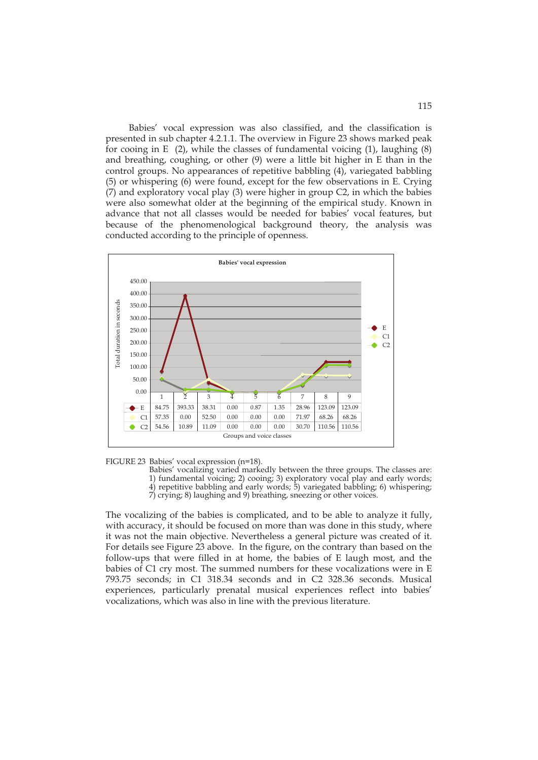Babies' vocal expression was also classified, and the classification is presented in sub chapter 4.2.1.1. The overview in Figure 23 shows marked peak for cooing in E (2), while the classes of fundamental voicing (1), laughing (8) and breathing, coughing, or other (9) were a little bit higher in E than in the control groups. No appearances of repetitive babbling (4), variegated babbling (5) or whispering (6) were found, except for the few observations in E. Crying (7) and exploratory vocal play (3) were higher in group C2, in which the babies were also somewhat older at the beginning of the empirical study. Known in advance that not all classes would be needed for babies' vocal features, but because of the phenomenological background theory, the analysis was conducted according to the principle of openness.

**Babies' vocal expression**

| | 1 | 2 | 3 | 4 | 5 | 6 | 7 | 8 | 9 |
|---|---|---|---|---|---|---|---|---|---|
| E | 84.75 | 393.33 | 38.31 | 0.00 | 0.87 | 1.35 | 28.96 | 123.09 | 123.09 |
| C1 | 57.35 | 0.00 | 52.50 | 0.00 | 0.00 | 0.00 | 71.97 | 68.26 | 68.26 |
| C2 | 54.56 | 10.89 | 11.09 | 0.00 | 0.00 | 0.00 | 30.70 | 110.56 | 110.56 |

Groups and voice classes (y-axis: Total duration in seconds)

FIGURE 23 Babies' vocal expression (n=18).
Babies' vocalizing varied markedly between the three groups. The classes are: 1) fundamental voicing; 2) cooing; 3) exploratory vocal play and early words; 4) repetitive babbling and early words; 5) variegated babbling; 6) whispering; 7) crying; 8) laughing and 9) breathing, sneezing or other voices.

The vocalizing of the babies is complicated, and to be able to analyze it fully, with accuracy, it should be focused on more than was done in this study, where it was not the main objective. Nevertheless a general picture was created of it. For details see Figure 23 above. In the figure, on the contrary than based on the follow-ups that were filled in at home, the babies of E laugh most, and the babies of C1 cry most. The summed numbers for these vocalizations were in E 793.75 seconds; in C1 318.34 seconds and in C2 328.36 seconds. Musical experiences, particularly prenatal musical experiences reflect into babies' vocalizations, which was also in line with the previous literature.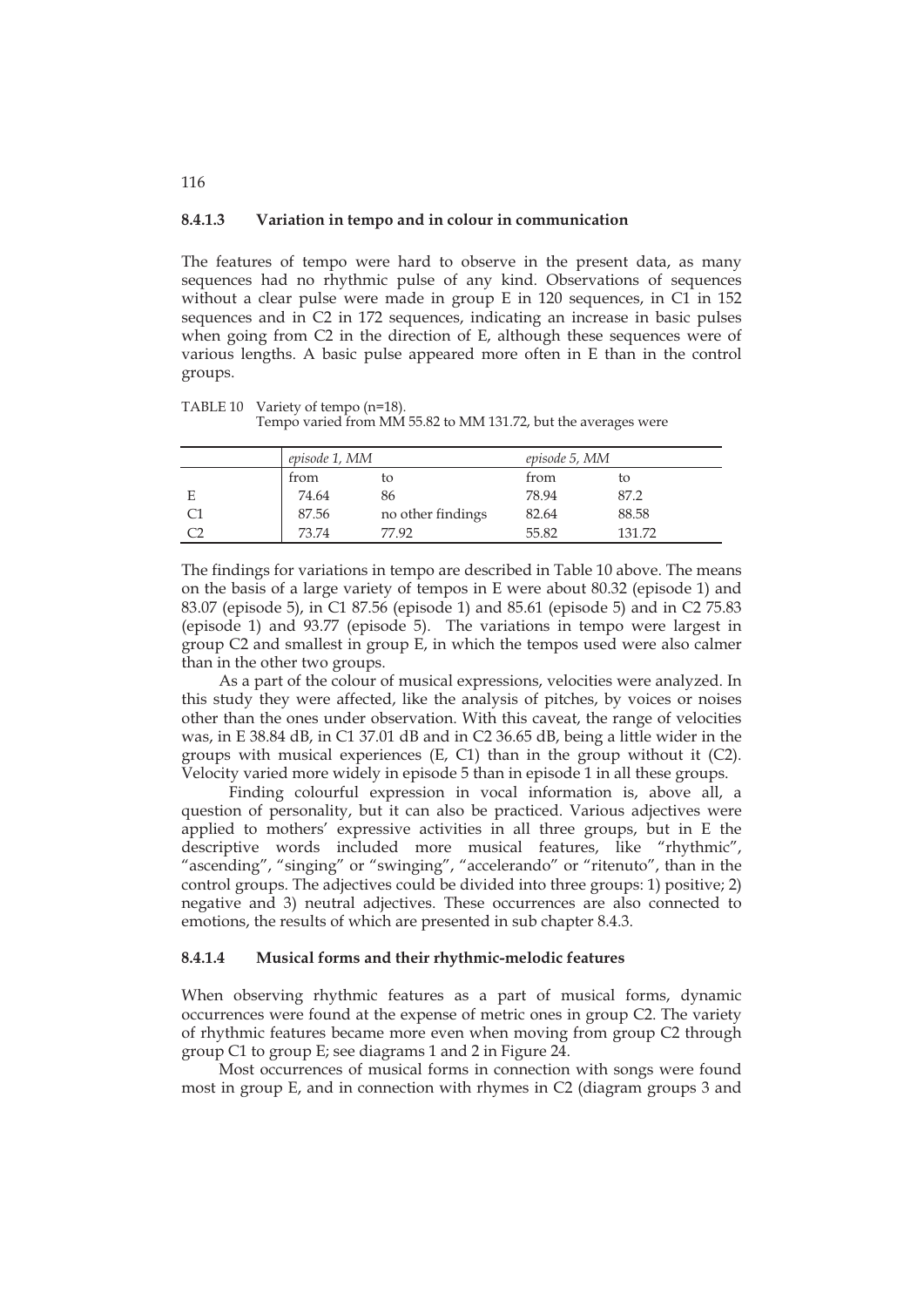#### 8.4.1.3 Variation in tempo and in colour in communication

The features of tempo were hard to observe in the present data, as many sequences had no rhythmic pulse of any kind. Observations of sequences without a clear pulse were made in group E in 120 sequences, in C1 in 152 sequences and in C2 in 172 sequences, indicating an increase in basic pulses when going from C2 in the direction of E, although these sequences were of various lengths. A basic pulse appeared more often in E than in the control groups.

TABLE 10 Variety of tempo (n=18).
Tempo varied from MM 55.82 to MM 131.72, but the averages were

| | *episode 1, MM* | | *episode 5, MM* | |
|---|---|---|---|---|
| | from | to | from | to |
| E | 74.64 | 86 | 78.94 | 87.2 |
| C1 | 87.56 | no other findings | 82.64 | 88.58 |
| C2 | 73.74 | 77.92 | 55.82 | 131.72 |

The findings for variations in tempo are described in Table 10 above. The means on the basis of a large variety of tempos in E were about 80.32 (episode 1) and 83.07 (episode 5), in C1 87.56 (episode 1) and 85.61 (episode 5) and in C2 75.83 (episode 1) and 93.77 (episode 5). The variations in tempo were largest in group C2 and smallest in group E, in which the tempos used were also calmer than in the other two groups.

As a part of the colour of musical expressions, velocities were analyzed. In this study they were affected, like the analysis of pitches, by voices or noises other than the ones under observation. With this caveat, the range of velocities was, in E 38.84 dB, in C1 37.01 dB and in C2 36.65 dB, being a little wider in the groups with musical experiences (E, C1) than in the group without it (C2). Velocity varied more widely in episode 5 than in episode 1 in all these groups.

Finding colourful expression in vocal information is, above all, a question of personality, but it can also be practiced. Various adjectives were applied to mothers' expressive activities in all three groups, but in E the descriptive words included more musical features, like "rhythmic", "ascending", "singing" or "swinging", "accelerando" or "ritenuto", than in the control groups. The adjectives could be divided into three groups: 1) positive; 2) negative and 3) neutral adjectives. These occurrences are also connected to emotions, the results of which are presented in sub chapter 8.4.3.

#### 8.4.1.4 Musical forms and their rhythmic-melodic features

When observing rhythmic features as a part of musical forms, dynamic occurrences were found at the expense of metric ones in group C2. The variety of rhythmic features became more even when moving from group C2 through group C1 to group E; see diagrams 1 and 2 in Figure 24.

Most occurrences of musical forms in connection with songs were found most in group E, and in connection with rhymes in C2 (diagram groups 3 and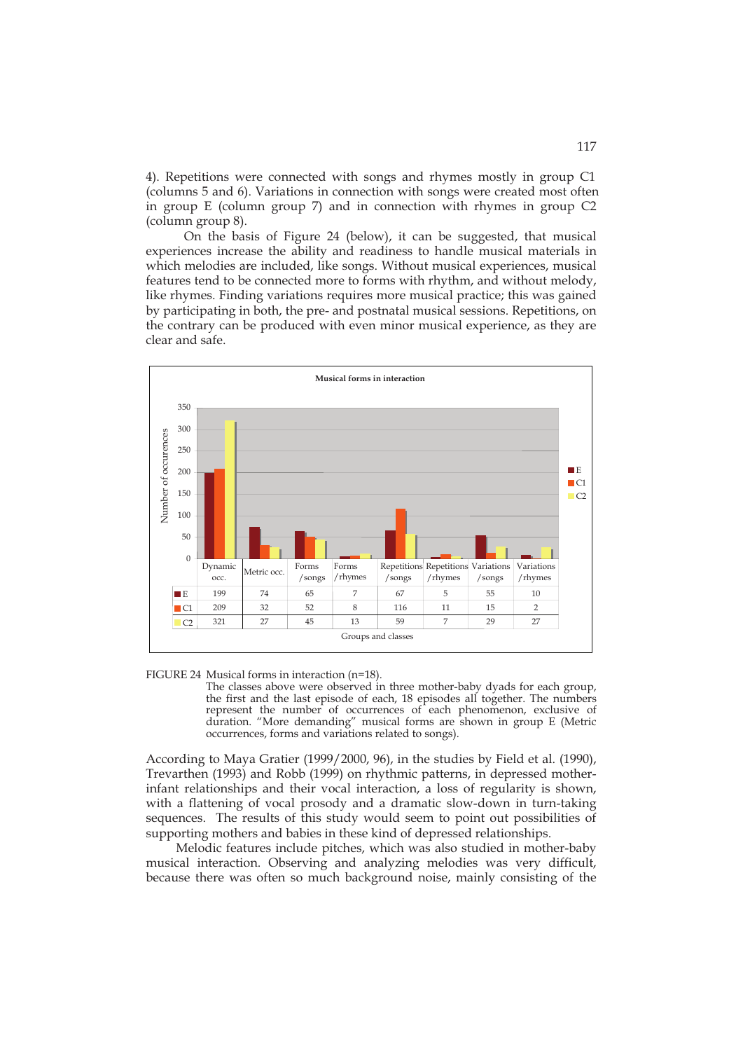4). Repetitions were connected with songs and rhymes mostly in group C1 (columns 5 and 6). Variations in connection with songs were created most often in group E (column group 7) and in connection with rhymes in group C2 (column group 8).

On the basis of Figure 24 (below), it can be suggested, that musical experiences increase the ability and readiness to handle musical materials in which melodies are included, like songs. Without musical experiences, musical features tend to be connected more to forms with rhythm, and without melody, like rhymes. Finding variations requires more musical practice; this was gained by participating in both, the pre- and postnatal musical sessions. Repetitions, on the contrary can be produced with even minor musical experience, as they are clear and safe.

**Musical forms in interaction**

| | Dynamic occ. | Metric occ. | Forms /songs | Forms /rhymes | Repetitions /songs | Repetitions /rhymes | Variations /songs | Variations /rhymes |
|---|---|---|---|---|---|---|---|---|
| E | 199 | 74 | 65 | 7 | 67 | 5 | 55 | 10 |
| C1 | 209 | 32 | 52 | 8 | 116 | 11 | 15 | 2 |
| C2 | 321 | 27 | 45 | 13 | 59 | 7 | 29 | 27 |

Groups and classes

FIGURE 24 Musical forms in interaction (n=18).
The classes above were observed in three mother-baby dyads for each group, the first and the last episode of each, 18 episodes all together. The numbers represent the number of occurrences of each phenomenon, exclusive of duration. "More demanding" musical forms are shown in group E (Metric occurrences, forms and variations related to songs).

According to Maya Gratier (1999/2000, 96), in the studies by Field et al. (1990), Trevarthen (1993) and Robb (1999) on rhythmic patterns, in depressed mother-infant relationships and their vocal interaction, a loss of regularity is shown, with a flattening of vocal prosody and a dramatic slow-down in turn-taking sequences. The results of this study would seem to point out possibilities of supporting mothers and babies in these kind of depressed relationships.

Melodic features include pitches, which was also studied in mother-baby musical interaction. Observing and analyzing melodies was very difficult, because there was often so much background noise, mainly consisting of the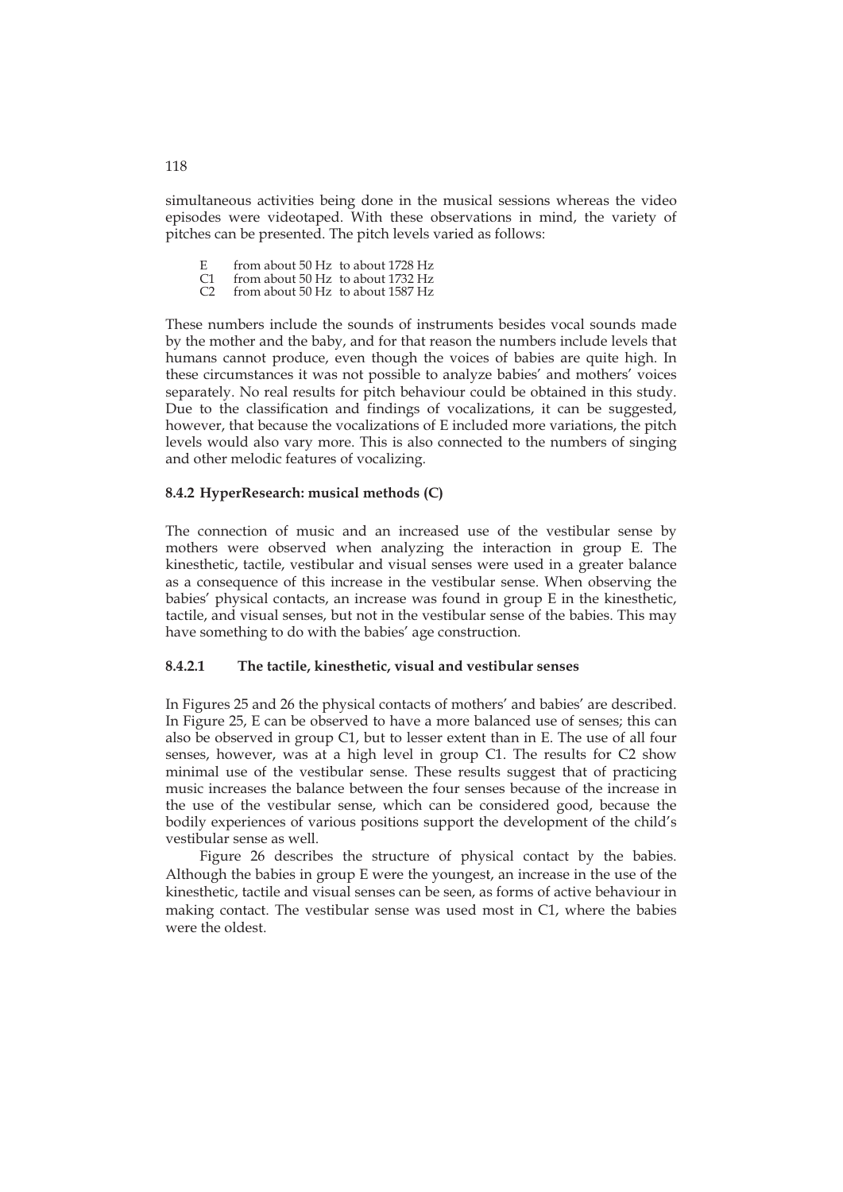simultaneous activities being done in the musical sessions whereas the video episodes were videotaped. With these observations in mind, the variety of pitches can be presented. The pitch levels varied as follows:

E from about 50 Hz to about 1728 Hz
C1 from about 50 Hz to about 1732 Hz
C2 from about 50 Hz to about 1587 Hz

These numbers include the sounds of instruments besides vocal sounds made by the mother and the baby, and for that reason the numbers include levels that humans cannot produce, even though the voices of babies are quite high. In these circumstances it was not possible to analyze babies' and mothers' voices separately. No real results for pitch behaviour could be obtained in this study. Due to the classification and findings of vocalizations, it can be suggested, however, that because the vocalizations of E included more variations, the pitch levels would also vary more. This is also connected to the numbers of singing and other melodic features of vocalizing.

### 8.4.2 HyperResearch: musical methods (C)

The connection of music and an increased use of the vestibular sense by mothers were observed when analyzing the interaction in group E. The kinesthetic, tactile, vestibular and visual senses were used in a greater balance as a consequence of this increase in the vestibular sense. When observing the babies' physical contacts, an increase was found in group E in the kinesthetic, tactile, and visual senses, but not in the vestibular sense of the babies. This may have something to do with the babies' age construction.

#### 8.4.2.1 The tactile, kinesthetic, visual and vestibular senses

In Figures 25 and 26 the physical contacts of mothers' and babies' are described. In Figure 25, E can be observed to have a more balanced use of senses; this can also be observed in group C1, but to lesser extent than in E. The use of all four senses, however, was at a high level in group C1. The results for C2 show minimal use of the vestibular sense. These results suggest that of practicing music increases the balance between the four senses because of the increase in the use of the vestibular sense, which can be considered good, because the bodily experiences of various positions support the development of the child's vestibular sense as well.

Figure 26 describes the structure of physical contact by the babies. Although the babies in group E were the youngest, an increase in the use of the kinesthetic, tactile and visual senses can be seen, as forms of active behaviour in making contact. The vestibular sense was used most in C1, where the babies were the oldest.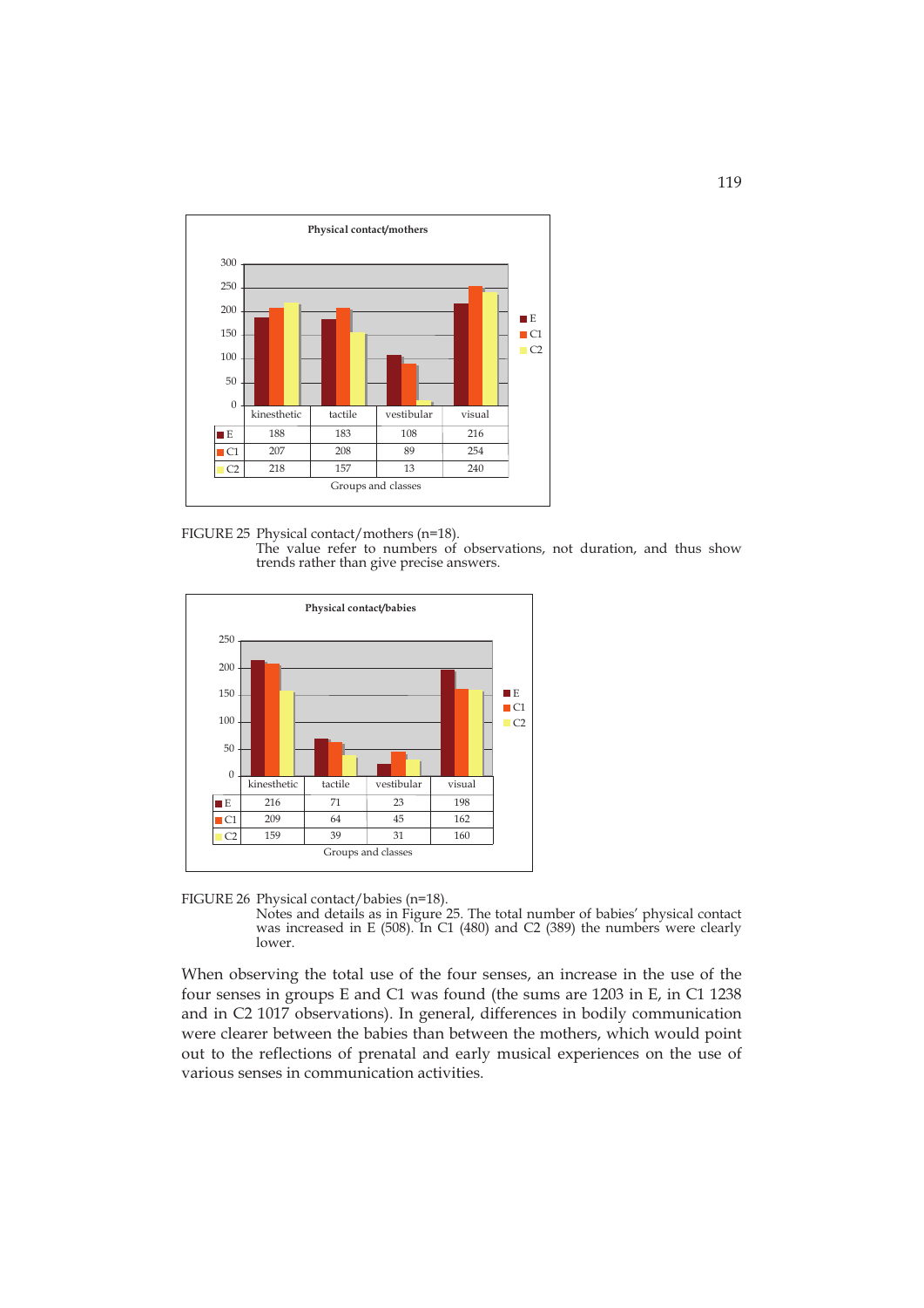**Physical contact/mothers**

| | kinesthetic | tactile | vestibular | visual |
|---|---|---|---|---|
| E | 188 | 183 | 108 | 216 |
| C1 | 207 | 208 | 89 | 254 |
| C2 | 218 | 157 | 13 | 240 |

Groups and classes

FIGURE 25 Physical contact/mothers (n=18).
The value refer to numbers of observations, not duration, and thus show trends rather than give precise answers.

**Physical contact/babies**

| | kinesthetic | tactile | vestibular | visual |
|---|---|---|---|---|
| E | 216 | 71 | 23 | 198 |
| C1 | 209 | 64 | 45 | 162 |
| C2 | 159 | 39 | 31 | 160 |

Groups and classes

FIGURE 26 Physical contact/babies (n=18).
Notes and details as in Figure 25. The total number of babies' physical contact was increased in E (508). In C1 (480) and C2 (389) the numbers were clearly lower.

When observing the total use of the four senses, an increase in the use of the four senses in groups E and C1 was found (the sums are 1203 in E, in C1 1238 and in C2 1017 observations). In general, differences in bodily communication were clearer between the babies than between the mothers, which would point out to the reflections of prenatal and early musical experiences on the use of various senses in communication activities.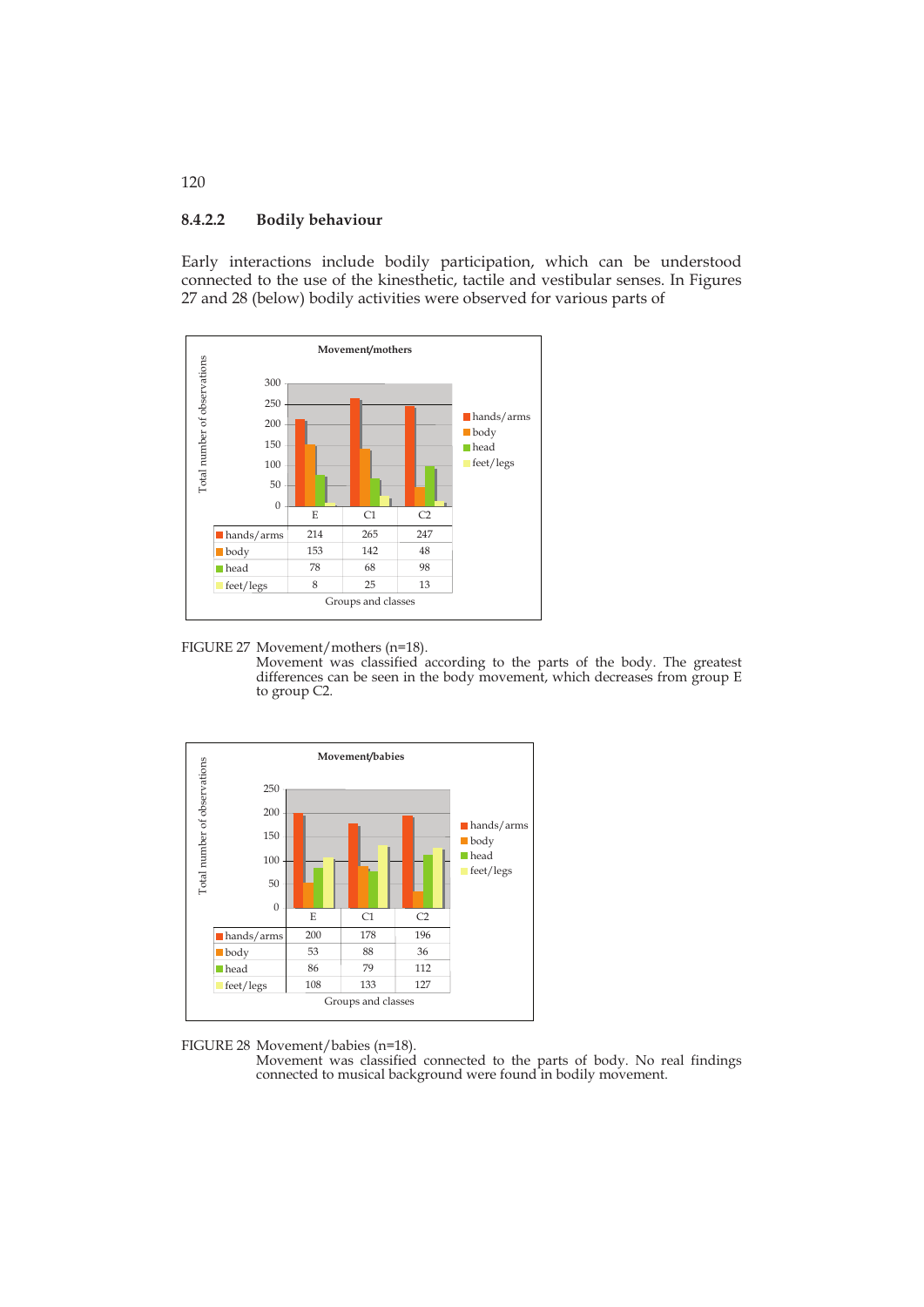### 8.4.2.2 Bodily behaviour

Early interactions include bodily participation, which can be understood connected to the use of the kinesthetic, tactile and vestibular senses. In Figures 27 and 28 (below) bodily activities were observed for various parts of

**Movement/mothers**

| | E | C1 | C2 |
|---|---|---|---|
| hands/arms | 214 | 265 | 247 |
| body | 153 | 142 | 48 |
| head | 78 | 68 | 98 |
| feet/legs | 8 | 25 | 13 |

FIGURE 27 Movement/mothers (n=18).
Movement was classified according to the parts of the body. The greatest differences can be seen in the body movement, which decreases from group E to group C2.

**Movement/babies**

| | E | C1 | C2 |
|---|---|---|---|
| hands/arms | 200 | 178 | 196 |
| body | 53 | 88 | 36 |
| head | 86 | 79 | 112 |
| feet/legs | 108 | 133 | 127 |

FIGURE 28 Movement/babies (n=18).
Movement was classified connected to the parts of body. No real findings connected to musical background were found in bodily movement.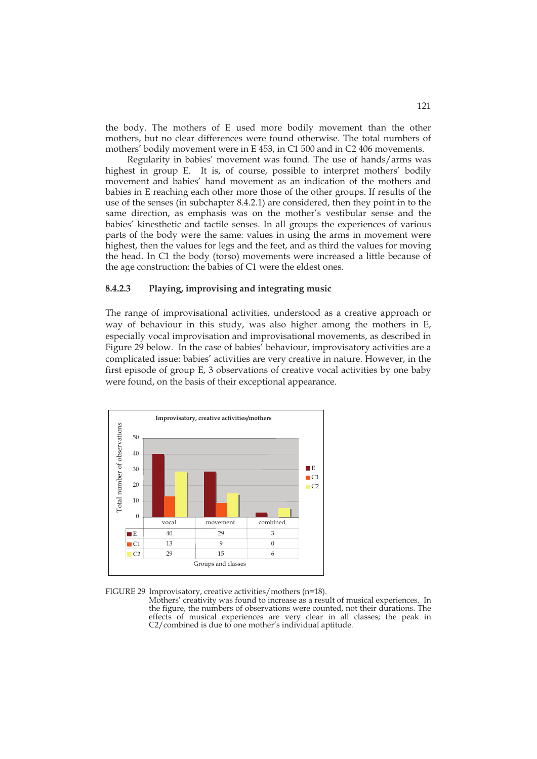the body. The mothers of E used more bodily movement than the other mothers, but no clear differences were found otherwise. The total numbers of mothers' bodily movement were in E 453, in C1 500 and in C2 406 movements.

Regularity in babies' movement was found. The use of hands/arms was highest in group E. It is, of course, possible to interpret mothers' bodily movement and babies' hand movement as an indication of the mothers and babies in E reaching each other more those of the other groups. If results of the use of the senses (in subchapter 8.4.2.1) are considered, then they point in to the same direction, as emphasis was on the mother's vestibular sense and the babies' kinesthetic and tactile senses. In all groups the experiences of various parts of the body were the same: values in using the arms in movement were highest, then the values for legs and the feet, and as third the values for moving the head. In C1 the body (torso) movements were increased a little because of the age construction: the babies of C1 were the eldest ones.

#### 8.4.2.3 Playing, improvising and integrating music

The range of improvisational activities, understood as a creative approach or way of behaviour in this study, was also higher among the mothers in E, especially vocal improvisation and improvisational movements, as described in Figure 29 below. In the case of babies' behaviour, improvisatory activities are a complicated issue: babies' activities are very creative in nature. However, in the first episode of group E, 3 observations of creative vocal activities by one baby were found, on the basis of their exceptional appearance.

**Improvisatory, creative activities/mothers**

| | vocal | movement | combined |
|---|---|---|---|
| E | 40 | 29 | 3 |
| C1 | 13 | 9 | 0 |
| C2 | 29 | 15 | 6 |

FIGURE 29 Improvisatory, creative activities/mothers (n=18).
Mothers' creativity was found to increase as a result of musical experiences. In the figure, the numbers of observations were counted, not their durations. The effects of musical experiences are very clear in all classes; the peak in C2/combined is due to one mother's individual aptitude.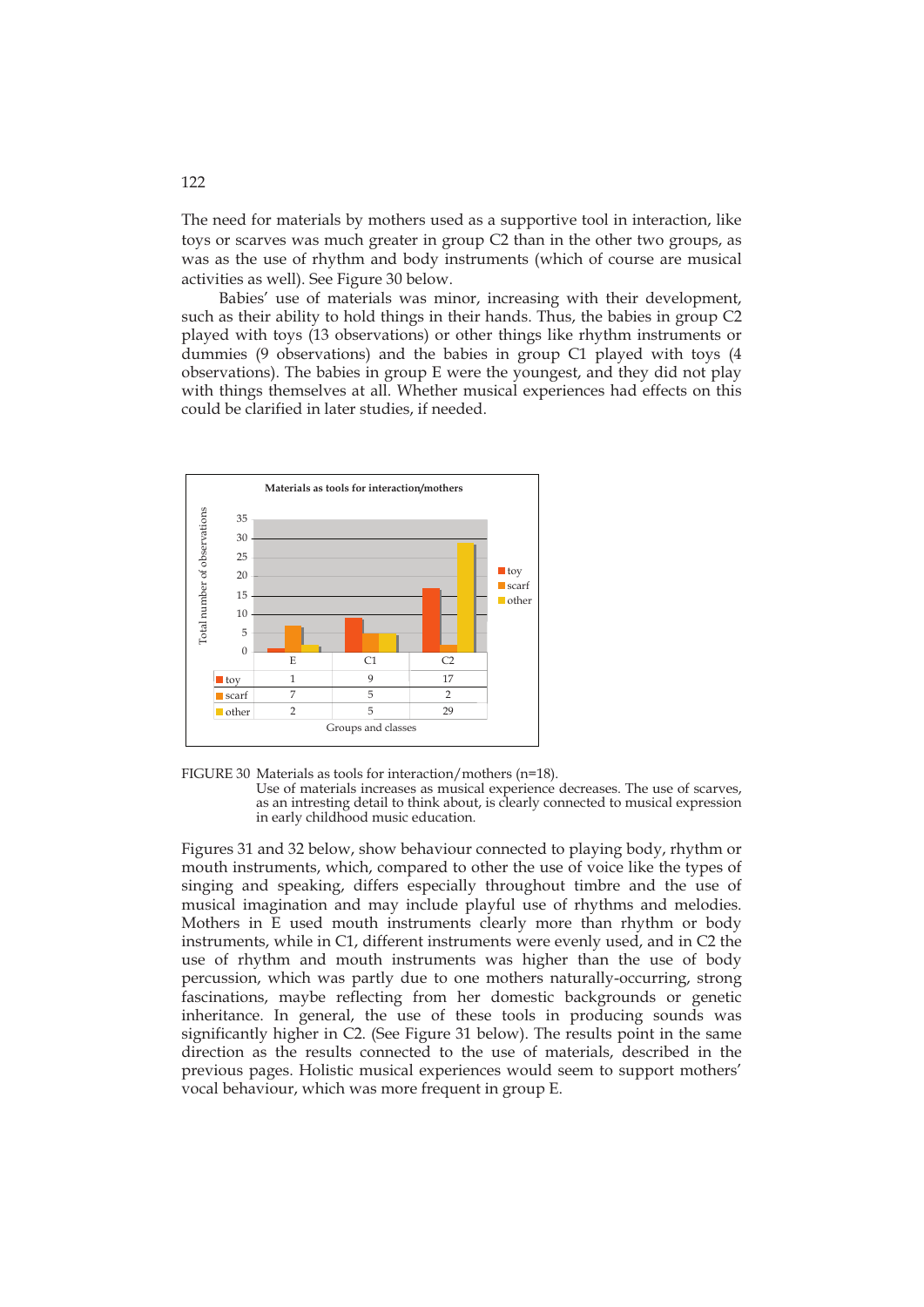The need for materials by mothers used as a supportive tool in interaction, like toys or scarves was much greater in group C2 than in the other two groups, as was as the use of rhythm and body instruments (which of course are musical activities as well). See Figure 30 below.

Babies' use of materials was minor, increasing with their development, such as their ability to hold things in their hands. Thus, the babies in group C2 played with toys (13 observations) or other things like rhythm instruments or dummies (9 observations) and the babies in group C1 played with toys (4 observations). The babies in group E were the youngest, and they did not play with things themselves at all. Whether musical experiences had effects on this could be clarified in later studies, if needed.

**Materials as tools for interaction/mothers**

|  | E | C1 | C2 |
|---|---|---|---|
| toy | 1 | 9 | 17 |
| scarf | 7 | 5 | 2 |
| other | 2 | 5 | 29 |

Total number of observations; Groups and classes

FIGURE 30 Materials as tools for interaction/mothers (n=18).
Use of materials increases as musical experience decreases. The use of scarves, as an intresting detail to think about, is clearly connected to musical expression in early childhood music education.

Figures 31 and 32 below, show behaviour connected to playing body, rhythm or mouth instruments, which, compared to other the use of voice like the types of singing and speaking, differs especially throughout timbre and the use of musical imagination and may include playful use of rhythms and melodies. Mothers in E used mouth instruments clearly more than rhythm or body instruments, while in C1, different instruments were evenly used, and in C2 the use of rhythm and mouth instruments was higher than the use of body percussion, which was partly due to one mothers naturally-occurring, strong fascinations, maybe reflecting from her domestic backgrounds or genetic inheritance. In general, the use of these tools in producing sounds was significantly higher in C2. (See Figure 31 below). The results point in the same direction as the results connected to the use of materials, described in the previous pages. Holistic musical experiences would seem to support mothers' vocal behaviour, which was more frequent in group E.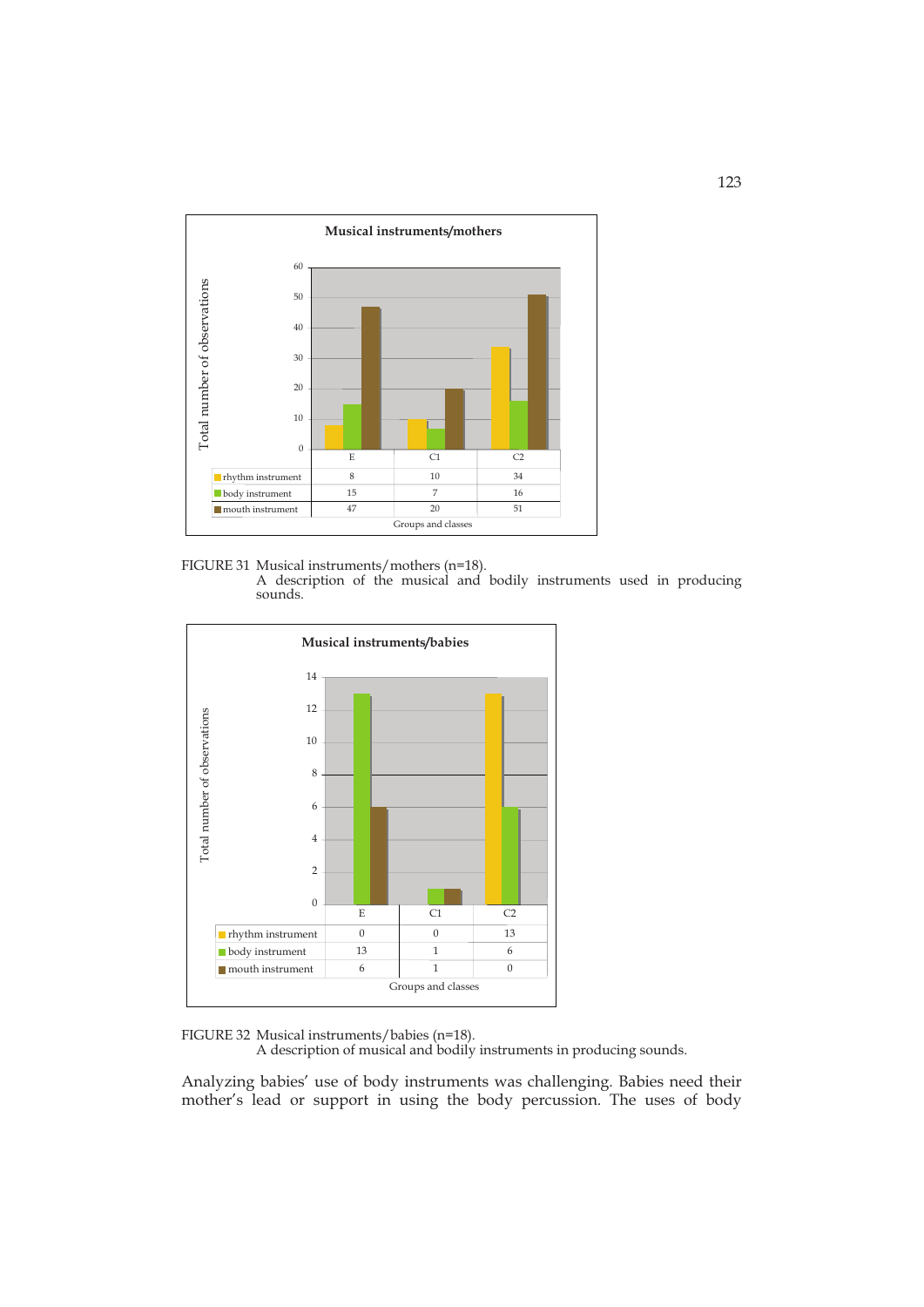**Musical instruments/mothers**

| | E | C1 | C2 |
|---|---|---|---|
| rhythm instrument | 8 | 10 | 34 |
| body instrument | 15 | 7 | 16 |
| mouth instrument | 47 | 20 | 51 |

Groups and classes

FIGURE 31 Musical instruments/mothers (n=18).
A description of the musical and bodily instruments used in producing sounds.

**Musical instruments/babies**

| | E | C1 | C2 |
|---|---|---|---|
| rhythm instrument | 0 | 0 | 13 |
| body instrument | 13 | 1 | 6 |
| mouth instrument | 6 | 1 | 0 |

Groups and classes

FIGURE 32 Musical instruments/babies (n=18).
A description of musical and bodily instruments in producing sounds.

Analyzing babies' use of body instruments was challenging. Babies need their mother's lead or support in using the body percussion. The uses of body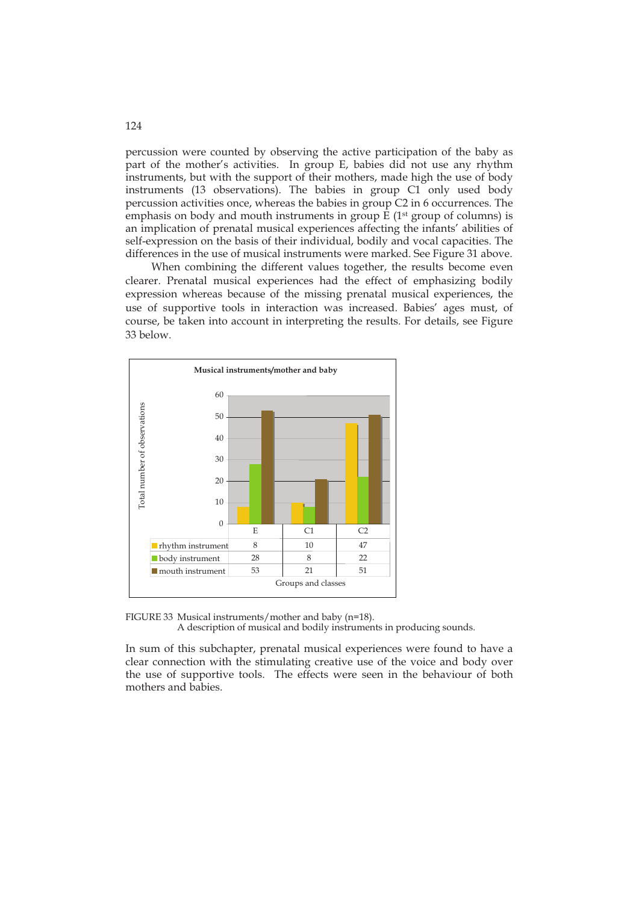percussion were counted by observing the active participation of the baby as part of the mother's activities. In group E, babies did not use any rhythm instruments, but with the support of their mothers, made high the use of body instruments (13 observations). The babies in group C1 only used body percussion activities once, whereas the babies in group C2 in 6 occurrences. The emphasis on body and mouth instruments in group E (1st group of columns) is an implication of prenatal musical experiences affecting the infants' abilities of self-expression on the basis of their individual, bodily and vocal capacities. The differences in the use of musical instruments were marked. See Figure 31 above.

When combining the different values together, the results become even clearer. Prenatal musical experiences had the effect of emphasizing bodily expression whereas because of the missing prenatal musical experiences, the use of supportive tools in interaction was increased. Babies' ages must, of course, be taken into account in interpreting the results. For details, see Figure 33 below.

**Musical instruments/mother and baby**

| | E | C1 | C2 |
|---|---|---|---|
| rhythm instrument | 8 | 10 | 47 |
| body instrument | 28 | 8 | 22 |
| mouth instrument | 53 | 21 | 51 |

FIGURE 33 Musical instruments/mother and baby (n=18).
A description of musical and bodily instruments in producing sounds.

In sum of this subchapter, prenatal musical experiences were found to have a clear connection with the stimulating creative use of the voice and body over the use of supportive tools. The effects were seen in the behaviour of both mothers and babies.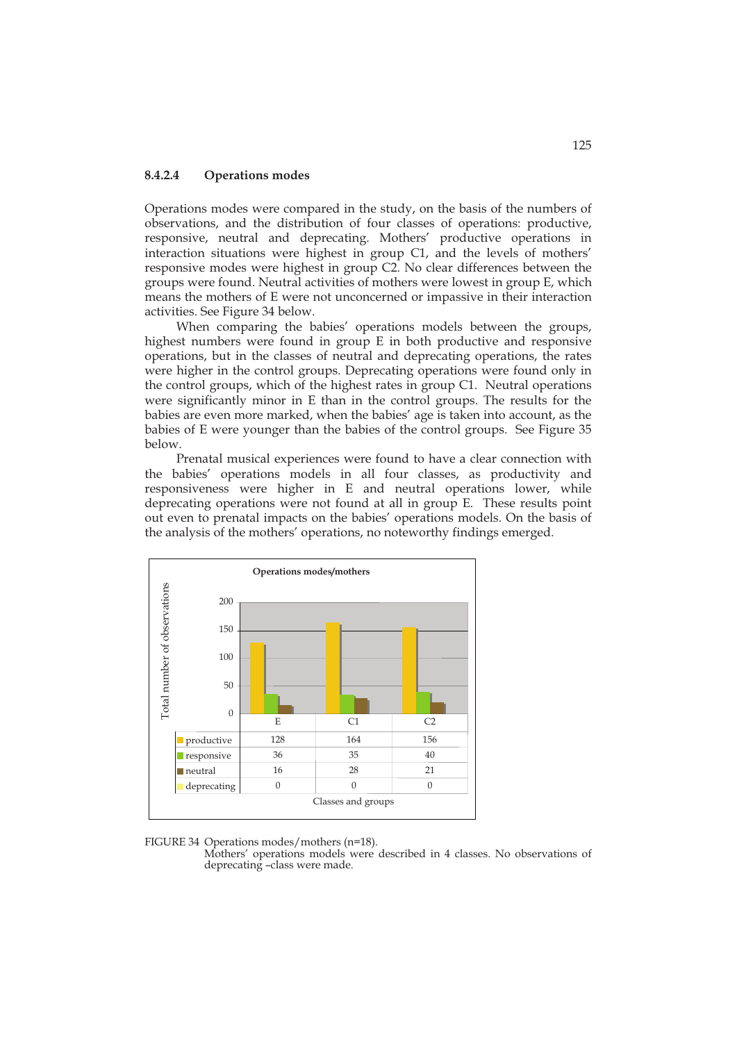#### 8.4.2.4 Operations modes

Operations modes were compared in the study, on the basis of the numbers of observations, and the distribution of four classes of operations: productive, responsive, neutral and deprecating. Mothers' productive operations in interaction situations were highest in group C1, and the levels of mothers' responsive modes were highest in group C2. No clear differences between the groups were found. Neutral activities of mothers were lowest in group E, which means the mothers of E were not unconcerned or impassive in their interaction activities. See Figure 34 below.

When comparing the babies' operations models between the groups, highest numbers were found in group E in both productive and responsive operations, but in the classes of neutral and deprecating operations, the rates were higher in the control groups. Deprecating operations were found only in the control groups, which of the highest rates in group C1. Neutral operations were significantly minor in E than in the control groups. The results for the babies are even more marked, when the babies' age is taken into account, as the babies of E were younger than the babies of the control groups. See Figure 35 below.

Prenatal musical experiences were found to have a clear connection with the babies' operations models in all four classes, as productivity and responsiveness were higher in E and neutral operations lower, while deprecating operations were not found at all in group E. These results point out even to prenatal impacts on the babies' operations models. On the basis of the analysis of the mothers' operations, no noteworthy findings emerged.

**Operations modes/mothers**

| | E | C1 | C2 |
|---|---|---|---|
| productive | 128 | 164 | 156 |
| responsive | 36 | 35 | 40 |
| neutral | 16 | 28 | 21 |
| deprecating | 0 | 0 | 0 |

Y-axis: Total number of observations; X-axis: Classes and groups

FIGURE 34 Operations modes/mothers (n=18).
Mothers' operations models were described in 4 classes. No observations of deprecating –class were made.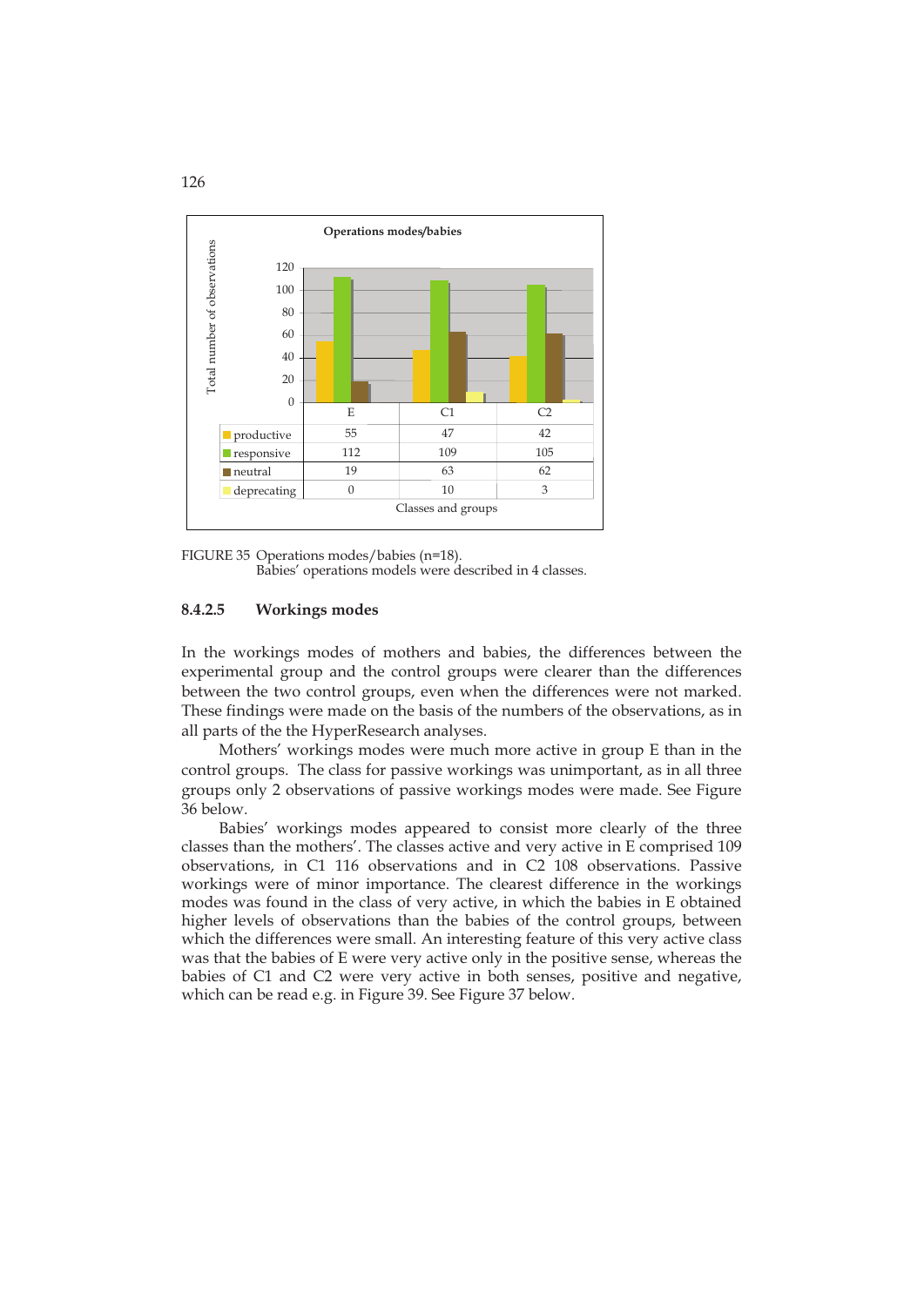**Operations modes/babies**

| | E | C1 | C2 |
|---|---|---|---|
| productive | 55 | 47 | 42 |
| responsive | 112 | 109 | 105 |
| neutral | 19 | 63 | 62 |
| deprecating | 0 | 10 | 3 |

Total number of observations; Classes and groups

FIGURE 35 Operations modes/babies (n=18).
Babies' operations models were described in 4 classes.

#### 8.4.2.5 Workings modes

In the workings modes of mothers and babies, the differences between the experimental group and the control groups were clearer than the differences between the two control groups, even when the differences were not marked. These findings were made on the basis of the numbers of the observations, as in all parts of the the HyperResearch analyses.

Mothers' workings modes were much more active in group E than in the control groups. The class for passive workings was unimportant, as in all three groups only 2 observations of passive workings modes were made. See Figure 36 below.

Babies' workings modes appeared to consist more clearly of the three classes than the mothers'. The classes active and very active in E comprised 109 observations, in C1 116 observations and in C2 108 observations. Passive workings were of minor importance. The clearest difference in the workings modes was found in the class of very active, in which the babies in E obtained higher levels of observations than the babies of the control groups, between which the differences were small. An interesting feature of this very active class was that the babies of E were very active only in the positive sense, whereas the babies of C1 and C2 were very active in both senses, positive and negative, which can be read e.g. in Figure 39. See Figure 37 below.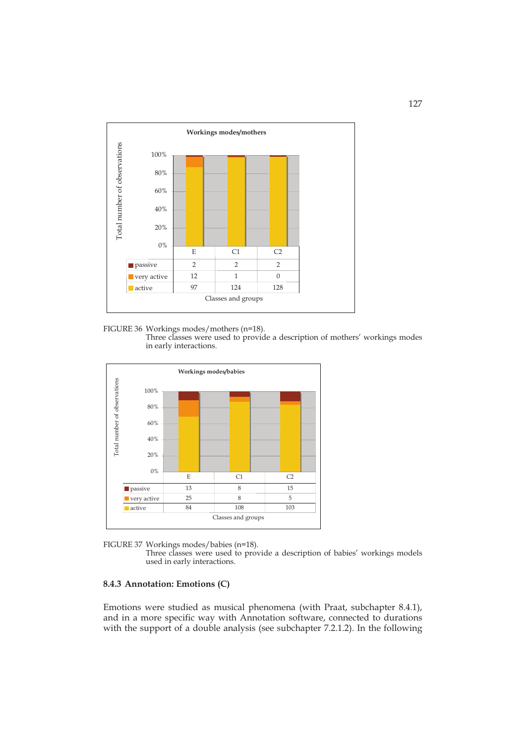**Workings modes/mothers**

| | E | C1 | C2 |
|---|---|---|---|
| passive | 2 | 2 | 2 |
| very active | 12 | 1 | 0 |
| active | 97 | 124 | 128 |

FIGURE 36 Workings modes/mothers (n=18).
Three classes were used to provide a description of mothers' workings modes in early interactions.

**Workings modes/babies**

| | E | C1 | C2 |
|---|---|---|---|
| passive | 13 | 8 | 15 |
| very active | 25 | 8 | 5 |
| active | 84 | 108 | 103 |

FIGURE 37 Workings modes/babies (n=18).
Three classes were used to provide a description of babies' workings models used in early interactions.

### 8.4.3 Annotation: Emotions (C)

Emotions were studied as musical phenomena (with Praat, subchapter 8.4.1), and in a more specific way with Annotation software, connected to durations with the support of a double analysis (see subchapter 7.2.1.2). In the following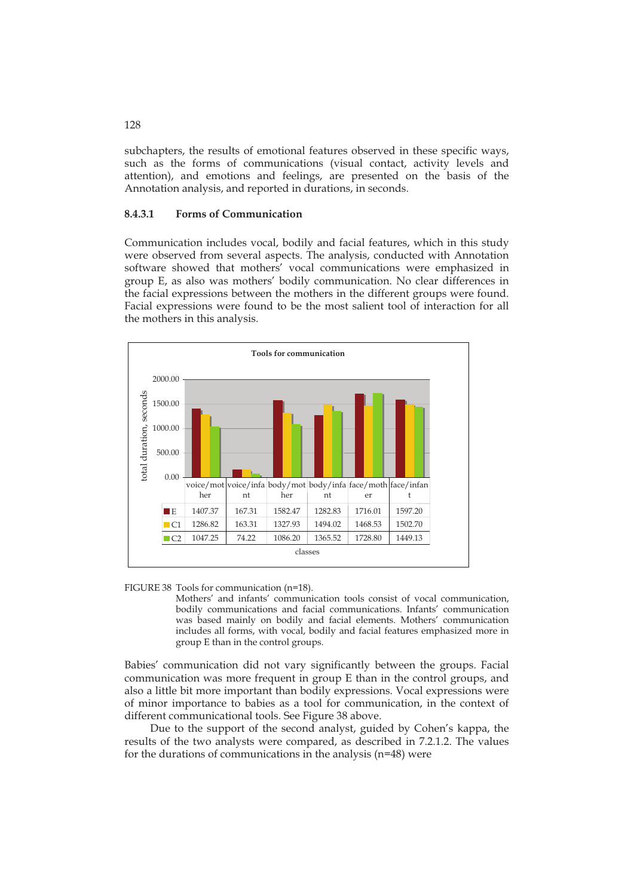subchapters, the results of emotional features observed in these specific ways, such as the forms of communications (visual contact, activity levels and attention), and emotions and feelings, are presented on the basis of the Annotation analysis, and reported in durations, in seconds.

#### 8.4.3.1 Forms of Communication

Communication includes vocal, bodily and facial features, which in this study were observed from several aspects. The analysis, conducted with Annotation software showed that mothers' vocal communications were emphasized in group E, as also was mothers' bodily communication. No clear differences in the facial expressions between the mothers in the different groups were found. Facial expressions were found to be the most salient tool of interaction for all the mothers in this analysis.

**Tools for communication**

| | voice/mother | voice/infant | body/mother | body/infant | face/mother | face/infant |
|---|---|---|---|---|---|---|
| E | 1407.37 | 167.31 | 1582.47 | 1282.83 | 1716.01 | 1597.20 |
| C1 | 1286.82 | 163.31 | 1327.93 | 1494.02 | 1468.53 | 1502.70 |
| C2 | 1047.25 | 74.22 | 1086.20 | 1365.52 | 1728.80 | 1449.13 |

FIGURE 38 Tools for communication (n=18).
Mothers' and infants' communication tools consist of vocal communication, bodily communications and facial communications. Infants' communication was based mainly on bodily and facial elements. Mothers' communication includes all forms, with vocal, bodily and facial features emphasized more in group E than in the control groups.

Babies' communication did not vary significantly between the groups. Facial communication was more frequent in group E than in the control groups, and also a little bit more important than bodily expressions. Vocal expressions were of minor importance to babies as a tool for communication, in the context of different communicational tools. See Figure 38 above.

Due to the support of the second analyst, guided by Cohen's kappa, the results of the two analysts were compared, as described in 7.2.1.2. The values for the durations of communications in the analysis (n=48) were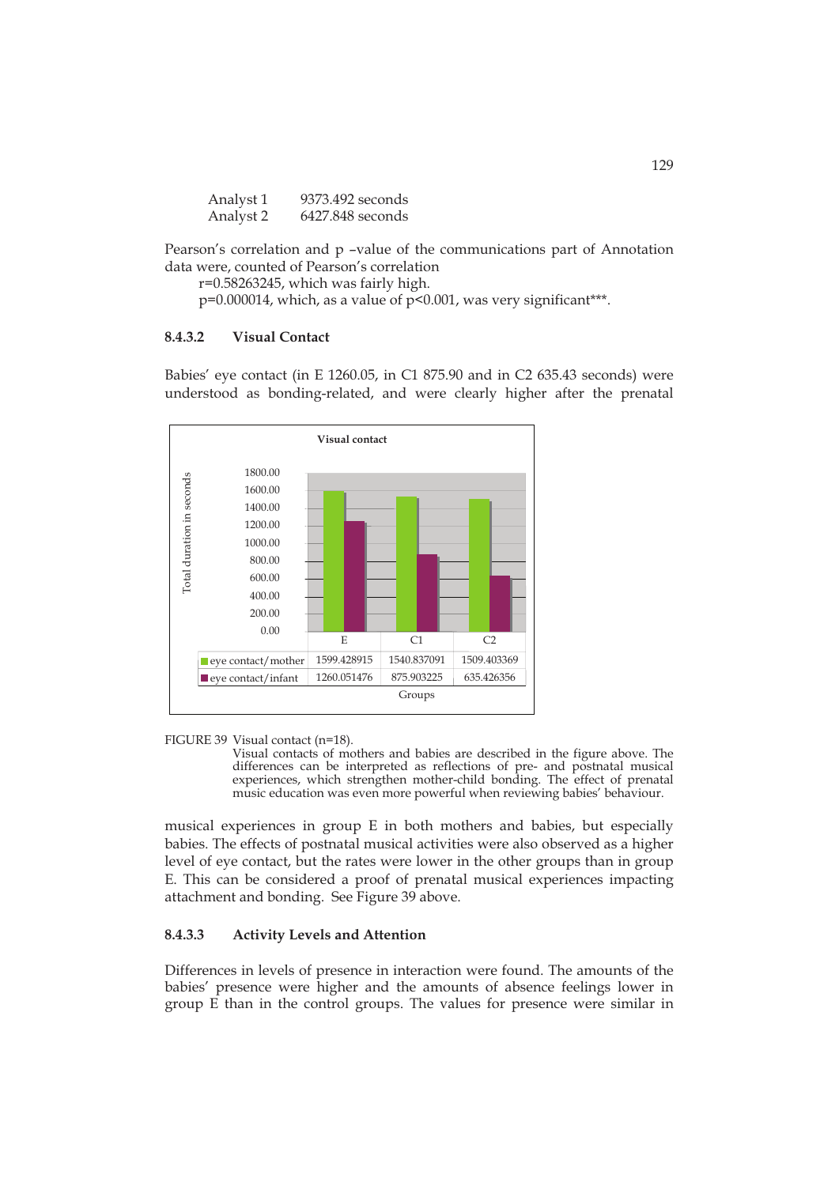Analyst 1    9373.492 seconds
Analyst 2    6427.848 seconds

Pearson's correlation and p –value of the communications part of Annotation data were, counted of Pearson's correlation

r=0.58263245, which was fairly high.

p=0.000014, which, as a value of p<0.001, was very significant***.

#### 8.4.3.2 Visual Contact

Babies' eye contact (in E 1260.05, in C1 875.90 and in C2 635.43 seconds) were understood as bonding-related, and were clearly higher after the prenatal

**Visual contact**

| | E | C1 | C2 |
|---|---|---|---|
| eye contact/mother | 1599.428915 | 1540.837091 | 1509.403369 |
| eye contact/infant | 1260.051476 | 875.903225 | 635.426356 |

FIGURE 39 Visual contact (n=18).
Visual contacts of mothers and babies are described in the figure above. The differences can be interpreted as reflections of pre- and postnatal musical experiences, which strengthen mother-child bonding. The effect of prenatal music education was even more powerful when reviewing babies' behaviour.

musical experiences in group E in both mothers and babies, but especially babies. The effects of postnatal musical activities were also observed as a higher level of eye contact, but the rates were lower in the other groups than in group E. This can be considered a proof of prenatal musical experiences impacting attachment and bonding. See Figure 39 above.

#### 8.4.3.3 Activity Levels and Attention

Differences in levels of presence in interaction were found. The amounts of the babies' presence were higher and the amounts of absence feelings lower in group E than in the control groups. The values for presence were similar in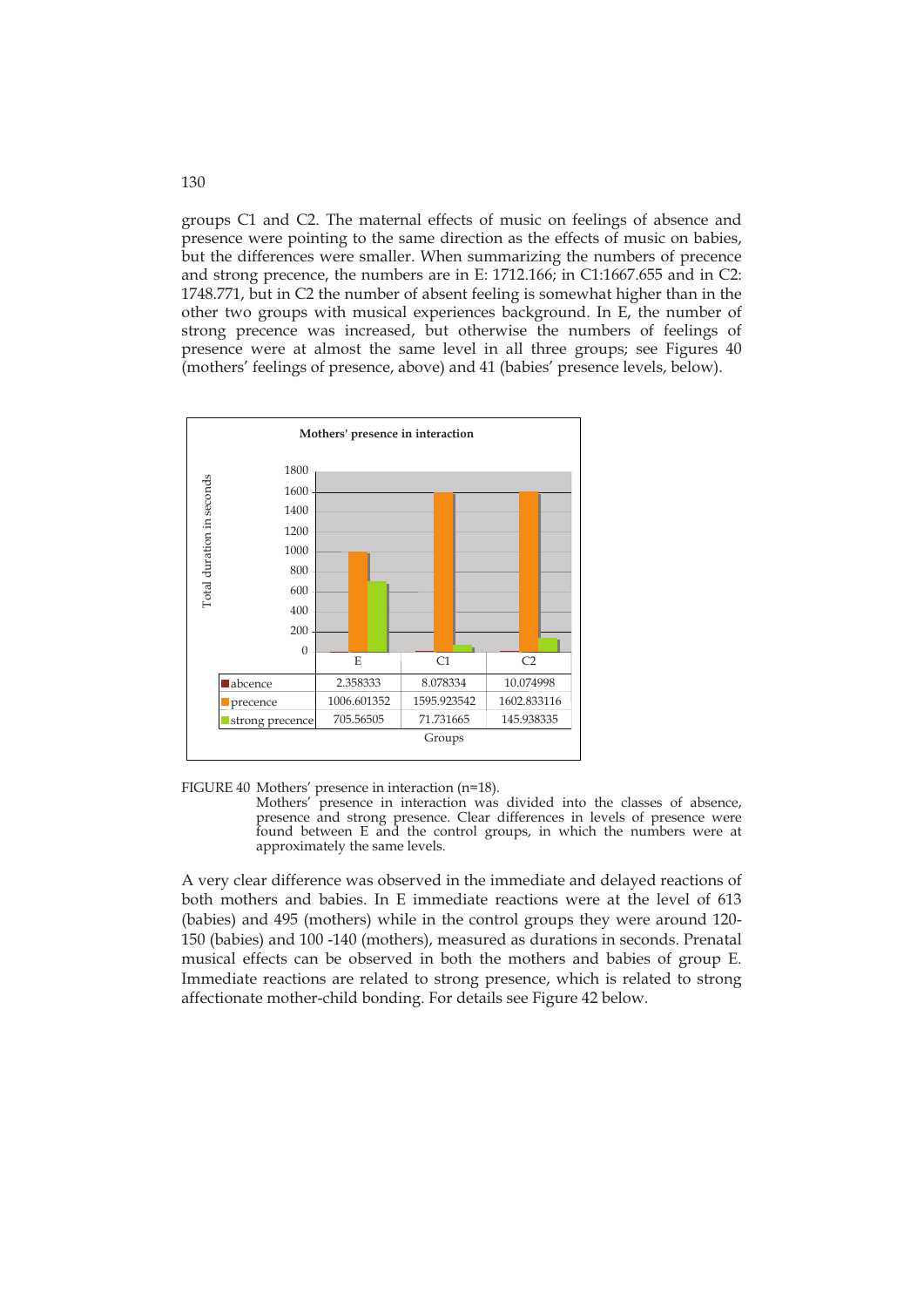groups C1 and C2. The maternal effects of music on feelings of absence and presence were pointing to the same direction as the effects of music on babies, but the differences were smaller. When summarizing the numbers of precence and strong precence, the numbers are in E: 1712.166; in C1:1667.655 and in C2: 1748.771, but in C2 the number of absent feeling is somewhat higher than in the other two groups with musical experiences background. In E, the number of strong precence was increased, but otherwise the numbers of feelings of presence were at almost the same level in all three groups; see Figures 40 (mothers' feelings of presence, above) and 41 (babies' presence levels, below).

**Mothers' presence in interaction**

| | E | C1 | C2 |
|---|---|---|---|
| abcence | 2.358333 | 8.078334 | 10.074998 |
| precence | 1006.601352 | 1595.923542 | 1602.833116 |
| strong precence | 705.56505 | 71.731665 | 145.938335 |

FIGURE 40 Mothers' presence in interaction (n=18).
Mothers' presence in interaction was divided into the classes of absence, presence and strong presence. Clear differences in levels of presence were found between E and the control groups, in which the numbers were at approximately the same levels.

A very clear difference was observed in the immediate and delayed reactions of both mothers and babies. In E immediate reactions were at the level of 613 (babies) and 495 (mothers) while in the control groups they were around 120-150 (babies) and 100 -140 (mothers), measured as durations in seconds. Prenatal musical effects can be observed in both the mothers and babies of group E. Immediate reactions are related to strong presence, which is related to strong affectionate mother-child bonding. For details see Figure 42 below.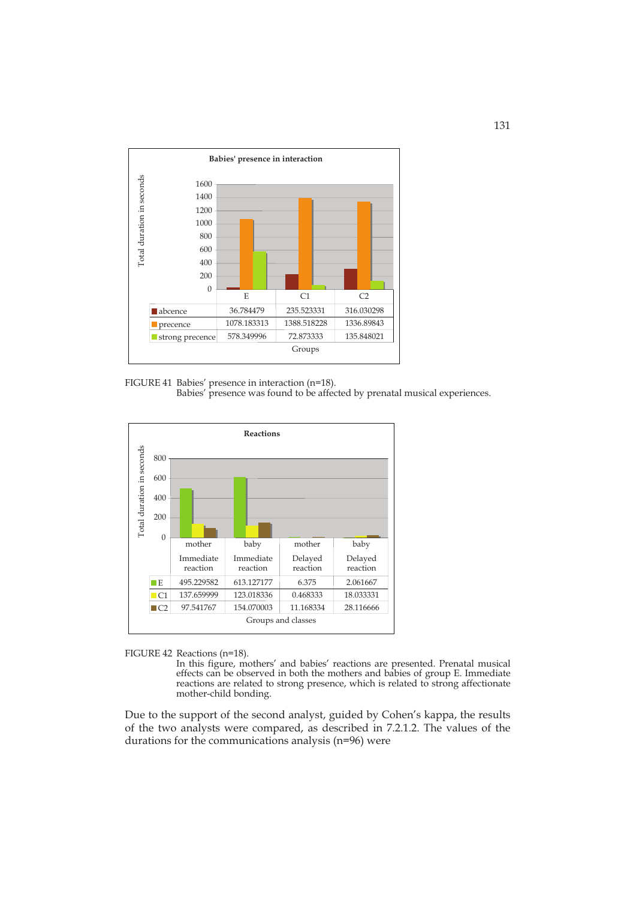**Babies' presence in interaction**

| | E | C1 | C2 |
|---|---|---|---|
| abcence | 36.784479 | 235.523331 | 316.030298 |
| precence | 1078.183313 | 1388.518228 | 1336.89843 |
| strong precence | 578.349996 | 72.873333 | 135.848021 |

FIGURE 41 Babies' presence in interaction (n=18).
Babies' presence was found to be affected by prenatal musical experiences.

**Reactions**

| | mother Immediate reaction | baby Immediate reaction | mother Delayed reaction | baby Delayed reaction |
|---|---|---|---|---|
| E | 495.229582 | 613.127177 | 6.375 | 2.061667 |
| C1 | 137.659999 | 123.018336 | 0.468333 | 18.033331 |
| C2 | 97.541767 | 154.070003 | 11.168334 | 28.116666 |

FIGURE 42 Reactions (n=18).
In this figure, mothers' and babies' reactions are presented. Prenatal musical effects can be observed in both the mothers and babies of group E. Immediate reactions are related to strong presence, which is related to strong affectionate mother-child bonding.

Due to the support of the second analyst, guided by Cohen's kappa, the results of the two analysts were compared, as described in 7.2.1.2. The values of the durations for the communications analysis (n=96) were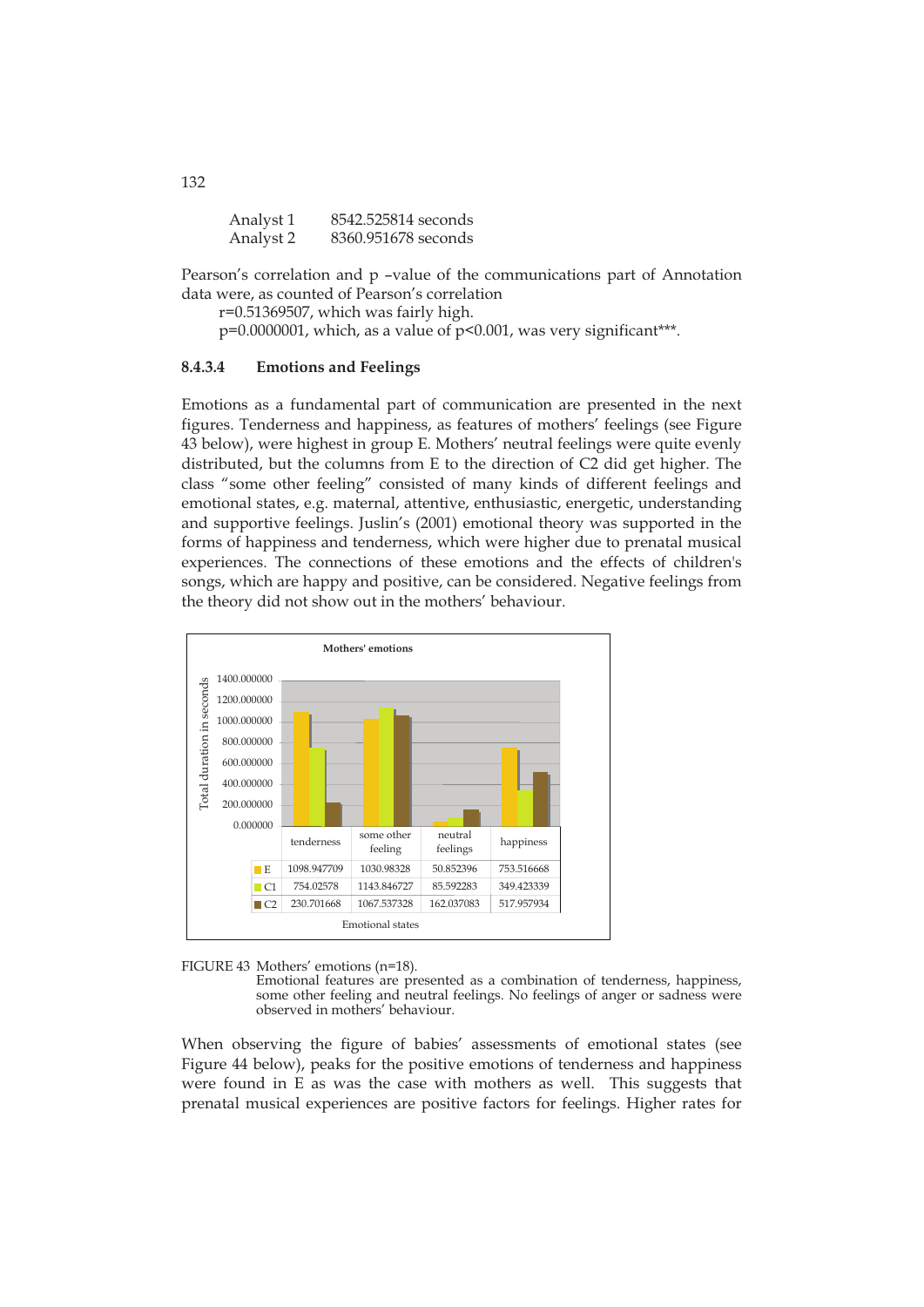| | |
|---|---|
| Analyst 1 | 8542.525814 seconds |
| Analyst 2 | 8360.951678 seconds |

Pearson's correlation and p –value of the communications part of Annotation data were, as counted of Pearson's correlation

r=0.51369507, which was fairly high.

p=0.0000001, which, as a value of p<0.001, was very significant***.

#### 8.4.3.4 Emotions and Feelings

Emotions as a fundamental part of communication are presented in the next figures. Tenderness and happiness, as features of mothers' feelings (see Figure 43 below), were highest in group E. Mothers' neutral feelings were quite evenly distributed, but the columns from E to the direction of C2 did get higher. The class "some other feeling" consisted of many kinds of different feelings and emotional states, e.g. maternal, attentive, enthusiastic, energetic, understanding and supportive feelings. Juslin's (2001) emotional theory was supported in the forms of happiness and tenderness, which were higher due to prenatal musical experiences. The connections of these emotions and the effects of children's songs, which are happy and positive, can be considered. Negative feelings from the theory did not show out in the mothers' behaviour.

**Mothers' emotions**

| | tenderness | some other feeling | neutral feelings | happiness |
|---|---|---|---|---|
| E | 1098.947709 | 1030.98328 | 50.852396 | 753.516668 |
| C1 | 754.02578 | 1143.846727 | 85.592283 | 349.423339 |
| C2 | 230.701668 | 1067.537328 | 162.037083 | 517.957934 |

Y-axis: Total duration in seconds; X-axis: Emotional states

FIGURE 43 Mothers' emotions (n=18).
Emotional features are presented as a combination of tenderness, happiness, some other feeling and neutral feelings. No feelings of anger or sadness were observed in mothers' behaviour.

When observing the figure of babies' assessments of emotional states (see Figure 44 below), peaks for the positive emotions of tenderness and happiness were found in E as was the case with mothers as well. This suggests that prenatal musical experiences are positive factors for feelings. Higher rates for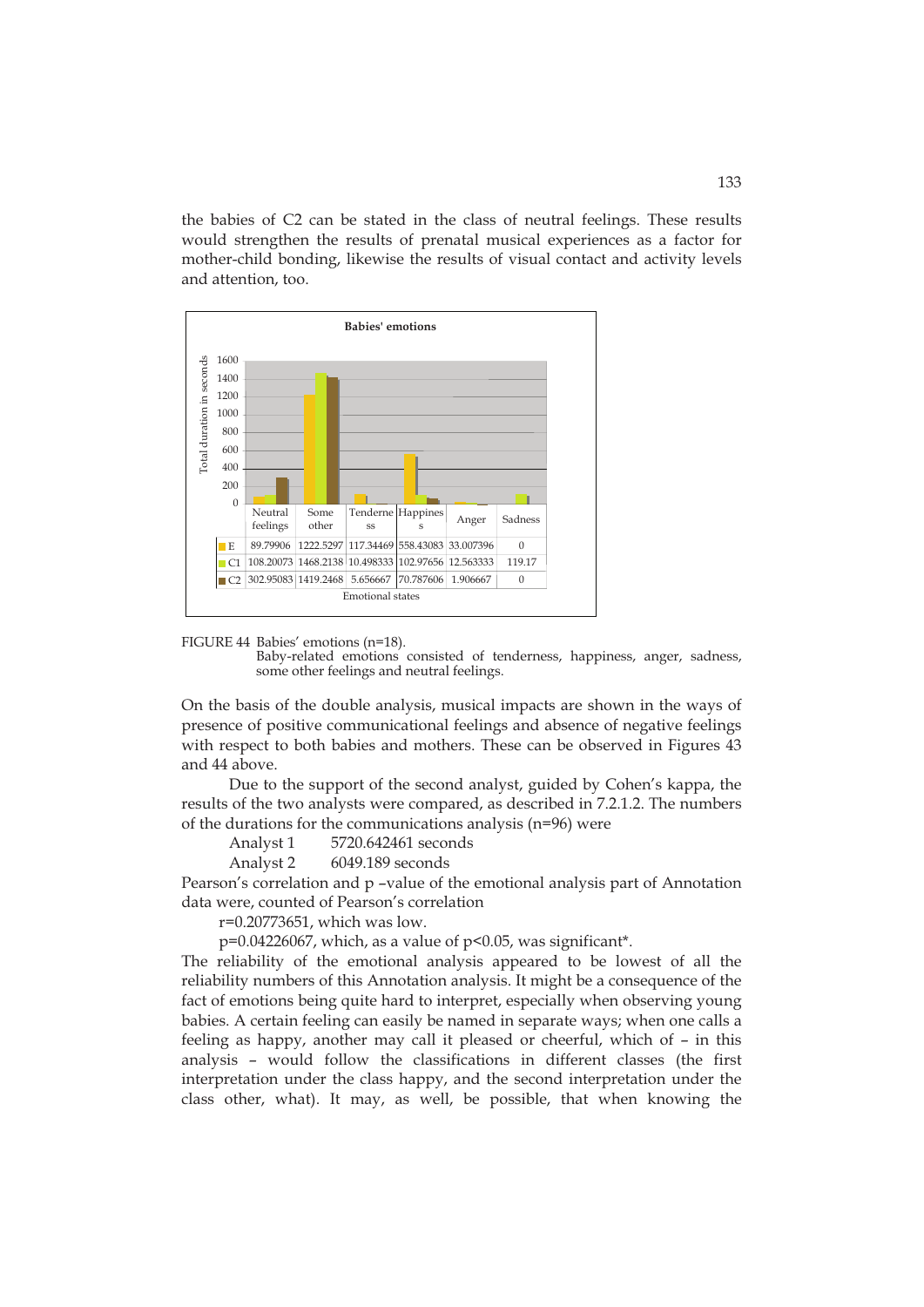the babies of C2 can be stated in the class of neutral feelings. These results would strengthen the results of prenatal musical experiences as a factor for mother-child bonding, likewise the results of visual contact and activity levels and attention, too.

**Babies' emotions**

|  | Neutral feelings | Some other | Tenderness | Happiness | Anger | Sadness |
|---|---|---|---|---|---|---|
| E | 89.79906 | 1222.5297 | 117.34469 | 558.43083 | 33.007396 | 0 |
| C1 | 108.20073 | 1468.2138 | 10.498333 | 102.97656 | 12.563333 | 119.17 |
| C2 | 302.95083 | 1419.2468 | 5.656667 | 70.787606 | 1.906667 | 0 |

Emotional states (y-axis: Total duration in seconds)

FIGURE 44 Babies' emotions (n=18).
Baby-related emotions consisted of tenderness, happiness, anger, sadness, some other feelings and neutral feelings.

On the basis of the double analysis, musical impacts are shown in the ways of presence of positive communicational feelings and absence of negative feelings with respect to both babies and mothers. These can be observed in Figures 43 and 44 above.

Due to the support of the second analyst, guided by Cohen's kappa, the results of the two analysts were compared, as described in 7.2.1.2. The numbers of the durations for the communications analysis (n=96) were

Analyst 1 5720.642461 seconds
Analyst 2 6049.189 seconds

Pearson's correlation and p –value of the emotional analysis part of Annotation data were, counted of Pearson's correlation

$r=0.20773651$, which was low.

$p=0.04226067$, which, as a value of $p<0.05$, was significant*.

The reliability of the emotional analysis appeared to be lowest of all the reliability numbers of this Annotation analysis. It might be a consequence of the fact of emotions being quite hard to interpret, especially when observing young babies. A certain feeling can easily be named in separate ways; when one calls a feeling as happy, another may call it pleased or cheerful, which of – in this analysis – would follow the classifications in different classes (the first interpretation under the class happy, and the second interpretation under the class other, what). It may, as well, be possible, that when knowing the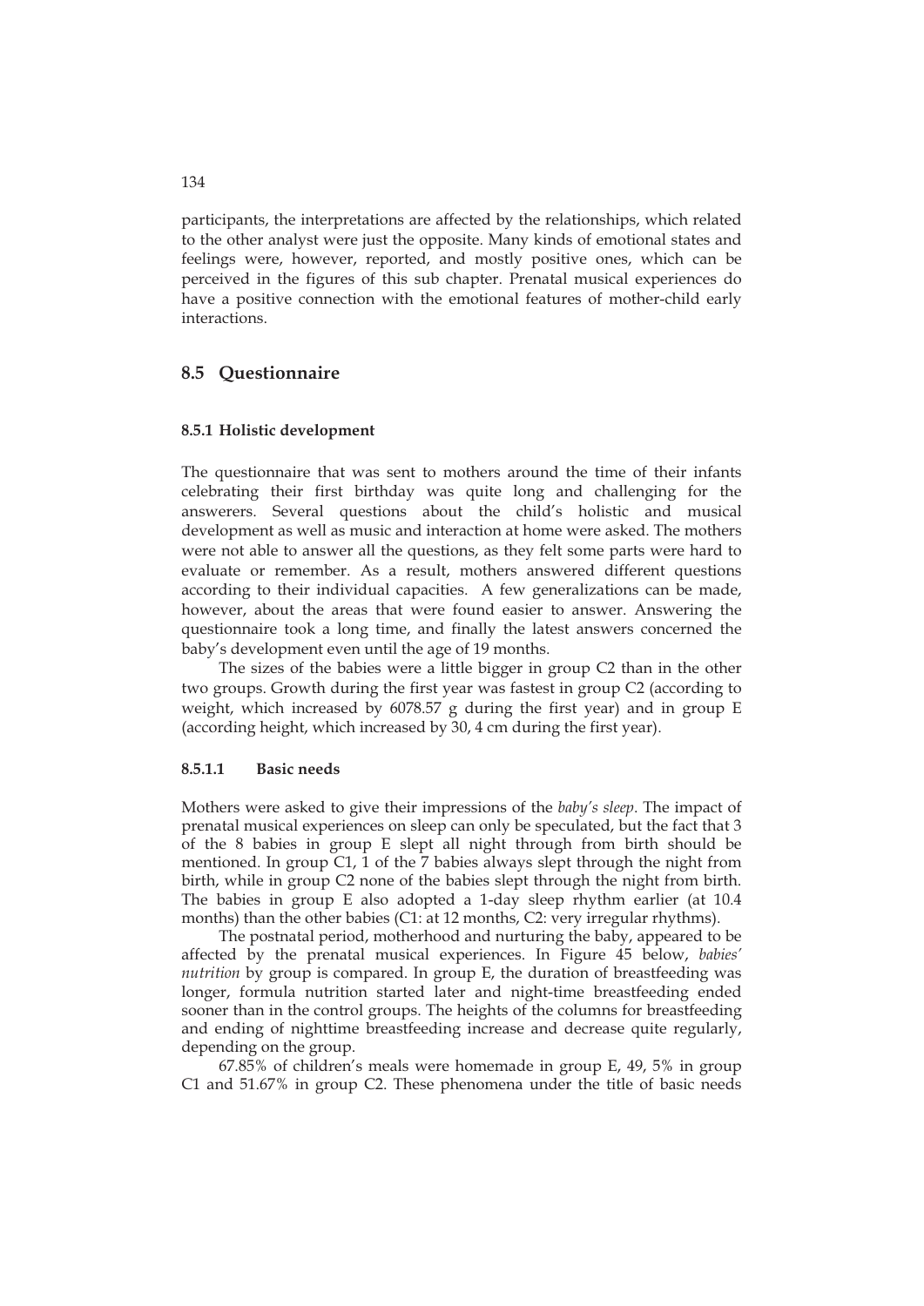participants, the interpretations are affected by the relationships, which related to the other analyst were just the opposite. Many kinds of emotional states and feelings were, however, reported, and mostly positive ones, which can be perceived in the figures of this sub chapter. Prenatal musical experiences do have a positive connection with the emotional features of mother-child early interactions.

## 8.5 Questionnaire

### 8.5.1 Holistic development

The questionnaire that was sent to mothers around the time of their infants celebrating their first birthday was quite long and challenging for the answerers. Several questions about the child's holistic and musical development as well as music and interaction at home were asked. The mothers were not able to answer all the questions, as they felt some parts were hard to evaluate or remember. As a result, mothers answered different questions according to their individual capacities. A few generalizations can be made, however, about the areas that were found easier to answer. Answering the questionnaire took a long time, and finally the latest answers concerned the baby's development even until the age of 19 months.

The sizes of the babies were a little bigger in group C2 than in the other two groups. Growth during the first year was fastest in group C2 (according to weight, which increased by 6078.57 g during the first year) and in group E (according height, which increased by 30, 4 cm during the first year).

#### 8.5.1.1 Basic needs

Mothers were asked to give their impressions of the *baby's sleep*. The impact of prenatal musical experiences on sleep can only be speculated, but the fact that 3 of the 8 babies in group E slept all night through from birth should be mentioned. In group C1, 1 of the 7 babies always slept through the night from birth, while in group C2 none of the babies slept through the night from birth. The babies in group E also adopted a 1-day sleep rhythm earlier (at 10.4 months) than the other babies (C1: at 12 months, C2: very irregular rhythms).

The postnatal period, motherhood and nurturing the baby, appeared to be affected by the prenatal musical experiences. In Figure 45 below, *babies' nutrition* by group is compared. In group E, the duration of breastfeeding was longer, formula nutrition started later and night-time breastfeeding ended sooner than in the control groups. The heights of the columns for breastfeeding and ending of nighttime breastfeeding increase and decrease quite regularly, depending on the group.

67.85% of children's meals were homemade in group E, 49, 5% in group C1 and 51.67% in group C2. These phenomena under the title of basic needs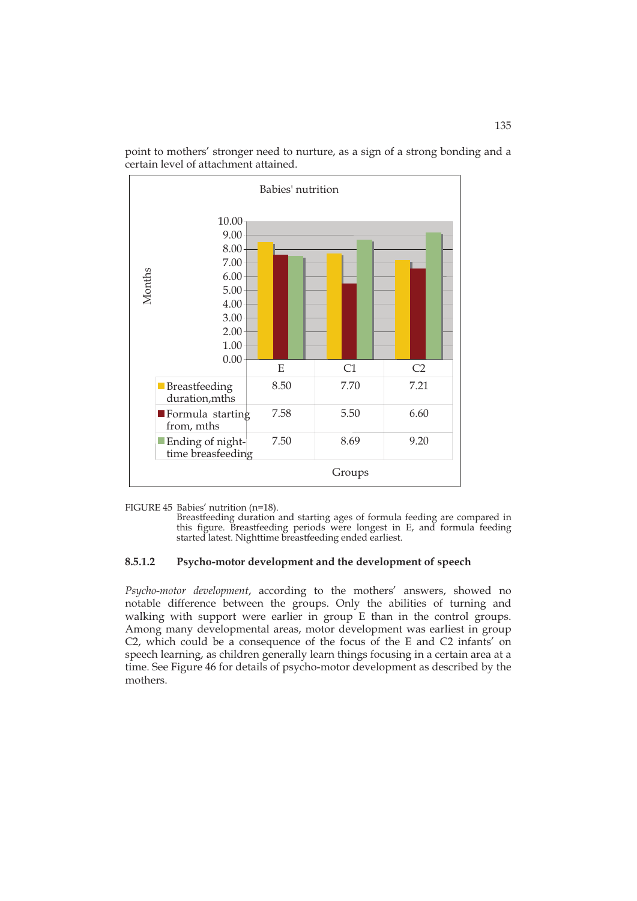point to mothers' stronger need to nurture, as a sign of a strong bonding and a certain level of attachment attained.

Babies' nutrition

| | E | C1 | C2 |
|---|---|---|---|
| Breastfeeding duration,mths | 8.50 | 7.70 | 7.21 |
| Formula starting from, mths | 7.58 | 5.50 | 6.60 |
| Ending of night-time breasfeeding | 7.50 | 8.69 | 9.20 |

FIGURE 45 Babies' nutrition (n=18).
Breastfeeding duration and starting ages of formula feeding are compared in this figure. Breastfeeding periods were longest in E, and formula feeding started latest. Nighttime breastfeeding ended earliest.

#### 8.5.1.2 Psycho-motor development and the development of speech

*Psycho-motor development*, according to the mothers' answers, showed no notable difference between the groups. Only the abilities of turning and walking with support were earlier in group E than in the control groups. Among many developmental areas, motor development was earliest in group C2, which could be a consequence of the focus of the E and C2 infants' on speech learning, as children generally learn things focusing in a certain area at a time. See Figure 46 for details of psycho-motor development as described by the mothers.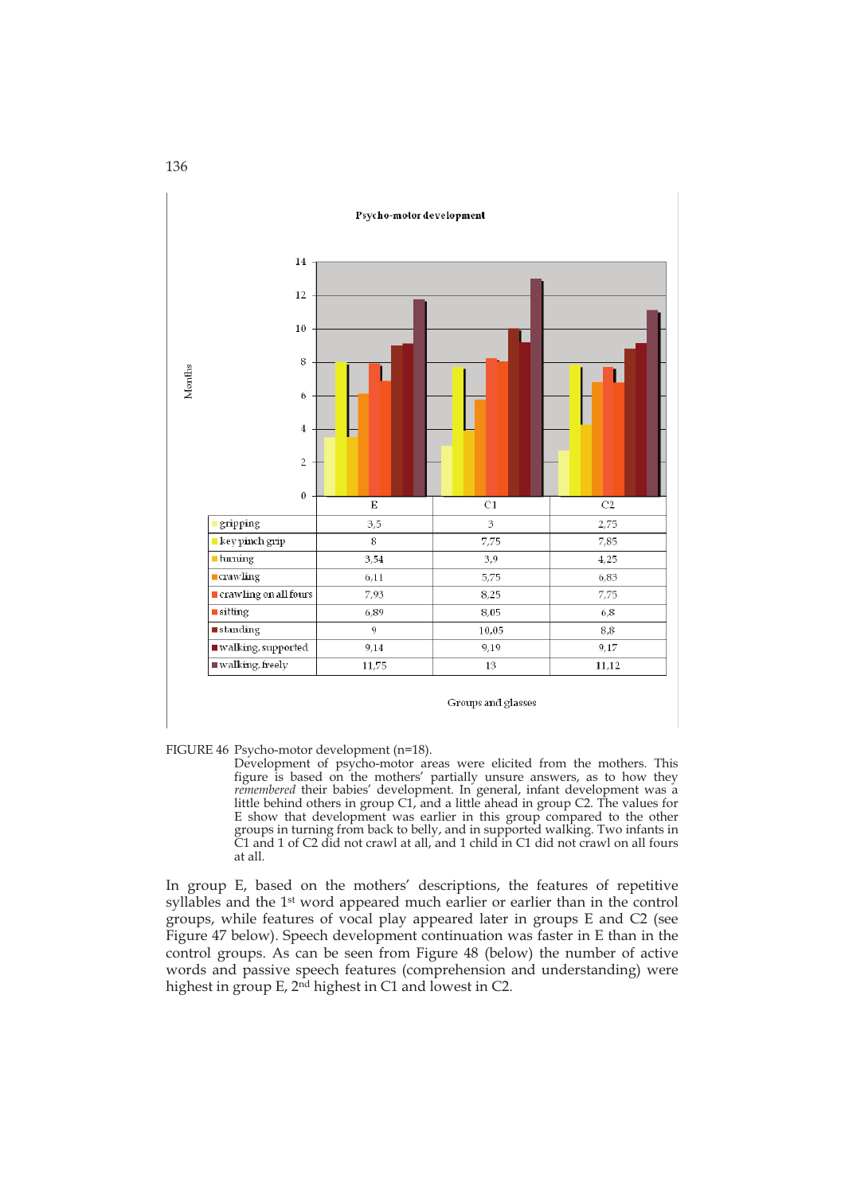**Psycho-motor development**

| | E | C1 | C2 |
|---|---|---|---|
| gripping | 3,5 | 3 | 2,75 |
| key pinch grip | 8 | 7,75 | 7,85 |
| turning | 3,54 | 3,9 | 4,25 |
| crawling | 6,11 | 5,75 | 6,83 |
| crawling on all fours | 7,93 | 8,25 | 7,75 |
| sitting | 6,89 | 8,05 | 6,8 |
| standing | 9 | 10,05 | 8,8 |
| walking, supported | 9,14 | 9,19 | 9,17 |
| walking, freely | 11,75 | 13 | 11,12 |

Months; Groups and glasses

FIGURE 46 Psycho-motor development (n=18).
Development of psycho-motor areas were elicited from the mothers. This figure is based on the mothers' partially unsure answers, as to how they *remembered* their babies' development. In general, infant development was a little behind others in group C1, and a little ahead in group C2. The values for E show that development was earlier in this group compared to the other groups in turning from back to belly, and in supported walking. Two infants in C1 and 1 of C2 did not crawl at all, and 1 child in C1 did not crawl on all fours at all.

In group E, based on the mothers' descriptions, the features of repetitive syllables and the 1st word appeared much earlier or earlier than in the control groups, while features of vocal play appeared later in groups E and C2 (see Figure 47 below). Speech development continuation was faster in E than in the control groups. As can be seen from Figure 48 (below) the number of active words and passive speech features (comprehension and understanding) were highest in group E, 2nd highest in C1 and lowest in C2.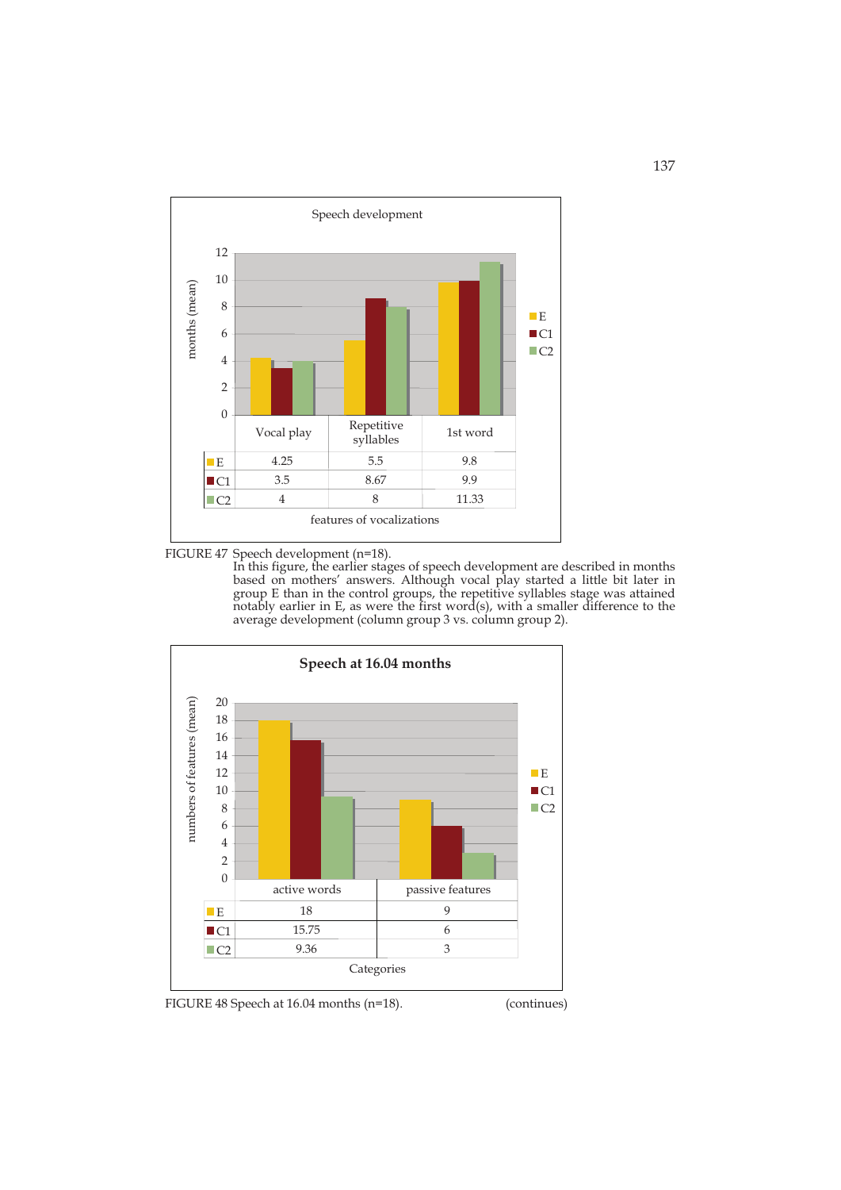Speech development

| | Vocal play | Repetitive syllables | 1st word |
|---|---|---|---|
| E | 4.25 | 5.5 | 9.8 |
| C1 | 3.5 | 8.67 | 9.9 |
| C2 | 4 | 8 | 11.33 |

months (mean); features of vocalizations

FIGURE 47 Speech development (n=18).
In this figure, the earlier stages of speech development are described in months based on mothers' answers. Although vocal play started a little bit later in group E than in the control groups, the repetitive syllables stage was attained notably earlier in E, as were the first word(s), with a smaller difference to the average development (column group 3 vs. column group 2).

**Speech at 16.04 months**

| | active words | passive features |
|---|---|---|
| E | 18 | 9 |
| C1 | 15.75 | 6 |
| C2 | 9.36 | 3 |

numbers of features (mean); Categories

FIGURE 48 Speech at 16.04 months (n=18). (continues)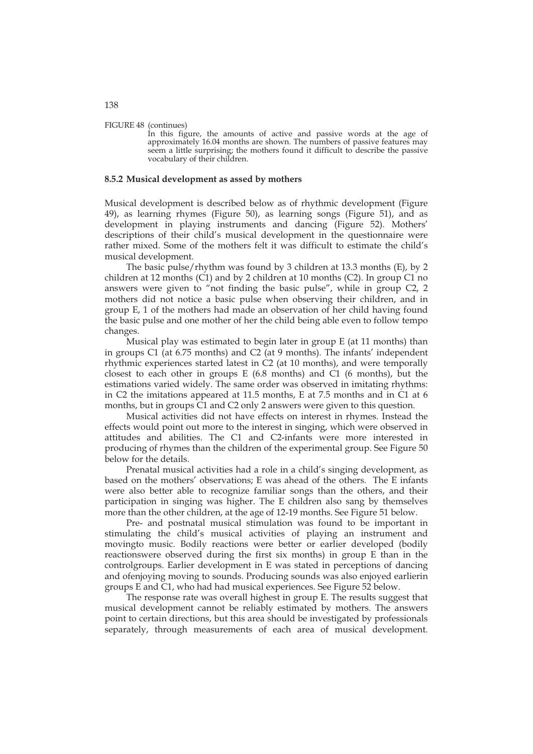FIGURE 48 (continues)

In this figure, the amounts of active and passive words at the age of approximately 16.04 months are shown. The numbers of passive features may seem a little surprising; the mothers found it difficult to describe the passive vocabulary of their children.

### 8.5.2 Musical development as assed by mothers

Musical development is described below as of rhythmic development (Figure 49), as learning rhymes (Figure 50), as learning songs (Figure 51), and as development in playing instruments and dancing (Figure 52). Mothers' descriptions of their child's musical development in the questionnaire were rather mixed. Some of the mothers felt it was difficult to estimate the child's musical development.

The basic pulse/rhythm was found by 3 children at 13.3 months (E), by 2 children at 12 months (C1) and by 2 children at 10 months (C2). In group C1 no answers were given to "not finding the basic pulse", while in group C2, 2 mothers did not notice a basic pulse when observing their children, and in group E, 1 of the mothers had made an observation of her child having found the basic pulse and one mother of her the child being able even to follow tempo changes.

Musical play was estimated to begin later in group E (at 11 months) than in groups C1 (at 6.75 months) and C2 (at 9 months). The infants' independent rhythmic experiences started latest in C2 (at 10 months), and were temporally closest to each other in groups E (6.8 months) and C1 (6 months), but the estimations varied widely. The same order was observed in imitating rhythms: in C2 the imitations appeared at 11.5 months, E at 7.5 months and in C1 at 6 months, but in groups C1 and C2 only 2 answers were given to this question.

Musical activities did not have effects on interest in rhymes. Instead the effects would point out more to the interest in singing, which were observed in attitudes and abilities. The C1 and C2-infants were more interested in producing of rhymes than the children of the experimental group. See Figure 50 below for the details.

Prenatal musical activities had a role in a child's singing development, as based on the mothers' observations; E was ahead of the others. The E infants were also better able to recognize familiar songs than the others, and their participation in singing was higher. The E children also sang by themselves more than the other children, at the age of 12-19 months. See Figure 51 below.

Pre- and postnatal musical stimulation was found to be important in stimulating the child's musical activities of playing an instrument and movingto music. Bodily reactions were better or earlier developed (bodily reactionswere observed during the first six months) in group E than in the controlgroups. Earlier development in E was stated in perceptions of dancing and ofenjoying moving to sounds. Producing sounds was also enjoyed earlierin groups E and C1, who had had musical experiences. See Figure 52 below.

The response rate was overall highest in group E. The results suggest that musical development cannot be reliably estimated by mothers. The answers point to certain directions, but this area should be investigated by professionals separately, through measurements of each area of musical development.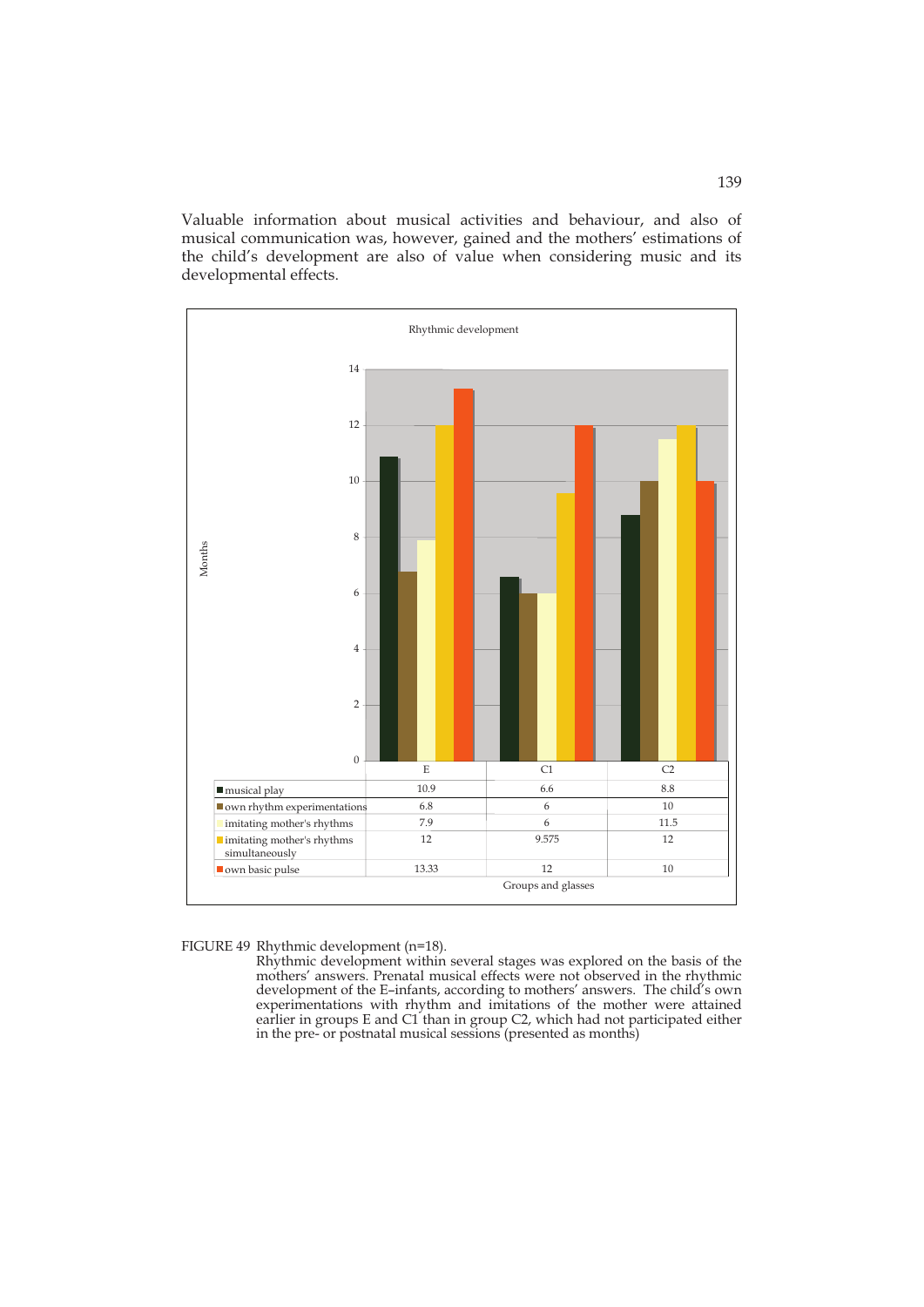Valuable information about musical activities and behaviour, and also of musical communication was, however, gained and the mothers' estimations of the child's development are also of value when considering music and its developmental effects.

Rhythmic development

| | E | C1 | C2 |
|---|---|---|---|
| musical play | 10.9 | 6.6 | 8.8 |
| own rhythm experimentations | 6.8 | 6 | 10 |
| imitating mother's rhythms | 7.9 | 6 | 11.5 |
| imitating mother's rhythms simultaneously | 12 | 9.575 | 12 |
| own basic pulse | 13.33 | 12 | 10 |

Groups and glasses

FIGURE 49 Rhythmic development (n=18).
Rhythmic development within several stages was explored on the basis of the mothers' answers. Prenatal musical effects were not observed in the rhythmic development of the E–infants, according to mothers' answers. The child's own experimentations with rhythm and imitations of the mother were attained earlier in groups E and C1 than in group C2, which had not participated either in the pre- or postnatal musical sessions (presented as months)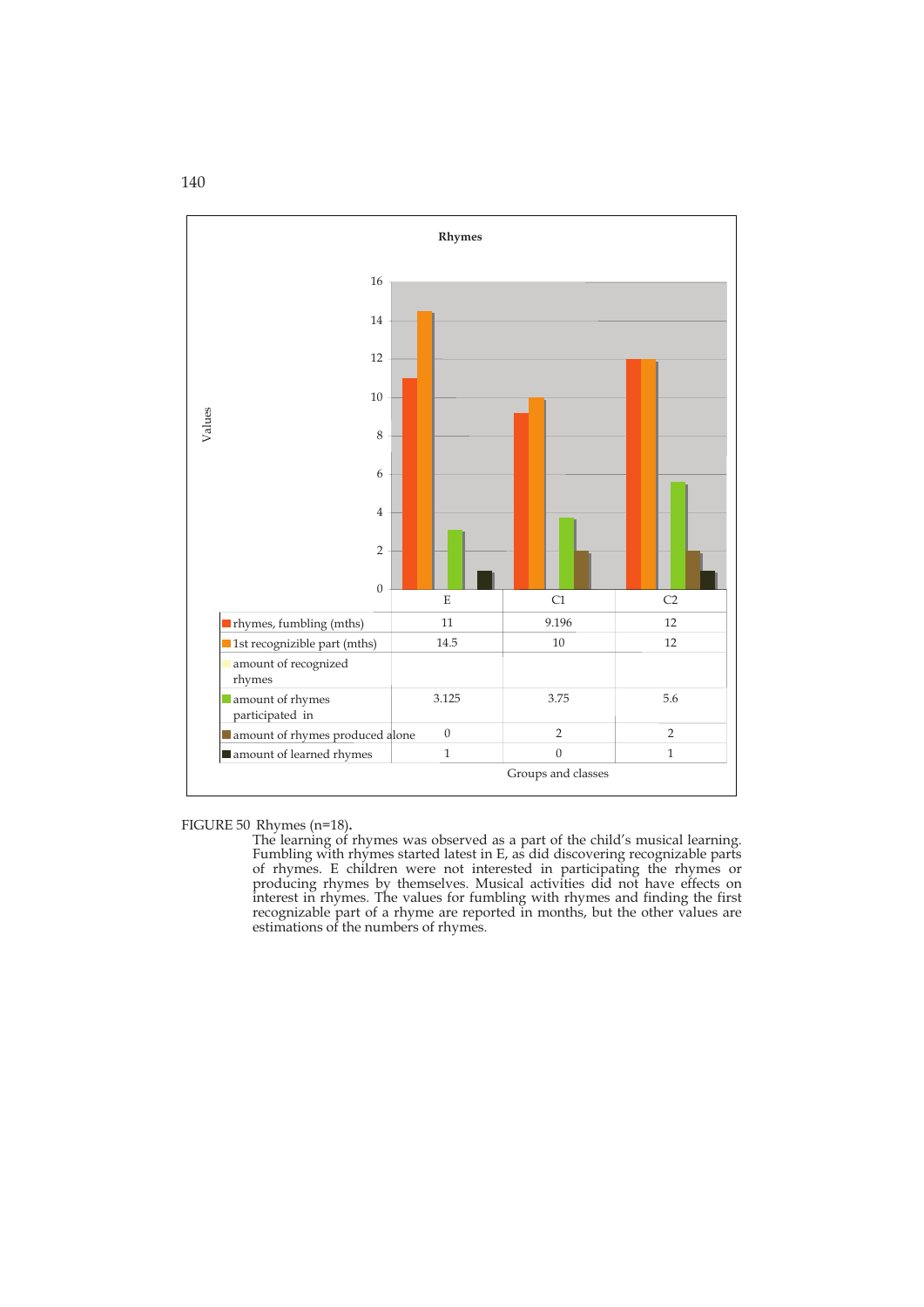**Rhymes**

| | E | C1 | C2 |
|---|---|---|---|
| rhymes, fumbling (mths) | 11 | 9.196 | 12 |
| 1st recognizible part (mths) | 14.5 | 10 | 12 |
| amount of recognized rhymes | | | |
| amount of rhymes participated in | 3.125 | 3.75 | 5.6 |
| amount of rhymes produced alone | 0 | 2 | 2 |
| amount of learned rhymes | 1 | 0 | 1 |

Groups and classes

FIGURE 50 Rhymes (n=18).

The learning of rhymes was observed as a part of the child's musical learning. Fumbling with rhymes started latest in E, as did discovering recognizable parts of rhymes. E children were not interested in participating the rhymes or producing rhymes by themselves. Musical activities did not have effects on interest in rhymes. The values for fumbling with rhymes and finding the first recognizable part of a rhyme are reported in months, but the other values are estimations of the numbers of rhymes.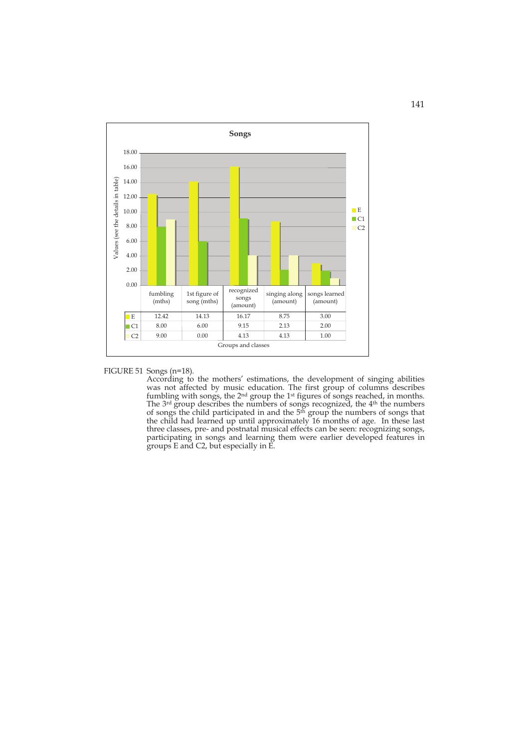**Songs**

| | fumbling (mths) | 1st figure of song (mths) | recognized songs (amount) | singing along (amount) | songs learned (amount) |
|---|---|---|---|---|---|
| E | 12.42 | 14.13 | 16.17 | 8.75 | 3.00 |
| C1 | 8.00 | 6.00 | 9.15 | 2.13 | 2.00 |
| C2 | 9.00 | 0.00 | 4.13 | 4.13 | 1.00 |

Groups and classes

FIGURE 51 Songs (n=18).
According to the mothers' estimations, the development of singing abilities was not affected by music education. The first group of columns describes fumbling with songs, the 2nd group the 1st figures of songs reached, in months. The 3rd group describes the numbers of songs recognized, the 4th the numbers of songs the child participated in and the 5th group the numbers of songs that the child had learned up until approximately 16 months of age. In these last three classes, pre- and postnatal musical effects can be seen: recognizing songs, participating in songs and learning them were earlier developed features in groups E and C2, but especially in E.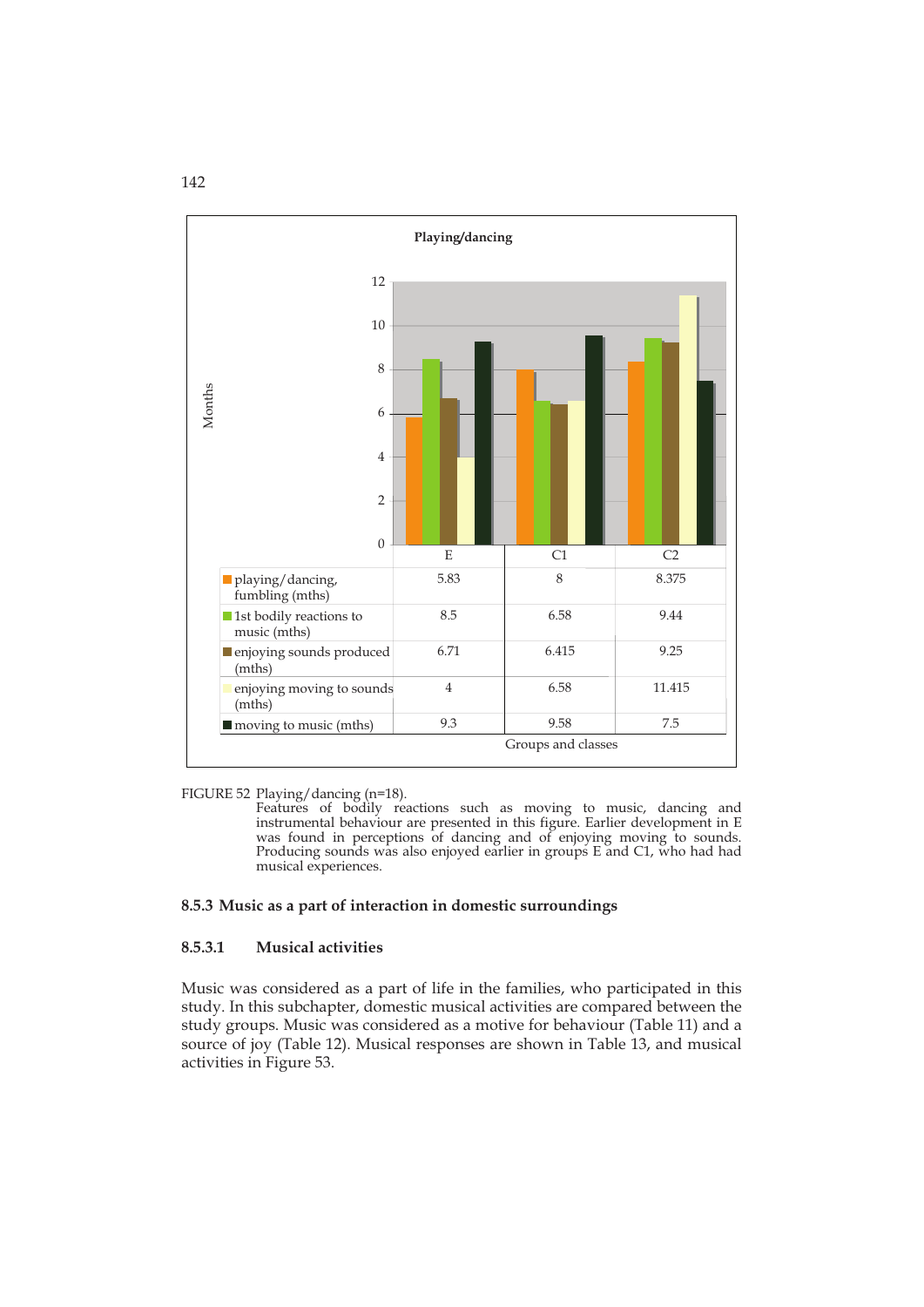**Playing/dancing**

| | E | C1 | C2 |
|---|---|---|---|
| playing/dancing, fumbling (mths) | 5.83 | 8 | 8.375 |
| 1st bodily reactions to music (mths) | 8.5 | 6.58 | 9.44 |
| enjoying sounds produced (mths) | 6.71 | 6.415 | 9.25 |
| enjoying moving to sounds (mths) | 4 | 6.58 | 11.415 |
| moving to music (mths) | 9.3 | 9.58 | 7.5 |

FIGURE 52 Playing/dancing (n=18).
Features of bodily reactions such as moving to music, dancing and instrumental behaviour are presented in this figure. Earlier development in E was found in perceptions of dancing and of enjoying moving to sounds. Producing sounds was also enjoyed earlier in groups E and C1, who had had musical experiences.

### 8.5.3 Music as a part of interaction in domestic surroundings

#### 8.5.3.1 Musical activities

Music was considered as a part of life in the families, who participated in this study. In this subchapter, domestic musical activities are compared between the study groups. Music was considered as a motive for behaviour (Table 11) and a source of joy (Table 12). Musical responses are shown in Table 13, and musical activities in Figure 53.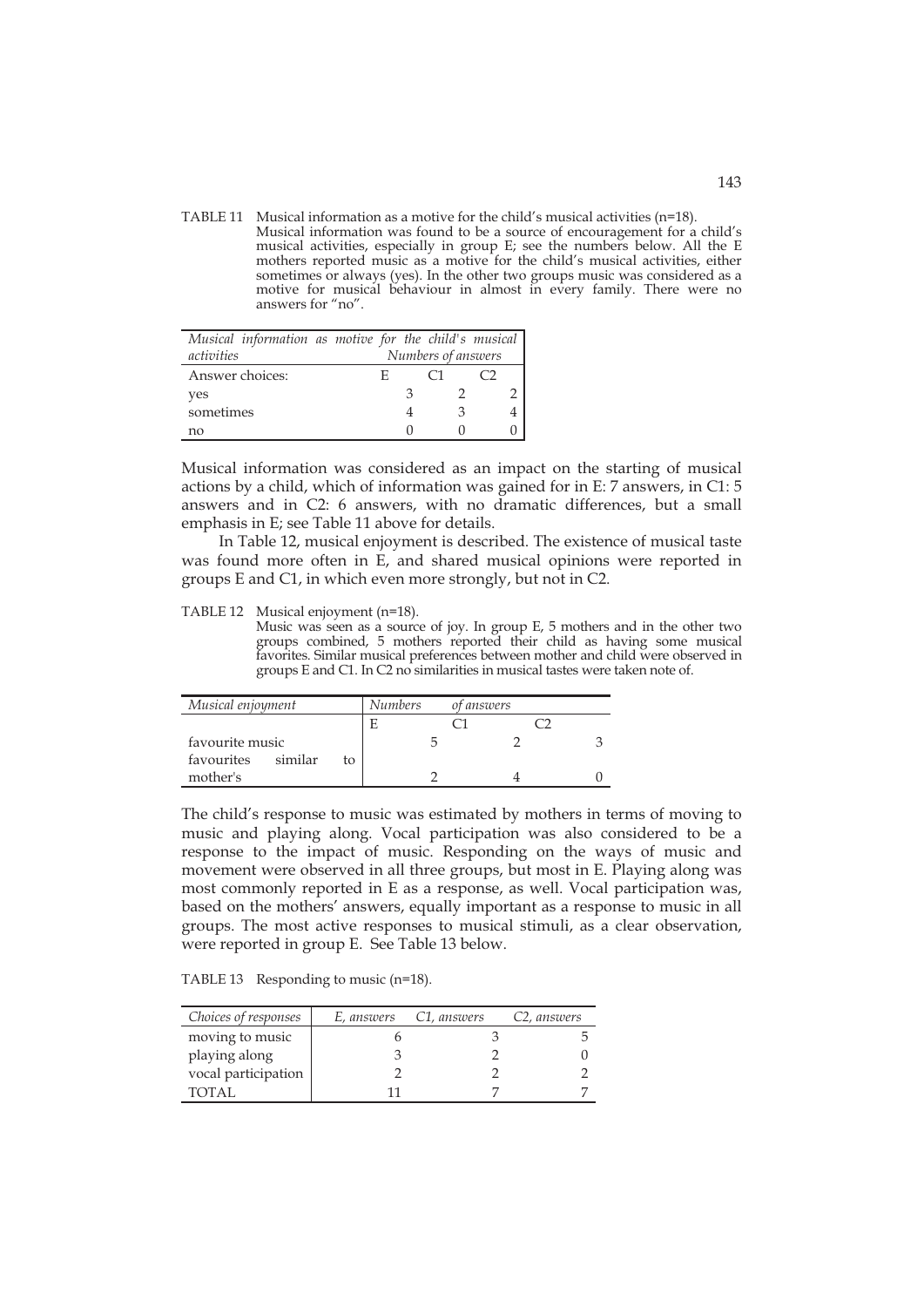TABLE 11 Musical information as a motive for the child's musical activities (n=18). Musical information was found to be a source of encouragement for a child's musical activities, especially in group E; see the numbers below. All the E mothers reported music as a motive for the child's musical activities, either sometimes or always (yes). In the other two groups music was considered as a motive for musical behaviour in almost in every family. There were no answers for "no".

| *Musical information as motive for the child's musical activities* | *Numbers of answers* | | |
|---|---|---|---|
| Answer choices: | E | C1 | C2 |
| yes | 3 | 2 | 2 |
| sometimes | 4 | 3 | 4 |
| no | 0 | 0 | 0 |

Musical information was considered as an impact on the starting of musical actions by a child, which of information was gained for in E: 7 answers, in C1: 5 answers and in C2: 6 answers, with no dramatic differences, but a small emphasis in E; see Table 11 above for details.

In Table 12, musical enjoyment is described. The existence of musical taste was found more often in E, and shared musical opinions were reported in groups E and C1, in which even more strongly, but not in C2.

TABLE 12 Musical enjoyment (n=18). Music was seen as a source of joy. In group E, 5 mothers and in the other two groups combined, 5 mothers reported their child as having some musical favorites. Similar musical preferences between mother and child were observed in groups E and C1. In C2 no similarities in musical tastes were taken note of.

| *Musical enjoyment* | *Numbers of answers* | | |
|---|---|---|---|
| | E | C1 | C2 |
| favourite music | 5 | 2 | 3 |
| favourites similar to mother's | 2 | 4 | 0 |

The child's response to music was estimated by mothers in terms of moving to music and playing along. Vocal participation was also considered to be a response to the impact of music. Responding on the ways of music and movement were observed in all three groups, but most in E. Playing along was most commonly reported in E as a response, as well. Vocal participation was, based on the mothers' answers, equally important as a response to music in all groups. The most active responses to musical stimuli, as a clear observation, were reported in group E. See Table 13 below.

TABLE 13 Responding to music (n=18).

| *Choices of responses* | *E, answers* | *C1, answers* | *C2, answers* |
|---|---|---|---|
| moving to music | 6 | 3 | 5 |
| playing along | 3 | 2 | 0 |
| vocal participation | 2 | 2 | 2 |
| TOTAL | 11 | 7 | 7 |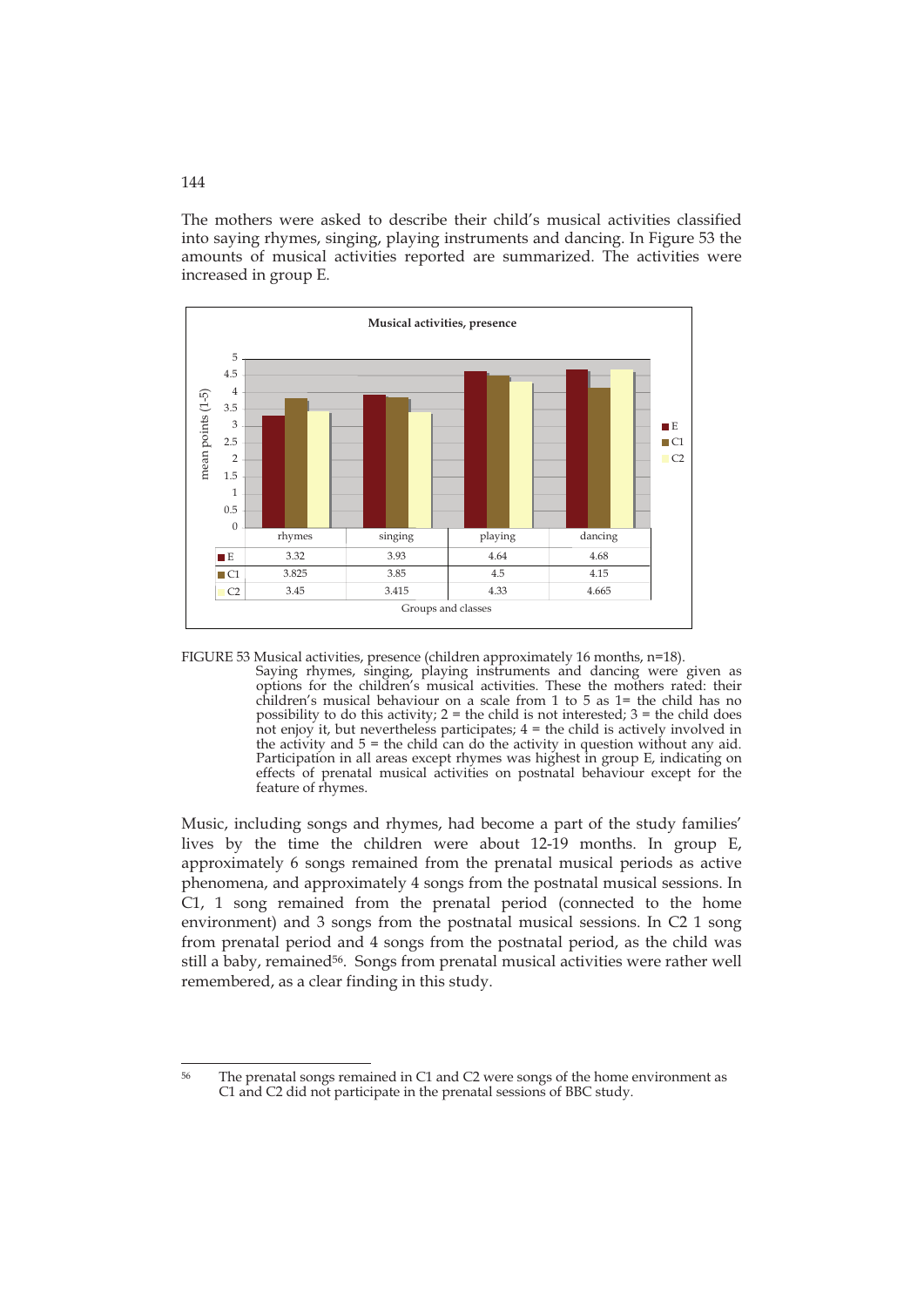The mothers were asked to describe their child's musical activities classified into saying rhymes, singing, playing instruments and dancing. In Figure 53 the amounts of musical activities reported are summarized. The activities were increased in group E.

**Musical activities, presence**

| | rhymes | singing | playing | dancing |
|---|---|---|---|---|
| E | 3.32 | 3.93 | 4.64 | 4.68 |
| C1 | 3.825 | 3.85 | 4.5 | 4.15 |
| C2 | 3.45 | 3.415 | 4.33 | 4.665 |

FIGURE 53 Musical activities, presence (children approximately 16 months, n=18). Saying rhymes, singing, playing instruments and dancing were given as options for the children's musical activities. These the mothers rated: their children's musical behaviour on a scale from 1 to 5 as 1= the child has no possibility to do this activity; 2 = the child is not interested; 3 = the child does not enjoy it, but nevertheless participates; 4 = the child is actively involved in the activity and 5 = the child can do the activity in question without any aid. Participation in all areas except rhymes was highest in group E, indicating on effects of prenatal musical activities on postnatal behaviour except for the feature of rhymes.

Music, including songs and rhymes, had become a part of the study families' lives by the time the children were about 12-19 months. In group E, approximately 6 songs remained from the prenatal musical periods as active phenomena, and approximately 4 songs from the postnatal musical sessions. In C1, 1 song remained from the prenatal period (connected to the home environment) and 3 songs from the postnatal musical sessions. In C2 1 song from prenatal period and 4 songs from the postnatal period, as the child was still a baby, remained[56]. Songs from prenatal musical activities were rather well remembered, as a clear finding in this study.

[56] The prenatal songs remained in C1 and C2 were songs of the home environment as C1 and C2 did not participate in the prenatal sessions of BBC study.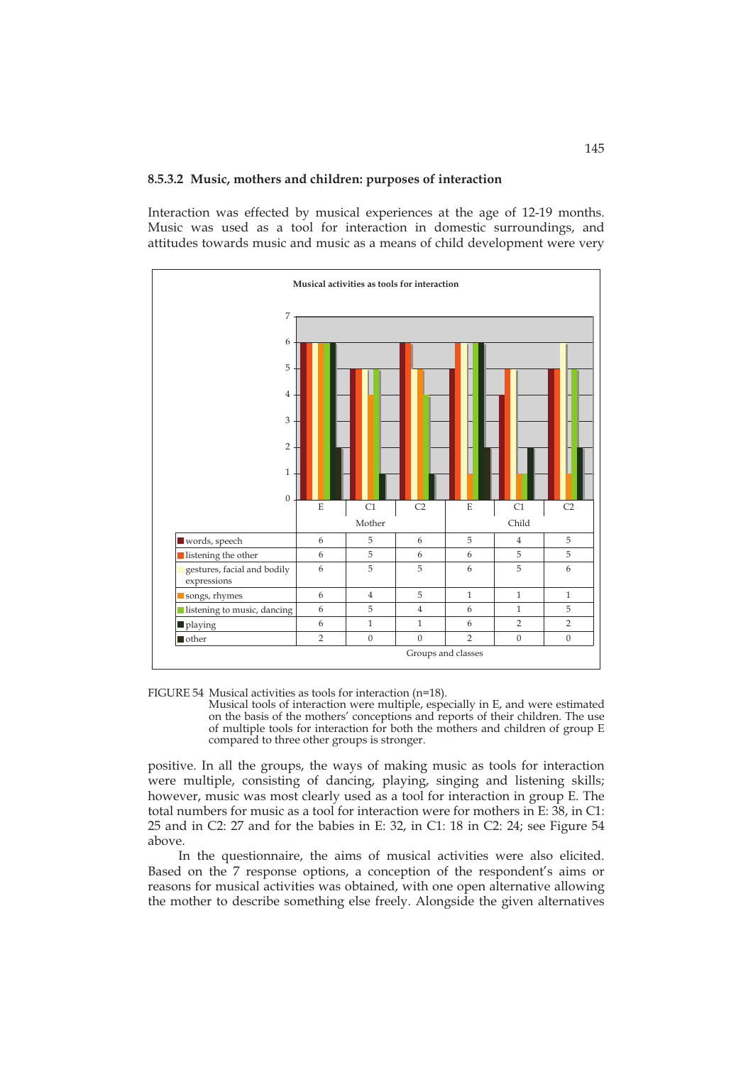### 8.5.3.2 Music, mothers and children: purposes of interaction

Interaction was effected by musical experiences at the age of 12-19 months. Music was used as a tool for interaction in domestic surroundings, and attitudes towards music and music as a means of child development were very

**Musical activities as tools for interaction**

| | Mother E | Mother C1 | Mother C2 | Child E | Child C1 | Child C2 |
|---|---|---|---|---|---|---|
| words, speech | 6 | 5 | 6 | 5 | 4 | 5 |
| listening the other | 6 | 5 | 6 | 6 | 5 | 5 |
| gestures, facial and bodily expressions | 6 | 5 | 5 | 6 | 5 | 6 |
| songs, rhymes | 6 | 4 | 5 | 1 | 1 | 1 |
| listening to music, dancing | 6 | 5 | 4 | 6 | 1 | 5 |
| playing | 6 | 1 | 1 | 6 | 2 | 2 |
| other | 2 | 0 | 0 | 2 | 0 | 0 |

Groups and classes

FIGURE 54 Musical activities as tools for interaction (n=18).
Musical tools of interaction were multiple, especially in E, and were estimated on the basis of the mothers' conceptions and reports of their children. The use of multiple tools for interaction for both the mothers and children of group E compared to three other groups is stronger.

positive. In all the groups, the ways of making music as tools for interaction were multiple, consisting of dancing, playing, singing and listening skills; however, music was most clearly used as a tool for interaction in group E. The total numbers for music as a tool for interaction were for mothers in E: 38, in C1: 25 and in C2: 27 and for the babies in E: 32, in C1: 18 in C2: 24; see Figure 54 above.

In the questionnaire, the aims of musical activities were also elicited. Based on the 7 response options, a conception of the respondent's aims or reasons for musical activities was obtained, with one open alternative allowing the mother to describe something else freely. Alongside the given alternatives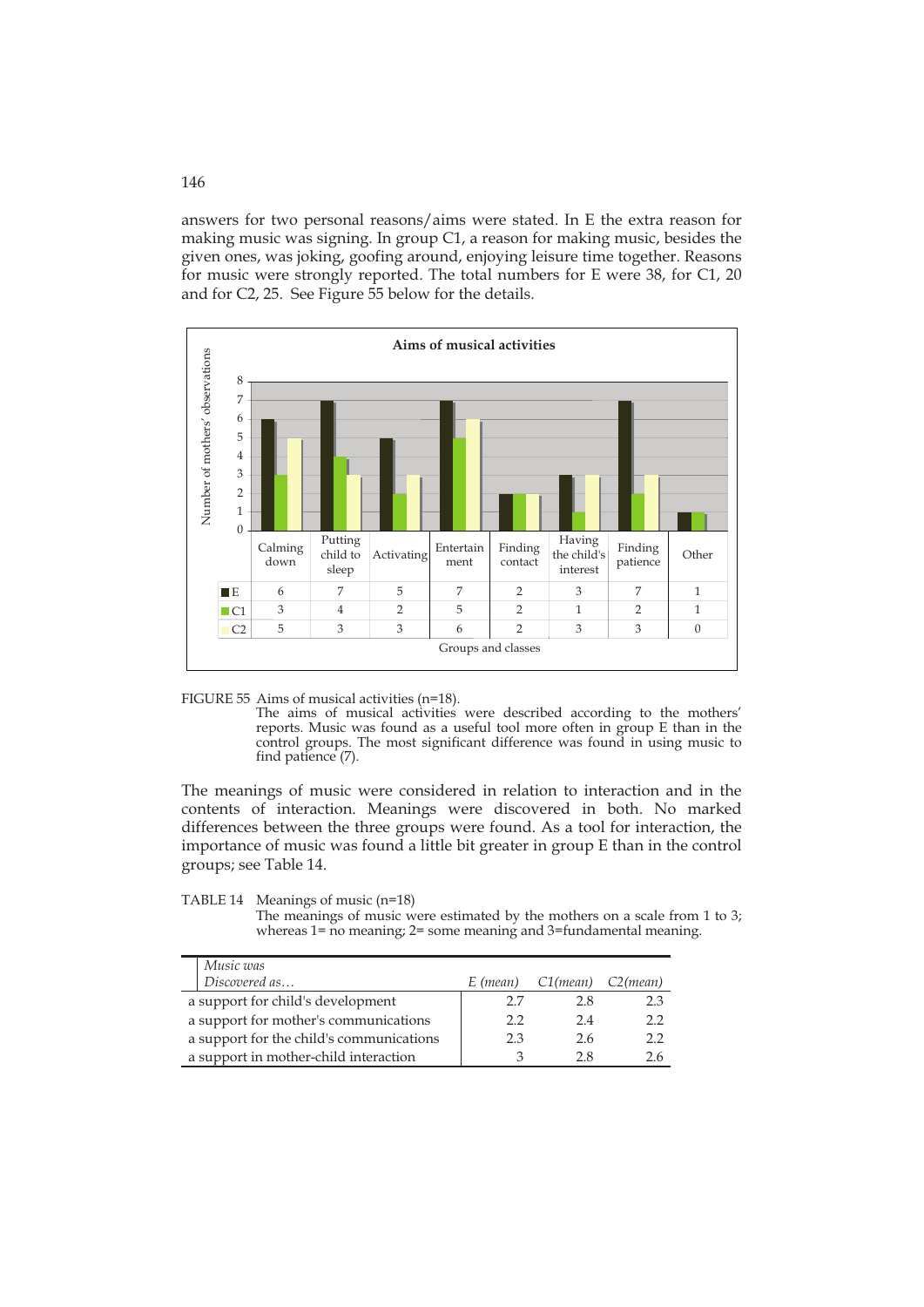answers for two personal reasons/aims were stated. In E the extra reason for making music was signing. In group C1, a reason for making music, besides the given ones, was joking, goofing around, enjoying leisure time together. Reasons for music were strongly reported. The total numbers for E were 38, for C1, 20 and for C2, 25. See Figure 55 below for the details.

**Aims of musical activities**

| | Calming down | Putting child to sleep | Activating | Entertainment | Finding contact | Having the child's interest | Finding patience | Other |
|---|---|---|---|---|---|---|---|---|
| E | 6 | 7 | 5 | 7 | 2 | 3 | 7 | 1 |
| C1 | 3 | 4 | 2 | 5 | 2 | 1 | 2 | 1 |
| C2 | 5 | 3 | 3 | 6 | 2 | 3 | 3 | 0 |

FIGURE 55 Aims of musical activities (n=18).
The aims of musical activities were described according to the mothers' reports. Music was found as a useful tool more often in group E than in the control groups. The most significant difference was found in using music to find patience (7).

The meanings of music were considered in relation to interaction and in the contents of interaction. Meanings were discovered in both. No marked differences between the three groups were found. As a tool for interaction, the importance of music was found a little bit greater in group E than in the control groups; see Table 14.

TABLE 14 Meanings of music (n=18)
The meanings of music were estimated by the mothers on a scale from 1 to 3; whereas 1= no meaning; 2= some meaning and 3=fundamental meaning.

| *Music was Discovered as…* | *E (mean)* | *C1(mean)* | *C2(mean)* |
|---|---|---|---|
| a support for child's development | 2.7 | 2.8 | 2.3 |
| a support for mother's communications | 2.2 | 2.4 | 2.2 |
| a support for the child's communications | 2.3 | 2.6 | 2.2 |
| a support in mother-child interaction | 3 | 2.8 | 2.6 |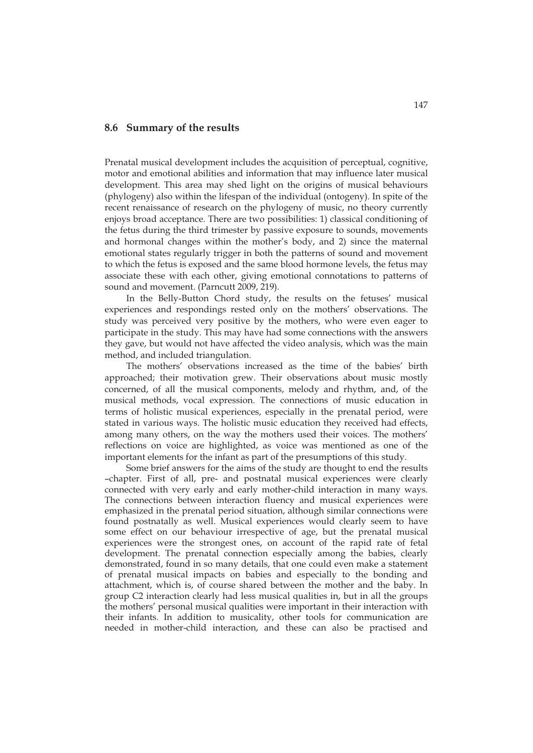## 8.6 Summary of the results

Prenatal musical development includes the acquisition of perceptual, cognitive, motor and emotional abilities and information that may influence later musical development. This area may shed light on the origins of musical behaviours (phylogeny) also within the lifespan of the individual (ontogeny). In spite of the recent renaissance of research on the phylogeny of music, no theory currently enjoys broad acceptance. There are two possibilities: 1) classical conditioning of the fetus during the third trimester by passive exposure to sounds, movements and hormonal changes within the mother's body, and 2) since the maternal emotional states regularly trigger in both the patterns of sound and movement to which the fetus is exposed and the same blood hormone levels, the fetus may associate these with each other, giving emotional connotations to patterns of sound and movement. (Parncutt 2009, 219).

In the Belly-Button Chord study, the results on the fetuses' musical experiences and respondings rested only on the mothers' observations. The study was perceived very positive by the mothers, who were even eager to participate in the study. This may have had some connections with the answers they gave, but would not have affected the video analysis, which was the main method, and included triangulation.

The mothers' observations increased as the time of the babies' birth approached; their motivation grew. Their observations about music mostly concerned, of all the musical components, melody and rhythm, and, of the musical methods, vocal expression. The connections of music education in terms of holistic musical experiences, especially in the prenatal period, were stated in various ways. The holistic music education they received had effects, among many others, on the way the mothers used their voices. The mothers' reflections on voice are highlighted, as voice was mentioned as one of the important elements for the infant as part of the presumptions of this study.

Some brief answers for the aims of the study are thought to end the results –chapter. First of all, pre- and postnatal musical experiences were clearly connected with very early and early mother-child interaction in many ways. The connections between interaction fluency and musical experiences were emphasized in the prenatal period situation, although similar connections were found postnatally as well. Musical experiences would clearly seem to have some effect on our behaviour irrespective of age, but the prenatal musical experiences were the strongest ones, on account of the rapid rate of fetal development. The prenatal connection especially among the babies, clearly demonstrated, found in so many details, that one could even make a statement of prenatal musical impacts on babies and especially to the bonding and attachment, which is, of course shared between the mother and the baby. In group C2 interaction clearly had less musical qualities in, but in all the groups the mothers' personal musical qualities were important in their interaction with their infants. In addition to musicality, other tools for communication are needed in mother-child interaction, and these can also be practised and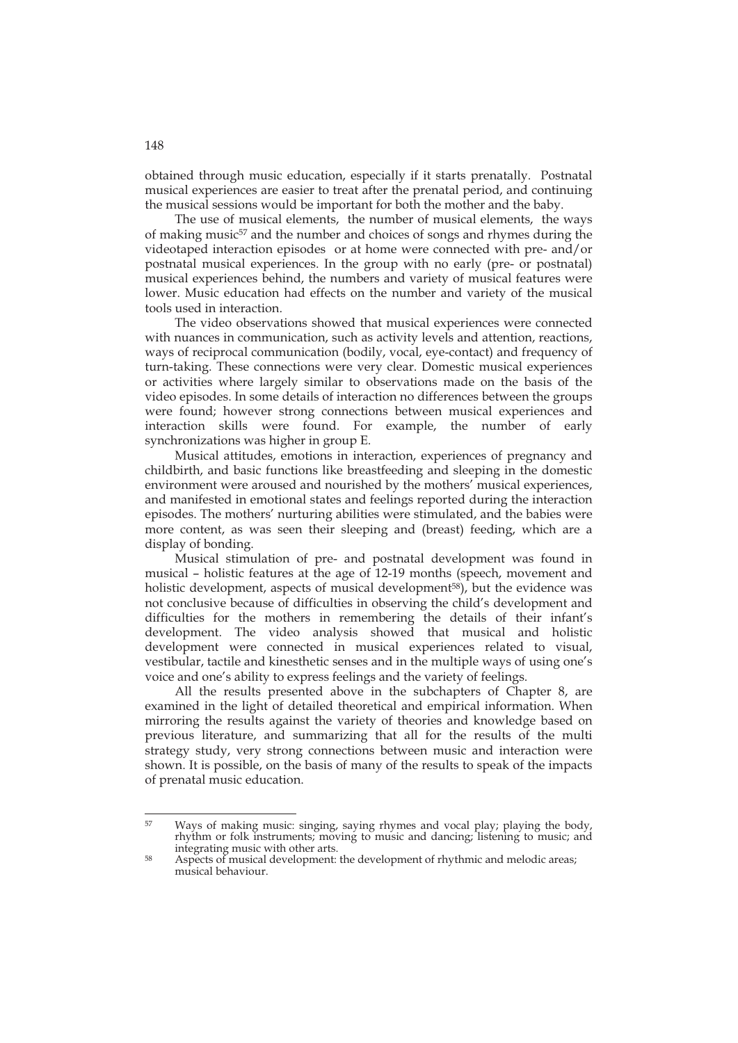obtained through music education, especially if it starts prenatally. Postnatal musical experiences are easier to treat after the prenatal period, and continuing the musical sessions would be important for both the mother and the baby.

The use of musical elements, the number of musical elements, the ways of making music[57] and the number and choices of songs and rhymes during the videotaped interaction episodes or at home were connected with pre- and/or postnatal musical experiences. In the group with no early (pre- or postnatal) musical experiences behind, the numbers and variety of musical features were lower. Music education had effects on the number and variety of the musical tools used in interaction.

The video observations showed that musical experiences were connected with nuances in communication, such as activity levels and attention, reactions, ways of reciprocal communication (bodily, vocal, eye-contact) and frequency of turn-taking. These connections were very clear. Domestic musical experiences or activities where largely similar to observations made on the basis of the video episodes. In some details of interaction no differences between the groups were found; however strong connections between musical experiences and interaction skills were found. For example, the number of early synchronizations was higher in group E.

Musical attitudes, emotions in interaction, experiences of pregnancy and childbirth, and basic functions like breastfeeding and sleeping in the domestic environment were aroused and nourished by the mothers' musical experiences, and manifested in emotional states and feelings reported during the interaction episodes. The mothers' nurturing abilities were stimulated, and the babies were more content, as was seen their sleeping and (breast) feeding, which are a display of bonding.

Musical stimulation of pre- and postnatal development was found in musical – holistic features at the age of 12-19 months (speech, movement and holistic development, aspects of musical development[58]), but the evidence was not conclusive because of difficulties in observing the child's development and difficulties for the mothers in remembering the details of their infant's development. The video analysis showed that musical and holistic development were connected in musical experiences related to visual, vestibular, tactile and kinesthetic senses and in the multiple ways of using one's voice and one's ability to express feelings and the variety of feelings.

All the results presented above in the subchapters of Chapter 8, are examined in the light of detailed theoretical and empirical information. When mirroring the results against the variety of theories and knowledge based on previous literature, and summarizing that all for the results of the multi strategy study, very strong connections between music and interaction were shown. It is possible, on the basis of many of the results to speak of the impacts of prenatal music education.

---

[57] Ways of making music: singing, saying rhymes and vocal play; playing the body, rhythm or folk instruments; moving to music and dancing; listening to music; and integrating music with other arts.

[58] Aspects of musical development: the development of rhythmic and melodic areas; musical behaviour.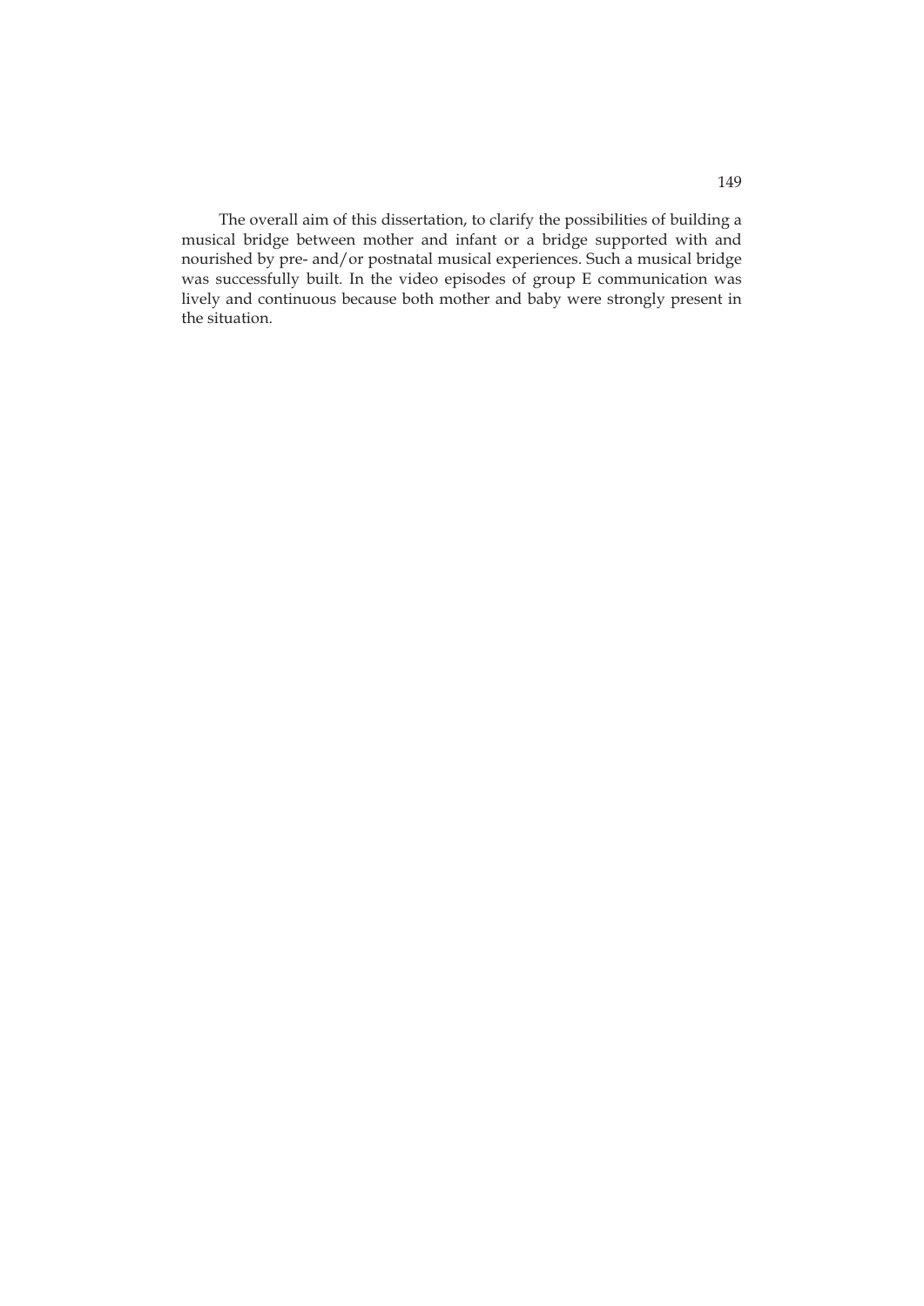The overall aim of this dissertation, to clarify the possibilities of building a musical bridge between mother and infant or a bridge supported with and nourished by pre- and/or postnatal musical experiences. Such a musical bridge was successfully built. In the video episodes of group E communication was lively and continuous because both mother and baby were strongly present in the situation.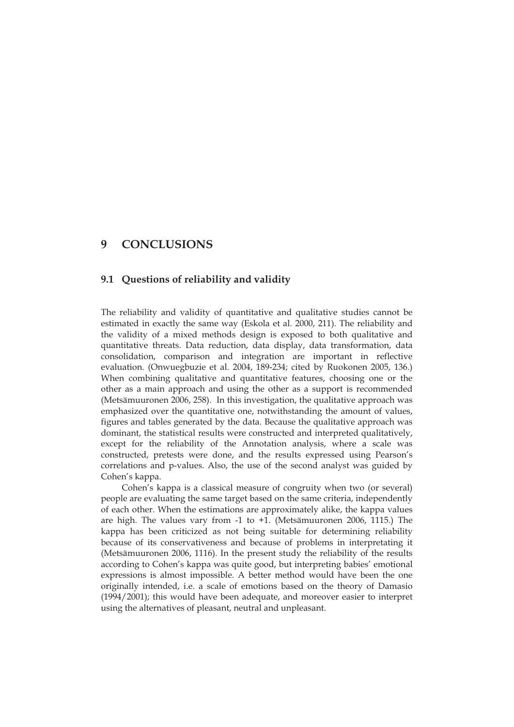# 9 CONCLUSIONS

## 9.1 Questions of reliability and validity

The reliability and validity of quantitative and qualitative studies cannot be estimated in exactly the same way (Eskola et al. 2000, 211). The reliability and the validity of a mixed methods design is exposed to both qualitative and quantitative threats. Data reduction, data display, data transformation, data consolidation, comparison and integration are important in reflective evaluation. (Onwuegbuzie et al. 2004, 189-234; cited by Ruokonen 2005, 136.) When combining qualitative and quantitative features, choosing one or the other as a main approach and using the other as a support is recommended (Metsämuuronen 2006, 258). In this investigation, the qualitative approach was emphasized over the quantitative one, notwithstanding the amount of values, figures and tables generated by the data. Because the qualitative approach was dominant, the statistical results were constructed and interpreted qualitatively, except for the reliability of the Annotation analysis, where a scale was constructed, pretests were done, and the results expressed using Pearson's correlations and p-values. Also, the use of the second analyst was guided by Cohen's kappa.

Cohen's kappa is a classical measure of congruity when two (or several) people are evaluating the same target based on the same criteria, independently of each other. When the estimations are approximately alike, the kappa values are high. The values vary from -1 to +1. (Metsämuuronen 2006, 1115.) The kappa has been criticized as not being suitable for determining reliability because of its conservativeness and because of problems in interpretating it (Metsämuuronen 2006, 1116). In the present study the reliability of the results according to Cohen's kappa was quite good, but interpreting babies' emotional expressions is almost impossible. A better method would have been the one originally intended, i.e. a scale of emotions based on the theory of Damasio (1994/2001); this would have been adequate, and moreover easier to interpret using the alternatives of pleasant, neutral and unpleasant.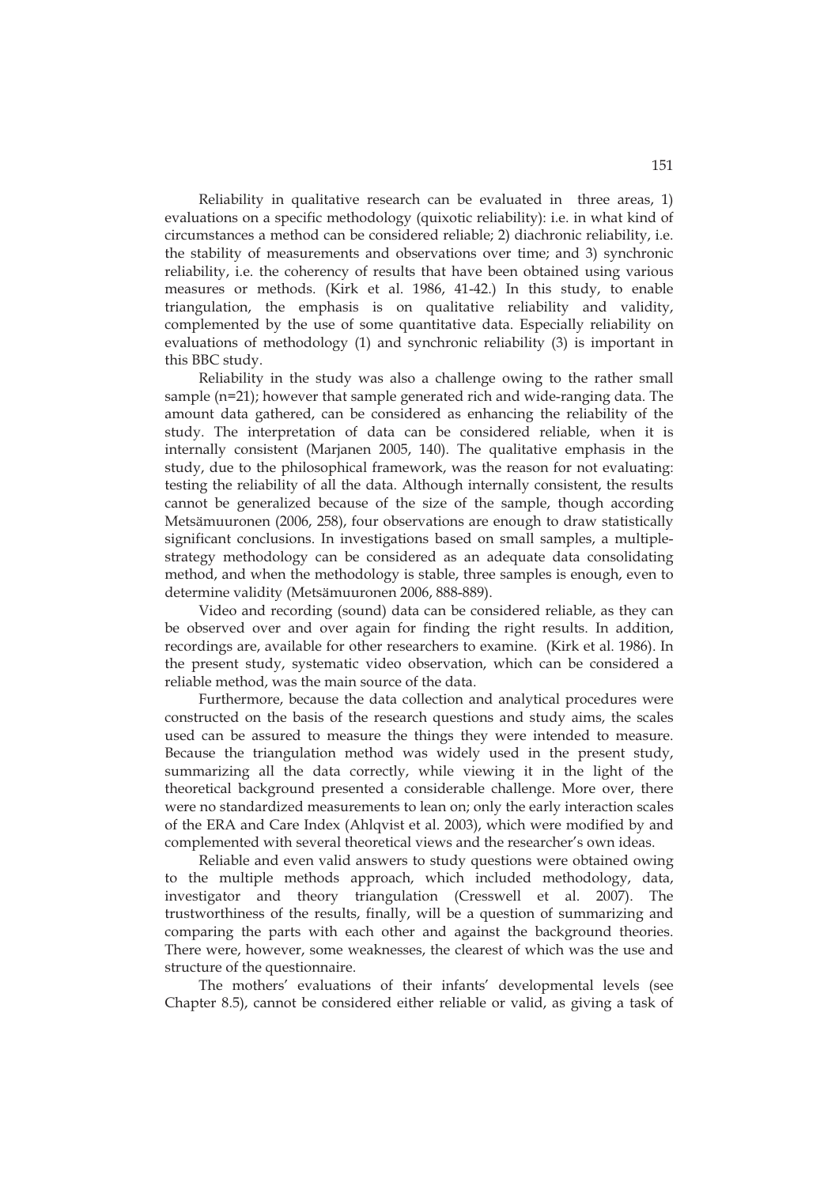Reliability in qualitative research can be evaluated in three areas, 1) evaluations on a specific methodology (quixotic reliability): i.e. in what kind of circumstances a method can be considered reliable; 2) diachronic reliability, i.e. the stability of measurements and observations over time; and 3) synchronic reliability, i.e. the coherency of results that have been obtained using various measures or methods. (Kirk et al. 1986, 41-42.) In this study, to enable triangulation, the emphasis is on qualitative reliability and validity, complemented by the use of some quantitative data. Especially reliability on evaluations of methodology (1) and synchronic reliability (3) is important in this BBC study.

Reliability in the study was also a challenge owing to the rather small sample (n=21); however that sample generated rich and wide-ranging data. The amount data gathered, can be considered as enhancing the reliability of the study. The interpretation of data can be considered reliable, when it is internally consistent (Marjanen 2005, 140). The qualitative emphasis in the study, due to the philosophical framework, was the reason for not evaluating: testing the reliability of all the data. Although internally consistent, the results cannot be generalized because of the size of the sample, though according Metsämuuronen (2006, 258), four observations are enough to draw statistically significant conclusions. In investigations based on small samples, a multiple-strategy methodology can be considered as an adequate data consolidating method, and when the methodology is stable, three samples is enough, even to determine validity (Metsämuuronen 2006, 888-889).

Video and recording (sound) data can be considered reliable, as they can be observed over and over again for finding the right results. In addition, recordings are, available for other researchers to examine. (Kirk et al. 1986). In the present study, systematic video observation, which can be considered a reliable method, was the main source of the data.

Furthermore, because the data collection and analytical procedures were constructed on the basis of the research questions and study aims, the scales used can be assured to measure the things they were intended to measure. Because the triangulation method was widely used in the present study, summarizing all the data correctly, while viewing it in the light of the theoretical background presented a considerable challenge. More over, there were no standardized measurements to lean on; only the early interaction scales of the ERA and Care Index (Ahlqvist et al. 2003), which were modified by and complemented with several theoretical views and the researcher's own ideas.

Reliable and even valid answers to study questions were obtained owing to the multiple methods approach, which included methodology, data, investigator and theory triangulation (Cresswell et al. 2007). The trustworthiness of the results, finally, will be a question of summarizing and comparing the parts with each other and against the background theories. There were, however, some weaknesses, the clearest of which was the use and structure of the questionnaire.

The mothers' evaluations of their infants' developmental levels (see Chapter 8.5), cannot be considered either reliable or valid, as giving a task of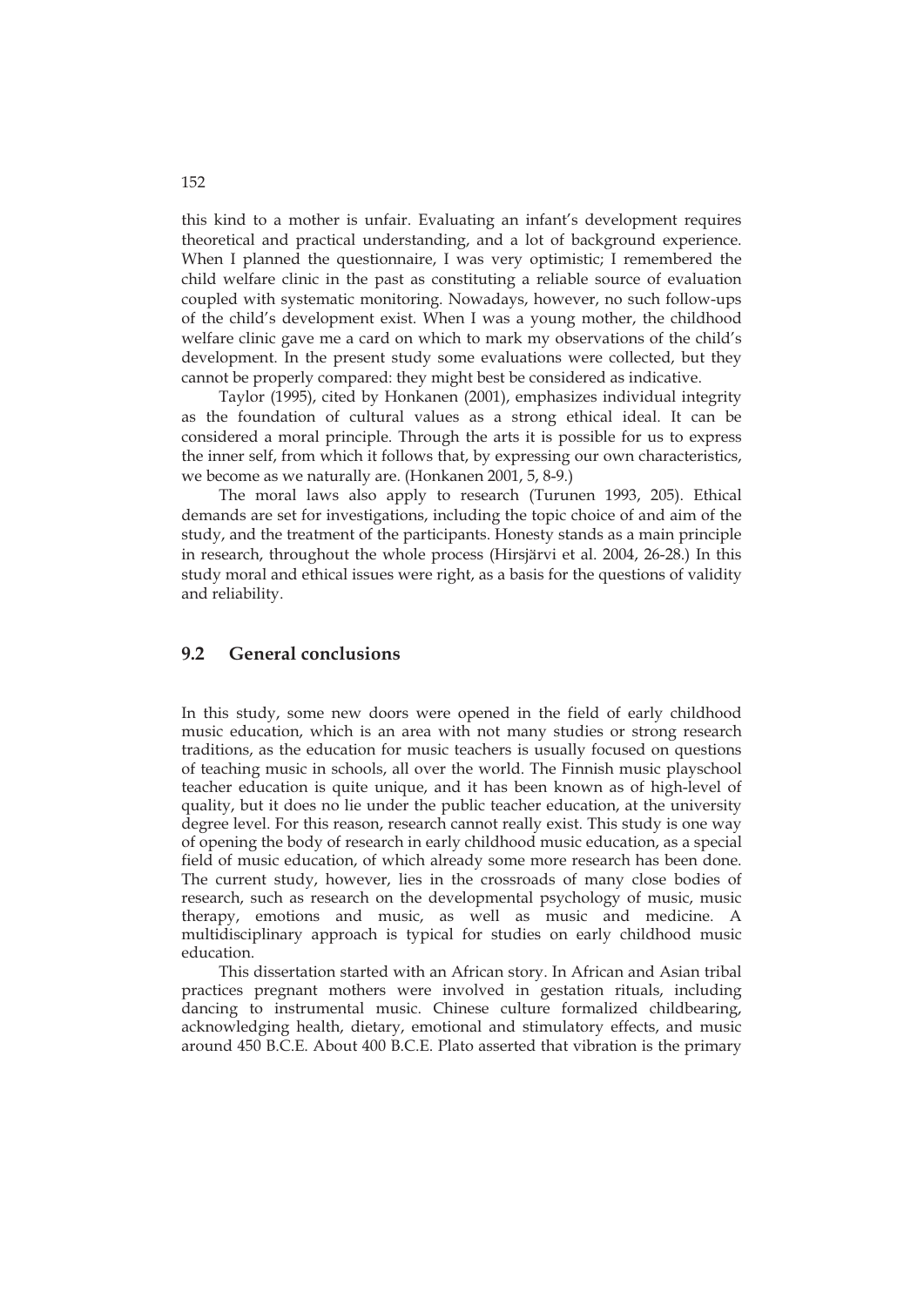this kind to a mother is unfair. Evaluating an infant's development requires theoretical and practical understanding, and a lot of background experience. When I planned the questionnaire, I was very optimistic; I remembered the child welfare clinic in the past as constituting a reliable source of evaluation coupled with systematic monitoring. Nowadays, however, no such follow-ups of the child's development exist. When I was a young mother, the childhood welfare clinic gave me a card on which to mark my observations of the child's development. In the present study some evaluations were collected, but they cannot be properly compared: they might best be considered as indicative.

Taylor (1995), cited by Honkanen (2001), emphasizes individual integrity as the foundation of cultural values as a strong ethical ideal. It can be considered a moral principle. Through the arts it is possible for us to express the inner self, from which it follows that, by expressing our own characteristics, we become as we naturally are. (Honkanen 2001, 5, 8-9.)

The moral laws also apply to research (Turunen 1993, 205). Ethical demands are set for investigations, including the topic choice of and aim of the study, and the treatment of the participants. Honesty stands as a main principle in research, throughout the whole process (Hirsjärvi et al. 2004, 26-28.) In this study moral and ethical issues were right, as a basis for the questions of validity and reliability.

## 9.2 General conclusions

In this study, some new doors were opened in the field of early childhood music education, which is an area with not many studies or strong research traditions, as the education for music teachers is usually focused on questions of teaching music in schools, all over the world. The Finnish music playschool teacher education is quite unique, and it has been known as of high-level of quality, but it does no lie under the public teacher education, at the university degree level. For this reason, research cannot really exist. This study is one way of opening the body of research in early childhood music education, as a special field of music education, of which already some more research has been done. The current study, however, lies in the crossroads of many close bodies of research, such as research on the developmental psychology of music, music therapy, emotions and music, as well as music and medicine. A multidisciplinary approach is typical for studies on early childhood music education.

This dissertation started with an African story. In African and Asian tribal practices pregnant mothers were involved in gestation rituals, including dancing to instrumental music. Chinese culture formalized childbearing, acknowledging health, dietary, emotional and stimulatory effects, and music around 450 B.C.E. About 400 B.C.E. Plato asserted that vibration is the primary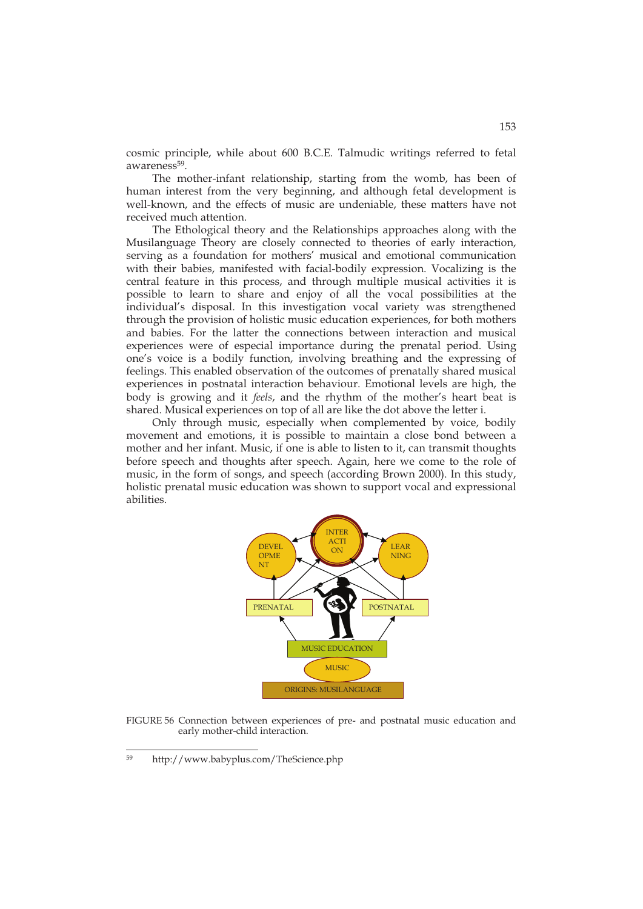cosmic principle, while about 600 B.C.E. Talmudic writings referred to fetal awareness[59].

The mother-infant relationship, starting from the womb, has been of human interest from the very beginning, and although fetal development is well-known, and the effects of music are undeniable, these matters have not received much attention.

The Ethological theory and the Relationships approaches along with the Musilanguage Theory are closely connected to theories of early interaction, serving as a foundation for mothers' musical and emotional communication with their babies, manifested with facial-bodily expression. Vocalizing is the central feature in this process, and through multiple musical activities it is possible to learn to share and enjoy of all the vocal possibilities at the individual's disposal. In this investigation vocal variety was strengthened through the provision of holistic music education experiences, for both mothers and babies. For the latter the connections between interaction and musical experiences were of especial importance during the prenatal period. Using one's voice is a bodily function, involving breathing and the expressing of feelings. This enabled observation of the outcomes of prenatally shared musical experiences in postnatal interaction behaviour. Emotional levels are high, the body is growing and it *feels*, and the rhythm of the mother's heart beat is shared. Musical experiences on top of all are like the dot above the letter i.

Only through music, especially when complemented by voice, bodily movement and emotions, it is possible to maintain a close bond between a mother and her infant. Music, if one is able to listen to it, can transmit thoughts before speech and thoughts after speech. Again, here we come to the role of music, in the form of songs, and speech (according Brown 2000). In this study, holistic prenatal music education was shown to support vocal and expressional abilities.

FIGURE 56 Connection between experiences of pre- and postnatal music education and early mother-child interaction.

[59] http://www.babyplus.com/TheScience.php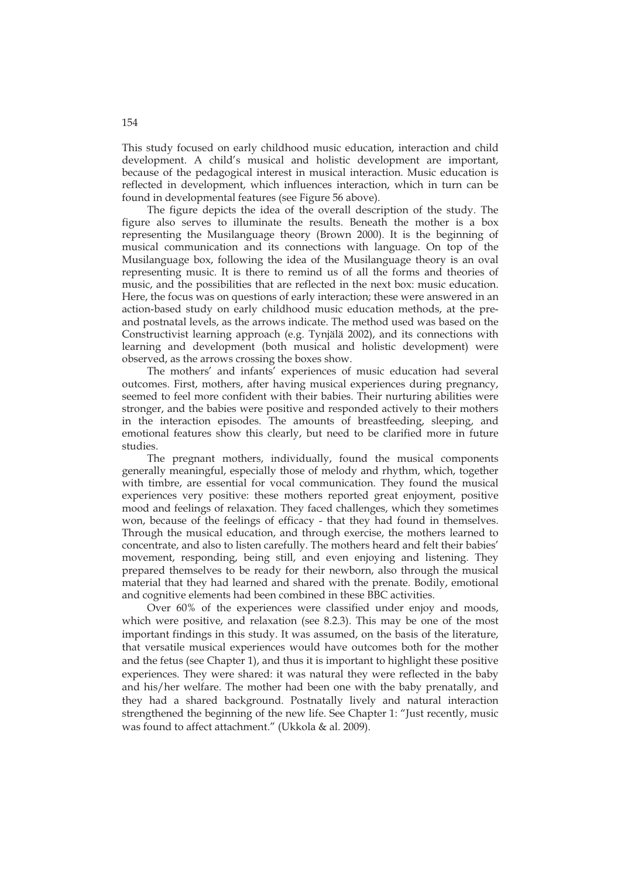This study focused on early childhood music education, interaction and child development. A child's musical and holistic development are important, because of the pedagogical interest in musical interaction. Music education is reflected in development, which influences interaction, which in turn can be found in developmental features (see Figure 56 above).

The figure depicts the idea of the overall description of the study. The figure also serves to illuminate the results. Beneath the mother is a box representing the Musilanguage theory (Brown 2000). It is the beginning of musical communication and its connections with language. On top of the Musilanguage box, following the idea of the Musilanguage theory is an oval representing music. It is there to remind us of all the forms and theories of music, and the possibilities that are reflected in the next box: music education. Here, the focus was on questions of early interaction; these were answered in an action-based study on early childhood music education methods, at the pre- and postnatal levels, as the arrows indicate. The method used was based on the Constructivist learning approach (e.g. Tynjälä 2002), and its connections with learning and development (both musical and holistic development) were observed, as the arrows crossing the boxes show.

The mothers' and infants' experiences of music education had several outcomes. First, mothers, after having musical experiences during pregnancy, seemed to feel more confident with their babies. Their nurturing abilities were stronger, and the babies were positive and responded actively to their mothers in the interaction episodes. The amounts of breastfeeding, sleeping, and emotional features show this clearly, but need to be clarified more in future studies.

The pregnant mothers, individually, found the musical components generally meaningful, especially those of melody and rhythm, which, together with timbre, are essential for vocal communication. They found the musical experiences very positive: these mothers reported great enjoyment, positive mood and feelings of relaxation. They faced challenges, which they sometimes won, because of the feelings of efficacy - that they had found in themselves. Through the musical education, and through exercise, the mothers learned to concentrate, and also to listen carefully. The mothers heard and felt their babies' movement, responding, being still, and even enjoying and listening. They prepared themselves to be ready for their newborn, also through the musical material that they had learned and shared with the prenate. Bodily, emotional and cognitive elements had been combined in these BBC activities.

Over 60% of the experiences were classified under enjoy and moods, which were positive, and relaxation (see 8.2.3). This may be one of the most important findings in this study. It was assumed, on the basis of the literature, that versatile musical experiences would have outcomes both for the mother and the fetus (see Chapter 1), and thus it is important to highlight these positive experiences. They were shared: it was natural they were reflected in the baby and his/her welfare. The mother had been one with the baby prenatally, and they had a shared background. Postnatally lively and natural interaction strengthened the beginning of the new life. See Chapter 1: "Just recently, music was found to affect attachment." (Ukkola & al. 2009).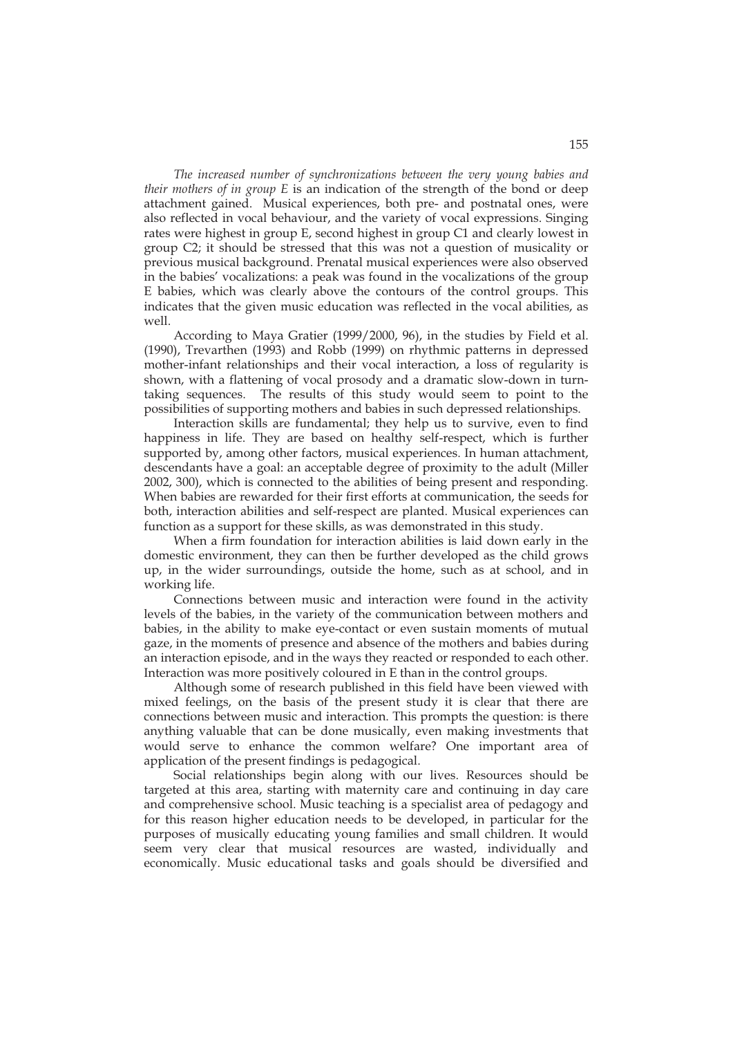*The increased number of synchronizations between the very young babies and their mothers of in group E* is an indication of the strength of the bond or deep attachment gained. Musical experiences, both pre- and postnatal ones, were also reflected in vocal behaviour, and the variety of vocal expressions. Singing rates were highest in group E, second highest in group C1 and clearly lowest in group C2; it should be stressed that this was not a question of musicality or previous musical background. Prenatal musical experiences were also observed in the babies' vocalizations: a peak was found in the vocalizations of the group E babies, which was clearly above the contours of the control groups. This indicates that the given music education was reflected in the vocal abilities, as well.

According to Maya Gratier (1999/2000, 96), in the studies by Field et al. (1990), Trevarthen (1993) and Robb (1999) on rhythmic patterns in depressed mother-infant relationships and their vocal interaction, a loss of regularity is shown, with a flattening of vocal prosody and a dramatic slow-down in turn-taking sequences. The results of this study would seem to point to the possibilities of supporting mothers and babies in such depressed relationships.

Interaction skills are fundamental; they help us to survive, even to find happiness in life. They are based on healthy self-respect, which is further supported by, among other factors, musical experiences. In human attachment, descendants have a goal: an acceptable degree of proximity to the adult (Miller 2002, 300), which is connected to the abilities of being present and responding. When babies are rewarded for their first efforts at communication, the seeds for both, interaction abilities and self-respect are planted. Musical experiences can function as a support for these skills, as was demonstrated in this study.

When a firm foundation for interaction abilities is laid down early in the domestic environment, they can then be further developed as the child grows up, in the wider surroundings, outside the home, such as at school, and in working life.

Connections between music and interaction were found in the activity levels of the babies, in the variety of the communication between mothers and babies, in the ability to make eye-contact or even sustain moments of mutual gaze, in the moments of presence and absence of the mothers and babies during an interaction episode, and in the ways they reacted or responded to each other. Interaction was more positively coloured in E than in the control groups.

Although some of research published in this field have been viewed with mixed feelings, on the basis of the present study it is clear that there are connections between music and interaction. This prompts the question: is there anything valuable that can be done musically, even making investments that would serve to enhance the common welfare? One important area of application of the present findings is pedagogical.

Social relationships begin along with our lives. Resources should be targeted at this area, starting with maternity care and continuing in day care and comprehensive school. Music teaching is a specialist area of pedagogy and for this reason higher education needs to be developed, in particular for the purposes of musically educating young families and small children. It would seem very clear that musical resources are wasted, individually and economically. Music educational tasks and goals should be diversified and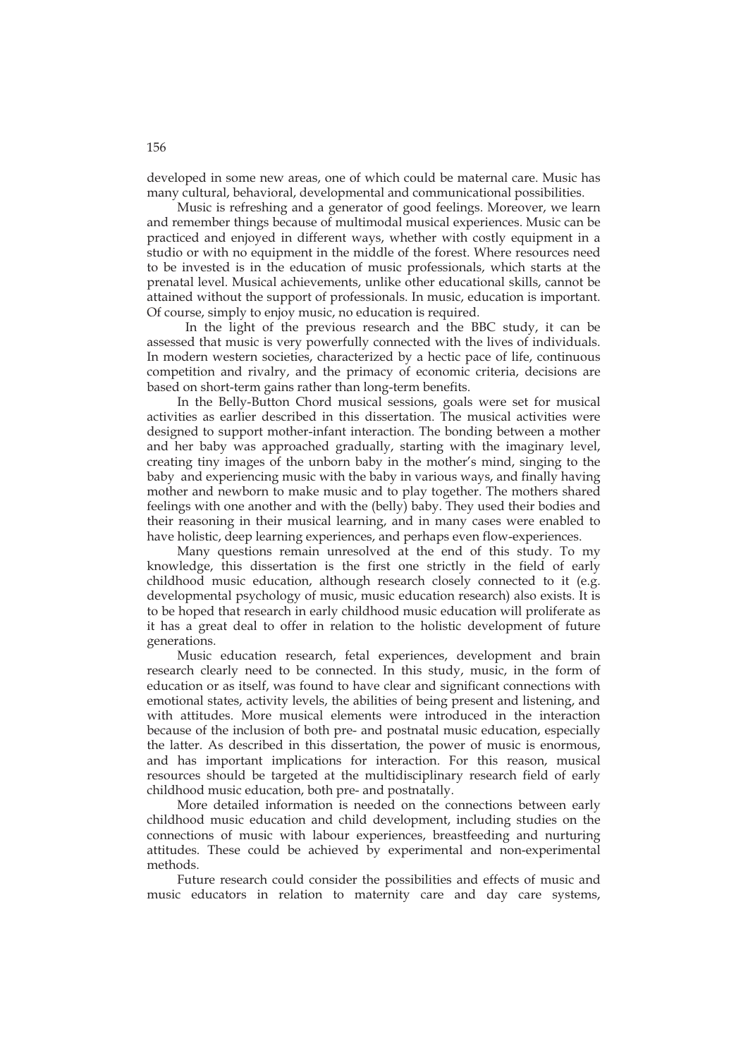developed in some new areas, one of which could be maternal care. Music has many cultural, behavioral, developmental and communicational possibilities.

Music is refreshing and a generator of good feelings. Moreover, we learn and remember things because of multimodal musical experiences. Music can be practiced and enjoyed in different ways, whether with costly equipment in a studio or with no equipment in the middle of the forest. Where resources need to be invested is in the education of music professionals, which starts at the prenatal level. Musical achievements, unlike other educational skills, cannot be attained without the support of professionals. In music, education is important. Of course, simply to enjoy music, no education is required.

In the light of the previous research and the BBC study, it can be assessed that music is very powerfully connected with the lives of individuals. In modern western societies, characterized by a hectic pace of life, continuous competition and rivalry, and the primacy of economic criteria, decisions are based on short-term gains rather than long-term benefits.

In the Belly-Button Chord musical sessions, goals were set for musical activities as earlier described in this dissertation. The musical activities were designed to support mother-infant interaction. The bonding between a mother and her baby was approached gradually, starting with the imaginary level, creating tiny images of the unborn baby in the mother's mind, singing to the baby and experiencing music with the baby in various ways, and finally having mother and newborn to make music and to play together. The mothers shared feelings with one another and with the (belly) baby. They used their bodies and their reasoning in their musical learning, and in many cases were enabled to have holistic, deep learning experiences, and perhaps even flow-experiences.

Many questions remain unresolved at the end of this study. To my knowledge, this dissertation is the first one strictly in the field of early childhood music education, although research closely connected to it (e.g. developmental psychology of music, music education research) also exists. It is to be hoped that research in early childhood music education will proliferate as it has a great deal to offer in relation to the holistic development of future generations.

Music education research, fetal experiences, development and brain research clearly need to be connected. In this study, music, in the form of education or as itself, was found to have clear and significant connections with emotional states, activity levels, the abilities of being present and listening, and with attitudes. More musical elements were introduced in the interaction because of the inclusion of both pre- and postnatal music education, especially the latter. As described in this dissertation, the power of music is enormous, and has important implications for interaction. For this reason, musical resources should be targeted at the multidisciplinary research field of early childhood music education, both pre- and postnatally.

More detailed information is needed on the connections between early childhood music education and child development, including studies on the connections of music with labour experiences, breastfeeding and nurturing attitudes. These could be achieved by experimental and non-experimental methods.

Future research could consider the possibilities and effects of music and music educators in relation to maternity care and day care systems,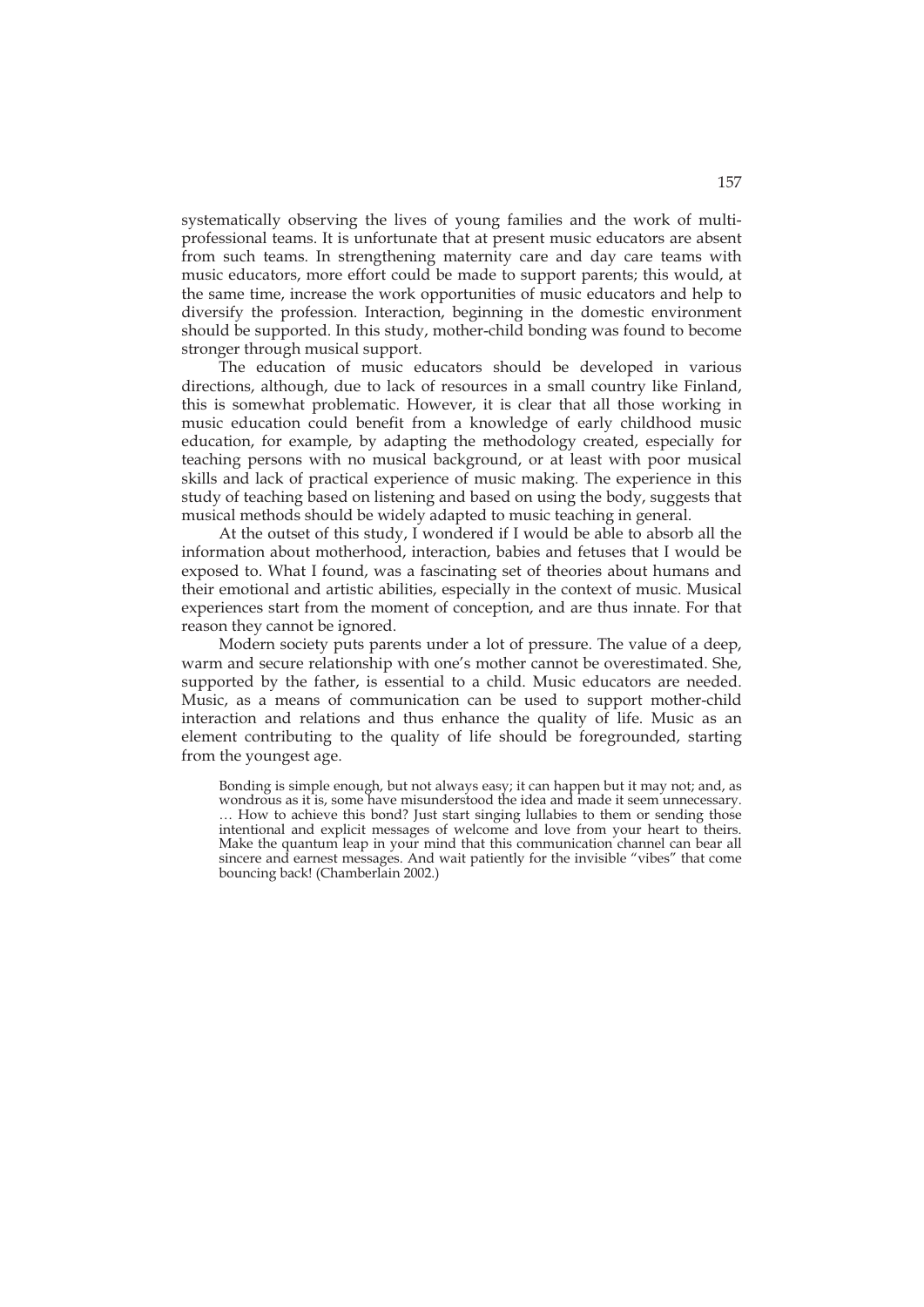systematically observing the lives of young families and the work of multi-professional teams. It is unfortunate that at present music educators are absent from such teams. In strengthening maternity care and day care teams with music educators, more effort could be made to support parents; this would, at the same time, increase the work opportunities of music educators and help to diversify the profession. Interaction, beginning in the domestic environment should be supported. In this study, mother-child bonding was found to become stronger through musical support.

The education of music educators should be developed in various directions, although, due to lack of resources in a small country like Finland, this is somewhat problematic. However, it is clear that all those working in music education could benefit from a knowledge of early childhood music education, for example, by adapting the methodology created, especially for teaching persons with no musical background, or at least with poor musical skills and lack of practical experience of music making. The experience in this study of teaching based on listening and based on using the body, suggests that musical methods should be widely adapted to music teaching in general.

At the outset of this study, I wondered if I would be able to absorb all the information about motherhood, interaction, babies and fetuses that I would be exposed to. What I found, was a fascinating set of theories about humans and their emotional and artistic abilities, especially in the context of music. Musical experiences start from the moment of conception, and are thus innate. For that reason they cannot be ignored.

Modern society puts parents under a lot of pressure. The value of a deep, warm and secure relationship with one's mother cannot be overestimated. She, supported by the father, is essential to a child. Music educators are needed. Music, as a means of communication can be used to support mother-child interaction and relations and thus enhance the quality of life. Music as an element contributing to the quality of life should be foregrounded, starting from the youngest age.

> Bonding is simple enough, but not always easy; it can happen but it may not; and, as wondrous as it is, some have misunderstood the idea and made it seem unnecessary. … How to achieve this bond? Just start singing lullabies to them or sending those intentional and explicit messages of welcome and love from your heart to theirs. Make the quantum leap in your mind that this communication channel can bear all sincere and earnest messages. And wait patiently for the invisible "vibes" that come bouncing back! (Chamberlain 2002.)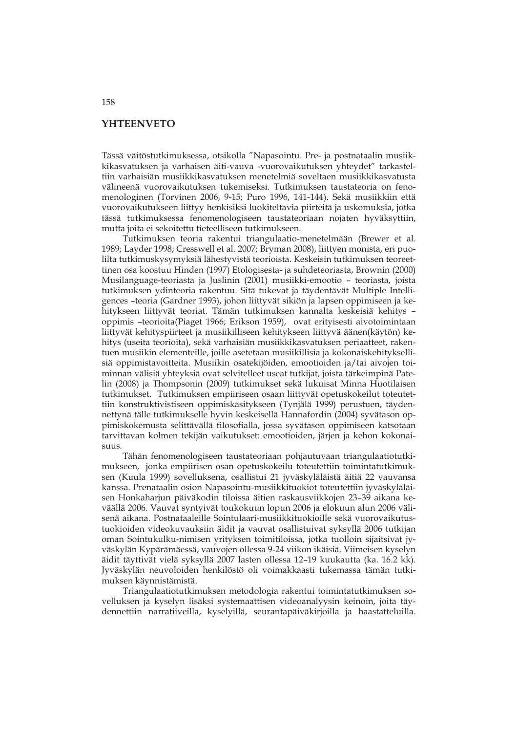## YHTEENVETO

Tässä väitöstutkimuksessa, otsikolla "Napasointu. Pre- ja postnataalin musiikkikasvatuksen ja varhaisen äiti-vauva -vuorovaikutuksen yhteydet" tarkasteltiin varhaisiän musiikkikasvatuksen menetelmiä soveltaen musiikkikasvatusta välineenä vuorovaikutuksen tukemiseksi. Tutkimuksen taustateoria on fenomenologinen (Torvinen 2006, 9-15; Puro 1996, 141-144). Sekä musiikkiin että vuorovaikutukseen liittyy henkisiksi luokiteltavia piirteitä ja uskomuksia, jotka tässä tutkimuksessa fenomenologiseen taustateoriaan nojaten hyväksyttiin, mutta joita ei sekoitettu tieteelliseen tutkimukseen.

Tutkimuksen teoria rakentui triangulaatio-menetelmään (Brewer et al. 1989; Layder 1998; Cresswell et al. 2007; Bryman 2008), liittyen monista, eri puolilta tutkimuskysymyksiä lähestyvistä teorioista. Keskeisin tutkimuksen teoreettinen osa koostuu Hinden (1997) Etologisesta- ja suhdeteoriasta, Brownin (2000) Musilanguage-teoriasta ja Juslinin (2001) musiikki-emootio – teoriasta, joista tutkimuksen ydinteoria rakentuu. Sitä tukevat ja täydentävät Multiple Intelligences –teoria (Gardner 1993), johon liittyvät sikiön ja lapsen oppimiseen ja kehitykseen liittyvät teoriat. Tämän tutkimuksen kannalta keskeisiä kehitys – oppimis –teorioita(Piaget 1966; Erikson 1959), ovat erityisesti aivotoimintaan liittyvät kehityspiirteet ja musiikilliseen kehitykseen liittyvä äänen(käytön) kehitys (useita teorioita), sekä varhaisiän musiikkikasvatuksen periaatteet, rakentuen musiikin elementeille, joille asetetaan musiikillisia ja kokonaiskehityksellisiä oppimistavoitteita. Musiikin osatekijöiden, emootioiden ja/tai aivojen toiminnan välisiä yhteyksiä ovat selvitelleet useat tutkijat, joista tärkeimpinä Patelin (2008) ja Thompsonin (2009) tutkimukset sekä lukuisat Minna Huotilaisen tutkimukset. Tutkimuksen empiiriseen osaan liittyvät opetuskokeilut toteutettiin konstruktivistiseen oppimiskäsitykseen (Tynjälä 1999) perustuen, täydennettynä tälle tutkimukselle hyvin keskeisellä Hannafordin (2004) syvätason oppimiskokemusta selittävällä filosofialla, jossa syvätason oppimiseen katsotaan tarvittavan kolmen tekijän vaikutukset: emootioiden, järjen ja kehon kokonaisuus.

Tähän fenomenologiseen taustateoriaan pohjautuvaan triangulaatiotutkimukseen, jonka empiirisen osan opetuskokeilu toteutettiin toimintatutkimuksen (Kuula 1999) sovelluksena, osallistui 21 jyväskyläläistä äitiä 22 vauvansa kanssa. Prenataalin osion Napasointu-musiikkituokiot toteutettiin jyväskyläläisen Honkaharjun päiväkodin tiloissa äitien raskausviikkojen 23–39 aikana keväällä 2006. Vauvat syntyivät toukokuun lopun 2006 ja elokuun alun 2006 välisenä aikana. Postnataaleille Sointulaari-musiikkituokioille sekä vuorovaikutustuokioiden videokuvauksiin äidit ja vauvat osallistuivat syksyllä 2006 tutkijan oman Sointukulku-nimisen yrityksen toimitiloissa, jotka tuolloin sijaitsivat jyväskylän Kypärämäessä, vauvojen ollessa 9-24 viikon ikäisiä. Viimeisen kyselyn äidit täyttivät vielä syksyllä 2007 lasten ollessa 12–19 kuukautta (ka. 16.2 kk). Jyväskylän neuvoloiden henkilöstö oli voimakkaasti tukemassa tämän tutkimuksen käynnistämistä.

Triangulaatiotutkimuksen metodologia rakentui toimintatutkimuksen sovelluksen ja kyselyn lisäksi systemaattisen videoanalyysin keinoin, joita täydennettiin narratiiveilla, kyselyillä, seurantapäiväkirjoilla ja haastatteluilla.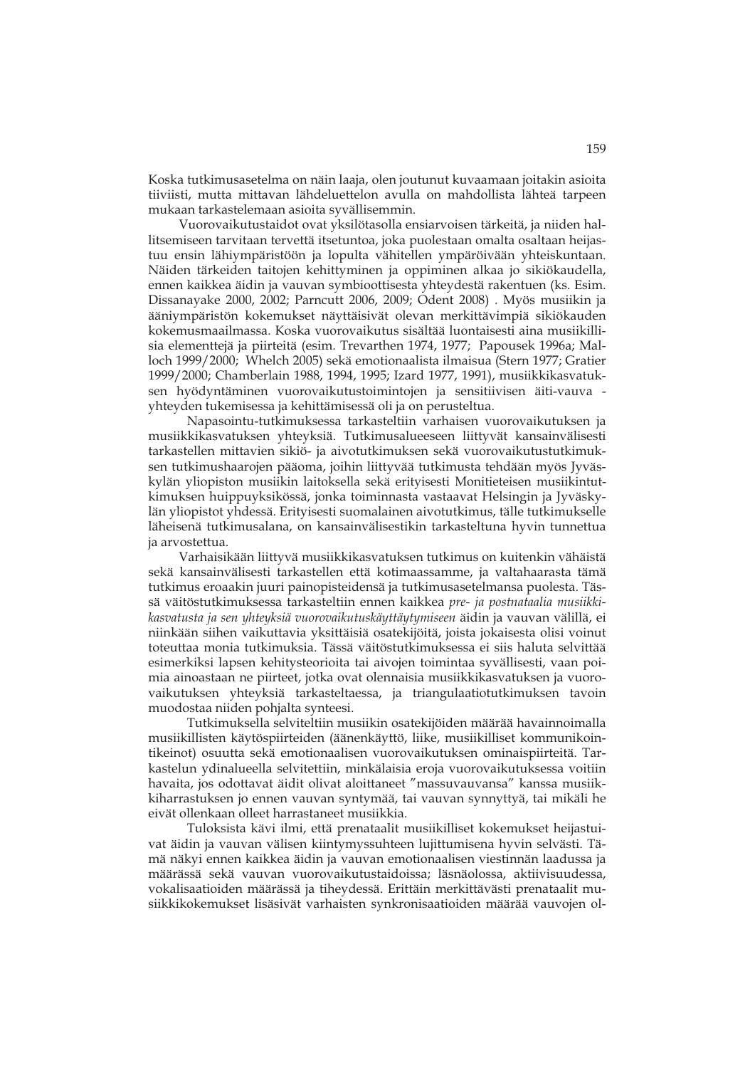Koska tutkimusasetelma on näin laaja, olen joutunut kuvaamaan joitakin asioita tiiviisti, mutta mittavan lähdeluettelon avulla on mahdollista lähteä tarpeen mukaan tarkastelemaan asioita syvällisemmin.

Vuorovaikutustaidot ovat yksilötasolla ensiarvoisen tärkeitä, ja niiden hallitsemiseen tarvitaan tervettä itsetuntoa, joka puolestaan omalta osaltaan heijastuu ensin lähiympäristöön ja lopulta vähitellen ympäröivään yhteiskuntaan. Näiden tärkeiden taitojen kehittyminen ja oppiminen alkaa jo sikiökaudella, ennen kaikkea äidin ja vauvan symbioottisesta yhteydestä rakentuen (ks. Esim. Dissanayake 2000, 2002; Parncutt 2006, 2009; Ödent 2008) . Myös musiikin ja ääniympäristön kokemukset näyttäisivät olevan merkittävimpiä sikiökauden kokemusmaailmassa. Koska vuorovaikutus sisältää luontaisesti aina musiikillisia elementtejä ja piirteitä (esim. Trevarthen 1974, 1977; Papousek 1996a; Malloch 1999/2000; Whelch 2005) sekä emotionaalista ilmaisua (Stern 1977; Gratier 1999/2000; Chamberlain 1988, 1994, 1995; Izard 1977, 1991), musiikkikasvatuksen hyödyntäminen vuorovaikutustoimintojen ja sensitiivisen äiti-vauva -yhteyden tukemisessa ja kehittämisessä oli ja on perusteltua.

Napasointu-tutkimuksessa tarkasteltiin varhaisen vuorovaikutuksen ja musiikkikasvatuksen yhteyksiä. Tutkimusalueeseen liittyvät kansainvälisesti tarkastellen mittavien sikiö- ja aivotutkimuksen sekä vuorovaikutustutkimuksen tutkimushaarojen pääoma, joihin liittyvää tutkimusta tehdään myös Jyväskylän yliopiston musiikin laitoksella sekä erityisesti Monitieteisen musiikintutkimuksen huippuyksikössä, jonka toiminnasta vastaavat Helsingin ja Jyväskylän yliopistot yhdessä. Erityisesti suomalainen aivotutkimus, tälle tutkimukselle läheisenä tutkimusalana, on kansainvälisestikin tarkasteltuna hyvin tunnettua ja arvostettua.

Varhaisikään liittyvä musiikkikasvatuksen tutkimus on kuitenkin vähäistä sekä kansainvälisesti tarkastellen että kotimaassamme, ja valtahaarasta tämä tutkimus eroaakin juuri painopisteidensä ja tutkimusasetelmansa puolesta. Tässä väitöstutkimuksessa tarkasteltiin ennen kaikkea *pre- ja postnataalia musiikkikasvatusta ja sen yhteyksiä vuorovaikutuskäyttäytymiseen* äidin ja vauvan välillä, ei niinkään siihen vaikuttavia yksittäisiä osatekijöitä, joista jokaisesta olisi voinut toteuttaa monia tutkimuksia. Tässä väitöstutkimuksessa ei siis haluta selvittää esimerkiksi lapsen kehitysteorioita tai aivojen toimintaa syvällisesti, vaan poimia ainoastaan ne piirteet, jotka ovat olennaisia musiikkikasvatuksen ja vuorovaikutuksen yhteyksiä tarkasteltaessa, ja triangulaatiotutkimuksen tavoin muodostaa niiden pohjalta synteesi.

Tutkimuksella selviteltiin musiikin osatekijöiden määrää havainnoimalla musiikillisten käytöspiirteiden (äänenkäyttö, liike, musiikilliset kommunikointikeinot) osuutta sekä emotionaalisen vuorovaikutuksen ominaispiirteitä. Tarkastelun ydinalueella selvitettiin, minkälaisia eroja vuorovaikutuksessa voitiin havaita, jos odottavat äidit olivat aloittaneet "massuvauvansa" kanssa musiikkiharrastuksen jo ennen vauvan syntymää, tai vauvan synnyttyä, tai mikäli he eivät ollenkaan olleet harrastaneet musiikkia.

Tuloksista kävi ilmi, että prenataalit musiikilliset kokemukset heijastuivat äidin ja vauvan välisen kiintymyssuhteen lujittumisena hyvin selvästi. Tämä näkyi ennen kaikkea äidin ja vauvan emotionaalisen viestinnän laadussa ja määrässä sekä vauvan vuorovaikutustaidoissa; läsnäolossa, aktiivisuudessa, vokalisaatioiden määrässä ja tiheydessä. Erittäin merkittävästi prenataalit musiikkikokemukset lisäsivät varhaisten synkronisaatioiden määrää vauvojen ol-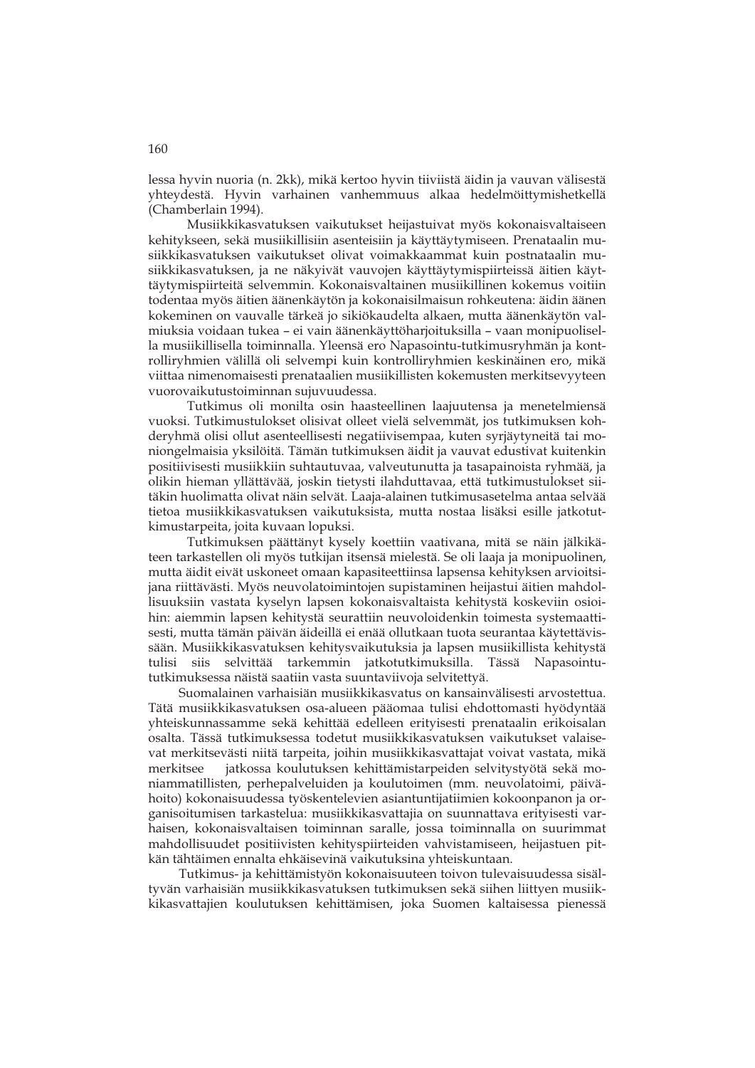lessa hyvin nuoria (n. 2kk), mikä kertoo hyvin tiiviistä äidin ja vauvan välisestä yhteydestä. Hyvin varhainen vanhemmuus alkaa hedelmöittymishetkellä (Chamberlain 1994).

Musiikkikasvatuksen vaikutukset heijastuivat myös kokonaisvaltaiseen kehitykseen, sekä musiikillisiin asenteisiin ja käyttäytymiseen. Prenataalin musiikkikasvatuksen vaikutukset olivat voimakkaammat kuin postnataalin musiikkikasvatuksen, ja ne näkyivät vauvojen käyttäytymispiirteissä äitien käyttäytymispiirteitä selvemmin. Kokonaisvaltainen musiikillinen kokemus voitiin todentaa myös äitien äänenkäytön ja kokonaisilmaisun rohkeutena: äidin äänen kokeminen on vauvalle tärkeä jo sikiökaudelta alkaen, mutta äänenkäytön valmiuksia voidaan tukea – ei vain äänenkäyttöharjoituksilla – vaan monipuolisella musiikillisella toiminnalla. Yleensä ero Napasointu-tutkimusryhmän ja kontrolliryhmien välillä oli selvempi kuin kontrolliryhmien keskinäinen ero, mikä viittaa nimenomaisesti prenataalien musiikillisten kokemusten merkitsevyyteen vuorovaikutustoiminnan sujuvuudessa.

Tutkimus oli monilta osin haasteellinen laajuutensa ja menetelmiensä vuoksi. Tutkimustulokset olisivat olleet vielä selvemmät, jos tutkimuksen kohderyhmä olisi ollut asenteellisesti negatiivisempaa, kuten syrjäytyneitä tai moniongelmaisia yksilöitä. Tämän tutkimuksen äidit ja vauvat edustivat kuitenkin positiivisesti musiikkiin suhtautuvaa, valveutunutta ja tasapainoista ryhmää, ja olikin hieman yllättävää, joskin tietysti ilahduttavaa, että tutkimustulokset siitäkin huolimatta olivat näin selvät. Laaja-alainen tutkimusasetelma antaa selvää tietoa musiikkikasvatuksen vaikutuksista, mutta nostaa lisäksi esille jatkotutkimustarpeita, joita kuvaan lopuksi.

Tutkimuksen päättänyt kysely koettiin vaativana, mitä se näin jälkikäteen tarkastellen oli myös tutkijan itsensä mielestä. Se oli laaja ja monipuolinen, mutta äidit eivät uskoneet omaan kapasiteettiinsa lapsensa kehityksen arvioitsijana riittävästi. Myös neuvolatoimintojen supistaminen heijastui äitien mahdollisuuksiin vastata kyselyn lapsen kokonaisvaltaista kehitystä koskeviin osioihin: aiemmin lapsen kehitystä seurattiin neuvoloidenkin toimesta systemaattisesti, mutta tämän päivän äideillä ei enää ollutkaan tuota seurantaa käytettävissään. Musiikkikasvatuksen kehitysvaikutuksia ja lapsen musiikillista kehitystä tulisi siis selvittää tarkemmin jatkotutkimuksilla. Tässä Napasointu-tutkimuksessa näistä saatiin vasta suuntaviivoja selvitettyä.

Suomalainen varhaisiän musiikkikasvatus on kansainvälisesti arvostettua. Tätä musiikkikasvatuksen osa-alueen pääomaa tulisi ehdottomasti hyödyntää yhteiskunnassamme sekä kehittää edelleen erityisesti prenataalin erikoisalan osalta. Tässä tutkimuksessa todetut musiikkikasvatuksen vaikutukset valaisevat merkitsevästi niitä tarpeita, joihin musiikkikasvattajat voivat vastata, mikä merkitsee jatkossa koulutuksen kehittämistarpeiden selvitystyötä sekä moniammatillisten, perhepalveluiden ja koulutoimen (mm. neuvolatoimi, päivähoito) kokonaisuudessa työskentelevien asiantuntijatiimien kokoonpanon ja organisoitumisen tarkastelua: musiikkikasvattajia on suunnattava erityisesti varhaisen, kokonaisvaltaisen toiminnan saralle, jossa toiminnalla on suurimmat mahdollisuudet positiivisten kehityspiirteiden vahvistamiseen, heijastuen pitkän tähtäimen ennalta ehkäisevinä vaikutuksina yhteiskuntaan.

Tutkimus- ja kehittämistyön kokonaisuuteen toivon tulevaisuudessa sisältyvän varhaisiän musiikkikasvatuksen tutkimuksen sekä siihen liittyen musiikkikasvattajien koulutuksen kehittämisen, joka Suomen kaltaisessa pienessä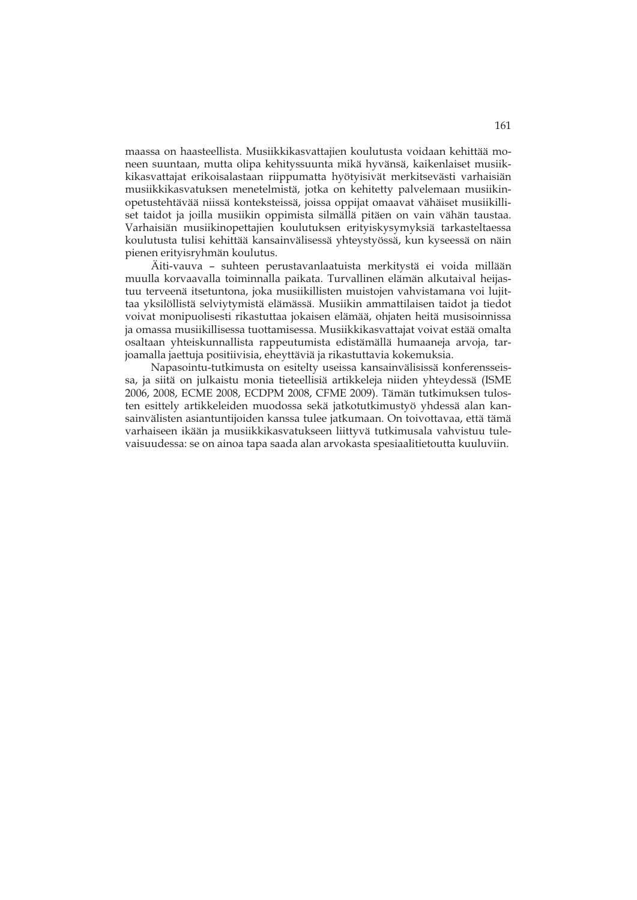maassa on haasteellista. Musiikkikasvattajien koulutusta voidaan kehittää moneen suuntaan, mutta olipa kehityssuunta mikä hyvänsä, kaikenlaiset musiikkikasvattajat erikoisalastaan riippumatta hyötyisivät merkitsevästi varhaisiän musiikkikasvatuksen menetelmistä, jotka on kehitetty palvelemaan musiikinopetustehtävää niissä konteksteissä, joissa oppijat omaavat vähäiset musiikilliset taidot ja joilla musiikin oppimista silmällä pitäen on vain vähän taustaa. Varhaisiän musiikinopettajien koulutuksen erityiskysymyksiä tarkasteltaessa koulutusta tulisi kehittää kansainvälisessä yhteystyössä, kun kyseessä on näin pienen erityisryhmän koulutus.

Äiti-vauva – suhteen perustavanlaatuista merkitystä ei voida millään muulla korvaavalla toiminnalla paikata. Turvallinen elämän alkutaival heijastuu terveenä itsetuntona, joka musiikillisten muistojen vahvistamana voi lujittaa yksilöllistä selviytymistä elämässä. Musiikin ammattilaisen taidot ja tiedot voivat monipuolisesti rikastuttaa jokaisen elämää, ohjaten heitä musisoinnissa ja omassa musiikillisessa tuottamisessa. Musiikkikasvattajat voivat estää omalta osaltaan yhteiskunnallista rappeutumista edistämällä humaaneja arvoja, tarjoamalla jaettuja positiivisia, eheyttäviä ja rikastuttavia kokemuksia.

Napasointu-tutkimusta on esitelty useissa kansainvälisissä konferensseissa, ja siitä on julkaistu monia tieteellisiä artikkeleja niiden yhteydessä (ISME 2006, 2008, ECME 2008, ECDPM 2008, CFME 2009). Tämän tutkimuksen tulosten esittely artikkeleiden muodossa sekä jatkotutkimustyö yhdessä alan kansainvälisten asiantuntijoiden kanssa tulee jatkumaan. On toivottavaa, että tämä varhaiseen ikään ja musiikkikasvatukseen liittyvä tutkimusala vahvistuu tulevaisuudessa: se on ainoa tapa saada alan arvokasta spesiaalitietoutta kuuluviin.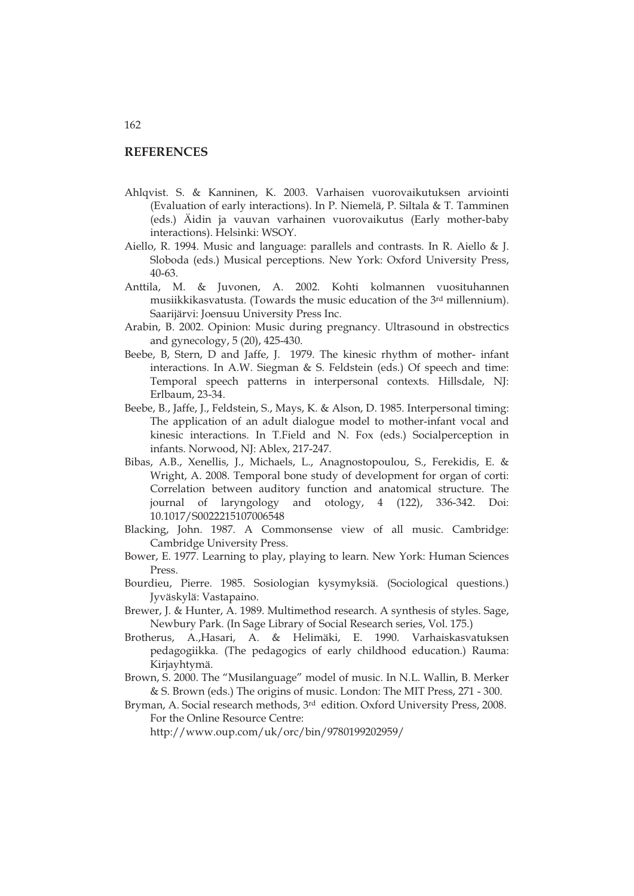## REFERENCES

Ahlqvist. S. & Kanninen, K. 2003. Varhaisen vuorovaikutuksen arviointi (Evaluation of early interactions). In P. Niemelä, P. Siltala & T. Tamminen (eds.) Äidin ja vauvan varhainen vuorovaikutus (Early mother-baby interactions). Helsinki: WSOY.

Aiello, R. 1994. Music and language: parallels and contrasts. In R. Aiello & J. Sloboda (eds.) Musical perceptions. New York: Oxford University Press, 40-63.

Anttila, M. & Juvonen, A. 2002. Kohti kolmannen vuosituhannen musiikkikasvatusta. (Towards the music education of the 3rd millennium). Saarijärvi: Joensuu University Press Inc.

Arabin, B. 2002. Opinion: Music during pregnancy. Ultrasound in obstrectics and gynecology, 5 (20), 425-430.

Beebe, B, Stern, D and Jaffe, J. 1979. The kinesic rhythm of mother- infant interactions. In A.W. Siegman & S. Feldstein (eds.) Of speech and time: Temporal speech patterns in interpersonal contexts. Hillsdale, NJ: Erlbaum, 23-34.

Beebe, B., Jaffe, J., Feldstein, S., Mays, K. & Alson, D. 1985. Interpersonal timing: The application of an adult dialogue model to mother-infant vocal and kinesic interactions. In T.Field and N. Fox (eds.) Socialperception in infants. Norwood, NJ: Ablex, 217-247.

Bibas, A.B., Xenellis, J., Michaels, L., Anagnostopoulou, S., Ferekidis, E. & Wright, A. 2008. Temporal bone study of development for organ of corti: Correlation between auditory function and anatomical structure. The journal of laryngology and otology, 4 (122), 336-342. Doi: 10.1017/S0022215107006548

Blacking, John. 1987. A Commonsense view of all music. Cambridge: Cambridge University Press.

Bower, E. 1977. Learning to play, playing to learn. New York: Human Sciences Press.

Bourdieu, Pierre. 1985. Sosiologian kysymyksiä. (Sociological questions.) Jyväskylä: Vastapaino.

Brewer, J. & Hunter, A. 1989. Multimethod research. A synthesis of styles. Sage, Newbury Park. (In Sage Library of Social Research series, Vol. 175.)

Brotherus, A.,Hasari, A. & Helimäki, E. 1990. Varhaiskasvatuksen pedagogiikka. (The pedagogics of early childhood education.) Rauma: Kirjayhtymä.

Brown, S. 2000. The "Musilanguage" model of music. In N.L. Wallin, B. Merker & S. Brown (eds.) The origins of music. London: The MIT Press, 271 - 300.

Bryman, A. Social research methods, 3rd edition. Oxford University Press, 2008. For the Online Resource Centre: http://www.oup.com/uk/orc/bin/9780199202959/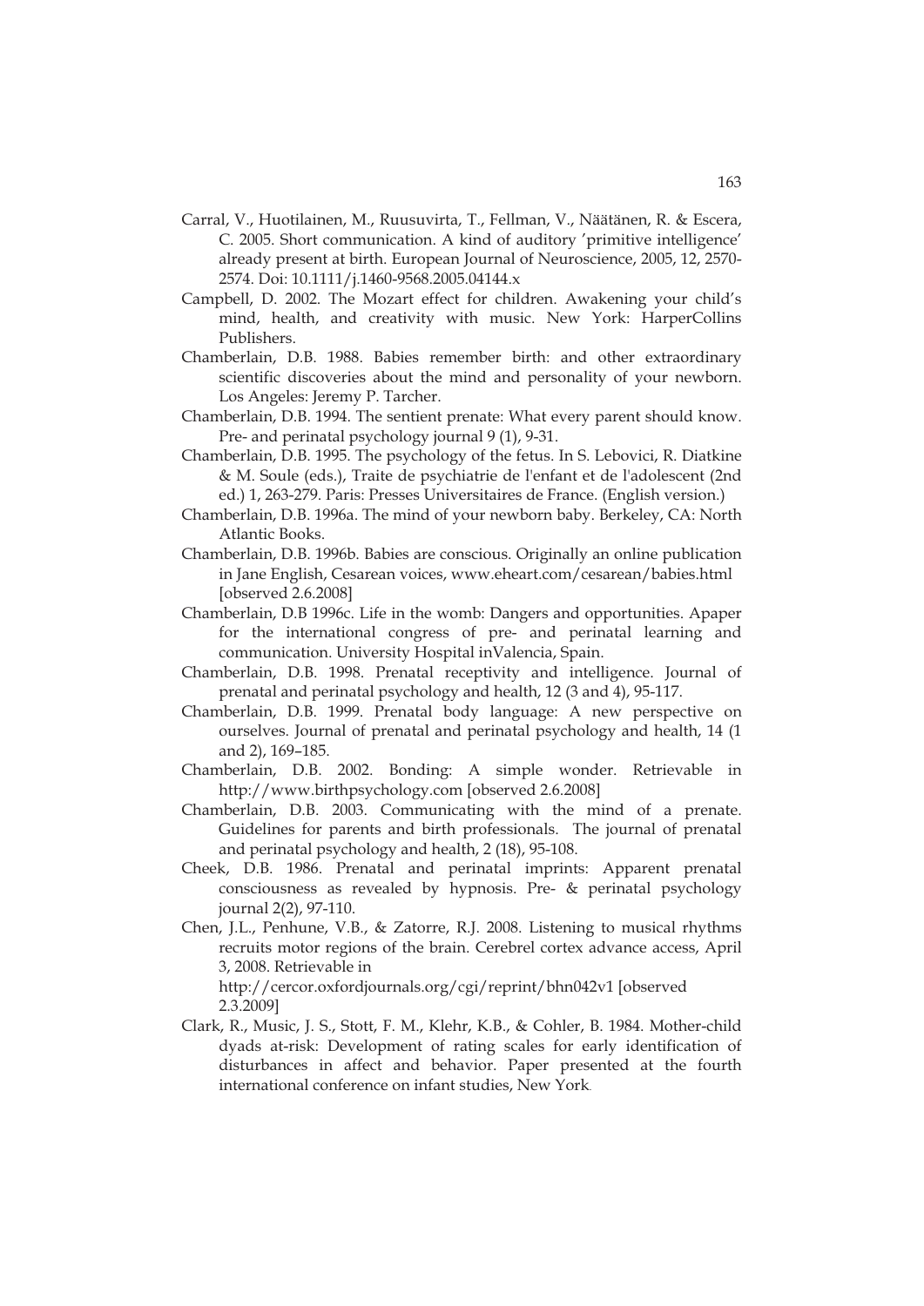Carral, V., Huotilainen, M., Ruusuvirta, T., Fellman, V., Näätänen, R. & Escera, C. 2005. Short communication. A kind of auditory 'primitive intelligence' already present at birth. European Journal of Neuroscience, 2005, 12, 2570-2574. Doi: 10.1111/j.1460-9568.2005.04144.x

Campbell, D. 2002. The Mozart effect for children. Awakening your child's mind, health, and creativity with music. New York: HarperCollins Publishers.

Chamberlain, D.B. 1988. Babies remember birth: and other extraordinary scientific discoveries about the mind and personality of your newborn. Los Angeles: Jeremy P. Tarcher.

Chamberlain, D.B. 1994. The sentient prenate: What every parent should know. Pre- and perinatal psychology journal 9 (1), 9-31.

Chamberlain, D.B. 1995. The psychology of the fetus. In S. Lebovici, R. Diatkine & M. Soule (eds.), Traite de psychiatrie de l'enfant et de l'adolescent (2nd ed.) 1, 263-279. Paris: Presses Universitaires de France. (English version.)

Chamberlain, D.B. 1996a. The mind of your newborn baby. Berkeley, CA: North Atlantic Books.

Chamberlain, D.B. 1996b. Babies are conscious. Originally an online publication in Jane English, Cesarean voices, www.eheart.com/cesarean/babies.html [observed 2.6.2008]

Chamberlain, D.B 1996c. Life in the womb: Dangers and opportunities. Apaper for the international congress of pre- and perinatal learning and communication. University Hospital inValencia, Spain.

Chamberlain, D.B. 1998. Prenatal receptivity and intelligence. Journal of prenatal and perinatal psychology and health, 12 (3 and 4), 95-117.

Chamberlain, D.B. 1999. Prenatal body language: A new perspective on ourselves. Journal of prenatal and perinatal psychology and health, 14 (1 and 2), 169–185.

Chamberlain, D.B. 2002. Bonding: A simple wonder. Retrievable in http://www.birthpsychology.com [observed 2.6.2008]

Chamberlain, D.B. 2003. Communicating with the mind of a prenate. Guidelines for parents and birth professionals. The journal of prenatal and perinatal psychology and health, 2 (18), 95-108.

Cheek, D.B. 1986. Prenatal and perinatal imprints: Apparent prenatal consciousness as revealed by hypnosis. Pre- & perinatal psychology journal 2(2), 97-110.

Chen, J.L., Penhune, V.B., & Zatorre, R.J. 2008. Listening to musical rhythms recruits motor regions of the brain. Cerebrel cortex advance access, April 3, 2008. Retrievable in http://cercor.oxfordjournals.org/cgi/reprint/bhn042v1 [observed 2.3.2009]

Clark, R., Music, J. S., Stott, F. M., Klehr, K.B., & Cohler, B. 1984. Mother-child dyads at-risk: Development of rating scales for early identification of disturbances in affect and behavior. Paper presented at the fourth international conference on infant studies, New York.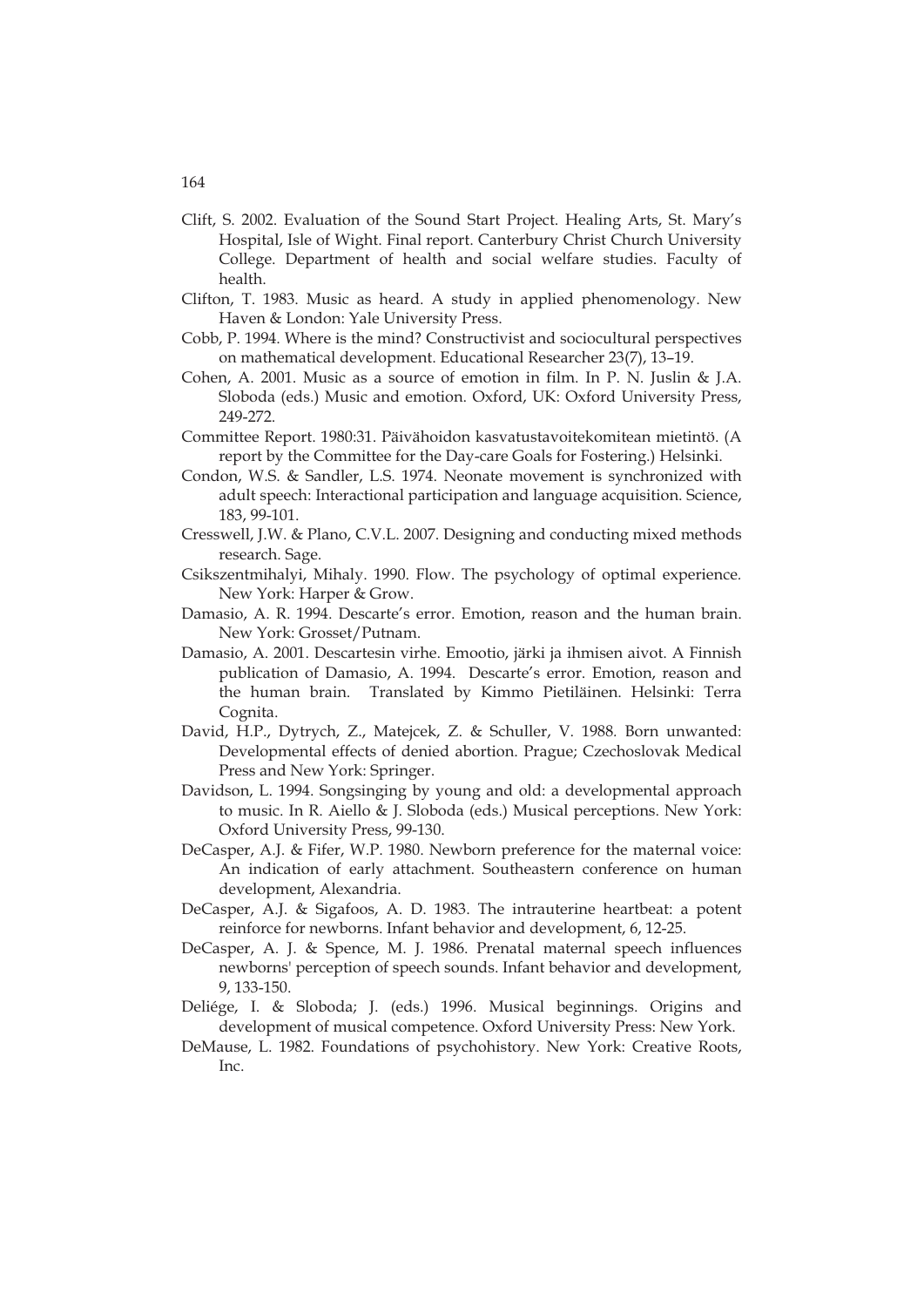Clift, S. 2002. Evaluation of the Sound Start Project. Healing Arts, St. Mary's Hospital, Isle of Wight. Final report. Canterbury Christ Church University College. Department of health and social welfare studies. Faculty of health.

Clifton, T. 1983. Music as heard. A study in applied phenomenology. New Haven & London: Yale University Press.

Cobb, P. 1994. Where is the mind? Constructivist and sociocultural perspectives on mathematical development. Educational Researcher 23(7), 13–19.

Cohen, A. 2001. Music as a source of emotion in film. In P. N. Juslin & J.A. Sloboda (eds.) Music and emotion. Oxford, UK: Oxford University Press, 249-272.

Committee Report. 1980:31. Päivähoidon kasvatustavoitekomitean mietintö. (A report by the Committee for the Day-care Goals for Fostering.) Helsinki.

Condon, W.S. & Sandler, L.S. 1974. Neonate movement is synchronized with adult speech: Interactional participation and language acquisition. Science, 183, 99-101.

Cresswell, J.W. & Plano, C.V.L. 2007. Designing and conducting mixed methods research. Sage.

Csikszentmihalyi, Mihaly. 1990. Flow. The psychology of optimal experience. New York: Harper & Grow.

Damasio, A. R. 1994. Descarte's error. Emotion, reason and the human brain. New York: Grosset/Putnam.

Damasio, A. 2001. Descartesin virhe. Emootio, järki ja ihmisen aivot. A Finnish publication of Damasio, A. 1994. Descarte's error. Emotion, reason and the human brain. Translated by Kimmo Pietiläinen. Helsinki: Terra Cognita.

David, H.P., Dytrych, Z., Matejcek, Z. & Schuller, V. 1988. Born unwanted: Developmental effects of denied abortion. Prague; Czechoslovak Medical Press and New York: Springer.

Davidson, L. 1994. Songsinging by young and old: a developmental approach to music. In R. Aiello & J. Sloboda (eds.) Musical perceptions. New York: Oxford University Press, 99-130.

DeCasper, A.J. & Fifer, W.P. 1980. Newborn preference for the maternal voice: An indication of early attachment. Southeastern conference on human development, Alexandria.

DeCasper, A.J. & Sigafoos, A. D. 1983. The intrauterine heartbeat: a potent reinforce for newborns. Infant behavior and development, 6, 12-25.

DeCasper, A. J. & Spence, M. J. 1986. Prenatal maternal speech influences newborns' perception of speech sounds. Infant behavior and development, 9, 133-150.

Deliége, I. & Sloboda; J. (eds.) 1996. Musical beginnings. Origins and development of musical competence. Oxford University Press: New York.

DeMause, L. 1982. Foundations of psychohistory. New York: Creative Roots, Inc.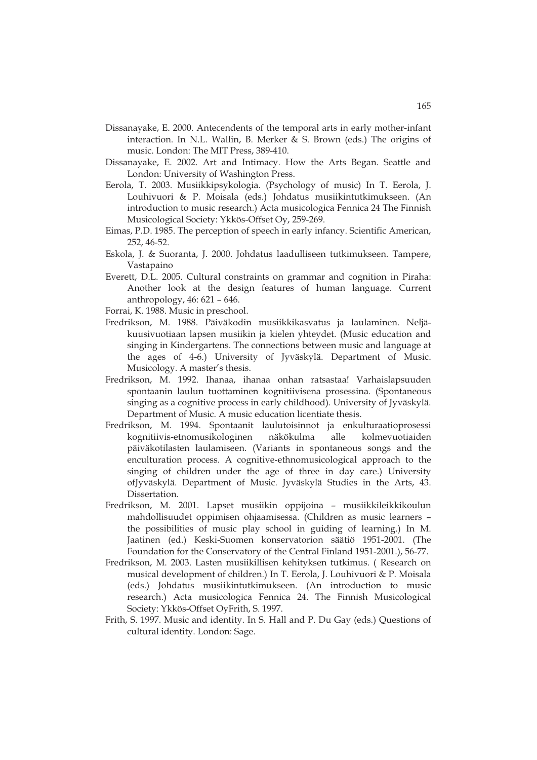Dissanayake, E. 2000. Antecendents of the temporal arts in early mother-infant interaction. In N.L. Wallin, B. Merker & S. Brown (eds.) The origins of music. London: The MIT Press, 389-410.

Dissanayake, E. 2002. Art and Intimacy. How the Arts Began. Seattle and London: University of Washington Press.

Eerola, T. 2003. Musiikkipsykologia. (Psychology of music) In T. Eerola, J. Louhivuori & P. Moisala (eds.) Johdatus musiikintutkimukseen. (An introduction to music research.) Acta musicologica Fennica 24 The Finnish Musicological Society: Ykkös-Offset Oy, 259-269.

Eimas, P.D. 1985. The perception of speech in early infancy. Scientific American, 252, 46-52.

Eskola, J. & Suoranta, J. 2000. Johdatus laadulliseen tutkimukseen. Tampere, Vastapaino

Everett, D.L. 2005. Cultural constraints on grammar and cognition in Piraha: Another look at the design features of human language. Current anthropology, 46: 621 – 646.

Forrai, K. 1988. Music in preschool.

Fredrikson, M. 1988. Päiväkodin musiikkikasvatus ja laulaminen. Neljä-kuusivuotiaan lapsen musiikin ja kielen yhteydet. (Music education and singing in Kindergartens. The connections between music and language at the ages of 4-6.) University of Jyväskylä. Department of Music. Musicology. A master's thesis.

Fredrikson, M. 1992. Ihanaa, ihanaa onhan ratsastaa! Varhaislapsuuden spontaanin laulun tuottaminen kognitiivisena prosessina. (Spontaneous singing as a cognitive process in early childhood). University of Jyväskylä. Department of Music. A music education licentiate thesis.

Fredrikson, M. 1994. Spontaanit laulutoisinnot ja enkulturaatioprosessi kognitiivis-etnomusikologinen näkökulma alle kolmevuotiaiden päiväkotilasten laulamiseen. (Variants in spontaneous songs and the enculturation process. A cognitive-ethnomusicological approach to the singing of children under the age of three in day care.) University ofJyväskylä. Department of Music. Jyväskylä Studies in the Arts, 43. Dissertation.

Fredrikson, M. 2001. Lapset musiikin oppijoina – musiikkileikkikoulun mahdollisuudet oppimisen ohjaamisessa. (Children as music learners – the possibilities of music play school in guiding of learning.) In M. Jaatinen (ed.) Keski-Suomen konservatorion säätiö 1951-2001. (The Foundation for the Conservatory of the Central Finland 1951-2001.), 56-77.

Fredrikson, M. 2003. Lasten musiikillisen kehityksen tutkimus. ( Research on musical development of children.) In T. Eerola, J. Louhivuori & P. Moisala (eds.) Johdatus musiikintutkimukseen. (An introduction to music research.) Acta musicologica Fennica 24. The Finnish Musicological Society: Ykkös-Offset OyFrith, S. 1997.

Frith, S. 1997. Music and identity. In S. Hall and P. Du Gay (eds.) Questions of cultural identity. London: Sage.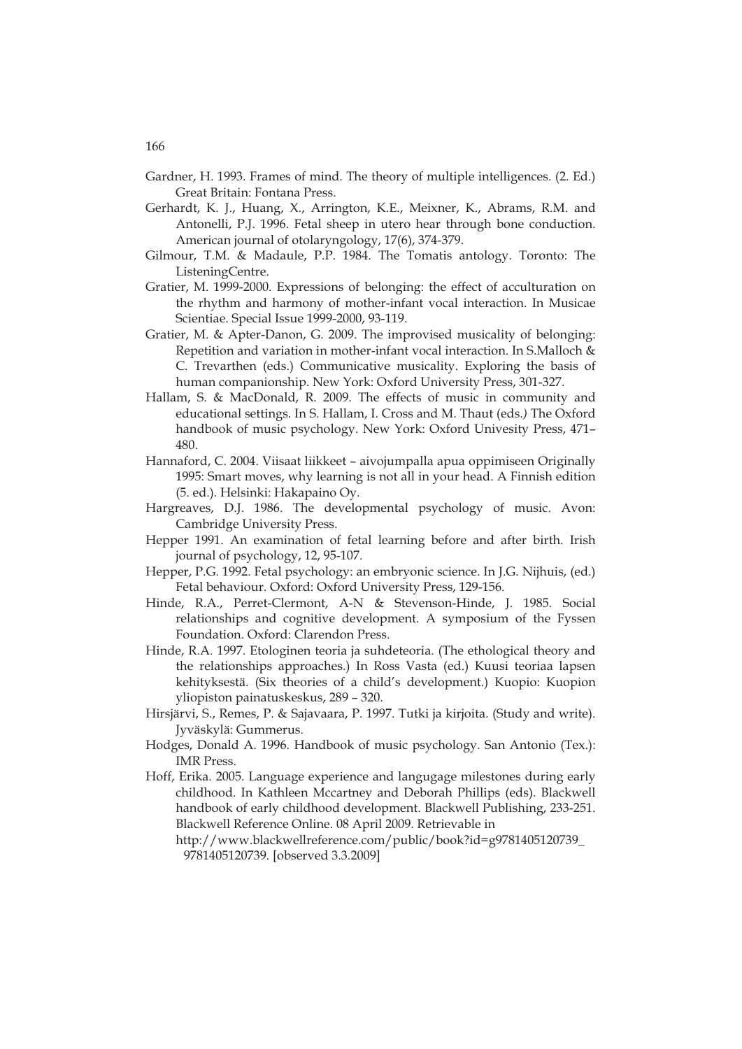Gardner, H. 1993. Frames of mind. The theory of multiple intelligences. (2. Ed.) Great Britain: Fontana Press.

Gerhardt, K. J., Huang, X., Arrington, K.E., Meixner, K., Abrams, R.M. and Antonelli, P.J. 1996. Fetal sheep in utero hear through bone conduction. American journal of otolaryngology, 17(6), 374-379.

Gilmour, T.M. & Madaule, P.P. 1984. The Tomatis antology. Toronto: The ListeningCentre.

Gratier, M. 1999-2000. Expressions of belonging: the effect of acculturation on the rhythm and harmony of mother-infant vocal interaction. In Musicae Scientiae. Special Issue 1999-2000, 93-119.

Gratier, M. & Apter-Danon, G. 2009. The improvised musicality of belonging: Repetition and variation in mother-infant vocal interaction. In S.Malloch & C. Trevarthen (eds.) Communicative musicality. Exploring the basis of human companionship. New York: Oxford University Press, 301-327.

Hallam, S. & MacDonald, R. 2009. The effects of music in community and educational settings. In S. Hallam, I. Cross and M. Thaut (eds.) The Oxford handbook of music psychology. New York: Oxford Univesity Press, 471–480.

Hannaford, C. 2004. Viisaat liikkeet – aivojumpalla apua oppimiseen Originally 1995: Smart moves, why learning is not all in your head. A Finnish edition (5. ed.). Helsinki: Hakapaino Oy.

Hargreaves, D.J. 1986. The developmental psychology of music. Avon: Cambridge University Press.

Hepper 1991. An examination of fetal learning before and after birth. Irish journal of psychology, 12, 95-107.

Hepper, P.G. 1992. Fetal psychology: an embryonic science. In J.G. Nijhuis, (ed.) Fetal behaviour. Oxford: Oxford University Press, 129-156.

Hinde, R.A., Perret-Clermont, A-N & Stevenson-Hinde, J. 1985. Social relationships and cognitive development. A symposium of the Fyssen Foundation. Oxford: Clarendon Press.

Hinde, R.A. 1997. Etologinen teoria ja suhdeteoria. (The ethological theory and the relationships approaches.) In Ross Vasta (ed.) Kuusi teoriaa lapsen kehityksestä. (Six theories of a child's development.) Kuopio: Kuopion yliopiston painatuskeskus, 289 – 320.

Hirsjärvi, S., Remes, P. & Sajavaara, P. 1997. Tutki ja kirjoita. (Study and write). Jyväskylä: Gummerus.

Hodges, Donald A. 1996. Handbook of music psychology. San Antonio (Tex.): IMR Press.

Hoff, Erika. 2005. Language experience and langugage milestones during early childhood. In Kathleen Mccartney and Deborah Phillips (eds). Blackwell handbook of early childhood development. Blackwell Publishing, 233-251. Blackwell Reference Online. 08 April 2009. Retrievable in http://www.blackwellreference.com/public/book?id=g9781405120739_9781405120739. [observed 3.3.2009]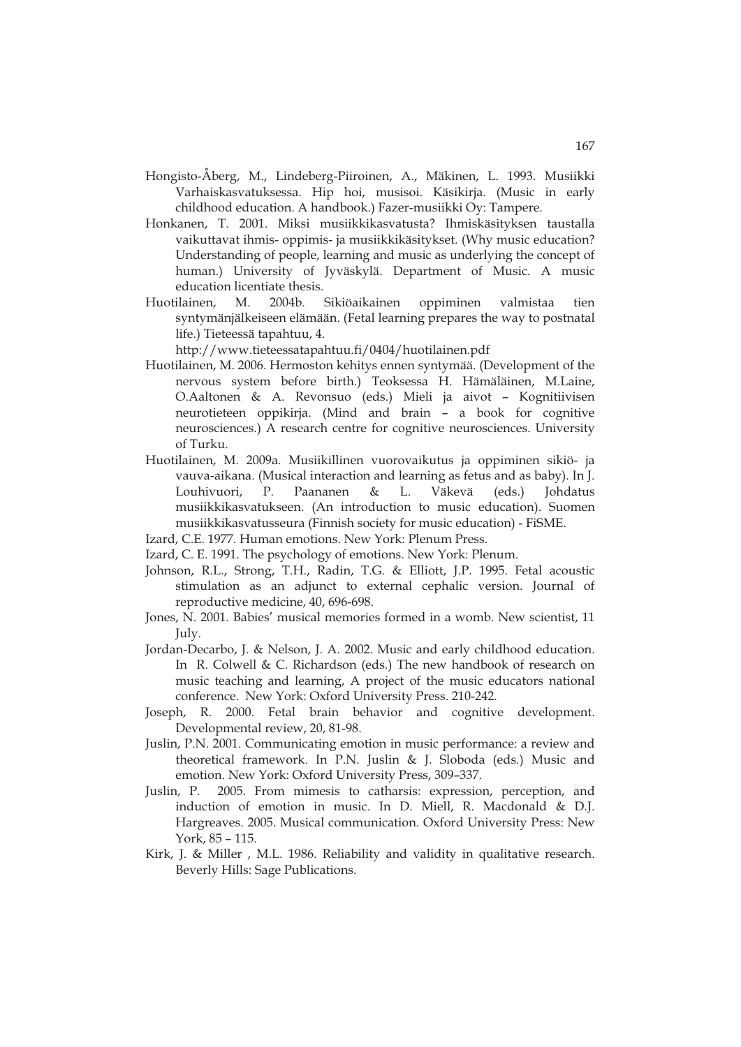Hongisto-Åberg, M., Lindeberg-Piiroinen, A., Mäkinen, L. 1993. Musiikki Varhaiskasvatuksessa. Hip hoi, musisoi. Käsikirja. (Music in early childhood education. A handbook.) Fazer-musiikki Oy: Tampere.

Honkanen, T. 2001. Miksi musiikkikasvatusta? Ihmiskäsityksen taustalla vaikuttavat ihmis- oppimis- ja musiikkikäsitykset. (Why music education? Understanding of people, learning and music as underlying the concept of human.) University of Jyväskylä. Department of Music. A music education licentiate thesis.

Huotilainen, M. 2004b. Sikiöaikainen oppiminen valmistaa tien syntymänjälkeiseen elämään. (Fetal learning prepares the way to postnatal life.) Tieteessä tapahtuu, 4. http://www.tieteessatapahtuu.fi/0404/huotilainen.pdf

Huotilainen, M. 2006. Hermoston kehitys ennen syntymää. (Development of the nervous system before birth.) Teoksessa H. Hämäläinen, M.Laine, O.Aaltonen & A. Revonsuo (eds.) Mieli ja aivot – Kognitiivisen neurotieteen oppikirja. (Mind and brain – a book for cognitive neurosciences.) A research centre for cognitive neurosciences. University of Turku.

Huotilainen, M. 2009a. Musiikillinen vuorovaikutus ja oppiminen sikiö- ja vauva-aikana. (Musical interaction and learning as fetus and as baby). In J. Louhivuori, P. Paananen & L. Väkevä (eds.) Johdatus musiikkikasvatukseen. (An introduction to music education). Suomen musiikkikasvatusseura (Finnish society for music education) - FiSME.

Izard, C.E. 1977. Human emotions. New York: Plenum Press.

Izard, C. E. 1991. The psychology of emotions. New York: Plenum.

Johnson, R.L., Strong, T.H., Radin, T.G. & Elliott, J.P. 1995. Fetal acoustic stimulation as an adjunct to external cephalic version. Journal of reproductive medicine, 40, 696-698.

Jones, N. 2001. Babies' musical memories formed in a womb. New scientist, 11 July.

Jordan-Decarbo, J. & Nelson, J. A. 2002. Music and early childhood education. In R. Colwell & C. Richardson (eds.) The new handbook of research on music teaching and learning, A project of the music educators national conference. New York: Oxford University Press. 210-242.

Joseph, R. 2000. Fetal brain behavior and cognitive development. Developmental review, 20, 81-98.

Juslin, P.N. 2001. Communicating emotion in music performance: a review and theoretical framework. In P.N. Juslin & J. Sloboda (eds.) Music and emotion. New York: Oxford University Press, 309–337.

Juslin, P. 2005. From mimesis to catharsis: expression, perception, and induction of emotion in music. In D. Miell, R. Macdonald & D.J. Hargreaves. 2005. Musical communication. Oxford University Press: New York, 85 – 115.

Kirk, J. & Miller , M.L. 1986. Reliability and validity in qualitative research. Beverly Hills: Sage Publications.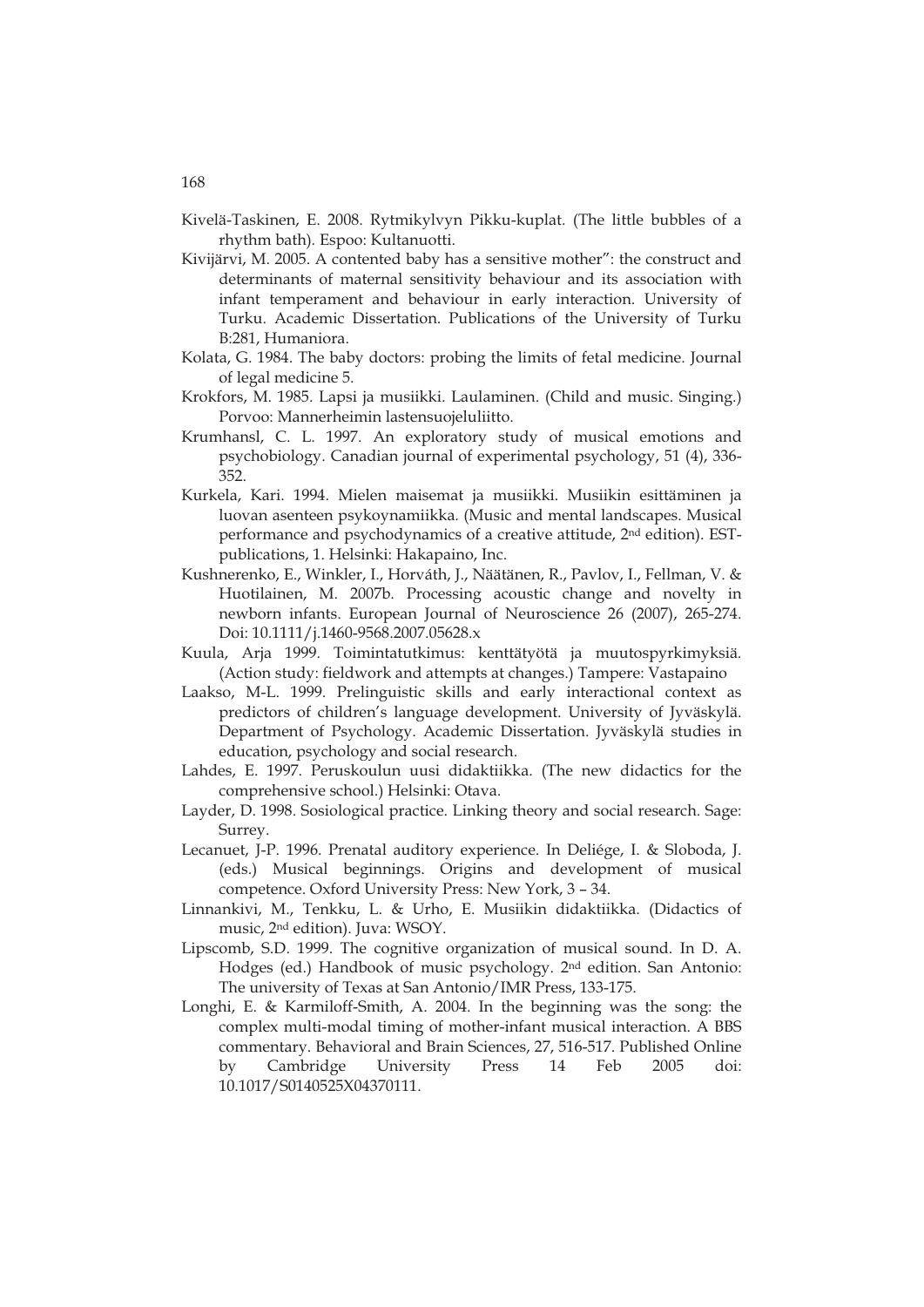Kivelä-Taskinen, E. 2008. Rytmikylvyn Pikku-kuplat. (The little bubbles of a rhythm bath). Espoo: Kultanuotti.

Kivijärvi, M. 2005. A contented baby has a sensitive mother": the construct and determinants of maternal sensitivity behaviour and its association with infant temperament and behaviour in early interaction. University of Turku. Academic Dissertation. Publications of the University of Turku B:281, Humaniora.

Kolata, G. 1984. The baby doctors: probing the limits of fetal medicine. Journal of legal medicine 5.

Krokfors, M. 1985. Lapsi ja musiikki. Laulaminen. (Child and music. Singing.) Porvoo: Mannerheimin lastensuojeluliitto.

Krumhansl, C. L. 1997. An exploratory study of musical emotions and psychobiology. Canadian journal of experimental psychology, 51 (4), 336-352.

Kurkela, Kari. 1994. Mielen maisemat ja musiikki. Musiikin esittäminen ja luovan asenteen psykoynamiikka. (Music and mental landscapes. Musical performance and psychodynamics of a creative attitude, 2nd edition). EST-publications, 1. Helsinki: Hakapaino, Inc.

Kushnerenko, E., Winkler, I., Horváth, J., Näätänen, R., Pavlov, I., Fellman, V. & Huotilainen, M. 2007b. Processing acoustic change and novelty in newborn infants. European Journal of Neuroscience 26 (2007), 265-274. Doi: 10.1111/j.1460-9568.2007.05628.x

Kuula, Arja 1999. Toimintatutkimus: kenttätyötä ja muutospyrkimyksiä. (Action study: fieldwork and attempts at changes.) Tampere: Vastapaino

Laakso, M-L. 1999. Prelinguistic skills and early interactional context as predictors of children's language development. University of Jyväskylä. Department of Psychology. Academic Dissertation. Jyväskylä studies in education, psychology and social research.

Lahdes, E. 1997. Peruskoulun uusi didaktiikka. (The new didactics for the comprehensive school.) Helsinki: Otava.

Layder, D. 1998. Sosiological practice. Linking theory and social research. Sage: Surrey.

Lecanuet, J-P. 1996. Prenatal auditory experience. In Deliége, I. & Sloboda, J. (eds.) Musical beginnings. Origins and development of musical competence. Oxford University Press: New York, 3 – 34.

Linnankivi, M., Tenkku, L. & Urho, E. Musiikin didaktiikka. (Didactics of music, 2nd edition). Juva: WSOY.

Lipscomb, S.D. 1999. The cognitive organization of musical sound. In D. A. Hodges (ed.) Handbook of music psychology. 2nd edition. San Antonio: The university of Texas at San Antonio/IMR Press, 133-175.

Longhi, E. & Karmiloff-Smith, A. 2004. In the beginning was the song: the complex multi-modal timing of mother-infant musical interaction. A BBS commentary. Behavioral and Brain Sciences, 27, 516-517. Published Online by Cambridge University Press 14 Feb 2005 doi: 10.1017/S0140525X04370111.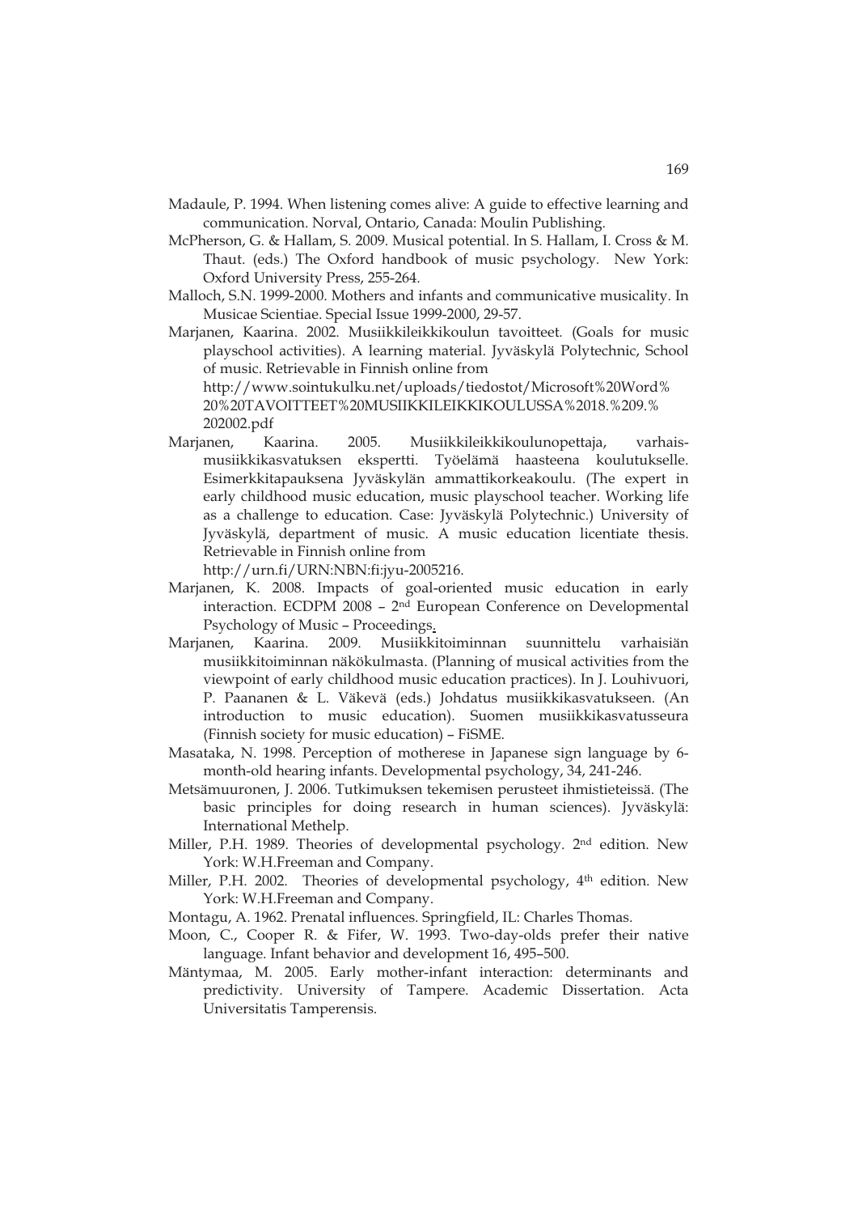Madaule, P. 1994. When listening comes alive: A guide to effective learning and communication. Norval, Ontario, Canada: Moulin Publishing.

McPherson, G. & Hallam, S. 2009. Musical potential. In S. Hallam, I. Cross & M. Thaut. (eds.) The Oxford handbook of music psychology. New York: Oxford University Press, 255-264.

Malloch, S.N. 1999-2000. Mothers and infants and communicative musicality. In Musicae Scientiae. Special Issue 1999-2000, 29-57.

Marjanen, Kaarina. 2002. Musiikkileikkikoulun tavoitteet. (Goals for music playschool activities). A learning material. Jyväskylä Polytechnic, School of music. Retrievable in Finnish online from http://www.sointukulku.net/uploads/tiedostot/Microsoft%20Word%20%20TAVOITTEET%20MUSIIKKILEIKKIKOULUSSA%2018.%209.%202002.pdf

Marjanen, Kaarina. 2005. Musiikkileikkikoulunopettaja, varhaismusiikkikasvatuksen ekspertti. Työelämä haasteena koulutukselle. Esimerkkitapauksena Jyväskylän ammattikorkeakoulu. (The expert in early childhood music education, music playschool teacher. Working life as a challenge to education. Case: Jyväskylä Polytechnic.) University of Jyväskylä, department of music. A music education licentiate thesis. Retrievable in Finnish online from http://urn.fi/URN:NBN:fi:jyu-2005216.

Marjanen, K. 2008. Impacts of goal-oriented music education in early interaction. ECDPM 2008 – 2nd European Conference on Developmental Psychology of Music – Proceedings.

Marjanen, Kaarina. 2009. Musiikkitoiminnan suunnittelu varhaisiän musiikkitoiminnan näkökulmasta. (Planning of musical activities from the viewpoint of early childhood music education practices). In J. Louhivuori, P. Paananen & L. Väkevä (eds.) Johdatus musiikkikasvatukseen. (An introduction to music education). Suomen musiikkikasvatusseura (Finnish society for music education) – FiSME.

Masataka, N. 1998. Perception of motherese in Japanese sign language by 6-month-old hearing infants. Developmental psychology, 34, 241-246.

Metsämuuronen, J. 2006. Tutkimuksen tekemisen perusteet ihmistieteissä. (The basic principles for doing research in human sciences). Jyväskylä: International Methelp.

Miller, P.H. 1989. Theories of developmental psychology. 2nd edition. New York: W.H.Freeman and Company.

Miller, P.H. 2002. Theories of developmental psychology, 4th edition. New York: W.H.Freeman and Company.

Montagu, A. 1962. Prenatal influences. Springfield, IL: Charles Thomas.

Moon, C., Cooper R. & Fifer, W. 1993. Two-day-olds prefer their native language. Infant behavior and development 16, 495–500.

Mäntymaa, M. 2005. Early mother-infant interaction: determinants and predictivity. University of Tampere. Academic Dissertation. Acta Universitatis Tamperensis.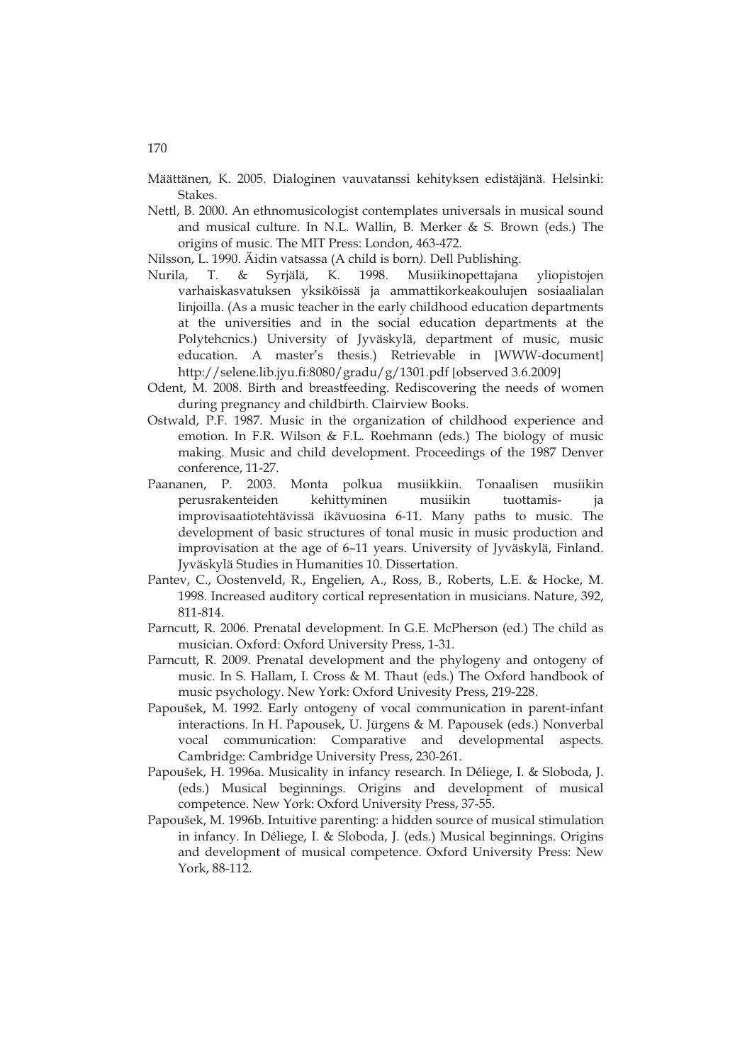Määttänen, K. 2005. Dialoginen vauvatanssi kehityksen edistäjänä. Helsinki: Stakes.

Nettl, B. 2000. An ethnomusicologist contemplates universals in musical sound and musical culture. In N.L. Wallin, B. Merker & S. Brown (eds.) The origins of music. The MIT Press: London, 463-472.

Nilsson, L. 1990. Äidin vatsassa (A child is born). Dell Publishing.

Nurila, T. & Syrjälä, K. 1998. Musiikinopettajana yliopistojen varhaiskasvatuksen yksiköissä ja ammattikorkeakoulujen sosiaalialan linjoilla. (As a music teacher in the early childhood education departments at the universities and in the social education departments at the Polytehcnics.) University of Jyväskylä, department of music, music education. A master's thesis.) Retrievable in [WWW-document] http://selene.lib.jyu.fi:8080/gradu/g/1301.pdf [observed 3.6.2009]

Odent, M. 2008. Birth and breastfeeding. Rediscovering the needs of women during pregnancy and childbirth. Clairview Books.

Ostwald, P.F. 1987. Music in the organization of childhood experience and emotion. In F.R. Wilson & F.L. Roehmann (eds.) The biology of music making. Music and child development. Proceedings of the 1987 Denver conference, 11-27.

Paananen, P. 2003. Monta polkua musiikkiin. Tonaalisen musiikin perusrakenteiden kehittyminen musiikin tuottamis- ja improvisaatiotehtävissä ikävuosina 6-11. Many paths to music. The development of basic structures of tonal music in music production and improvisation at the age of 6–11 years. University of Jyväskylä, Finland. Jyväskylä Studies in Humanities 10. Dissertation.

Pantev, C., Oostenveld, R., Engelien, A., Ross, B., Roberts, L.E. & Hocke, M. 1998. Increased auditory cortical representation in musicians. Nature, 392, 811-814.

Parncutt, R. 2006. Prenatal development. In G.E. McPherson (ed.) The child as musician. Oxford: Oxford University Press, 1-31.

Parncutt, R. 2009. Prenatal development and the phylogeny and ontogeny of music. In S. Hallam, I. Cross & M. Thaut (eds.) The Oxford handbook of music psychology. New York: Oxford Univesity Press, 219-228.

Papoušek, M. 1992. Early ontogeny of vocal communication in parent-infant interactions. In H. Papousek, U. Jürgens & M. Papousek (eds.) Nonverbal vocal communication: Comparative and developmental aspects. Cambridge: Cambridge University Press, 230-261.

Papoušek, H. 1996a. Musicality in infancy research. In Déliege, I. & Sloboda, J. (eds.) Musical beginnings. Origins and development of musical competence. New York: Oxford University Press, 37-55.

Papoušek, M. 1996b. Intuitive parenting: a hidden source of musical stimulation in infancy. In Déliege, I. & Sloboda, J. (eds.) Musical beginnings. Origins and development of musical competence. Oxford University Press: New York, 88-112.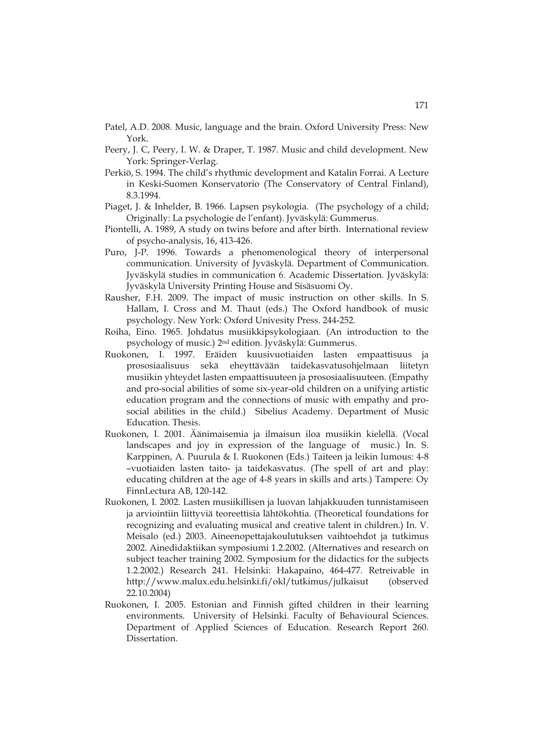Patel, A.D. 2008. Music, language and the brain. Oxford University Press: New York.

Peery, J. C, Peery, I. W. & Draper, T. 1987. Music and child development. New York: Springer-Verlag.

Perkiö, S. 1994. The child's rhythmic development and Katalin Forrai. A Lecture in Keski-Suomen Konservatorio (The Conservatory of Central Finland), 8.3.1994.

Piaget, J. & Inhelder, B. 1966. Lapsen psykologia. (The psychology of a child; Originally: La psychologie de l'enfant). Jyväskylä: Gummerus.

Piontelli, A. 1989, A study on twins before and after birth. International review of psycho-analysis, 16, 413-426.

Puro, J-P. 1996. Towards a phenomenological theory of interpersonal communication. University of Jyväskylä. Department of Communication. Jyväskylä studies in communication 6. Academic Dissertation. Jyväskylä: Jyväskylä University Printing House and Sisäsuomi Oy.

Rausher, F.H. 2009. The impact of music instruction on other skills. In S. Hallam, I. Cross and M. Thaut (eds.) The Oxford handbook of music psychology. New York: Oxford Univesity Press. 244-252.

Roiha, Eino. 1965. Johdatus musiikkipsykologiaan. (An introduction to the psychology of music.) 2nd edition. Jyväskylä: Gummerus.

Ruokonen, I. 1997. Eräiden kuusivuotiaiden lasten empaattisuus ja prososiaalisuus sekä eheyttävään taidekasvatusohjelmaan liitetyn musiikin yhteydet lasten empaattisuuteen ja prososiaalisuuteen. (Empathy and pro-social abilities of some six-year-old children on a unifying artistic education program and the connections of music with empathy and pro-social abilities in the child.) Sibelius Academy. Department of Music Education. Thesis.

Ruokonen, I. 2001. Äänimaisemia ja ilmaisun iloa musiikin kielellä. (Vocal landscapes and joy in expression of the language of music.) In. S. Karppinen, A. Puurula & I. Ruokonen (Eds.) Taiteen ja leikin lumous: 4-8 –vuotiaiden lasten taito- ja taidekasvatus. (The spell of art and play: educating children at the age of 4-8 years in skills and arts.) Tampere: Oy FinnLectura AB, 120-142.

Ruokonen, I. 2002. Lasten musiikillisen ja luovan lahjakkuuden tunnistamiseen ja arviointiin liittyviä teoreettisia lähtökohtia. (Theoretical foundations for recognizing and evaluating musical and creative talent in children.) In. V. Meisalo (ed.) 2003. Aineenopettajakoulutuksen vaihtoehdot ja tutkimus 2002. Ainedidaktiikan symposiumi 1.2.2002. (Alternatives and research on subject teacher training 2002. Symposium for the didactics for the subjects 1.2.2002.) Research 241. Helsinki: Hakapaino, 464-477. Retreivable in http://www.malux.edu.helsinki.fi/okl/tutkimus/julkaisut (observed 22.10.2004)

Ruokonen, I. 2005. Estonian and Finnish gifted children in their learning environments. University of Helsinki. Faculty of Behavioural Sciences. Department of Applied Sciences of Education. Research Report 260. Dissertation.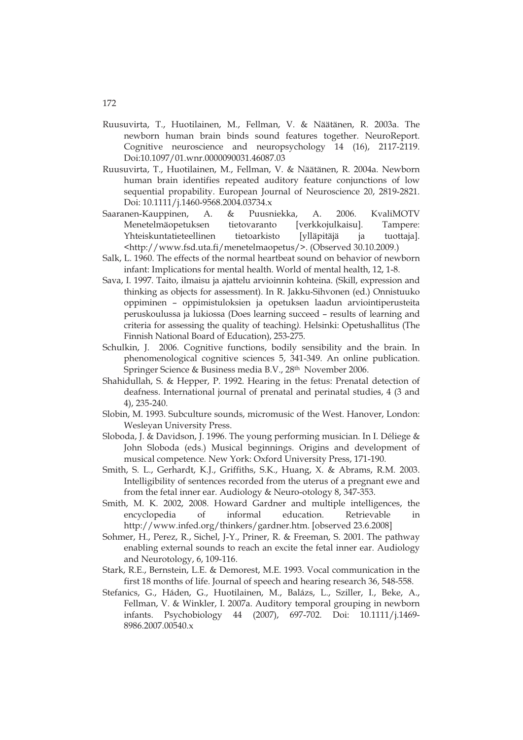Ruusuvirta, T., Huotilainen, M., Fellman, V. & Näätänen, R. 2003a. The newborn human brain binds sound features together. NeuroReport. Cognitive neuroscience and neuropsychology 14 (16), 2117-2119. Doi:10.1097/01.wnr.0000090031.46087.03

Ruusuvirta, T., Huotilainen, M., Fellman, V. & Näätänen, R. 2004a. Newborn human brain identifies repeated auditory feature conjunctions of low sequential propability. European Journal of Neuroscience 20, 2819-2821. Doi: 10.1111/j.1460-9568.2004.03734.x

Saaranen-Kauppinen, A. & Puusniekka, A. 2006. KvaliMOTV Menetelmäopetuksen tietovaranto [verkkojulkaisu]. Tampere: Yhteiskuntatieteellinen tietoarkisto [ylläpitäjä ja tuottaja]. <http://www.fsd.uta.fi/menetelmaopetus/>. (Observed 30.10.2009.)

Salk, L. 1960. The effects of the normal heartbeat sound on behavior of newborn infant: Implications for mental health. World of mental health, 12, 1-8.

Sava, I. 1997. Taito, ilmaisu ja ajattelu arvioinnin kohteina. (Skill, expression and thinking as objects for assessment). In R. Jakku-Sihvonen (ed.) Onnistuuko oppiminen – oppimistuloksien ja opetuksen laadun arviointiperusteita peruskoulussa ja lukiossa (Does learning succeed – results of learning and criteria for assessing the quality of teaching*).* Helsinki: Opetushallitus (The Finnish National Board of Education), 253-275.

Schulkin, J. 2006. Cognitive functions, bodily sensibility and the brain. In phenomenological cognitive sciences 5, 341-349. An online publication. Springer Science & Business media B.V., 28th November 2006.

Shahidullah, S. & Hepper, P. 1992. Hearing in the fetus: Prenatal detection of deafness. International journal of prenatal and perinatal studies, 4 (3 and 4), 235-240.

Slobin, M. 1993. Subculture sounds, micromusic of the West. Hanover, London: Wesleyan University Press.

Sloboda, J. & Davidson, J. 1996. The young performing musician. In I. Déliege & John Sloboda (eds.) Musical beginnings. Origins and development of musical competence. New York: Oxford University Press, 171-190.

Smith, S. L., Gerhardt, K.J., Griffiths, S.K., Huang, X. & Abrams, R.M. 2003. Intelligibility of sentences recorded from the uterus of a pregnant ewe and from the fetal inner ear. Audiology & Neuro-otology 8, 347-353.

Smith, M. K. 2002, 2008. Howard Gardner and multiple intelligences, the encyclopedia of informal education. Retrievable in http://www.infed.org/thinkers/gardner.htm. [observed 23.6.2008]

Sohmer, H., Perez, R., Sichel, J-Y., Priner, R. & Freeman, S. 2001. The pathway enabling external sounds to reach an excite the fetal inner ear. Audiology and Neurotology, 6, 109-116.

Stark, R.E., Bernstein, L.E. & Demorest, M.E. 1993. Vocal communication in the first 18 months of life. Journal of speech and hearing research 36, 548-558.

Stefanics, G., Háden, G., Huotilainen, M., Balázs, L., Sziller, I., Beke, A., Fellman, V. & Winkler, I. 2007a. Auditory temporal grouping in newborn infants. Psychobiology 44 (2007), 697-702. Doi: 10.1111/j.1469-8986.2007.00540.x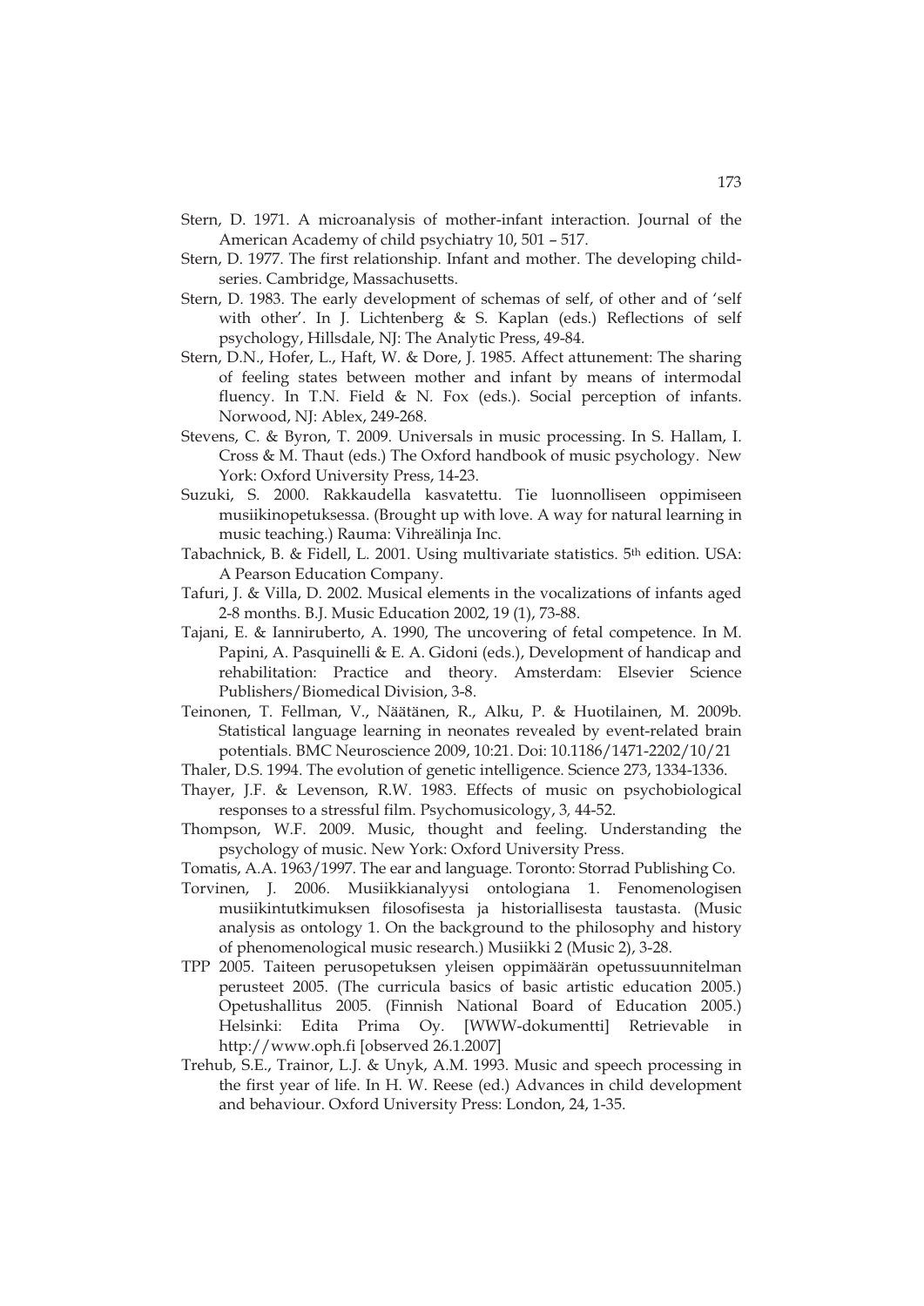Stern, D. 1971. A microanalysis of mother-infant interaction. Journal of the American Academy of child psychiatry 10, 501 – 517.

Stern, D. 1977. The first relationship. Infant and mother. The developing child-series. Cambridge, Massachusetts.

Stern, D. 1983. The early development of schemas of self, of other and of 'self with other'. In J. Lichtenberg & S. Kaplan (eds.) Reflections of self psychology, Hillsdale, NJ: The Analytic Press, 49-84.

Stern, D.N., Hofer, L., Haft, W. & Dore, J. 1985. Affect attunement: The sharing of feeling states between mother and infant by means of intermodal fluency. In T.N. Field & N. Fox (eds.). Social perception of infants. Norwood, NJ: Ablex, 249-268.

Stevens, C. & Byron, T. 2009. Universals in music processing. In S. Hallam, I. Cross & M. Thaut (eds.) The Oxford handbook of music psychology. New York: Oxford University Press, 14-23.

Suzuki, S. 2000. Rakkaudella kasvatettu. Tie luonnolliseen oppimiseen musiikinopetuksessa. (Brought up with love. A way for natural learning in music teaching.) Rauma: Vihreälinja Inc.

Tabachnick, B. & Fidell, L. 2001. Using multivariate statistics. 5th edition. USA: A Pearson Education Company.

Tafuri, J. & Villa, D. 2002. Musical elements in the vocalizations of infants aged 2-8 months. B.J. Music Education 2002, 19 (1), 73-88.

Tajani, E. & Ianniruberto, A. 1990, The uncovering of fetal competence. In M. Papini, A. Pasquinelli & E. A. Gidoni (eds.), Development of handicap and rehabilitation: Practice and theory. Amsterdam: Elsevier Science Publishers/Biomedical Division, 3-8.

Teinonen, T. Fellman, V., Näätänen, R., Alku, P. & Huotilainen, M. 2009b. Statistical language learning in neonates revealed by event-related brain potentials. BMC Neuroscience 2009, 10:21. Doi: 10.1186/1471-2202/10/21

Thaler, D.S. 1994. The evolution of genetic intelligence. Science 273, 1334-1336.

Thayer, J.F. & Levenson, R.W. 1983. Effects of music on psychobiological responses to a stressful film. Psychomusicology, 3, 44-52.

Thompson, W.F. 2009. Music, thought and feeling. Understanding the psychology of music. New York: Oxford University Press.

Tomatis, A.A. 1963/1997. The ear and language. Toronto: Storrad Publishing Co.

Torvinen, J. 2006. Musiikkianalyysi ontologiana 1. Fenomenologisen musiikintutkimuksen filosofisesta ja historiallisesta taustasta. (Music analysis as ontology 1. On the background to the philosophy and history of phenomenological music research.) Musiikki 2 (Music 2), 3-28.

TPP 2005. Taiteen perusopetuksen yleisen oppimäärän opetussuunnitelman perusteet 2005. (The curricula basics of basic artistic education 2005.) Opetushallitus 2005. (Finnish National Board of Education 2005.) Helsinki: Edita Prima Oy. [WWW-dokumentti] Retrievable in http://www.oph.fi [observed 26.1.2007]

Trehub, S.E., Trainor, L.J. & Unyk, A.M. 1993. Music and speech processing in the first year of life. In H. W. Reese (ed.) Advances in child development and behaviour. Oxford University Press: London, 24, 1-35.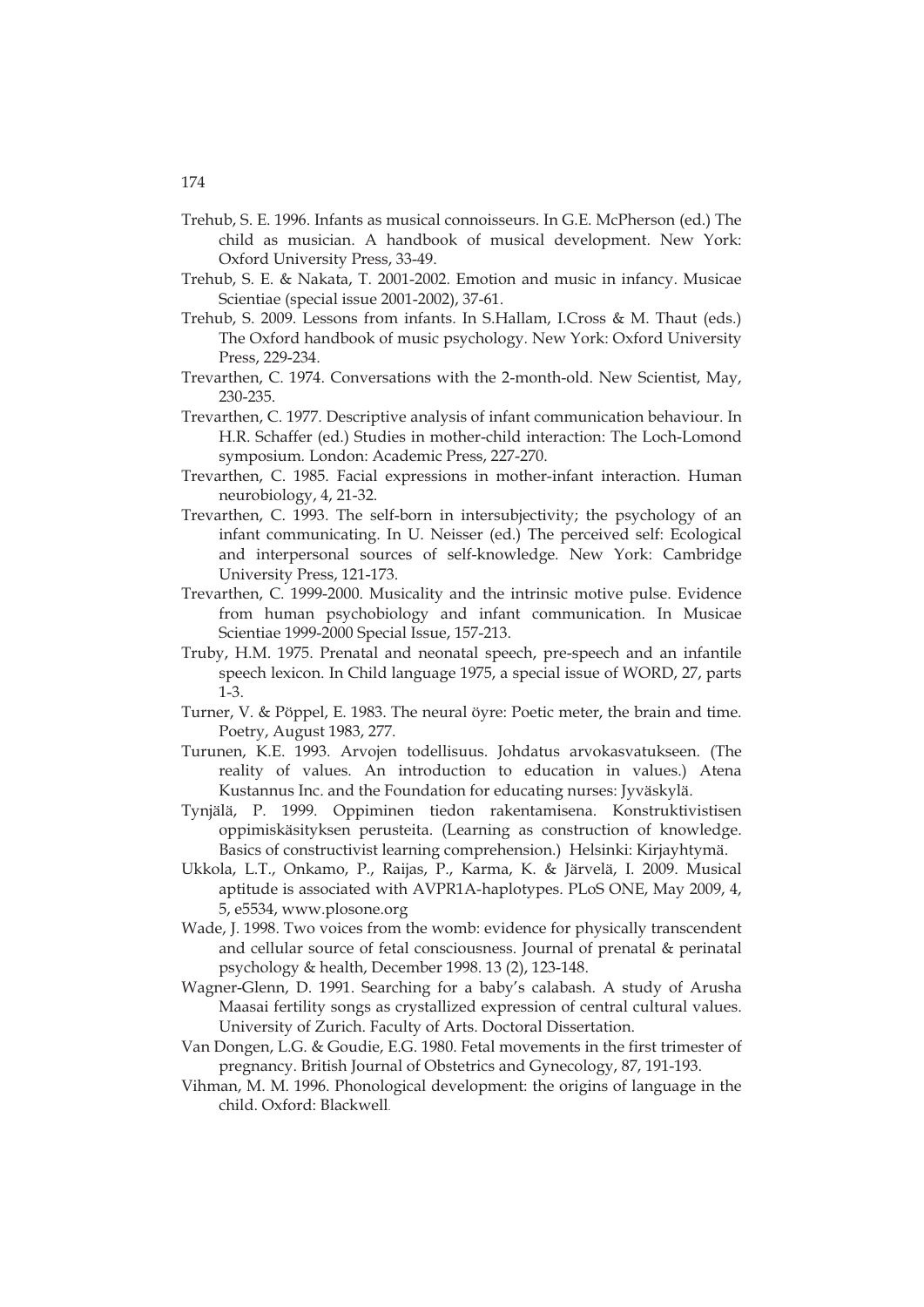Trehub, S. E. 1996. Infants as musical connoisseurs. In G.E. McPherson (ed.) The child as musician. A handbook of musical development. New York: Oxford University Press, 33-49.

Trehub, S. E. & Nakata, T. 2001-2002. Emotion and music in infancy. Musicae Scientiae (special issue 2001-2002), 37-61.

Trehub, S. 2009. Lessons from infants. In S.Hallam, I.Cross & M. Thaut (eds.) The Oxford handbook of music psychology. New York: Oxford University Press, 229-234.

Trevarthen, C. 1974. Conversations with the 2-month-old. New Scientist, May, 230-235.

Trevarthen, C. 1977. Descriptive analysis of infant communication behaviour. In H.R. Schaffer (ed.) Studies in mother-child interaction: The Loch-Lomond symposium. London: Academic Press, 227-270.

Trevarthen, C. 1985. Facial expressions in mother-infant interaction. Human neurobiology, 4, 21-32.

Trevarthen, C. 1993. The self-born in intersubjectivity; the psychology of an infant communicating. In U. Neisser (ed.) The perceived self: Ecological and interpersonal sources of self-knowledge. New York: Cambridge University Press, 121-173.

Trevarthen, C. 1999-2000. Musicality and the intrinsic motive pulse. Evidence from human psychobiology and infant communication. In Musicae Scientiae 1999-2000 Special Issue, 157-213.

Truby, H.M. 1975. Prenatal and neonatal speech, pre-speech and an infantile speech lexicon. In Child language 1975, a special issue of WORD, 27, parts 1-3.

Turner, V. & Pöppel, E. 1983. The neural öyre: Poetic meter, the brain and time. Poetry, August 1983, 277.

Turunen, K.E. 1993. Arvojen todellisuus. Johdatus arvokasvatukseen. (The reality of values. An introduction to education in values.) Atena Kustannus Inc. and the Foundation for educating nurses: Jyväskylä.

Tynjälä, P. 1999. Oppiminen tiedon rakentamisena. Konstruktivistisen oppimiskäsityksen perusteita. (Learning as construction of knowledge. Basics of constructivist learning comprehension.) Helsinki: Kirjayhtymä.

Ukkola, L.T., Onkamo, P., Raijas, P., Karma, K. & Järvelä, I. 2009. Musical aptitude is associated with AVPR1A-haplotypes. PLoS ONE, May 2009, 4, 5, e5534, www.plosone.org

Wade, J. 1998. Two voices from the womb: evidence for physically transcendent and cellular source of fetal consciousness. Journal of prenatal & perinatal psychology & health, December 1998. 13 (2), 123-148.

Wagner-Glenn, D. 1991. Searching for a baby's calabash. A study of Arusha Maasai fertility songs as crystallized expression of central cultural values. University of Zurich. Faculty of Arts. Doctoral Dissertation.

Van Dongen, L.G. & Goudie, E.G. 1980. Fetal movements in the first trimester of pregnancy. British Journal of Obstetrics and Gynecology, 87, 191-193.

Vihman, M. M. 1996. Phonological development: the origins of language in the child. Oxford: Blackwell.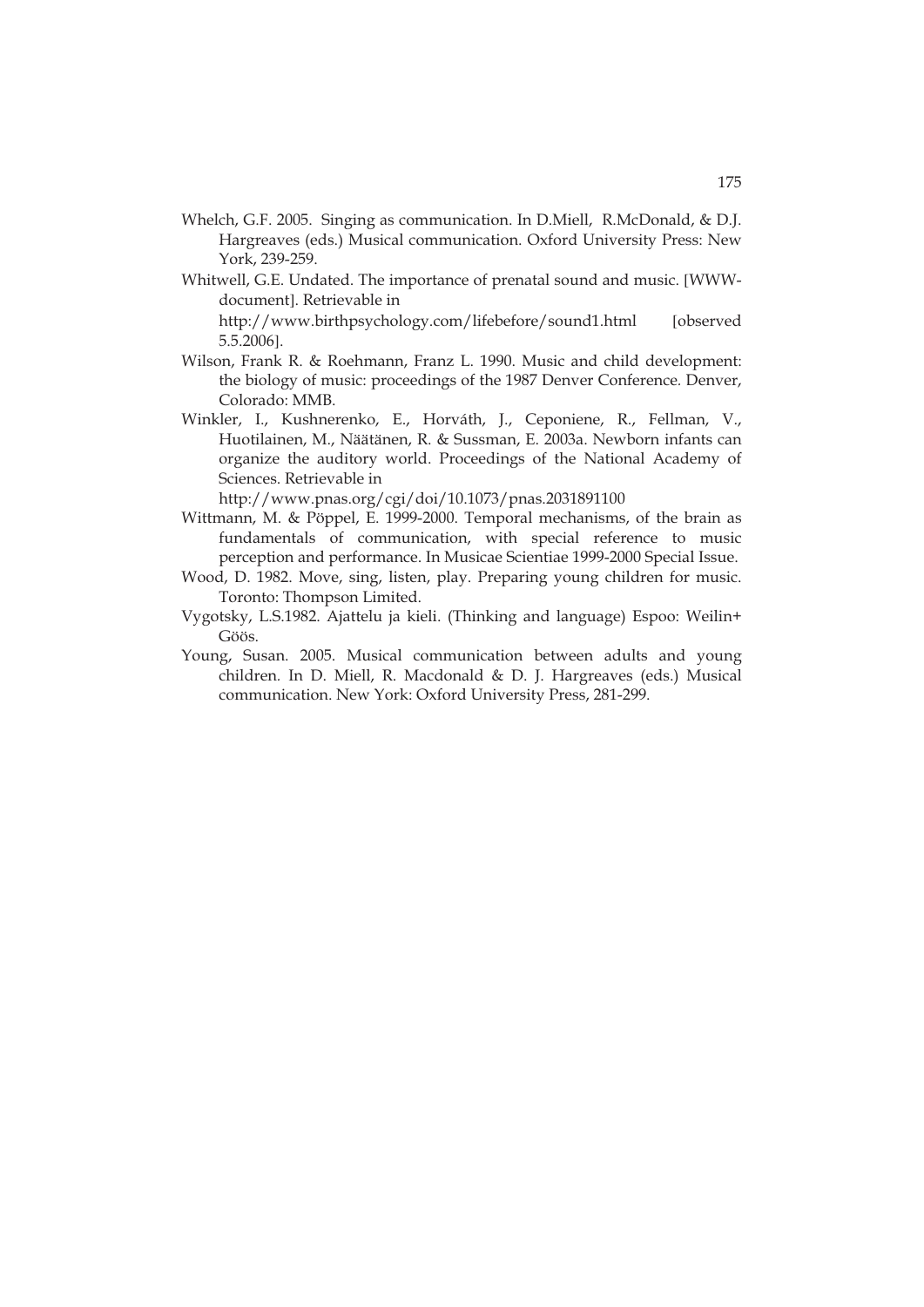Whelch, G.F. 2005. Singing as communication. In D.Miell, R.McDonald, & D.J. Hargreaves (eds.) Musical communication. Oxford University Press: New York, 239-259.

Whitwell, G.E. Undated. The importance of prenatal sound and music. [WWW-document]. Retrievable in http://www.birthpsychology.com/lifebefore/sound1.html [observed 5.5.2006].

Wilson, Frank R. & Roehmann, Franz L. 1990. Music and child development: the biology of music: proceedings of the 1987 Denver Conference. Denver, Colorado: MMB.

Winkler, I., Kushnerenko, E., Horváth, J., Ceponiene, R., Fellman, V., Huotilainen, M., Näätänen, R. & Sussman, E. 2003a. Newborn infants can organize the auditory world. Proceedings of the National Academy of Sciences. Retrievable in http://www.pnas.org/cgi/doi/10.1073/pnas.2031891100

Wittmann, M. & Pöppel, E. 1999-2000. Temporal mechanisms, of the brain as fundamentals of communication, with special reference to music perception and performance. In Musicae Scientiae 1999-2000 Special Issue.

Wood, D. 1982. Move, sing, listen, play. Preparing young children for music. Toronto: Thompson Limited.

Vygotsky, L.S.1982. Ajattelu ja kieli. (Thinking and language) Espoo: Weilin+ Göös.

Young, Susan. 2005. Musical communication between adults and young children. In D. Miell, R. Macdonald & D. J. Hargreaves (eds.) Musical communication. New York: Oxford University Press, 281-299.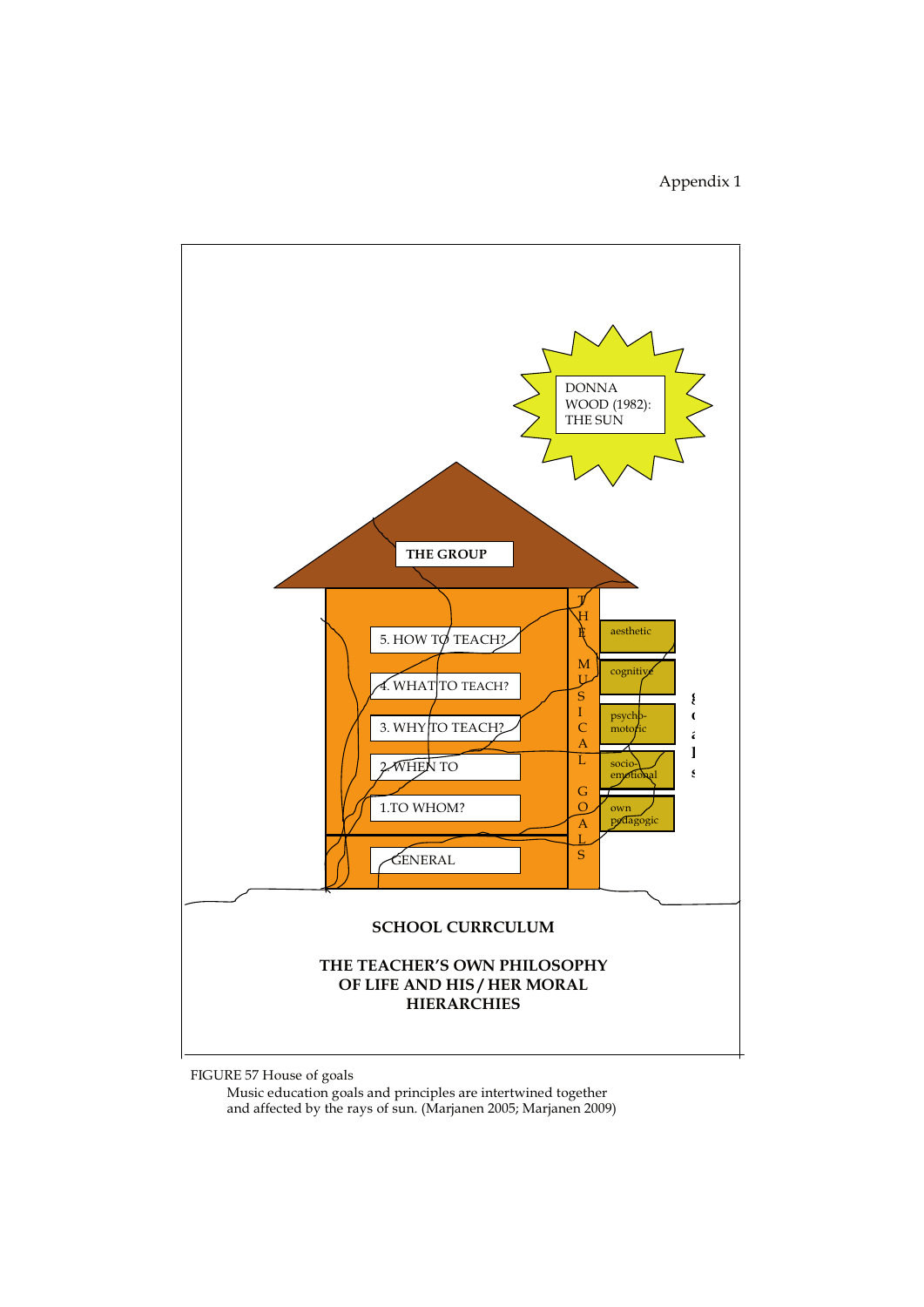# Appendix 1

DONNA WOOD (1982): THE SUN

THE GROUP

5. HOW TO TEACH?

4. WHAT TO TEACH?

3. WHY TO TEACH?

2. WHEN TO

1.TO WHOM?

GENERAL

THE MUSICAL GOALS

aesthetic

cognitive

psycho-motoric

socio-emotional

own pedagogic

SCHOOL CURRCULUM

THE TEACHER'S OWN PHILOSOPHY OF LIFE AND HIS / HER MORAL HIERARCHIES

FIGURE 57 House of goals
Music education goals and principles are intertwined together and affected by the rays of sun. (Marjanen 2005; Marjanen 2009)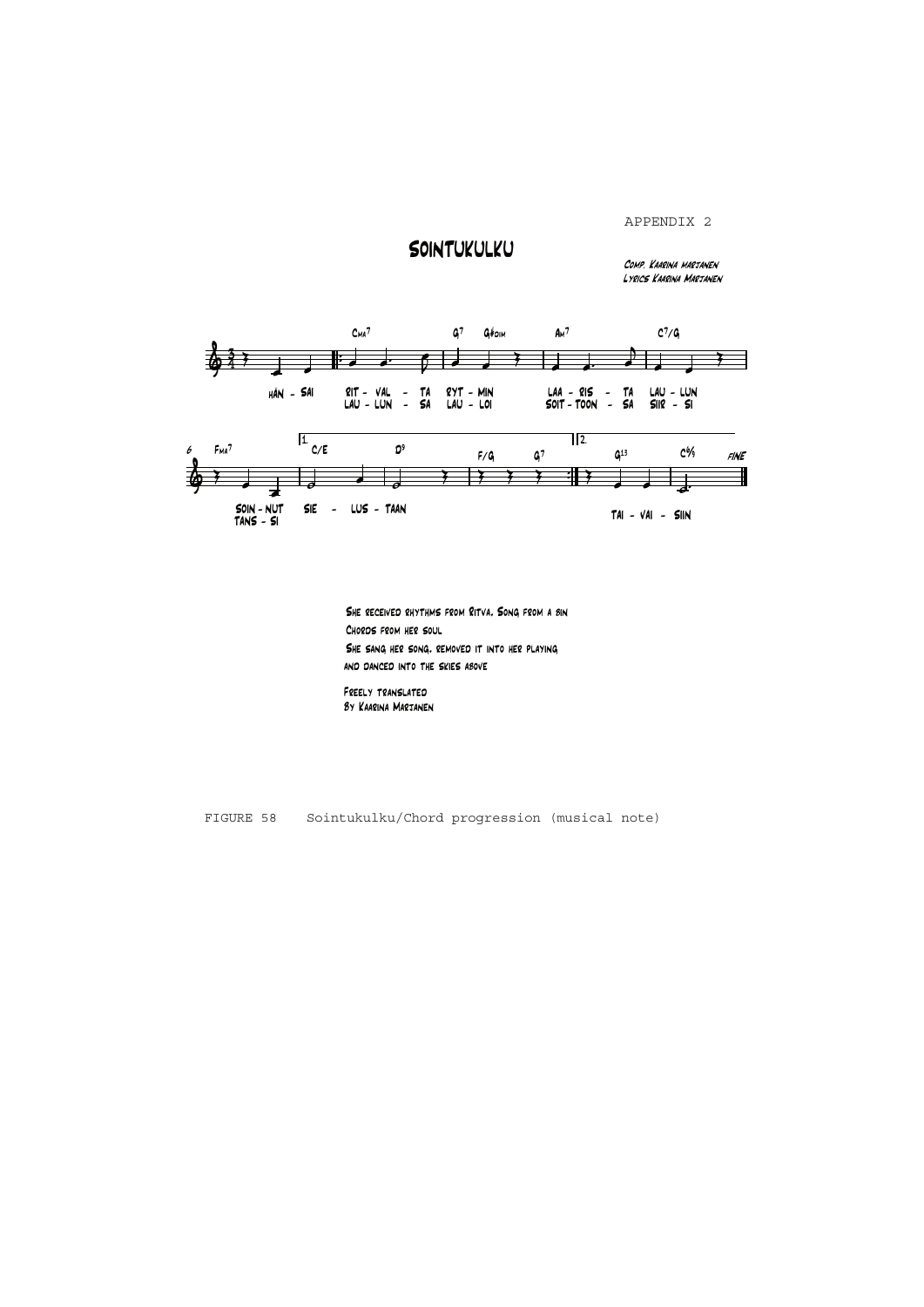# Sointukulku

*Comp. Kaarina Marjanen*
*Lyrics Kaarina Marjanen*

She received rhythms from Ritva. Song from a bin
Chords from her soul
She sang her song, removed it into her playing
and danced into the skies above

Freely translated
By Kaarina Marjanen

FIGURE 58 Sointukulku/Chord progression (musical note)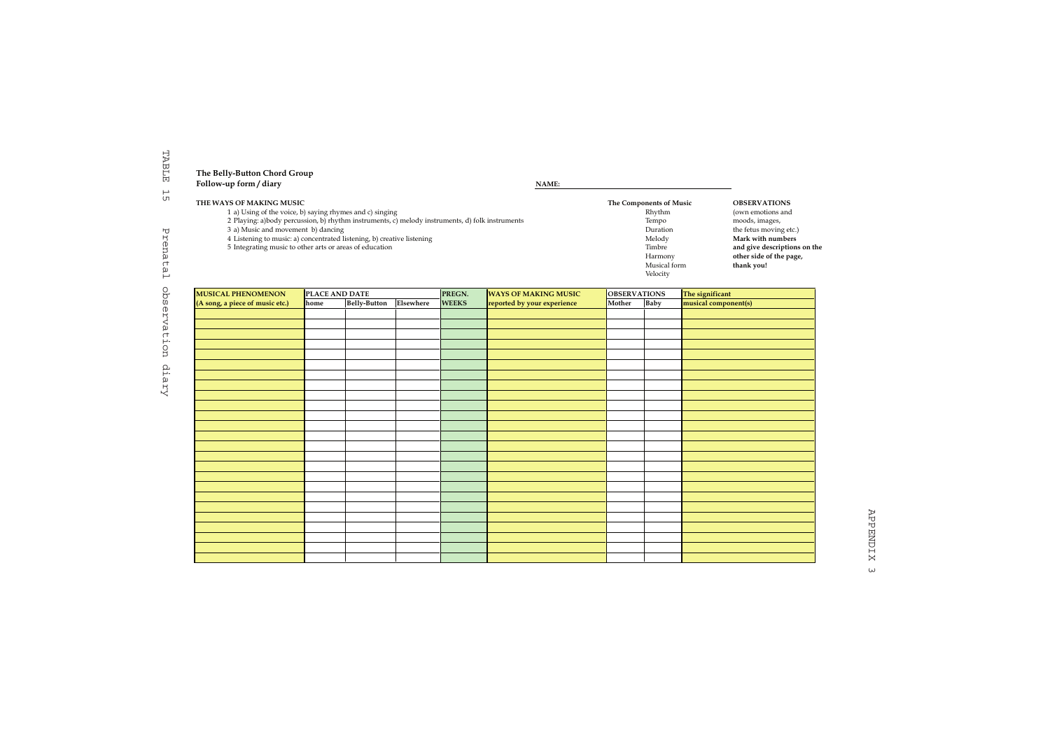TABLE 15 Prenatal observation diary

**The Belly-Button Chord Group**
**Follow-up form / diary**

**NAME:** ______________________________

**THE WAYS OF MAKING MUSIC**

1 a) Using of the voice, b) saying rhymes and c) singing
2 Playing: a)body percussion, b) rhythm instruments, c) melody instruments, d) folk instruments
3 a) Music and movement b) dancing
4 Listening to music: a) concentrated listening, b) creative listening
5 Integrating music to other arts or areas of education

**The Components of Music**

Rhythm
Tempo
Duration
Melody
Timbre
Harmony
Musical form
Velocity

**OBSERVATIONS**
(own emotions and moods, images, the fetus moving etc.)
**Mark with numbers and give descriptions on the other side of the page, thank you!**

| MUSICAL PHENOMENON (A song, a piece of music etc.) | PLACE AND DATE | | | PREGN. WEEKS | WAYS OF MAKING MUSIC reported by your experience | OBSERVATIONS | | The significant musical component(s) |
|---|---|---|---|---|---|---|---|---|
| | home | Belly-Button | Elsewhere | | | Mother | Baby | |
| | | | | | | | | |
| | | | | | | | | |
| | | | | | | | | |
| | | | | | | | | |
| | | | | | | | | |
| | | | | | | | | |
| | | | | | | | | |
| | | | | | | | | |
| | | | | | | | | |
| | | | | | | | | |
| | | | | | | | | |
| | | | | | | | | |
| | | | | | | | | |
| | | | | | | | | |
| | | | | | | | | |
| | | | | | | | | |
| | | | | | | | | |
| | | | | | | | | |
| | | | | | | | | |
| | | | | | | | | |
| | | | | | | | | |
| | | | | | | | | |
| | | | | | | | | |
| | | | | | | | | |
| | | | | | | | | |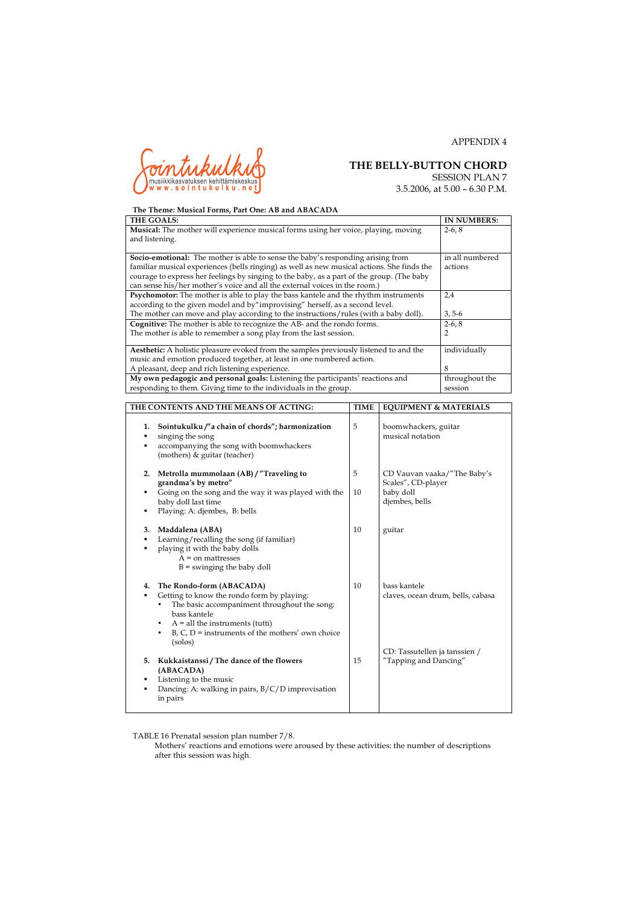APPENDIX 4

Sointukulku
musiikkikasvatuksen kehittämiskeskus
www.sointukulku.net

# THE BELLY-BUTTON CHORD

SESSION PLAN 7

3.5.2006, at 5.00 – 6.30 P.M.

**The Theme: Musical Forms, Part One: AB and ABACADA**

| THE GOALS: | IN NUMBERS: |
|---|---|
| **Musical:** The mother will experience musical forms using her voice, playing, moving and listening. | 2-6, 8 |
| **Socio-emotional:** The mother is able to sense the baby's responding arising from familiar musical experiences (bells ringing) as well as new musical actions. She finds the courage to express her feelings by singing to the baby, as a part of the group. (The baby can sense his/her mother's voice and all the external voices in the room.) | in all numbered actions |
| **Psychomotor:** The mother is able to play the bass kantele and the rhythm instruments according to the given model and by"improvising" herself, as a second level. The mother can move and play according to the instructions/rules (with a baby doll). | 2,4<br>3, 5-6 |
| **Cognitive:** The mother is able to recognize the AB- and the rondo forms. The mother is able to remember a song play from the last session. | 2-6, 8<br>2 |
| **Aesthetic:** A holistic pleasure evoked from the samples previously listened to and the music and emotion produced together, at least in one numbered action. A pleasant, deep and rich listening experience. | individually<br>8 |
| **My own pedagogic and personal goals:** Listening the participants' reactions and responding to them. Giving time to the individuals in the group. | throughout the session |

| THE CONTENTS AND THE MEANS OF ACTING: | TIME | EQUIPMENT & MATERIALS |
|---|---|---|
| **1. Sointukulku /"a chain of chords"; harmonization**<br>▪ singing the song<br>▪ accompanying the song with boomwhackers (mothers) & guitar (teacher) | 5 | boomwhackers, guitar<br>musical notation |
| **2. Metrolla mummolaan (AB) / "Traveling to grandma's by metro"**<br>▪ Going on the song and the way it was played with the baby doll last time<br>▪ Playing: A: djembes, B: bells | 5<br><br>10 | CD Vauvan vaaka/"The Baby's Scales", CD-player<br>baby doll<br>djembes, bells |
| **3. Maddalena (ABA)**<br>▪ Learning/recalling the song (if familiar)<br>▪ playing it with the baby dolls<br>A = on mattresses<br>B = swinging the baby doll | 10 | guitar |
| **4. The Rondo-form (ABACADA)**<br>▪ Getting to know the rondo form by playing:<br>• The basic accompaniment throughout the song: bass kantele<br>• A = all the instruments (tutti)<br>• B, C, D = instruments of the mothers' own choice (solos) | 10 | bass kantele<br>claves, ocean drum, bells, cabasa |
| **5. Kukkaistanssi / The dance of the flowers (ABACADA)**<br>▪ Listening to the music<br>▪ Dancing: A: walking in pairs, B/C/D improvisation in pairs | 15 | CD: Tassutellen ja tanssien / "Tapping and Dancing" |

TABLE 16 Prenatal session plan number 7/8.
Mothers' reactions and emotions were aroused by these activities: the number of descriptions after this session was high.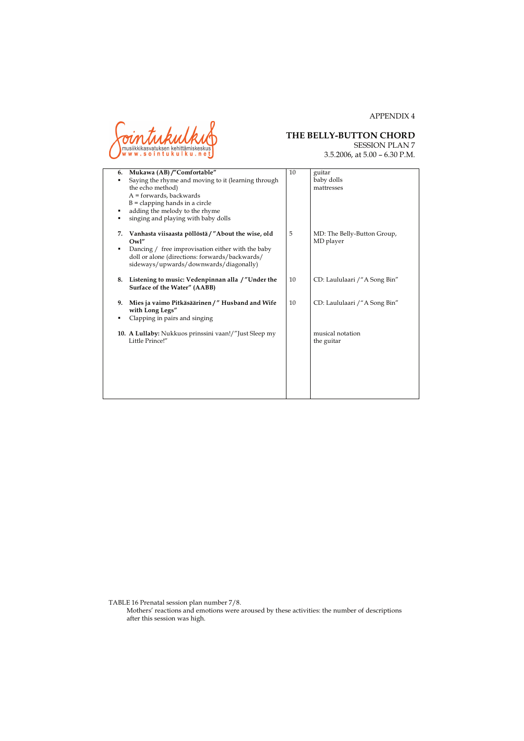APPENDIX 4

Sointukulku
musiikkikasvatuksen kehittämiskeskus
www.sointukulku.net

## THE BELLY-BUTTON CHORD

SESSION PLAN 7
3.5.2006, at 5.00 – 6.30 P.M.

| | | |
|---|---|---|
| **6. Mukawa (AB) /"Comfortable"**<br>▪ Saying the rhyme and moving to it (learning through the echo method)<br>A = forwards, backwards<br>B = clapping hands in a circle<br>▪ adding the melody to the rhyme<br>▪ singing and playing with baby dolls | 10 | guitar<br>baby dolls<br>mattresses |
| **7. Vanhasta viisaasta pöllöstä / "About the wise, old Owl"**<br>▪ Dancing / free improvisation either with the baby doll or alone (directions: forwards/backwards/ sideways/upwards/downwards/diagonally) | 5 | MD: The Belly-Button Group, MD player |
| **8. Listening to music: Vedenpinnan alla / "Under the Surface of the Water" (AABB)** | 10 | CD: Laululaari /"A Song Bin" |
| **9. Mies ja vaimo Pitkäsäärinen / " Husband and Wife with Long Legs"**<br>▪ Clapping in pairs and singing | 10 | CD: Laululaari /"A Song Bin" |
| **10. A Lullaby:** Nukkuos prinssini vaan!/"Just Sleep my Little Prince!" | | musical notation<br>the guitar |

TABLE 16 Prenatal session plan number 7/8.
Mothers' reactions and emotions were aroused by these activities: the number of descriptions after this session was high.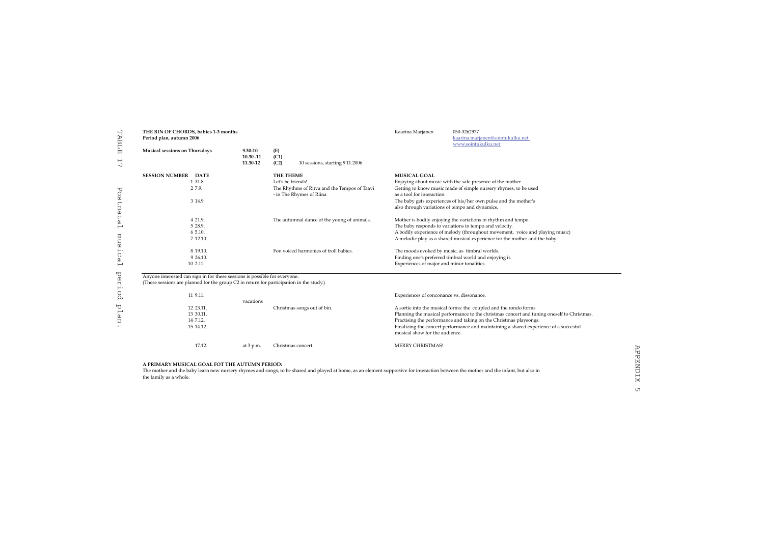TABLE 17 Postnatal musical period plan.

**THE BIN OF CHORDS, babies 1-3 months**
**Period plan, autumn 2006**

Kaarina Marjanen 050-3262977
kaarina.marjanen@sointukulku.net
www.sointukulku.net

**Musical sessions on Thursdays**

| | | |
|---|---|---|
| **9.30-10** | **(E)** | |
| **10.30 -11** | **(C1)** | |
| **11.30-12** | **(C2)** | 10 sessions, starting 9.11.2006 |

| **SESSION NUMBER** | **DATE** | | **THE THEME** | **MUSICAL GOAL** |
|---|---|---|---|---|
| 1 | 31.8. | | Let's be friends! | Enjoying about music with the safe presence of the mother |
| 2 | 7.9. | | The Rhythms of Ritva and the Tempos of Taavi - in The Rhymes of Riina | Getting to know music made of simple nursery rhymes, to be used as a tool for interaction. |
| 3 | 14.9. | | | The baby gets experiences of his/her own pulse and the mother's also through variations of tempo and dynamics. |
| 4 | 21.9. | | The autumnal dance of the young of animals. | Mother is bodily enjoying the variations in rhythm and tempo. |
| 5 | 28.9. | | | The baby responds to variations in tempo and velocity. |
| 6 | 5.10. | | | A bodily experience of melody (throughout movement, voice and playing music) |
| 7 | 12.10. | | | A melodic play as a shared musical experience for the mother and the baby. |
| 8 | 19.10. | | Fon voiced harmonies of troll babies. | The moods evoked by music, as timbral worlds. |
| 9 | 26.10. | | | Finding one's preferred timbral world and enjoying it. |
| 10 | 2.11. | | | Experiences of major and minor tonalities. |

Anyone interested can sign in for these sessions is possible for everyone.
(These sessions are planned for the group C2 in return for participation in the study.)

| | | | | |
|---|---|---|---|---|
| 11 | 9.11. | | | Experiences of conconance vs. dissonance. |
| | | vacations | | |
| 12 | 23.11. | | Christmas songs out of bin. | A sortie into the musical forms: the coupled and the rondo forms. |
| 13 | 30.11. | | | Planning the musical performance to the christmas concert and tuning oneself to Christmas. |
| 14 | 7.12. | | | Practising the performance and taking on the Christmas playsongs. |
| 15 | 14.12. | | | Finalizing the concert performance and maintaining a shared experience of a succesful musical show for the audience. |
| | 17.12. | at 3 p.m. | Christmas concert. | MERRY CHRISTMAS! |

**A PRIMARY MUSICAL GOAL FOT THE AUTUMN PERIOD:**
The mother and the baby learn new nursery rhymes and songs, to be shared and played at home, as an element supportive for interaction between the mother and the infant, but also in the family as a whole.

APPENDIX 5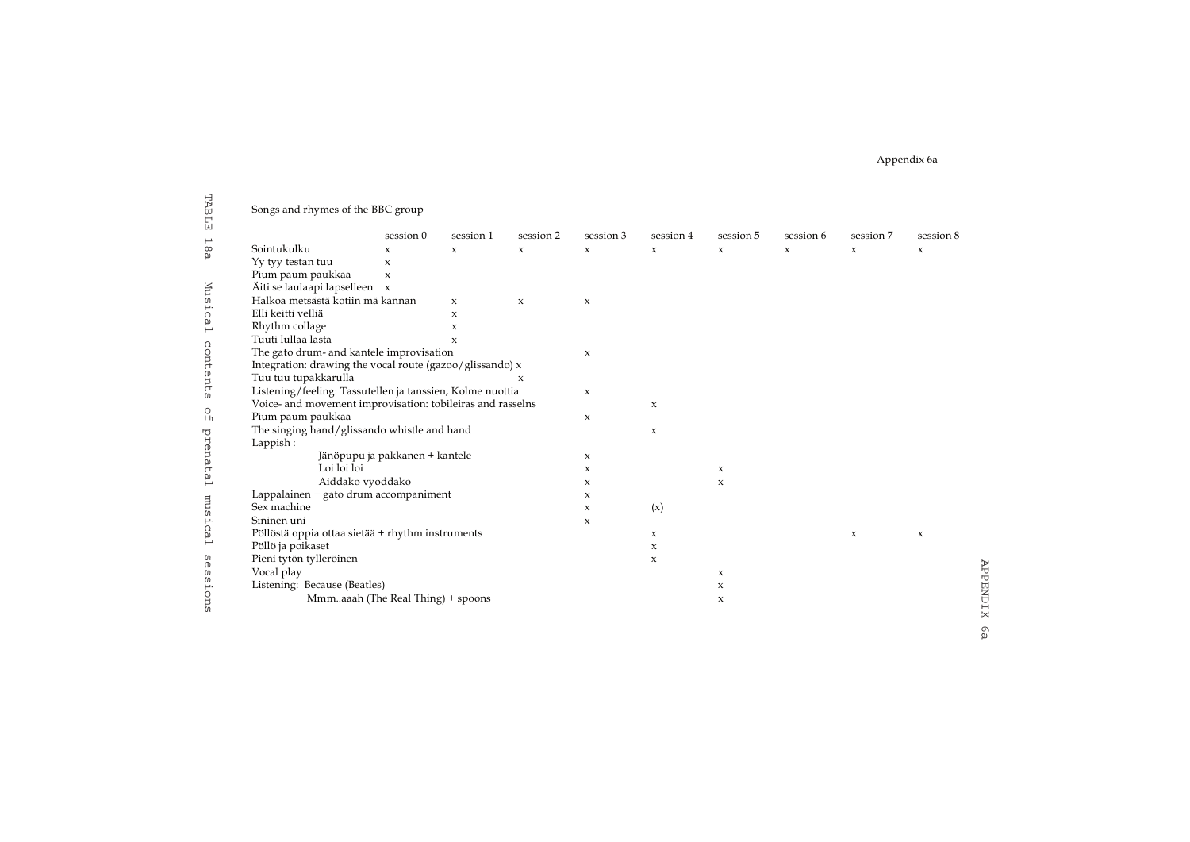# Appendix 6a

## TABLE 18a Musical contents of prenatal musical sessions

Songs and rhymes of the BBC group

| | session 0 | session 1 | session 2 | session 3 | session 4 | session 5 | session 6 | session 7 | session 8 |
|---|---|---|---|---|---|---|---|---|---|
| Sointukulku | x | x | x | x | x | x | x | x | x |
| Yy tyy testan tuu | x | | | | | | | | |
| Pium paum paukkaa | x | | | | | | | | |
| Äiti se laulaapi lapselleen | x | | | | | | | | |
| Halkoa metsästä kotiin mä kannan | | x | x | x | | | | | |
| Elli keitti velliä | | x | | | | | | | |
| Rhythm collage | | x | | | | | | | |
| Tuuti lullaa lasta | | x | | | | | | | |
| The gato drum- and kantele improvisation | | | | x | | | | | |
| Integration: drawing the vocal route (gazoo/glissando) | | | x | | | | | | |
| Tuu tuu tupakkarulla | | | x | | | | | | |
| Listening/feeling: Tassutellen ja tanssien, Kolme nuottia | | | | x | | | | | |
| Voice- and movement improvisation: tobileiras and rasselns | | | | | x | | | | |
| Pium paum paukkaa | | | | x | | | | | |
| The singing hand/glissando whistle and hand | | | | | x | | | | |
| Lappish : | | | | | | | | | |
| Jänöpupu ja pakkanen + kantele | | | | x | | | | | |
| Loi loi loi | | | | x | | x | | | |
| Aiddako vyoddako | | | | x | | x | | | |
| Lappalainen + gato drum accompaniment | | | | x | | | | | |
| Sex machine | | | | x | (x) | | | | |
| Sininen uni | | | | x | | | | | |
| Pöllöstä oppia ottaa sietää + rhythm instruments | | | | | x | | | x | x |
| Pöllö ja poikaset | | | | | x | | | | |
| Pieni tytön tylleröinen | | | | | x | | | | |
| Vocal play | | | | | | x | | | |
| Listening: Because (Beatles) | | | | | | x | | | |
| Mmm..aaah (The Real Thing) + spoons | | | | | | x | | | |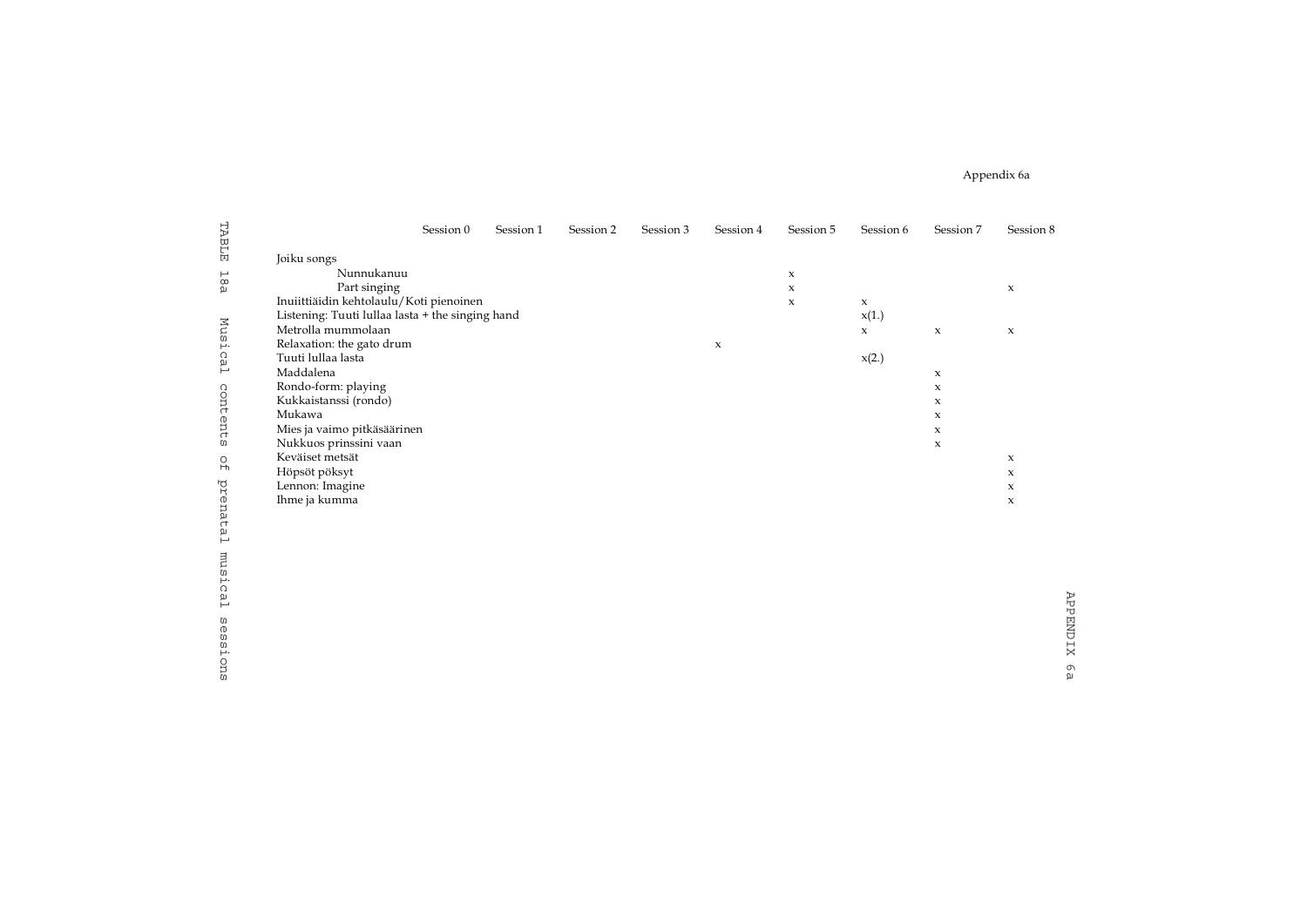Appendix 6a

TABLE 18a Musical contents of prenatal musical sessions

| | Session 0 | Session 1 | Session 2 | Session 3 | Session 4 | Session 5 | Session 6 | Session 7 | Session 8 |
|---|---|---|---|---|---|---|---|---|---|
| Joiku songs | | | | | | | | | |
| Nunnukanuu | | | | | | x | | | |
| Part singing | | | | | | x | | | x |
| Inuiittiäidin kehtolaulu/Koti pienoinen | | | | | | x | x | | |
| Listening: Tuuti lullaa lasta + the singing hand | | | | | | | x(1.) | | |
| Metrolla mummolaan | | | | | | | x | x | x |
| Relaxation: the gato drum | | | | | x | | | | |
| Tuuti lullaa lasta | | | | | | | x(2.) | | |
| Maddalena | | | | | | | | x | |
| Rondo-form: playing | | | | | | | | x | |
| Kukkaistanssi (rondo) | | | | | | | | x | |
| Mukawa | | | | | | | | x | |
| Mies ja vaimo pitkäsäärinen | | | | | | | | x | |
| Nukkuos prinssini vaan | | | | | | | | x | |
| Keväiset metsät | | | | | | | | | x |
| Höpsöt pöksyt | | | | | | | | | x |
| Lennon: Imagine | | | | | | | | | x |
| Ihme ja kumma | | | | | | | | | x |

APPENDIX 6a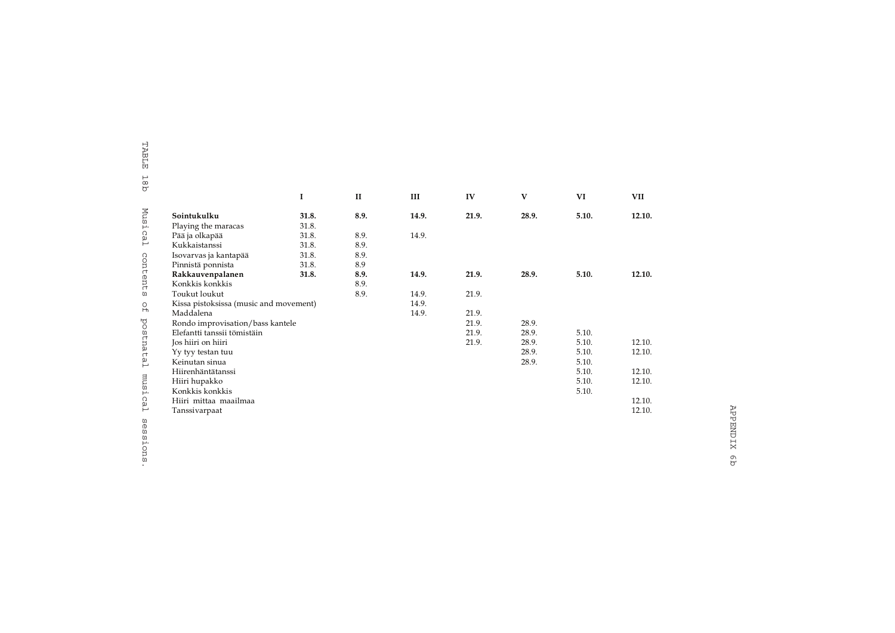TABLE 18b Musical contents of postnatal musical sessions.

| | I | II | III | IV | V | VI | VII |
|---|---|---|---|---|---|---|---|
| **Sointukulku** | **31.8.** | **8.9.** | **14.9.** | **21.9.** | **28.9.** | **5.10.** | **12.10.** |
| Playing the maracas | 31.8. | | | | | | |
| Pää ja olkapää | 31.8. | 8.9. | 14.9. | | | | |
| Kukkaistanssi | 31.8. | 8.9. | | | | | |
| Isovarvas ja kantapää | 31.8. | 8.9. | | | | | |
| Pinnistä ponnista | 31.8. | 8.9 | | | | | |
| **Rakkauvenpalanen** | **31.8.** | **8.9.** | **14.9.** | **21.9.** | **28.9.** | **5.10.** | **12.10.** |
| Konkkis konkkis | | 8.9. | | | | | |
| Toukut loukut | | 8.9. | 14.9. | 21.9. | | | |
| Kissa pistoksissa (music and movement) | | | 14.9. | | | | |
| Maddalena | | | 14.9. | 21.9. | | | |
| Rondo improvisation/bass kantele | | | | 21.9. | 28.9. | | |
| Elefantti tanssii tömistäin | | | | 21.9. | 28.9. | 5.10. | |
| Jos hiiri on hiiri | | | | 21.9. | 28.9. | 5.10. | 12.10. |
| Yy tyy testan tuu | | | | | 28.9. | 5.10. | 12.10. |
| Keinutan sinua | | | | | 28.9. | 5.10. | |
| Hiirenhäntätanssi | | | | | | 5.10. | 12.10. |
| Hiiri hupakko | | | | | | 5.10. | 12.10. |
| Konkkis konkkis | | | | | | 5.10. | |
| Hiiri mittaa maailmaa | | | | | | | 12.10. |
| Tanssivarpaat | | | | | | | 12.10. |

APPENDIX 6b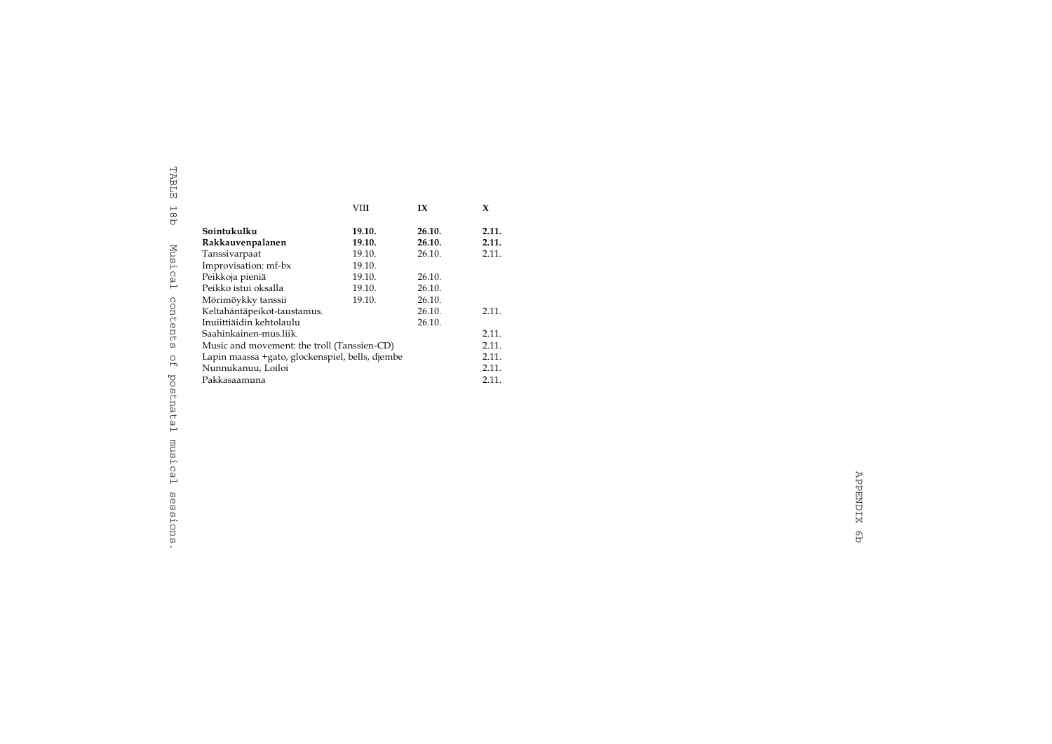TABLE 18b Musical contents of postnatal musical sessions.

| | VIII | IX | X |
|---|---|---|---|
| **Sointukulku** | **19.10.** | **26.10.** | **2.11.** |
| **Rakkauvenpalanen** | **19.10.** | **26.10.** | **2.11.** |
| Tanssivarpaat | 19.10. | 26.10. | 2.11. |
| Improvisation: mf-bx | 19.10. | | |
| Peikkoja pieniä | 19.10. | 26.10. | |
| Peikko istui oksalla | 19.10. | 26.10. | |
| Mörimöykky tanssii | 19.10. | 26.10. | |
| Keltahäntäpeikot-taustamus. | | 26.10. | 2.11. |
| Inuiittiäidin kehtolaulu | | 26.10. | |
| Saahinkainen-mus.liik. | | | 2.11. |
| Music and movement: the troll (Tanssien-CD) | | | 2.11. |
| Lapin maassa +gato, glockenspiel, bells, djembe | | | 2.11. |
| Nunnukanuu, Loiloi | | | 2.11. |
| Pakkasaamuna | | | 2.11. |

APPENDIX 6b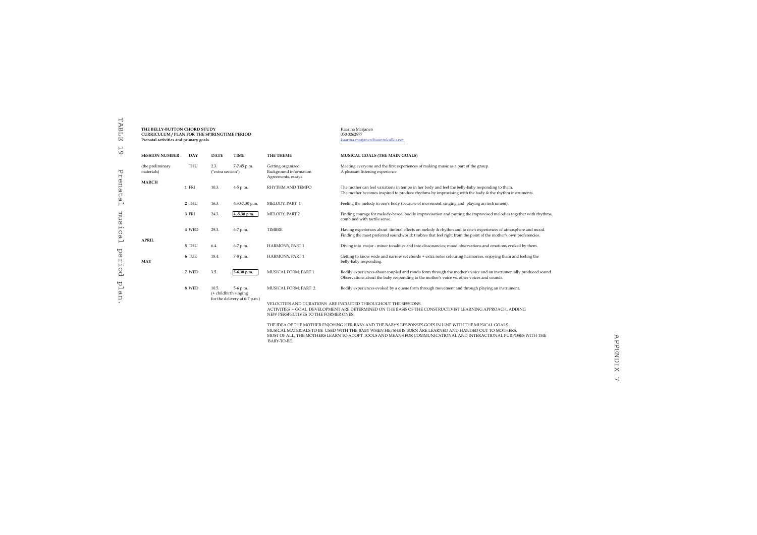TABLE 19 Prenatal musical period plan.

**THE BELLY-BUTTON CHORD STUDY**
**CURRICULUM / PLAN FOR THE SPIRINGTIME PERIOD**
**Prenatal activities and primary goals**

Kaarina Marjanen
050-3262977
kaarina.marjanen@sointukulku.net

| SESSION NUMBER | DAY | DATE | TIME | THE THEME | MUSICAL GOALS (THE MAIN GOALS) |
|---|---|---|---|---|---|
| (the preliminary materials) | THU | 2.3. ("extra session") | 7-7.45 p.m. | Getting organized Background information Agreements, essays | Meeting everyone and the first experiences of making music as a part of the group. A pleasant listening experience |
| **MARCH** | | | | | |
| **1** | FRI | 10.3. | 4-5 p.m. | RHYTHM AND TEMPO | The mother can feel variations in tempo in her body and feel the belly-baby responding to them. The mother becomes inspired to produce rhythms by improvising with the body & the rhythm instruments. |
| **2** | THU | 16.3. | 6.30-7.30 p.m. | MELODY, PART 1 | Feeling the melody in one's body (because of movement, singing and playing an instrument). |
| **3** | FRI | 24.3. | 4.-5.30 p.m. | MELODY, PART 2 | Finding courage for melody-based, bodily improvisation and putting the improvised melodies together with rhythms, combined with tactile sense. |
| **4** | WED | 29.3. | 6-7 p.m. | TIMBRE | Having experiences about timbral effects on melody & rhythm and to one's experiences of atmosphere and mood. Finding the most preferred soundworld: timbres that feel right from the point of the mother's own preferencies. |
| **APRIL** | | | | | |
| **5** | THU | 6.4. | 6-7 p.m. | HARMONY, PART 1 | Diving into major - minor tonalities and into dissonancies; mood observations and emotions evoked by them. |
| **6** | TUE | 18.4. | 7-8 p.m. | HARMONY, PART 1 | Getting to know wide and narrow set chords + extra notes colouring harmonies, enjoying them and feeling the belly-baby responding. |
| **MAY** | | | | | |
| **7** | WED | 3.5. | 5-6.30 p.m. | MUSICAL FORM, PART 1 | Bodily experiences about coupled and rondo form through the mother's voice and an instrumentally produced sound. Observations about the baby responding to the mother's voice vs. other voices and sounds. |
| **8** | WED | 10.5. (+ childbirth singing for the delivery at 6-7 p.m.) | 5-6 p.m. | MUSICAL FORM, PART 2 | Bodily experiences evoked by a queue form through movement and through playing an instrument. |

VELOCITIES AND DURATIONS ARE INCLUDED THROUGHOUT THE SESSIONS.
ACTIVITIES + GOAL DEVELOPMENT ARE DETERMINED ON THE BASIS OF THE CONSTRUCTIVIST LEARNING APPROACH, ADDING NEW PERSPECTIVES TO THE FORMER ONES.

THE IDEA OF THE MOTHER ENJOYING HER BABY AND THE BABY'S RESPONSES GOES IN LINE WITH THE MUSICAL GOALS .
MUSICAL MATERIALS TO BE USED WITH THE BABY WHEN HE/SHE IS BORN ARE LEARNED AND HANDED OUT TO MOTHERS.
MOST OF ALL, THE MOTHERS LEARN TO ADOPT TOOLS AND MEANS FOR COMMUNICATIONAL AND INTERACTIONAL PURPOSES WITH THE BABY-TO-BE.

APPENDIX 7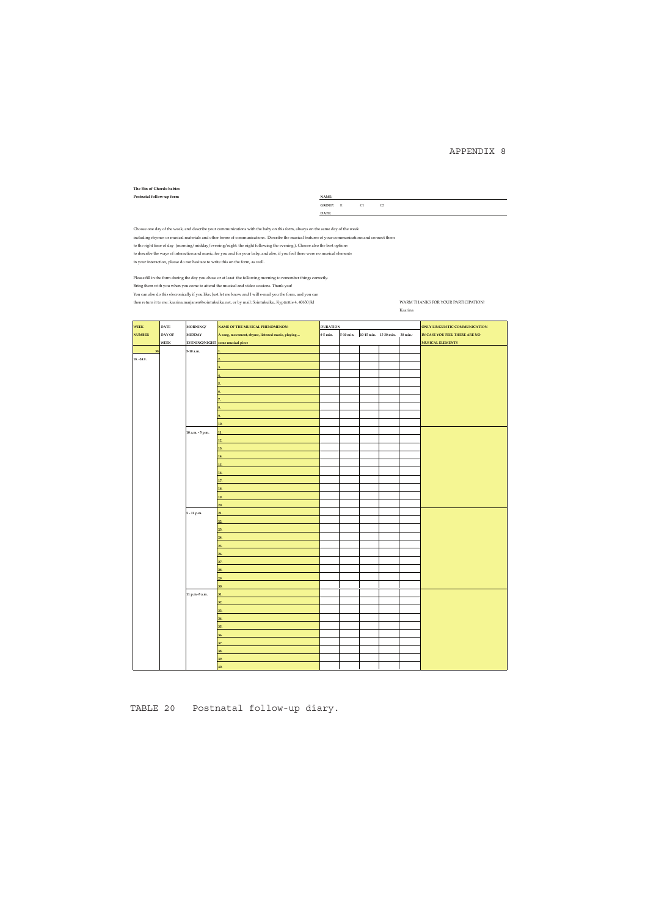# APPENDIX 8

**The Bin of Chords-babies**
**Postnatal follow-up form**

**NAME:**
**GROUP:** E C1 C2
**DATE:**

Choose one day of the week, and describe your communications with the baby on this form, always on the same day of the week including rhymes or musical materials and other forms of communications. Describe the musical features of your communications and connect them to the right time of day (morning/midday/evening/night: the night following the evening.). Choose also the best options to describe the ways of interaction and music, for you and for your baby, and also, if you feel there were no musical elements in your interaction, please do not hesitate to write this on the form, as well.

Please fill in the form during the day you chose or at least the following morning to remember things correctly. Bring them with you when you come to attend the musical and video sessions. Thank you! You can also do this elecronically if you like; Just let me know and I will e-mail you the form, and you can then return it to me: kaarina.marjanen@sointukulku.net, or by mail: Sointukulku, Kypärätie 4, 40630 Jkl

WARM THANKS FOR YOUR PARTICIPATION!
Kaarina

| WEEK NUMBER | DATE DAY OF WEEK | MORNING/ MIDDAY EVENING/NIGHT | NAME OF THE MUSICAL PHENOMENON: A song, movement, rhyme, listened music, playing… some musical piece | DURATION 0-5 min. | 5-10 min. | 10-15 min. | 15-30 min. | 30 min.- | ONLY LINGUISTIC COMMUNICATION IN CASE YOU FEEL THERE ARE NO MUSICAL ELEMENTS |
|---|---|---|---|---|---|---|---|---|---|
| 38 | | 5-10 a.m. | 1. | | | | | | |
| 18. -24.9. | | | 2. | | | | | | |
| | | | 3. | | | | | | |
| | | | 4. | | | | | | |
| | | | 5. | | | | | | |
| | | | 6. | | | | | | |
| | | | 7. | | | | | | |
| | | | 8. | | | | | | |
| | | | 9. | | | | | | |
| | | | 10. | | | | | | |
| | | 10 a.m. - 5 p.m. | 11. | | | | | | |
| | | | 12. | | | | | | |
| | | | 13. | | | | | | |
| | | | 14. | | | | | | |
| | | | 15. | | | | | | |
| | | | 16. | | | | | | |
| | | | 17. | | | | | | |
| | | | 18. | | | | | | |
| | | | 19. | | | | | | |
| | | | 20. | | | | | | |
| | | 5 - 11 p.m. | 21. | | | | | | |
| | | | 22. | | | | | | |
| | | | 23. | | | | | | |
| | | | 24. | | | | | | |
| | | | 25. | | | | | | |
| | | | 26. | | | | | | |
| | | | 27. | | | | | | |
| | | | 28. | | | | | | |
| | | | 29. | | | | | | |
| | | | 30. | | | | | | |
| | | 11 p.m.-5 a.m. | 31. | | | | | | |
| | | | 32. | | | | | | |
| | | | 33. | | | | | | |
| | | | 34. | | | | | | |
| | | | 35. | | | | | | |
| | | | 36. | | | | | | |
| | | | 37. | | | | | | |
| | | | 38. | | | | | | |
| | | | 39. | | | | | | |
| | | | 40. | | | | | | |

TABLE 20 Postnatal follow-up diary.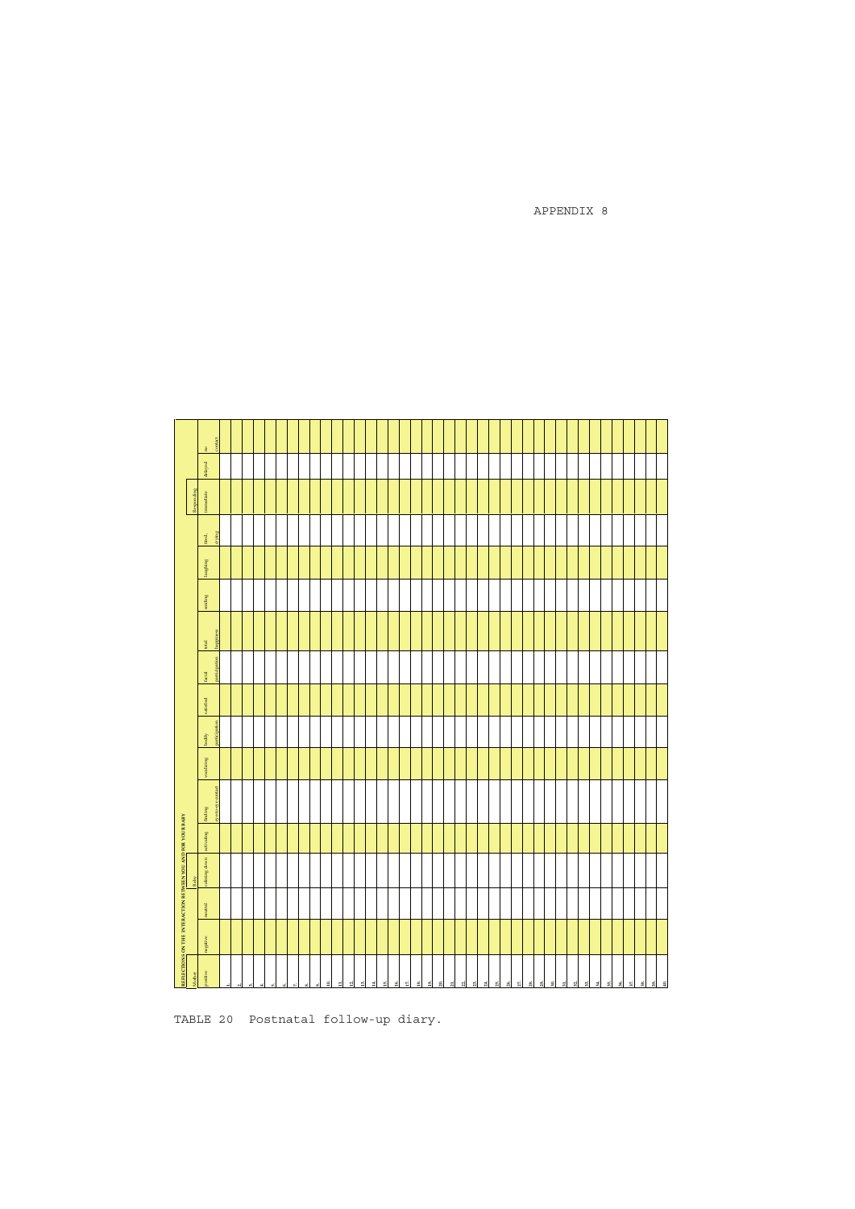APPENDIX 8

**REFLECTIONS ON THE INTERACTION BETWEEN YOU AND FOR YOUR BABY**

| | Mother | | | Baby | | | | | | | | | | | Responding | | |
|---|---|---|---|---|---|---|---|---|---|---|---|---|---|---|---|---|---|
| | positive | negative | neutral | calming down | activating | finding eye-to-eye contact | vocalizing | bodily participation | satisfied | facial participation | total happiness | smiling | laughing | tired, crying | immediate | delayed | no contact |
| 1 | | | | | | | | | | | | | | | | | |
| 2 | | | | | | | | | | | | | | | | | |
| 3 | | | | | | | | | | | | | | | | | |
| 4 | | | | | | | | | | | | | | | | | |
| 5 | | | | | | | | | | | | | | | | | |
| 6 | | | | | | | | | | | | | | | | | |
| 7 | | | | | | | | | | | | | | | | | |
| 8 | | | | | | | | | | | | | | | | | |
| 9 | | | | | | | | | | | | | | | | | |
| 10 | | | | | | | | | | | | | | | | | |
| 11 | | | | | | | | | | | | | | | | | |
| 12 | | | | | | | | | | | | | | | | | |
| 13 | | | | | | | | | | | | | | | | | |
| 14 | | | | | | | | | | | | | | | | | |
| 15 | | | | | | | | | | | | | | | | | |
| 16 | | | | | | | | | | | | | | | | | |
| 17 | | | | | | | | | | | | | | | | | |
| 18 | | | | | | | | | | | | | | | | | |
| 19 | | | | | | | | | | | | | | | | | |
| 20 | | | | | | | | | | | | | | | | | |
| 21 | | | | | | | | | | | | | | | | | |
| 22 | | | | | | | | | | | | | | | | | |
| 23 | | | | | | | | | | | | | | | | | |
| 24 | | | | | | | | | | | | | | | | | |
| 25 | | | | | | | | | | | | | | | | | |
| 26 | | | | | | | | | | | | | | | | | |
| 27 | | | | | | | | | | | | | | | | | |
| 28 | | | | | | | | | | | | | | | | | |
| 29 | | | | | | | | | | | | | | | | | |
| 30 | | | | | | | | | | | | | | | | | |
| 31 | | | | | | | | | | | | | | | | | |
| 32 | | | | | | | | | | | | | | | | | |
| 33 | | | | | | | | | | | | | | | | | |
| 34 | | | | | | | | | | | | | | | | | |
| 35 | | | | | | | | | | | | | | | | | |
| 36 | | | | | | | | | | | | | | | | | |
| 37 | | | | | | | | | | | | | | | | | |
| 38 | | | | | | | | | | | | | | | | | |
| 39 | | | | | | | | | | | | | | | | | |
| 40 | | | | | | | | | | | | | | | | | |

TABLE 20 Postnatal follow-up diary.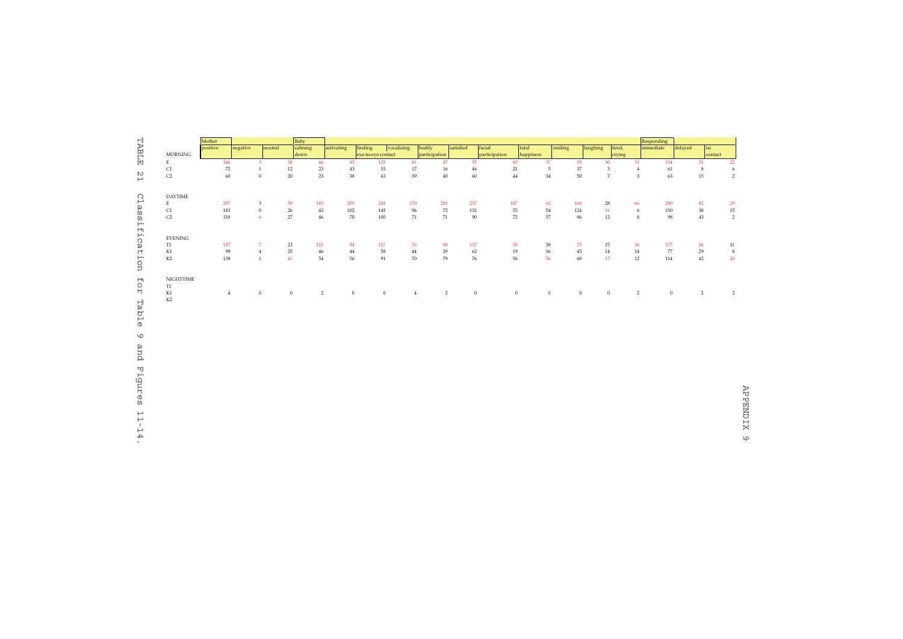# APPENDIX 9

## TABLE 21 Classification for Table 9 and Figures 11-14.

| | Mother | | | Baby | | | | | | | | | | | Responding | | |
|---|---|---|---|---|---|---|---|---|---|---|---|---|---|---|---|---|---|
| | positive | negative | neutral | calming down | activating | finding eye-to-eye contact | vocalizing | bodily participation | satisfied | facial participation | total happiness | smiling | laughing | tired, crying | immediate | delayed | no contact |
| MORNING | | | | | | | | | | | | | | | | | |
| E | 146 | 5 | 38 | 66 | 85 | 125 | 81 | 87 | 97 | 85 | 37 | 93 | 30 | 31 | 134 | 31 | 22 |
| C1 | 72 | 1 | 12 | 23 | 43 | 53 | 17 | 16 | 46 | 21 | 5 | 37 | 3 | 4 | 61 | 8 | 6 |
| C2 | 60 | 0 | 20 | 23 | 38 | 63 | 39 | 40 | 60 | 44 | 34 | 50 | 7 | 3 | 63 | 15 | 2 |
| DAYTIME | | | | | | | | | | | | | | | | | |
| E | 297 | 3 | 59 | 145 | 205 | 244 | 170 | 210 | 237 | 187 | 62 | 168 | 28 | 66 | 280 | 82 | 29 |
| C1 | 183 | 0 | 26 | 43 | 102 | 145 | 96 | 72 | 132 | 55 | 54 | 124 | 31 | 6 | 150 | 38 | 15 |
| C2 | 110 | 6 | 27 | 46 | 70 | 100 | 71 | 71 | 90 | 72 | 57 | 86 | 12 | 8 | 98 | 43 | 2 |
| EVENING | | | | | | | | | | | | | | | | | |
| T1 | 197 | 7 | 23 | 115 | 94 | 117 | 76 | 88 | 137 | 58 | 38 | 73 | 15 | 36 | 177 | 46 | 11 |
| K1 | 99 | 4 | 25 | 46 | 44 | 58 | 44 | 29 | 62 | 19 | 16 | 45 | 14 | 14 | 77 | 29 | 8 |
| K2 | 138 | 1 | 41 | 54 | 56 | 91 | 70 | 79 | 76 | 56 | 56 | 68 | 17 | 12 | 114 | 42 | 20 |
| NIGHTTIME | | | | | | | | | | | | | | | | | |
| T1 | | | | | | | | | | | | | | | | | |
| K1 | 4 | 0 | 0 | 2 | 0 | 0 | 4 | 2 | 0 | 0 | 0 | 0 | 0 | 2 | 0 | 2 | 2 |
| K2 | | | | | | | | | | | | | | | | | |